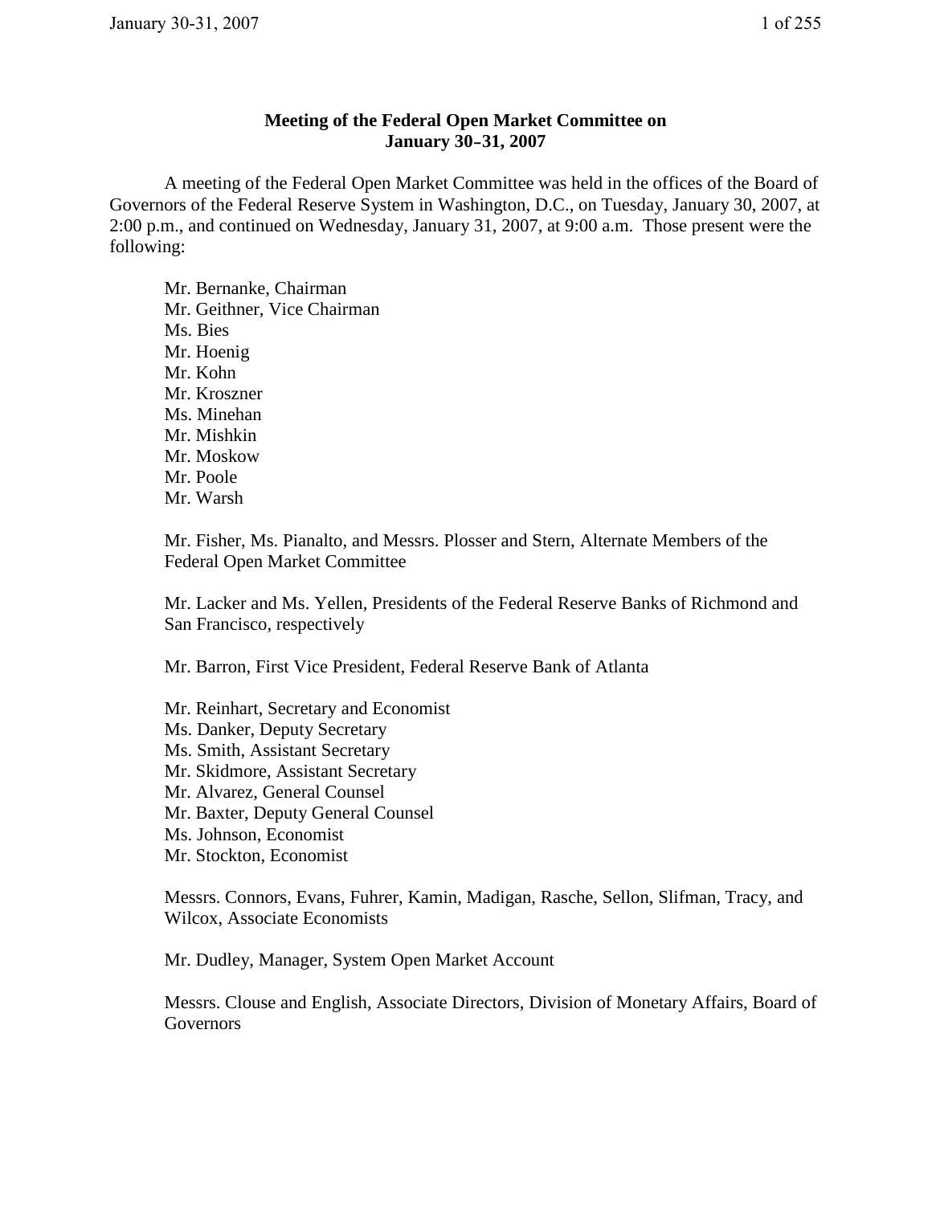# Meeting of the Federal Open Market Committee on January 30–31, 2007

A meeting of the Federal Open Market Committee was held in the offices of the Board of Governors of the Federal Reserve System in Washington, D.C., on Tuesday, January 30, 2007, at 2:00 p.m., and continued on Wednesday, January 31, 2007, at 9:00 a.m. Those present were the following:

Mr. Bernanke, Chairman
Mr. Geithner, Vice Chairman
Ms. Bies
Mr. Hoenig
Mr. Kohn
Mr. Kroszner
Ms. Minehan
Mr. Mishkin
Mr. Moskow
Mr. Poole
Mr. Warsh

Mr. Fisher, Ms. Pianalto, and Messrs. Plosser and Stern, Alternate Members of the Federal Open Market Committee

Mr. Lacker and Ms. Yellen, Presidents of the Federal Reserve Banks of Richmond and San Francisco, respectively

Mr. Barron, First Vice President, Federal Reserve Bank of Atlanta

Mr. Reinhart, Secretary and Economist
Ms. Danker, Deputy Secretary
Ms. Smith, Assistant Secretary
Mr. Skidmore, Assistant Secretary
Mr. Alvarez, General Counsel
Mr. Baxter, Deputy General Counsel
Ms. Johnson, Economist
Mr. Stockton, Economist

Messrs. Connors, Evans, Fuhrer, Kamin, Madigan, Rasche, Sellon, Slifman, Tracy, and Wilcox, Associate Economists

Mr. Dudley, Manager, System Open Market Account

Messrs. Clouse and English, Associate Directors, Division of Monetary Affairs, Board of Governors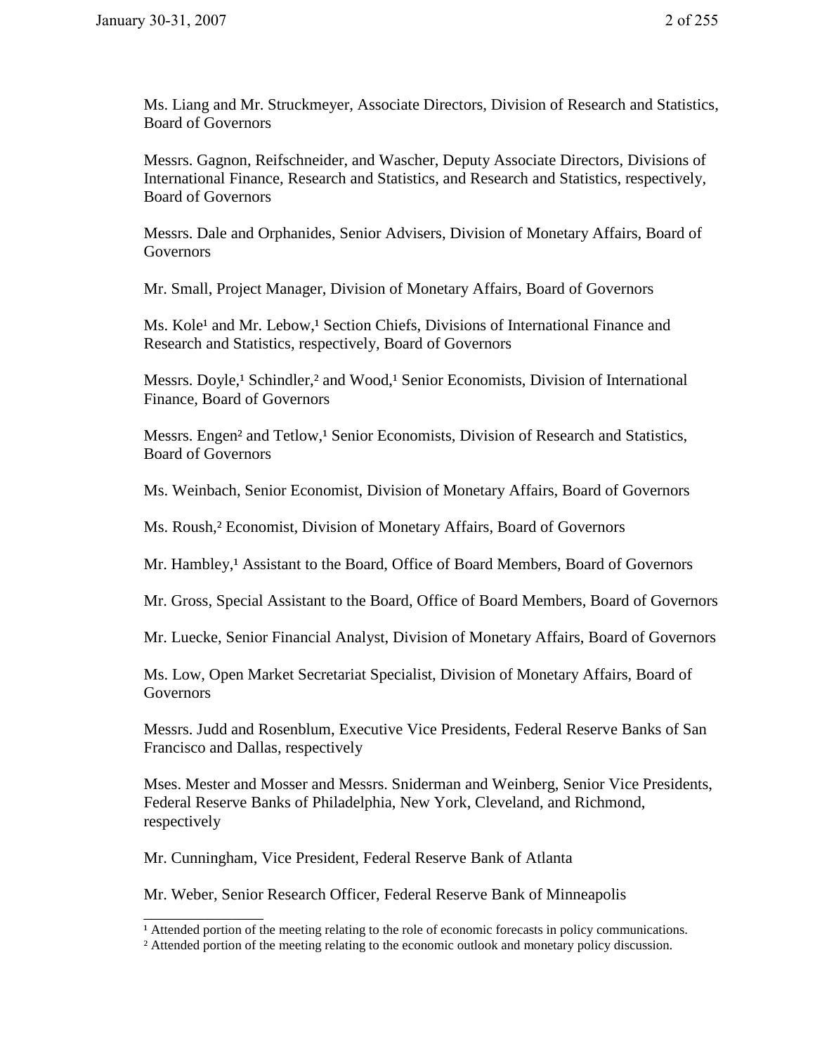Ms. Liang and Mr. Struckmeyer, Associate Directors, Division of Research and Statistics, Board of Governors

Messrs. Gagnon, Reifschneider, and Wascher, Deputy Associate Directors, Divisions of International Finance, Research and Statistics, and Research and Statistics, respectively, Board of Governors

Messrs. Dale and Orphanides, Senior Advisers, Division of Monetary Affairs, Board of Governors

Mr. Small, Project Manager, Division of Monetary Affairs, Board of Governors

Ms. Kole[1] and Mr. Lebow,[1] Section Chiefs, Divisions of International Finance and Research and Statistics, respectively, Board of Governors

Messrs. Doyle,[1] Schindler,[2] and Wood,[1] Senior Economists, Division of International Finance, Board of Governors

Messrs. Engen[2] and Tetlow,[1] Senior Economists, Division of Research and Statistics, Board of Governors

Ms. Weinbach, Senior Economist, Division of Monetary Affairs, Board of Governors

Ms. Roush,[2] Economist, Division of Monetary Affairs, Board of Governors

Mr. Hambley,[1] Assistant to the Board, Office of Board Members, Board of Governors

Mr. Gross, Special Assistant to the Board, Office of Board Members, Board of Governors

Mr. Luecke, Senior Financial Analyst, Division of Monetary Affairs, Board of Governors

Ms. Low, Open Market Secretariat Specialist, Division of Monetary Affairs, Board of Governors

Messrs. Judd and Rosenblum, Executive Vice Presidents, Federal Reserve Banks of San Francisco and Dallas, respectively

Mses. Mester and Mosser and Messrs. Sniderman and Weinberg, Senior Vice Presidents, Federal Reserve Banks of Philadelphia, New York, Cleveland, and Richmond, respectively

Mr. Cunningham, Vice President, Federal Reserve Bank of Atlanta

Mr. Weber, Senior Research Officer, Federal Reserve Bank of Minneapolis

---

[1] Attended portion of the meeting relating to the role of economic forecasts in policy communications.

[2] Attended portion of the meeting relating to the economic outlook and monetary policy discussion.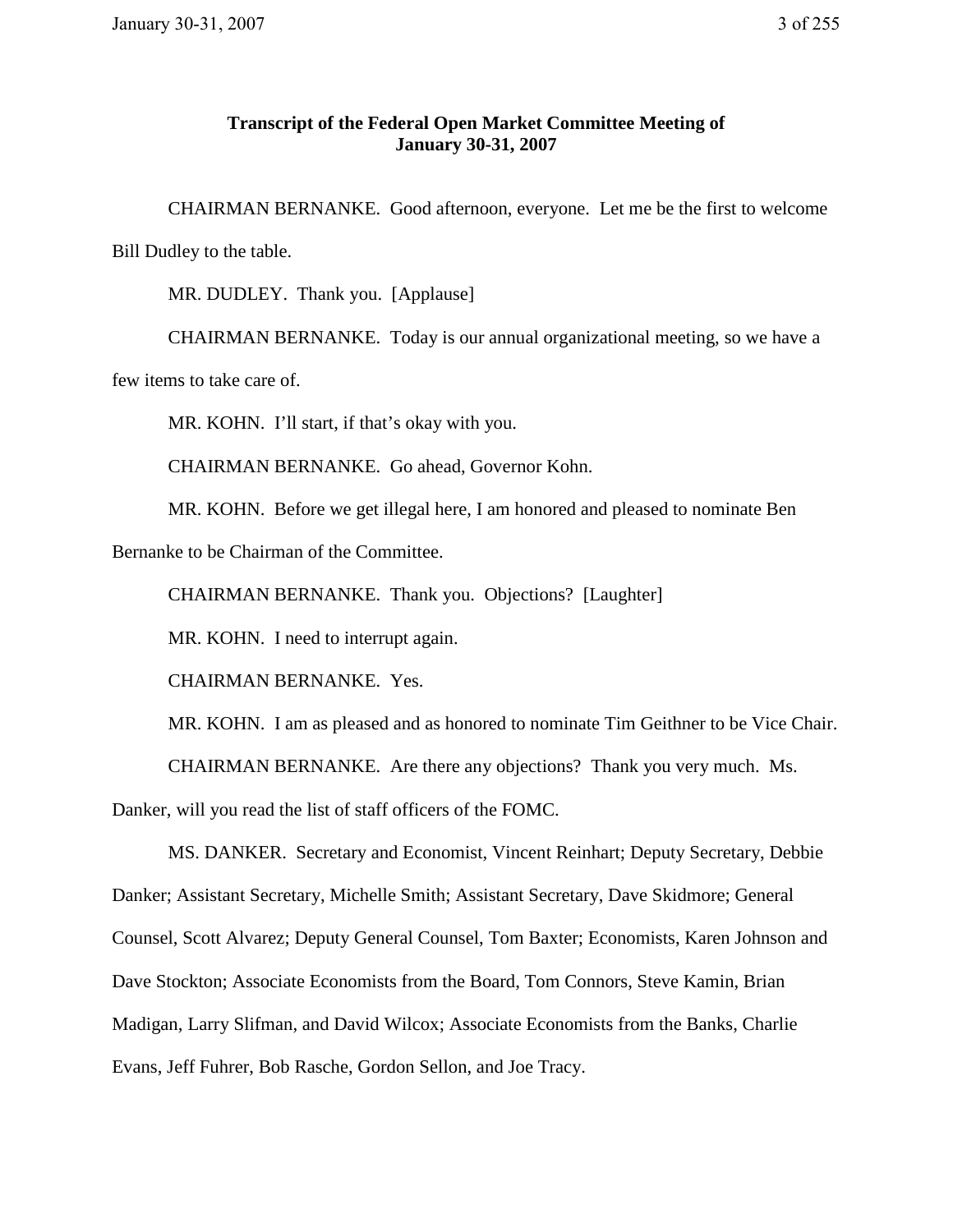**Transcript of the Federal Open Market Committee Meeting of January 30-31, 2007**

CHAIRMAN BERNANKE. Good afternoon, everyone. Let me be the first to welcome Bill Dudley to the table.

MR. DUDLEY. Thank you. [Applause]

CHAIRMAN BERNANKE. Today is our annual organizational meeting, so we have a few items to take care of.

MR. KOHN. I'll start, if that's okay with you.

CHAIRMAN BERNANKE. Go ahead, Governor Kohn.

MR. KOHN. Before we get illegal here, I am honored and pleased to nominate Ben Bernanke to be Chairman of the Committee.

CHAIRMAN BERNANKE. Thank you. Objections? [Laughter]

MR. KOHN. I need to interrupt again.

CHAIRMAN BERNANKE. Yes.

MR. KOHN. I am as pleased and as honored to nominate Tim Geithner to be Vice Chair.

CHAIRMAN BERNANKE. Are there any objections? Thank you very much. Ms. Danker, will you read the list of staff officers of the FOMC.

MS. DANKER. Secretary and Economist, Vincent Reinhart; Deputy Secretary, Debbie Danker; Assistant Secretary, Michelle Smith; Assistant Secretary, Dave Skidmore; General Counsel, Scott Alvarez; Deputy General Counsel, Tom Baxter; Economists, Karen Johnson and Dave Stockton; Associate Economists from the Board, Tom Connors, Steve Kamin, Brian Madigan, Larry Slifman, and David Wilcox; Associate Economists from the Banks, Charlie Evans, Jeff Fuhrer, Bob Rasche, Gordon Sellon, and Joe Tracy.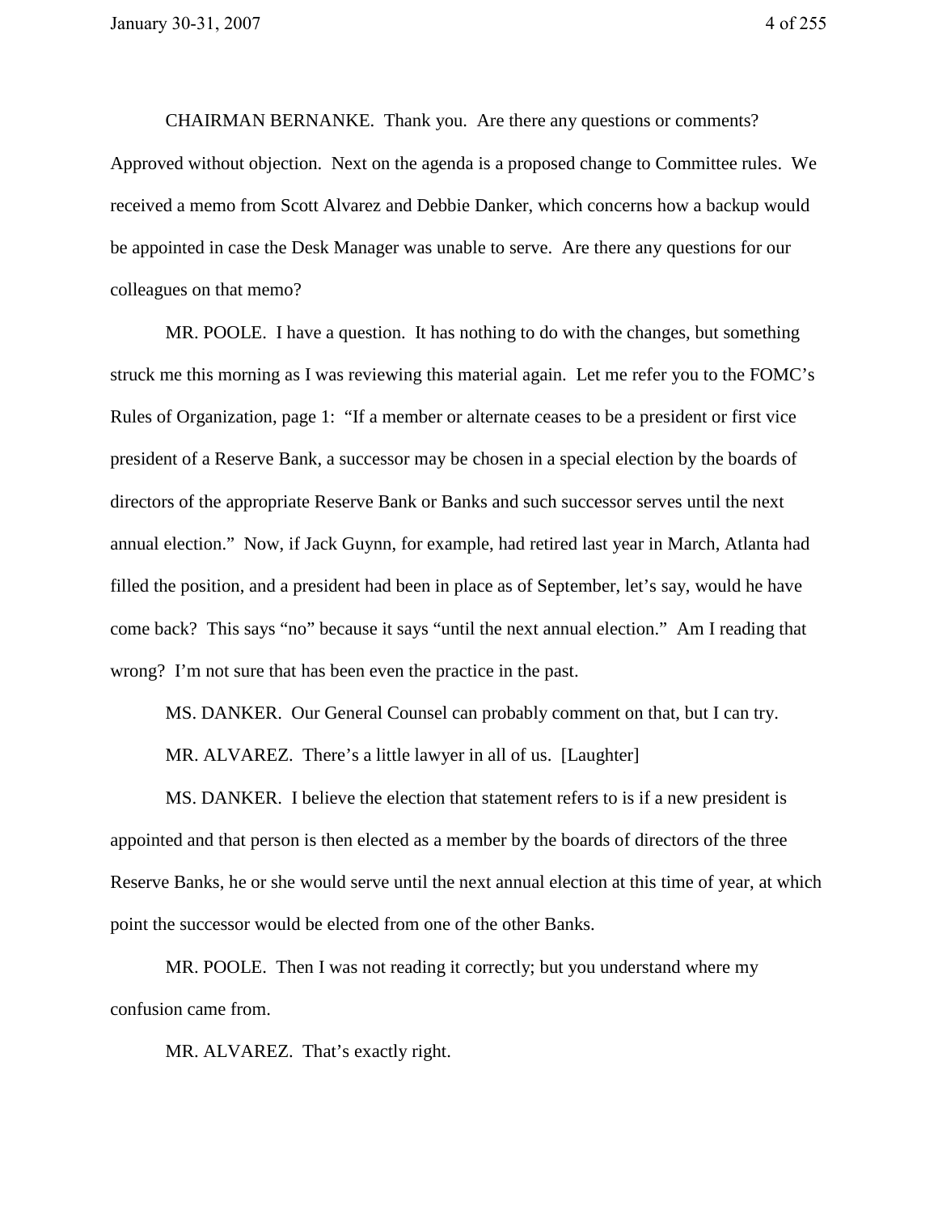CHAIRMAN BERNANKE. Thank you. Are there any questions or comments? Approved without objection. Next on the agenda is a proposed change to Committee rules. We received a memo from Scott Alvarez and Debbie Danker, which concerns how a backup would be appointed in case the Desk Manager was unable to serve. Are there any questions for our colleagues on that memo?

MR. POOLE. I have a question. It has nothing to do with the changes, but something struck me this morning as I was reviewing this material again. Let me refer you to the FOMC's Rules of Organization, page 1: "If a member or alternate ceases to be a president or first vice president of a Reserve Bank, a successor may be chosen in a special election by the boards of directors of the appropriate Reserve Bank or Banks and such successor serves until the next annual election." Now, if Jack Guynn, for example, had retired last year in March, Atlanta had filled the position, and a president had been in place as of September, let's say, would he have come back? This says "no" because it says "until the next annual election." Am I reading that wrong? I'm not sure that has been even the practice in the past.

MS. DANKER. Our General Counsel can probably comment on that, but I can try.

MR. ALVAREZ. There's a little lawyer in all of us. [Laughter]

MS. DANKER. I believe the election that statement refers to is if a new president is appointed and that person is then elected as a member by the boards of directors of the three Reserve Banks, he or she would serve until the next annual election at this time of year, at which point the successor would be elected from one of the other Banks.

MR. POOLE. Then I was not reading it correctly; but you understand where my confusion came from.

MR. ALVAREZ. That's exactly right.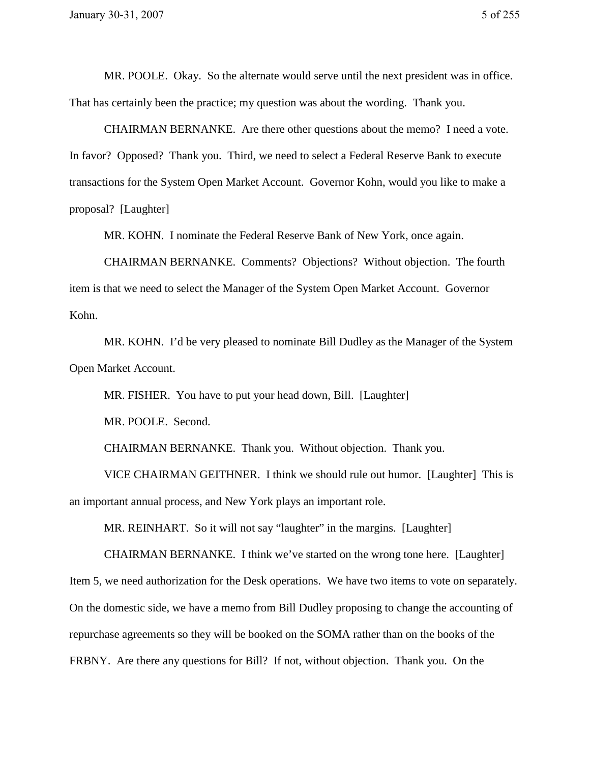MR. POOLE. Okay. So the alternate would serve until the next president was in office. That has certainly been the practice; my question was about the wording. Thank you.

CHAIRMAN BERNANKE. Are there other questions about the memo? I need a vote. In favor? Opposed? Thank you. Third, we need to select a Federal Reserve Bank to execute transactions for the System Open Market Account. Governor Kohn, would you like to make a proposal? [Laughter]

MR. KOHN. I nominate the Federal Reserve Bank of New York, once again.

CHAIRMAN BERNANKE. Comments? Objections? Without objection. The fourth item is that we need to select the Manager of the System Open Market Account. Governor Kohn.

MR. KOHN. I'd be very pleased to nominate Bill Dudley as the Manager of the System Open Market Account.

MR. FISHER. You have to put your head down, Bill. [Laughter]

MR. POOLE. Second.

CHAIRMAN BERNANKE. Thank you. Without objection. Thank you.

VICE CHAIRMAN GEITHNER. I think we should rule out humor. [Laughter] This is an important annual process, and New York plays an important role.

MR. REINHART. So it will not say "laughter" in the margins. [Laughter]

CHAIRMAN BERNANKE. I think we've started on the wrong tone here. [Laughter] Item 5, we need authorization for the Desk operations. We have two items to vote on separately. On the domestic side, we have a memo from Bill Dudley proposing to change the accounting of repurchase agreements so they will be booked on the SOMA rather than on the books of the FRBNY. Are there any questions for Bill? If not, without objection. Thank you. On the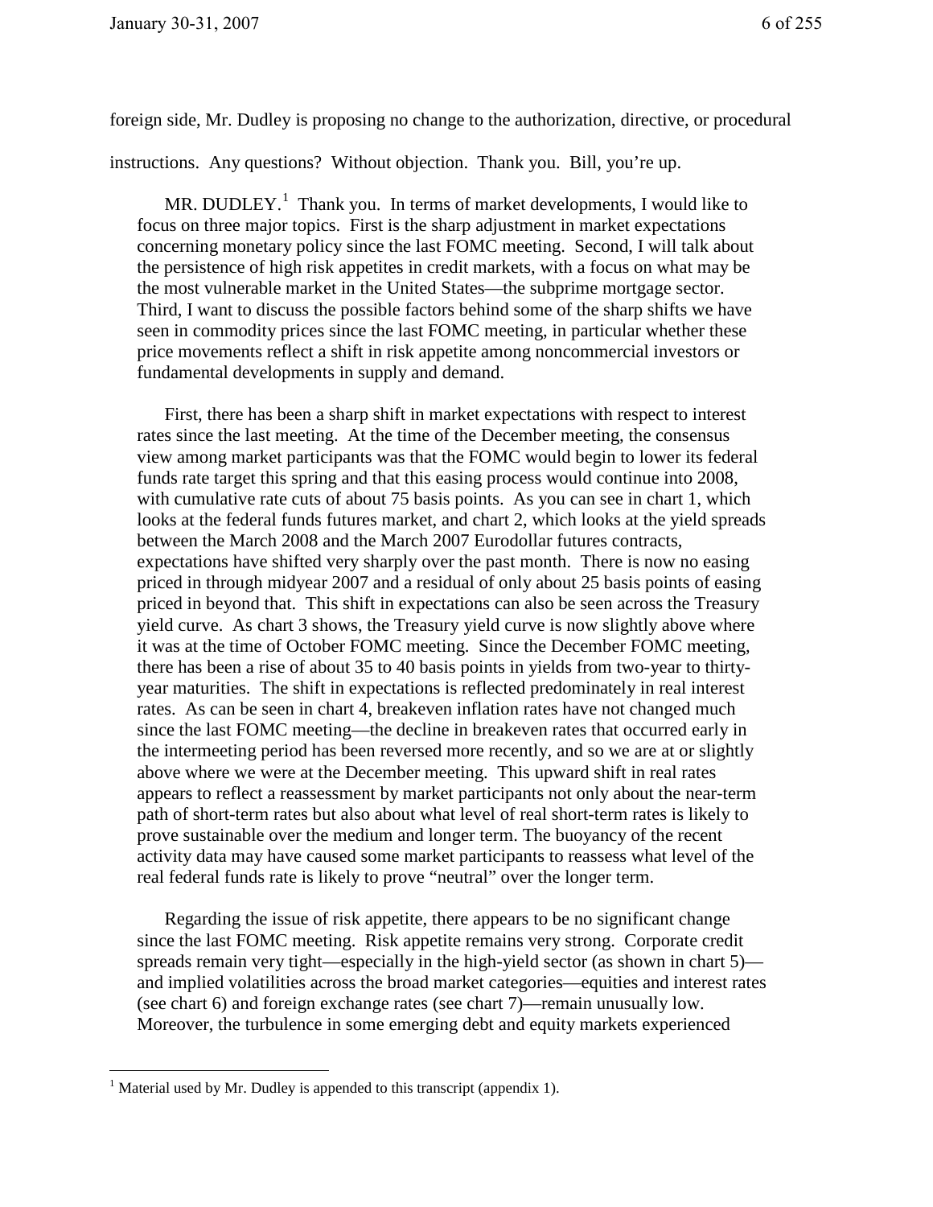foreign side, Mr. Dudley is proposing no change to the authorization, directive, or procedural instructions. Any questions? Without objection. Thank you. Bill, you're up.

MR. DUDLEY.[1] Thank you. In terms of market developments, I would like to focus on three major topics. First is the sharp adjustment in market expectations concerning monetary policy since the last FOMC meeting. Second, I will talk about the persistence of high risk appetites in credit markets, with a focus on what may be the most vulnerable market in the United States—the subprime mortgage sector. Third, I want to discuss the possible factors behind some of the sharp shifts we have seen in commodity prices since the last FOMC meeting, in particular whether these price movements reflect a shift in risk appetite among noncommercial investors or fundamental developments in supply and demand.

First, there has been a sharp shift in market expectations with respect to interest rates since the last meeting. At the time of the December meeting, the consensus view among market participants was that the FOMC would begin to lower its federal funds rate target this spring and that this easing process would continue into 2008, with cumulative rate cuts of about 75 basis points. As you can see in chart 1, which looks at the federal funds futures market, and chart 2, which looks at the yield spreads between the March 2008 and the March 2007 Eurodollar futures contracts, expectations have shifted very sharply over the past month. There is now no easing priced in through midyear 2007 and a residual of only about 25 basis points of easing priced in beyond that. This shift in expectations can also be seen across the Treasury yield curve. As chart 3 shows, the Treasury yield curve is now slightly above where it was at the time of October FOMC meeting. Since the December FOMC meeting, there has been a rise of about 35 to 40 basis points in yields from two-year to thirty-year maturities. The shift in expectations is reflected predominately in real interest rates. As can be seen in chart 4, breakeven inflation rates have not changed much since the last FOMC meeting—the decline in breakeven rates that occurred early in the intermeeting period has been reversed more recently, and so we are at or slightly above where we were at the December meeting. This upward shift in real rates appears to reflect a reassessment by market participants not only about the near-term path of short-term rates but also about what level of real short-term rates is likely to prove sustainable over the medium and longer term. The buoyancy of the recent activity data may have caused some market participants to reassess what level of the real federal funds rate is likely to prove "neutral" over the longer term.

Regarding the issue of risk appetite, there appears to be no significant change since the last FOMC meeting. Risk appetite remains very strong. Corporate credit spreads remain very tight—especially in the high-yield sector (as shown in chart 5)—and implied volatilities across the broad market categories—equities and interest rates (see chart 6) and foreign exchange rates (see chart 7)—remain unusually low. Moreover, the turbulence in some emerging debt and equity markets experienced

[1] Material used by Mr. Dudley is appended to this transcript (appendix 1).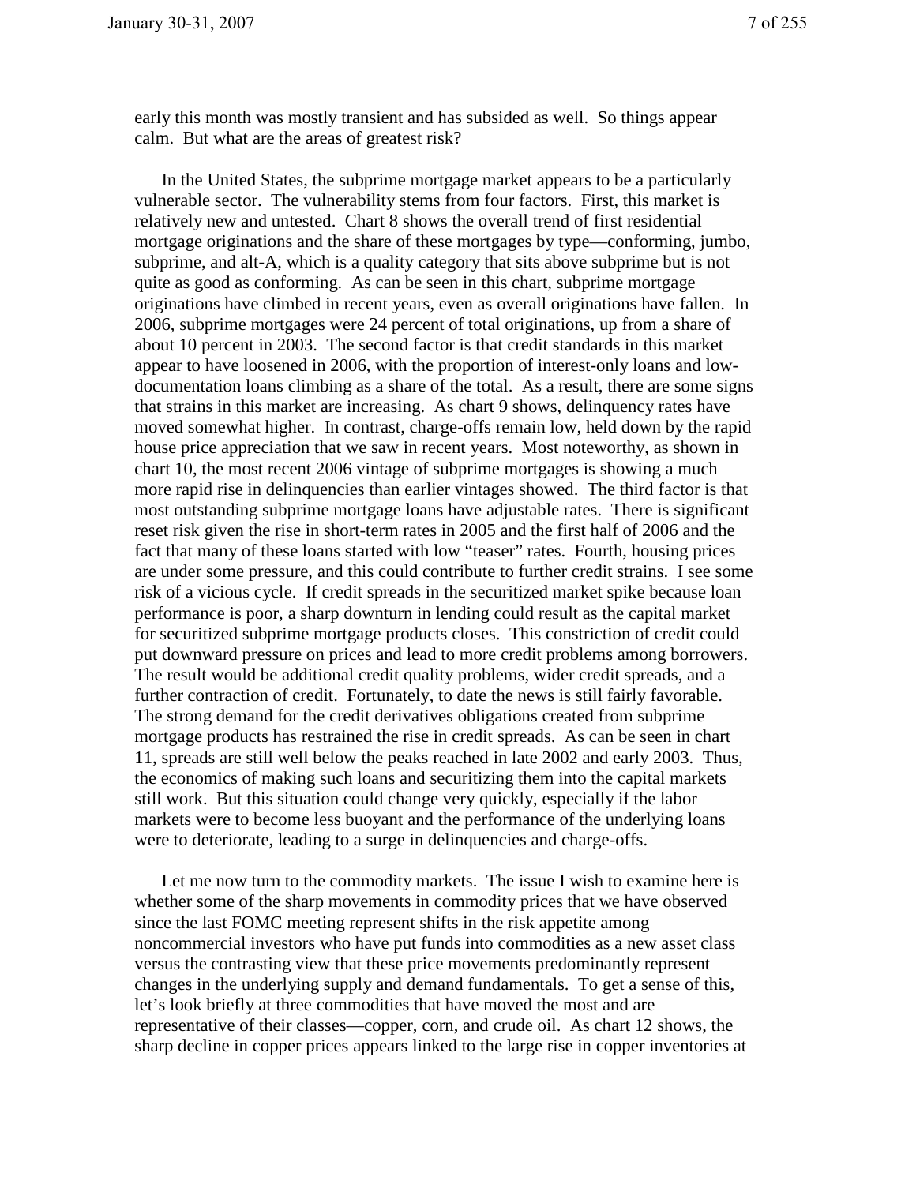early this month was mostly transient and has subsided as well. So things appear calm. But what are the areas of greatest risk?

In the United States, the subprime mortgage market appears to be a particularly vulnerable sector. The vulnerability stems from four factors. First, this market is relatively new and untested. Chart 8 shows the overall trend of first residential mortgage originations and the share of these mortgages by type—conforming, jumbo, subprime, and alt-A, which is a quality category that sits above subprime but is not quite as good as conforming. As can be seen in this chart, subprime mortgage originations have climbed in recent years, even as overall originations have fallen. In 2006, subprime mortgages were 24 percent of total originations, up from a share of about 10 percent in 2003. The second factor is that credit standards in this market appear to have loosened in 2006, with the proportion of interest-only loans and low-documentation loans climbing as a share of the total. As a result, there are some signs that strains in this market are increasing. As chart 9 shows, delinquency rates have moved somewhat higher. In contrast, charge-offs remain low, held down by the rapid house price appreciation that we saw in recent years. Most noteworthy, as shown in chart 10, the most recent 2006 vintage of subprime mortgages is showing a much more rapid rise in delinquencies than earlier vintages showed. The third factor is that most outstanding subprime mortgage loans have adjustable rates. There is significant reset risk given the rise in short-term rates in 2005 and the first half of 2006 and the fact that many of these loans started with low "teaser" rates. Fourth, housing prices are under some pressure, and this could contribute to further credit strains. I see some risk of a vicious cycle. If credit spreads in the securitized market spike because loan performance is poor, a sharp downturn in lending could result as the capital market for securitized subprime mortgage products closes. This constriction of credit could put downward pressure on prices and lead to more credit problems among borrowers. The result would be additional credit quality problems, wider credit spreads, and a further contraction of credit. Fortunately, to date the news is still fairly favorable. The strong demand for the credit derivatives obligations created from subprime mortgage products has restrained the rise in credit spreads. As can be seen in chart 11, spreads are still well below the peaks reached in late 2002 and early 2003. Thus, the economics of making such loans and securitizing them into the capital markets still work. But this situation could change very quickly, especially if the labor markets were to become less buoyant and the performance of the underlying loans were to deteriorate, leading to a surge in delinquencies and charge-offs.

Let me now turn to the commodity markets. The issue I wish to examine here is whether some of the sharp movements in commodity prices that we have observed since the last FOMC meeting represent shifts in the risk appetite among noncommercial investors who have put funds into commodities as a new asset class versus the contrasting view that these price movements predominantly represent changes in the underlying supply and demand fundamentals. To get a sense of this, let's look briefly at three commodities that have moved the most and are representative of their classes—copper, corn, and crude oil. As chart 12 shows, the sharp decline in copper prices appears linked to the large rise in copper inventories at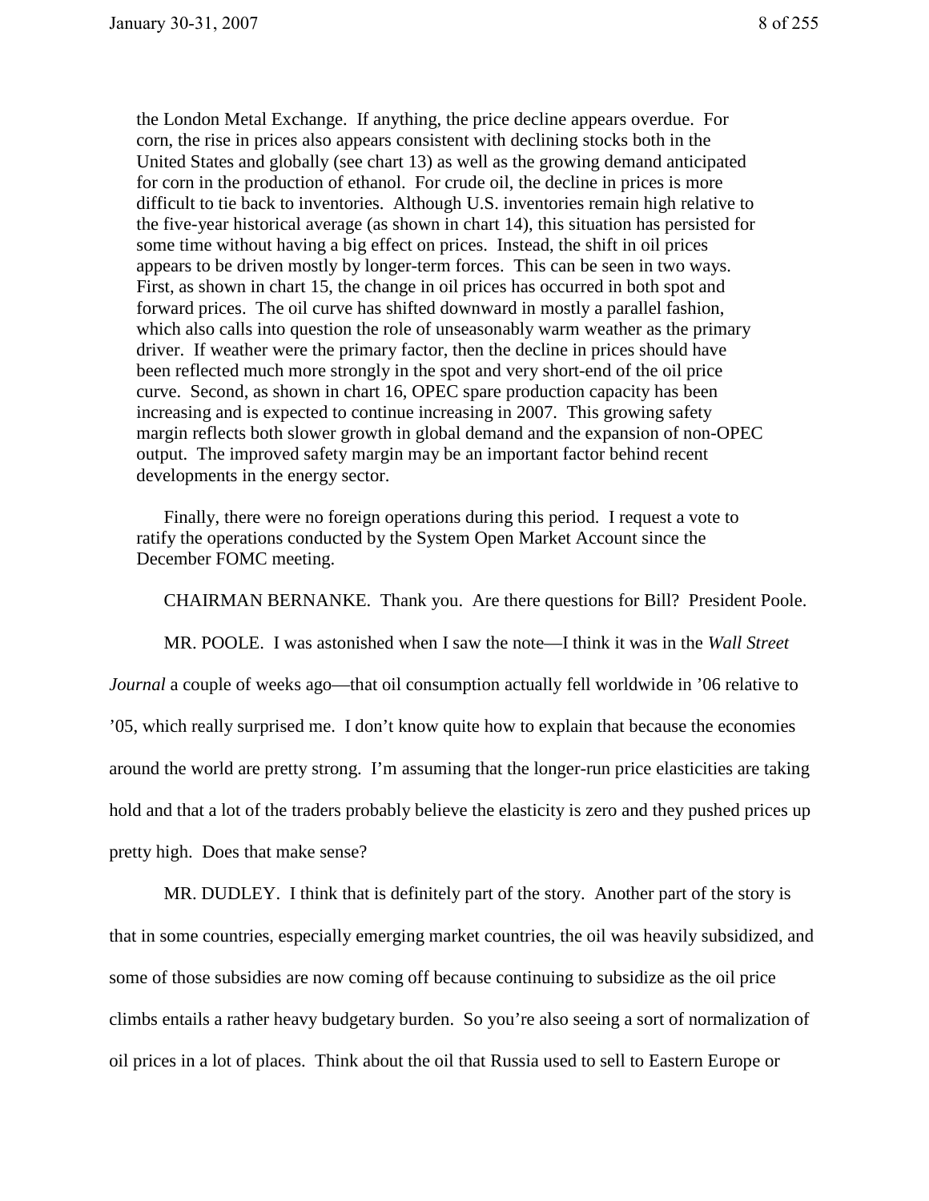the London Metal Exchange. If anything, the price decline appears overdue. For corn, the rise in prices also appears consistent with declining stocks both in the United States and globally (see chart 13) as well as the growing demand anticipated for corn in the production of ethanol. For crude oil, the decline in prices is more difficult to tie back to inventories. Although U.S. inventories remain high relative to the five-year historical average (as shown in chart 14), this situation has persisted for some time without having a big effect on prices. Instead, the shift in oil prices appears to be driven mostly by longer-term forces. This can be seen in two ways. First, as shown in chart 15, the change in oil prices has occurred in both spot and forward prices. The oil curve has shifted downward in mostly a parallel fashion, which also calls into question the role of unseasonably warm weather as the primary driver. If weather were the primary factor, then the decline in prices should have been reflected much more strongly in the spot and very short-end of the oil price curve. Second, as shown in chart 16, OPEC spare production capacity has been increasing and is expected to continue increasing in 2007. This growing safety margin reflects both slower growth in global demand and the expansion of non-OPEC output. The improved safety margin may be an important factor behind recent developments in the energy sector.

Finally, there were no foreign operations during this period. I request a vote to ratify the operations conducted by the System Open Market Account since the December FOMC meeting.

CHAIRMAN BERNANKE. Thank you. Are there questions for Bill? President Poole.

MR. POOLE. I was astonished when I saw the note—I think it was in the *Wall Street Journal* a couple of weeks ago—that oil consumption actually fell worldwide in ’06 relative to ’05, which really surprised me. I don’t know quite how to explain that because the economies around the world are pretty strong. I’m assuming that the longer-run price elasticities are taking hold and that a lot of the traders probably believe the elasticity is zero and they pushed prices up pretty high. Does that make sense?

MR. DUDLEY. I think that is definitely part of the story. Another part of the story is that in some countries, especially emerging market countries, the oil was heavily subsidized, and some of those subsidies are now coming off because continuing to subsidize as the oil price climbs entails a rather heavy budgetary burden. So you’re also seeing a sort of normalization of oil prices in a lot of places. Think about the oil that Russia used to sell to Eastern Europe or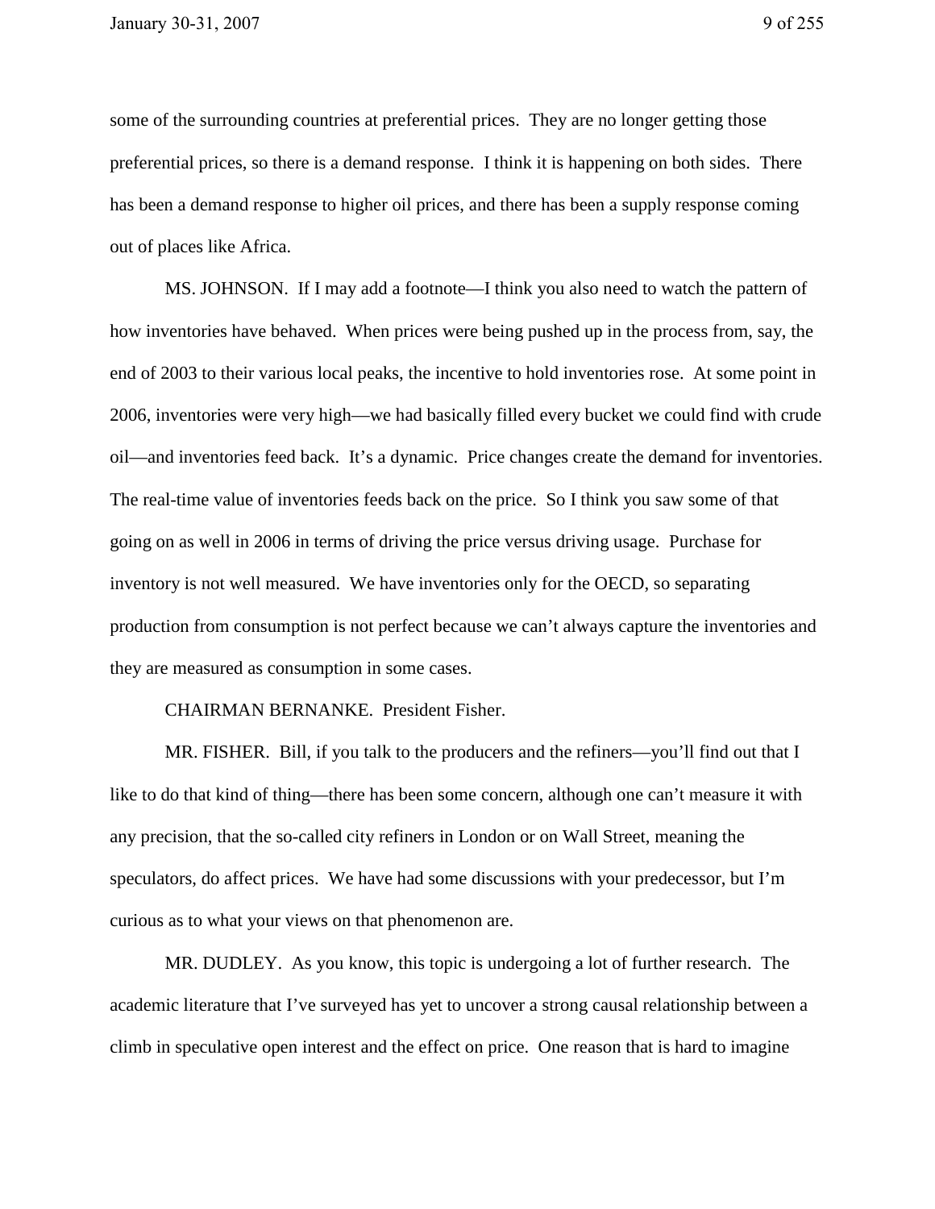some of the surrounding countries at preferential prices. They are no longer getting those preferential prices, so there is a demand response. I think it is happening on both sides. There has been a demand response to higher oil prices, and there has been a supply response coming out of places like Africa.

MS. JOHNSON. If I may add a footnote—I think you also need to watch the pattern of how inventories have behaved. When prices were being pushed up in the process from, say, the end of 2003 to their various local peaks, the incentive to hold inventories rose. At some point in 2006, inventories were very high—we had basically filled every bucket we could find with crude oil—and inventories feed back. It's a dynamic. Price changes create the demand for inventories. The real-time value of inventories feeds back on the price. So I think you saw some of that going on as well in 2006 in terms of driving the price versus driving usage. Purchase for inventory is not well measured. We have inventories only for the OECD, so separating production from consumption is not perfect because we can't always capture the inventories and they are measured as consumption in some cases.

CHAIRMAN BERNANKE. President Fisher.

MR. FISHER. Bill, if you talk to the producers and the refiners—you'll find out that I like to do that kind of thing—there has been some concern, although one can't measure it with any precision, that the so-called city refiners in London or on Wall Street, meaning the speculators, do affect prices. We have had some discussions with your predecessor, but I'm curious as to what your views on that phenomenon are.

MR. DUDLEY. As you know, this topic is undergoing a lot of further research. The academic literature that I've surveyed has yet to uncover a strong causal relationship between a climb in speculative open interest and the effect on price. One reason that is hard to imagine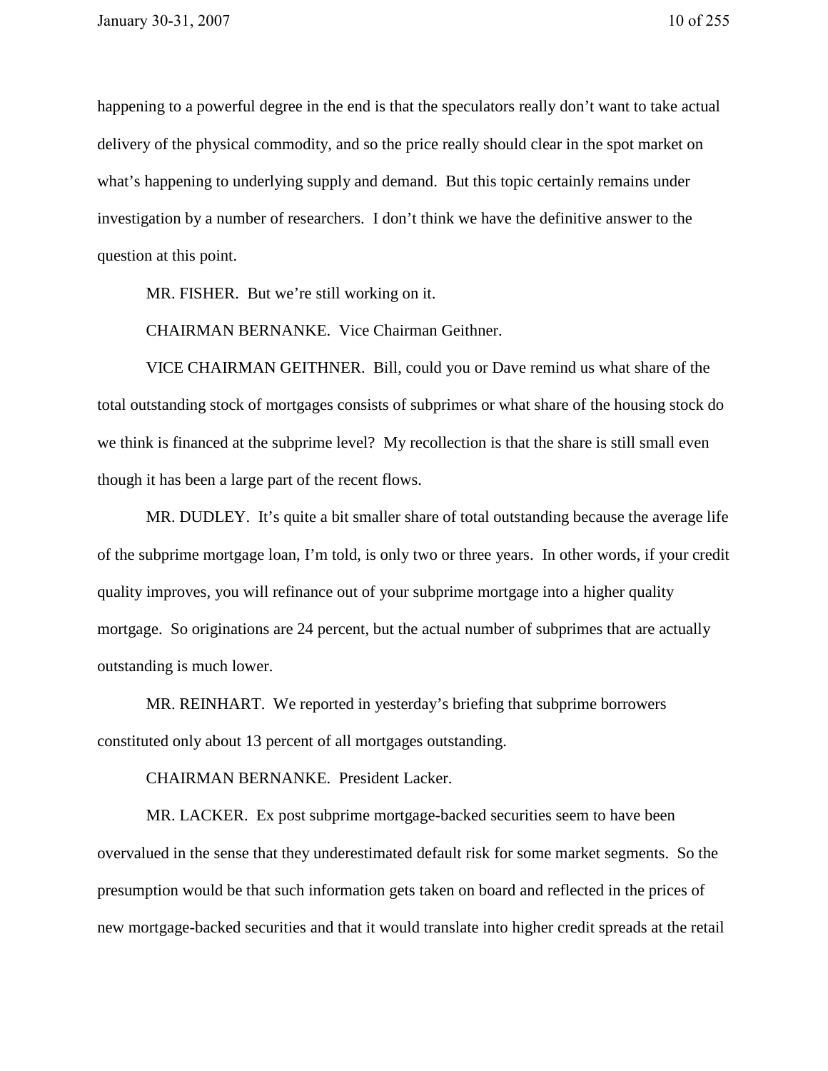happening to a powerful degree in the end is that the speculators really don't want to take actual delivery of the physical commodity, and so the price really should clear in the spot market on what's happening to underlying supply and demand. But this topic certainly remains under investigation by a number of researchers. I don't think we have the definitive answer to the question at this point.

MR. FISHER. But we're still working on it.

CHAIRMAN BERNANKE. Vice Chairman Geithner.

VICE CHAIRMAN GEITHNER. Bill, could you or Dave remind us what share of the total outstanding stock of mortgages consists of subprimes or what share of the housing stock do we think is financed at the subprime level? My recollection is that the share is still small even though it has been a large part of the recent flows.

MR. DUDLEY. It's quite a bit smaller share of total outstanding because the average life of the subprime mortgage loan, I'm told, is only two or three years. In other words, if your credit quality improves, you will refinance out of your subprime mortgage into a higher quality mortgage. So originations are 24 percent, but the actual number of subprimes that are actually outstanding is much lower.

MR. REINHART. We reported in yesterday's briefing that subprime borrowers constituted only about 13 percent of all mortgages outstanding.

CHAIRMAN BERNANKE. President Lacker.

MR. LACKER. Ex post subprime mortgage-backed securities seem to have been overvalued in the sense that they underestimated default risk for some market segments. So the presumption would be that such information gets taken on board and reflected in the prices of new mortgage-backed securities and that it would translate into higher credit spreads at the retail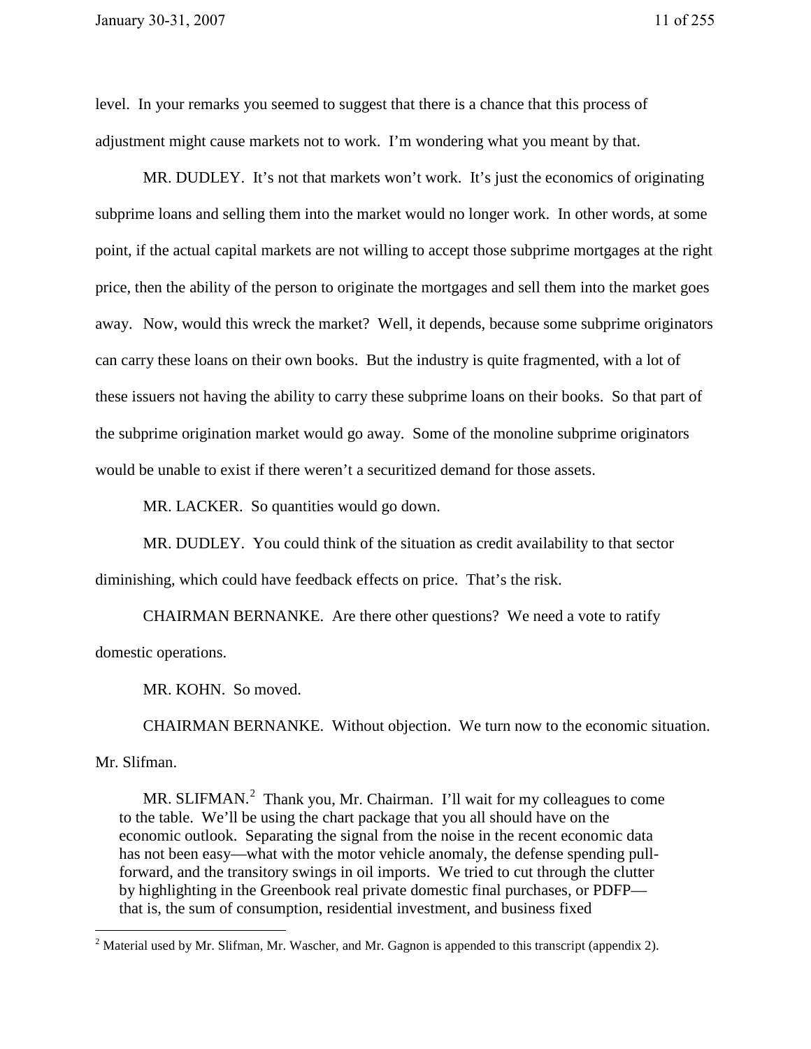level. In your remarks you seemed to suggest that there is a chance that this process of adjustment might cause markets not to work. I'm wondering what you meant by that.

MR. DUDLEY. It's not that markets won't work. It's just the economics of originating subprime loans and selling them into the market would no longer work. In other words, at some point, if the actual capital markets are not willing to accept those subprime mortgages at the right price, then the ability of the person to originate the mortgages and sell them into the market goes away. Now, would this wreck the market? Well, it depends, because some subprime originators can carry these loans on their own books. But the industry is quite fragmented, with a lot of these issuers not having the ability to carry these subprime loans on their books. So that part of the subprime origination market would go away. Some of the monoline subprime originators would be unable to exist if there weren't a securitized demand for those assets.

MR. LACKER. So quantities would go down.

MR. DUDLEY. You could think of the situation as credit availability to that sector diminishing, which could have feedback effects on price. That's the risk.

CHAIRMAN BERNANKE. Are there other questions? We need a vote to ratify domestic operations.

MR. KOHN. So moved.

CHAIRMAN BERNANKE. Without objection. We turn now to the economic situation. Mr. Slifman.

> MR. SLIFMAN.[2] Thank you, Mr. Chairman. I'll wait for my colleagues to come to the table. We'll be using the chart package that you all should have on the economic outlook. Separating the signal from the noise in the recent economic data has not been easy—what with the motor vehicle anomaly, the defense spending pull-forward, and the transitory swings in oil imports. We tried to cut through the clutter by highlighting in the Greenbook real private domestic final purchases, or PDFP—that is, the sum of consumption, residential investment, and business fixed

[2] Material used by Mr. Slifman, Mr. Wascher, and Mr. Gagnon is appended to this transcript (appendix 2).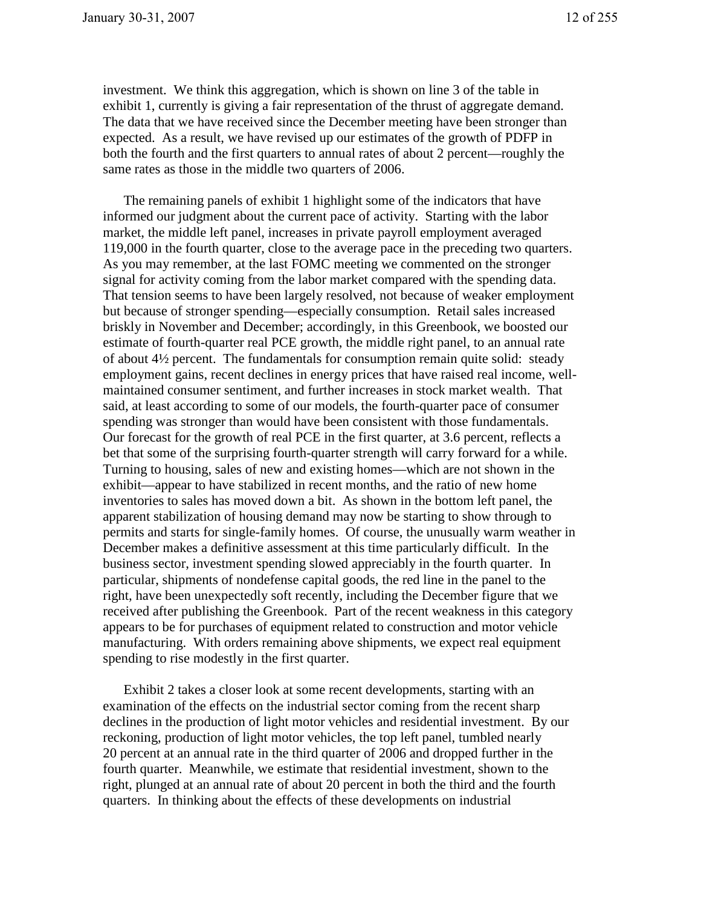investment. We think this aggregation, which is shown on line 3 of the table in exhibit 1, currently is giving a fair representation of the thrust of aggregate demand. The data that we have received since the December meeting have been stronger than expected. As a result, we have revised up our estimates of the growth of PDFP in both the fourth and the first quarters to annual rates of about 2 percent—roughly the same rates as those in the middle two quarters of 2006.

The remaining panels of exhibit 1 highlight some of the indicators that have informed our judgment about the current pace of activity. Starting with the labor market, the middle left panel, increases in private payroll employment averaged 119,000 in the fourth quarter, close to the average pace in the preceding two quarters. As you may remember, at the last FOMC meeting we commented on the stronger signal for activity coming from the labor market compared with the spending data. That tension seems to have been largely resolved, not because of weaker employment but because of stronger spending—especially consumption. Retail sales increased briskly in November and December; accordingly, in this Greenbook, we boosted our estimate of fourth-quarter real PCE growth, the middle right panel, to an annual rate of about 4½ percent. The fundamentals for consumption remain quite solid: steady employment gains, recent declines in energy prices that have raised real income, well-maintained consumer sentiment, and further increases in stock market wealth. That said, at least according to some of our models, the fourth-quarter pace of consumer spending was stronger than would have been consistent with those fundamentals. Our forecast for the growth of real PCE in the first quarter, at 3.6 percent, reflects a bet that some of the surprising fourth-quarter strength will carry forward for a while. Turning to housing, sales of new and existing homes—which are not shown in the exhibit—appear to have stabilized in recent months, and the ratio of new home inventories to sales has moved down a bit. As shown in the bottom left panel, the apparent stabilization of housing demand may now be starting to show through to permits and starts for single-family homes. Of course, the unusually warm weather in December makes a definitive assessment at this time particularly difficult. In the business sector, investment spending slowed appreciably in the fourth quarter. In particular, shipments of nondefense capital goods, the red line in the panel to the right, have been unexpectedly soft recently, including the December figure that we received after publishing the Greenbook. Part of the recent weakness in this category appears to be for purchases of equipment related to construction and motor vehicle manufacturing. With orders remaining above shipments, we expect real equipment spending to rise modestly in the first quarter.

Exhibit 2 takes a closer look at some recent developments, starting with an examination of the effects on the industrial sector coming from the recent sharp declines in the production of light motor vehicles and residential investment. By our reckoning, production of light motor vehicles, the top left panel, tumbled nearly 20 percent at an annual rate in the third quarter of 2006 and dropped further in the fourth quarter. Meanwhile, we estimate that residential investment, shown to the right, plunged at an annual rate of about 20 percent in both the third and the fourth quarters. In thinking about the effects of these developments on industrial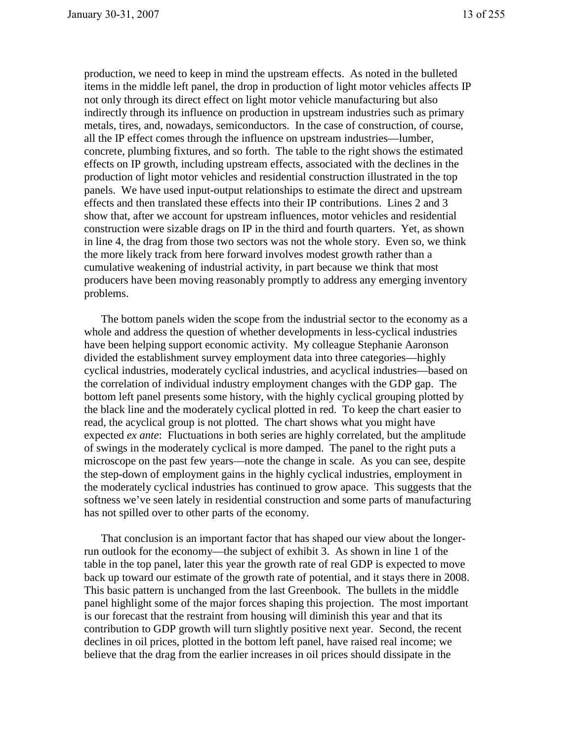production, we need to keep in mind the upstream effects. As noted in the bulleted items in the middle left panel, the drop in production of light motor vehicles affects IP not only through its direct effect on light motor vehicle manufacturing but also indirectly through its influence on production in upstream industries such as primary metals, tires, and, nowadays, semiconductors. In the case of construction, of course, all the IP effect comes through the influence on upstream industries—lumber, concrete, plumbing fixtures, and so forth. The table to the right shows the estimated effects on IP growth, including upstream effects, associated with the declines in the production of light motor vehicles and residential construction illustrated in the top panels. We have used input-output relationships to estimate the direct and upstream effects and then translated these effects into their IP contributions. Lines 2 and 3 show that, after we account for upstream influences, motor vehicles and residential construction were sizable drags on IP in the third and fourth quarters. Yet, as shown in line 4, the drag from those two sectors was not the whole story. Even so, we think the more likely track from here forward involves modest growth rather than a cumulative weakening of industrial activity, in part because we think that most producers have been moving reasonably promptly to address any emerging inventory problems.

The bottom panels widen the scope from the industrial sector to the economy as a whole and address the question of whether developments in less-cyclical industries have been helping support economic activity. My colleague Stephanie Aaronson divided the establishment survey employment data into three categories—highly cyclical industries, moderately cyclical industries, and acyclical industries—based on the correlation of individual industry employment changes with the GDP gap. The bottom left panel presents some history, with the highly cyclical grouping plotted by the black line and the moderately cyclical plotted in red. To keep the chart easier to read, the acyclical group is not plotted. The chart shows what you might have expected *ex ante*: Fluctuations in both series are highly correlated, but the amplitude of swings in the moderately cyclical is more damped. The panel to the right puts a microscope on the past few years—note the change in scale. As you can see, despite the step-down of employment gains in the highly cyclical industries, employment in the moderately cyclical industries has continued to grow apace. This suggests that the softness we've seen lately in residential construction and some parts of manufacturing has not spilled over to other parts of the economy.

That conclusion is an important factor that has shaped our view about the longer-run outlook for the economy—the subject of exhibit 3. As shown in line 1 of the table in the top panel, later this year the growth rate of real GDP is expected to move back up toward our estimate of the growth rate of potential, and it stays there in 2008. This basic pattern is unchanged from the last Greenbook. The bullets in the middle panel highlight some of the major forces shaping this projection. The most important is our forecast that the restraint from housing will diminish this year and that its contribution to GDP growth will turn slightly positive next year. Second, the recent declines in oil prices, plotted in the bottom left panel, have raised real income; we believe that the drag from the earlier increases in oil prices should dissipate in the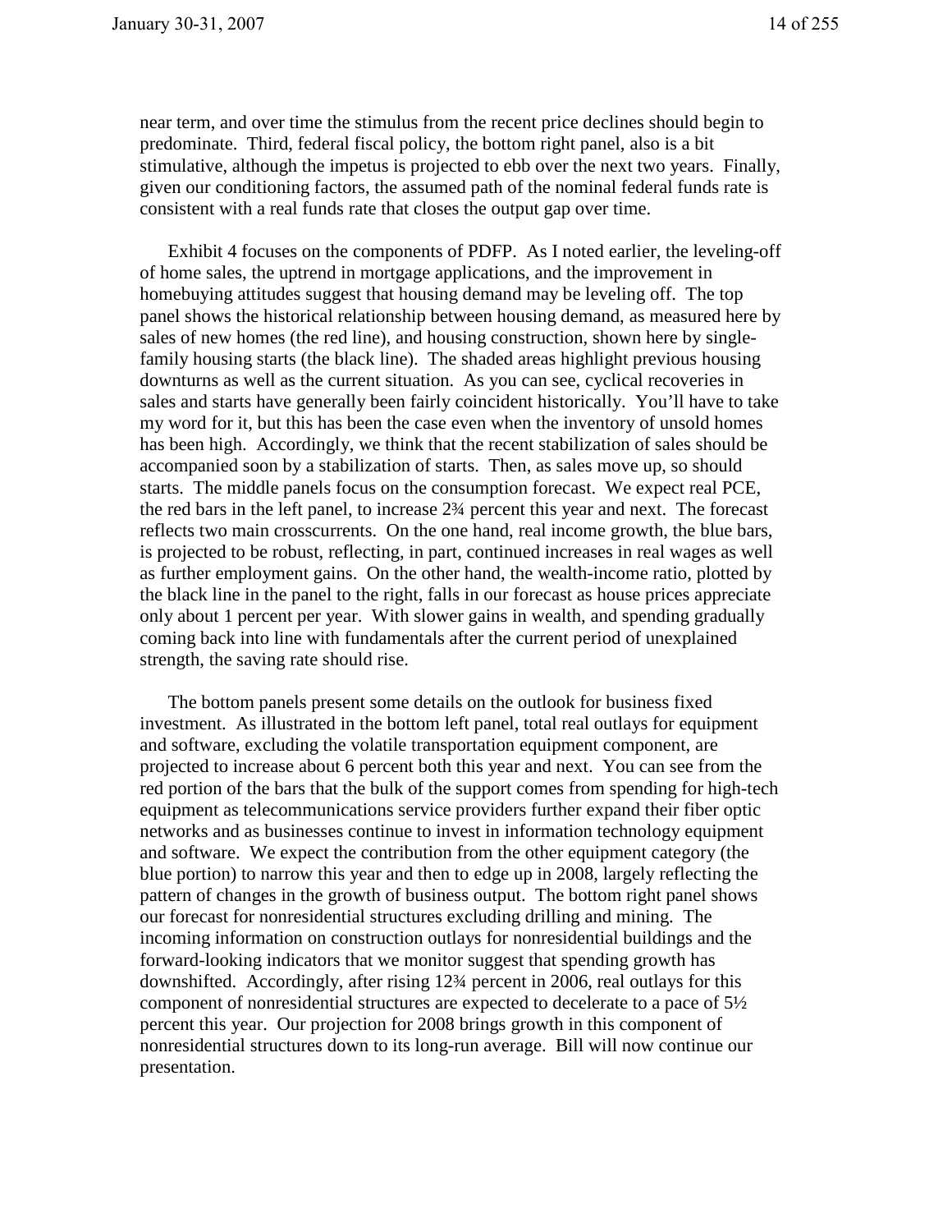near term, and over time the stimulus from the recent price declines should begin to predominate. Third, federal fiscal policy, the bottom right panel, also is a bit stimulative, although the impetus is projected to ebb over the next two years. Finally, given our conditioning factors, the assumed path of the nominal federal funds rate is consistent with a real funds rate that closes the output gap over time.

Exhibit 4 focuses on the components of PDFP. As I noted earlier, the leveling-off of home sales, the uptrend in mortgage applications, and the improvement in homebuying attitudes suggest that housing demand may be leveling off. The top panel shows the historical relationship between housing demand, as measured here by sales of new homes (the red line), and housing construction, shown here by single-family housing starts (the black line). The shaded areas highlight previous housing downturns as well as the current situation. As you can see, cyclical recoveries in sales and starts have generally been fairly coincident historically. You'll have to take my word for it, but this has been the case even when the inventory of unsold homes has been high. Accordingly, we think that the recent stabilization of sales should be accompanied soon by a stabilization of starts. Then, as sales move up, so should starts. The middle panels focus on the consumption forecast. We expect real PCE, the red bars in the left panel, to increase 2¾ percent this year and next. The forecast reflects two main crosscurrents. On the one hand, real income growth, the blue bars, is projected to be robust, reflecting, in part, continued increases in real wages as well as further employment gains. On the other hand, the wealth-income ratio, plotted by the black line in the panel to the right, falls in our forecast as house prices appreciate only about 1 percent per year. With slower gains in wealth, and spending gradually coming back into line with fundamentals after the current period of unexplained strength, the saving rate should rise.

The bottom panels present some details on the outlook for business fixed investment. As illustrated in the bottom left panel, total real outlays for equipment and software, excluding the volatile transportation equipment component, are projected to increase about 6 percent both this year and next. You can see from the red portion of the bars that the bulk of the support comes from spending for high-tech equipment as telecommunications service providers further expand their fiber optic networks and as businesses continue to invest in information technology equipment and software. We expect the contribution from the other equipment category (the blue portion) to narrow this year and then to edge up in 2008, largely reflecting the pattern of changes in the growth of business output. The bottom right panel shows our forecast for nonresidential structures excluding drilling and mining. The incoming information on construction outlays for nonresidential buildings and the forward-looking indicators that we monitor suggest that spending growth has downshifted. Accordingly, after rising 12¾ percent in 2006, real outlays for this component of nonresidential structures are expected to decelerate to a pace of 5½ percent this year. Our projection for 2008 brings growth in this component of nonresidential structures down to its long-run average. Bill will now continue our presentation.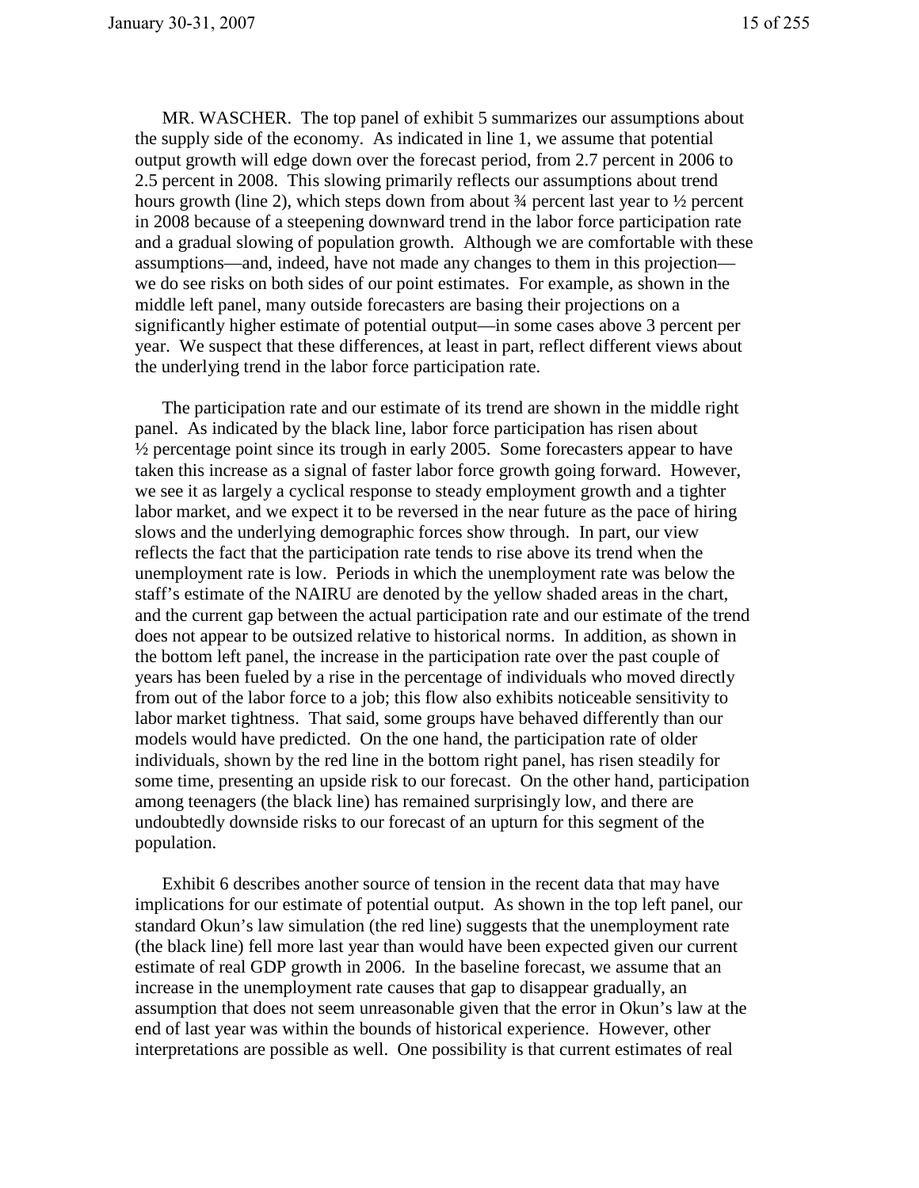MR. WASCHER. The top panel of exhibit 5 summarizes our assumptions about the supply side of the economy. As indicated in line 1, we assume that potential output growth will edge down over the forecast period, from 2.7 percent in 2006 to 2.5 percent in 2008. This slowing primarily reflects our assumptions about trend hours growth (line 2), which steps down from about ¾ percent last year to ½ percent in 2008 because of a steepening downward trend in the labor force participation rate and a gradual slowing of population growth. Although we are comfortable with these assumptions—and, indeed, have not made any changes to them in this projection—we do see risks on both sides of our point estimates. For example, as shown in the middle left panel, many outside forecasters are basing their projections on a significantly higher estimate of potential output—in some cases above 3 percent per year. We suspect that these differences, at least in part, reflect different views about the underlying trend in the labor force participation rate.

The participation rate and our estimate of its trend are shown in the middle right panel. As indicated by the black line, labor force participation has risen about ½ percentage point since its trough in early 2005. Some forecasters appear to have taken this increase as a signal of faster labor force growth going forward. However, we see it as largely a cyclical response to steady employment growth and a tighter labor market, and we expect it to be reversed in the near future as the pace of hiring slows and the underlying demographic forces show through. In part, our view reflects the fact that the participation rate tends to rise above its trend when the unemployment rate is low. Periods in which the unemployment rate was below the staff's estimate of the NAIRU are denoted by the yellow shaded areas in the chart, and the current gap between the actual participation rate and our estimate of the trend does not appear to be outsized relative to historical norms. In addition, as shown in the bottom left panel, the increase in the participation rate over the past couple of years has been fueled by a rise in the percentage of individuals who moved directly from out of the labor force to a job; this flow also exhibits noticeable sensitivity to labor market tightness. That said, some groups have behaved differently than our models would have predicted. On the one hand, the participation rate of older individuals, shown by the red line in the bottom right panel, has risen steadily for some time, presenting an upside risk to our forecast. On the other hand, participation among teenagers (the black line) has remained surprisingly low, and there are undoubtedly downside risks to our forecast of an upturn for this segment of the population.

Exhibit 6 describes another source of tension in the recent data that may have implications for our estimate of potential output. As shown in the top left panel, our standard Okun's law simulation (the red line) suggests that the unemployment rate (the black line) fell more last year than would have been expected given our current estimate of real GDP growth in 2006. In the baseline forecast, we assume that an increase in the unemployment rate causes that gap to disappear gradually, an assumption that does not seem unreasonable given that the error in Okun's law at the end of last year was within the bounds of historical experience. However, other interpretations are possible as well. One possibility is that current estimates of real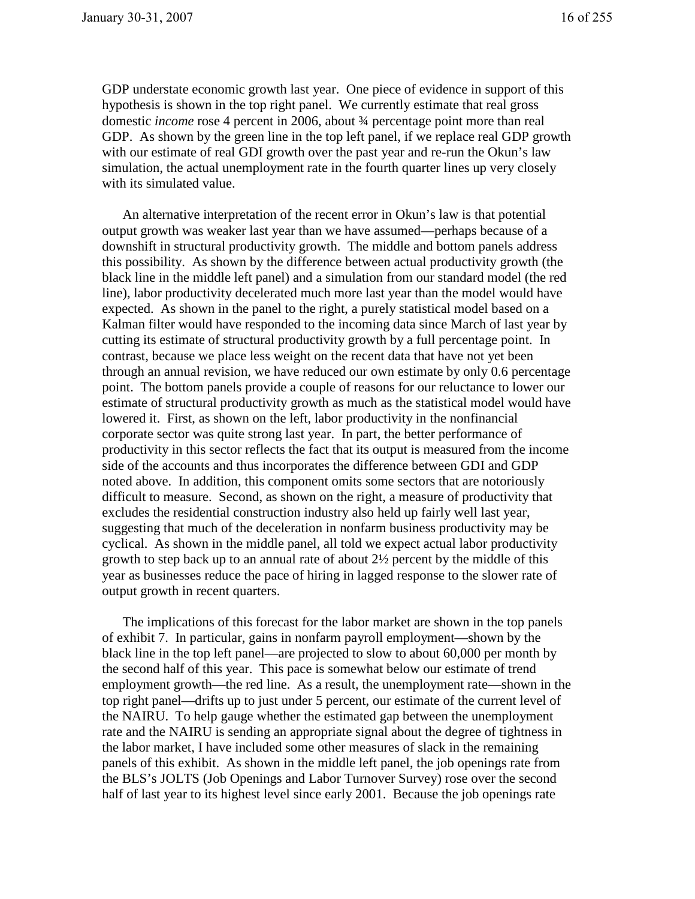GDP understate economic growth last year. One piece of evidence in support of this hypothesis is shown in the top right panel. We currently estimate that real gross domestic *income* rose 4 percent in 2006, about ¾ percentage point more than real GDP. As shown by the green line in the top left panel, if we replace real GDP growth with our estimate of real GDI growth over the past year and re-run the Okun's law simulation, the actual unemployment rate in the fourth quarter lines up very closely with its simulated value.

An alternative interpretation of the recent error in Okun's law is that potential output growth was weaker last year than we have assumed—perhaps because of a downshift in structural productivity growth. The middle and bottom panels address this possibility. As shown by the difference between actual productivity growth (the black line in the middle left panel) and a simulation from our standard model (the red line), labor productivity decelerated much more last year than the model would have expected. As shown in the panel to the right, a purely statistical model based on a Kalman filter would have responded to the incoming data since March of last year by cutting its estimate of structural productivity growth by a full percentage point. In contrast, because we place less weight on the recent data that have not yet been through an annual revision, we have reduced our own estimate by only 0.6 percentage point. The bottom panels provide a couple of reasons for our reluctance to lower our estimate of structural productivity growth as much as the statistical model would have lowered it. First, as shown on the left, labor productivity in the nonfinancial corporate sector was quite strong last year. In part, the better performance of productivity in this sector reflects the fact that its output is measured from the income side of the accounts and thus incorporates the difference between GDI and GDP noted above. In addition, this component omits some sectors that are notoriously difficult to measure. Second, as shown on the right, a measure of productivity that excludes the residential construction industry also held up fairly well last year, suggesting that much of the deceleration in nonfarm business productivity may be cyclical. As shown in the middle panel, all told we expect actual labor productivity growth to step back up to an annual rate of about 2½ percent by the middle of this year as businesses reduce the pace of hiring in lagged response to the slower rate of output growth in recent quarters.

The implications of this forecast for the labor market are shown in the top panels of exhibit 7. In particular, gains in nonfarm payroll employment—shown by the black line in the top left panel—are projected to slow to about 60,000 per month by the second half of this year. This pace is somewhat below our estimate of trend employment growth—the red line. As a result, the unemployment rate—shown in the top right panel—drifts up to just under 5 percent, our estimate of the current level of the NAIRU. To help gauge whether the estimated gap between the unemployment rate and the NAIRU is sending an appropriate signal about the degree of tightness in the labor market, I have included some other measures of slack in the remaining panels of this exhibit. As shown in the middle left panel, the job openings rate from the BLS's JOLTS (Job Openings and Labor Turnover Survey) rose over the second half of last year to its highest level since early 2001. Because the job openings rate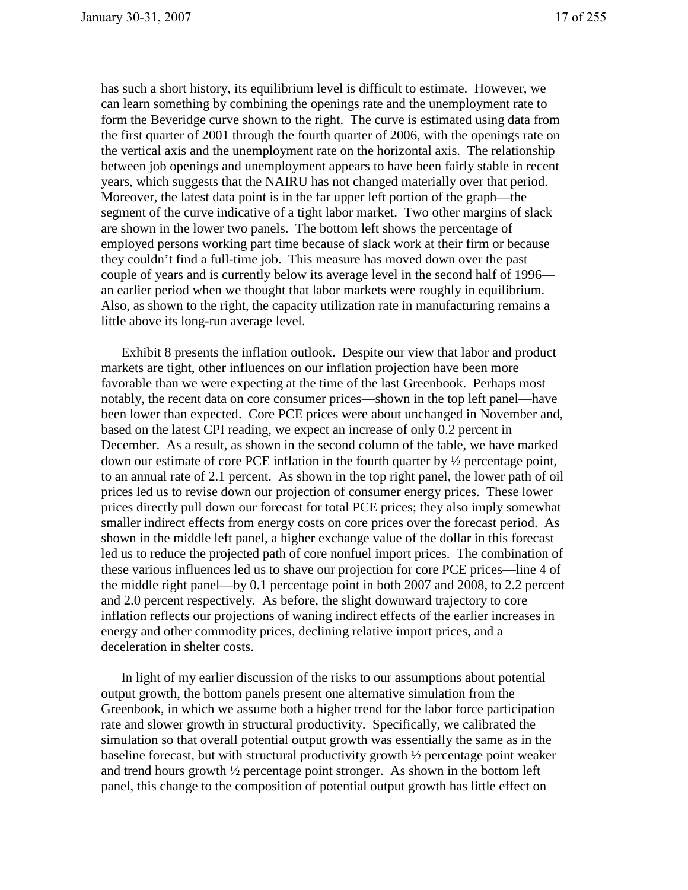has such a short history, its equilibrium level is difficult to estimate. However, we can learn something by combining the openings rate and the unemployment rate to form the Beveridge curve shown to the right. The curve is estimated using data from the first quarter of 2001 through the fourth quarter of 2006, with the openings rate on the vertical axis and the unemployment rate on the horizontal axis. The relationship between job openings and unemployment appears to have been fairly stable in recent years, which suggests that the NAIRU has not changed materially over that period. Moreover, the latest data point is in the far upper left portion of the graph—the segment of the curve indicative of a tight labor market. Two other margins of slack are shown in the lower two panels. The bottom left shows the percentage of employed persons working part time because of slack work at their firm or because they couldn't find a full-time job. This measure has moved down over the past couple of years and is currently below its average level in the second half of 1996—an earlier period when we thought that labor markets were roughly in equilibrium. Also, as shown to the right, the capacity utilization rate in manufacturing remains a little above its long-run average level.

Exhibit 8 presents the inflation outlook. Despite our view that labor and product markets are tight, other influences on our inflation projection have been more favorable than we were expecting at the time of the last Greenbook. Perhaps most notably, the recent data on core consumer prices—shown in the top left panel—have been lower than expected. Core PCE prices were about unchanged in November and, based on the latest CPI reading, we expect an increase of only 0.2 percent in December. As a result, as shown in the second column of the table, we have marked down our estimate of core PCE inflation in the fourth quarter by ½ percentage point, to an annual rate of 2.1 percent. As shown in the top right panel, the lower path of oil prices led us to revise down our projection of consumer energy prices. These lower prices directly pull down our forecast for total PCE prices; they also imply somewhat smaller indirect effects from energy costs on core prices over the forecast period. As shown in the middle left panel, a higher exchange value of the dollar in this forecast led us to reduce the projected path of core nonfuel import prices. The combination of these various influences led us to shave our projection for core PCE prices—line 4 of the middle right panel—by 0.1 percentage point in both 2007 and 2008, to 2.2 percent and 2.0 percent respectively. As before, the slight downward trajectory to core inflation reflects our projections of waning indirect effects of the earlier increases in energy and other commodity prices, declining relative import prices, and a deceleration in shelter costs.

In light of my earlier discussion of the risks to our assumptions about potential output growth, the bottom panels present one alternative simulation from the Greenbook, in which we assume both a higher trend for the labor force participation rate and slower growth in structural productivity. Specifically, we calibrated the simulation so that overall potential output growth was essentially the same as in the baseline forecast, but with structural productivity growth ½ percentage point weaker and trend hours growth ½ percentage point stronger. As shown in the bottom left panel, this change to the composition of potential output growth has little effect on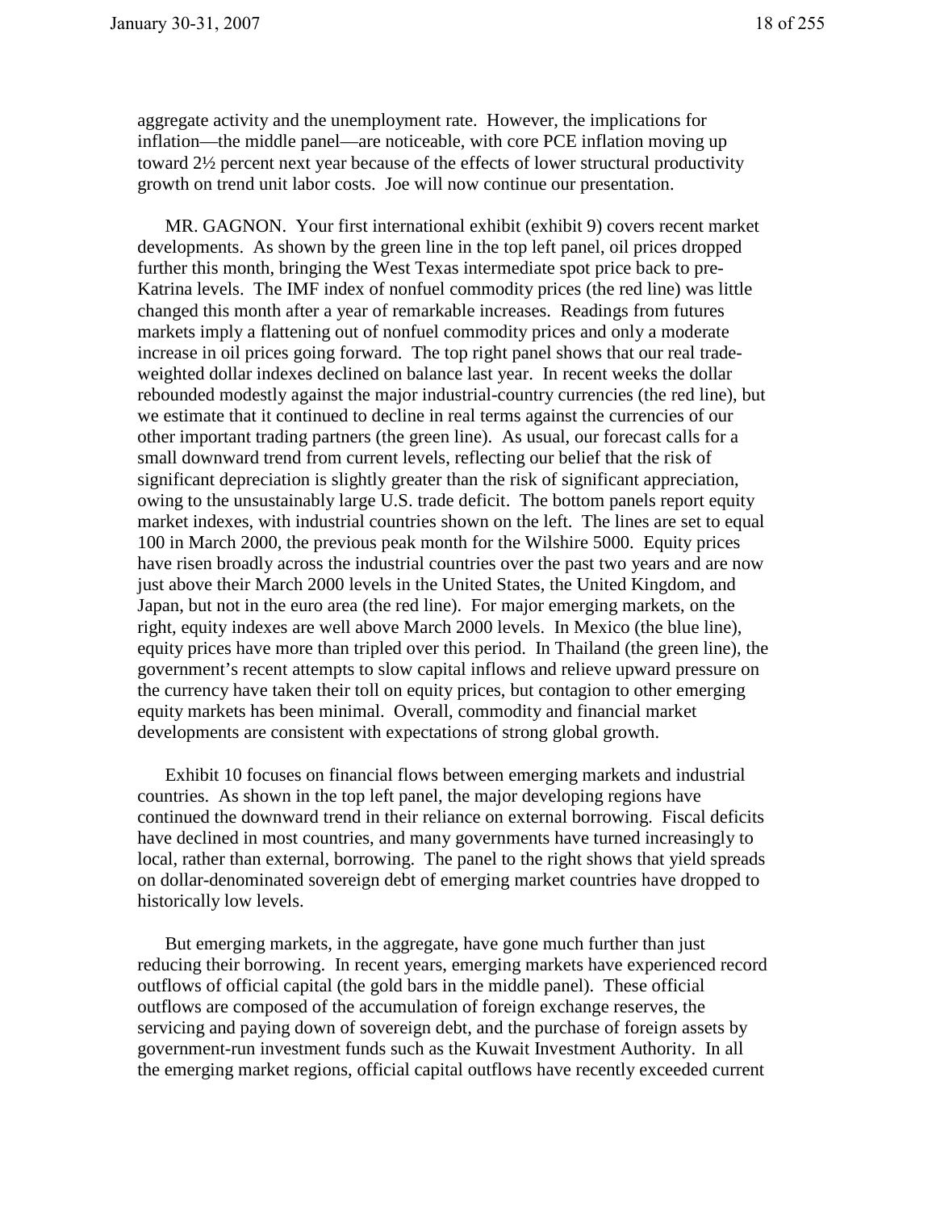aggregate activity and the unemployment rate. However, the implications for inflation—the middle panel—are noticeable, with core PCE inflation moving up toward 2½ percent next year because of the effects of lower structural productivity growth on trend unit labor costs. Joe will now continue our presentation.

MR. GAGNON. Your first international exhibit (exhibit 9) covers recent market developments. As shown by the green line in the top left panel, oil prices dropped further this month, bringing the West Texas intermediate spot price back to pre-Katrina levels. The IMF index of nonfuel commodity prices (the red line) was little changed this month after a year of remarkable increases. Readings from futures markets imply a flattening out of nonfuel commodity prices and only a moderate increase in oil prices going forward. The top right panel shows that our real trade-weighted dollar indexes declined on balance last year. In recent weeks the dollar rebounded modestly against the major industrial-country currencies (the red line), but we estimate that it continued to decline in real terms against the currencies of our other important trading partners (the green line). As usual, our forecast calls for a small downward trend from current levels, reflecting our belief that the risk of significant depreciation is slightly greater than the risk of significant appreciation, owing to the unsustainably large U.S. trade deficit. The bottom panels report equity market indexes, with industrial countries shown on the left. The lines are set to equal 100 in March 2000, the previous peak month for the Wilshire 5000. Equity prices have risen broadly across the industrial countries over the past two years and are now just above their March 2000 levels in the United States, the United Kingdom, and Japan, but not in the euro area (the red line). For major emerging markets, on the right, equity indexes are well above March 2000 levels. In Mexico (the blue line), equity prices have more than tripled over this period. In Thailand (the green line), the government's recent attempts to slow capital inflows and relieve upward pressure on the currency have taken their toll on equity prices, but contagion to other emerging equity markets has been minimal. Overall, commodity and financial market developments are consistent with expectations of strong global growth.

Exhibit 10 focuses on financial flows between emerging markets and industrial countries. As shown in the top left panel, the major developing regions have continued the downward trend in their reliance on external borrowing. Fiscal deficits have declined in most countries, and many governments have turned increasingly to local, rather than external, borrowing. The panel to the right shows that yield spreads on dollar-denominated sovereign debt of emerging market countries have dropped to historically low levels.

But emerging markets, in the aggregate, have gone much further than just reducing their borrowing. In recent years, emerging markets have experienced record outflows of official capital (the gold bars in the middle panel). These official outflows are composed of the accumulation of foreign exchange reserves, the servicing and paying down of sovereign debt, and the purchase of foreign assets by government-run investment funds such as the Kuwait Investment Authority. In all the emerging market regions, official capital outflows have recently exceeded current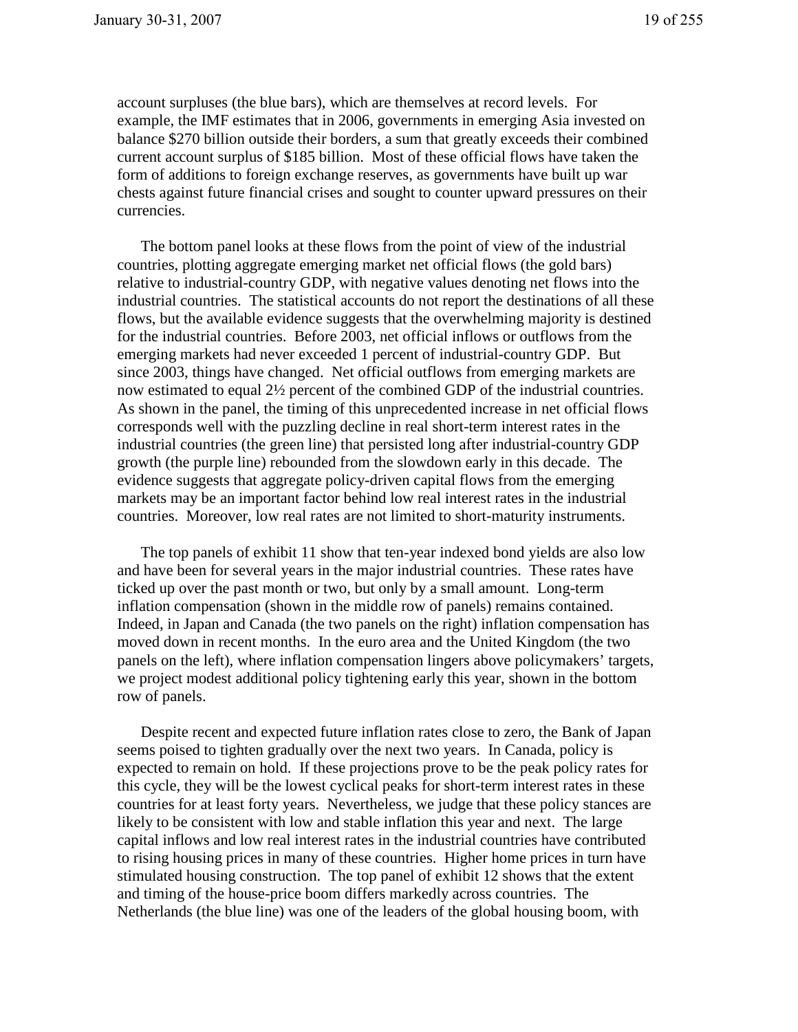account surpluses (the blue bars), which are themselves at record levels. For example, the IMF estimates that in 2006, governments in emerging Asia invested on balance $270 billion outside their borders, a sum that greatly exceeds their combined current account surplus of $185 billion. Most of these official flows have taken the form of additions to foreign exchange reserves, as governments have built up war chests against future financial crises and sought to counter upward pressures on their currencies.

The bottom panel looks at these flows from the point of view of the industrial countries, plotting aggregate emerging market net official flows (the gold bars) relative to industrial-country GDP, with negative values denoting net flows into the industrial countries. The statistical accounts do not report the destinations of all these flows, but the available evidence suggests that the overwhelming majority is destined for the industrial countries. Before 2003, net official inflows or outflows from the emerging markets had never exceeded 1 percent of industrial-country GDP. But since 2003, things have changed. Net official outflows from emerging markets are now estimated to equal 2½ percent of the combined GDP of the industrial countries. As shown in the panel, the timing of this unprecedented increase in net official flows corresponds well with the puzzling decline in real short-term interest rates in the industrial countries (the green line) that persisted long after industrial-country GDP growth (the purple line) rebounded from the slowdown early in this decade. The evidence suggests that aggregate policy-driven capital flows from the emerging markets may be an important factor behind low real interest rates in the industrial countries. Moreover, low real rates are not limited to short-maturity instruments.

The top panels of exhibit 11 show that ten-year indexed bond yields are also low and have been for several years in the major industrial countries. These rates have ticked up over the past month or two, but only by a small amount. Long-term inflation compensation (shown in the middle row of panels) remains contained. Indeed, in Japan and Canada (the two panels on the right) inflation compensation has moved down in recent months. In the euro area and the United Kingdom (the two panels on the left), where inflation compensation lingers above policymakers' targets, we project modest additional policy tightening early this year, shown in the bottom row of panels.

Despite recent and expected future inflation rates close to zero, the Bank of Japan seems poised to tighten gradually over the next two years. In Canada, policy is expected to remain on hold. If these projections prove to be the peak policy rates for this cycle, they will be the lowest cyclical peaks for short-term interest rates in these countries for at least forty years. Nevertheless, we judge that these policy stances are likely to be consistent with low and stable inflation this year and next. The large capital inflows and low real interest rates in the industrial countries have contributed to rising housing prices in many of these countries. Higher home prices in turn have stimulated housing construction. The top panel of exhibit 12 shows that the extent and timing of the house-price boom differs markedly across countries. The Netherlands (the blue line) was one of the leaders of the global housing boom, with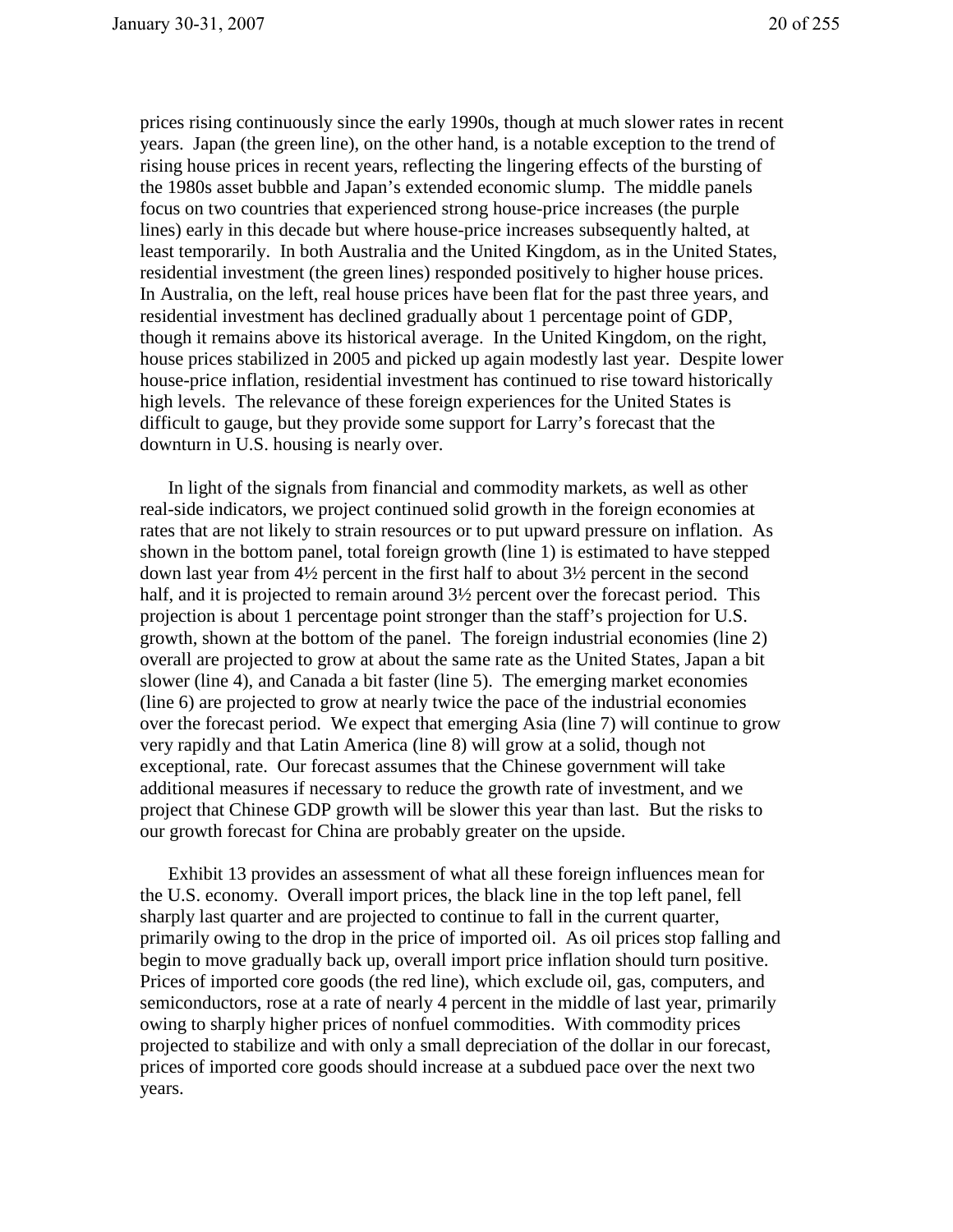prices rising continuously since the early 1990s, though at much slower rates in recent years. Japan (the green line), on the other hand, is a notable exception to the trend of rising house prices in recent years, reflecting the lingering effects of the bursting of the 1980s asset bubble and Japan's extended economic slump. The middle panels focus on two countries that experienced strong house-price increases (the purple lines) early in this decade but where house-price increases subsequently halted, at least temporarily. In both Australia and the United Kingdom, as in the United States, residential investment (the green lines) responded positively to higher house prices. In Australia, on the left, real house prices have been flat for the past three years, and residential investment has declined gradually about 1 percentage point of GDP, though it remains above its historical average. In the United Kingdom, on the right, house prices stabilized in 2005 and picked up again modestly last year. Despite lower house-price inflation, residential investment has continued to rise toward historically high levels. The relevance of these foreign experiences for the United States is difficult to gauge, but they provide some support for Larry's forecast that the downturn in U.S. housing is nearly over.

In light of the signals from financial and commodity markets, as well as other real-side indicators, we project continued solid growth in the foreign economies at rates that are not likely to strain resources or to put upward pressure on inflation. As shown in the bottom panel, total foreign growth (line 1) is estimated to have stepped down last year from 4½ percent in the first half to about 3½ percent in the second half, and it is projected to remain around 3½ percent over the forecast period. This projection is about 1 percentage point stronger than the staff's projection for U.S. growth, shown at the bottom of the panel. The foreign industrial economies (line 2) overall are projected to grow at about the same rate as the United States, Japan a bit slower (line 4), and Canada a bit faster (line 5). The emerging market economies (line 6) are projected to grow at nearly twice the pace of the industrial economies over the forecast period. We expect that emerging Asia (line 7) will continue to grow very rapidly and that Latin America (line 8) will grow at a solid, though not exceptional, rate. Our forecast assumes that the Chinese government will take additional measures if necessary to reduce the growth rate of investment, and we project that Chinese GDP growth will be slower this year than last. But the risks to our growth forecast for China are probably greater on the upside.

Exhibit 13 provides an assessment of what all these foreign influences mean for the U.S. economy. Overall import prices, the black line in the top left panel, fell sharply last quarter and are projected to continue to fall in the current quarter, primarily owing to the drop in the price of imported oil. As oil prices stop falling and begin to move gradually back up, overall import price inflation should turn positive. Prices of imported core goods (the red line), which exclude oil, gas, computers, and semiconductors, rose at a rate of nearly 4 percent in the middle of last year, primarily owing to sharply higher prices of nonfuel commodities. With commodity prices projected to stabilize and with only a small depreciation of the dollar in our forecast, prices of imported core goods should increase at a subdued pace over the next two years.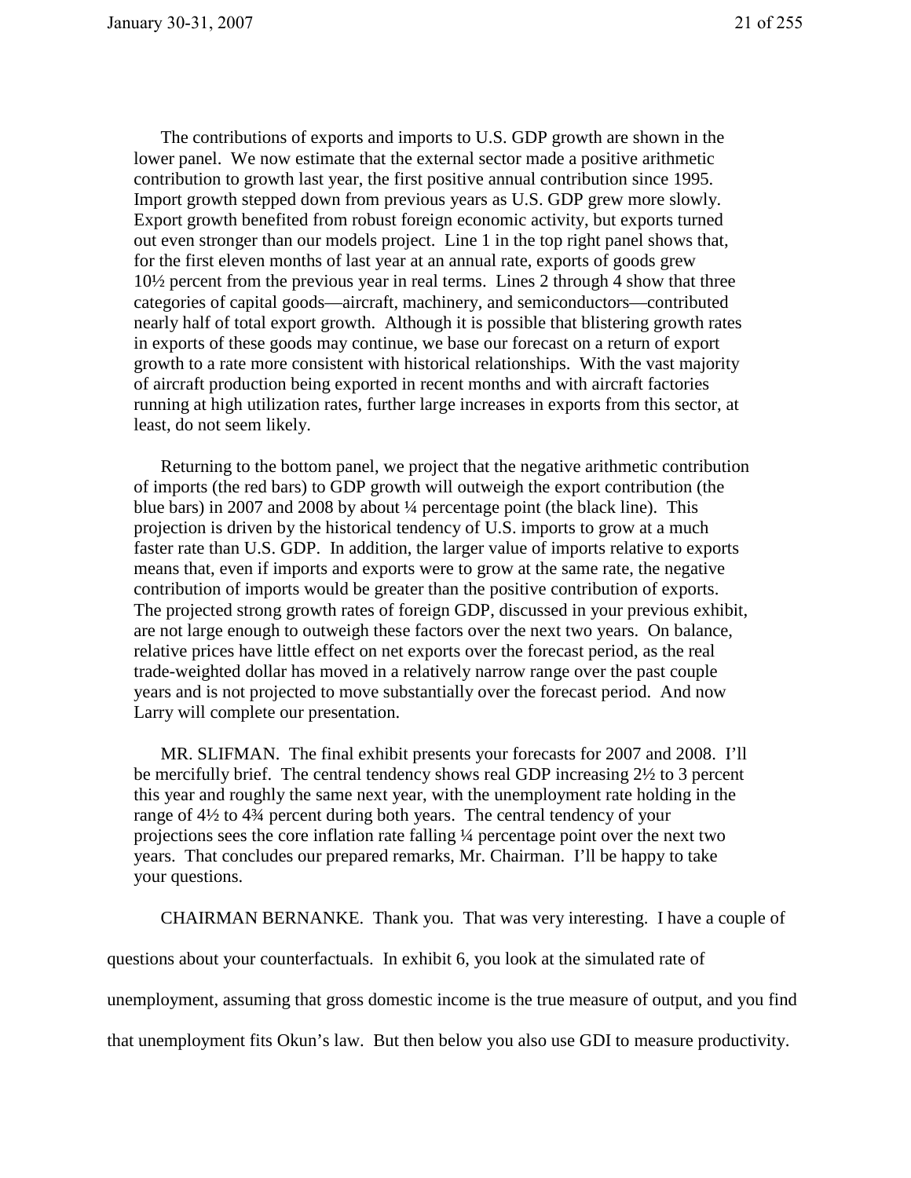The contributions of exports and imports to U.S. GDP growth are shown in the lower panel. We now estimate that the external sector made a positive arithmetic contribution to growth last year, the first positive annual contribution since 1995. Import growth stepped down from previous years as U.S. GDP grew more slowly. Export growth benefited from robust foreign economic activity, but exports turned out even stronger than our models project. Line 1 in the top right panel shows that, for the first eleven months of last year at an annual rate, exports of goods grew 10½ percent from the previous year in real terms. Lines 2 through 4 show that three categories of capital goods—aircraft, machinery, and semiconductors—contributed nearly half of total export growth. Although it is possible that blistering growth rates in exports of these goods may continue, we base our forecast on a return of export growth to a rate more consistent with historical relationships. With the vast majority of aircraft production being exported in recent months and with aircraft factories running at high utilization rates, further large increases in exports from this sector, at least, do not seem likely.

Returning to the bottom panel, we project that the negative arithmetic contribution of imports (the red bars) to GDP growth will outweigh the export contribution (the blue bars) in 2007 and 2008 by about ¼ percentage point (the black line). This projection is driven by the historical tendency of U.S. imports to grow at a much faster rate than U.S. GDP. In addition, the larger value of imports relative to exports means that, even if imports and exports were to grow at the same rate, the negative contribution of imports would be greater than the positive contribution of exports. The projected strong growth rates of foreign GDP, discussed in your previous exhibit, are not large enough to outweigh these factors over the next two years. On balance, relative prices have little effect on net exports over the forecast period, as the real trade-weighted dollar has moved in a relatively narrow range over the past couple years and is not projected to move substantially over the forecast period. And now Larry will complete our presentation.

MR. SLIFMAN. The final exhibit presents your forecasts for 2007 and 2008. I'll be mercifully brief. The central tendency shows real GDP increasing 2½ to 3 percent this year and roughly the same next year, with the unemployment rate holding in the range of 4½ to 4¾ percent during both years. The central tendency of your projections sees the core inflation rate falling ¼ percentage point over the next two years. That concludes our prepared remarks, Mr. Chairman. I'll be happy to take your questions.

CHAIRMAN BERNANKE. Thank you. That was very interesting. I have a couple of questions about your counterfactuals. In exhibit 6, you look at the simulated rate of unemployment, assuming that gross domestic income is the true measure of output, and you find that unemployment fits Okun's law. But then below you also use GDI to measure productivity.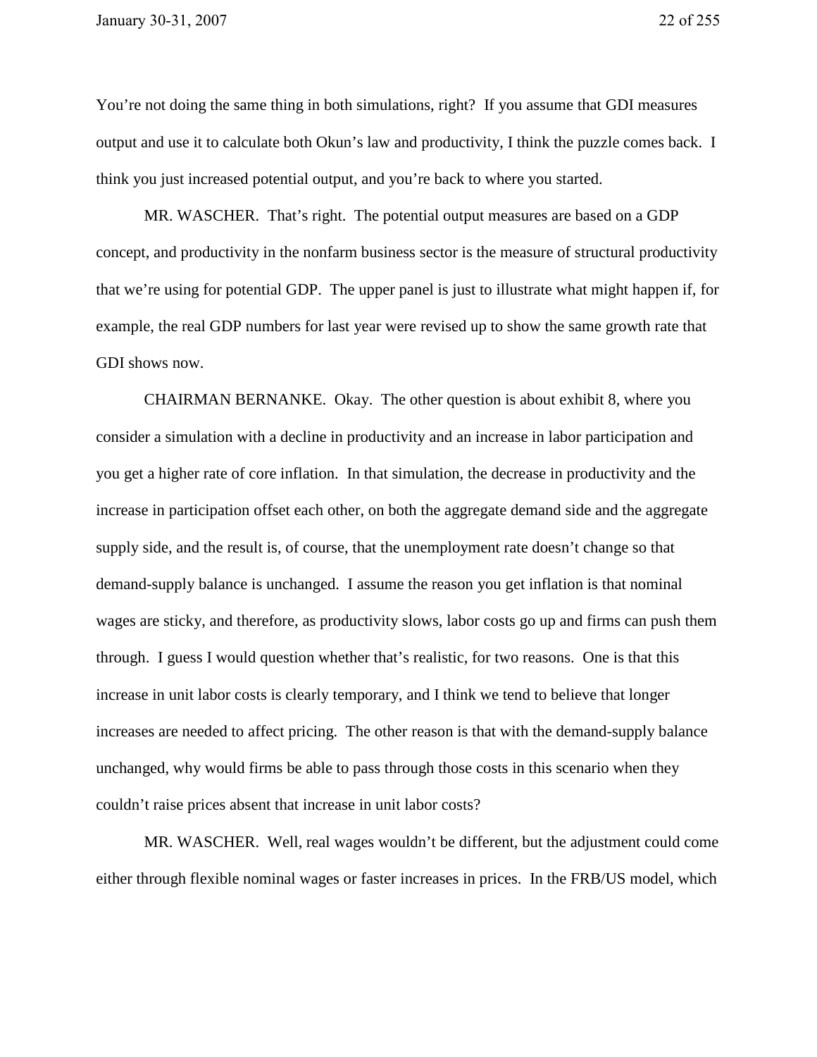You're not doing the same thing in both simulations, right? If you assume that GDI measures output and use it to calculate both Okun's law and productivity, I think the puzzle comes back. I think you just increased potential output, and you're back to where you started.

MR. WASCHER. That's right. The potential output measures are based on a GDP concept, and productivity in the nonfarm business sector is the measure of structural productivity that we're using for potential GDP. The upper panel is just to illustrate what might happen if, for example, the real GDP numbers for last year were revised up to show the same growth rate that GDI shows now.

CHAIRMAN BERNANKE. Okay. The other question is about exhibit 8, where you consider a simulation with a decline in productivity and an increase in labor participation and you get a higher rate of core inflation. In that simulation, the decrease in productivity and the increase in participation offset each other, on both the aggregate demand side and the aggregate supply side, and the result is, of course, that the unemployment rate doesn't change so that demand-supply balance is unchanged. I assume the reason you get inflation is that nominal wages are sticky, and therefore, as productivity slows, labor costs go up and firms can push them through. I guess I would question whether that's realistic, for two reasons. One is that this increase in unit labor costs is clearly temporary, and I think we tend to believe that longer increases are needed to affect pricing. The other reason is that with the demand-supply balance unchanged, why would firms be able to pass through those costs in this scenario when they couldn't raise prices absent that increase in unit labor costs?

MR. WASCHER. Well, real wages wouldn't be different, but the adjustment could come either through flexible nominal wages or faster increases in prices. In the FRB/US model, which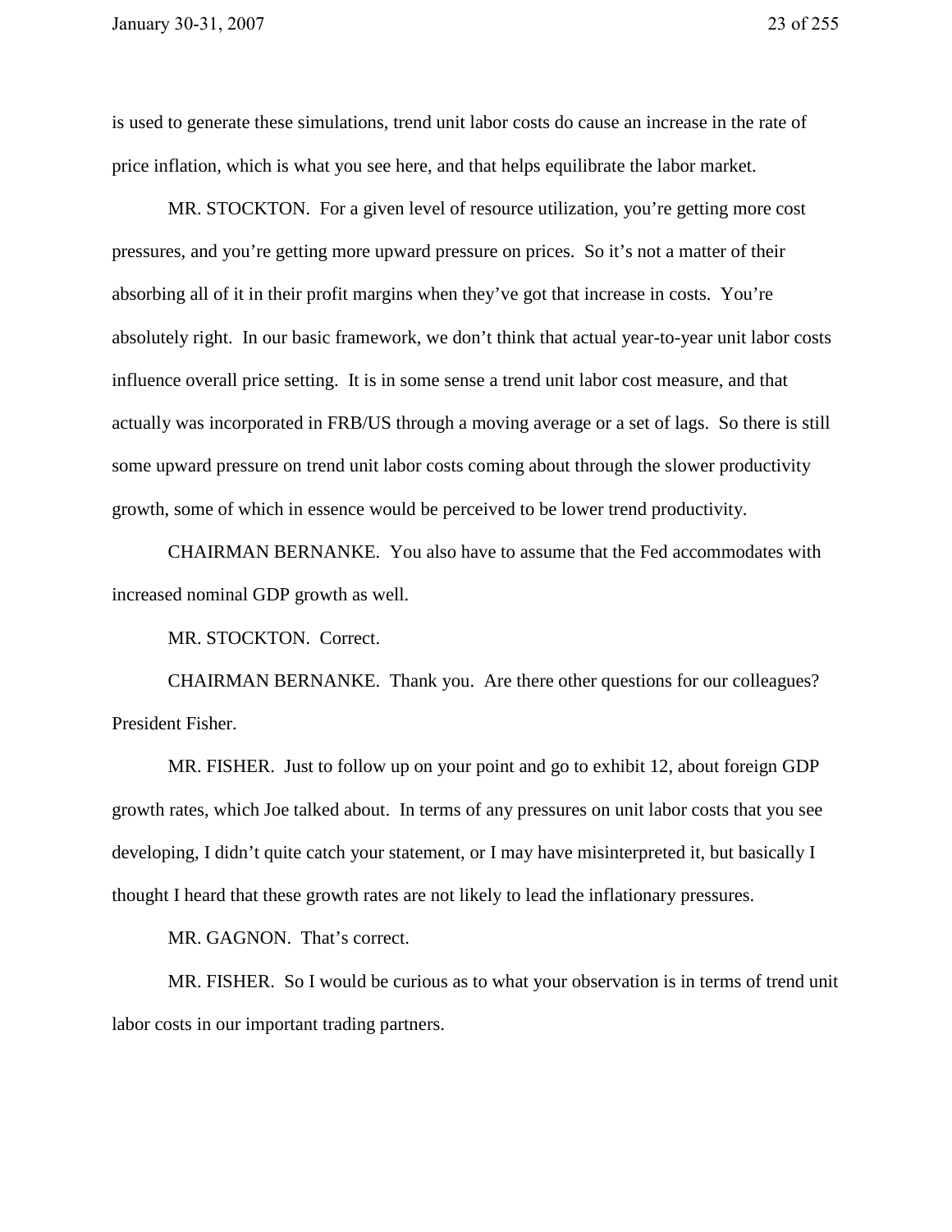is used to generate these simulations, trend unit labor costs do cause an increase in the rate of price inflation, which is what you see here, and that helps equilibrate the labor market.

MR. STOCKTON. For a given level of resource utilization, you're getting more cost pressures, and you're getting more upward pressure on prices. So it's not a matter of their absorbing all of it in their profit margins when they've got that increase in costs. You're absolutely right. In our basic framework, we don't think that actual year-to-year unit labor costs influence overall price setting. It is in some sense a trend unit labor cost measure, and that actually was incorporated in FRB/US through a moving average or a set of lags. So there is still some upward pressure on trend unit labor costs coming about through the slower productivity growth, some of which in essence would be perceived to be lower trend productivity.

CHAIRMAN BERNANKE. You also have to assume that the Fed accommodates with increased nominal GDP growth as well.

MR. STOCKTON. Correct.

CHAIRMAN BERNANKE. Thank you. Are there other questions for our colleagues? President Fisher.

MR. FISHER. Just to follow up on your point and go to exhibit 12, about foreign GDP growth rates, which Joe talked about. In terms of any pressures on unit labor costs that you see developing, I didn't quite catch your statement, or I may have misinterpreted it, but basically I thought I heard that these growth rates are not likely to lead the inflationary pressures.

MR. GAGNON. That's correct.

MR. FISHER. So I would be curious as to what your observation is in terms of trend unit labor costs in our important trading partners.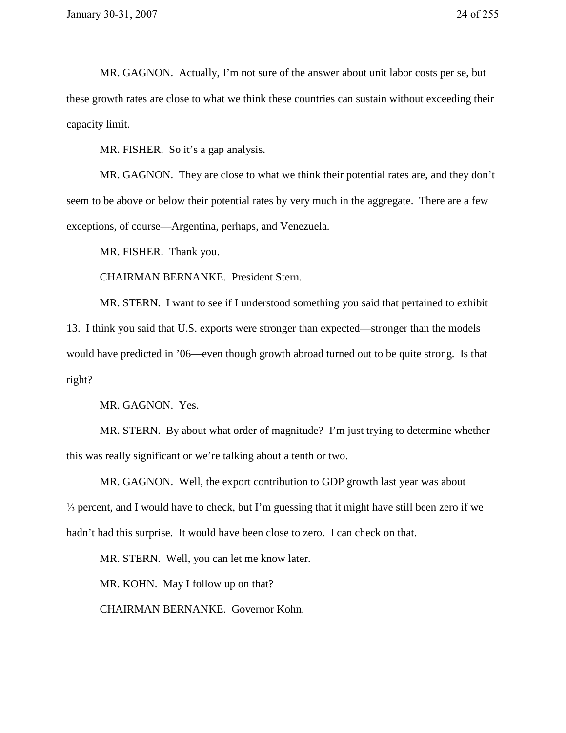MR. GAGNON. Actually, I'm not sure of the answer about unit labor costs per se, but these growth rates are close to what we think these countries can sustain without exceeding their capacity limit.

MR. FISHER. So it's a gap analysis.

MR. GAGNON. They are close to what we think their potential rates are, and they don't seem to be above or below their potential rates by very much in the aggregate. There are a few exceptions, of course—Argentina, perhaps, and Venezuela.

MR. FISHER. Thank you.

CHAIRMAN BERNANKE. President Stern.

MR. STERN. I want to see if I understood something you said that pertained to exhibit 13. I think you said that U.S. exports were stronger than expected—stronger than the models would have predicted in '06—even though growth abroad turned out to be quite strong. Is that right?

MR. GAGNON. Yes.

MR. STERN. By about what order of magnitude? I'm just trying to determine whether this was really significant or we're talking about a tenth or two.

MR. GAGNON. Well, the export contribution to GDP growth last year was about ⅓ percent, and I would have to check, but I'm guessing that it might have still been zero if we hadn't had this surprise. It would have been close to zero. I can check on that.

MR. STERN. Well, you can let me know later.

MR. KOHN. May I follow up on that?

CHAIRMAN BERNANKE. Governor Kohn.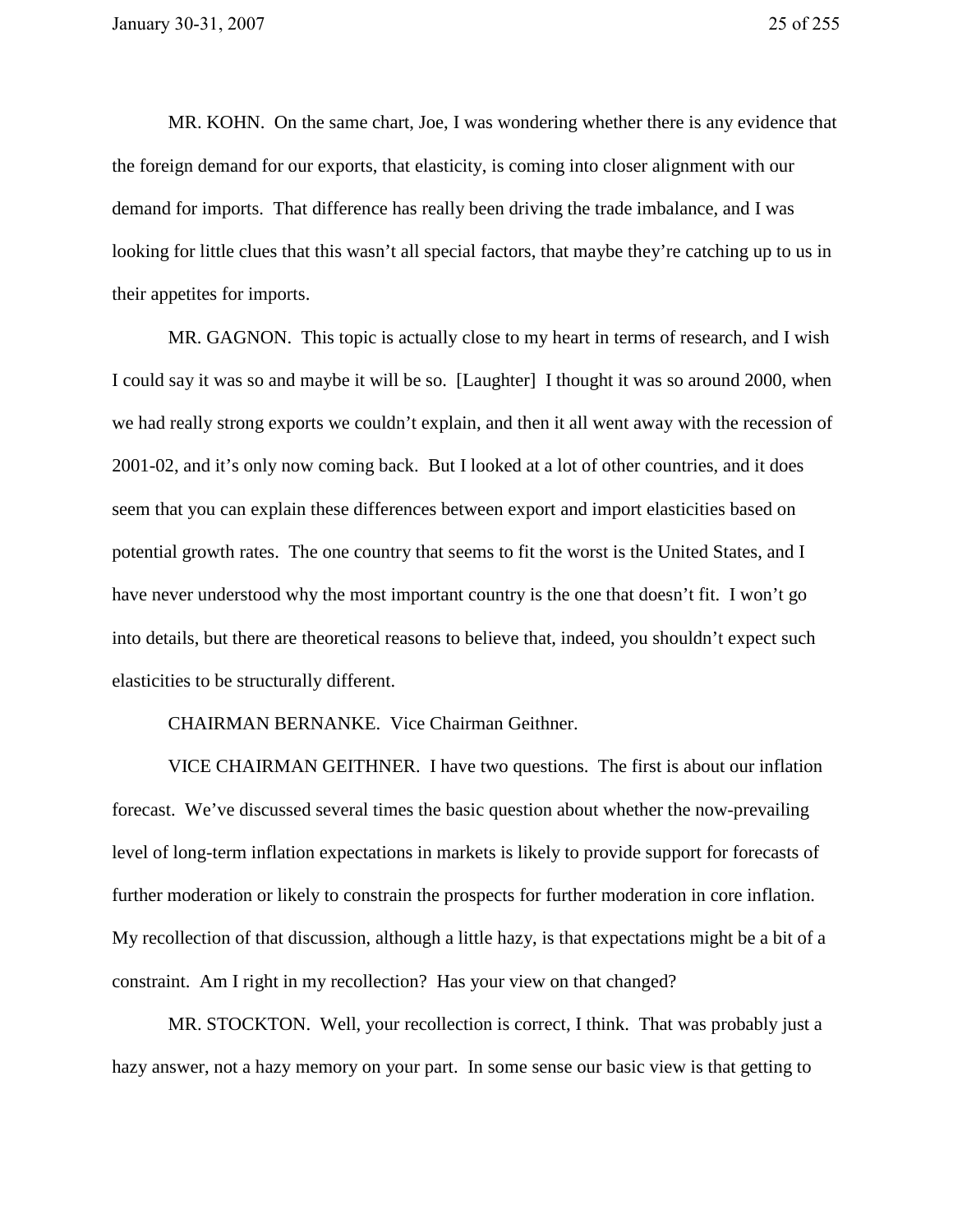MR. KOHN. On the same chart, Joe, I was wondering whether there is any evidence that the foreign demand for our exports, that elasticity, is coming into closer alignment with our demand for imports. That difference has really been driving the trade imbalance, and I was looking for little clues that this wasn't all special factors, that maybe they're catching up to us in their appetites for imports.

MR. GAGNON. This topic is actually close to my heart in terms of research, and I wish I could say it was so and maybe it will be so. [Laughter] I thought it was so around 2000, when we had really strong exports we couldn't explain, and then it all went away with the recession of 2001-02, and it's only now coming back. But I looked at a lot of other countries, and it does seem that you can explain these differences between export and import elasticities based on potential growth rates. The one country that seems to fit the worst is the United States, and I have never understood why the most important country is the one that doesn't fit. I won't go into details, but there are theoretical reasons to believe that, indeed, you shouldn't expect such elasticities to be structurally different.

CHAIRMAN BERNANKE. Vice Chairman Geithner.

VICE CHAIRMAN GEITHNER. I have two questions. The first is about our inflation forecast. We've discussed several times the basic question about whether the now-prevailing level of long-term inflation expectations in markets is likely to provide support for forecasts of further moderation or likely to constrain the prospects for further moderation in core inflation. My recollection of that discussion, although a little hazy, is that expectations might be a bit of a constraint. Am I right in my recollection? Has your view on that changed?

MR. STOCKTON. Well, your recollection is correct, I think. That was probably just a hazy answer, not a hazy memory on your part. In some sense our basic view is that getting to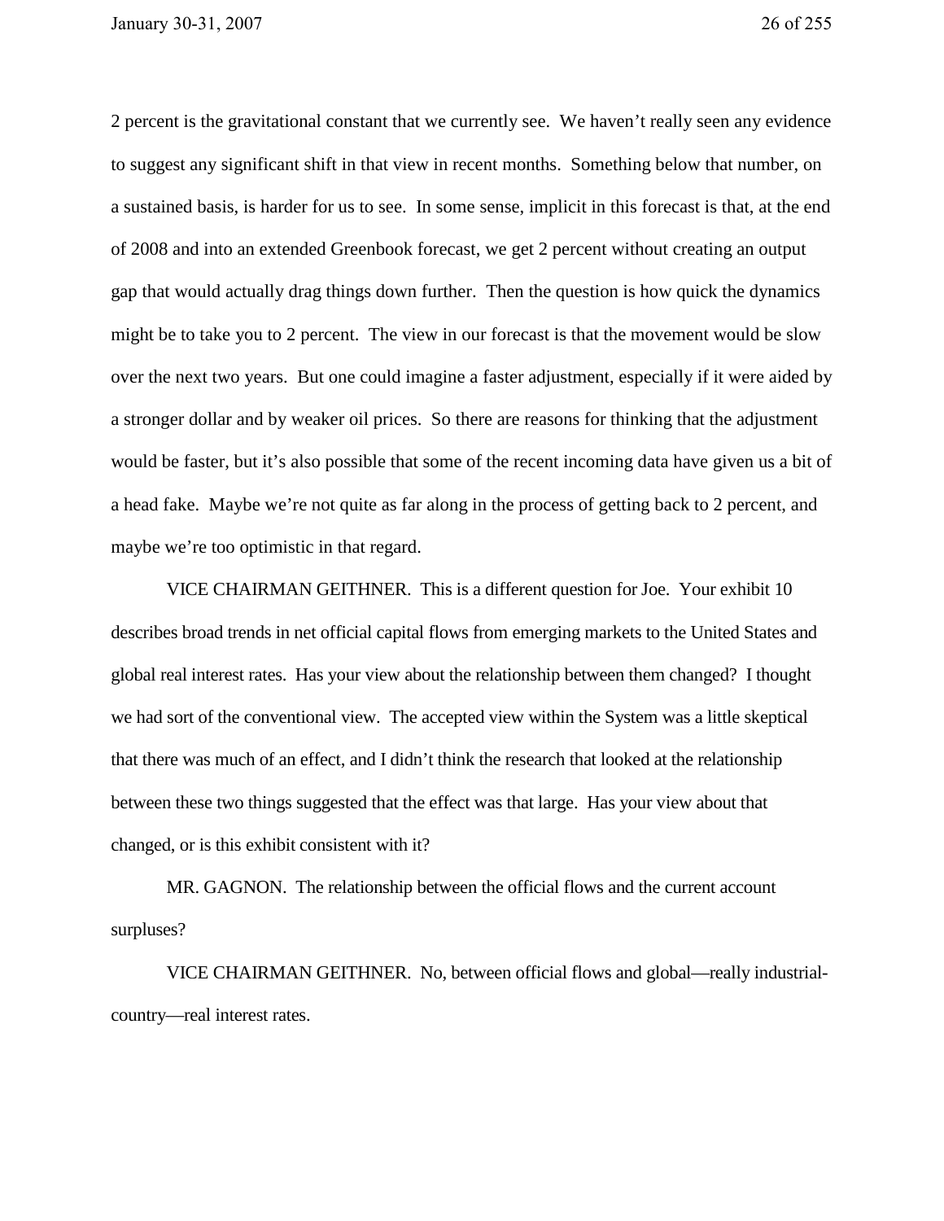2 percent is the gravitational constant that we currently see. We haven't really seen any evidence to suggest any significant shift in that view in recent months. Something below that number, on a sustained basis, is harder for us to see. In some sense, implicit in this forecast is that, at the end of 2008 and into an extended Greenbook forecast, we get 2 percent without creating an output gap that would actually drag things down further. Then the question is how quick the dynamics might be to take you to 2 percent. The view in our forecast is that the movement would be slow over the next two years. But one could imagine a faster adjustment, especially if it were aided by a stronger dollar and by weaker oil prices. So there are reasons for thinking that the adjustment would be faster, but it's also possible that some of the recent incoming data have given us a bit of a head fake. Maybe we're not quite as far along in the process of getting back to 2 percent, and maybe we're too optimistic in that regard.

VICE CHAIRMAN GEITHNER. This is a different question for Joe. Your exhibit 10 describes broad trends in net official capital flows from emerging markets to the United States and global real interest rates. Has your view about the relationship between them changed? I thought we had sort of the conventional view. The accepted view within the System was a little skeptical that there was much of an effect, and I didn't think the research that looked at the relationship between these two things suggested that the effect was that large. Has your view about that changed, or is this exhibit consistent with it?

MR. GAGNON. The relationship between the official flows and the current account surpluses?

VICE CHAIRMAN GEITHNER. No, between official flows and global—really industrial-country—real interest rates.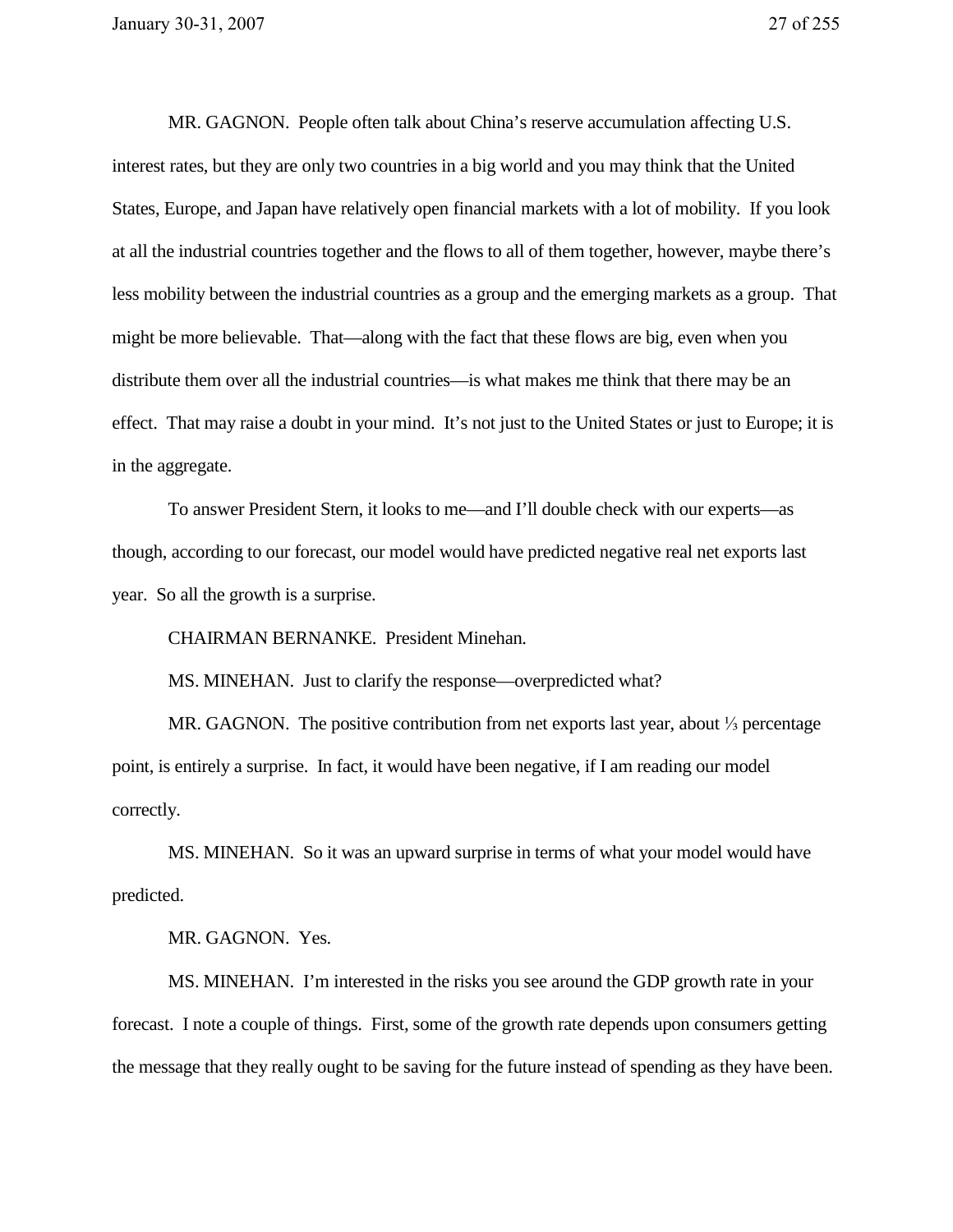MR. GAGNON. People often talk about China's reserve accumulation affecting U.S. interest rates, but they are only two countries in a big world and you may think that the United States, Europe, and Japan have relatively open financial markets with a lot of mobility. If you look at all the industrial countries together and the flows to all of them together, however, maybe there's less mobility between the industrial countries as a group and the emerging markets as a group. That might be more believable. That—along with the fact that these flows are big, even when you distribute them over all the industrial countries—is what makes me think that there may be an effect. That may raise a doubt in your mind. It's not just to the United States or just to Europe; it is in the aggregate.

To answer President Stern, it looks to me—and I'll double check with our experts—as though, according to our forecast, our model would have predicted negative real net exports last year. So all the growth is a surprise.

CHAIRMAN BERNANKE. President Minehan.

MS. MINEHAN. Just to clarify the response—overpredicted what?

MR. GAGNON. The positive contribution from net exports last year, about ⅓ percentage point, is entirely a surprise. In fact, it would have been negative, if I am reading our model correctly.

MS. MINEHAN. So it was an upward surprise in terms of what your model would have predicted.

MR. GAGNON. Yes.

MS. MINEHAN. I'm interested in the risks you see around the GDP growth rate in your forecast. I note a couple of things. First, some of the growth rate depends upon consumers getting the message that they really ought to be saving for the future instead of spending as they have been.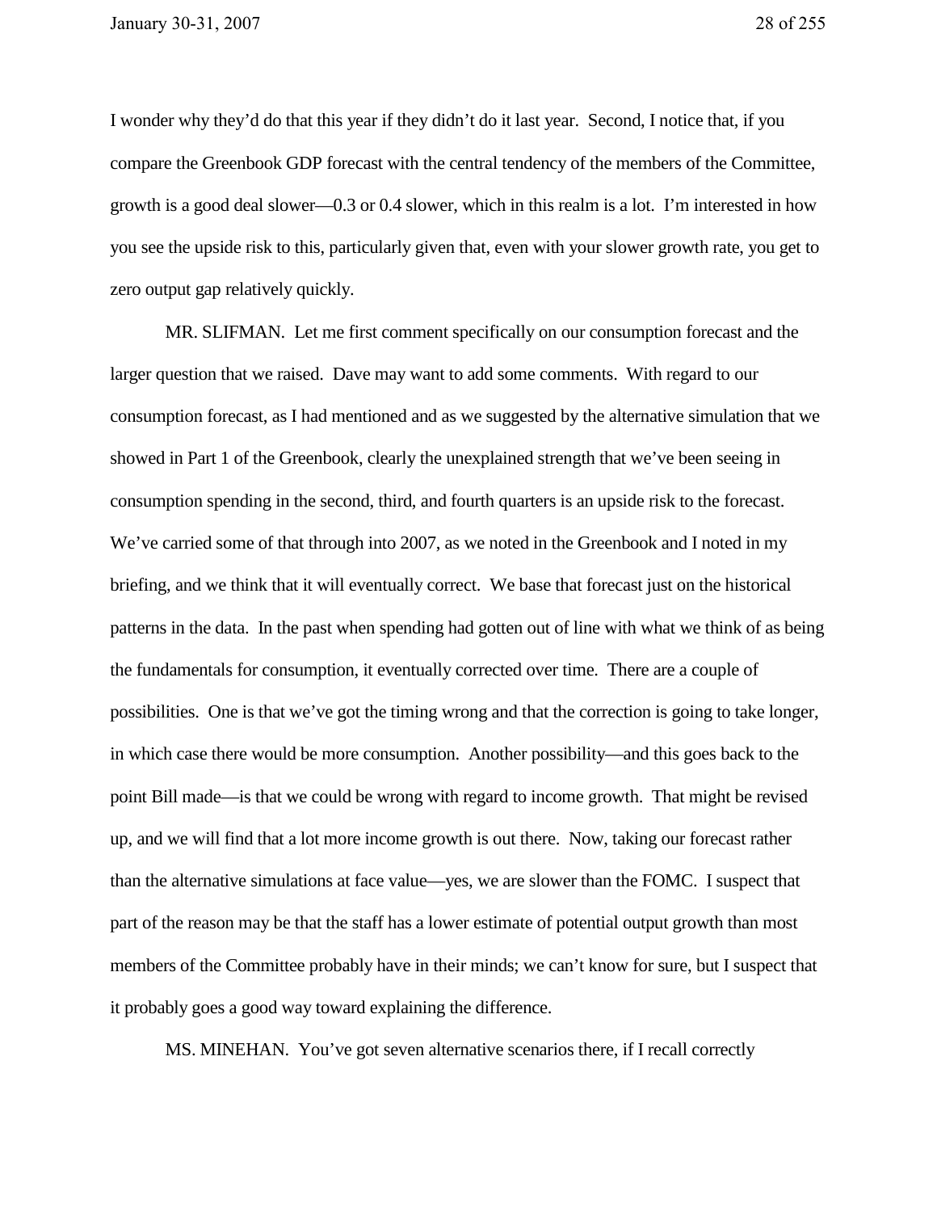I wonder why they'd do that this year if they didn't do it last year. Second, I notice that, if you compare the Greenbook GDP forecast with the central tendency of the members of the Committee, growth is a good deal slower—0.3 or 0.4 slower, which in this realm is a lot. I'm interested in how you see the upside risk to this, particularly given that, even with your slower growth rate, you get to zero output gap relatively quickly.

MR. SLIFMAN. Let me first comment specifically on our consumption forecast and the larger question that we raised. Dave may want to add some comments. With regard to our consumption forecast, as I had mentioned and as we suggested by the alternative simulation that we showed in Part 1 of the Greenbook, clearly the unexplained strength that we've been seeing in consumption spending in the second, third, and fourth quarters is an upside risk to the forecast. We've carried some of that through into 2007, as we noted in the Greenbook and I noted in my briefing, and we think that it will eventually correct. We base that forecast just on the historical patterns in the data. In the past when spending had gotten out of line with what we think of as being the fundamentals for consumption, it eventually corrected over time. There are a couple of possibilities. One is that we've got the timing wrong and that the correction is going to take longer, in which case there would be more consumption. Another possibility—and this goes back to the point Bill made—is that we could be wrong with regard to income growth. That might be revised up, and we will find that a lot more income growth is out there. Now, taking our forecast rather than the alternative simulations at face value—yes, we are slower than the FOMC. I suspect that part of the reason may be that the staff has a lower estimate of potential output growth than most members of the Committee probably have in their minds; we can't know for sure, but I suspect that it probably goes a good way toward explaining the difference.

MS. MINEHAN. You've got seven alternative scenarios there, if I recall correctly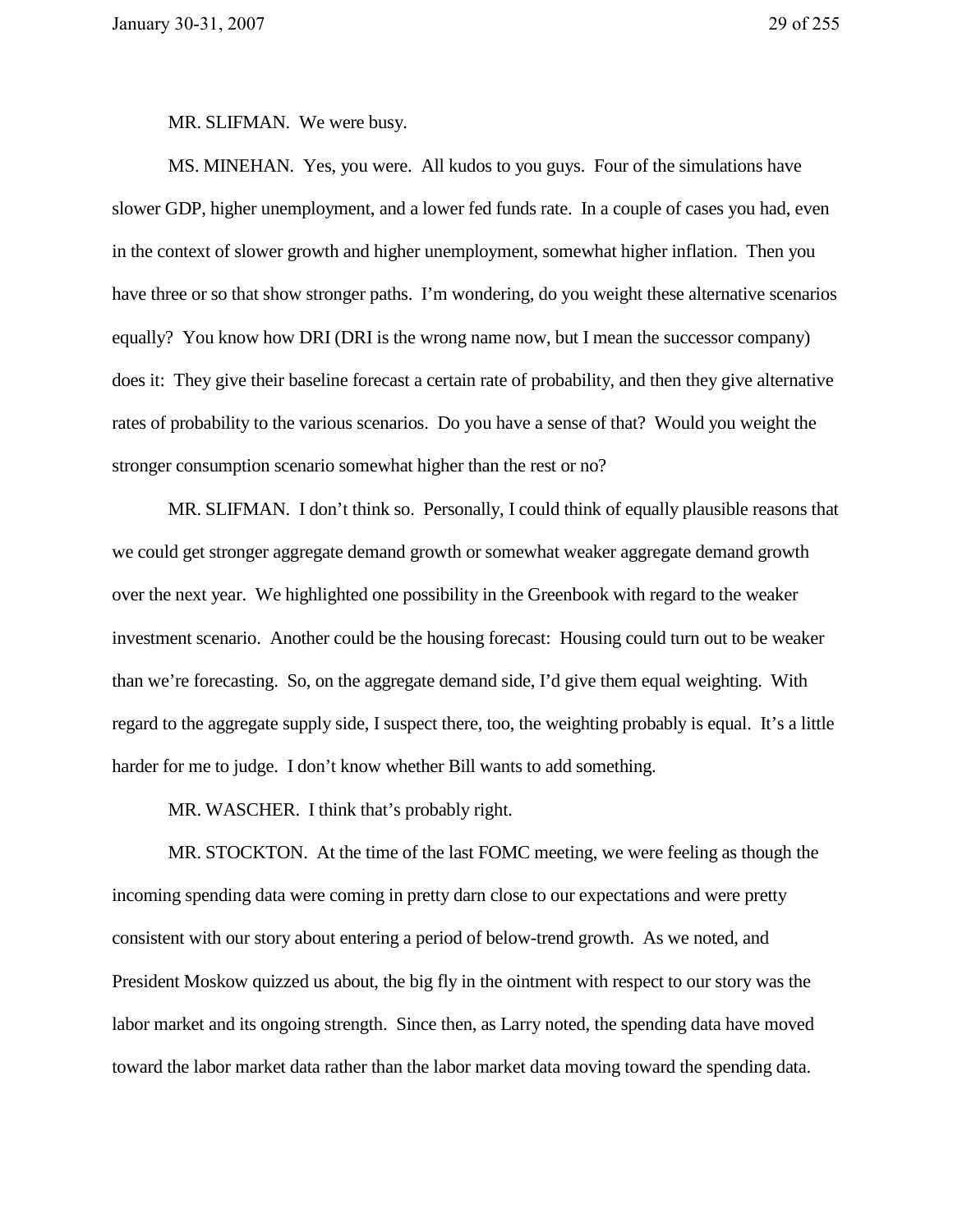MR. SLIFMAN. We were busy.

MS. MINEHAN. Yes, you were. All kudos to you guys. Four of the simulations have slower GDP, higher unemployment, and a lower fed funds rate. In a couple of cases you had, even in the context of slower growth and higher unemployment, somewhat higher inflation. Then you have three or so that show stronger paths. I'm wondering, do you weight these alternative scenarios equally? You know how DRI (DRI is the wrong name now, but I mean the successor company) does it: They give their baseline forecast a certain rate of probability, and then they give alternative rates of probability to the various scenarios. Do you have a sense of that? Would you weight the stronger consumption scenario somewhat higher than the rest or no?

MR. SLIFMAN. I don't think so. Personally, I could think of equally plausible reasons that we could get stronger aggregate demand growth or somewhat weaker aggregate demand growth over the next year. We highlighted one possibility in the Greenbook with regard to the weaker investment scenario. Another could be the housing forecast: Housing could turn out to be weaker than we're forecasting. So, on the aggregate demand side, I'd give them equal weighting. With regard to the aggregate supply side, I suspect there, too, the weighting probably is equal. It's a little harder for me to judge. I don't know whether Bill wants to add something.

MR. WASCHER. I think that's probably right.

MR. STOCKTON. At the time of the last FOMC meeting, we were feeling as though the incoming spending data were coming in pretty darn close to our expectations and were pretty consistent with our story about entering a period of below-trend growth. As we noted, and President Moskow quizzed us about, the big fly in the ointment with respect to our story was the labor market and its ongoing strength. Since then, as Larry noted, the spending data have moved toward the labor market data rather than the labor market data moving toward the spending data.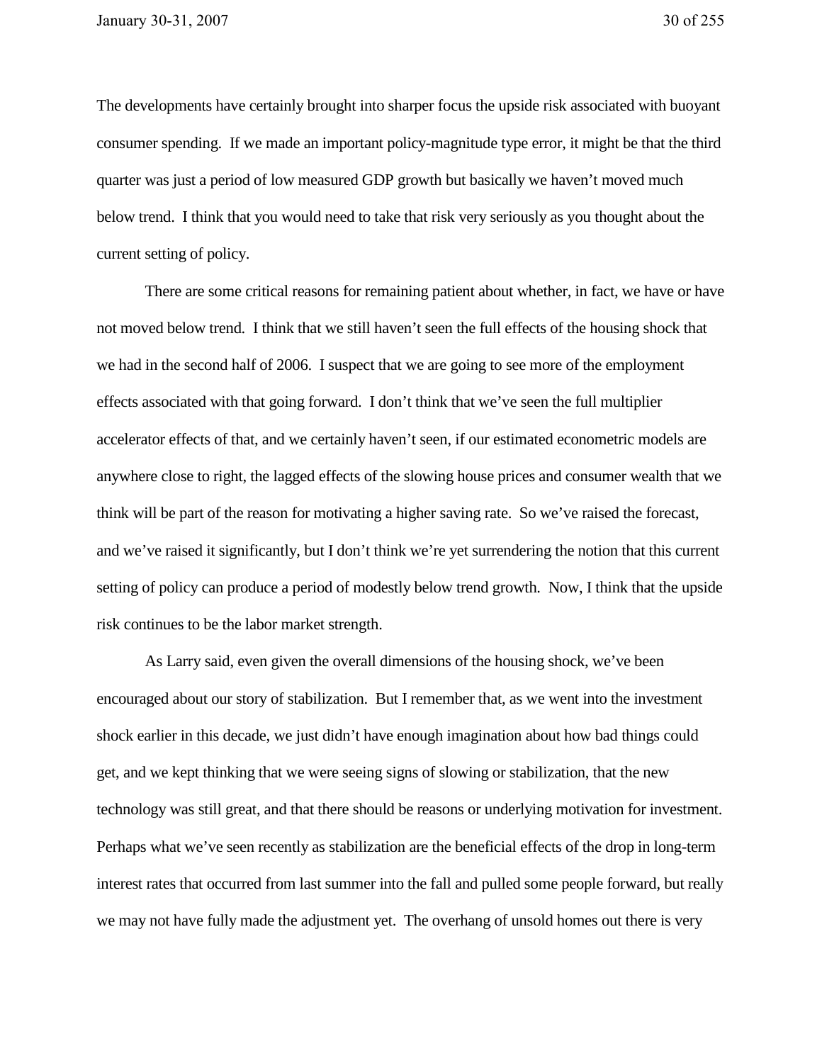The developments have certainly brought into sharper focus the upside risk associated with buoyant consumer spending. If we made an important policy-magnitude type error, it might be that the third quarter was just a period of low measured GDP growth but basically we haven't moved much below trend. I think that you would need to take that risk very seriously as you thought about the current setting of policy.

There are some critical reasons for remaining patient about whether, in fact, we have or have not moved below trend. I think that we still haven't seen the full effects of the housing shock that we had in the second half of 2006. I suspect that we are going to see more of the employment effects associated with that going forward. I don't think that we've seen the full multiplier accelerator effects of that, and we certainly haven't seen, if our estimated econometric models are anywhere close to right, the lagged effects of the slowing house prices and consumer wealth that we think will be part of the reason for motivating a higher saving rate. So we've raised the forecast, and we've raised it significantly, but I don't think we're yet surrendering the notion that this current setting of policy can produce a period of modestly below trend growth. Now, I think that the upside risk continues to be the labor market strength.

As Larry said, even given the overall dimensions of the housing shock, we've been encouraged about our story of stabilization. But I remember that, as we went into the investment shock earlier in this decade, we just didn't have enough imagination about how bad things could get, and we kept thinking that we were seeing signs of slowing or stabilization, that the new technology was still great, and that there should be reasons or underlying motivation for investment. Perhaps what we've seen recently as stabilization are the beneficial effects of the drop in long-term interest rates that occurred from last summer into the fall and pulled some people forward, but really we may not have fully made the adjustment yet. The overhang of unsold homes out there is very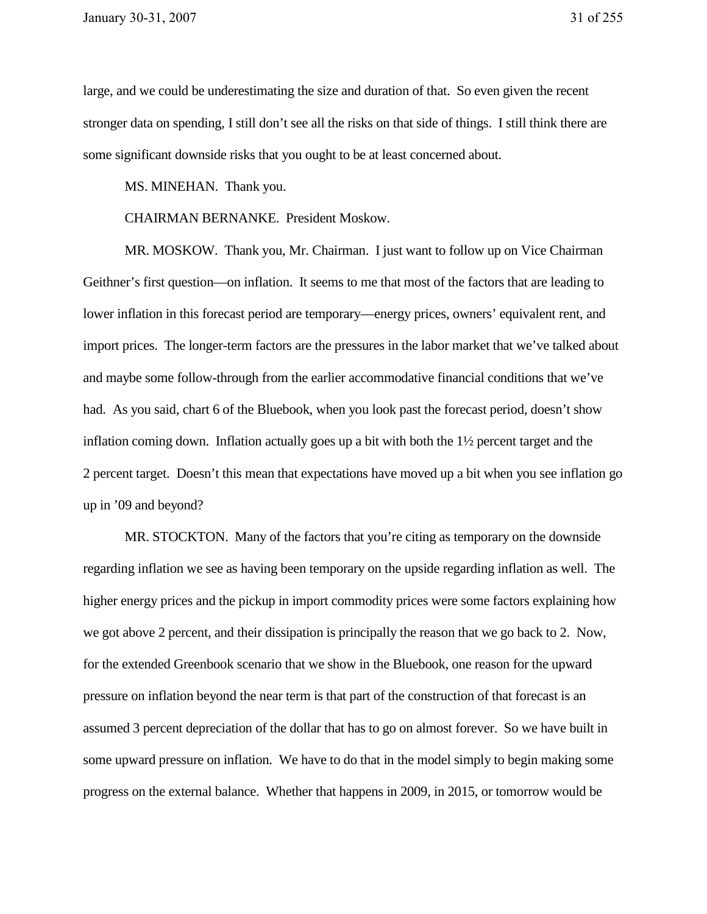large, and we could be underestimating the size and duration of that. So even given the recent stronger data on spending, I still don't see all the risks on that side of things. I still think there are some significant downside risks that you ought to be at least concerned about.

MS. MINEHAN. Thank you.

CHAIRMAN BERNANKE. President Moskow.

MR. MOSKOW. Thank you, Mr. Chairman. I just want to follow up on Vice Chairman Geithner's first question—on inflation. It seems to me that most of the factors that are leading to lower inflation in this forecast period are temporary—energy prices, owners' equivalent rent, and import prices. The longer-term factors are the pressures in the labor market that we've talked about and maybe some follow-through from the earlier accommodative financial conditions that we've had. As you said, chart 6 of the Bluebook, when you look past the forecast period, doesn't show inflation coming down. Inflation actually goes up a bit with both the 1½ percent target and the 2 percent target. Doesn't this mean that expectations have moved up a bit when you see inflation go up in '09 and beyond?

MR. STOCKTON. Many of the factors that you're citing as temporary on the downside regarding inflation we see as having been temporary on the upside regarding inflation as well. The higher energy prices and the pickup in import commodity prices were some factors explaining how we got above 2 percent, and their dissipation is principally the reason that we go back to 2. Now, for the extended Greenbook scenario that we show in the Bluebook, one reason for the upward pressure on inflation beyond the near term is that part of the construction of that forecast is an assumed 3 percent depreciation of the dollar that has to go on almost forever. So we have built in some upward pressure on inflation. We have to do that in the model simply to begin making some progress on the external balance. Whether that happens in 2009, in 2015, or tomorrow would be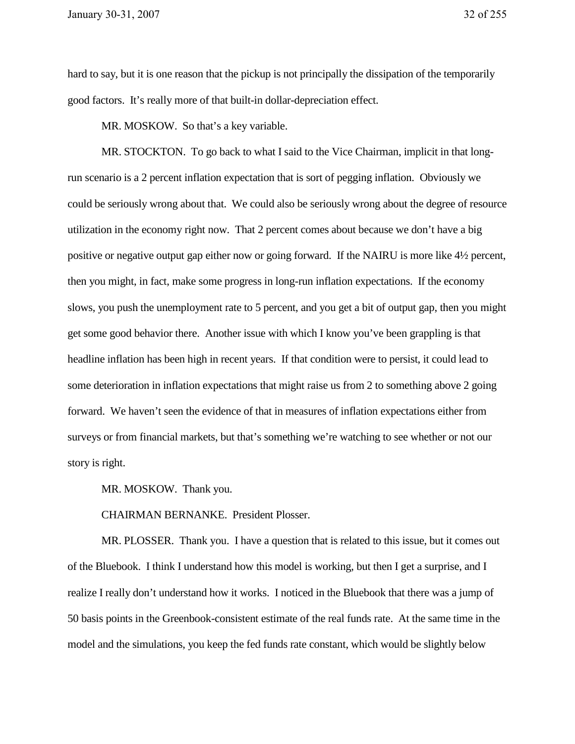hard to say, but it is one reason that the pickup is not principally the dissipation of the temporarily good factors. It's really more of that built-in dollar-depreciation effect.

MR. MOSKOW. So that's a key variable.

MR. STOCKTON. To go back to what I said to the Vice Chairman, implicit in that long-run scenario is a 2 percent inflation expectation that is sort of pegging inflation. Obviously we could be seriously wrong about that. We could also be seriously wrong about the degree of resource utilization in the economy right now. That 2 percent comes about because we don't have a big positive or negative output gap either now or going forward. If the NAIRU is more like 4½ percent, then you might, in fact, make some progress in long-run inflation expectations. If the economy slows, you push the unemployment rate to 5 percent, and you get a bit of output gap, then you might get some good behavior there. Another issue with which I know you've been grappling is that headline inflation has been high in recent years. If that condition were to persist, it could lead to some deterioration in inflation expectations that might raise us from 2 to something above 2 going forward. We haven't seen the evidence of that in measures of inflation expectations either from surveys or from financial markets, but that's something we're watching to see whether or not our story is right.

MR. MOSKOW. Thank you.

CHAIRMAN BERNANKE. President Plosser.

MR. PLOSSER. Thank you. I have a question that is related to this issue, but it comes out of the Bluebook. I think I understand how this model is working, but then I get a surprise, and I realize I really don't understand how it works. I noticed in the Bluebook that there was a jump of 50 basis points in the Greenbook-consistent estimate of the real funds rate. At the same time in the model and the simulations, you keep the fed funds rate constant, which would be slightly below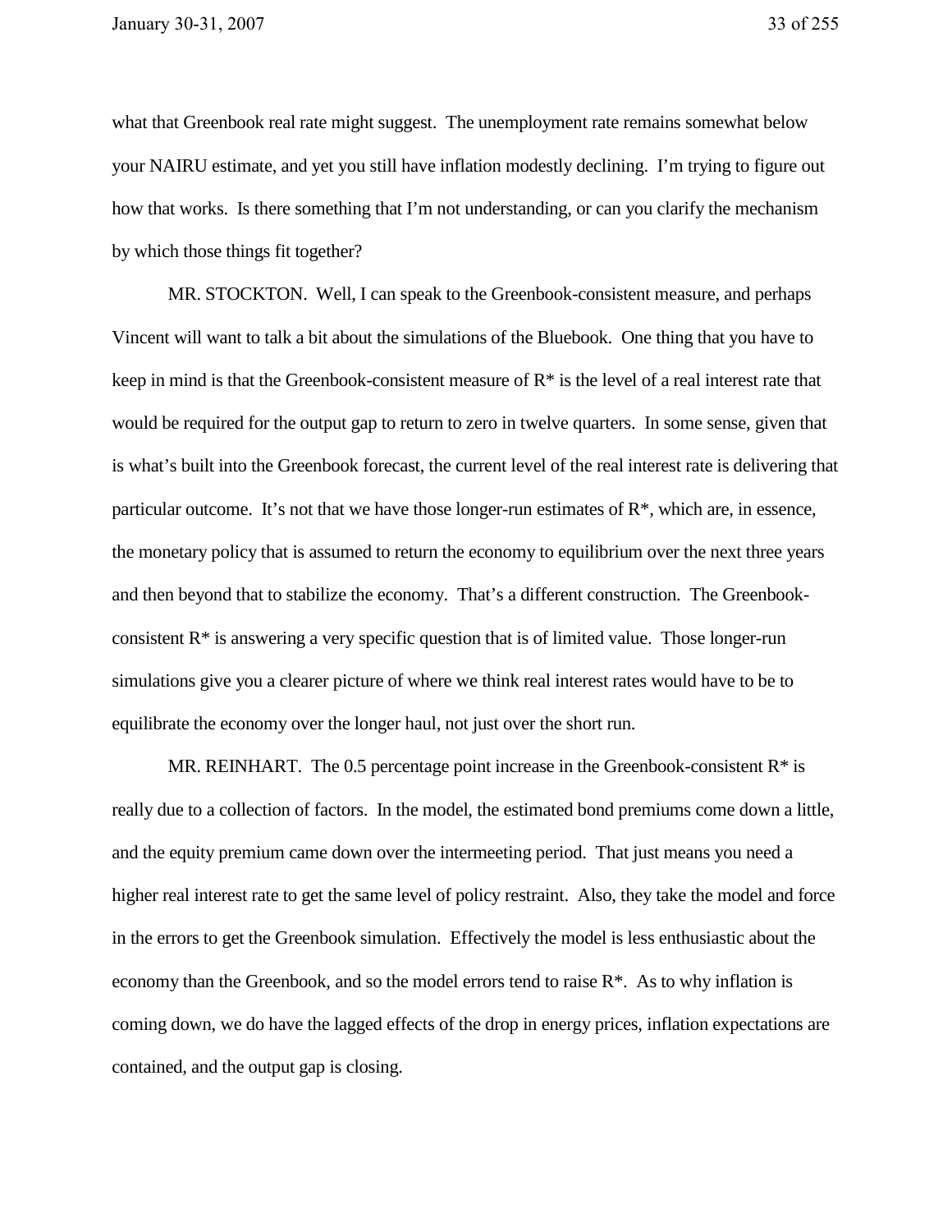what that Greenbook real rate might suggest. The unemployment rate remains somewhat below your NAIRU estimate, and yet you still have inflation modestly declining. I'm trying to figure out how that works. Is there something that I'm not understanding, or can you clarify the mechanism by which those things fit together?

MR. STOCKTON. Well, I can speak to the Greenbook-consistent measure, and perhaps Vincent will want to talk a bit about the simulations of the Bluebook. One thing that you have to keep in mind is that the Greenbook-consistent measure of R* is the level of a real interest rate that would be required for the output gap to return to zero in twelve quarters. In some sense, given that is what's built into the Greenbook forecast, the current level of the real interest rate is delivering that particular outcome. It's not that we have those longer-run estimates of R*, which are, in essence, the monetary policy that is assumed to return the economy to equilibrium over the next three years and then beyond that to stabilize the economy. That's a different construction. The Greenbook-consistent R* is answering a very specific question that is of limited value. Those longer-run simulations give you a clearer picture of where we think real interest rates would have to be to equilibrate the economy over the longer haul, not just over the short run.

MR. REINHART. The 0.5 percentage point increase in the Greenbook-consistent R* is really due to a collection of factors. In the model, the estimated bond premiums come down a little, and the equity premium came down over the intermeeting period. That just means you need a higher real interest rate to get the same level of policy restraint. Also, they take the model and force in the errors to get the Greenbook simulation. Effectively the model is less enthusiastic about the economy than the Greenbook, and so the model errors tend to raise R*. As to why inflation is coming down, we do have the lagged effects of the drop in energy prices, inflation expectations are contained, and the output gap is closing.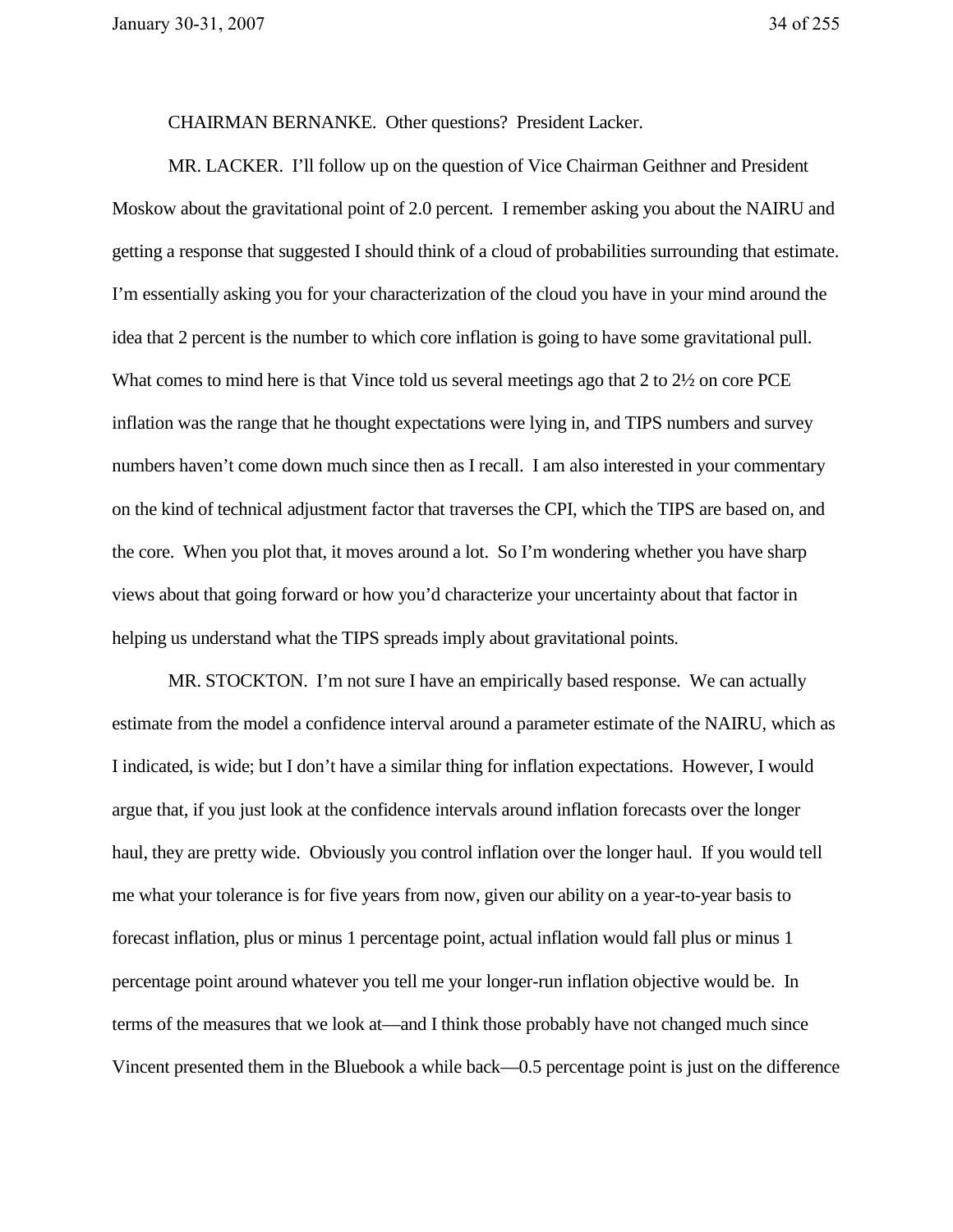CHAIRMAN BERNANKE. Other questions? President Lacker.

MR. LACKER. I'll follow up on the question of Vice Chairman Geithner and President Moskow about the gravitational point of 2.0 percent. I remember asking you about the NAIRU and getting a response that suggested I should think of a cloud of probabilities surrounding that estimate. I'm essentially asking you for your characterization of the cloud you have in your mind around the idea that 2 percent is the number to which core inflation is going to have some gravitational pull. What comes to mind here is that Vince told us several meetings ago that 2 to 2½ on core PCE inflation was the range that he thought expectations were lying in, and TIPS numbers and survey numbers haven't come down much since then as I recall. I am also interested in your commentary on the kind of technical adjustment factor that traverses the CPI, which the TIPS are based on, and the core. When you plot that, it moves around a lot. So I'm wondering whether you have sharp views about that going forward or how you'd characterize your uncertainty about that factor in helping us understand what the TIPS spreads imply about gravitational points.

MR. STOCKTON. I'm not sure I have an empirically based response. We can actually estimate from the model a confidence interval around a parameter estimate of the NAIRU, which as I indicated, is wide; but I don't have a similar thing for inflation expectations. However, I would argue that, if you just look at the confidence intervals around inflation forecasts over the longer haul, they are pretty wide. Obviously you control inflation over the longer haul. If you would tell me what your tolerance is for five years from now, given our ability on a year-to-year basis to forecast inflation, plus or minus 1 percentage point, actual inflation would fall plus or minus 1 percentage point around whatever you tell me your longer-run inflation objective would be. In terms of the measures that we look at—and I think those probably have not changed much since Vincent presented them in the Bluebook a while back—0.5 percentage point is just on the difference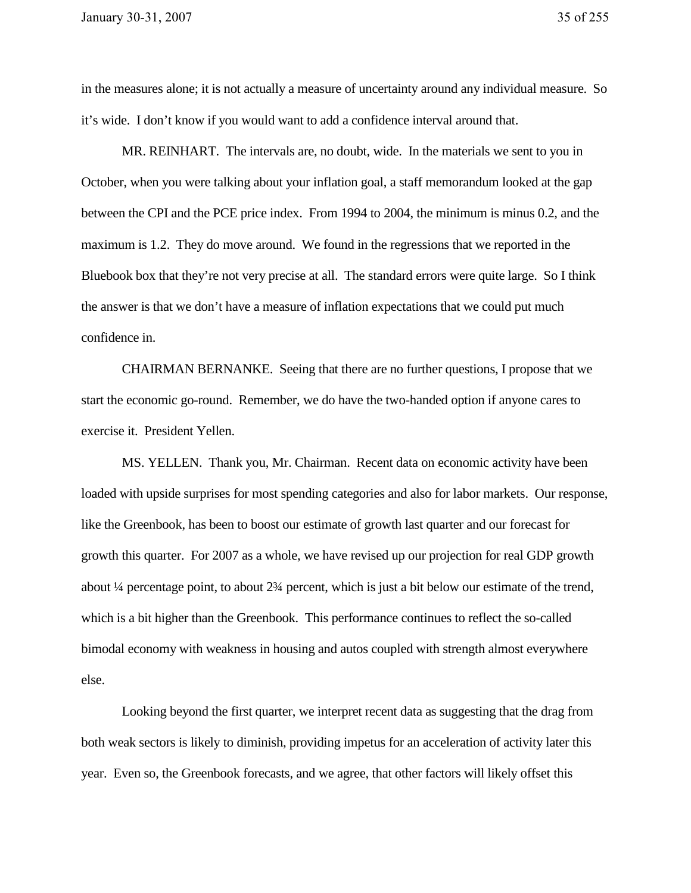in the measures alone; it is not actually a measure of uncertainty around any individual measure. So it's wide. I don't know if you would want to add a confidence interval around that.

MR. REINHART. The intervals are, no doubt, wide. In the materials we sent to you in October, when you were talking about your inflation goal, a staff memorandum looked at the gap between the CPI and the PCE price index. From 1994 to 2004, the minimum is minus 0.2, and the maximum is 1.2. They do move around. We found in the regressions that we reported in the Bluebook box that they're not very precise at all. The standard errors were quite large. So I think the answer is that we don't have a measure of inflation expectations that we could put much confidence in.

CHAIRMAN BERNANKE. Seeing that there are no further questions, I propose that we start the economic go-round. Remember, we do have the two-handed option if anyone cares to exercise it. President Yellen.

MS. YELLEN. Thank you, Mr. Chairman. Recent data on economic activity have been loaded with upside surprises for most spending categories and also for labor markets. Our response, like the Greenbook, has been to boost our estimate of growth last quarter and our forecast for growth this quarter. For 2007 as a whole, we have revised up our projection for real GDP growth about ¼ percentage point, to about 2¾ percent, which is just a bit below our estimate of the trend, which is a bit higher than the Greenbook. This performance continues to reflect the so-called bimodal economy with weakness in housing and autos coupled with strength almost everywhere else.

Looking beyond the first quarter, we interpret recent data as suggesting that the drag from both weak sectors is likely to diminish, providing impetus for an acceleration of activity later this year. Even so, the Greenbook forecasts, and we agree, that other factors will likely offset this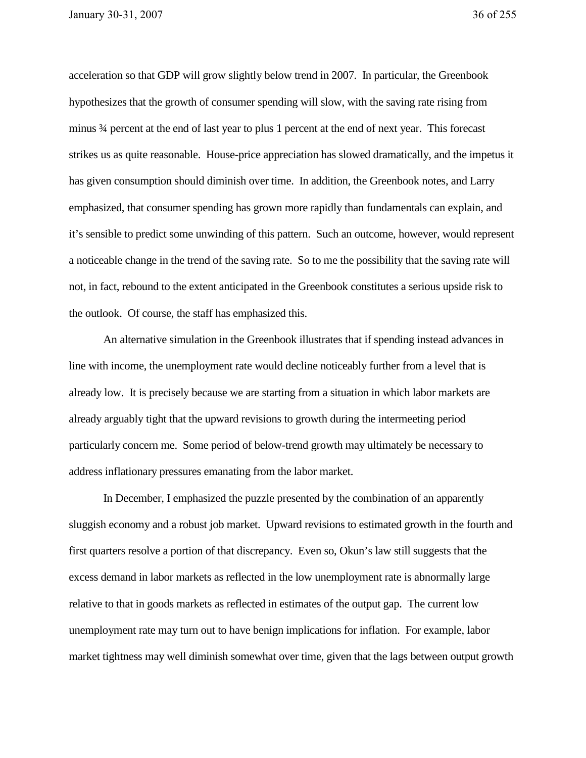acceleration so that GDP will grow slightly below trend in 2007. In particular, the Greenbook hypothesizes that the growth of consumer spending will slow, with the saving rate rising from minus ¾ percent at the end of last year to plus 1 percent at the end of next year. This forecast strikes us as quite reasonable. House-price appreciation has slowed dramatically, and the impetus it has given consumption should diminish over time. In addition, the Greenbook notes, and Larry emphasized, that consumer spending has grown more rapidly than fundamentals can explain, and it's sensible to predict some unwinding of this pattern. Such an outcome, however, would represent a noticeable change in the trend of the saving rate. So to me the possibility that the saving rate will not, in fact, rebound to the extent anticipated in the Greenbook constitutes a serious upside risk to the outlook. Of course, the staff has emphasized this.

An alternative simulation in the Greenbook illustrates that if spending instead advances in line with income, the unemployment rate would decline noticeably further from a level that is already low. It is precisely because we are starting from a situation in which labor markets are already arguably tight that the upward revisions to growth during the intermeeting period particularly concern me. Some period of below-trend growth may ultimately be necessary to address inflationary pressures emanating from the labor market.

In December, I emphasized the puzzle presented by the combination of an apparently sluggish economy and a robust job market. Upward revisions to estimated growth in the fourth and first quarters resolve a portion of that discrepancy. Even so, Okun's law still suggests that the excess demand in labor markets as reflected in the low unemployment rate is abnormally large relative to that in goods markets as reflected in estimates of the output gap. The current low unemployment rate may turn out to have benign implications for inflation. For example, labor market tightness may well diminish somewhat over time, given that the lags between output growth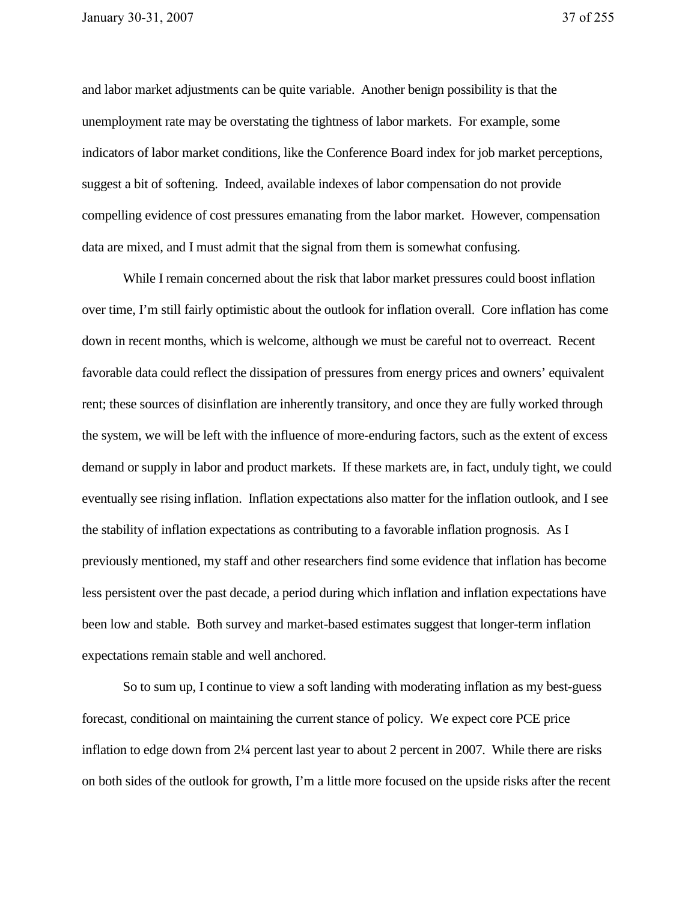and labor market adjustments can be quite variable. Another benign possibility is that the unemployment rate may be overstating the tightness of labor markets. For example, some indicators of labor market conditions, like the Conference Board index for job market perceptions, suggest a bit of softening. Indeed, available indexes of labor compensation do not provide compelling evidence of cost pressures emanating from the labor market. However, compensation data are mixed, and I must admit that the signal from them is somewhat confusing.

While I remain concerned about the risk that labor market pressures could boost inflation over time, I'm still fairly optimistic about the outlook for inflation overall. Core inflation has come down in recent months, which is welcome, although we must be careful not to overreact. Recent favorable data could reflect the dissipation of pressures from energy prices and owners' equivalent rent; these sources of disinflation are inherently transitory, and once they are fully worked through the system, we will be left with the influence of more-enduring factors, such as the extent of excess demand or supply in labor and product markets. If these markets are, in fact, unduly tight, we could eventually see rising inflation. Inflation expectations also matter for the inflation outlook, and I see the stability of inflation expectations as contributing to a favorable inflation prognosis. As I previously mentioned, my staff and other researchers find some evidence that inflation has become less persistent over the past decade, a period during which inflation and inflation expectations have been low and stable. Both survey and market-based estimates suggest that longer-term inflation expectations remain stable and well anchored.

So to sum up, I continue to view a soft landing with moderating inflation as my best-guess forecast, conditional on maintaining the current stance of policy. We expect core PCE price inflation to edge down from 2¼ percent last year to about 2 percent in 2007. While there are risks on both sides of the outlook for growth, I'm a little more focused on the upside risks after the recent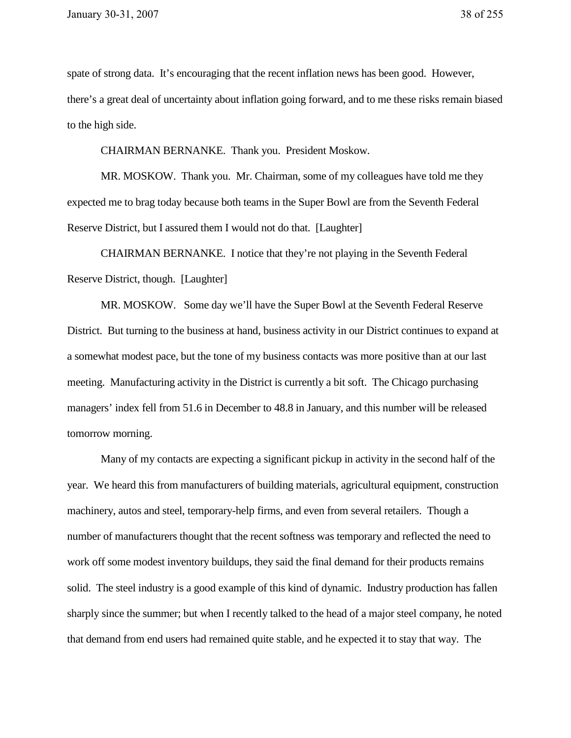spate of strong data. It's encouraging that the recent inflation news has been good. However, there's a great deal of uncertainty about inflation going forward, and to me these risks remain biased to the high side.

CHAIRMAN BERNANKE. Thank you. President Moskow.

MR. MOSKOW. Thank you. Mr. Chairman, some of my colleagues have told me they expected me to brag today because both teams in the Super Bowl are from the Seventh Federal Reserve District, but I assured them I would not do that. [Laughter]

CHAIRMAN BERNANKE. I notice that they're not playing in the Seventh Federal Reserve District, though. [Laughter]

MR. MOSKOW. Some day we'll have the Super Bowl at the Seventh Federal Reserve District. But turning to the business at hand, business activity in our District continues to expand at a somewhat modest pace, but the tone of my business contacts was more positive than at our last meeting. Manufacturing activity in the District is currently a bit soft. The Chicago purchasing managers' index fell from 51.6 in December to 48.8 in January, and this number will be released tomorrow morning.

Many of my contacts are expecting a significant pickup in activity in the second half of the year. We heard this from manufacturers of building materials, agricultural equipment, construction machinery, autos and steel, temporary-help firms, and even from several retailers. Though a number of manufacturers thought that the recent softness was temporary and reflected the need to work off some modest inventory buildups, they said the final demand for their products remains solid. The steel industry is a good example of this kind of dynamic. Industry production has fallen sharply since the summer; but when I recently talked to the head of a major steel company, he noted that demand from end users had remained quite stable, and he expected it to stay that way. The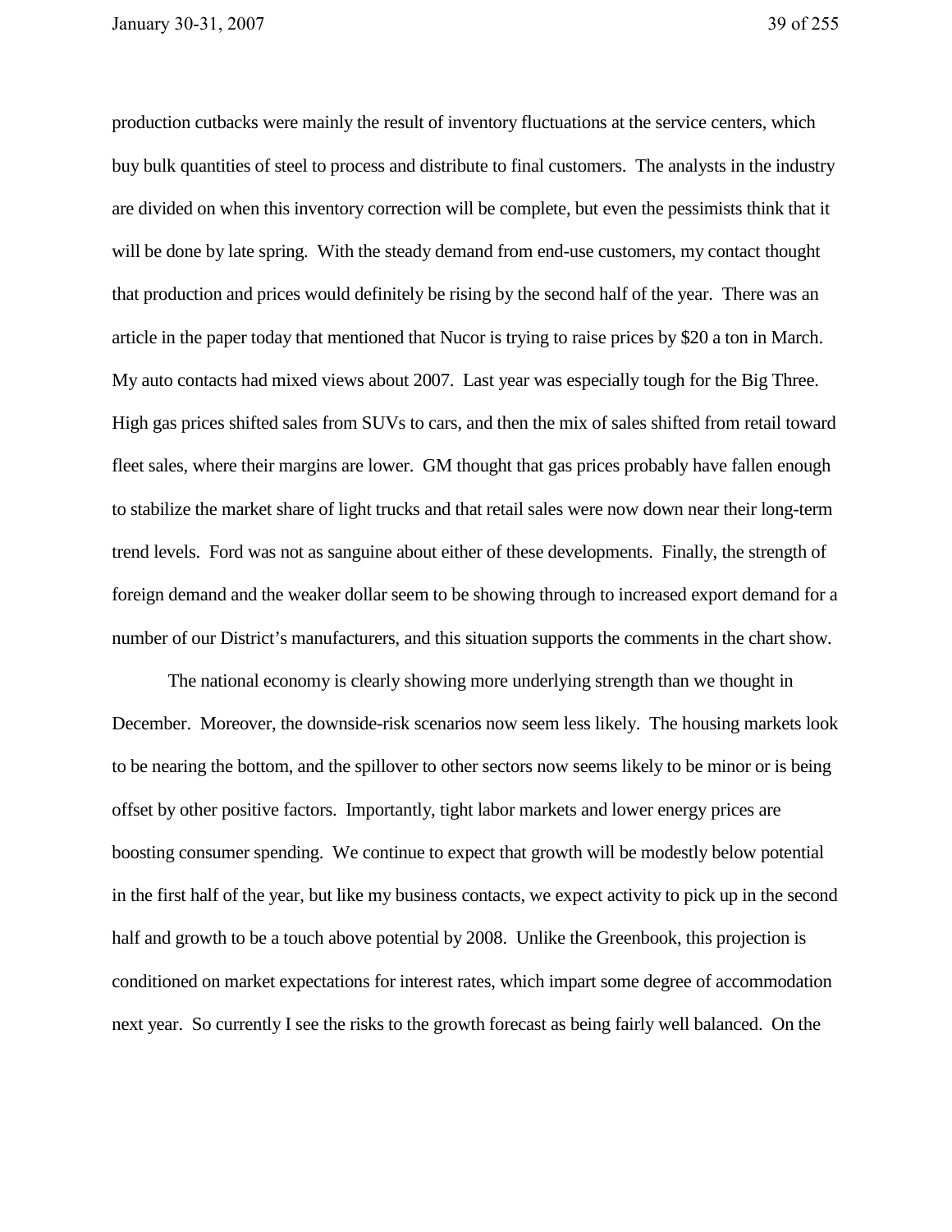production cutbacks were mainly the result of inventory fluctuations at the service centers, which buy bulk quantities of steel to process and distribute to final customers. The analysts in the industry are divided on when this inventory correction will be complete, but even the pessimists think that it will be done by late spring. With the steady demand from end-use customers, my contact thought that production and prices would definitely be rising by the second half of the year. There was an article in the paper today that mentioned that Nucor is trying to raise prices by $20 a ton in March. My auto contacts had mixed views about 2007. Last year was especially tough for the Big Three. High gas prices shifted sales from SUVs to cars, and then the mix of sales shifted from retail toward fleet sales, where their margins are lower. GM thought that gas prices probably have fallen enough to stabilize the market share of light trucks and that retail sales were now down near their long-term trend levels. Ford was not as sanguine about either of these developments. Finally, the strength of foreign demand and the weaker dollar seem to be showing through to increased export demand for a number of our District's manufacturers, and this situation supports the comments in the chart show.

The national economy is clearly showing more underlying strength than we thought in December. Moreover, the downside-risk scenarios now seem less likely. The housing markets look to be nearing the bottom, and the spillover to other sectors now seems likely to be minor or is being offset by other positive factors. Importantly, tight labor markets and lower energy prices are boosting consumer spending. We continue to expect that growth will be modestly below potential in the first half of the year, but like my business contacts, we expect activity to pick up in the second half and growth to be a touch above potential by 2008. Unlike the Greenbook, this projection is conditioned on market expectations for interest rates, which impart some degree of accommodation next year. So currently I see the risks to the growth forecast as being fairly well balanced. On the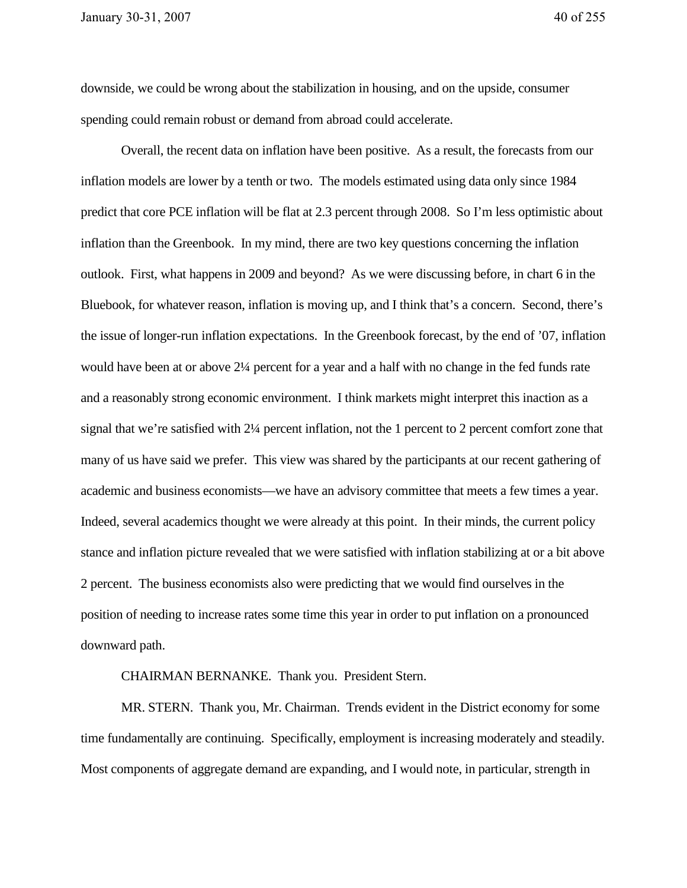downside, we could be wrong about the stabilization in housing, and on the upside, consumer spending could remain robust or demand from abroad could accelerate.

Overall, the recent data on inflation have been positive. As a result, the forecasts from our inflation models are lower by a tenth or two. The models estimated using data only since 1984 predict that core PCE inflation will be flat at 2.3 percent through 2008. So I'm less optimistic about inflation than the Greenbook. In my mind, there are two key questions concerning the inflation outlook. First, what happens in 2009 and beyond? As we were discussing before, in chart 6 in the Bluebook, for whatever reason, inflation is moving up, and I think that's a concern. Second, there's the issue of longer-run inflation expectations. In the Greenbook forecast, by the end of '07, inflation would have been at or above 2¼ percent for a year and a half with no change in the fed funds rate and a reasonably strong economic environment. I think markets might interpret this inaction as a signal that we're satisfied with 2¼ percent inflation, not the 1 percent to 2 percent comfort zone that many of us have said we prefer. This view was shared by the participants at our recent gathering of academic and business economists—we have an advisory committee that meets a few times a year. Indeed, several academics thought we were already at this point. In their minds, the current policy stance and inflation picture revealed that we were satisfied with inflation stabilizing at or a bit above 2 percent. The business economists also were predicting that we would find ourselves in the position of needing to increase rates some time this year in order to put inflation on a pronounced downward path.

CHAIRMAN BERNANKE. Thank you. President Stern.

MR. STERN. Thank you, Mr. Chairman. Trends evident in the District economy for some time fundamentally are continuing. Specifically, employment is increasing moderately and steadily. Most components of aggregate demand are expanding, and I would note, in particular, strength in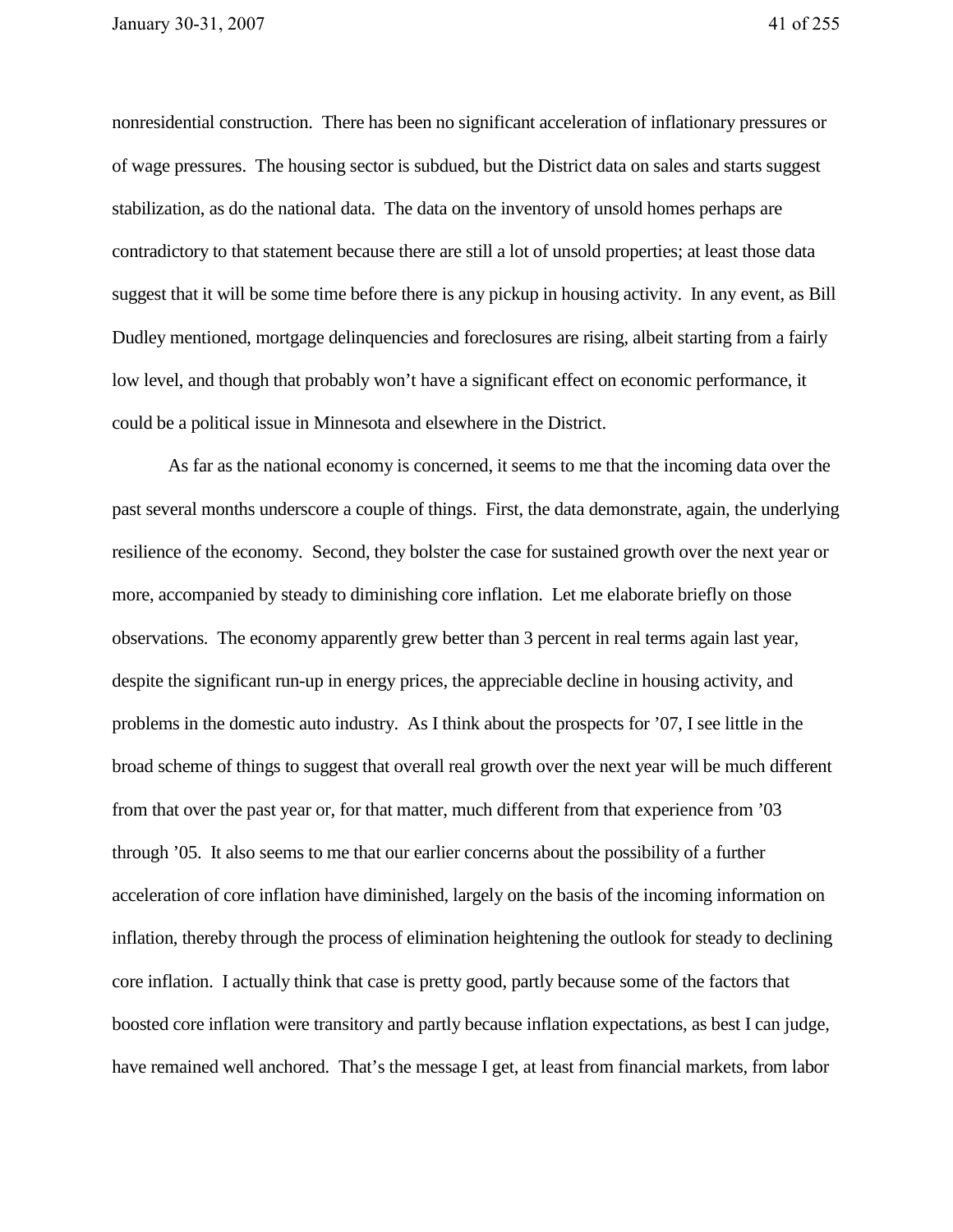nonresidential construction. There has been no significant acceleration of inflationary pressures or of wage pressures. The housing sector is subdued, but the District data on sales and starts suggest stabilization, as do the national data. The data on the inventory of unsold homes perhaps are contradictory to that statement because there are still a lot of unsold properties; at least those data suggest that it will be some time before there is any pickup in housing activity. In any event, as Bill Dudley mentioned, mortgage delinquencies and foreclosures are rising, albeit starting from a fairly low level, and though that probably won't have a significant effect on economic performance, it could be a political issue in Minnesota and elsewhere in the District.

As far as the national economy is concerned, it seems to me that the incoming data over the past several months underscore a couple of things. First, the data demonstrate, again, the underlying resilience of the economy. Second, they bolster the case for sustained growth over the next year or more, accompanied by steady to diminishing core inflation. Let me elaborate briefly on those observations. The economy apparently grew better than 3 percent in real terms again last year, despite the significant run-up in energy prices, the appreciable decline in housing activity, and problems in the domestic auto industry. As I think about the prospects for '07, I see little in the broad scheme of things to suggest that overall real growth over the next year will be much different from that over the past year or, for that matter, much different from that experience from '03 through '05. It also seems to me that our earlier concerns about the possibility of a further acceleration of core inflation have diminished, largely on the basis of the incoming information on inflation, thereby through the process of elimination heightening the outlook for steady to declining core inflation. I actually think that case is pretty good, partly because some of the factors that boosted core inflation were transitory and partly because inflation expectations, as best I can judge, have remained well anchored. That's the message I get, at least from financial markets, from labor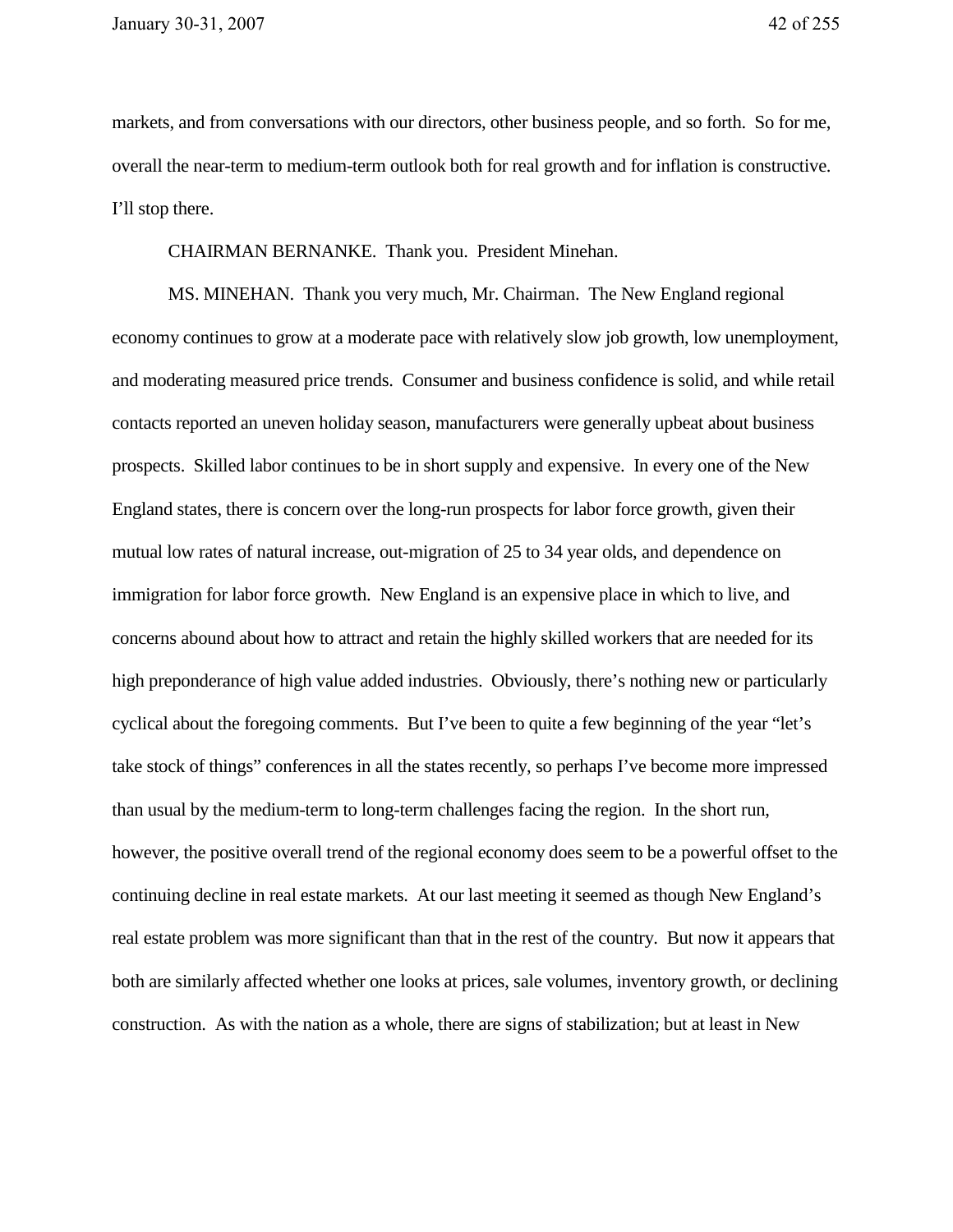markets, and from conversations with our directors, other business people, and so forth. So for me, overall the near-term to medium-term outlook both for real growth and for inflation is constructive. I'll stop there.

CHAIRMAN BERNANKE. Thank you. President Minehan.

MS. MINEHAN. Thank you very much, Mr. Chairman. The New England regional economy continues to grow at a moderate pace with relatively slow job growth, low unemployment, and moderating measured price trends. Consumer and business confidence is solid, and while retail contacts reported an uneven holiday season, manufacturers were generally upbeat about business prospects. Skilled labor continues to be in short supply and expensive. In every one of the New England states, there is concern over the long-run prospects for labor force growth, given their mutual low rates of natural increase, out-migration of 25 to 34 year olds, and dependence on immigration for labor force growth. New England is an expensive place in which to live, and concerns abound about how to attract and retain the highly skilled workers that are needed for its high preponderance of high value added industries. Obviously, there's nothing new or particularly cyclical about the foregoing comments. But I've been to quite a few beginning of the year "let's take stock of things" conferences in all the states recently, so perhaps I've become more impressed than usual by the medium-term to long-term challenges facing the region. In the short run, however, the positive overall trend of the regional economy does seem to be a powerful offset to the continuing decline in real estate markets. At our last meeting it seemed as though New England's real estate problem was more significant than that in the rest of the country. But now it appears that both are similarly affected whether one looks at prices, sale volumes, inventory growth, or declining construction. As with the nation as a whole, there are signs of stabilization; but at least in New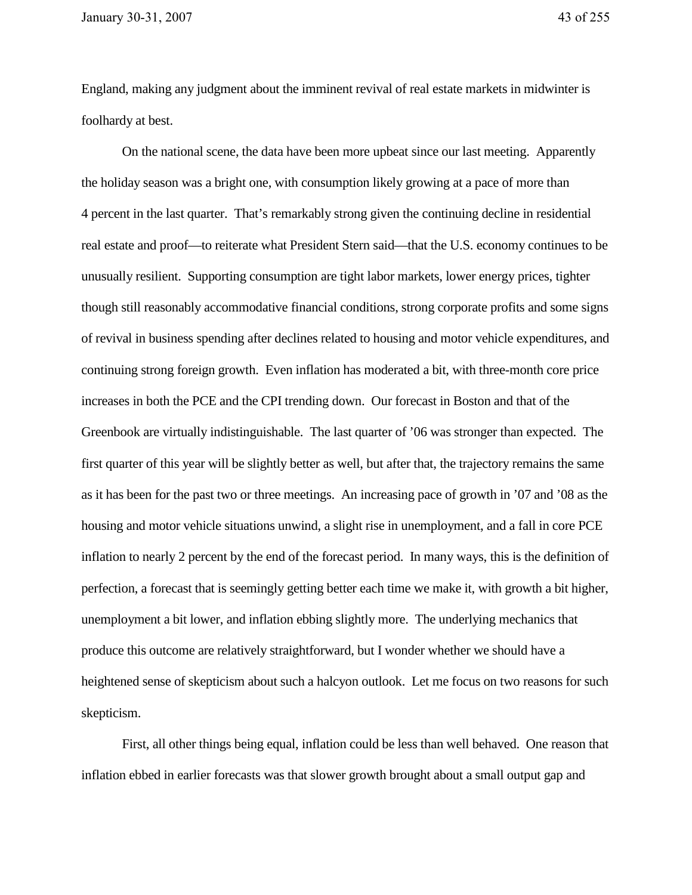England, making any judgment about the imminent revival of real estate markets in midwinter is foolhardy at best.

On the national scene, the data have been more upbeat since our last meeting. Apparently the holiday season was a bright one, with consumption likely growing at a pace of more than 4 percent in the last quarter. That's remarkably strong given the continuing decline in residential real estate and proof—to reiterate what President Stern said—that the U.S. economy continues to be unusually resilient. Supporting consumption are tight labor markets, lower energy prices, tighter though still reasonably accommodative financial conditions, strong corporate profits and some signs of revival in business spending after declines related to housing and motor vehicle expenditures, and continuing strong foreign growth. Even inflation has moderated a bit, with three-month core price increases in both the PCE and the CPI trending down. Our forecast in Boston and that of the Greenbook are virtually indistinguishable. The last quarter of '06 was stronger than expected. The first quarter of this year will be slightly better as well, but after that, the trajectory remains the same as it has been for the past two or three meetings. An increasing pace of growth in '07 and '08 as the housing and motor vehicle situations unwind, a slight rise in unemployment, and a fall in core PCE inflation to nearly 2 percent by the end of the forecast period. In many ways, this is the definition of perfection, a forecast that is seemingly getting better each time we make it, with growth a bit higher, unemployment a bit lower, and inflation ebbing slightly more. The underlying mechanics that produce this outcome are relatively straightforward, but I wonder whether we should have a heightened sense of skepticism about such a halcyon outlook. Let me focus on two reasons for such skepticism.

First, all other things being equal, inflation could be less than well behaved. One reason that inflation ebbed in earlier forecasts was that slower growth brought about a small output gap and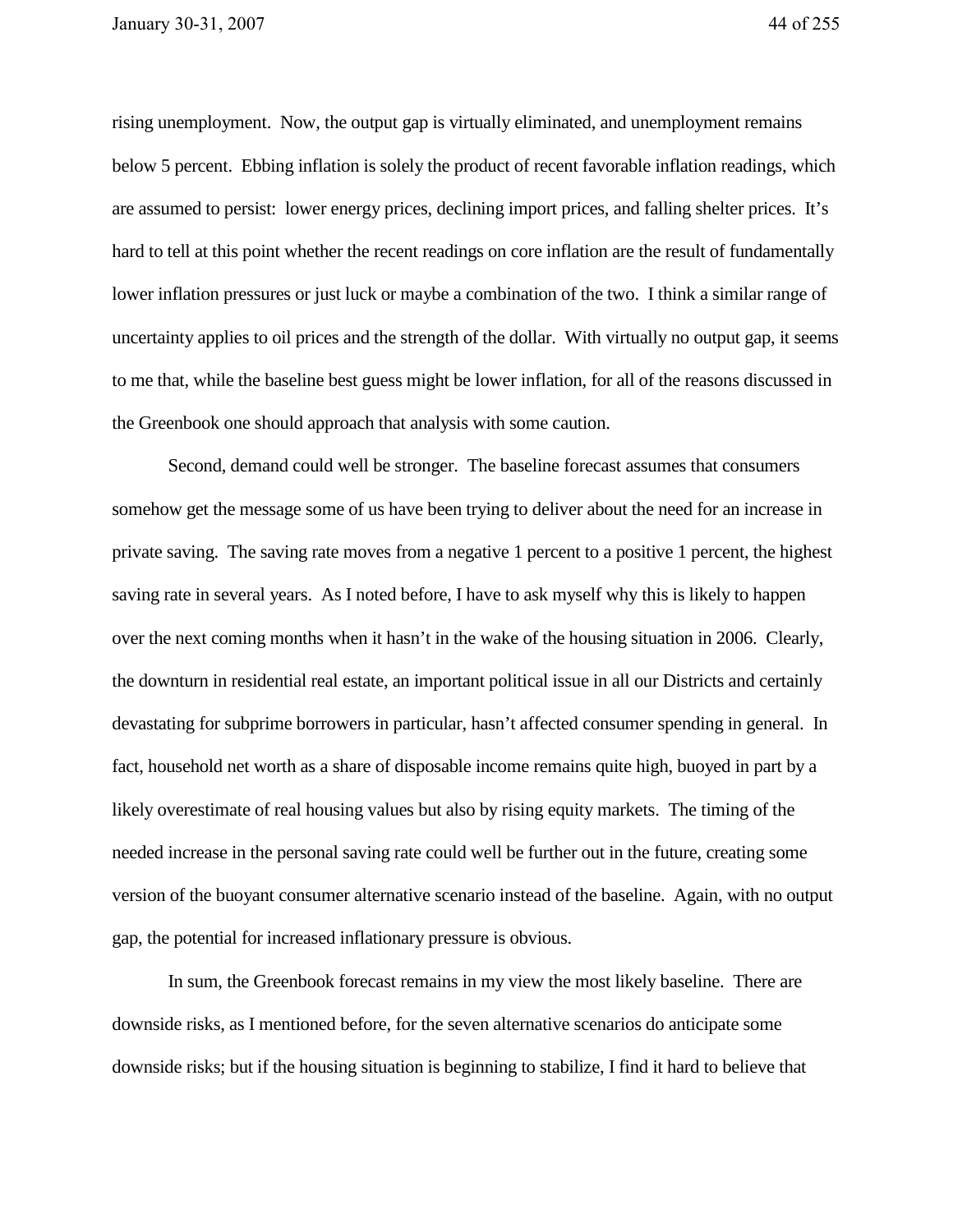rising unemployment. Now, the output gap is virtually eliminated, and unemployment remains below 5 percent. Ebbing inflation is solely the product of recent favorable inflation readings, which are assumed to persist: lower energy prices, declining import prices, and falling shelter prices. It's hard to tell at this point whether the recent readings on core inflation are the result of fundamentally lower inflation pressures or just luck or maybe a combination of the two. I think a similar range of uncertainty applies to oil prices and the strength of the dollar. With virtually no output gap, it seems to me that, while the baseline best guess might be lower inflation, for all of the reasons discussed in the Greenbook one should approach that analysis with some caution.

Second, demand could well be stronger. The baseline forecast assumes that consumers somehow get the message some of us have been trying to deliver about the need for an increase in private saving. The saving rate moves from a negative 1 percent to a positive 1 percent, the highest saving rate in several years. As I noted before, I have to ask myself why this is likely to happen over the next coming months when it hasn't in the wake of the housing situation in 2006. Clearly, the downturn in residential real estate, an important political issue in all our Districts and certainly devastating for subprime borrowers in particular, hasn't affected consumer spending in general. In fact, household net worth as a share of disposable income remains quite high, buoyed in part by a likely overestimate of real housing values but also by rising equity markets. The timing of the needed increase in the personal saving rate could well be further out in the future, creating some version of the buoyant consumer alternative scenario instead of the baseline. Again, with no output gap, the potential for increased inflationary pressure is obvious.

In sum, the Greenbook forecast remains in my view the most likely baseline. There are downside risks, as I mentioned before, for the seven alternative scenarios do anticipate some downside risks; but if the housing situation is beginning to stabilize, I find it hard to believe that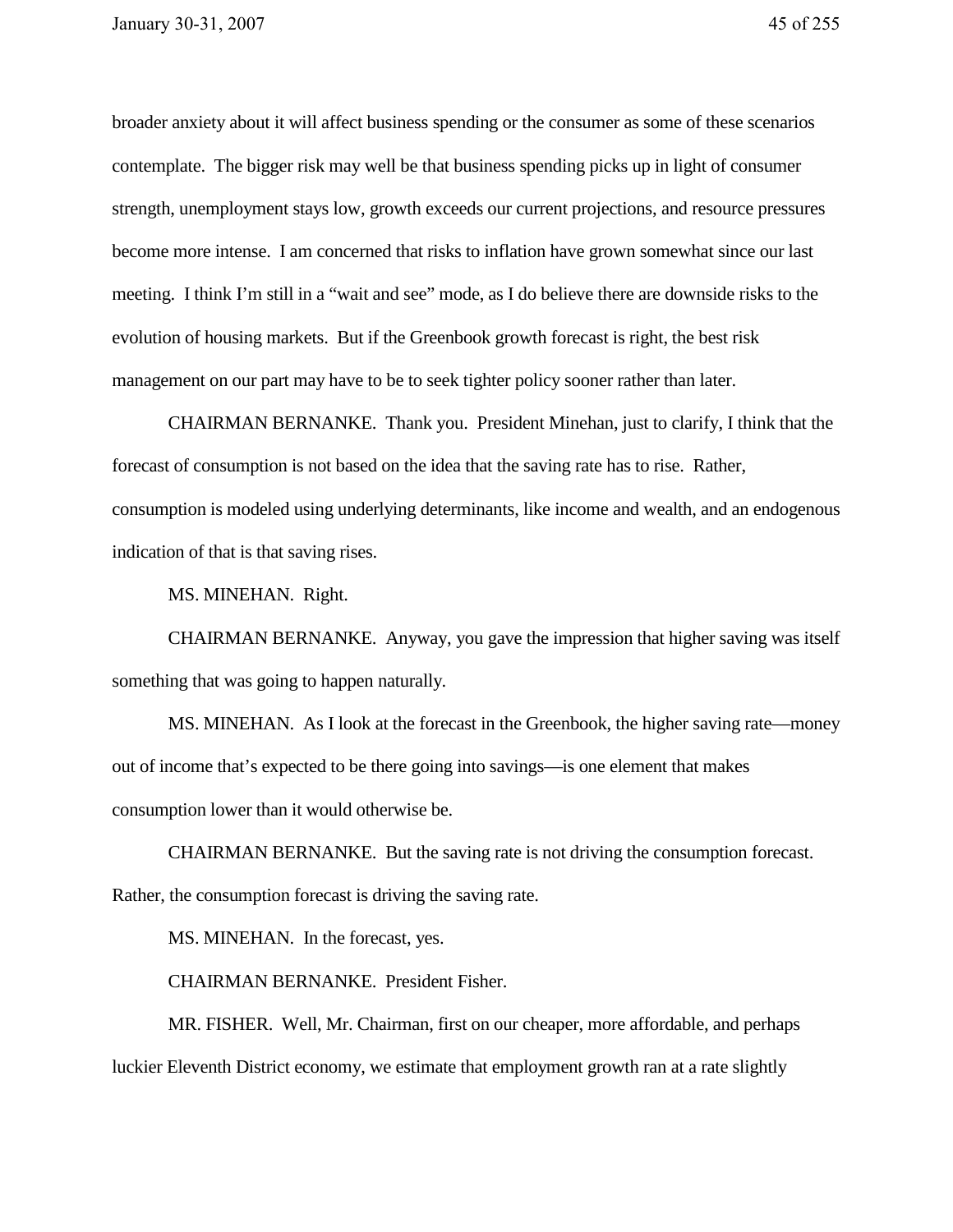broader anxiety about it will affect business spending or the consumer as some of these scenarios contemplate. The bigger risk may well be that business spending picks up in light of consumer strength, unemployment stays low, growth exceeds our current projections, and resource pressures become more intense. I am concerned that risks to inflation have grown somewhat since our last meeting. I think I'm still in a "wait and see" mode, as I do believe there are downside risks to the evolution of housing markets. But if the Greenbook growth forecast is right, the best risk management on our part may have to be to seek tighter policy sooner rather than later.

CHAIRMAN BERNANKE. Thank you. President Minehan, just to clarify, I think that the forecast of consumption is not based on the idea that the saving rate has to rise. Rather, consumption is modeled using underlying determinants, like income and wealth, and an endogenous indication of that is that saving rises.

MS. MINEHAN. Right.

CHAIRMAN BERNANKE. Anyway, you gave the impression that higher saving was itself something that was going to happen naturally.

MS. MINEHAN. As I look at the forecast in the Greenbook, the higher saving rate—money out of income that's expected to be there going into savings—is one element that makes consumption lower than it would otherwise be.

CHAIRMAN BERNANKE. But the saving rate is not driving the consumption forecast. Rather, the consumption forecast is driving the saving rate.

MS. MINEHAN. In the forecast, yes.

CHAIRMAN BERNANKE. President Fisher.

MR. FISHER. Well, Mr. Chairman, first on our cheaper, more affordable, and perhaps luckier Eleventh District economy, we estimate that employment growth ran at a rate slightly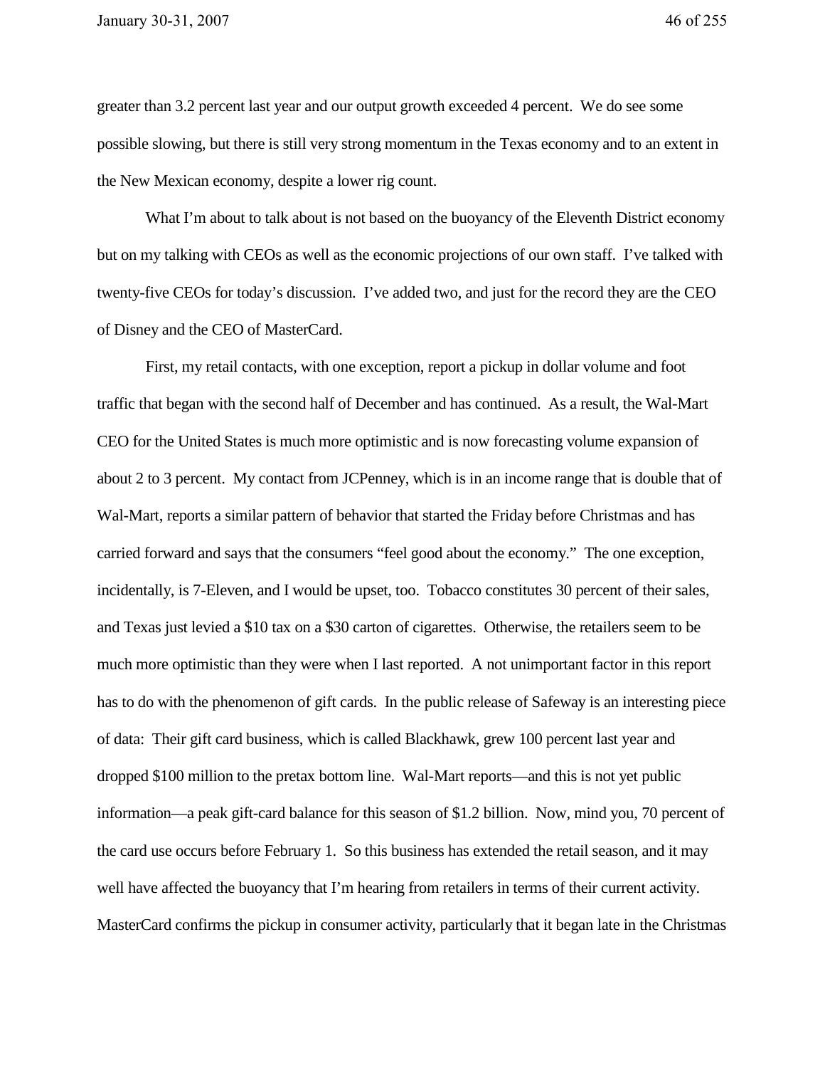greater than 3.2 percent last year and our output growth exceeded 4 percent. We do see some possible slowing, but there is still very strong momentum in the Texas economy and to an extent in the New Mexican economy, despite a lower rig count.

What I'm about to talk about is not based on the buoyancy of the Eleventh District economy but on my talking with CEOs as well as the economic projections of our own staff. I've talked with twenty-five CEOs for today's discussion. I've added two, and just for the record they are the CEO of Disney and the CEO of MasterCard.

First, my retail contacts, with one exception, report a pickup in dollar volume and foot traffic that began with the second half of December and has continued. As a result, the Wal-Mart CEO for the United States is much more optimistic and is now forecasting volume expansion of about 2 to 3 percent. My contact from JCPenney, which is in an income range that is double that of Wal-Mart, reports a similar pattern of behavior that started the Friday before Christmas and has carried forward and says that the consumers "feel good about the economy." The one exception, incidentally, is 7-Eleven, and I would be upset, too. Tobacco constitutes 30 percent of their sales, and Texas just levied a $10 tax on a $30 carton of cigarettes. Otherwise, the retailers seem to be much more optimistic than they were when I last reported. A not unimportant factor in this report has to do with the phenomenon of gift cards. In the public release of Safeway is an interesting piece of data: Their gift card business, which is called Blackhawk, grew 100 percent last year and dropped $100 million to the pretax bottom line. Wal-Mart reports—and this is not yet public information—a peak gift-card balance for this season of $1.2 billion. Now, mind you, 70 percent of the card use occurs before February 1. So this business has extended the retail season, and it may well have affected the buoyancy that I'm hearing from retailers in terms of their current activity. MasterCard confirms the pickup in consumer activity, particularly that it began late in the Christmas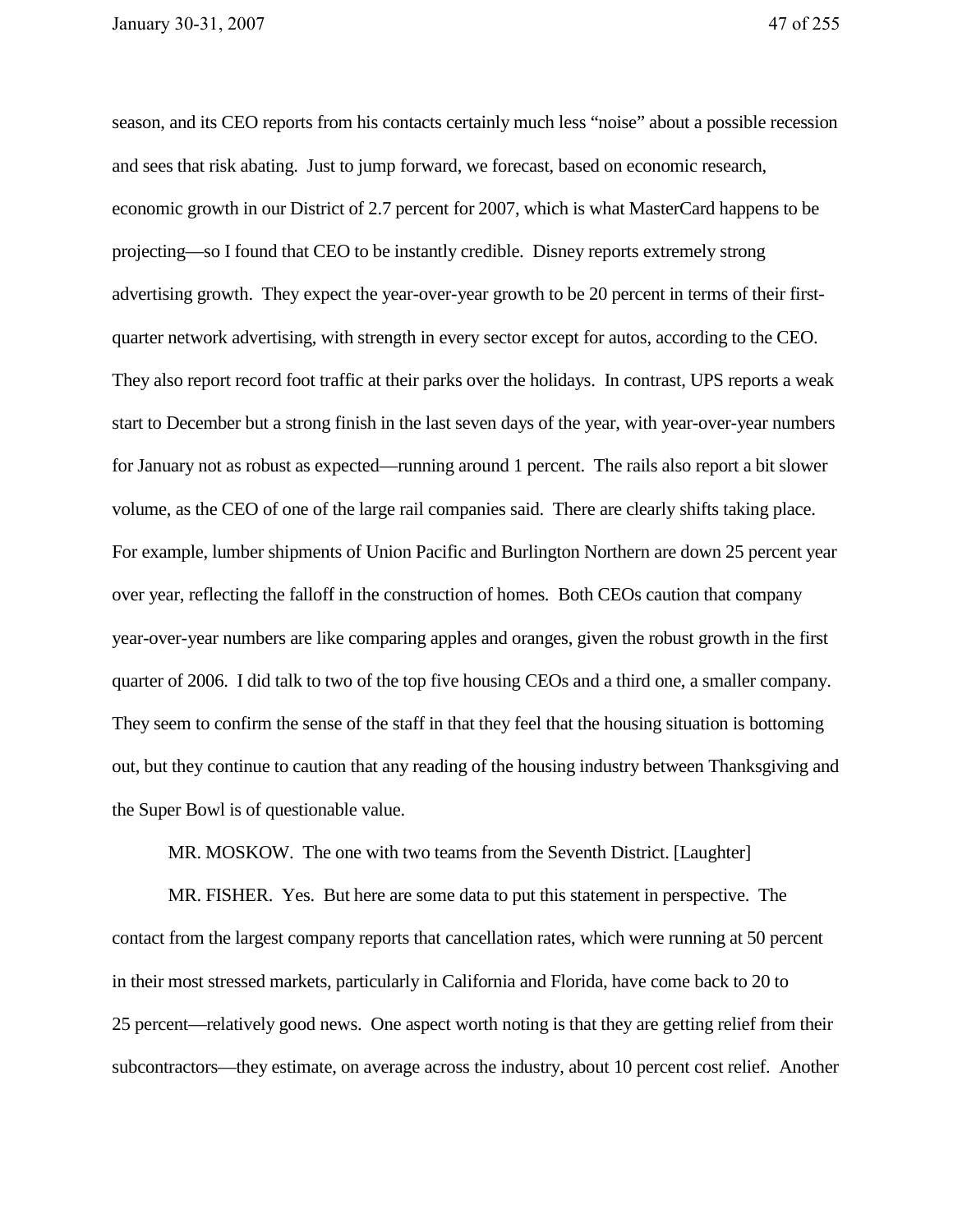season, and its CEO reports from his contacts certainly much less "noise" about a possible recession and sees that risk abating. Just to jump forward, we forecast, based on economic research, economic growth in our District of 2.7 percent for 2007, which is what MasterCard happens to be projecting—so I found that CEO to be instantly credible. Disney reports extremely strong advertising growth. They expect the year-over-year growth to be 20 percent in terms of their first-quarter network advertising, with strength in every sector except for autos, according to the CEO. They also report record foot traffic at their parks over the holidays. In contrast, UPS reports a weak start to December but a strong finish in the last seven days of the year, with year-over-year numbers for January not as robust as expected—running around 1 percent. The rails also report a bit slower volume, as the CEO of one of the large rail companies said. There are clearly shifts taking place. For example, lumber shipments of Union Pacific and Burlington Northern are down 25 percent year over year, reflecting the falloff in the construction of homes. Both CEOs caution that company year-over-year numbers are like comparing apples and oranges, given the robust growth in the first quarter of 2006. I did talk to two of the top five housing CEOs and a third one, a smaller company. They seem to confirm the sense of the staff in that they feel that the housing situation is bottoming out, but they continue to caution that any reading of the housing industry between Thanksgiving and the Super Bowl is of questionable value.

MR. MOSKOW. The one with two teams from the Seventh District. [Laughter]

MR. FISHER. Yes. But here are some data to put this statement in perspective. The contact from the largest company reports that cancellation rates, which were running at 50 percent in their most stressed markets, particularly in California and Florida, have come back to 20 to 25 percent—relatively good news. One aspect worth noting is that they are getting relief from their subcontractors—they estimate, on average across the industry, about 10 percent cost relief. Another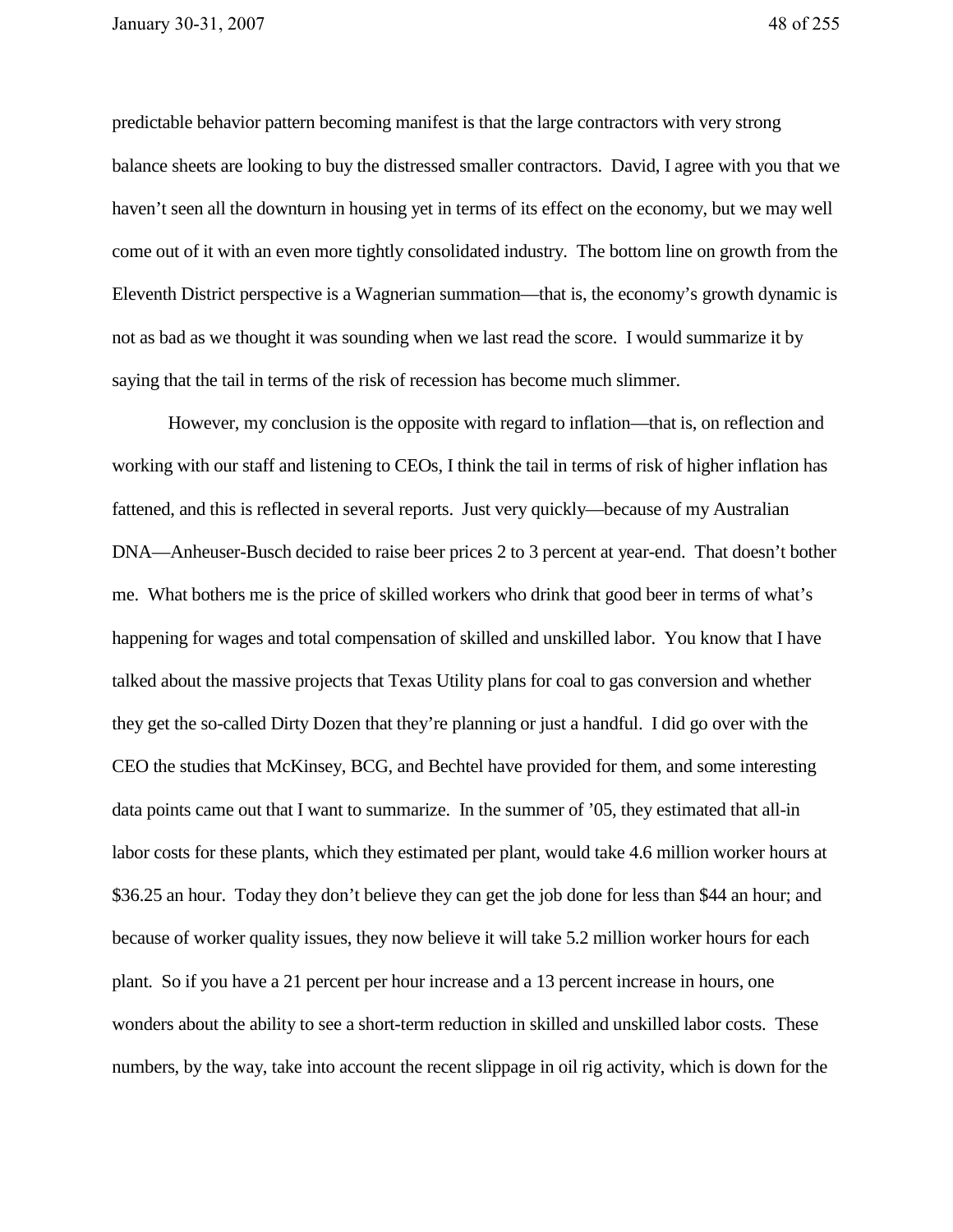predictable behavior pattern becoming manifest is that the large contractors with very strong balance sheets are looking to buy the distressed smaller contractors. David, I agree with you that we haven't seen all the downturn in housing yet in terms of its effect on the economy, but we may well come out of it with an even more tightly consolidated industry. The bottom line on growth from the Eleventh District perspective is a Wagnerian summation—that is, the economy's growth dynamic is not as bad as we thought it was sounding when we last read the score. I would summarize it by saying that the tail in terms of the risk of recession has become much slimmer.

However, my conclusion is the opposite with regard to inflation—that is, on reflection and working with our staff and listening to CEOs, I think the tail in terms of risk of higher inflation has fattened, and this is reflected in several reports. Just very quickly—because of my Australian DNA—Anheuser-Busch decided to raise beer prices 2 to 3 percent at year-end. That doesn't bother me. What bothers me is the price of skilled workers who drink that good beer in terms of what's happening for wages and total compensation of skilled and unskilled labor. You know that I have talked about the massive projects that Texas Utility plans for coal to gas conversion and whether they get the so-called Dirty Dozen that they're planning or just a handful. I did go over with the CEO the studies that McKinsey, BCG, and Bechtel have provided for them, and some interesting data points came out that I want to summarize. In the summer of '05, they estimated that all-in labor costs for these plants, which they estimated per plant, would take 4.6 million worker hours at $36.25 an hour. Today they don't believe they can get the job done for less than $44 an hour; and because of worker quality issues, they now believe it will take 5.2 million worker hours for each plant. So if you have a 21 percent per hour increase and a 13 percent increase in hours, one wonders about the ability to see a short-term reduction in skilled and unskilled labor costs. These numbers, by the way, take into account the recent slippage in oil rig activity, which is down for the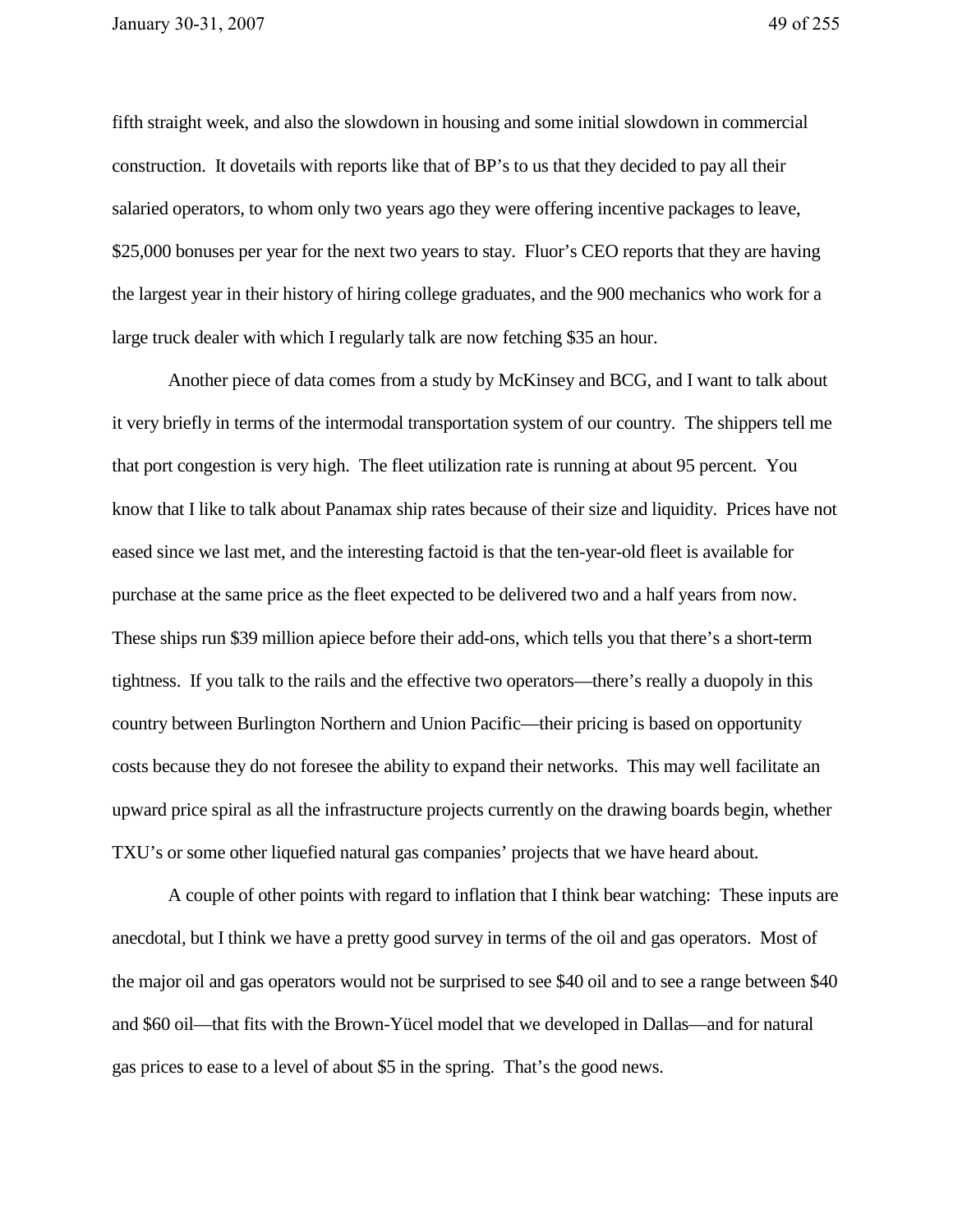fifth straight week, and also the slowdown in housing and some initial slowdown in commercial construction. It dovetails with reports like that of BP's to us that they decided to pay all their salaried operators, to whom only two years ago they were offering incentive packages to leave, $25,000 bonuses per year for the next two years to stay. Fluor's CEO reports that they are having the largest year in their history of hiring college graduates, and the 900 mechanics who work for a large truck dealer with which I regularly talk are now fetching $35 an hour.

Another piece of data comes from a study by McKinsey and BCG, and I want to talk about it very briefly in terms of the intermodal transportation system of our country. The shippers tell me that port congestion is very high. The fleet utilization rate is running at about 95 percent. You know that I like to talk about Panamax ship rates because of their size and liquidity. Prices have not eased since we last met, and the interesting factoid is that the ten-year-old fleet is available for purchase at the same price as the fleet expected to be delivered two and a half years from now. These ships run $39 million apiece before their add-ons, which tells you that there's a short-term tightness. If you talk to the rails and the effective two operators—there's really a duopoly in this country between Burlington Northern and Union Pacific—their pricing is based on opportunity costs because they do not foresee the ability to expand their networks. This may well facilitate an upward price spiral as all the infrastructure projects currently on the drawing boards begin, whether TXU's or some other liquefied natural gas companies' projects that we have heard about.

A couple of other points with regard to inflation that I think bear watching: These inputs are anecdotal, but I think we have a pretty good survey in terms of the oil and gas operators. Most of the major oil and gas operators would not be surprised to see $40 oil and to see a range between $40 and $60 oil—that fits with the Brown-Yücel model that we developed in Dallas—and for natural gas prices to ease to a level of about $5 in the spring. That's the good news.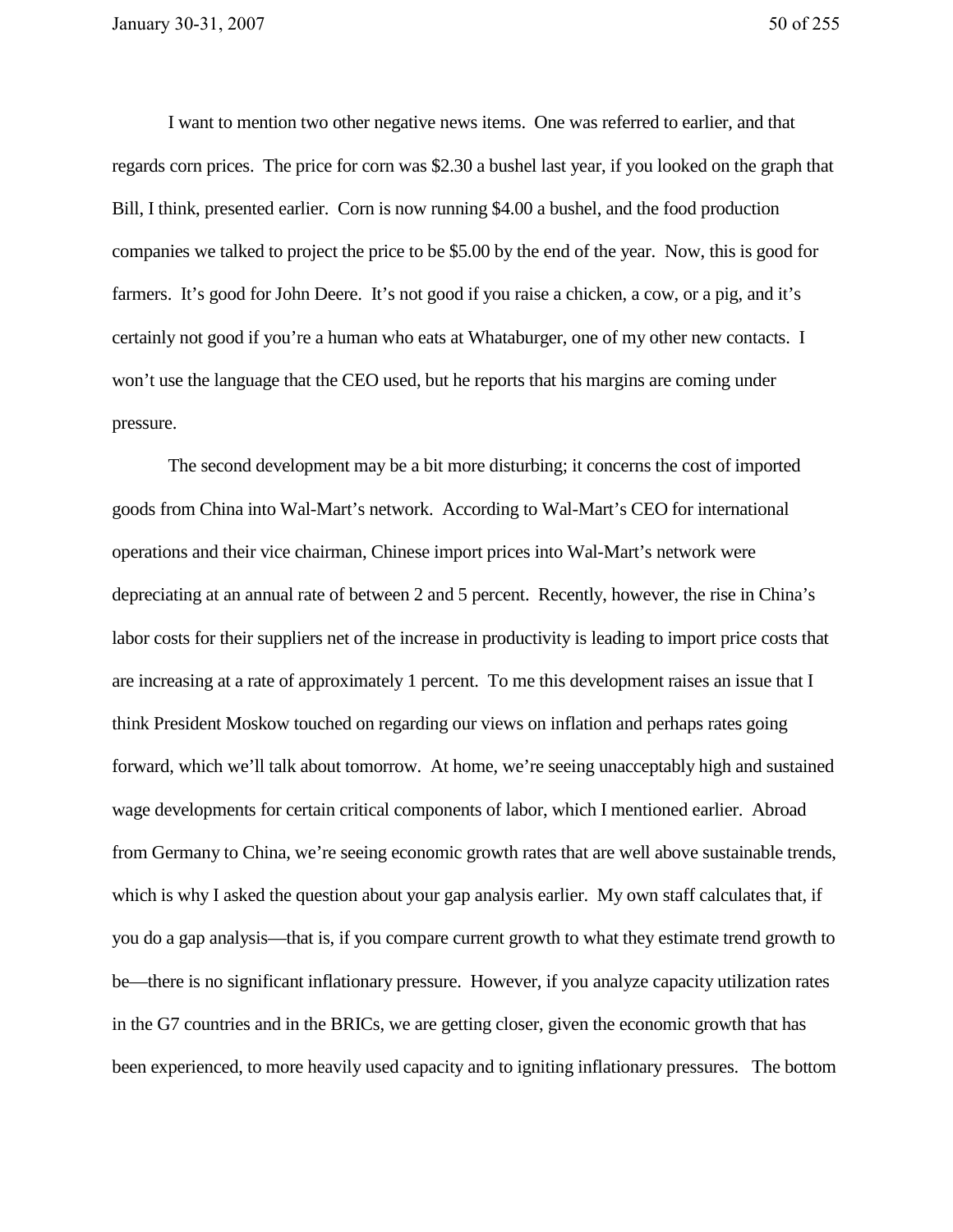I want to mention two other negative news items. One was referred to earlier, and that regards corn prices. The price for corn was $2.30 a bushel last year, if you looked on the graph that Bill, I think, presented earlier. Corn is now running $4.00 a bushel, and the food production companies we talked to project the price to be $5.00 by the end of the year. Now, this is good for farmers. It's good for John Deere. It's not good if you raise a chicken, a cow, or a pig, and it's certainly not good if you're a human who eats at Whataburger, one of my other new contacts. I won't use the language that the CEO used, but he reports that his margins are coming under pressure.

The second development may be a bit more disturbing; it concerns the cost of imported goods from China into Wal-Mart's network. According to Wal-Mart's CEO for international operations and their vice chairman, Chinese import prices into Wal-Mart's network were depreciating at an annual rate of between 2 and 5 percent. Recently, however, the rise in China's labor costs for their suppliers net of the increase in productivity is leading to import price costs that are increasing at a rate of approximately 1 percent. To me this development raises an issue that I think President Moskow touched on regarding our views on inflation and perhaps rates going forward, which we'll talk about tomorrow. At home, we're seeing unacceptably high and sustained wage developments for certain critical components of labor, which I mentioned earlier. Abroad from Germany to China, we're seeing economic growth rates that are well above sustainable trends, which is why I asked the question about your gap analysis earlier. My own staff calculates that, if you do a gap analysis—that is, if you compare current growth to what they estimate trend growth to be—there is no significant inflationary pressure. However, if you analyze capacity utilization rates in the G7 countries and in the BRICs, we are getting closer, given the economic growth that has been experienced, to more heavily used capacity and to igniting inflationary pressures. The bottom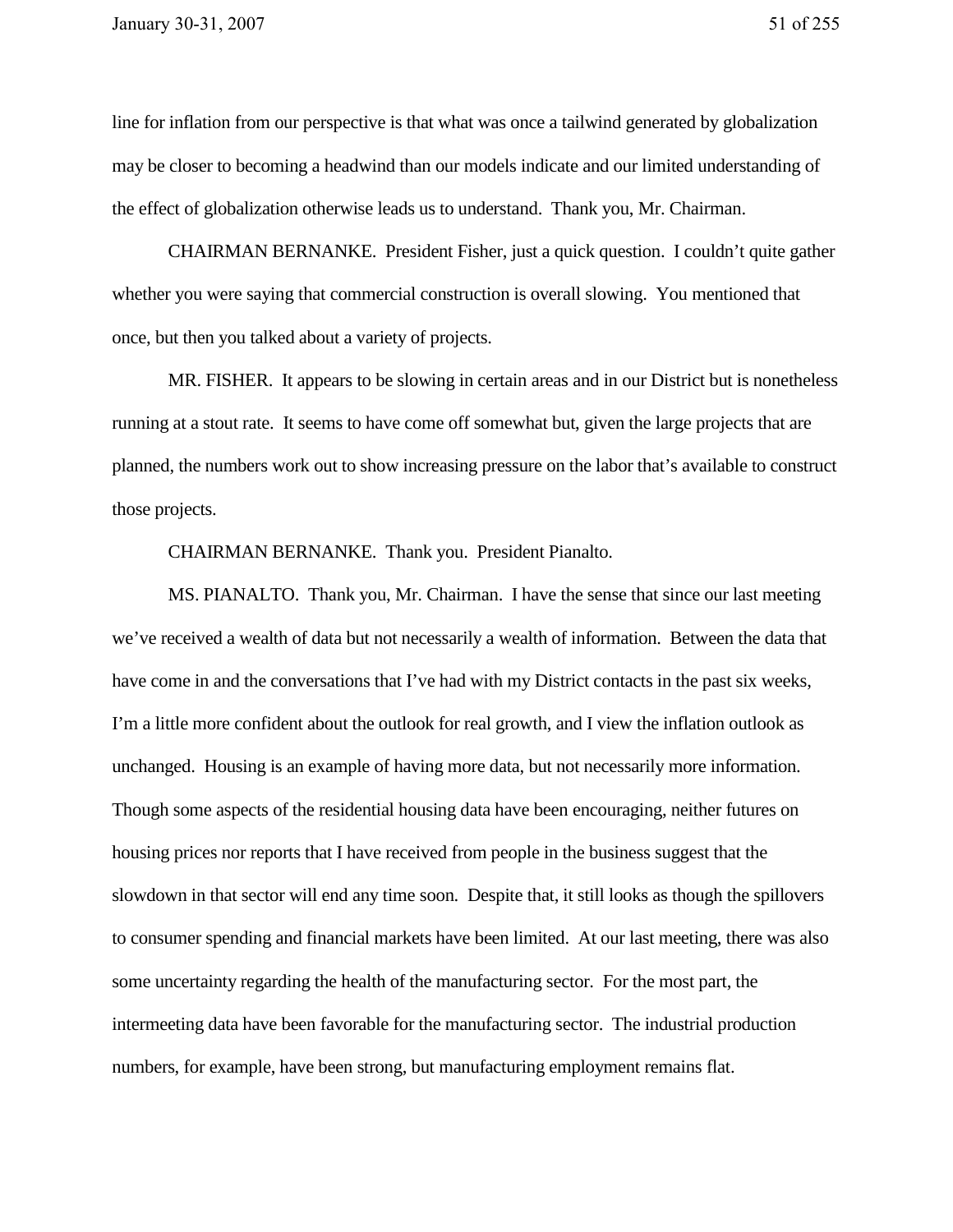line for inflation from our perspective is that what was once a tailwind generated by globalization may be closer to becoming a headwind than our models indicate and our limited understanding of the effect of globalization otherwise leads us to understand. Thank you, Mr. Chairman.

CHAIRMAN BERNANKE. President Fisher, just a quick question. I couldn't quite gather whether you were saying that commercial construction is overall slowing. You mentioned that once, but then you talked about a variety of projects.

MR. FISHER. It appears to be slowing in certain areas and in our District but is nonetheless running at a stout rate. It seems to have come off somewhat but, given the large projects that are planned, the numbers work out to show increasing pressure on the labor that's available to construct those projects.

CHAIRMAN BERNANKE. Thank you. President Pianalto.

MS. PIANALTO. Thank you, Mr. Chairman. I have the sense that since our last meeting we've received a wealth of data but not necessarily a wealth of information. Between the data that have come in and the conversations that I've had with my District contacts in the past six weeks, I'm a little more confident about the outlook for real growth, and I view the inflation outlook as unchanged. Housing is an example of having more data, but not necessarily more information. Though some aspects of the residential housing data have been encouraging, neither futures on housing prices nor reports that I have received from people in the business suggest that the slowdown in that sector will end any time soon. Despite that, it still looks as though the spillovers to consumer spending and financial markets have been limited. At our last meeting, there was also some uncertainty regarding the health of the manufacturing sector. For the most part, the intermeeting data have been favorable for the manufacturing sector. The industrial production numbers, for example, have been strong, but manufacturing employment remains flat.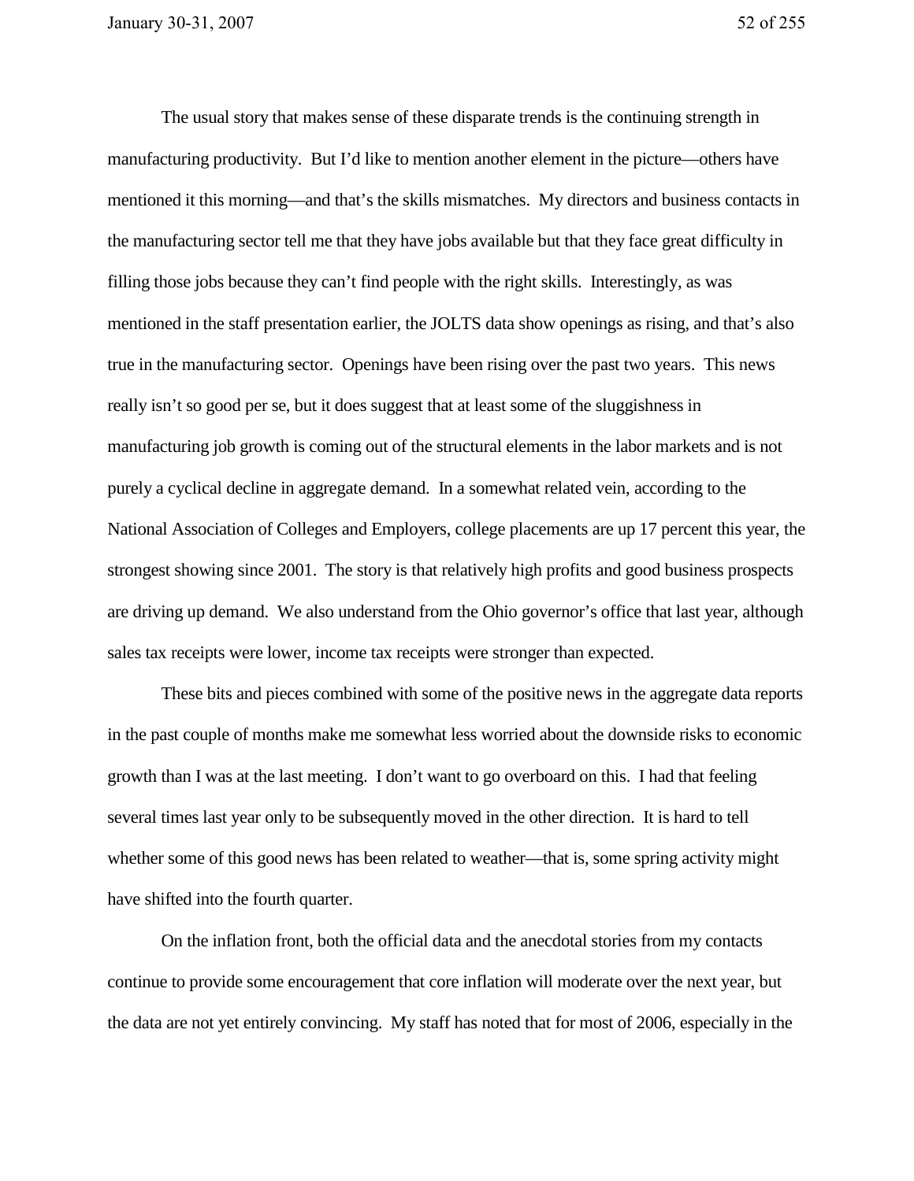The usual story that makes sense of these disparate trends is the continuing strength in manufacturing productivity. But I'd like to mention another element in the picture—others have mentioned it this morning—and that's the skills mismatches. My directors and business contacts in the manufacturing sector tell me that they have jobs available but that they face great difficulty in filling those jobs because they can't find people with the right skills. Interestingly, as was mentioned in the staff presentation earlier, the JOLTS data show openings as rising, and that's also true in the manufacturing sector. Openings have been rising over the past two years. This news really isn't so good per se, but it does suggest that at least some of the sluggishness in manufacturing job growth is coming out of the structural elements in the labor markets and is not purely a cyclical decline in aggregate demand. In a somewhat related vein, according to the National Association of Colleges and Employers, college placements are up 17 percent this year, the strongest showing since 2001. The story is that relatively high profits and good business prospects are driving up demand. We also understand from the Ohio governor's office that last year, although sales tax receipts were lower, income tax receipts were stronger than expected.

These bits and pieces combined with some of the positive news in the aggregate data reports in the past couple of months make me somewhat less worried about the downside risks to economic growth than I was at the last meeting. I don't want to go overboard on this. I had that feeling several times last year only to be subsequently moved in the other direction. It is hard to tell whether some of this good news has been related to weather—that is, some spring activity might have shifted into the fourth quarter.

On the inflation front, both the official data and the anecdotal stories from my contacts continue to provide some encouragement that core inflation will moderate over the next year, but the data are not yet entirely convincing. My staff has noted that for most of 2006, especially in the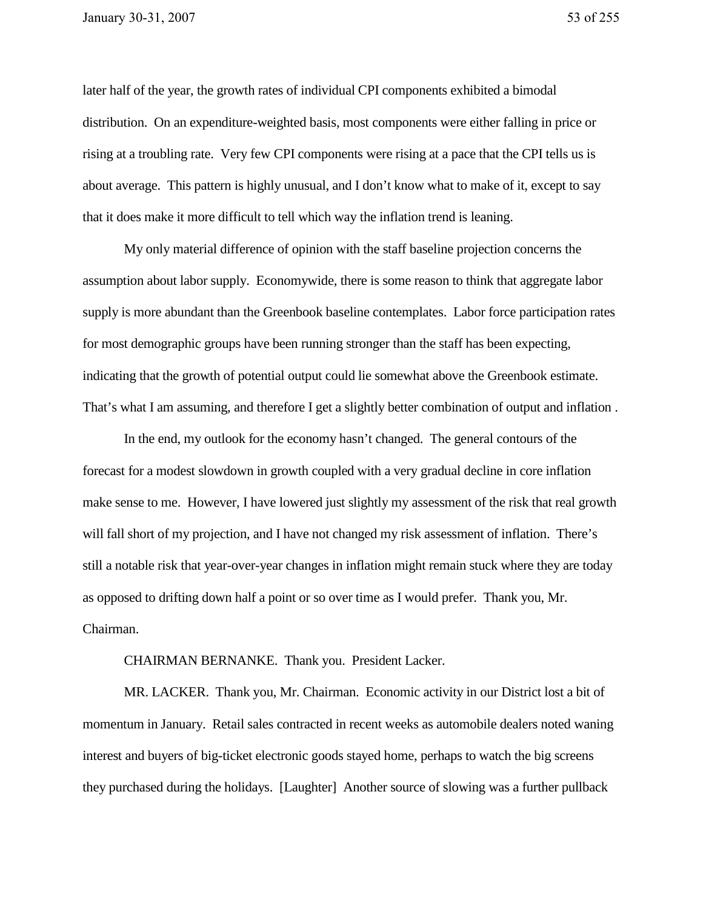later half of the year, the growth rates of individual CPI components exhibited a bimodal distribution. On an expenditure-weighted basis, most components were either falling in price or rising at a troubling rate. Very few CPI components were rising at a pace that the CPI tells us is about average. This pattern is highly unusual, and I don't know what to make of it, except to say that it does make it more difficult to tell which way the inflation trend is leaning.

My only material difference of opinion with the staff baseline projection concerns the assumption about labor supply. Economywide, there is some reason to think that aggregate labor supply is more abundant than the Greenbook baseline contemplates. Labor force participation rates for most demographic groups have been running stronger than the staff has been expecting, indicating that the growth of potential output could lie somewhat above the Greenbook estimate. That's what I am assuming, and therefore I get a slightly better combination of output and inflation .

In the end, my outlook for the economy hasn't changed. The general contours of the forecast for a modest slowdown in growth coupled with a very gradual decline in core inflation make sense to me. However, I have lowered just slightly my assessment of the risk that real growth will fall short of my projection, and I have not changed my risk assessment of inflation. There's still a notable risk that year-over-year changes in inflation might remain stuck where they are today as opposed to drifting down half a point or so over time as I would prefer. Thank you, Mr. Chairman.

CHAIRMAN BERNANKE. Thank you. President Lacker.

MR. LACKER. Thank you, Mr. Chairman. Economic activity in our District lost a bit of momentum in January. Retail sales contracted in recent weeks as automobile dealers noted waning interest and buyers of big-ticket electronic goods stayed home, perhaps to watch the big screens they purchased during the holidays. [Laughter] Another source of slowing was a further pullback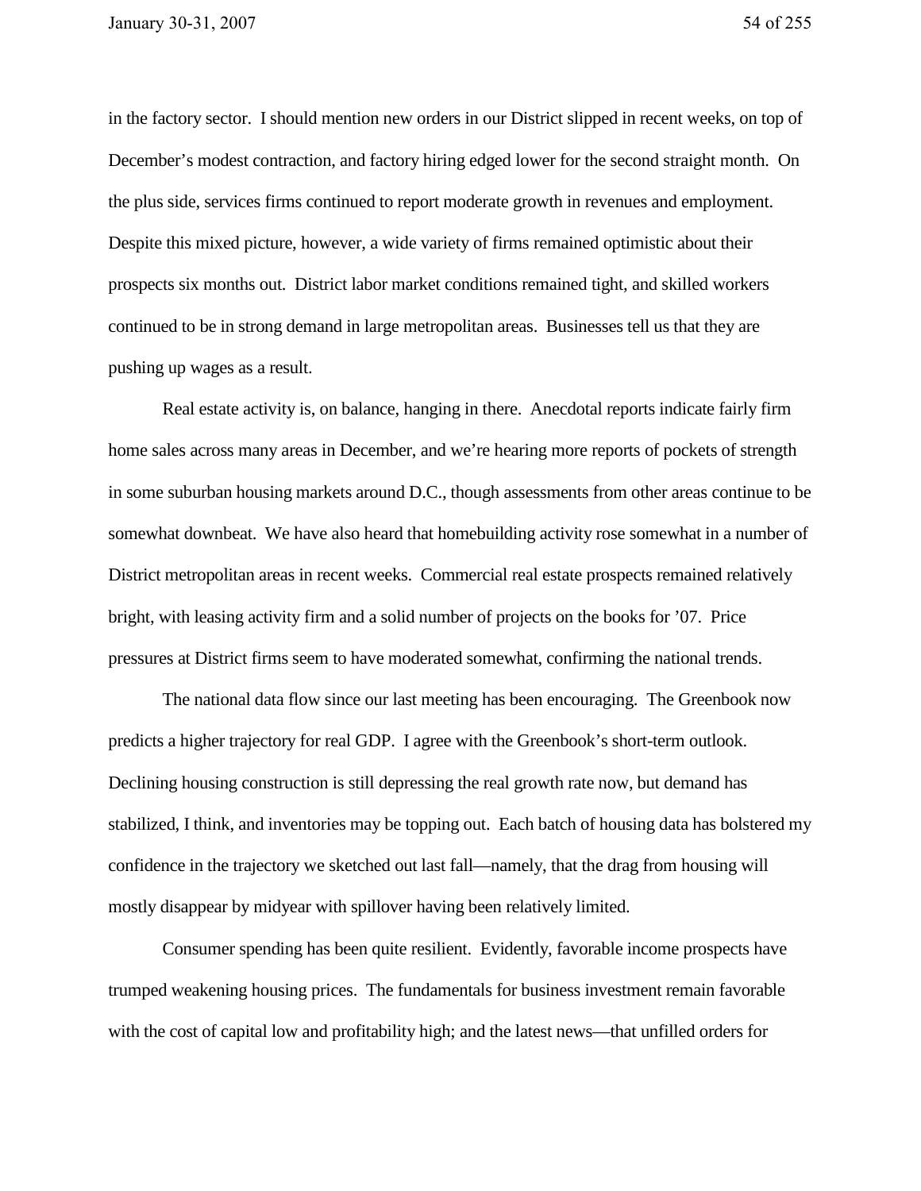in the factory sector. I should mention new orders in our District slipped in recent weeks, on top of December's modest contraction, and factory hiring edged lower for the second straight month. On the plus side, services firms continued to report moderate growth in revenues and employment. Despite this mixed picture, however, a wide variety of firms remained optimistic about their prospects six months out. District labor market conditions remained tight, and skilled workers continued to be in strong demand in large metropolitan areas. Businesses tell us that they are pushing up wages as a result.

Real estate activity is, on balance, hanging in there. Anecdotal reports indicate fairly firm home sales across many areas in December, and we're hearing more reports of pockets of strength in some suburban housing markets around D.C., though assessments from other areas continue to be somewhat downbeat. We have also heard that homebuilding activity rose somewhat in a number of District metropolitan areas in recent weeks. Commercial real estate prospects remained relatively bright, with leasing activity firm and a solid number of projects on the books for '07. Price pressures at District firms seem to have moderated somewhat, confirming the national trends.

The national data flow since our last meeting has been encouraging. The Greenbook now predicts a higher trajectory for real GDP. I agree with the Greenbook's short-term outlook. Declining housing construction is still depressing the real growth rate now, but demand has stabilized, I think, and inventories may be topping out. Each batch of housing data has bolstered my confidence in the trajectory we sketched out last fall—namely, that the drag from housing will mostly disappear by midyear with spillover having been relatively limited.

Consumer spending has been quite resilient. Evidently, favorable income prospects have trumped weakening housing prices. The fundamentals for business investment remain favorable with the cost of capital low and profitability high; and the latest news—that unfilled orders for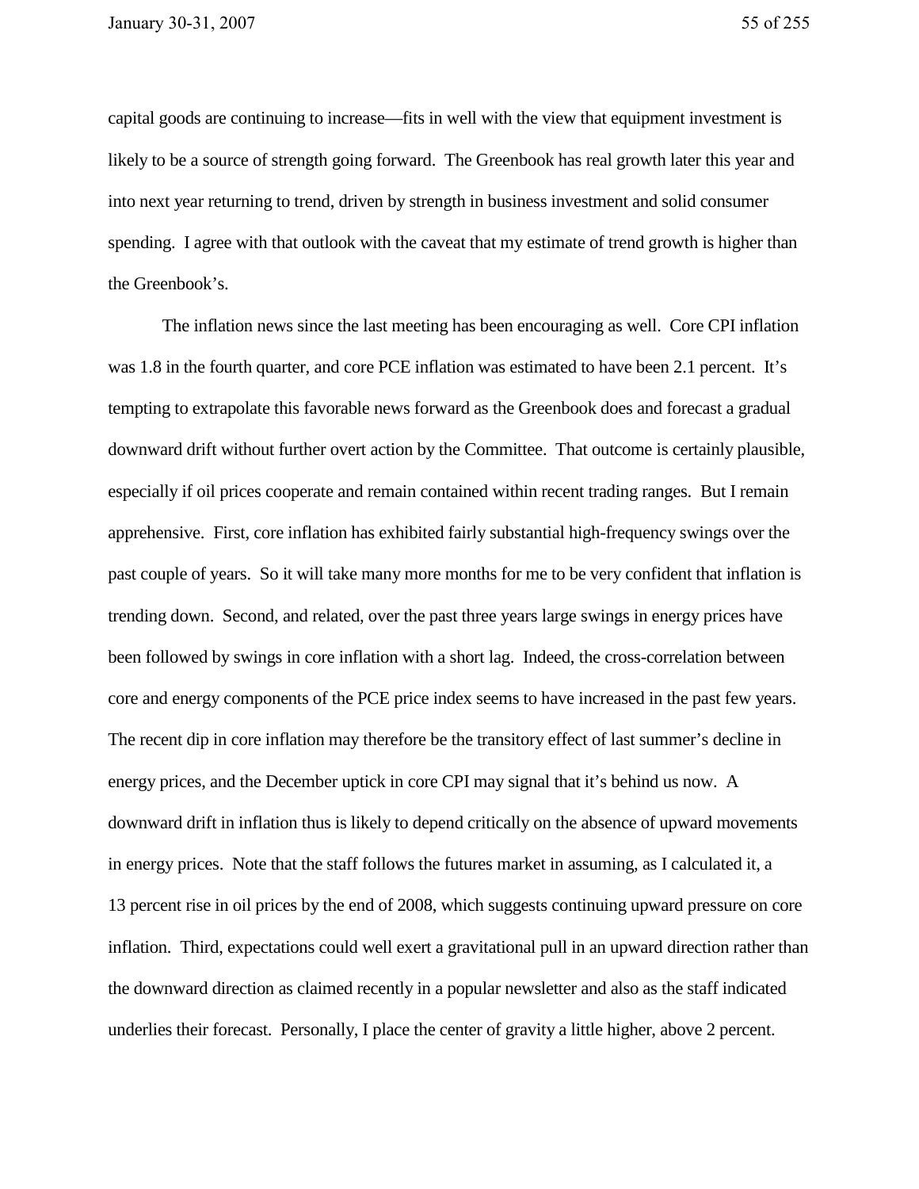capital goods are continuing to increase—fits in well with the view that equipment investment is likely to be a source of strength going forward. The Greenbook has real growth later this year and into next year returning to trend, driven by strength in business investment and solid consumer spending. I agree with that outlook with the caveat that my estimate of trend growth is higher than the Greenbook's.

The inflation news since the last meeting has been encouraging as well. Core CPI inflation was 1.8 in the fourth quarter, and core PCE inflation was estimated to have been 2.1 percent. It's tempting to extrapolate this favorable news forward as the Greenbook does and forecast a gradual downward drift without further overt action by the Committee. That outcome is certainly plausible, especially if oil prices cooperate and remain contained within recent trading ranges. But I remain apprehensive. First, core inflation has exhibited fairly substantial high-frequency swings over the past couple of years. So it will take many more months for me to be very confident that inflation is trending down. Second, and related, over the past three years large swings in energy prices have been followed by swings in core inflation with a short lag. Indeed, the cross-correlation between core and energy components of the PCE price index seems to have increased in the past few years. The recent dip in core inflation may therefore be the transitory effect of last summer's decline in energy prices, and the December uptick in core CPI may signal that it's behind us now. A downward drift in inflation thus is likely to depend critically on the absence of upward movements in energy prices. Note that the staff follows the futures market in assuming, as I calculated it, a 13 percent rise in oil prices by the end of 2008, which suggests continuing upward pressure on core inflation. Third, expectations could well exert a gravitational pull in an upward direction rather than the downward direction as claimed recently in a popular newsletter and also as the staff indicated underlies their forecast. Personally, I place the center of gravity a little higher, above 2 percent.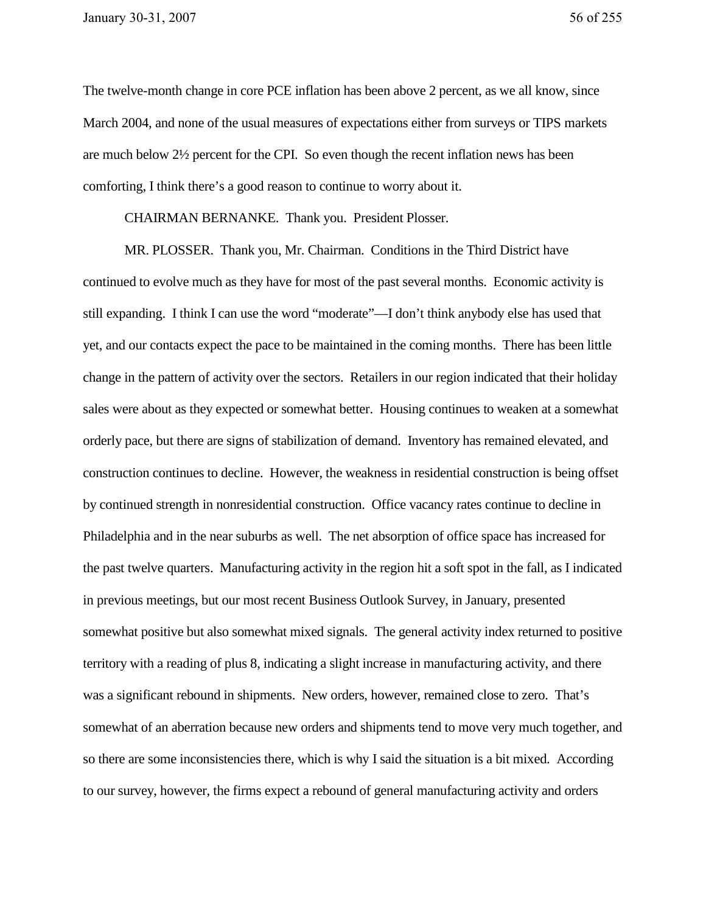The twelve-month change in core PCE inflation has been above 2 percent, as we all know, since March 2004, and none of the usual measures of expectations either from surveys or TIPS markets are much below 2½ percent for the CPI. So even though the recent inflation news has been comforting, I think there's a good reason to continue to worry about it.

CHAIRMAN BERNANKE. Thank you. President Plosser.

MR. PLOSSER. Thank you, Mr. Chairman. Conditions in the Third District have continued to evolve much as they have for most of the past several months. Economic activity is still expanding. I think I can use the word "moderate"—I don't think anybody else has used that yet, and our contacts expect the pace to be maintained in the coming months. There has been little change in the pattern of activity over the sectors. Retailers in our region indicated that their holiday sales were about as they expected or somewhat better. Housing continues to weaken at a somewhat orderly pace, but there are signs of stabilization of demand. Inventory has remained elevated, and construction continues to decline. However, the weakness in residential construction is being offset by continued strength in nonresidential construction. Office vacancy rates continue to decline in Philadelphia and in the near suburbs as well. The net absorption of office space has increased for the past twelve quarters. Manufacturing activity in the region hit a soft spot in the fall, as I indicated in previous meetings, but our most recent Business Outlook Survey, in January, presented somewhat positive but also somewhat mixed signals. The general activity index returned to positive territory with a reading of plus 8, indicating a slight increase in manufacturing activity, and there was a significant rebound in shipments. New orders, however, remained close to zero. That's somewhat of an aberration because new orders and shipments tend to move very much together, and so there are some inconsistencies there, which is why I said the situation is a bit mixed. According to our survey, however, the firms expect a rebound of general manufacturing activity and orders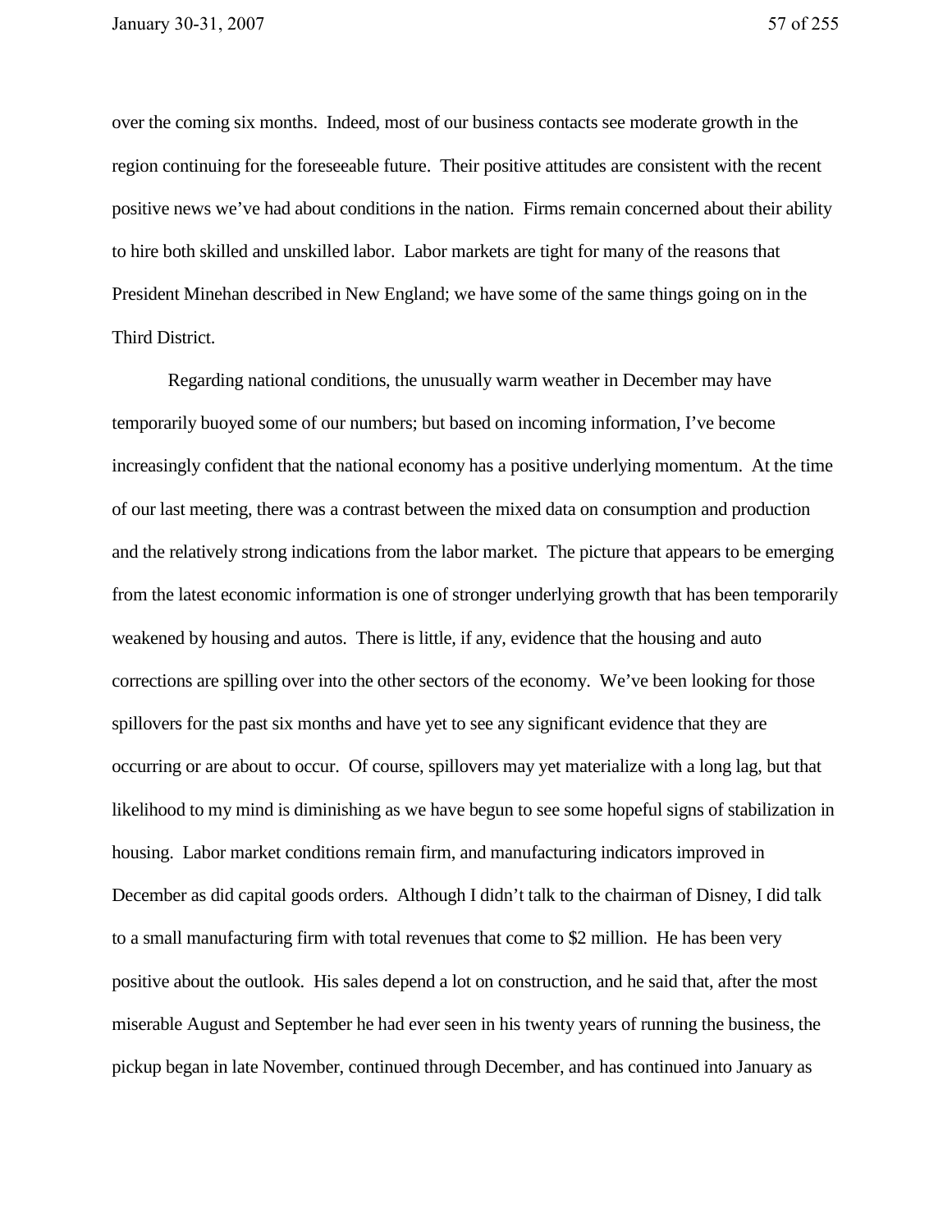over the coming six months. Indeed, most of our business contacts see moderate growth in the region continuing for the foreseeable future. Their positive attitudes are consistent with the recent positive news we've had about conditions in the nation. Firms remain concerned about their ability to hire both skilled and unskilled labor. Labor markets are tight for many of the reasons that President Minehan described in New England; we have some of the same things going on in the Third District.

Regarding national conditions, the unusually warm weather in December may have temporarily buoyed some of our numbers; but based on incoming information, I've become increasingly confident that the national economy has a positive underlying momentum. At the time of our last meeting, there was a contrast between the mixed data on consumption and production and the relatively strong indications from the labor market. The picture that appears to be emerging from the latest economic information is one of stronger underlying growth that has been temporarily weakened by housing and autos. There is little, if any, evidence that the housing and auto corrections are spilling over into the other sectors of the economy. We've been looking for those spillovers for the past six months and have yet to see any significant evidence that they are occurring or are about to occur. Of course, spillovers may yet materialize with a long lag, but that likelihood to my mind is diminishing as we have begun to see some hopeful signs of stabilization in housing. Labor market conditions remain firm, and manufacturing indicators improved in December as did capital goods orders. Although I didn't talk to the chairman of Disney, I did talk to a small manufacturing firm with total revenues that come to $2 million. He has been very positive about the outlook. His sales depend a lot on construction, and he said that, after the most miserable August and September he had ever seen in his twenty years of running the business, the pickup began in late November, continued through December, and has continued into January as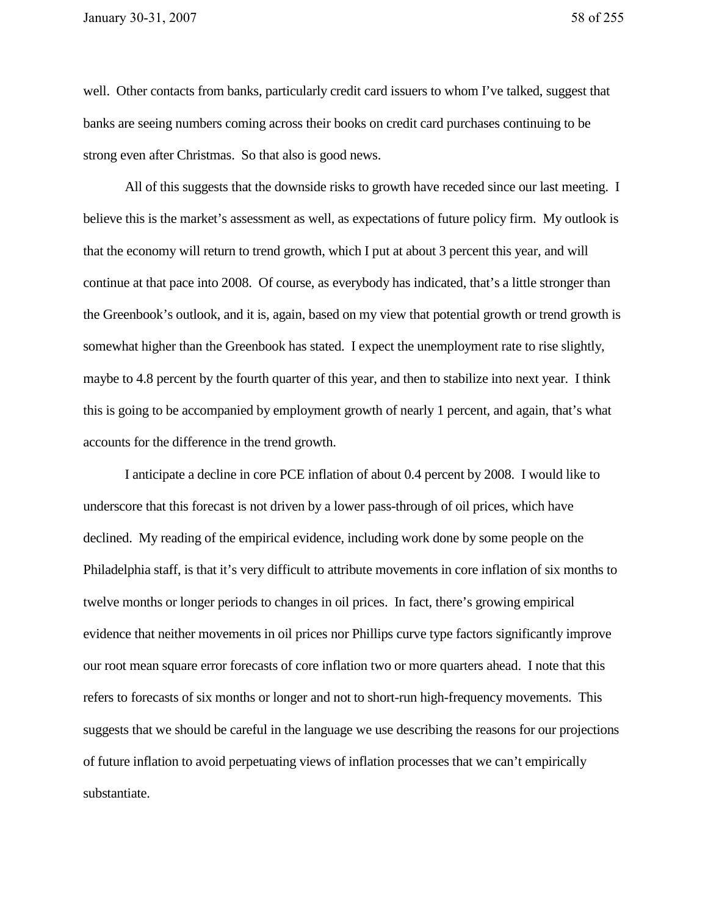well. Other contacts from banks, particularly credit card issuers to whom I've talked, suggest that banks are seeing numbers coming across their books on credit card purchases continuing to be strong even after Christmas. So that also is good news.

All of this suggests that the downside risks to growth have receded since our last meeting. I believe this is the market's assessment as well, as expectations of future policy firm. My outlook is that the economy will return to trend growth, which I put at about 3 percent this year, and will continue at that pace into 2008. Of course, as everybody has indicated, that's a little stronger than the Greenbook's outlook, and it is, again, based on my view that potential growth or trend growth is somewhat higher than the Greenbook has stated. I expect the unemployment rate to rise slightly, maybe to 4.8 percent by the fourth quarter of this year, and then to stabilize into next year. I think this is going to be accompanied by employment growth of nearly 1 percent, and again, that's what accounts for the difference in the trend growth.

I anticipate a decline in core PCE inflation of about 0.4 percent by 2008. I would like to underscore that this forecast is not driven by a lower pass-through of oil prices, which have declined. My reading of the empirical evidence, including work done by some people on the Philadelphia staff, is that it's very difficult to attribute movements in core inflation of six months to twelve months or longer periods to changes in oil prices. In fact, there's growing empirical evidence that neither movements in oil prices nor Phillips curve type factors significantly improve our root mean square error forecasts of core inflation two or more quarters ahead. I note that this refers to forecasts of six months or longer and not to short-run high-frequency movements. This suggests that we should be careful in the language we use describing the reasons for our projections of future inflation to avoid perpetuating views of inflation processes that we can't empirically substantiate.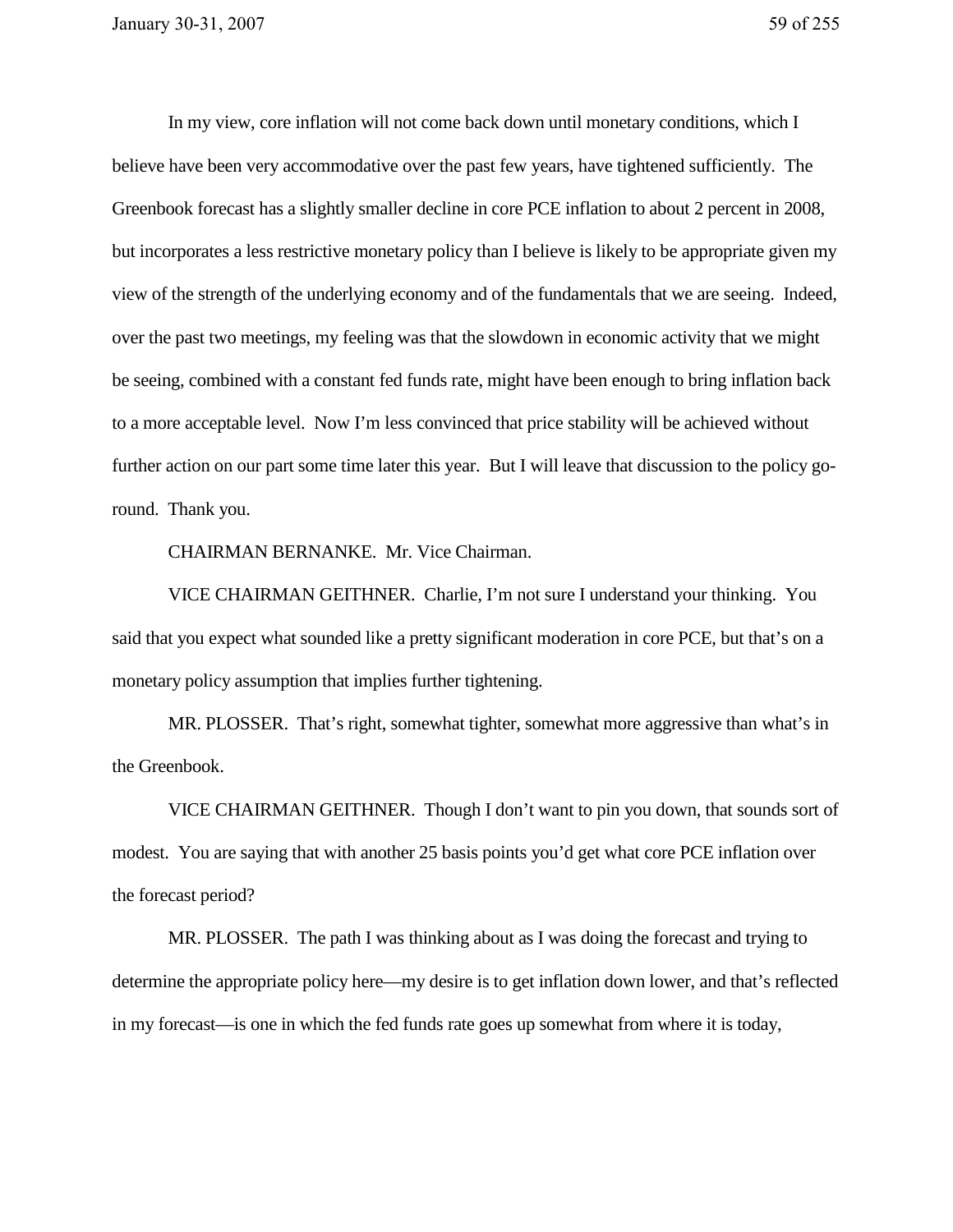In my view, core inflation will not come back down until monetary conditions, which I believe have been very accommodative over the past few years, have tightened sufficiently. The Greenbook forecast has a slightly smaller decline in core PCE inflation to about 2 percent in 2008, but incorporates a less restrictive monetary policy than I believe is likely to be appropriate given my view of the strength of the underlying economy and of the fundamentals that we are seeing. Indeed, over the past two meetings, my feeling was that the slowdown in economic activity that we might be seeing, combined with a constant fed funds rate, might have been enough to bring inflation back to a more acceptable level. Now I'm less convinced that price stability will be achieved without further action on our part some time later this year. But I will leave that discussion to the policy go-round. Thank you.

CHAIRMAN BERNANKE. Mr. Vice Chairman.

VICE CHAIRMAN GEITHNER. Charlie, I'm not sure I understand your thinking. You said that you expect what sounded like a pretty significant moderation in core PCE, but that's on a monetary policy assumption that implies further tightening.

MR. PLOSSER. That's right, somewhat tighter, somewhat more aggressive than what's in the Greenbook.

VICE CHAIRMAN GEITHNER. Though I don't want to pin you down, that sounds sort of modest. You are saying that with another 25 basis points you'd get what core PCE inflation over the forecast period?

MR. PLOSSER. The path I was thinking about as I was doing the forecast and trying to determine the appropriate policy here—my desire is to get inflation down lower, and that's reflected in my forecast—is one in which the fed funds rate goes up somewhat from where it is today,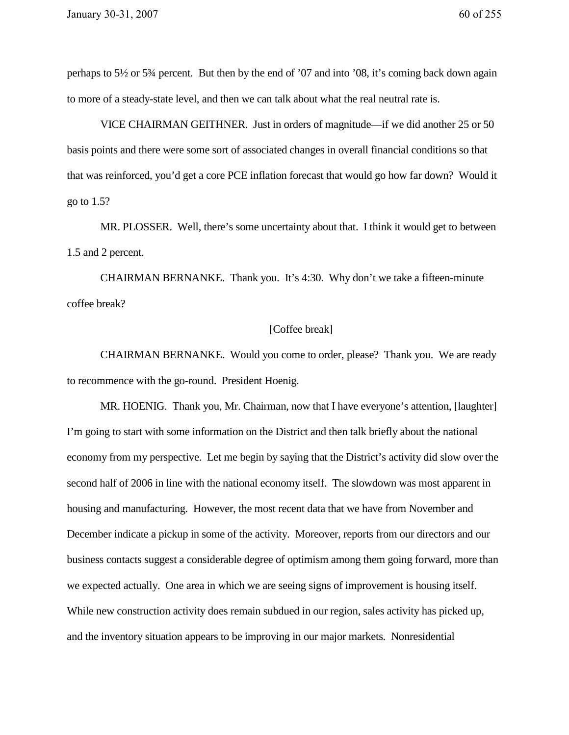perhaps to 5½ or 5¾ percent. But then by the end of ’07 and into ’08, it’s coming back down again to more of a steady-state level, and then we can talk about what the real neutral rate is.

VICE CHAIRMAN GEITHNER. Just in orders of magnitude—if we did another 25 or 50 basis points and there were some sort of associated changes in overall financial conditions so that that was reinforced, you’d get a core PCE inflation forecast that would go how far down? Would it go to 1.5?

MR. PLOSSER. Well, there’s some uncertainty about that. I think it would get to between 1.5 and 2 percent.

CHAIRMAN BERNANKE. Thank you. It’s 4:30. Why don’t we take a fifteen-minute coffee break?

[Coffee break]

CHAIRMAN BERNANKE. Would you come to order, please? Thank you. We are ready to recommence with the go-round. President Hoenig.

MR. HOENIG. Thank you, Mr. Chairman, now that I have everyone’s attention, [laughter] I’m going to start with some information on the District and then talk briefly about the national economy from my perspective. Let me begin by saying that the District’s activity did slow over the second half of 2006 in line with the national economy itself. The slowdown was most apparent in housing and manufacturing. However, the most recent data that we have from November and December indicate a pickup in some of the activity. Moreover, reports from our directors and our business contacts suggest a considerable degree of optimism among them going forward, more than we expected actually. One area in which we are seeing signs of improvement is housing itself. While new construction activity does remain subdued in our region, sales activity has picked up, and the inventory situation appears to be improving in our major markets. Nonresidential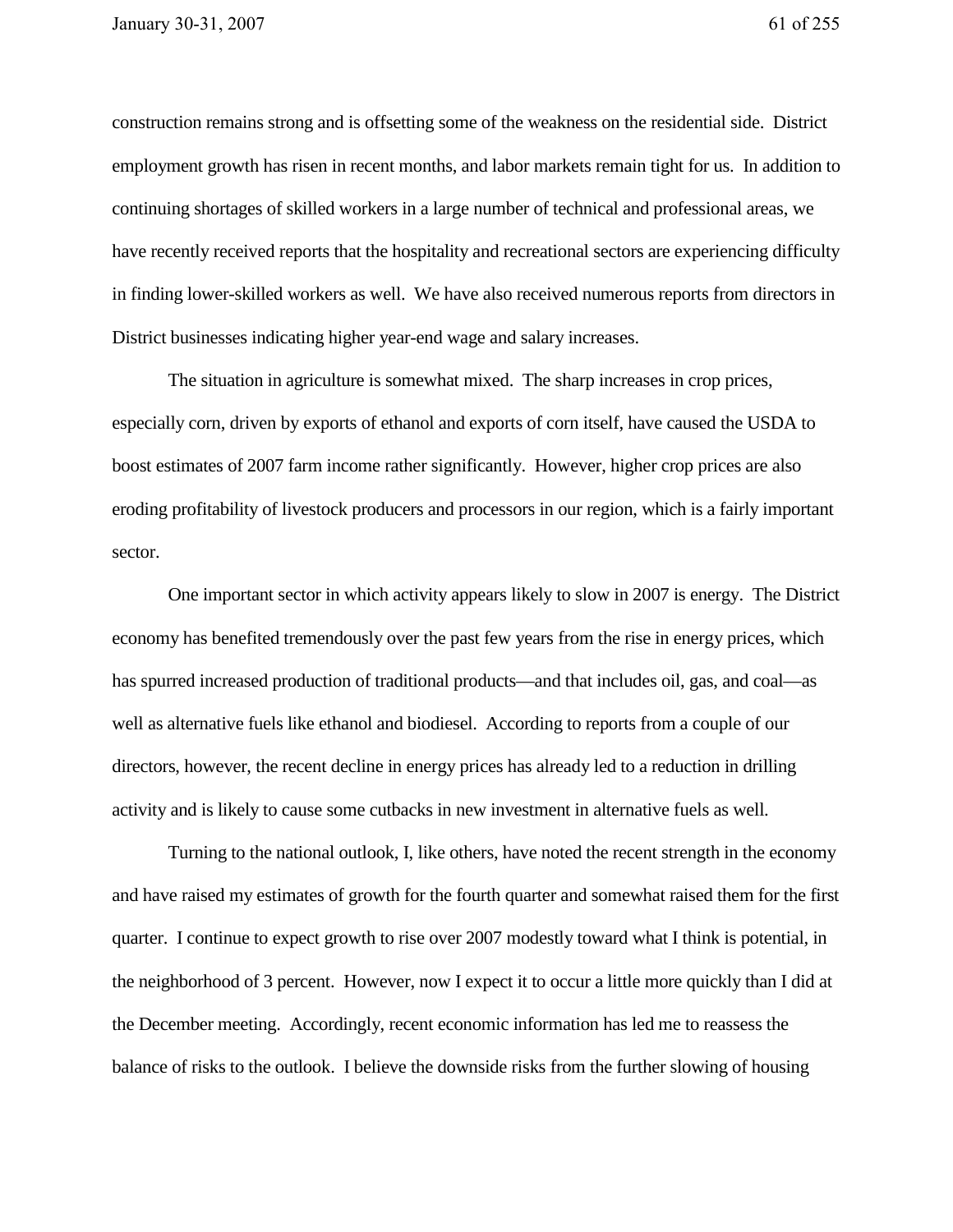construction remains strong and is offsetting some of the weakness on the residential side. District employment growth has risen in recent months, and labor markets remain tight for us. In addition to continuing shortages of skilled workers in a large number of technical and professional areas, we have recently received reports that the hospitality and recreational sectors are experiencing difficulty in finding lower-skilled workers as well. We have also received numerous reports from directors in District businesses indicating higher year-end wage and salary increases.

The situation in agriculture is somewhat mixed. The sharp increases in crop prices, especially corn, driven by exports of ethanol and exports of corn itself, have caused the USDA to boost estimates of 2007 farm income rather significantly. However, higher crop prices are also eroding profitability of livestock producers and processors in our region, which is a fairly important sector.

One important sector in which activity appears likely to slow in 2007 is energy. The District economy has benefited tremendously over the past few years from the rise in energy prices, which has spurred increased production of traditional products—and that includes oil, gas, and coal—as well as alternative fuels like ethanol and biodiesel. According to reports from a couple of our directors, however, the recent decline in energy prices has already led to a reduction in drilling activity and is likely to cause some cutbacks in new investment in alternative fuels as well.

Turning to the national outlook, I, like others, have noted the recent strength in the economy and have raised my estimates of growth for the fourth quarter and somewhat raised them for the first quarter. I continue to expect growth to rise over 2007 modestly toward what I think is potential, in the neighborhood of 3 percent. However, now I expect it to occur a little more quickly than I did at the December meeting. Accordingly, recent economic information has led me to reassess the balance of risks to the outlook. I believe the downside risks from the further slowing of housing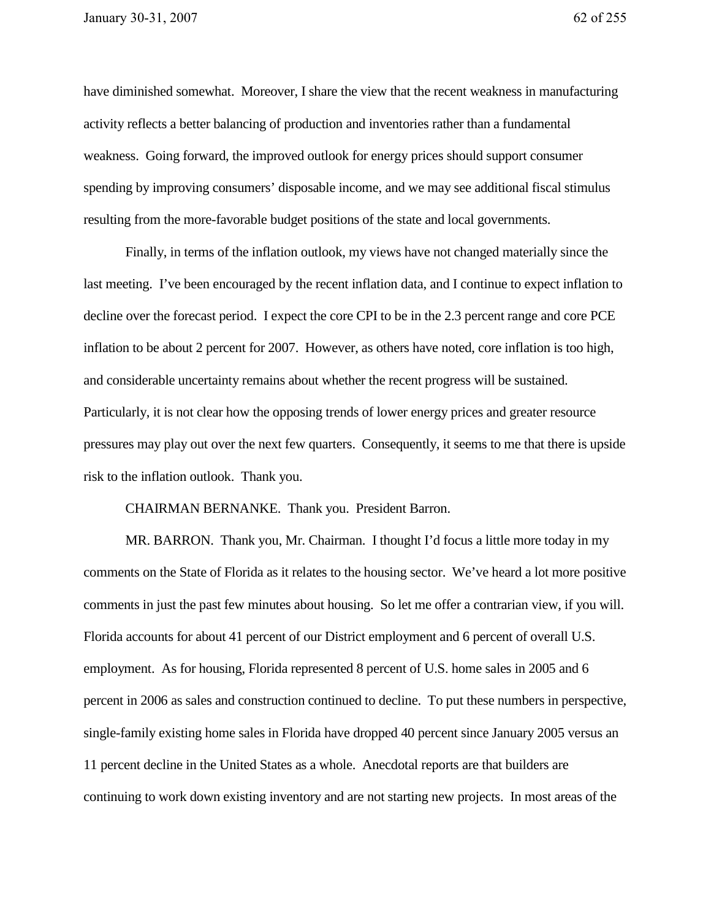have diminished somewhat. Moreover, I share the view that the recent weakness in manufacturing activity reflects a better balancing of production and inventories rather than a fundamental weakness. Going forward, the improved outlook for energy prices should support consumer spending by improving consumers' disposable income, and we may see additional fiscal stimulus resulting from the more-favorable budget positions of the state and local governments.

Finally, in terms of the inflation outlook, my views have not changed materially since the last meeting. I've been encouraged by the recent inflation data, and I continue to expect inflation to decline over the forecast period. I expect the core CPI to be in the 2.3 percent range and core PCE inflation to be about 2 percent for 2007. However, as others have noted, core inflation is too high, and considerable uncertainty remains about whether the recent progress will be sustained. Particularly, it is not clear how the opposing trends of lower energy prices and greater resource pressures may play out over the next few quarters. Consequently, it seems to me that there is upside risk to the inflation outlook. Thank you.

CHAIRMAN BERNANKE. Thank you. President Barron.

MR. BARRON. Thank you, Mr. Chairman. I thought I'd focus a little more today in my comments on the State of Florida as it relates to the housing sector. We've heard a lot more positive comments in just the past few minutes about housing. So let me offer a contrarian view, if you will. Florida accounts for about 41 percent of our District employment and 6 percent of overall U.S. employment. As for housing, Florida represented 8 percent of U.S. home sales in 2005 and 6 percent in 2006 as sales and construction continued to decline. To put these numbers in perspective, single-family existing home sales in Florida have dropped 40 percent since January 2005 versus an 11 percent decline in the United States as a whole. Anecdotal reports are that builders are continuing to work down existing inventory and are not starting new projects. In most areas of the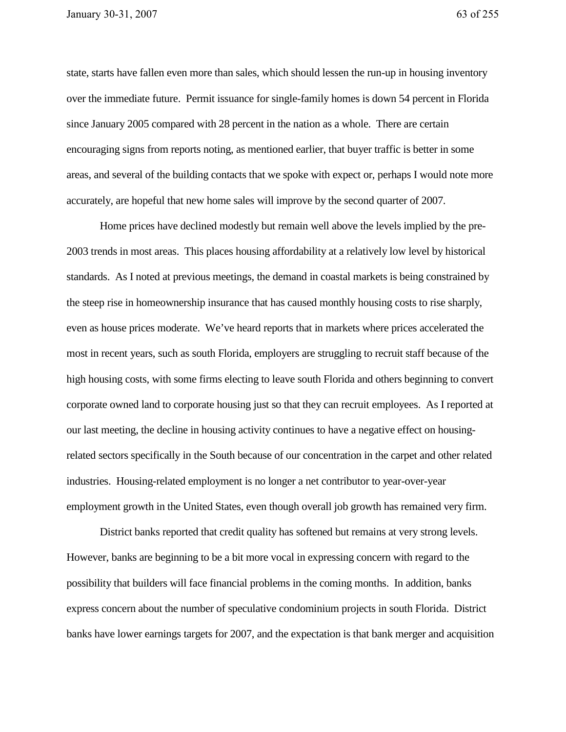state, starts have fallen even more than sales, which should lessen the run-up in housing inventory over the immediate future. Permit issuance for single-family homes is down 54 percent in Florida since January 2005 compared with 28 percent in the nation as a whole. There are certain encouraging signs from reports noting, as mentioned earlier, that buyer traffic is better in some areas, and several of the building contacts that we spoke with expect or, perhaps I would note more accurately, are hopeful that new home sales will improve by the second quarter of 2007.

Home prices have declined modestly but remain well above the levels implied by the pre-2003 trends in most areas. This places housing affordability at a relatively low level by historical standards. As I noted at previous meetings, the demand in coastal markets is being constrained by the steep rise in homeownership insurance that has caused monthly housing costs to rise sharply, even as house prices moderate. We've heard reports that in markets where prices accelerated the most in recent years, such as south Florida, employers are struggling to recruit staff because of the high housing costs, with some firms electing to leave south Florida and others beginning to convert corporate owned land to corporate housing just so that they can recruit employees. As I reported at our last meeting, the decline in housing activity continues to have a negative effect on housing-related sectors specifically in the South because of our concentration in the carpet and other related industries. Housing-related employment is no longer a net contributor to year-over-year employment growth in the United States, even though overall job growth has remained very firm.

District banks reported that credit quality has softened but remains at very strong levels. However, banks are beginning to be a bit more vocal in expressing concern with regard to the possibility that builders will face financial problems in the coming months. In addition, banks express concern about the number of speculative condominium projects in south Florida. District banks have lower earnings targets for 2007, and the expectation is that bank merger and acquisition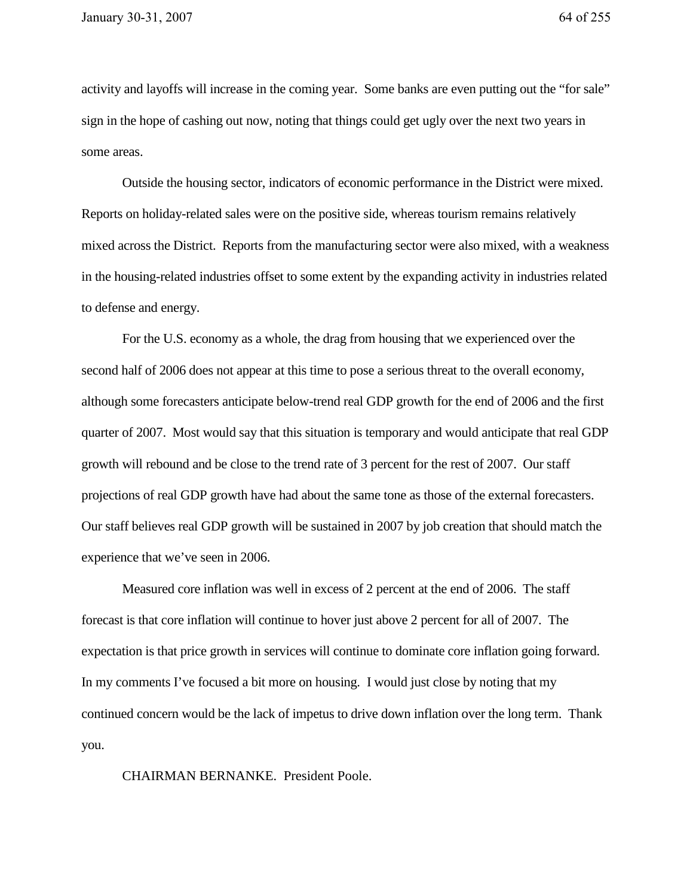activity and layoffs will increase in the coming year. Some banks are even putting out the "for sale" sign in the hope of cashing out now, noting that things could get ugly over the next two years in some areas.

Outside the housing sector, indicators of economic performance in the District were mixed. Reports on holiday-related sales were on the positive side, whereas tourism remains relatively mixed across the District. Reports from the manufacturing sector were also mixed, with a weakness in the housing-related industries offset to some extent by the expanding activity in industries related to defense and energy.

For the U.S. economy as a whole, the drag from housing that we experienced over the second half of 2006 does not appear at this time to pose a serious threat to the overall economy, although some forecasters anticipate below-trend real GDP growth for the end of 2006 and the first quarter of 2007. Most would say that this situation is temporary and would anticipate that real GDP growth will rebound and be close to the trend rate of 3 percent for the rest of 2007. Our staff projections of real GDP growth have had about the same tone as those of the external forecasters. Our staff believes real GDP growth will be sustained in 2007 by job creation that should match the experience that we've seen in 2006.

Measured core inflation was well in excess of 2 percent at the end of 2006. The staff forecast is that core inflation will continue to hover just above 2 percent for all of 2007. The expectation is that price growth in services will continue to dominate core inflation going forward. In my comments I've focused a bit more on housing. I would just close by noting that my continued concern would be the lack of impetus to drive down inflation over the long term. Thank you.

CHAIRMAN BERNANKE. President Poole.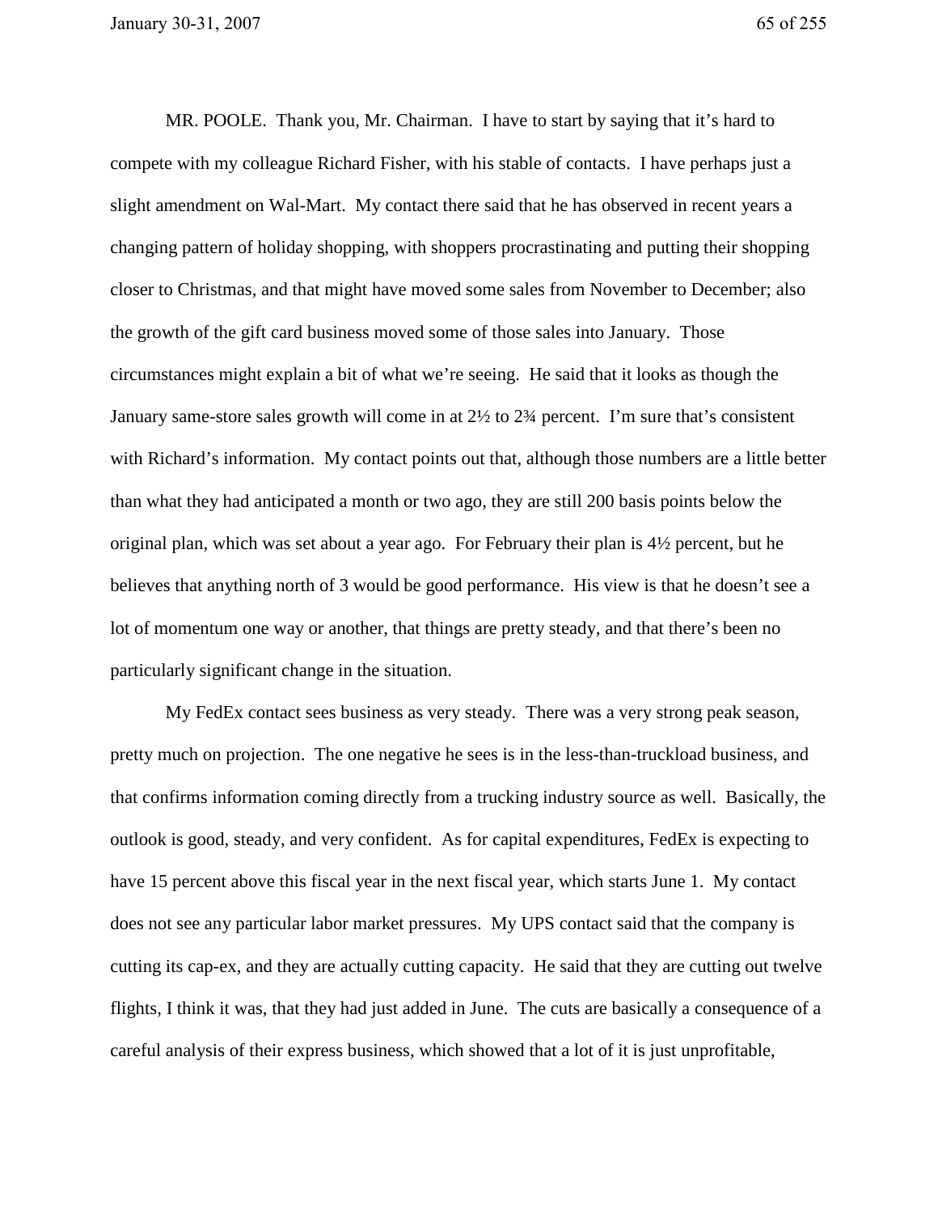MR. POOLE. Thank you, Mr. Chairman. I have to start by saying that it's hard to compete with my colleague Richard Fisher, with his stable of contacts. I have perhaps just a slight amendment on Wal-Mart. My contact there said that he has observed in recent years a changing pattern of holiday shopping, with shoppers procrastinating and putting their shopping closer to Christmas, and that might have moved some sales from November to December; also the growth of the gift card business moved some of those sales into January. Those circumstances might explain a bit of what we're seeing. He said that it looks as though the January same-store sales growth will come in at 2½ to 2¾ percent. I'm sure that's consistent with Richard's information. My contact points out that, although those numbers are a little better than what they had anticipated a month or two ago, they are still 200 basis points below the original plan, which was set about a year ago. For February their plan is 4½ percent, but he believes that anything north of 3 would be good performance. His view is that he doesn't see a lot of momentum one way or another, that things are pretty steady, and that there's been no particularly significant change in the situation.

My FedEx contact sees business as very steady. There was a very strong peak season, pretty much on projection. The one negative he sees is in the less-than-truckload business, and that confirms information coming directly from a trucking industry source as well. Basically, the outlook is good, steady, and very confident. As for capital expenditures, FedEx is expecting to have 15 percent above this fiscal year in the next fiscal year, which starts June 1. My contact does not see any particular labor market pressures. My UPS contact said that the company is cutting its cap-ex, and they are actually cutting capacity. He said that they are cutting out twelve flights, I think it was, that they had just added in June. The cuts are basically a consequence of a careful analysis of their express business, which showed that a lot of it is just unprofitable,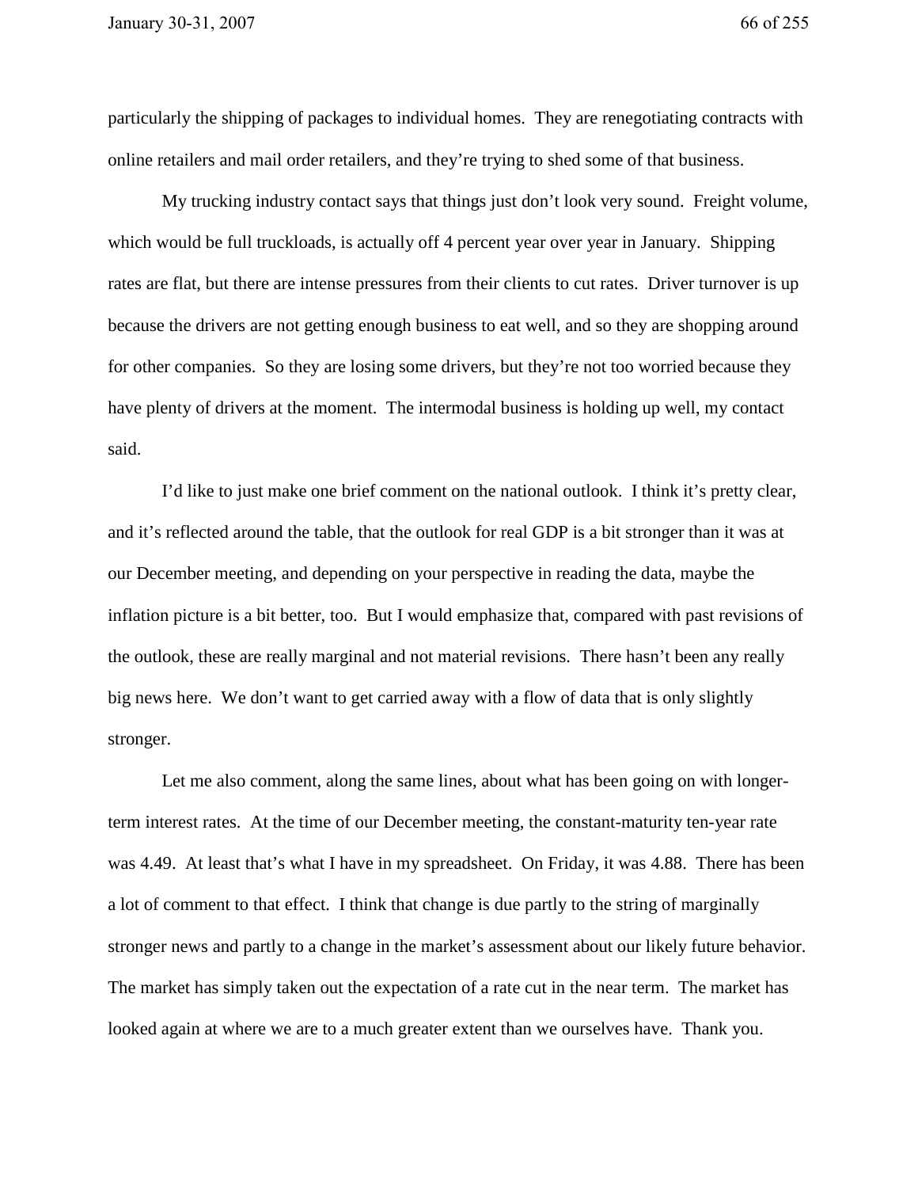particularly the shipping of packages to individual homes. They are renegotiating contracts with online retailers and mail order retailers, and they're trying to shed some of that business.

My trucking industry contact says that things just don't look very sound. Freight volume, which would be full truckloads, is actually off 4 percent year over year in January. Shipping rates are flat, but there are intense pressures from their clients to cut rates. Driver turnover is up because the drivers are not getting enough business to eat well, and so they are shopping around for other companies. So they are losing some drivers, but they're not too worried because they have plenty of drivers at the moment. The intermodal business is holding up well, my contact said.

I'd like to just make one brief comment on the national outlook. I think it's pretty clear, and it's reflected around the table, that the outlook for real GDP is a bit stronger than it was at our December meeting, and depending on your perspective in reading the data, maybe the inflation picture is a bit better, too. But I would emphasize that, compared with past revisions of the outlook, these are really marginal and not material revisions. There hasn't been any really big news here. We don't want to get carried away with a flow of data that is only slightly stronger.

Let me also comment, along the same lines, about what has been going on with longer-term interest rates. At the time of our December meeting, the constant-maturity ten-year rate was 4.49. At least that's what I have in my spreadsheet. On Friday, it was 4.88. There has been a lot of comment to that effect. I think that change is due partly to the string of marginally stronger news and partly to a change in the market's assessment about our likely future behavior. The market has simply taken out the expectation of a rate cut in the near term. The market has looked again at where we are to a much greater extent than we ourselves have. Thank you.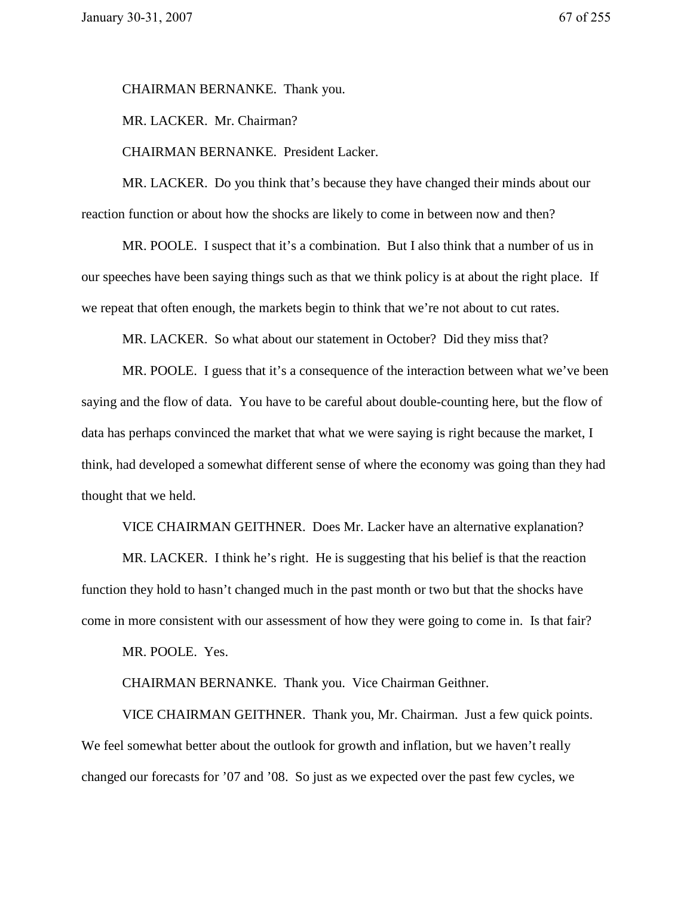CHAIRMAN BERNANKE. Thank you.

MR. LACKER. Mr. Chairman?

CHAIRMAN BERNANKE. President Lacker.

MR. LACKER. Do you think that's because they have changed their minds about our reaction function or about how the shocks are likely to come in between now and then?

MR. POOLE. I suspect that it's a combination. But I also think that a number of us in our speeches have been saying things such as that we think policy is at about the right place. If we repeat that often enough, the markets begin to think that we're not about to cut rates.

MR. LACKER. So what about our statement in October? Did they miss that?

MR. POOLE. I guess that it's a consequence of the interaction between what we've been saying and the flow of data. You have to be careful about double-counting here, but the flow of data has perhaps convinced the market that what we were saying is right because the market, I think, had developed a somewhat different sense of where the economy was going than they had thought that we held.

VICE CHAIRMAN GEITHNER. Does Mr. Lacker have an alternative explanation?

MR. LACKER. I think he's right. He is suggesting that his belief is that the reaction function they hold to hasn't changed much in the past month or two but that the shocks have come in more consistent with our assessment of how they were going to come in. Is that fair?

MR. POOLE. Yes.

CHAIRMAN BERNANKE. Thank you. Vice Chairman Geithner.

VICE CHAIRMAN GEITHNER. Thank you, Mr. Chairman. Just a few quick points. We feel somewhat better about the outlook for growth and inflation, but we haven't really changed our forecasts for '07 and '08. So just as we expected over the past few cycles, we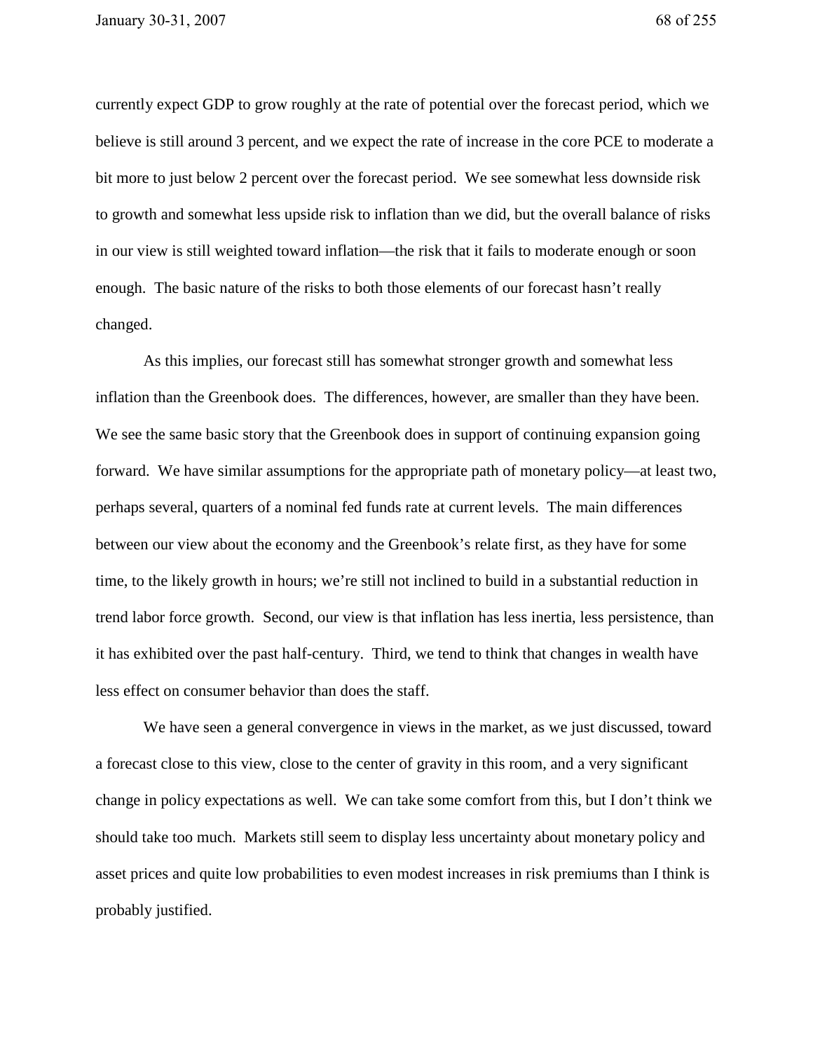currently expect GDP to grow roughly at the rate of potential over the forecast period, which we believe is still around 3 percent, and we expect the rate of increase in the core PCE to moderate a bit more to just below 2 percent over the forecast period. We see somewhat less downside risk to growth and somewhat less upside risk to inflation than we did, but the overall balance of risks in our view is still weighted toward inflation—the risk that it fails to moderate enough or soon enough. The basic nature of the risks to both those elements of our forecast hasn't really changed.

As this implies, our forecast still has somewhat stronger growth and somewhat less inflation than the Greenbook does. The differences, however, are smaller than they have been. We see the same basic story that the Greenbook does in support of continuing expansion going forward. We have similar assumptions for the appropriate path of monetary policy—at least two, perhaps several, quarters of a nominal fed funds rate at current levels. The main differences between our view about the economy and the Greenbook's relate first, as they have for some time, to the likely growth in hours; we're still not inclined to build in a substantial reduction in trend labor force growth. Second, our view is that inflation has less inertia, less persistence, than it has exhibited over the past half-century. Third, we tend to think that changes in wealth have less effect on consumer behavior than does the staff.

We have seen a general convergence in views in the market, as we just discussed, toward a forecast close to this view, close to the center of gravity in this room, and a very significant change in policy expectations as well. We can take some comfort from this, but I don't think we should take too much. Markets still seem to display less uncertainty about monetary policy and asset prices and quite low probabilities to even modest increases in risk premiums than I think is probably justified.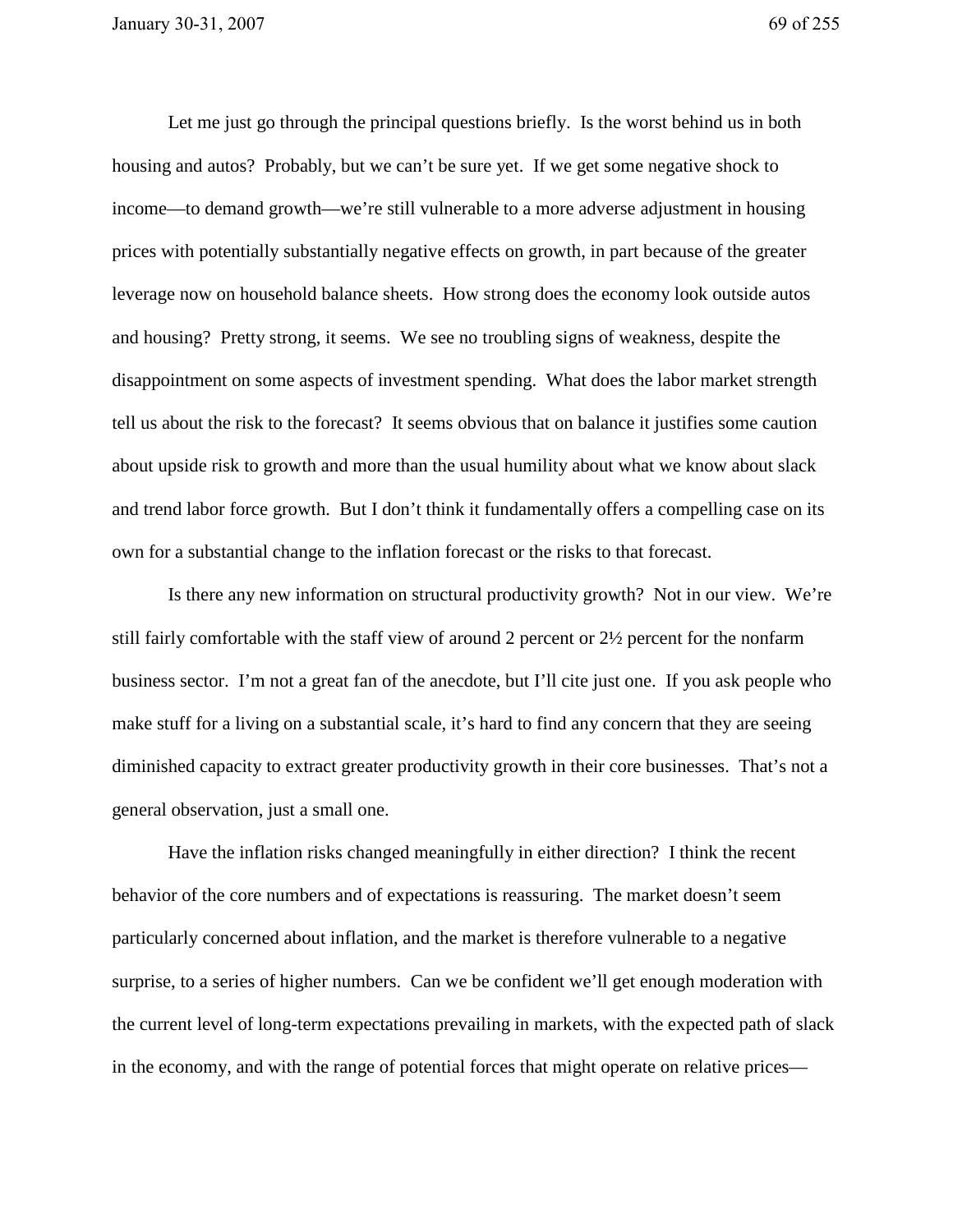Let me just go through the principal questions briefly. Is the worst behind us in both housing and autos? Probably, but we can't be sure yet. If we get some negative shock to income—to demand growth—we're still vulnerable to a more adverse adjustment in housing prices with potentially substantially negative effects on growth, in part because of the greater leverage now on household balance sheets. How strong does the economy look outside autos and housing? Pretty strong, it seems. We see no troubling signs of weakness, despite the disappointment on some aspects of investment spending. What does the labor market strength tell us about the risk to the forecast? It seems obvious that on balance it justifies some caution about upside risk to growth and more than the usual humility about what we know about slack and trend labor force growth. But I don't think it fundamentally offers a compelling case on its own for a substantial change to the inflation forecast or the risks to that forecast.

Is there any new information on structural productivity growth? Not in our view. We're still fairly comfortable with the staff view of around 2 percent or 2½ percent for the nonfarm business sector. I'm not a great fan of the anecdote, but I'll cite just one. If you ask people who make stuff for a living on a substantial scale, it's hard to find any concern that they are seeing diminished capacity to extract greater productivity growth in their core businesses. That's not a general observation, just a small one.

Have the inflation risks changed meaningfully in either direction? I think the recent behavior of the core numbers and of expectations is reassuring. The market doesn't seem particularly concerned about inflation, and the market is therefore vulnerable to a negative surprise, to a series of higher numbers. Can we be confident we'll get enough moderation with the current level of long-term expectations prevailing in markets, with the expected path of slack in the economy, and with the range of potential forces that might operate on relative prices—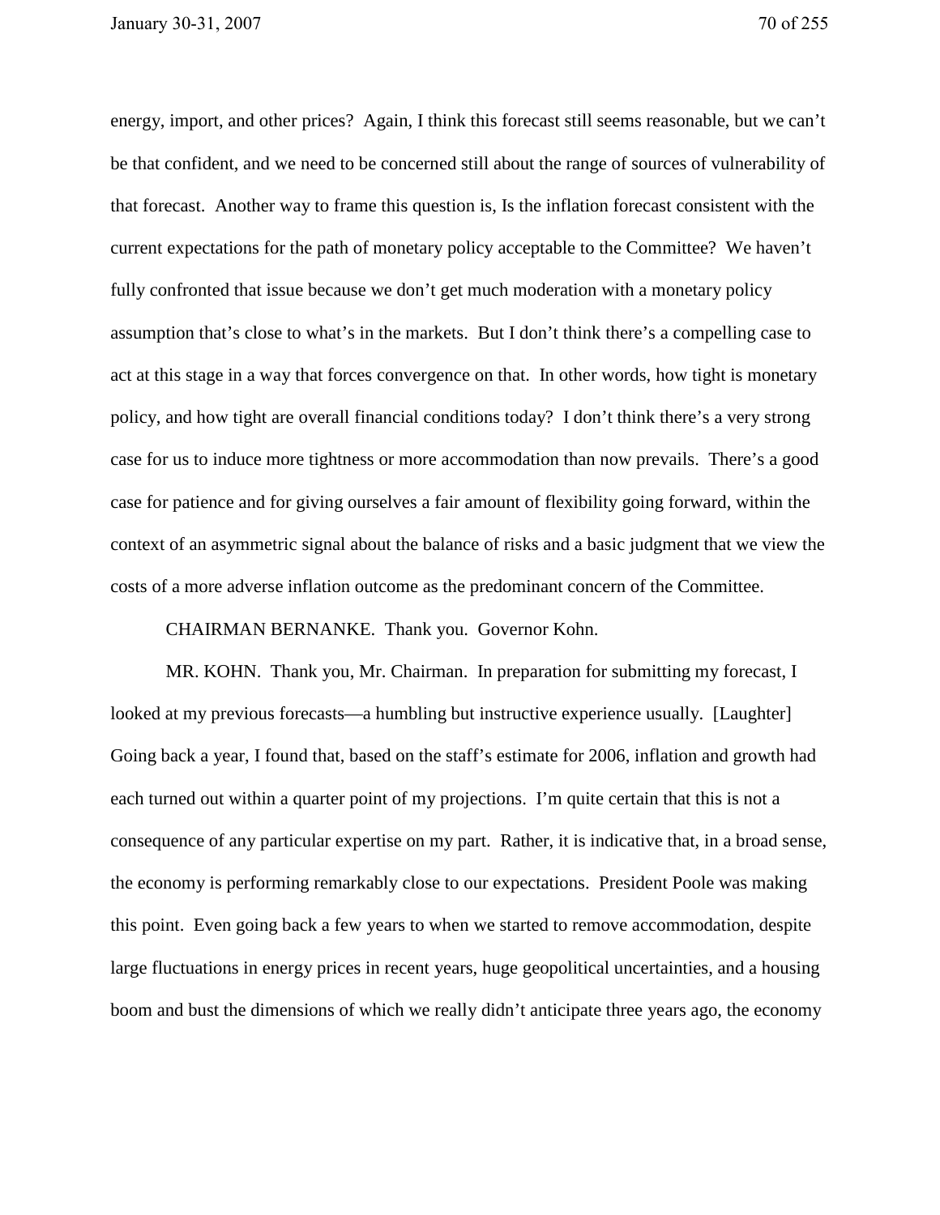energy, import, and other prices? Again, I think this forecast still seems reasonable, but we can't be that confident, and we need to be concerned still about the range of sources of vulnerability of that forecast. Another way to frame this question is, Is the inflation forecast consistent with the current expectations for the path of monetary policy acceptable to the Committee? We haven't fully confronted that issue because we don't get much moderation with a monetary policy assumption that's close to what's in the markets. But I don't think there's a compelling case to act at this stage in a way that forces convergence on that. In other words, how tight is monetary policy, and how tight are overall financial conditions today? I don't think there's a very strong case for us to induce more tightness or more accommodation than now prevails. There's a good case for patience and for giving ourselves a fair amount of flexibility going forward, within the context of an asymmetric signal about the balance of risks and a basic judgment that we view the costs of a more adverse inflation outcome as the predominant concern of the Committee.

CHAIRMAN BERNANKE. Thank you. Governor Kohn.

MR. KOHN. Thank you, Mr. Chairman. In preparation for submitting my forecast, I looked at my previous forecasts—a humbling but instructive experience usually. [Laughter] Going back a year, I found that, based on the staff's estimate for 2006, inflation and growth had each turned out within a quarter point of my projections. I'm quite certain that this is not a consequence of any particular expertise on my part. Rather, it is indicative that, in a broad sense, the economy is performing remarkably close to our expectations. President Poole was making this point. Even going back a few years to when we started to remove accommodation, despite large fluctuations in energy prices in recent years, huge geopolitical uncertainties, and a housing boom and bust the dimensions of which we really didn't anticipate three years ago, the economy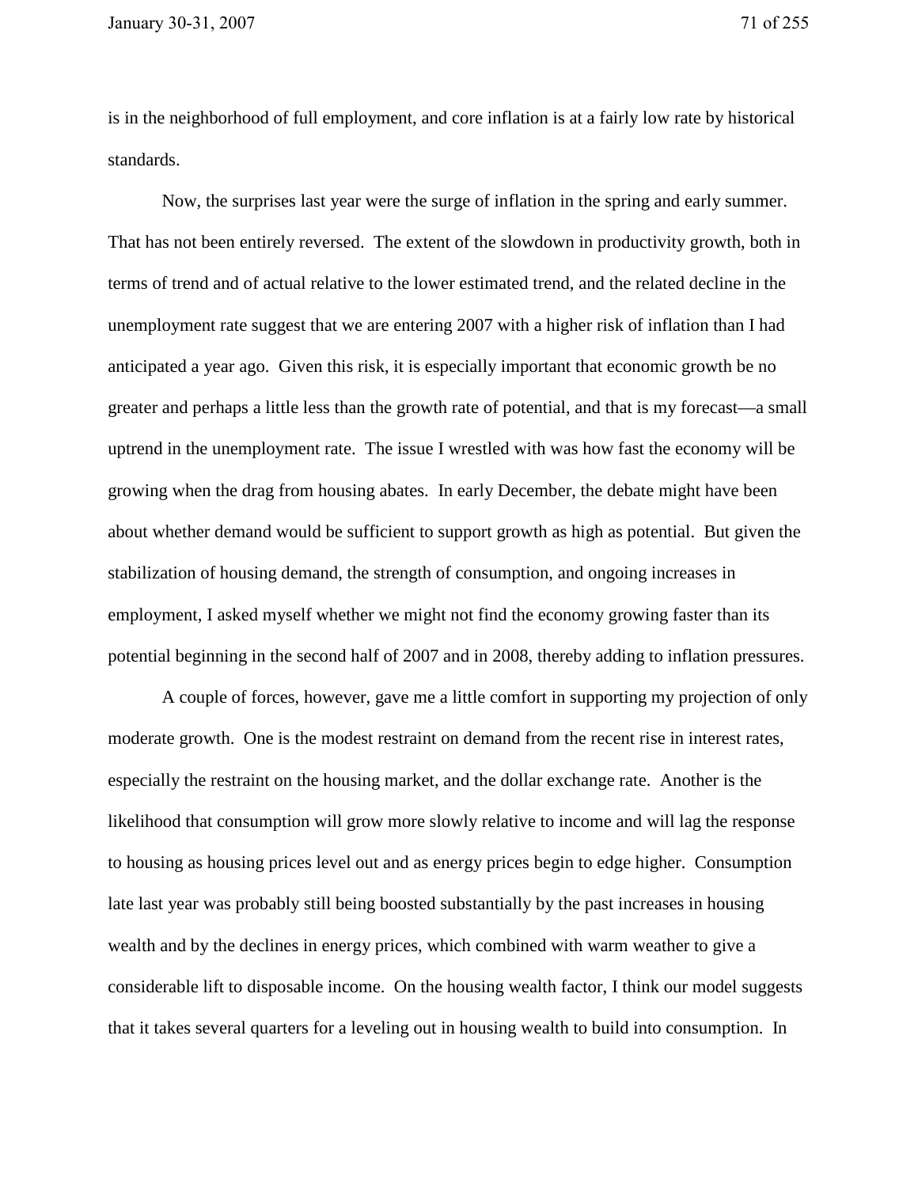is in the neighborhood of full employment, and core inflation is at a fairly low rate by historical standards.

Now, the surprises last year were the surge of inflation in the spring and early summer. That has not been entirely reversed. The extent of the slowdown in productivity growth, both in terms of trend and of actual relative to the lower estimated trend, and the related decline in the unemployment rate suggest that we are entering 2007 with a higher risk of inflation than I had anticipated a year ago. Given this risk, it is especially important that economic growth be no greater and perhaps a little less than the growth rate of potential, and that is my forecast—a small uptrend in the unemployment rate. The issue I wrestled with was how fast the economy will be growing when the drag from housing abates. In early December, the debate might have been about whether demand would be sufficient to support growth as high as potential. But given the stabilization of housing demand, the strength of consumption, and ongoing increases in employment, I asked myself whether we might not find the economy growing faster than its potential beginning in the second half of 2007 and in 2008, thereby adding to inflation pressures.

A couple of forces, however, gave me a little comfort in supporting my projection of only moderate growth. One is the modest restraint on demand from the recent rise in interest rates, especially the restraint on the housing market, and the dollar exchange rate. Another is the likelihood that consumption will grow more slowly relative to income and will lag the response to housing as housing prices level out and as energy prices begin to edge higher. Consumption late last year was probably still being boosted substantially by the past increases in housing wealth and by the declines in energy prices, which combined with warm weather to give a considerable lift to disposable income. On the housing wealth factor, I think our model suggests that it takes several quarters for a leveling out in housing wealth to build into consumption. In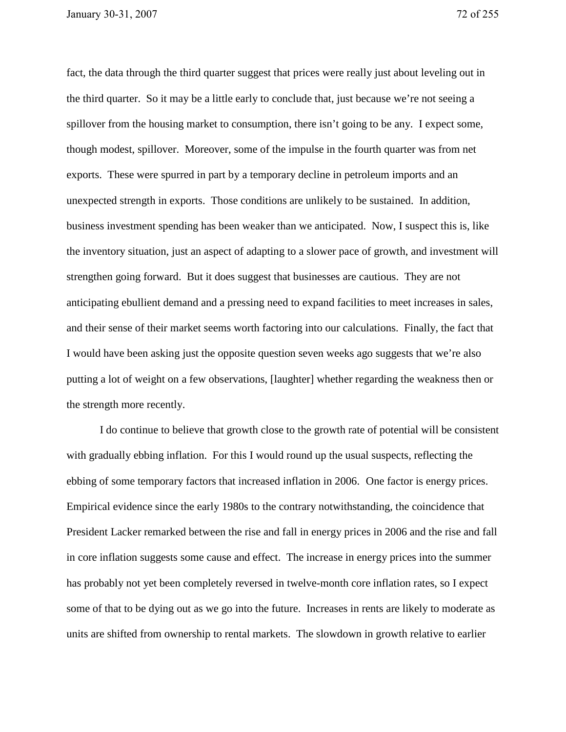fact, the data through the third quarter suggest that prices were really just about leveling out in the third quarter. So it may be a little early to conclude that, just because we're not seeing a spillover from the housing market to consumption, there isn't going to be any. I expect some, though modest, spillover. Moreover, some of the impulse in the fourth quarter was from net exports. These were spurred in part by a temporary decline in petroleum imports and an unexpected strength in exports. Those conditions are unlikely to be sustained. In addition, business investment spending has been weaker than we anticipated. Now, I suspect this is, like the inventory situation, just an aspect of adapting to a slower pace of growth, and investment will strengthen going forward. But it does suggest that businesses are cautious. They are not anticipating ebullient demand and a pressing need to expand facilities to meet increases in sales, and their sense of their market seems worth factoring into our calculations. Finally, the fact that I would have been asking just the opposite question seven weeks ago suggests that we're also putting a lot of weight on a few observations, [laughter] whether regarding the weakness then or the strength more recently.

I do continue to believe that growth close to the growth rate of potential will be consistent with gradually ebbing inflation. For this I would round up the usual suspects, reflecting the ebbing of some temporary factors that increased inflation in 2006. One factor is energy prices. Empirical evidence since the early 1980s to the contrary notwithstanding, the coincidence that President Lacker remarked between the rise and fall in energy prices in 2006 and the rise and fall in core inflation suggests some cause and effect. The increase in energy prices into the summer has probably not yet been completely reversed in twelve-month core inflation rates, so I expect some of that to be dying out as we go into the future. Increases in rents are likely to moderate as units are shifted from ownership to rental markets. The slowdown in growth relative to earlier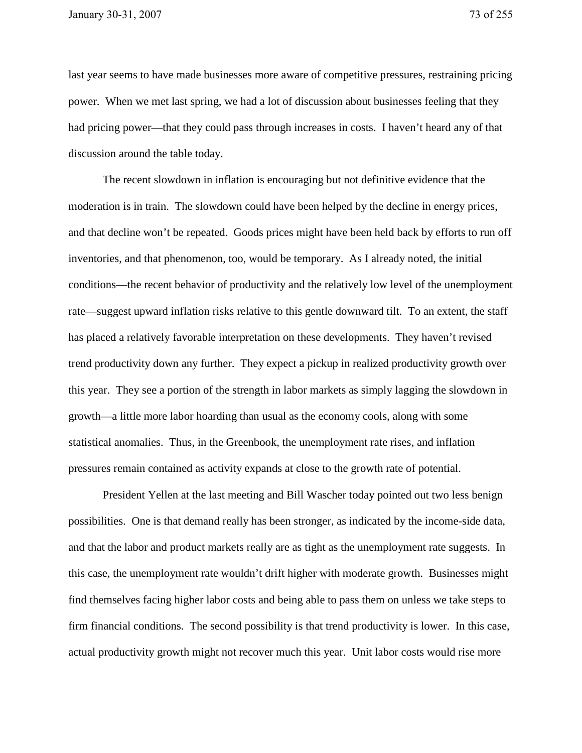last year seems to have made businesses more aware of competitive pressures, restraining pricing power. When we met last spring, we had a lot of discussion about businesses feeling that they had pricing power—that they could pass through increases in costs. I haven't heard any of that discussion around the table today.

The recent slowdown in inflation is encouraging but not definitive evidence that the moderation is in train. The slowdown could have been helped by the decline in energy prices, and that decline won't be repeated. Goods prices might have been held back by efforts to run off inventories, and that phenomenon, too, would be temporary. As I already noted, the initial conditions—the recent behavior of productivity and the relatively low level of the unemployment rate—suggest upward inflation risks relative to this gentle downward tilt. To an extent, the staff has placed a relatively favorable interpretation on these developments. They haven't revised trend productivity down any further. They expect a pickup in realized productivity growth over this year. They see a portion of the strength in labor markets as simply lagging the slowdown in growth—a little more labor hoarding than usual as the economy cools, along with some statistical anomalies. Thus, in the Greenbook, the unemployment rate rises, and inflation pressures remain contained as activity expands at close to the growth rate of potential.

President Yellen at the last meeting and Bill Wascher today pointed out two less benign possibilities. One is that demand really has been stronger, as indicated by the income-side data, and that the labor and product markets really are as tight as the unemployment rate suggests. In this case, the unemployment rate wouldn't drift higher with moderate growth. Businesses might find themselves facing higher labor costs and being able to pass them on unless we take steps to firm financial conditions. The second possibility is that trend productivity is lower. In this case, actual productivity growth might not recover much this year. Unit labor costs would rise more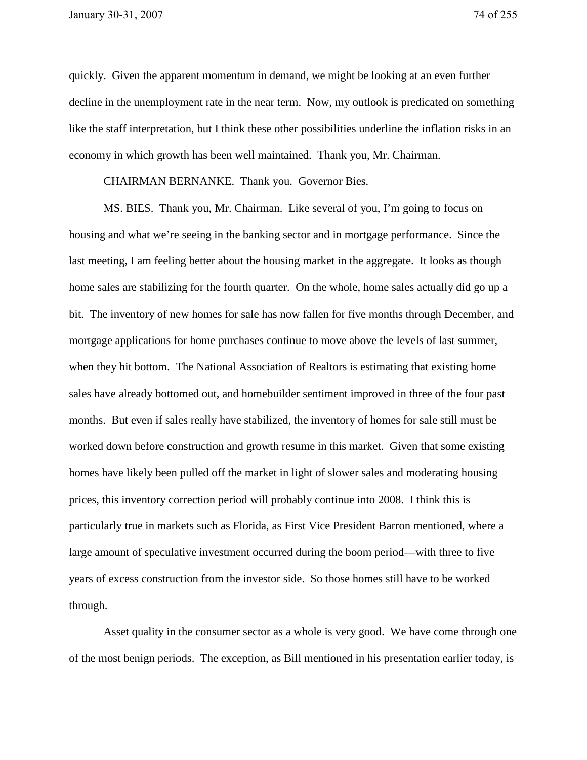quickly. Given the apparent momentum in demand, we might be looking at an even further decline in the unemployment rate in the near term. Now, my outlook is predicated on something like the staff interpretation, but I think these other possibilities underline the inflation risks in an economy in which growth has been well maintained. Thank you, Mr. Chairman.

CHAIRMAN BERNANKE. Thank you. Governor Bies.

MS. BIES. Thank you, Mr. Chairman. Like several of you, I'm going to focus on housing and what we're seeing in the banking sector and in mortgage performance. Since the last meeting, I am feeling better about the housing market in the aggregate. It looks as though home sales are stabilizing for the fourth quarter. On the whole, home sales actually did go up a bit. The inventory of new homes for sale has now fallen for five months through December, and mortgage applications for home purchases continue to move above the levels of last summer, when they hit bottom. The National Association of Realtors is estimating that existing home sales have already bottomed out, and homebuilder sentiment improved in three of the four past months. But even if sales really have stabilized, the inventory of homes for sale still must be worked down before construction and growth resume in this market. Given that some existing homes have likely been pulled off the market in light of slower sales and moderating housing prices, this inventory correction period will probably continue into 2008. I think this is particularly true in markets such as Florida, as First Vice President Barron mentioned, where a large amount of speculative investment occurred during the boom period—with three to five years of excess construction from the investor side. So those homes still have to be worked through.

Asset quality in the consumer sector as a whole is very good. We have come through one of the most benign periods. The exception, as Bill mentioned in his presentation earlier today, is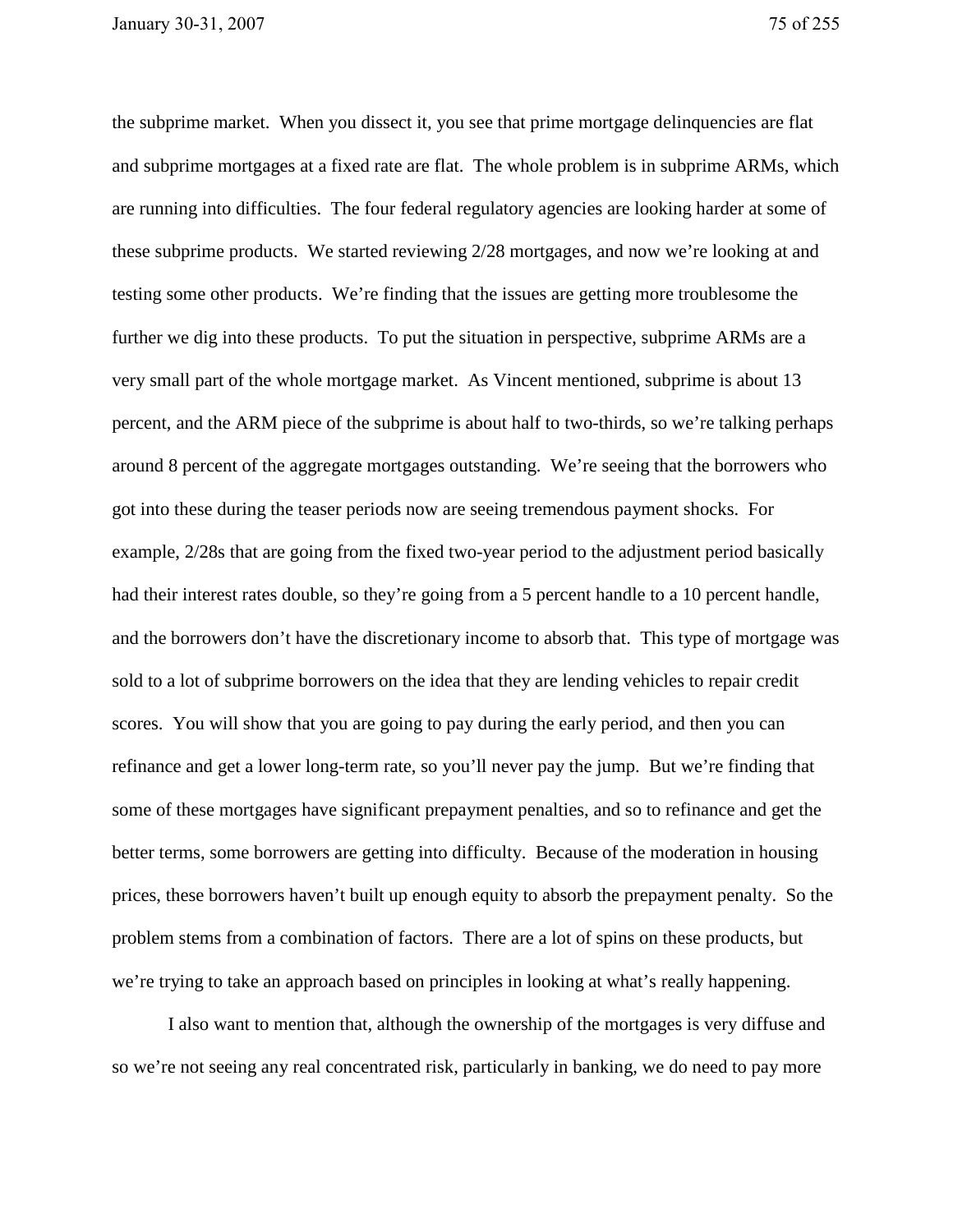the subprime market. When you dissect it, you see that prime mortgage delinquencies are flat and subprime mortgages at a fixed rate are flat. The whole problem is in subprime ARMs, which are running into difficulties. The four federal regulatory agencies are looking harder at some of these subprime products. We started reviewing 2/28 mortgages, and now we're looking at and testing some other products. We're finding that the issues are getting more troublesome the further we dig into these products. To put the situation in perspective, subprime ARMs are a very small part of the whole mortgage market. As Vincent mentioned, subprime is about 13 percent, and the ARM piece of the subprime is about half to two-thirds, so we're talking perhaps around 8 percent of the aggregate mortgages outstanding. We're seeing that the borrowers who got into these during the teaser periods now are seeing tremendous payment shocks. For example, 2/28s that are going from the fixed two-year period to the adjustment period basically had their interest rates double, so they're going from a 5 percent handle to a 10 percent handle, and the borrowers don't have the discretionary income to absorb that. This type of mortgage was sold to a lot of subprime borrowers on the idea that they are lending vehicles to repair credit scores. You will show that you are going to pay during the early period, and then you can refinance and get a lower long-term rate, so you'll never pay the jump. But we're finding that some of these mortgages have significant prepayment penalties, and so to refinance and get the better terms, some borrowers are getting into difficulty. Because of the moderation in housing prices, these borrowers haven't built up enough equity to absorb the prepayment penalty. So the problem stems from a combination of factors. There are a lot of spins on these products, but we're trying to take an approach based on principles in looking at what's really happening.

I also want to mention that, although the ownership of the mortgages is very diffuse and so we're not seeing any real concentrated risk, particularly in banking, we do need to pay more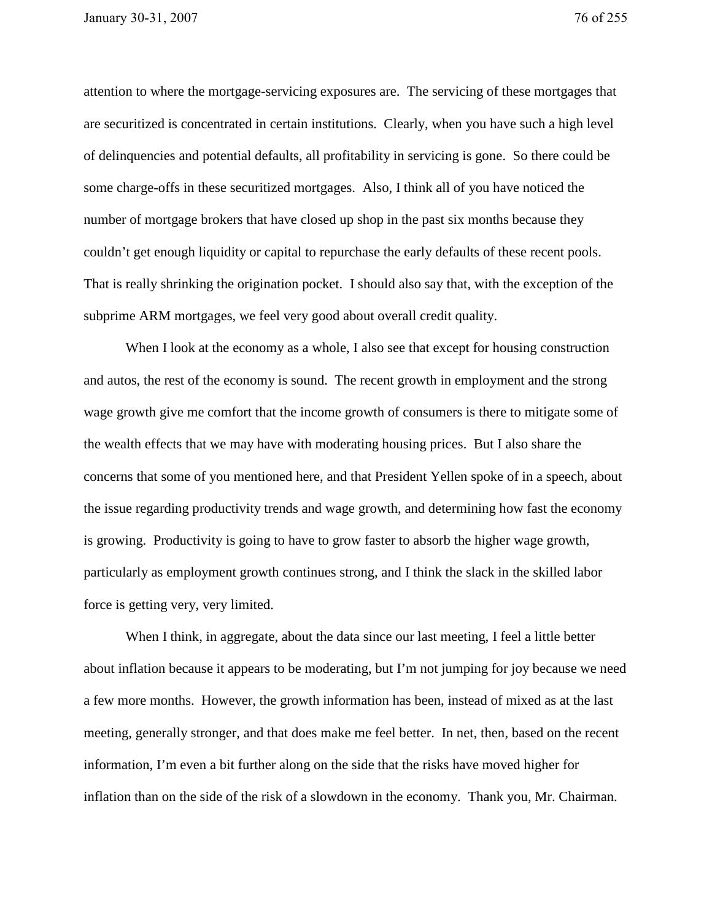attention to where the mortgage-servicing exposures are. The servicing of these mortgages that are securitized is concentrated in certain institutions. Clearly, when you have such a high level of delinquencies and potential defaults, all profitability in servicing is gone. So there could be some charge-offs in these securitized mortgages. Also, I think all of you have noticed the number of mortgage brokers that have closed up shop in the past six months because they couldn't get enough liquidity or capital to repurchase the early defaults of these recent pools. That is really shrinking the origination pocket. I should also say that, with the exception of the subprime ARM mortgages, we feel very good about overall credit quality.

When I look at the economy as a whole, I also see that except for housing construction and autos, the rest of the economy is sound. The recent growth in employment and the strong wage growth give me comfort that the income growth of consumers is there to mitigate some of the wealth effects that we may have with moderating housing prices. But I also share the concerns that some of you mentioned here, and that President Yellen spoke of in a speech, about the issue regarding productivity trends and wage growth, and determining how fast the economy is growing. Productivity is going to have to grow faster to absorb the higher wage growth, particularly as employment growth continues strong, and I think the slack in the skilled labor force is getting very, very limited.

When I think, in aggregate, about the data since our last meeting, I feel a little better about inflation because it appears to be moderating, but I'm not jumping for joy because we need a few more months. However, the growth information has been, instead of mixed as at the last meeting, generally stronger, and that does make me feel better. In net, then, based on the recent information, I'm even a bit further along on the side that the risks have moved higher for inflation than on the side of the risk of a slowdown in the economy. Thank you, Mr. Chairman.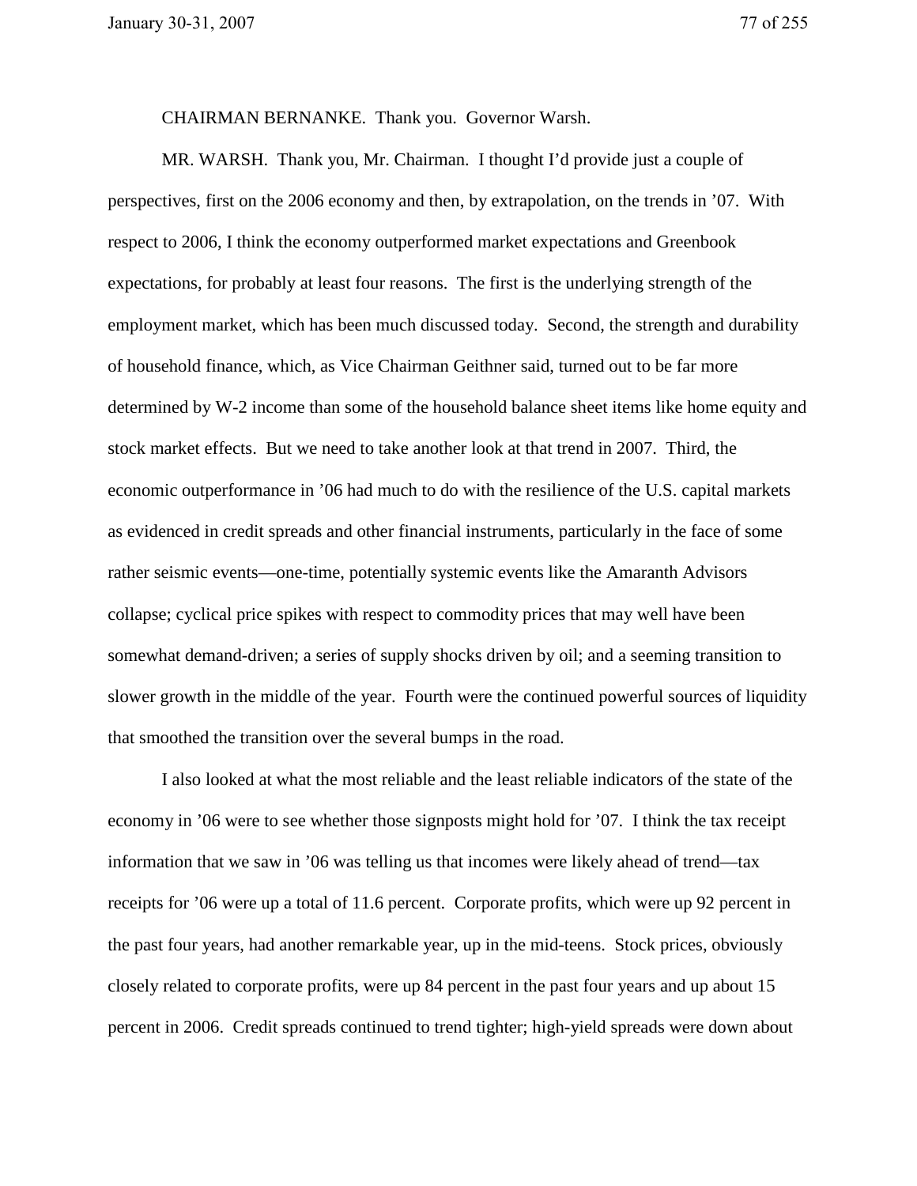CHAIRMAN BERNANKE. Thank you. Governor Warsh.

MR. WARSH. Thank you, Mr. Chairman. I thought I'd provide just a couple of perspectives, first on the 2006 economy and then, by extrapolation, on the trends in '07. With respect to 2006, I think the economy outperformed market expectations and Greenbook expectations, for probably at least four reasons. The first is the underlying strength of the employment market, which has been much discussed today. Second, the strength and durability of household finance, which, as Vice Chairman Geithner said, turned out to be far more determined by W-2 income than some of the household balance sheet items like home equity and stock market effects. But we need to take another look at that trend in 2007. Third, the economic outperformance in '06 had much to do with the resilience of the U.S. capital markets as evidenced in credit spreads and other financial instruments, particularly in the face of some rather seismic events—one-time, potentially systemic events like the Amaranth Advisors collapse; cyclical price spikes with respect to commodity prices that may well have been somewhat demand-driven; a series of supply shocks driven by oil; and a seeming transition to slower growth in the middle of the year. Fourth were the continued powerful sources of liquidity that smoothed the transition over the several bumps in the road.

I also looked at what the most reliable and the least reliable indicators of the state of the economy in '06 were to see whether those signposts might hold for '07. I think the tax receipt information that we saw in '06 was telling us that incomes were likely ahead of trend—tax receipts for '06 were up a total of 11.6 percent. Corporate profits, which were up 92 percent in the past four years, had another remarkable year, up in the mid-teens. Stock prices, obviously closely related to corporate profits, were up 84 percent in the past four years and up about 15 percent in 2006. Credit spreads continued to trend tighter; high-yield spreads were down about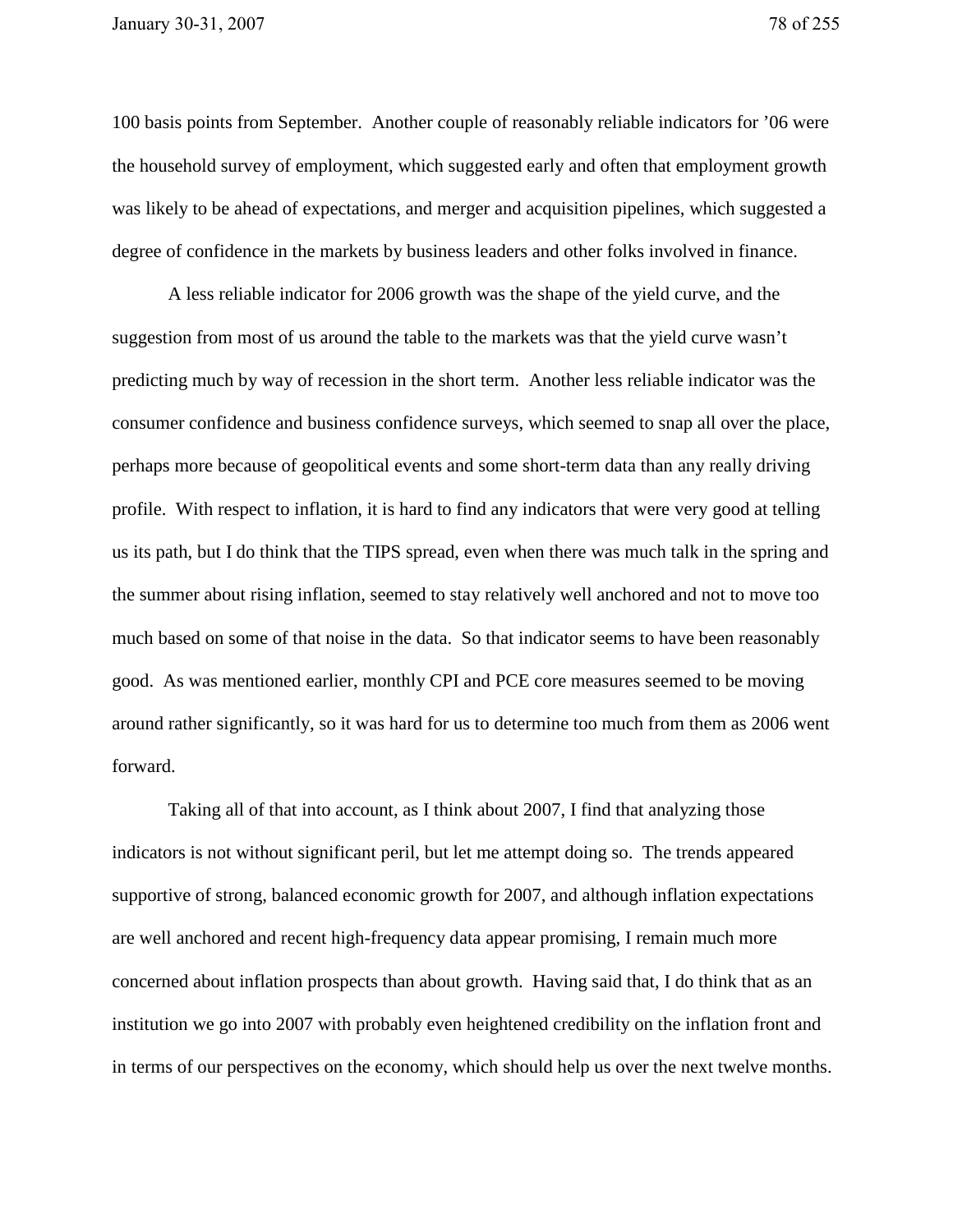100 basis points from September. Another couple of reasonably reliable indicators for ’06 were the household survey of employment, which suggested early and often that employment growth was likely to be ahead of expectations, and merger and acquisition pipelines, which suggested a degree of confidence in the markets by business leaders and other folks involved in finance.

A less reliable indicator for 2006 growth was the shape of the yield curve, and the suggestion from most of us around the table to the markets was that the yield curve wasn’t predicting much by way of recession in the short term. Another less reliable indicator was the consumer confidence and business confidence surveys, which seemed to snap all over the place, perhaps more because of geopolitical events and some short-term data than any really driving profile. With respect to inflation, it is hard to find any indicators that were very good at telling us its path, but I do think that the TIPS spread, even when there was much talk in the spring and the summer about rising inflation, seemed to stay relatively well anchored and not to move too much based on some of that noise in the data. So that indicator seems to have been reasonably good. As was mentioned earlier, monthly CPI and PCE core measures seemed to be moving around rather significantly, so it was hard for us to determine too much from them as 2006 went forward.

Taking all of that into account, as I think about 2007, I find that analyzing those indicators is not without significant peril, but let me attempt doing so. The trends appeared supportive of strong, balanced economic growth for 2007, and although inflation expectations are well anchored and recent high-frequency data appear promising, I remain much more concerned about inflation prospects than about growth. Having said that, I do think that as an institution we go into 2007 with probably even heightened credibility on the inflation front and in terms of our perspectives on the economy, which should help us over the next twelve months.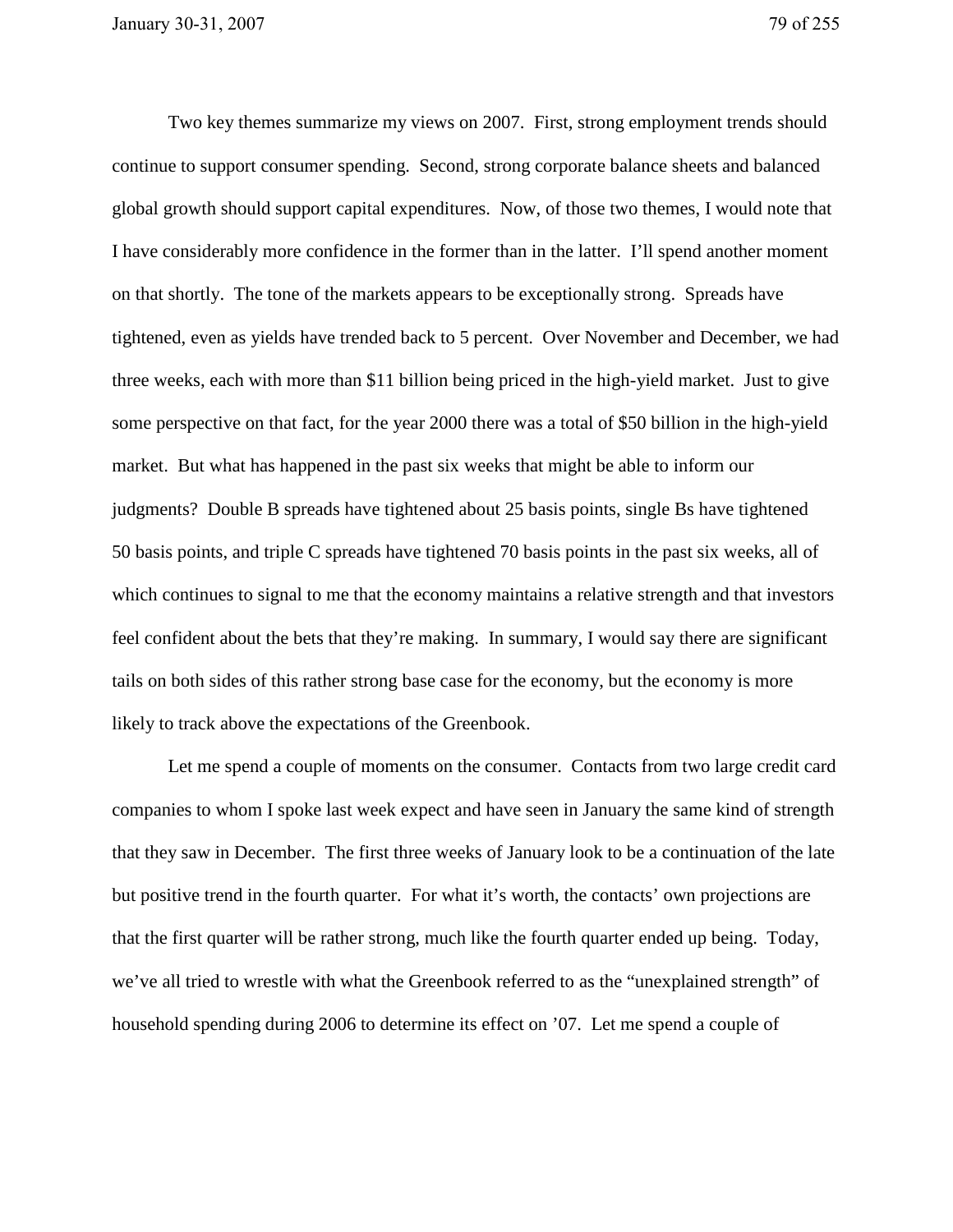Two key themes summarize my views on 2007. First, strong employment trends should continue to support consumer spending. Second, strong corporate balance sheets and balanced global growth should support capital expenditures. Now, of those two themes, I would note that I have considerably more confidence in the former than in the latter. I'll spend another moment on that shortly. The tone of the markets appears to be exceptionally strong. Spreads have tightened, even as yields have trended back to 5 percent. Over November and December, we had three weeks, each with more than $11 billion being priced in the high-yield market. Just to give some perspective on that fact, for the year 2000 there was a total of $50 billion in the high-yield market. But what has happened in the past six weeks that might be able to inform our judgments? Double B spreads have tightened about 25 basis points, single Bs have tightened 50 basis points, and triple C spreads have tightened 70 basis points in the past six weeks, all of which continues to signal to me that the economy maintains a relative strength and that investors feel confident about the bets that they're making. In summary, I would say there are significant tails on both sides of this rather strong base case for the economy, but the economy is more likely to track above the expectations of the Greenbook.

Let me spend a couple of moments on the consumer. Contacts from two large credit card companies to whom I spoke last week expect and have seen in January the same kind of strength that they saw in December. The first three weeks of January look to be a continuation of the late but positive trend in the fourth quarter. For what it's worth, the contacts' own projections are that the first quarter will be rather strong, much like the fourth quarter ended up being. Today, we've all tried to wrestle with what the Greenbook referred to as the "unexplained strength" of household spending during 2006 to determine its effect on '07. Let me spend a couple of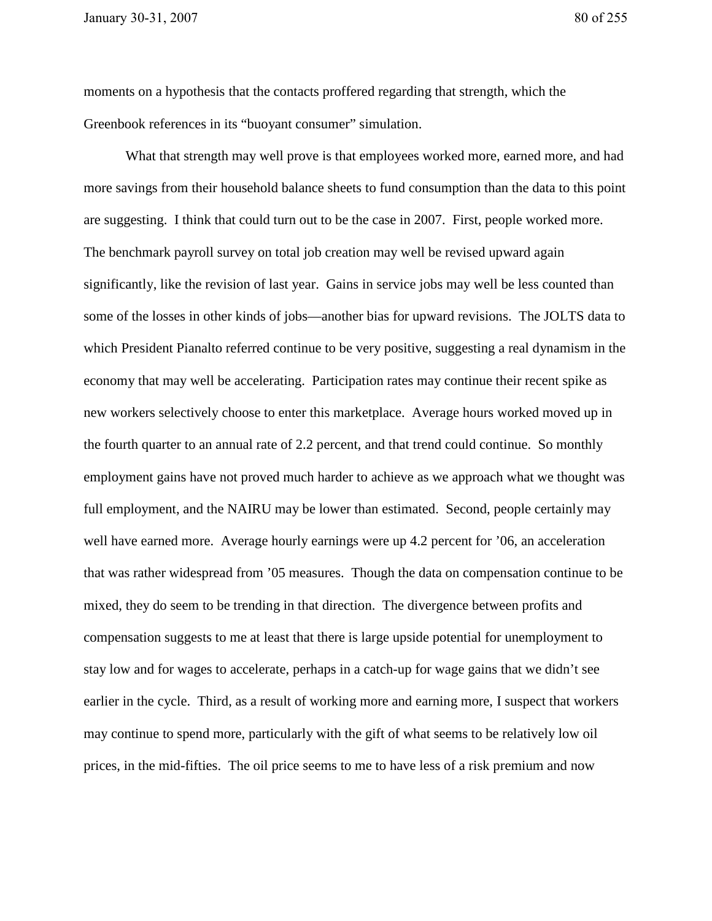moments on a hypothesis that the contacts proffered regarding that strength, which the Greenbook references in its "buoyant consumer" simulation.

What that strength may well prove is that employees worked more, earned more, and had more savings from their household balance sheets to fund consumption than the data to this point are suggesting. I think that could turn out to be the case in 2007. First, people worked more. The benchmark payroll survey on total job creation may well be revised upward again significantly, like the revision of last year. Gains in service jobs may well be less counted than some of the losses in other kinds of jobs—another bias for upward revisions. The JOLTS data to which President Pianalto referred continue to be very positive, suggesting a real dynamism in the economy that may well be accelerating. Participation rates may continue their recent spike as new workers selectively choose to enter this marketplace. Average hours worked moved up in the fourth quarter to an annual rate of 2.2 percent, and that trend could continue. So monthly employment gains have not proved much harder to achieve as we approach what we thought was full employment, and the NAIRU may be lower than estimated. Second, people certainly may well have earned more. Average hourly earnings were up 4.2 percent for '06, an acceleration that was rather widespread from '05 measures. Though the data on compensation continue to be mixed, they do seem to be trending in that direction. The divergence between profits and compensation suggests to me at least that there is large upside potential for unemployment to stay low and for wages to accelerate, perhaps in a catch-up for wage gains that we didn't see earlier in the cycle. Third, as a result of working more and earning more, I suspect that workers may continue to spend more, particularly with the gift of what seems to be relatively low oil prices, in the mid-fifties. The oil price seems to me to have less of a risk premium and now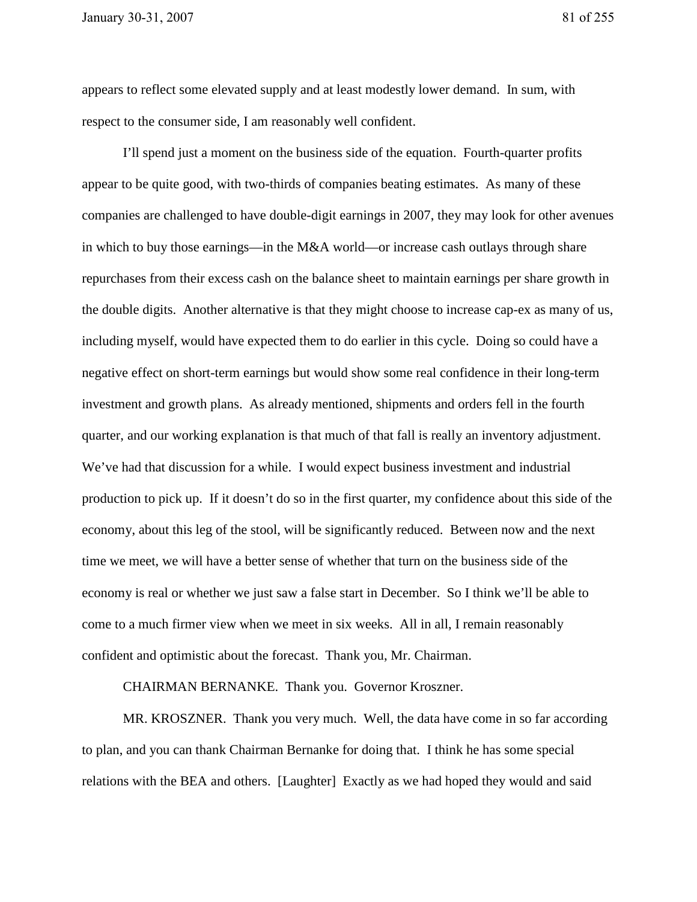appears to reflect some elevated supply and at least modestly lower demand. In sum, with respect to the consumer side, I am reasonably well confident.

I'll spend just a moment on the business side of the equation. Fourth-quarter profits appear to be quite good, with two-thirds of companies beating estimates. As many of these companies are challenged to have double-digit earnings in 2007, they may look for other avenues in which to buy those earnings—in the M&A world—or increase cash outlays through share repurchases from their excess cash on the balance sheet to maintain earnings per share growth in the double digits. Another alternative is that they might choose to increase cap-ex as many of us, including myself, would have expected them to do earlier in this cycle. Doing so could have a negative effect on short-term earnings but would show some real confidence in their long-term investment and growth plans. As already mentioned, shipments and orders fell in the fourth quarter, and our working explanation is that much of that fall is really an inventory adjustment. We've had that discussion for a while. I would expect business investment and industrial production to pick up. If it doesn't do so in the first quarter, my confidence about this side of the economy, about this leg of the stool, will be significantly reduced. Between now and the next time we meet, we will have a better sense of whether that turn on the business side of the economy is real or whether we just saw a false start in December. So I think we'll be able to come to a much firmer view when we meet in six weeks. All in all, I remain reasonably confident and optimistic about the forecast. Thank you, Mr. Chairman.

CHAIRMAN BERNANKE. Thank you. Governor Kroszner.

MR. KROSZNER. Thank you very much. Well, the data have come in so far according to plan, and you can thank Chairman Bernanke for doing that. I think he has some special relations with the BEA and others. [Laughter] Exactly as we had hoped they would and said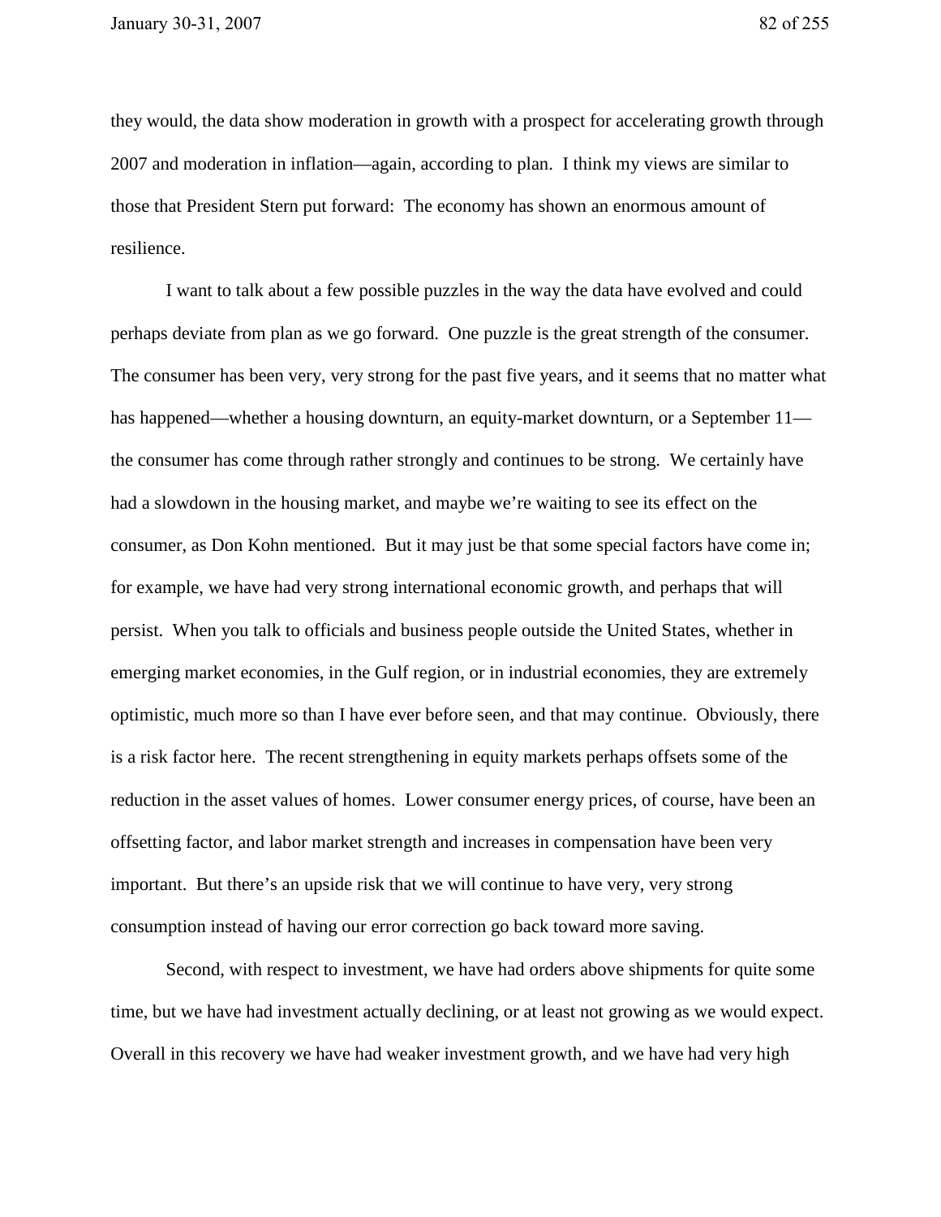they would, the data show moderation in growth with a prospect for accelerating growth through 2007 and moderation in inflation—again, according to plan. I think my views are similar to those that President Stern put forward: The economy has shown an enormous amount of resilience.

I want to talk about a few possible puzzles in the way the data have evolved and could perhaps deviate from plan as we go forward. One puzzle is the great strength of the consumer. The consumer has been very, very strong for the past five years, and it seems that no matter what has happened—whether a housing downturn, an equity-market downturn, or a September 11—the consumer has come through rather strongly and continues to be strong. We certainly have had a slowdown in the housing market, and maybe we're waiting to see its effect on the consumer, as Don Kohn mentioned. But it may just be that some special factors have come in; for example, we have had very strong international economic growth, and perhaps that will persist. When you talk to officials and business people outside the United States, whether in emerging market economies, in the Gulf region, or in industrial economies, they are extremely optimistic, much more so than I have ever before seen, and that may continue. Obviously, there is a risk factor here. The recent strengthening in equity markets perhaps offsets some of the reduction in the asset values of homes. Lower consumer energy prices, of course, have been an offsetting factor, and labor market strength and increases in compensation have been very important. But there's an upside risk that we will continue to have very, very strong consumption instead of having our error correction go back toward more saving.

Second, with respect to investment, we have had orders above shipments for quite some time, but we have had investment actually declining, or at least not growing as we would expect. Overall in this recovery we have had weaker investment growth, and we have had very high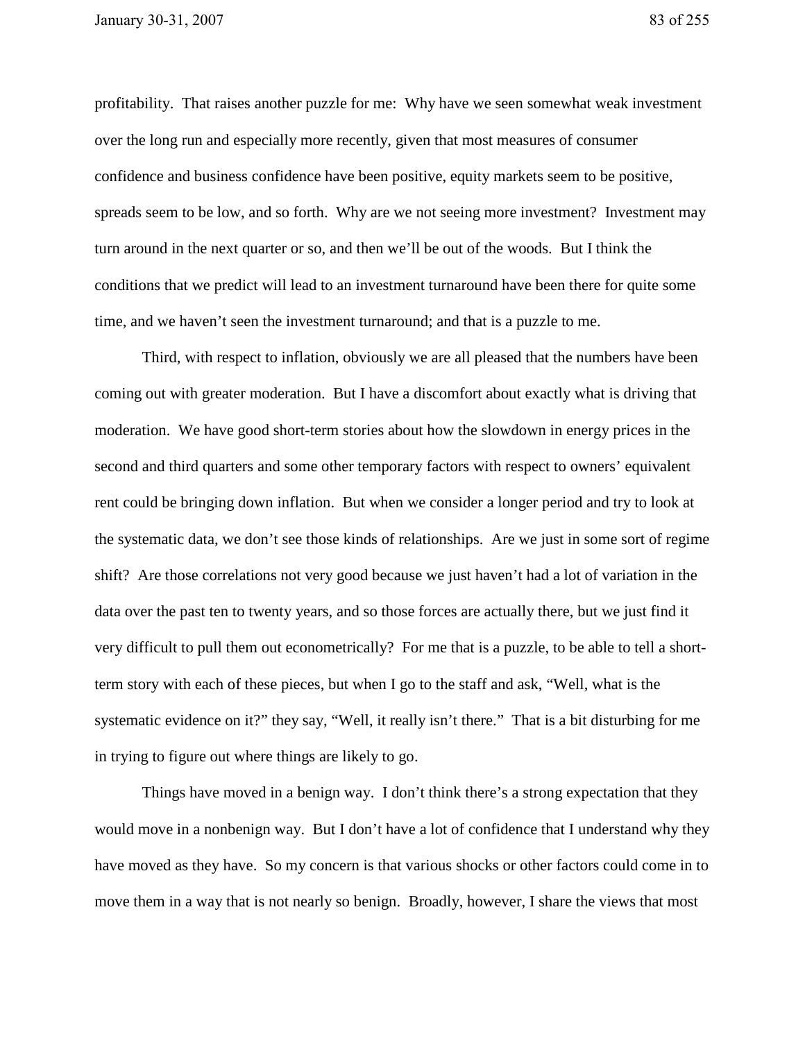profitability. That raises another puzzle for me: Why have we seen somewhat weak investment over the long run and especially more recently, given that most measures of consumer confidence and business confidence have been positive, equity markets seem to be positive, spreads seem to be low, and so forth. Why are we not seeing more investment? Investment may turn around in the next quarter or so, and then we'll be out of the woods. But I think the conditions that we predict will lead to an investment turnaround have been there for quite some time, and we haven't seen the investment turnaround; and that is a puzzle to me.

Third, with respect to inflation, obviously we are all pleased that the numbers have been coming out with greater moderation. But I have a discomfort about exactly what is driving that moderation. We have good short-term stories about how the slowdown in energy prices in the second and third quarters and some other temporary factors with respect to owners' equivalent rent could be bringing down inflation. But when we consider a longer period and try to look at the systematic data, we don't see those kinds of relationships. Are we just in some sort of regime shift? Are those correlations not very good because we just haven't had a lot of variation in the data over the past ten to twenty years, and so those forces are actually there, but we just find it very difficult to pull them out econometrically? For me that is a puzzle, to be able to tell a short-term story with each of these pieces, but when I go to the staff and ask, "Well, what is the systematic evidence on it?" they say, "Well, it really isn't there." That is a bit disturbing for me in trying to figure out where things are likely to go.

Things have moved in a benign way. I don't think there's a strong expectation that they would move in a nonbenign way. But I don't have a lot of confidence that I understand why they have moved as they have. So my concern is that various shocks or other factors could come in to move them in a way that is not nearly so benign. Broadly, however, I share the views that most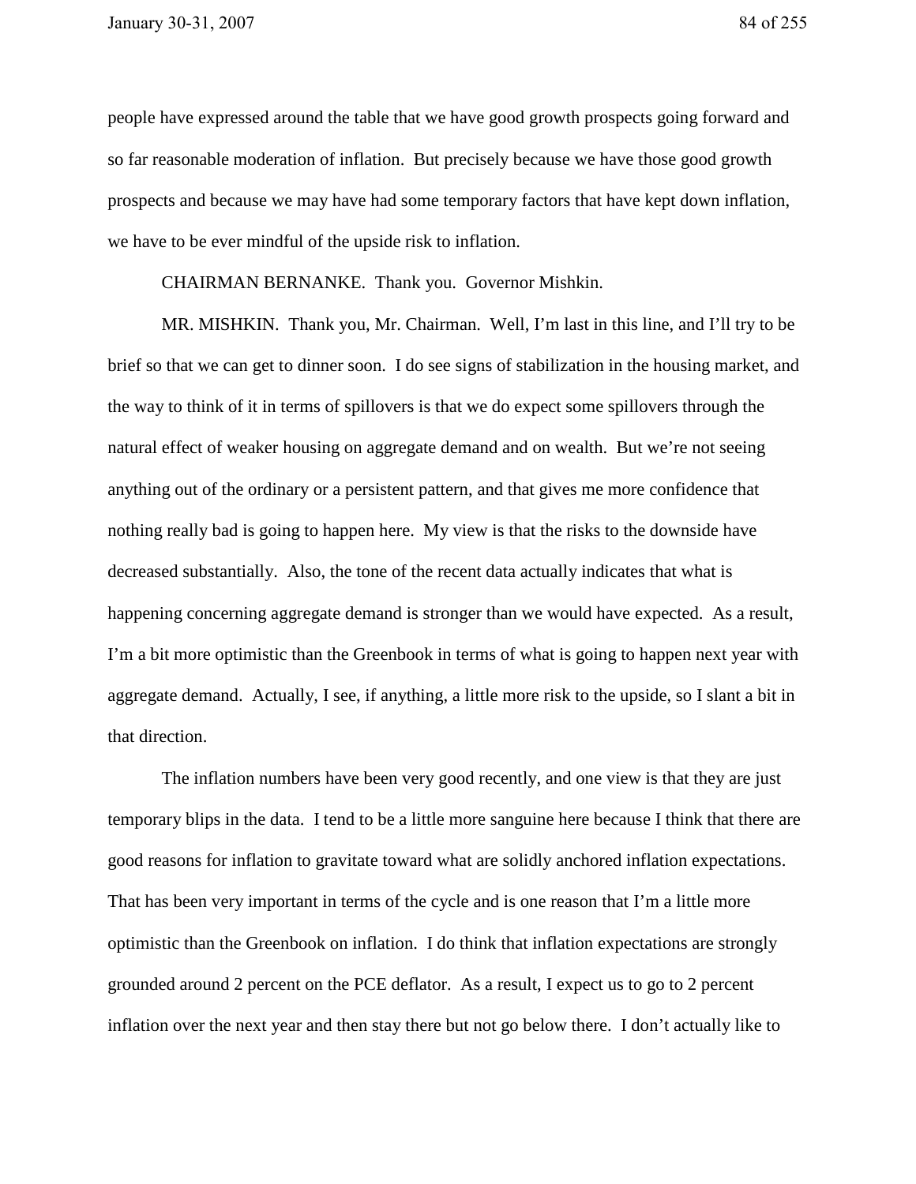people have expressed around the table that we have good growth prospects going forward and so far reasonable moderation of inflation. But precisely because we have those good growth prospects and because we may have had some temporary factors that have kept down inflation, we have to be ever mindful of the upside risk to inflation.

CHAIRMAN BERNANKE. Thank you. Governor Mishkin.

MR. MISHKIN. Thank you, Mr. Chairman. Well, I'm last in this line, and I'll try to be brief so that we can get to dinner soon. I do see signs of stabilization in the housing market, and the way to think of it in terms of spillovers is that we do expect some spillovers through the natural effect of weaker housing on aggregate demand and on wealth. But we're not seeing anything out of the ordinary or a persistent pattern, and that gives me more confidence that nothing really bad is going to happen here. My view is that the risks to the downside have decreased substantially. Also, the tone of the recent data actually indicates that what is happening concerning aggregate demand is stronger than we would have expected. As a result, I'm a bit more optimistic than the Greenbook in terms of what is going to happen next year with aggregate demand. Actually, I see, if anything, a little more risk to the upside, so I slant a bit in that direction.

The inflation numbers have been very good recently, and one view is that they are just temporary blips in the data. I tend to be a little more sanguine here because I think that there are good reasons for inflation to gravitate toward what are solidly anchored inflation expectations. That has been very important in terms of the cycle and is one reason that I'm a little more optimistic than the Greenbook on inflation. I do think that inflation expectations are strongly grounded around 2 percent on the PCE deflator. As a result, I expect us to go to 2 percent inflation over the next year and then stay there but not go below there. I don't actually like to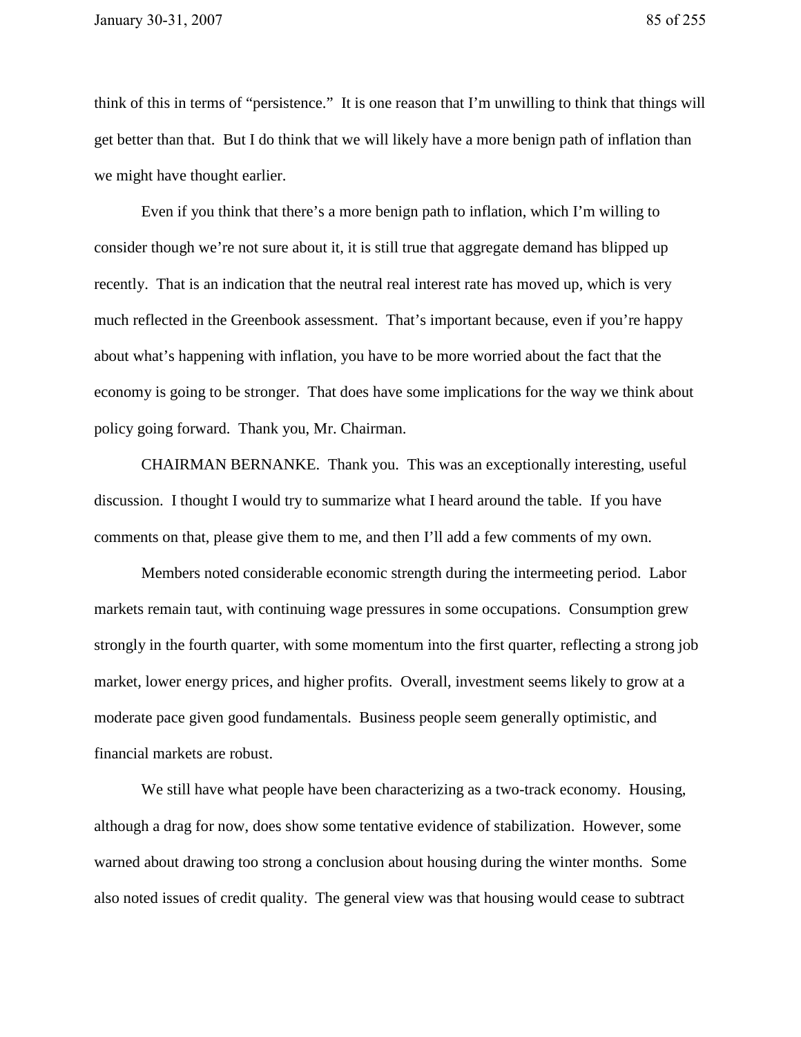think of this in terms of "persistence." It is one reason that I'm unwilling to think that things will get better than that. But I do think that we will likely have a more benign path of inflation than we might have thought earlier.

Even if you think that there's a more benign path to inflation, which I'm willing to consider though we're not sure about it, it is still true that aggregate demand has blipped up recently. That is an indication that the neutral real interest rate has moved up, which is very much reflected in the Greenbook assessment. That's important because, even if you're happy about what's happening with inflation, you have to be more worried about the fact that the economy is going to be stronger. That does have some implications for the way we think about policy going forward. Thank you, Mr. Chairman.

CHAIRMAN BERNANKE. Thank you. This was an exceptionally interesting, useful discussion. I thought I would try to summarize what I heard around the table. If you have comments on that, please give them to me, and then I'll add a few comments of my own.

Members noted considerable economic strength during the intermeeting period. Labor markets remain taut, with continuing wage pressures in some occupations. Consumption grew strongly in the fourth quarter, with some momentum into the first quarter, reflecting a strong job market, lower energy prices, and higher profits. Overall, investment seems likely to grow at a moderate pace given good fundamentals. Business people seem generally optimistic, and financial markets are robust.

We still have what people have been characterizing as a two-track economy. Housing, although a drag for now, does show some tentative evidence of stabilization. However, some warned about drawing too strong a conclusion about housing during the winter months. Some also noted issues of credit quality. The general view was that housing would cease to subtract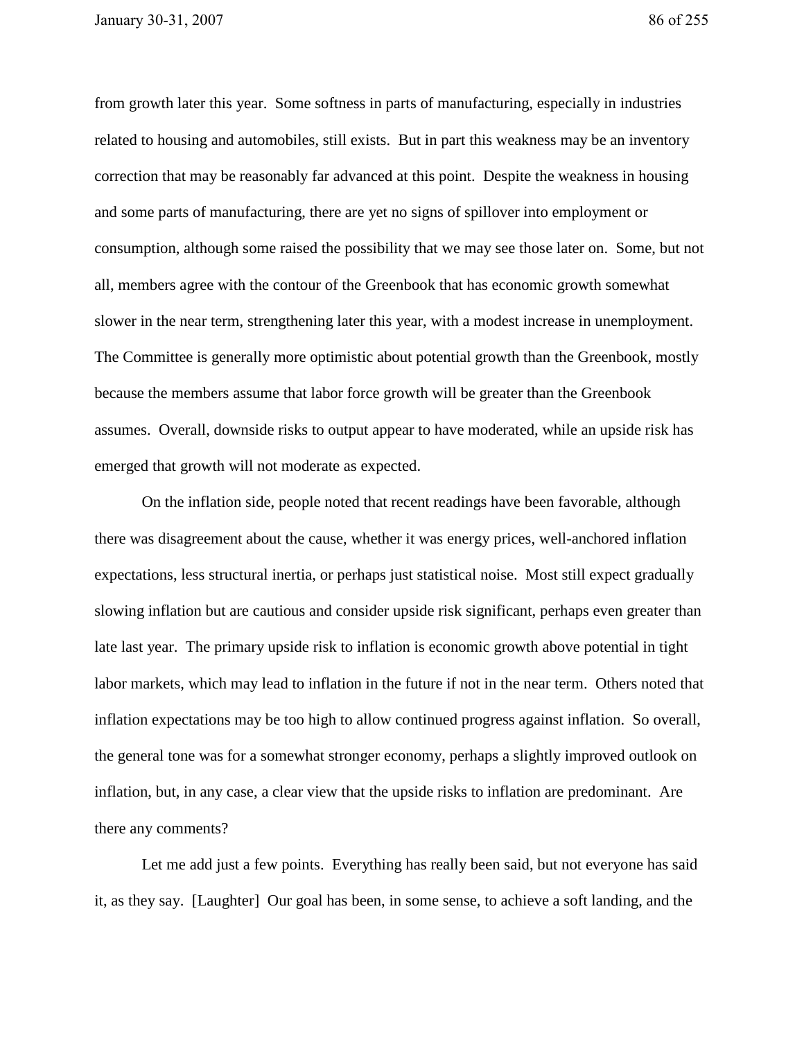from growth later this year. Some softness in parts of manufacturing, especially in industries related to housing and automobiles, still exists. But in part this weakness may be an inventory correction that may be reasonably far advanced at this point. Despite the weakness in housing and some parts of manufacturing, there are yet no signs of spillover into employment or consumption, although some raised the possibility that we may see those later on. Some, but not all, members agree with the contour of the Greenbook that has economic growth somewhat slower in the near term, strengthening later this year, with a modest increase in unemployment. The Committee is generally more optimistic about potential growth than the Greenbook, mostly because the members assume that labor force growth will be greater than the Greenbook assumes. Overall, downside risks to output appear to have moderated, while an upside risk has emerged that growth will not moderate as expected.

On the inflation side, people noted that recent readings have been favorable, although there was disagreement about the cause, whether it was energy prices, well-anchored inflation expectations, less structural inertia, or perhaps just statistical noise. Most still expect gradually slowing inflation but are cautious and consider upside risk significant, perhaps even greater than late last year. The primary upside risk to inflation is economic growth above potential in tight labor markets, which may lead to inflation in the future if not in the near term. Others noted that inflation expectations may be too high to allow continued progress against inflation. So overall, the general tone was for a somewhat stronger economy, perhaps a slightly improved outlook on inflation, but, in any case, a clear view that the upside risks to inflation are predominant. Are there any comments?

Let me add just a few points. Everything has really been said, but not everyone has said it, as they say. [Laughter] Our goal has been, in some sense, to achieve a soft landing, and the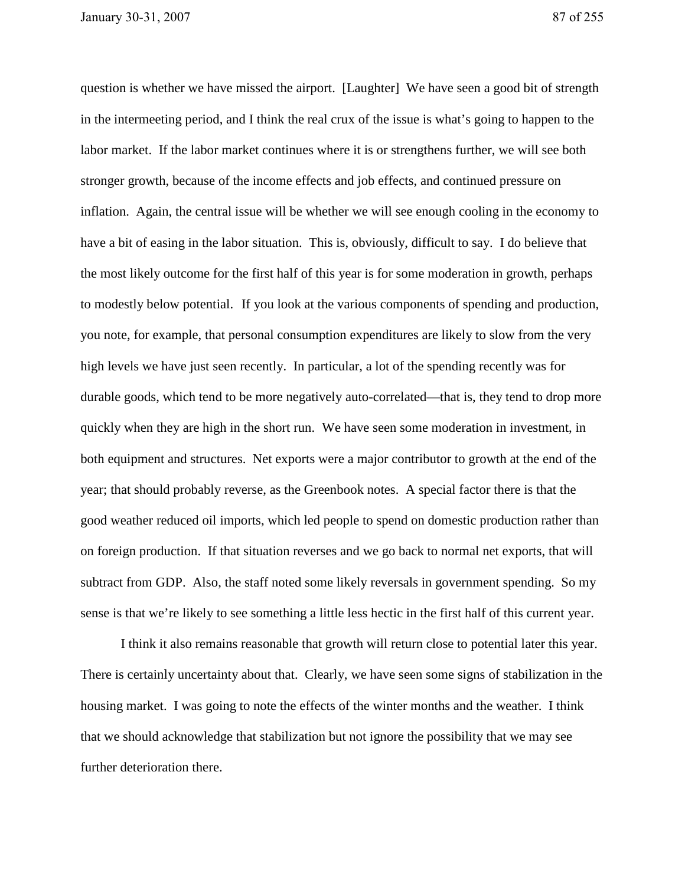question is whether we have missed the airport. [Laughter] We have seen a good bit of strength in the intermeeting period, and I think the real crux of the issue is what's going to happen to the labor market. If the labor market continues where it is or strengthens further, we will see both stronger growth, because of the income effects and job effects, and continued pressure on inflation. Again, the central issue will be whether we will see enough cooling in the economy to have a bit of easing in the labor situation. This is, obviously, difficult to say. I do believe that the most likely outcome for the first half of this year is for some moderation in growth, perhaps to modestly below potential. If you look at the various components of spending and production, you note, for example, that personal consumption expenditures are likely to slow from the very high levels we have just seen recently. In particular, a lot of the spending recently was for durable goods, which tend to be more negatively auto-correlated—that is, they tend to drop more quickly when they are high in the short run. We have seen some moderation in investment, in both equipment and structures. Net exports were a major contributor to growth at the end of the year; that should probably reverse, as the Greenbook notes. A special factor there is that the good weather reduced oil imports, which led people to spend on domestic production rather than on foreign production. If that situation reverses and we go back to normal net exports, that will subtract from GDP. Also, the staff noted some likely reversals in government spending. So my sense is that we're likely to see something a little less hectic in the first half of this current year.

I think it also remains reasonable that growth will return close to potential later this year. There is certainly uncertainty about that. Clearly, we have seen some signs of stabilization in the housing market. I was going to note the effects of the winter months and the weather. I think that we should acknowledge that stabilization but not ignore the possibility that we may see further deterioration there.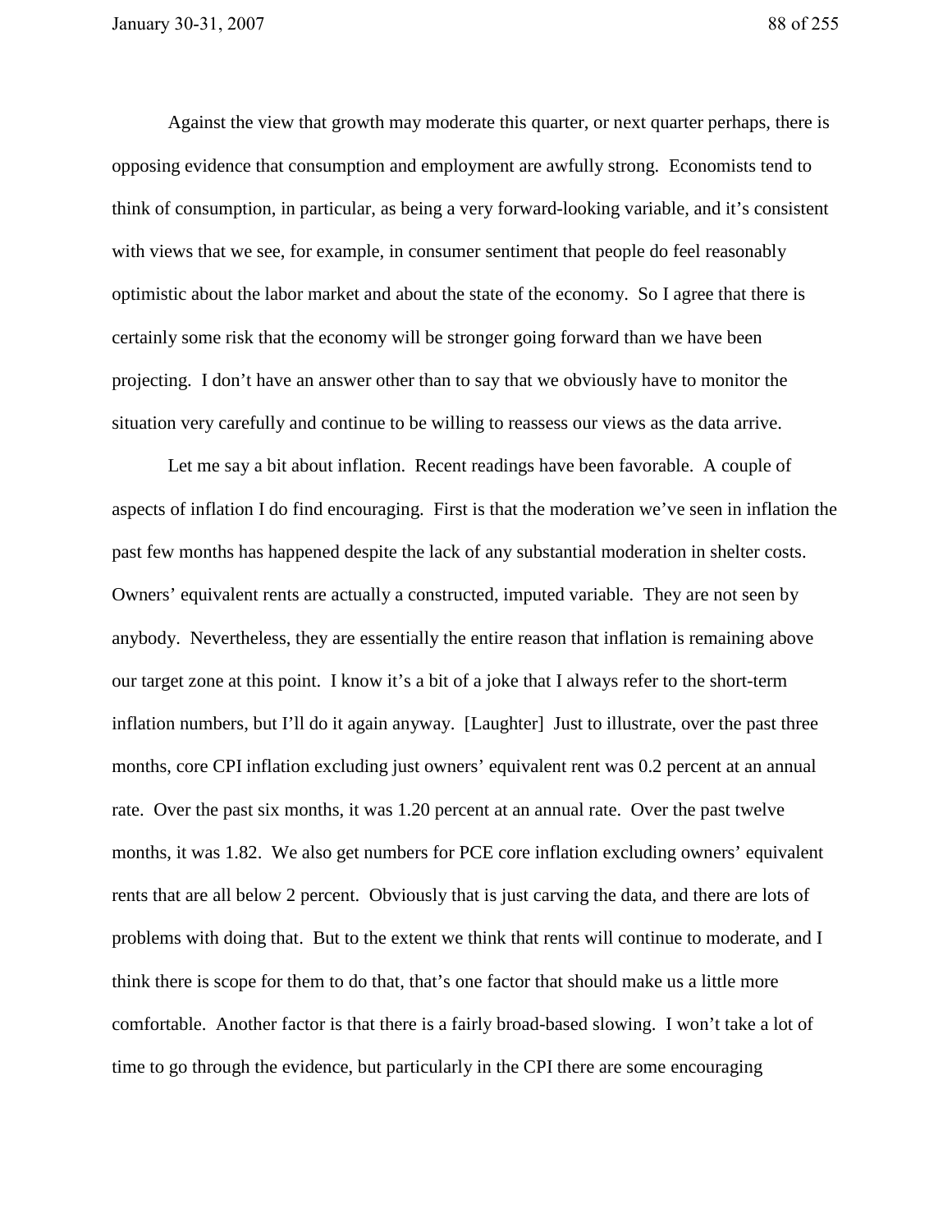Against the view that growth may moderate this quarter, or next quarter perhaps, there is opposing evidence that consumption and employment are awfully strong. Economists tend to think of consumption, in particular, as being a very forward-looking variable, and it's consistent with views that we see, for example, in consumer sentiment that people do feel reasonably optimistic about the labor market and about the state of the economy. So I agree that there is certainly some risk that the economy will be stronger going forward than we have been projecting. I don't have an answer other than to say that we obviously have to monitor the situation very carefully and continue to be willing to reassess our views as the data arrive.

Let me say a bit about inflation. Recent readings have been favorable. A couple of aspects of inflation I do find encouraging. First is that the moderation we've seen in inflation the past few months has happened despite the lack of any substantial moderation in shelter costs. Owners' equivalent rents are actually a constructed, imputed variable. They are not seen by anybody. Nevertheless, they are essentially the entire reason that inflation is remaining above our target zone at this point. I know it's a bit of a joke that I always refer to the short-term inflation numbers, but I'll do it again anyway. [Laughter] Just to illustrate, over the past three months, core CPI inflation excluding just owners' equivalent rent was 0.2 percent at an annual rate. Over the past six months, it was 1.20 percent at an annual rate. Over the past twelve months, it was 1.82. We also get numbers for PCE core inflation excluding owners' equivalent rents that are all below 2 percent. Obviously that is just carving the data, and there are lots of problems with doing that. But to the extent we think that rents will continue to moderate, and I think there is scope for them to do that, that's one factor that should make us a little more comfortable. Another factor is that there is a fairly broad-based slowing. I won't take a lot of time to go through the evidence, but particularly in the CPI there are some encouraging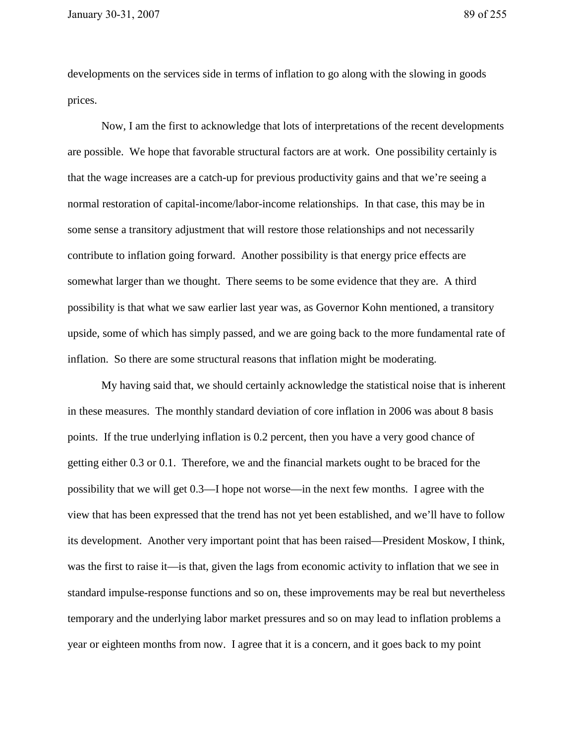developments on the services side in terms of inflation to go along with the slowing in goods prices.

Now, I am the first to acknowledge that lots of interpretations of the recent developments are possible. We hope that favorable structural factors are at work. One possibility certainly is that the wage increases are a catch-up for previous productivity gains and that we're seeing a normal restoration of capital-income/labor-income relationships. In that case, this may be in some sense a transitory adjustment that will restore those relationships and not necessarily contribute to inflation going forward. Another possibility is that energy price effects are somewhat larger than we thought. There seems to be some evidence that they are. A third possibility is that what we saw earlier last year was, as Governor Kohn mentioned, a transitory upside, some of which has simply passed, and we are going back to the more fundamental rate of inflation. So there are some structural reasons that inflation might be moderating.

My having said that, we should certainly acknowledge the statistical noise that is inherent in these measures. The monthly standard deviation of core inflation in 2006 was about 8 basis points. If the true underlying inflation is 0.2 percent, then you have a very good chance of getting either 0.3 or 0.1. Therefore, we and the financial markets ought to be braced for the possibility that we will get 0.3—I hope not worse—in the next few months. I agree with the view that has been expressed that the trend has not yet been established, and we'll have to follow its development. Another very important point that has been raised—President Moskow, I think, was the first to raise it—is that, given the lags from economic activity to inflation that we see in standard impulse-response functions and so on, these improvements may be real but nevertheless temporary and the underlying labor market pressures and so on may lead to inflation problems a year or eighteen months from now. I agree that it is a concern, and it goes back to my point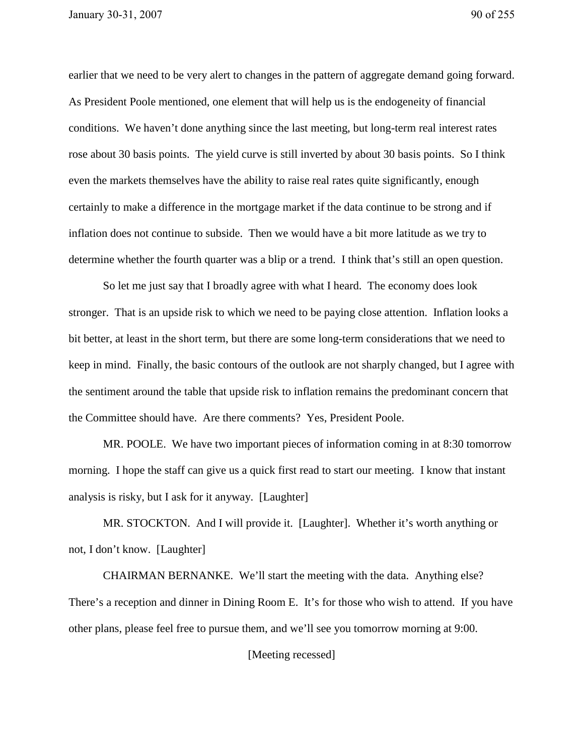earlier that we need to be very alert to changes in the pattern of aggregate demand going forward. As President Poole mentioned, one element that will help us is the endogeneity of financial conditions. We haven't done anything since the last meeting, but long-term real interest rates rose about 30 basis points. The yield curve is still inverted by about 30 basis points. So I think even the markets themselves have the ability to raise real rates quite significantly, enough certainly to make a difference in the mortgage market if the data continue to be strong and if inflation does not continue to subside. Then we would have a bit more latitude as we try to determine whether the fourth quarter was a blip or a trend. I think that's still an open question.

So let me just say that I broadly agree with what I heard. The economy does look stronger. That is an upside risk to which we need to be paying close attention. Inflation looks a bit better, at least in the short term, but there are some long-term considerations that we need to keep in mind. Finally, the basic contours of the outlook are not sharply changed, but I agree with the sentiment around the table that upside risk to inflation remains the predominant concern that the Committee should have. Are there comments? Yes, President Poole.

MR. POOLE. We have two important pieces of information coming in at 8:30 tomorrow morning. I hope the staff can give us a quick first read to start our meeting. I know that instant analysis is risky, but I ask for it anyway. [Laughter]

MR. STOCKTON. And I will provide it. [Laughter]. Whether it's worth anything or not, I don't know. [Laughter]

CHAIRMAN BERNANKE. We'll start the meeting with the data. Anything else? There's a reception and dinner in Dining Room E. It's for those who wish to attend. If you have other plans, please feel free to pursue them, and we'll see you tomorrow morning at 9:00.

[Meeting recessed]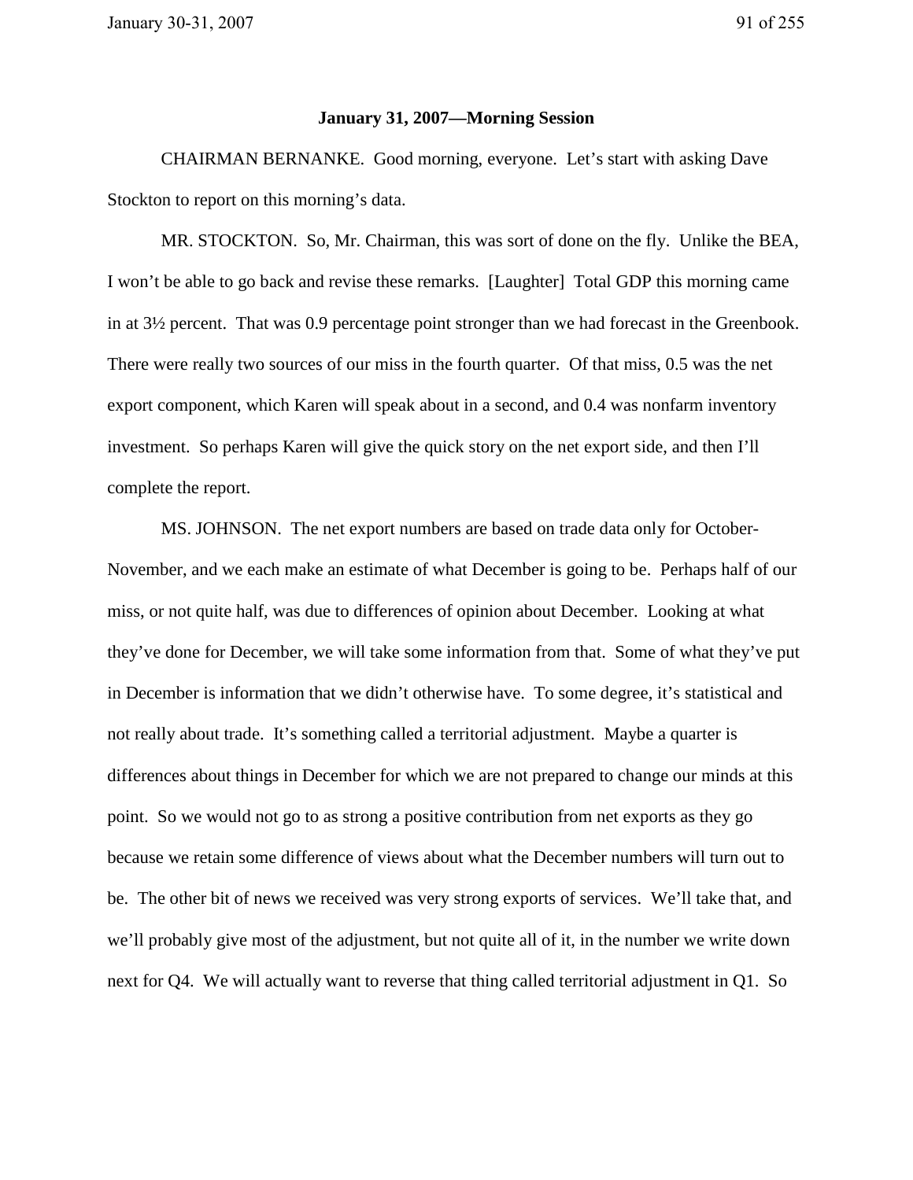**January 31, 2007—Morning Session**

CHAIRMAN BERNANKE. Good morning, everyone. Let's start with asking Dave Stockton to report on this morning's data.

MR. STOCKTON. So, Mr. Chairman, this was sort of done on the fly. Unlike the BEA, I won't be able to go back and revise these remarks. [Laughter] Total GDP this morning came in at 3½ percent. That was 0.9 percentage point stronger than we had forecast in the Greenbook. There were really two sources of our miss in the fourth quarter. Of that miss, 0.5 was the net export component, which Karen will speak about in a second, and 0.4 was nonfarm inventory investment. So perhaps Karen will give the quick story on the net export side, and then I'll complete the report.

MS. JOHNSON. The net export numbers are based on trade data only for October-November, and we each make an estimate of what December is going to be. Perhaps half of our miss, or not quite half, was due to differences of opinion about December. Looking at what they've done for December, we will take some information from that. Some of what they've put in December is information that we didn't otherwise have. To some degree, it's statistical and not really about trade. It's something called a territorial adjustment. Maybe a quarter is differences about things in December for which we are not prepared to change our minds at this point. So we would not go to as strong a positive contribution from net exports as they go because we retain some difference of views about what the December numbers will turn out to be. The other bit of news we received was very strong exports of services. We'll take that, and we'll probably give most of the adjustment, but not quite all of it, in the number we write down next for Q4. We will actually want to reverse that thing called territorial adjustment in Q1. So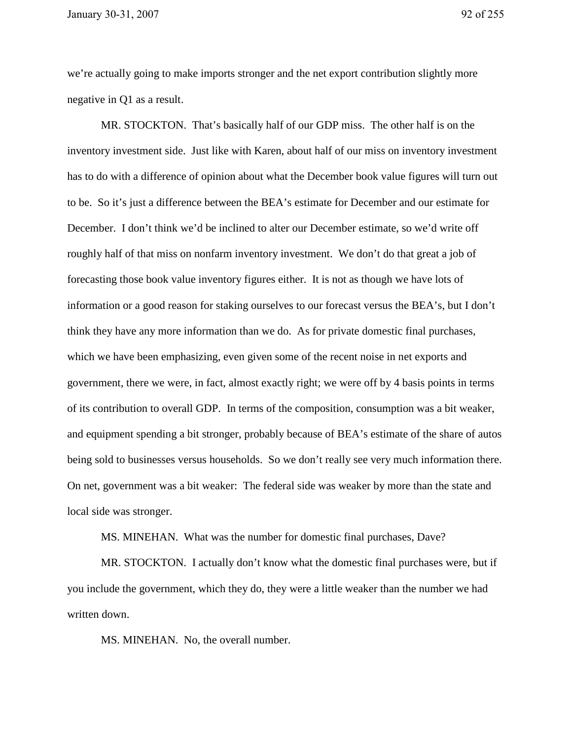we're actually going to make imports stronger and the net export contribution slightly more negative in Q1 as a result.

MR. STOCKTON. That's basically half of our GDP miss. The other half is on the inventory investment side. Just like with Karen, about half of our miss on inventory investment has to do with a difference of opinion about what the December book value figures will turn out to be. So it's just a difference between the BEA's estimate for December and our estimate for December. I don't think we'd be inclined to alter our December estimate, so we'd write off roughly half of that miss on nonfarm inventory investment. We don't do that great a job of forecasting those book value inventory figures either. It is not as though we have lots of information or a good reason for staking ourselves to our forecast versus the BEA's, but I don't think they have any more information than we do. As for private domestic final purchases, which we have been emphasizing, even given some of the recent noise in net exports and government, there we were, in fact, almost exactly right; we were off by 4 basis points in terms of its contribution to overall GDP. In terms of the composition, consumption was a bit weaker, and equipment spending a bit stronger, probably because of BEA's estimate of the share of autos being sold to businesses versus households. So we don't really see very much information there. On net, government was a bit weaker: The federal side was weaker by more than the state and local side was stronger.

MS. MINEHAN. What was the number for domestic final purchases, Dave?

MR. STOCKTON. I actually don't know what the domestic final purchases were, but if you include the government, which they do, they were a little weaker than the number we had written down.

MS. MINEHAN. No, the overall number.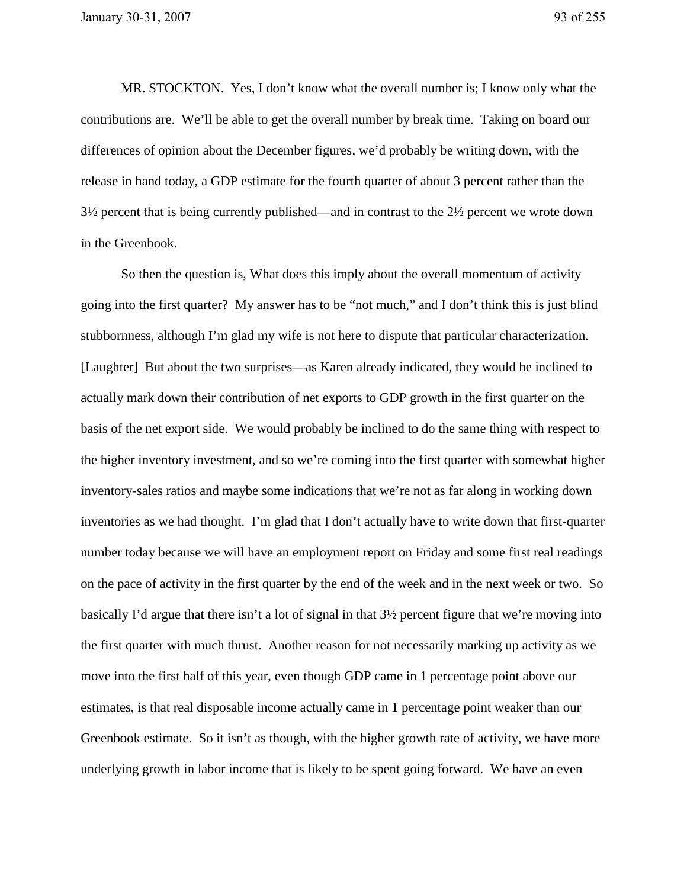MR. STOCKTON. Yes, I don't know what the overall number is; I know only what the contributions are. We'll be able to get the overall number by break time. Taking on board our differences of opinion about the December figures, we'd probably be writing down, with the release in hand today, a GDP estimate for the fourth quarter of about 3 percent rather than the 3½ percent that is being currently published—and in contrast to the 2½ percent we wrote down in the Greenbook.

So then the question is, What does this imply about the overall momentum of activity going into the first quarter? My answer has to be "not much," and I don't think this is just blind stubbornness, although I'm glad my wife is not here to dispute that particular characterization. [Laughter] But about the two surprises—as Karen already indicated, they would be inclined to actually mark down their contribution of net exports to GDP growth in the first quarter on the basis of the net export side. We would probably be inclined to do the same thing with respect to the higher inventory investment, and so we're coming into the first quarter with somewhat higher inventory-sales ratios and maybe some indications that we're not as far along in working down inventories as we had thought. I'm glad that I don't actually have to write down that first-quarter number today because we will have an employment report on Friday and some first real readings on the pace of activity in the first quarter by the end of the week and in the next week or two. So basically I'd argue that there isn't a lot of signal in that 3½ percent figure that we're moving into the first quarter with much thrust. Another reason for not necessarily marking up activity as we move into the first half of this year, even though GDP came in 1 percentage point above our estimates, is that real disposable income actually came in 1 percentage point weaker than our Greenbook estimate. So it isn't as though, with the higher growth rate of activity, we have more underlying growth in labor income that is likely to be spent going forward. We have an even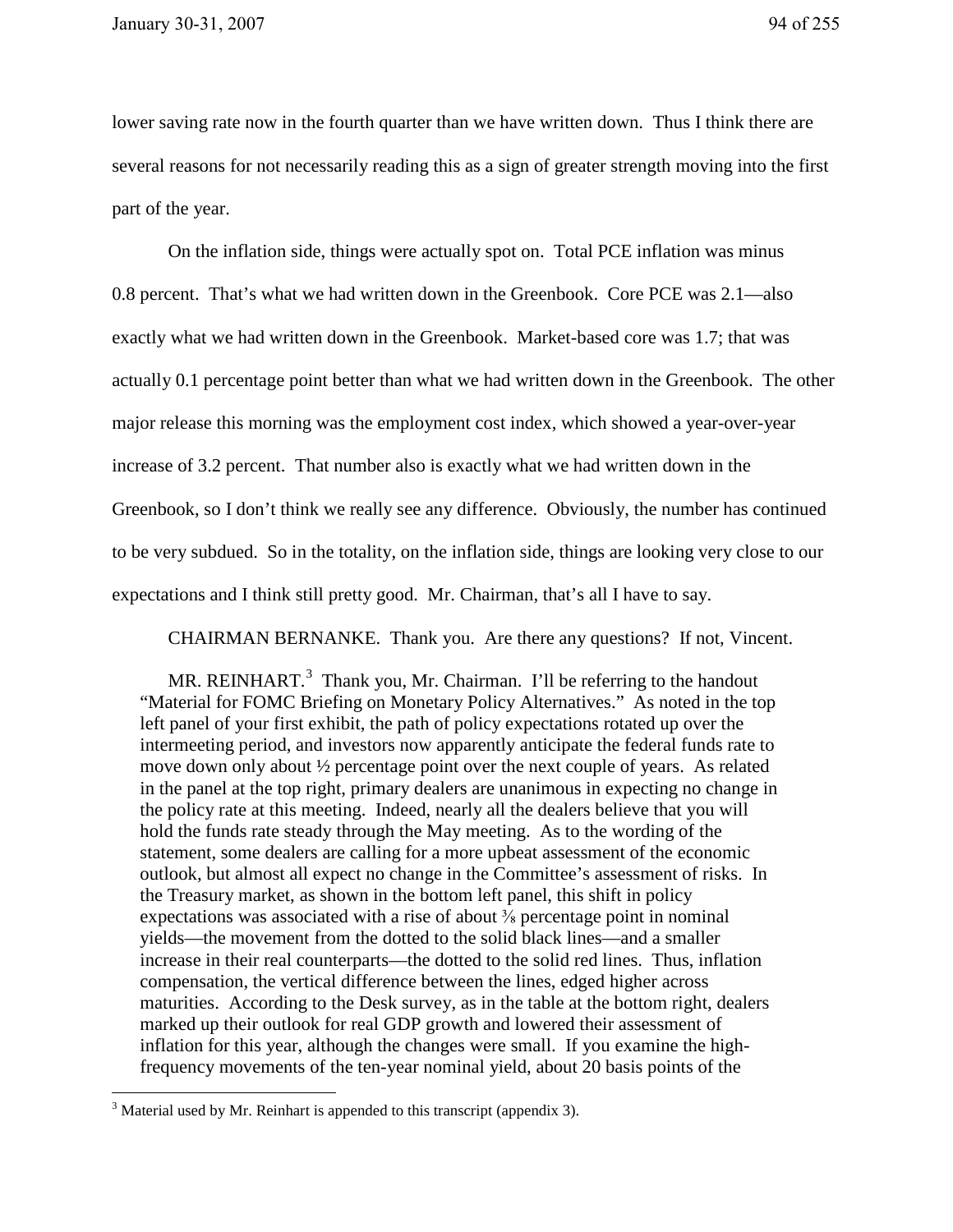lower saving rate now in the fourth quarter than we have written down. Thus I think there are several reasons for not necessarily reading this as a sign of greater strength moving into the first part of the year.

On the inflation side, things were actually spot on. Total PCE inflation was minus 0.8 percent. That's what we had written down in the Greenbook. Core PCE was 2.1—also exactly what we had written down in the Greenbook. Market-based core was 1.7; that was actually 0.1 percentage point better than what we had written down in the Greenbook. The other major release this morning was the employment cost index, which showed a year-over-year increase of 3.2 percent. That number also is exactly what we had written down in the Greenbook, so I don't think we really see any difference. Obviously, the number has continued to be very subdued. So in the totality, on the inflation side, things are looking very close to our expectations and I think still pretty good. Mr. Chairman, that's all I have to say.

CHAIRMAN BERNANKE. Thank you. Are there any questions? If not, Vincent.

> MR. REINHART.[3] Thank you, Mr. Chairman. I'll be referring to the handout "Material for FOMC Briefing on Monetary Policy Alternatives." As noted in the top left panel of your first exhibit, the path of policy expectations rotated up over the intermeeting period, and investors now apparently anticipate the federal funds rate to move down only about ½ percentage point over the next couple of years. As related in the panel at the top right, primary dealers are unanimous in expecting no change in the policy rate at this meeting. Indeed, nearly all the dealers believe that you will hold the funds rate steady through the May meeting. As to the wording of the statement, some dealers are calling for a more upbeat assessment of the economic outlook, but almost all expect no change in the Committee's assessment of risks. In the Treasury market, as shown in the bottom left panel, this shift in policy expectations was associated with a rise of about ⅜ percentage point in nominal yields—the movement from the dotted to the solid black lines—and a smaller increase in their real counterparts—the dotted to the solid red lines. Thus, inflation compensation, the vertical difference between the lines, edged higher across maturities. According to the Desk survey, as in the table at the bottom right, dealers marked up their outlook for real GDP growth and lowered their assessment of inflation for this year, although the changes were small. If you examine the high-frequency movements of the ten-year nominal yield, about 20 basis points of the

[3] Material used by Mr. Reinhart is appended to this transcript (appendix 3).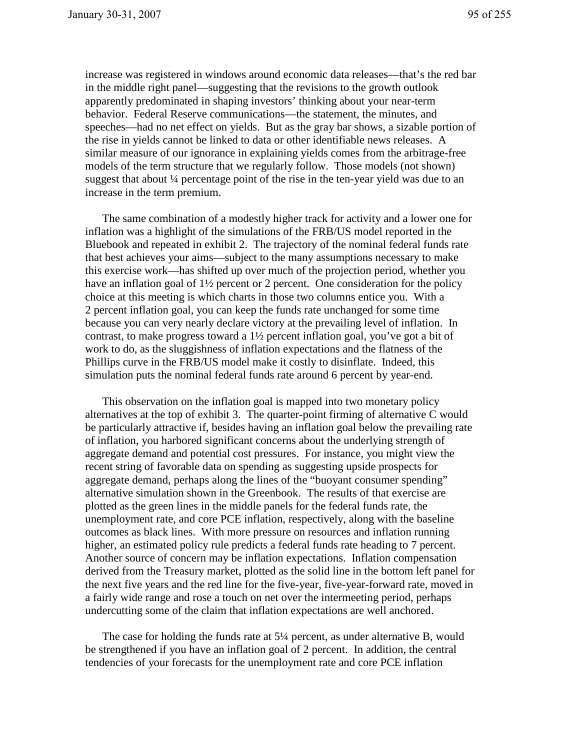increase was registered in windows around economic data releases—that's the red bar in the middle right panel—suggesting that the revisions to the growth outlook apparently predominated in shaping investors' thinking about your near-term behavior. Federal Reserve communications—the statement, the minutes, and speeches—had no net effect on yields. But as the gray bar shows, a sizable portion of the rise in yields cannot be linked to data or other identifiable news releases. A similar measure of our ignorance in explaining yields comes from the arbitrage-free models of the term structure that we regularly follow. Those models (not shown) suggest that about ¼ percentage point of the rise in the ten-year yield was due to an increase in the term premium.

The same combination of a modestly higher track for activity and a lower one for inflation was a highlight of the simulations of the FRB/US model reported in the Bluebook and repeated in exhibit 2. The trajectory of the nominal federal funds rate that best achieves your aims—subject to the many assumptions necessary to make this exercise work—has shifted up over much of the projection period, whether you have an inflation goal of 1½ percent or 2 percent. One consideration for the policy choice at this meeting is which charts in those two columns entice you. With a 2 percent inflation goal, you can keep the funds rate unchanged for some time because you can very nearly declare victory at the prevailing level of inflation. In contrast, to make progress toward a 1½ percent inflation goal, you've got a bit of work to do, as the sluggishness of inflation expectations and the flatness of the Phillips curve in the FRB/US model make it costly to disinflate. Indeed, this simulation puts the nominal federal funds rate around 6 percent by year-end.

This observation on the inflation goal is mapped into two monetary policy alternatives at the top of exhibit 3. The quarter-point firming of alternative C would be particularly attractive if, besides having an inflation goal below the prevailing rate of inflation, you harbored significant concerns about the underlying strength of aggregate demand and potential cost pressures. For instance, you might view the recent string of favorable data on spending as suggesting upside prospects for aggregate demand, perhaps along the lines of the "buoyant consumer spending" alternative simulation shown in the Greenbook. The results of that exercise are plotted as the green lines in the middle panels for the federal funds rate, the unemployment rate, and core PCE inflation, respectively, along with the baseline outcomes as black lines. With more pressure on resources and inflation running higher, an estimated policy rule predicts a federal funds rate heading to 7 percent. Another source of concern may be inflation expectations. Inflation compensation derived from the Treasury market, plotted as the solid line in the bottom left panel for the next five years and the red line for the five-year, five-year-forward rate, moved in a fairly wide range and rose a touch on net over the intermeeting period, perhaps undercutting some of the claim that inflation expectations are well anchored.

The case for holding the funds rate at 5¼ percent, as under alternative B, would be strengthened if you have an inflation goal of 2 percent. In addition, the central tendencies of your forecasts for the unemployment rate and core PCE inflation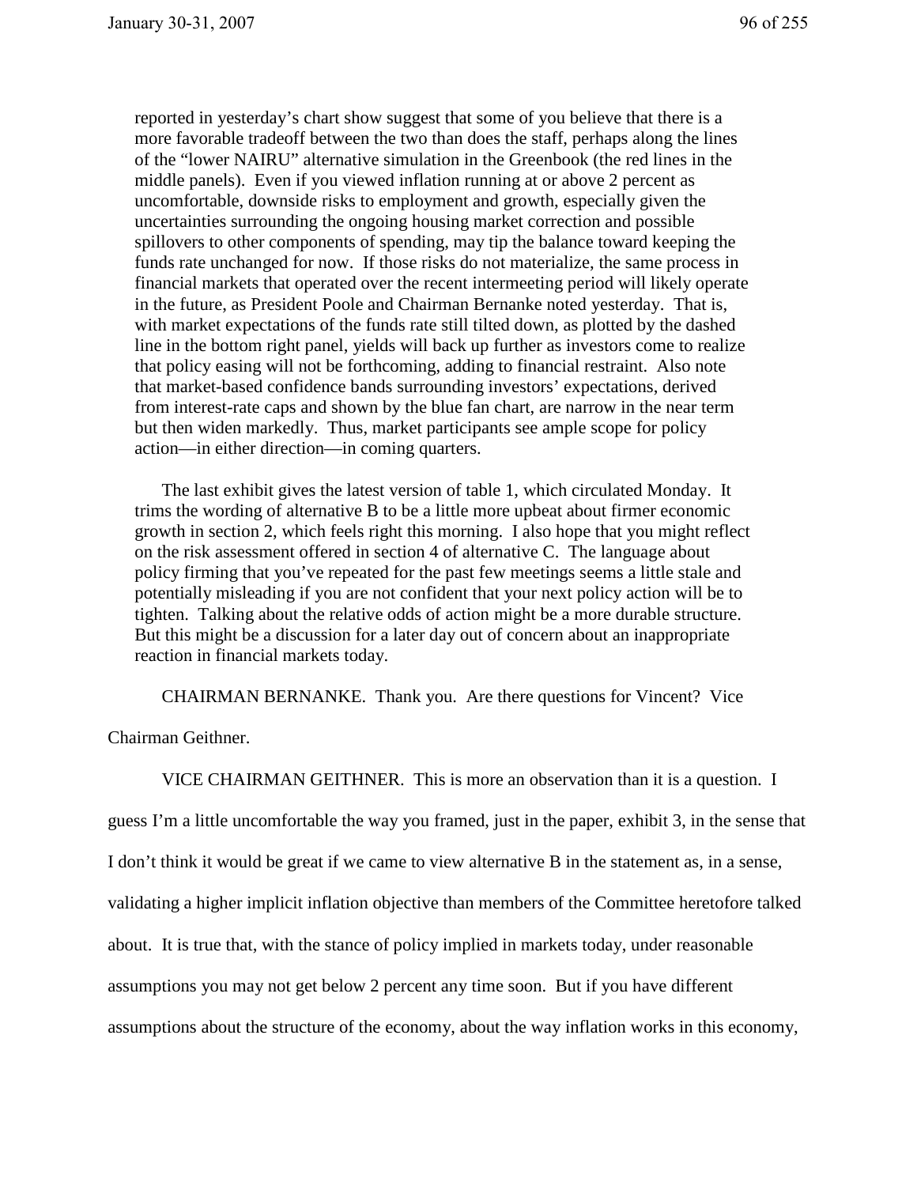reported in yesterday's chart show suggest that some of you believe that there is a more favorable tradeoff between the two than does the staff, perhaps along the lines of the "lower NAIRU" alternative simulation in the Greenbook (the red lines in the middle panels). Even if you viewed inflation running at or above 2 percent as uncomfortable, downside risks to employment and growth, especially given the uncertainties surrounding the ongoing housing market correction and possible spillovers to other components of spending, may tip the balance toward keeping the funds rate unchanged for now. If those risks do not materialize, the same process in financial markets that operated over the recent intermeeting period will likely operate in the future, as President Poole and Chairman Bernanke noted yesterday. That is, with market expectations of the funds rate still tilted down, as plotted by the dashed line in the bottom right panel, yields will back up further as investors come to realize that policy easing will not be forthcoming, adding to financial restraint. Also note that market-based confidence bands surrounding investors' expectations, derived from interest-rate caps and shown by the blue fan chart, are narrow in the near term but then widen markedly. Thus, market participants see ample scope for policy action—in either direction—in coming quarters.

The last exhibit gives the latest version of table 1, which circulated Monday. It trims the wording of alternative B to be a little more upbeat about firmer economic growth in section 2, which feels right this morning. I also hope that you might reflect on the risk assessment offered in section 4 of alternative C. The language about policy firming that you've repeated for the past few meetings seems a little stale and potentially misleading if you are not confident that your next policy action will be to tighten. Talking about the relative odds of action might be a more durable structure. But this might be a discussion for a later day out of concern about an inappropriate reaction in financial markets today.

CHAIRMAN BERNANKE. Thank you. Are there questions for Vincent? Vice Chairman Geithner.

VICE CHAIRMAN GEITHNER. This is more an observation than it is a question. I guess I'm a little uncomfortable the way you framed, just in the paper, exhibit 3, in the sense that I don't think it would be great if we came to view alternative B in the statement as, in a sense, validating a higher implicit inflation objective than members of the Committee heretofore talked about. It is true that, with the stance of policy implied in markets today, under reasonable assumptions you may not get below 2 percent any time soon. But if you have different assumptions about the structure of the economy, about the way inflation works in this economy,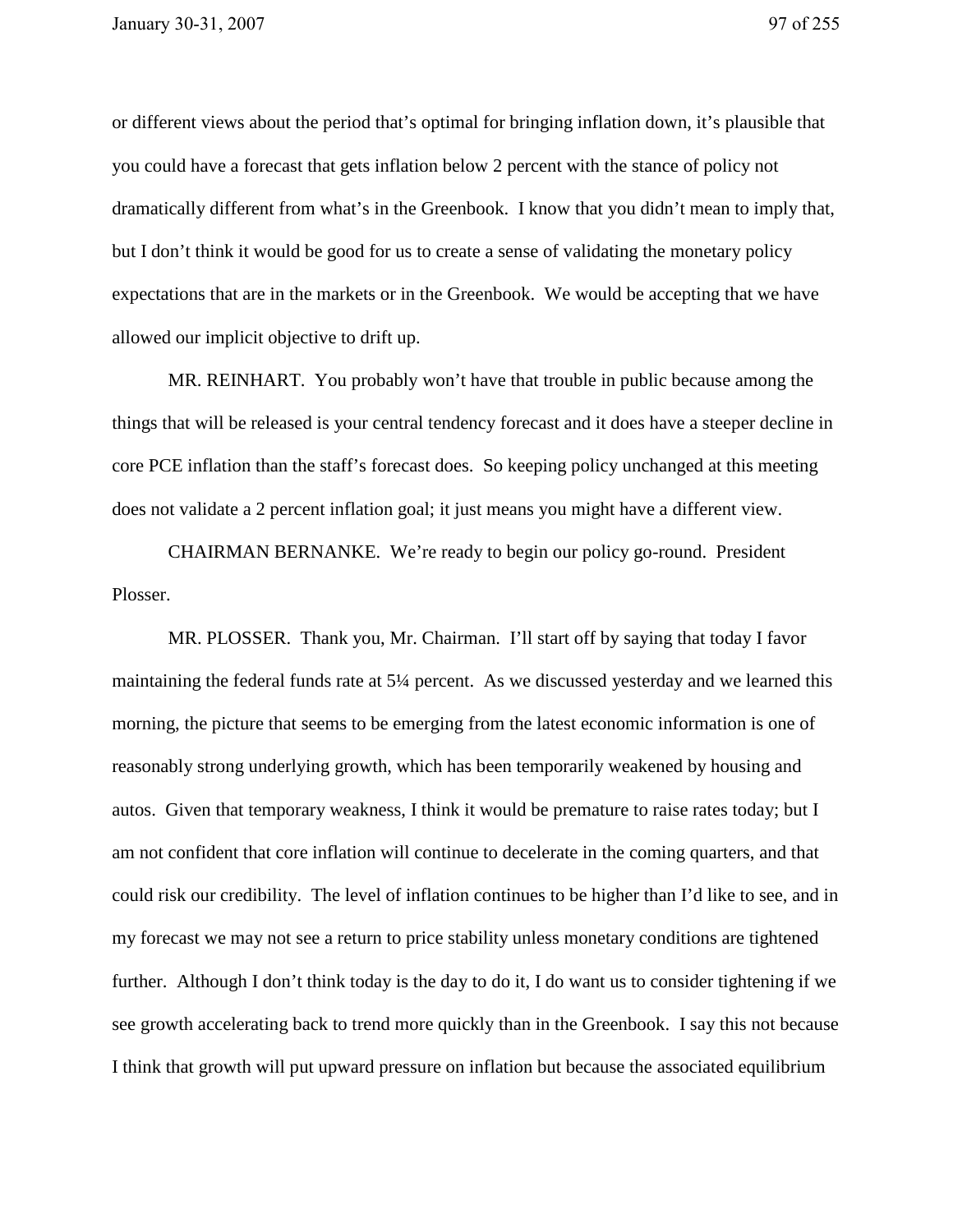or different views about the period that's optimal for bringing inflation down, it's plausible that you could have a forecast that gets inflation below 2 percent with the stance of policy not dramatically different from what's in the Greenbook. I know that you didn't mean to imply that, but I don't think it would be good for us to create a sense of validating the monetary policy expectations that are in the markets or in the Greenbook. We would be accepting that we have allowed our implicit objective to drift up.

MR. REINHART. You probably won't have that trouble in public because among the things that will be released is your central tendency forecast and it does have a steeper decline in core PCE inflation than the staff's forecast does. So keeping policy unchanged at this meeting does not validate a 2 percent inflation goal; it just means you might have a different view.

CHAIRMAN BERNANKE. We're ready to begin our policy go-round. President Plosser.

MR. PLOSSER. Thank you, Mr. Chairman. I'll start off by saying that today I favor maintaining the federal funds rate at 5¼ percent. As we discussed yesterday and we learned this morning, the picture that seems to be emerging from the latest economic information is one of reasonably strong underlying growth, which has been temporarily weakened by housing and autos. Given that temporary weakness, I think it would be premature to raise rates today; but I am not confident that core inflation will continue to decelerate in the coming quarters, and that could risk our credibility. The level of inflation continues to be higher than I'd like to see, and in my forecast we may not see a return to price stability unless monetary conditions are tightened further. Although I don't think today is the day to do it, I do want us to consider tightening if we see growth accelerating back to trend more quickly than in the Greenbook. I say this not because I think that growth will put upward pressure on inflation but because the associated equilibrium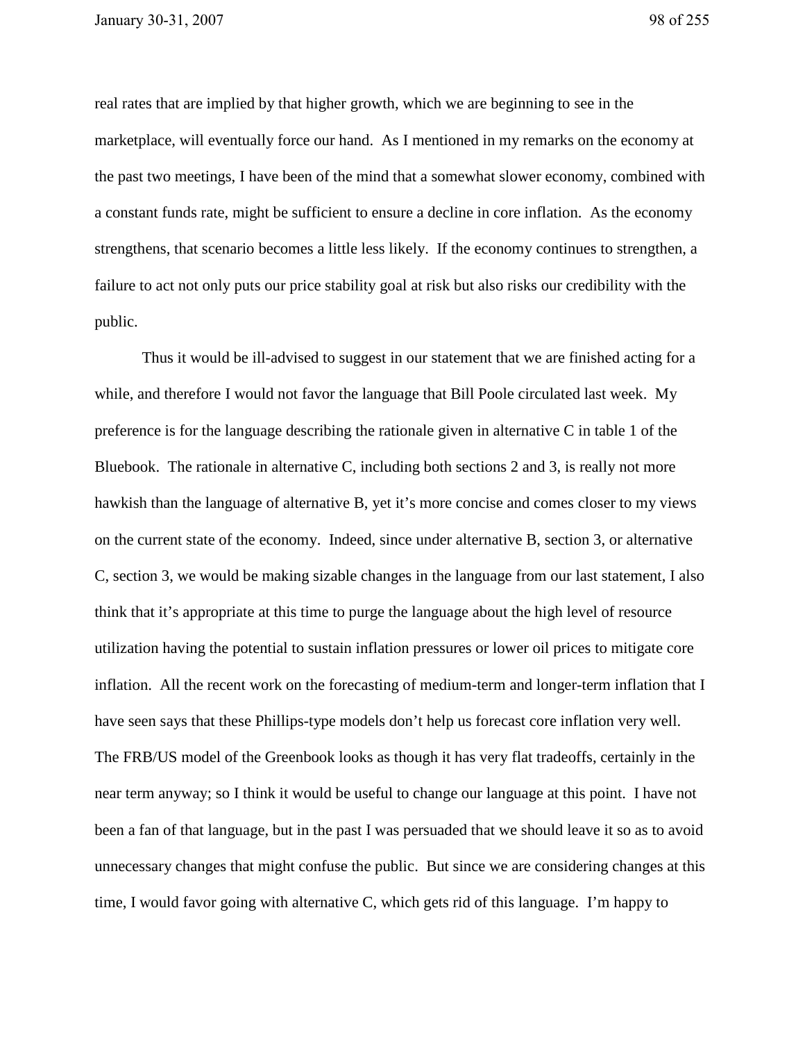real rates that are implied by that higher growth, which we are beginning to see in the marketplace, will eventually force our hand. As I mentioned in my remarks on the economy at the past two meetings, I have been of the mind that a somewhat slower economy, combined with a constant funds rate, might be sufficient to ensure a decline in core inflation. As the economy strengthens, that scenario becomes a little less likely. If the economy continues to strengthen, a failure to act not only puts our price stability goal at risk but also risks our credibility with the public.

Thus it would be ill-advised to suggest in our statement that we are finished acting for a while, and therefore I would not favor the language that Bill Poole circulated last week. My preference is for the language describing the rationale given in alternative C in table 1 of the Bluebook. The rationale in alternative C, including both sections 2 and 3, is really not more hawkish than the language of alternative B, yet it's more concise and comes closer to my views on the current state of the economy. Indeed, since under alternative B, section 3, or alternative C, section 3, we would be making sizable changes in the language from our last statement, I also think that it's appropriate at this time to purge the language about the high level of resource utilization having the potential to sustain inflation pressures or lower oil prices to mitigate core inflation. All the recent work on the forecasting of medium-term and longer-term inflation that I have seen says that these Phillips-type models don't help us forecast core inflation very well. The FRB/US model of the Greenbook looks as though it has very flat tradeoffs, certainly in the near term anyway; so I think it would be useful to change our language at this point. I have not been a fan of that language, but in the past I was persuaded that we should leave it so as to avoid unnecessary changes that might confuse the public. But since we are considering changes at this time, I would favor going with alternative C, which gets rid of this language. I'm happy to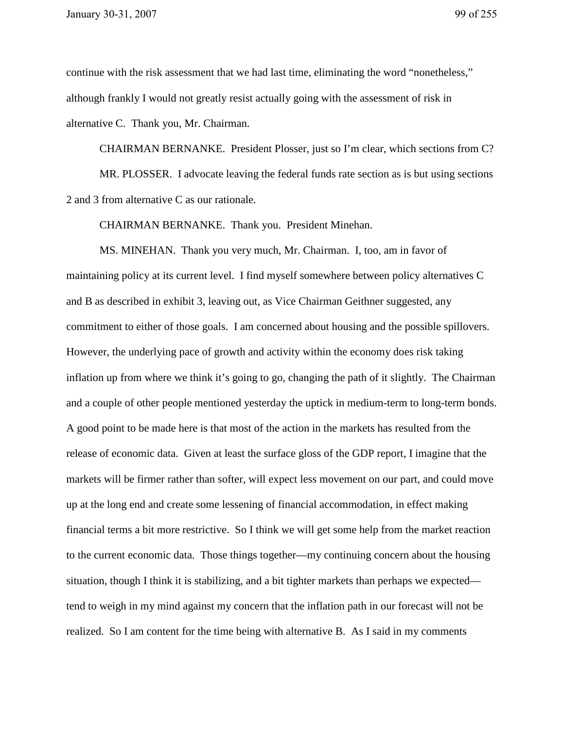continue with the risk assessment that we had last time, eliminating the word "nonetheless," although frankly I would not greatly resist actually going with the assessment of risk in alternative C. Thank you, Mr. Chairman.

CHAIRMAN BERNANKE. President Plosser, just so I'm clear, which sections from C?

MR. PLOSSER. I advocate leaving the federal funds rate section as is but using sections 2 and 3 from alternative C as our rationale.

CHAIRMAN BERNANKE. Thank you. President Minehan.

MS. MINEHAN. Thank you very much, Mr. Chairman. I, too, am in favor of maintaining policy at its current level. I find myself somewhere between policy alternatives C and B as described in exhibit 3, leaving out, as Vice Chairman Geithner suggested, any commitment to either of those goals. I am concerned about housing and the possible spillovers. However, the underlying pace of growth and activity within the economy does risk taking inflation up from where we think it's going to go, changing the path of it slightly. The Chairman and a couple of other people mentioned yesterday the uptick in medium-term to long-term bonds. A good point to be made here is that most of the action in the markets has resulted from the release of economic data. Given at least the surface gloss of the GDP report, I imagine that the markets will be firmer rather than softer, will expect less movement on our part, and could move up at the long end and create some lessening of financial accommodation, in effect making financial terms a bit more restrictive. So I think we will get some help from the market reaction to the current economic data. Those things together—my continuing concern about the housing situation, though I think it is stabilizing, and a bit tighter markets than perhaps we expected—tend to weigh in my mind against my concern that the inflation path in our forecast will not be realized. So I am content for the time being with alternative B. As I said in my comments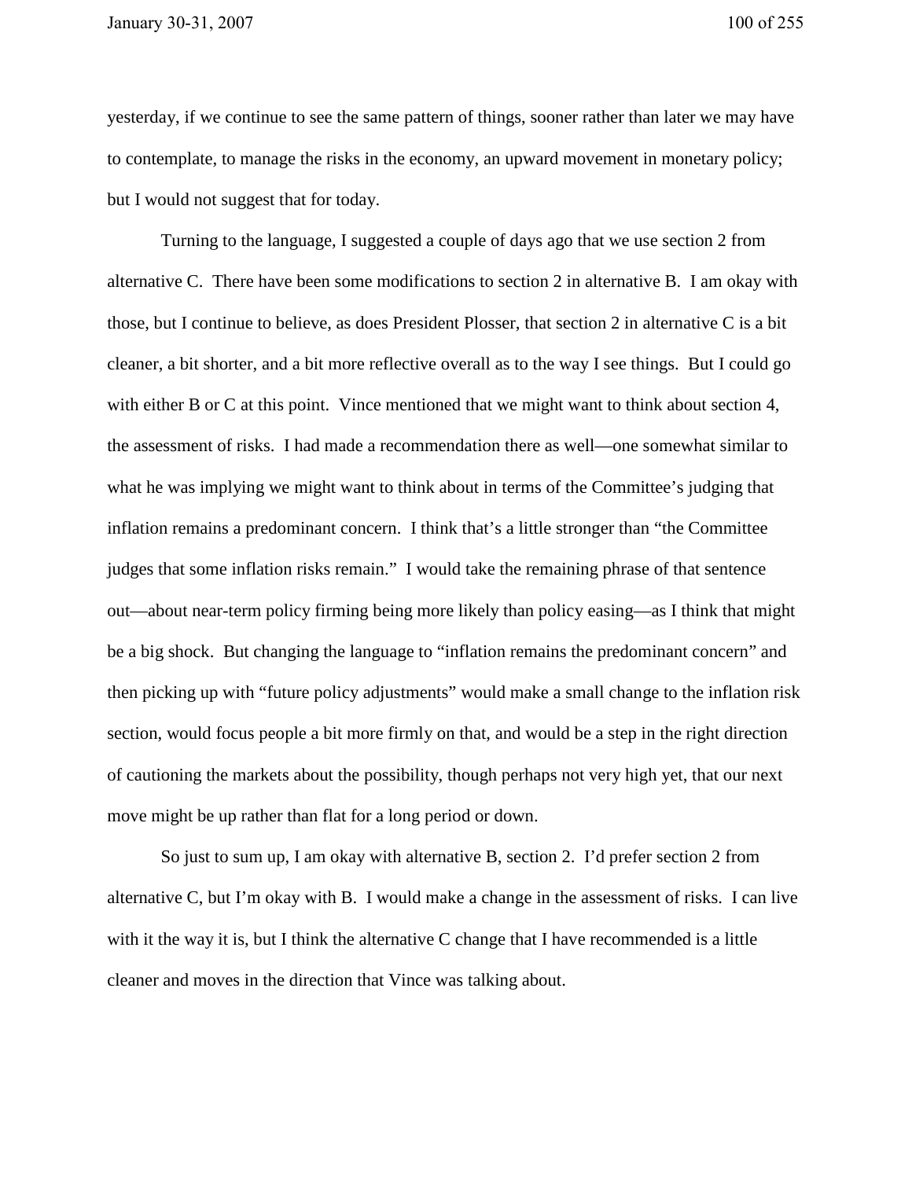yesterday, if we continue to see the same pattern of things, sooner rather than later we may have to contemplate, to manage the risks in the economy, an upward movement in monetary policy; but I would not suggest that for today.

Turning to the language, I suggested a couple of days ago that we use section 2 from alternative C. There have been some modifications to section 2 in alternative B. I am okay with those, but I continue to believe, as does President Plosser, that section 2 in alternative C is a bit cleaner, a bit shorter, and a bit more reflective overall as to the way I see things. But I could go with either B or C at this point. Vince mentioned that we might want to think about section 4, the assessment of risks. I had made a recommendation there as well—one somewhat similar to what he was implying we might want to think about in terms of the Committee's judging that inflation remains a predominant concern. I think that's a little stronger than "the Committee judges that some inflation risks remain." I would take the remaining phrase of that sentence out—about near-term policy firming being more likely than policy easing—as I think that might be a big shock. But changing the language to "inflation remains the predominant concern" and then picking up with "future policy adjustments" would make a small change to the inflation risk section, would focus people a bit more firmly on that, and would be a step in the right direction of cautioning the markets about the possibility, though perhaps not very high yet, that our next move might be up rather than flat for a long period or down.

So just to sum up, I am okay with alternative B, section 2. I'd prefer section 2 from alternative C, but I'm okay with B. I would make a change in the assessment of risks. I can live with it the way it is, but I think the alternative C change that I have recommended is a little cleaner and moves in the direction that Vince was talking about.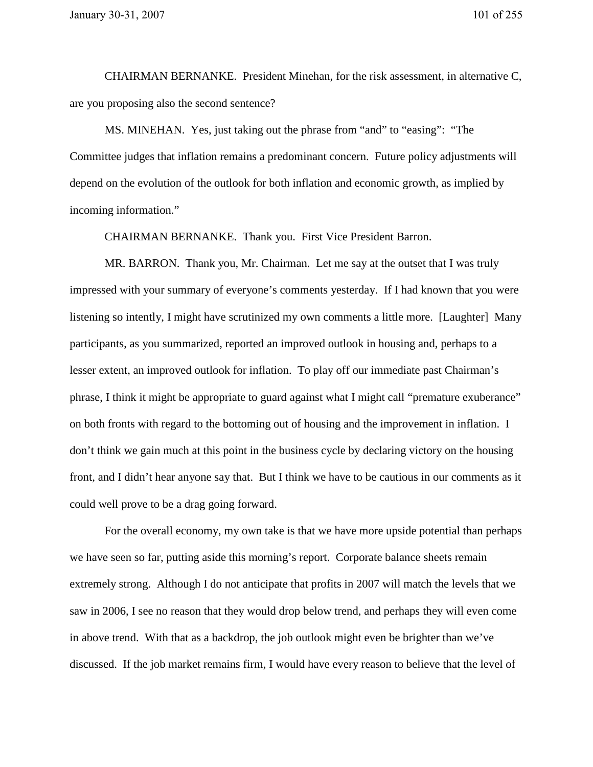CHAIRMAN BERNANKE. President Minehan, for the risk assessment, in alternative C, are you proposing also the second sentence?

MS. MINEHAN. Yes, just taking out the phrase from "and" to "easing": "The Committee judges that inflation remains a predominant concern. Future policy adjustments will depend on the evolution of the outlook for both inflation and economic growth, as implied by incoming information."

CHAIRMAN BERNANKE. Thank you. First Vice President Barron.

MR. BARRON. Thank you, Mr. Chairman. Let me say at the outset that I was truly impressed with your summary of everyone's comments yesterday. If I had known that you were listening so intently, I might have scrutinized my own comments a little more. [Laughter] Many participants, as you summarized, reported an improved outlook in housing and, perhaps to a lesser extent, an improved outlook for inflation. To play off our immediate past Chairman's phrase, I think it might be appropriate to guard against what I might call "premature exuberance" on both fronts with regard to the bottoming out of housing and the improvement in inflation. I don't think we gain much at this point in the business cycle by declaring victory on the housing front, and I didn't hear anyone say that. But I think we have to be cautious in our comments as it could well prove to be a drag going forward.

For the overall economy, my own take is that we have more upside potential than perhaps we have seen so far, putting aside this morning's report. Corporate balance sheets remain extremely strong. Although I do not anticipate that profits in 2007 will match the levels that we saw in 2006, I see no reason that they would drop below trend, and perhaps they will even come in above trend. With that as a backdrop, the job outlook might even be brighter than we've discussed. If the job market remains firm, I would have every reason to believe that the level of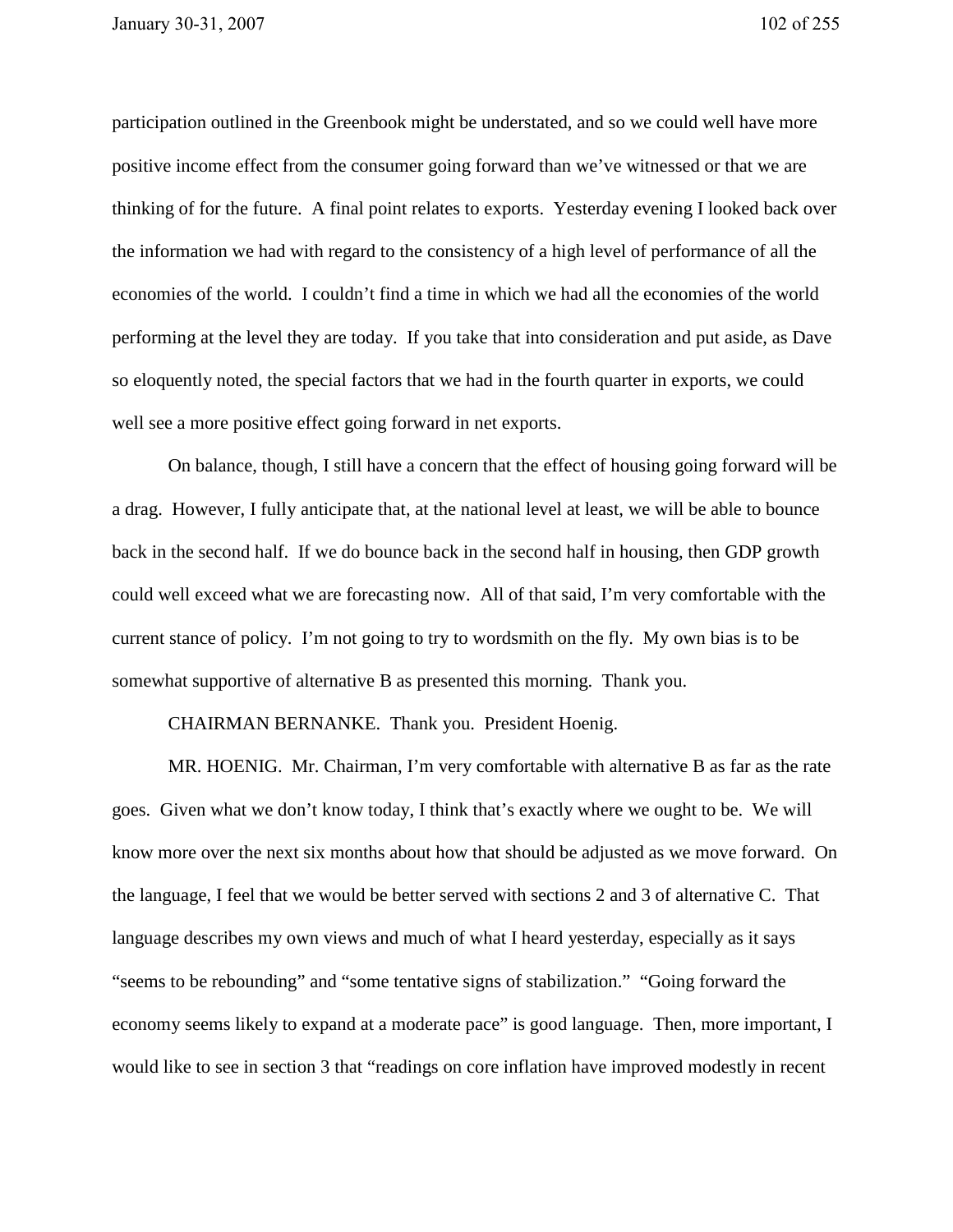participation outlined in the Greenbook might be understated, and so we could well have more positive income effect from the consumer going forward than we've witnessed or that we are thinking of for the future. A final point relates to exports. Yesterday evening I looked back over the information we had with regard to the consistency of a high level of performance of all the economies of the world. I couldn't find a time in which we had all the economies of the world performing at the level they are today. If you take that into consideration and put aside, as Dave so eloquently noted, the special factors that we had in the fourth quarter in exports, we could well see a more positive effect going forward in net exports.

On balance, though, I still have a concern that the effect of housing going forward will be a drag. However, I fully anticipate that, at the national level at least, we will be able to bounce back in the second half. If we do bounce back in the second half in housing, then GDP growth could well exceed what we are forecasting now. All of that said, I'm very comfortable with the current stance of policy. I'm not going to try to wordsmith on the fly. My own bias is to be somewhat supportive of alternative B as presented this morning. Thank you.

CHAIRMAN BERNANKE. Thank you. President Hoenig.

MR. HOENIG. Mr. Chairman, I'm very comfortable with alternative B as far as the rate goes. Given what we don't know today, I think that's exactly where we ought to be. We will know more over the next six months about how that should be adjusted as we move forward. On the language, I feel that we would be better served with sections 2 and 3 of alternative C. That language describes my own views and much of what I heard yesterday, especially as it says "seems to be rebounding" and "some tentative signs of stabilization." "Going forward the economy seems likely to expand at a moderate pace" is good language. Then, more important, I would like to see in section 3 that "readings on core inflation have improved modestly in recent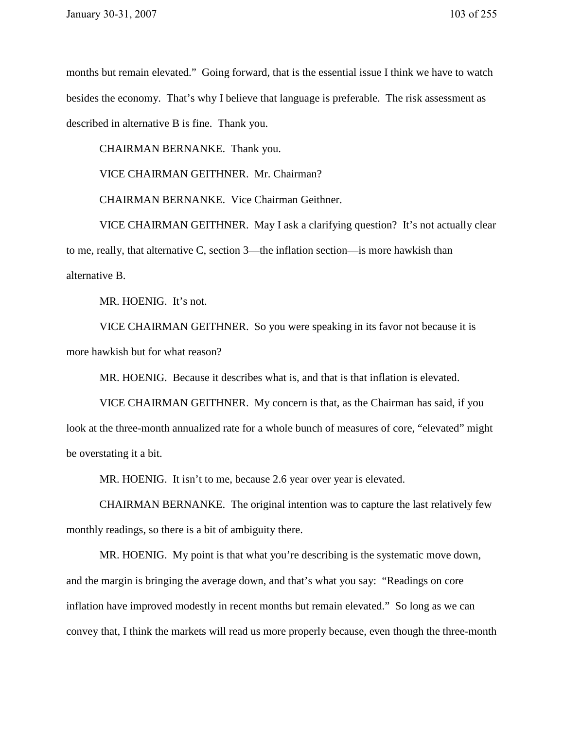months but remain elevated." Going forward, that is the essential issue I think we have to watch besides the economy. That's why I believe that language is preferable. The risk assessment as described in alternative B is fine. Thank you.

CHAIRMAN BERNANKE. Thank you.

VICE CHAIRMAN GEITHNER. Mr. Chairman?

CHAIRMAN BERNANKE. Vice Chairman Geithner.

VICE CHAIRMAN GEITHNER. May I ask a clarifying question? It's not actually clear to me, really, that alternative C, section 3—the inflation section—is more hawkish than alternative B.

MR. HOENIG. It's not.

VICE CHAIRMAN GEITHNER. So you were speaking in its favor not because it is more hawkish but for what reason?

MR. HOENIG. Because it describes what is, and that is that inflation is elevated.

VICE CHAIRMAN GEITHNER. My concern is that, as the Chairman has said, if you look at the three-month annualized rate for a whole bunch of measures of core, "elevated" might be overstating it a bit.

MR. HOENIG. It isn't to me, because 2.6 year over year is elevated.

CHAIRMAN BERNANKE. The original intention was to capture the last relatively few monthly readings, so there is a bit of ambiguity there.

MR. HOENIG. My point is that what you're describing is the systematic move down, and the margin is bringing the average down, and that's what you say: "Readings on core inflation have improved modestly in recent months but remain elevated." So long as we can convey that, I think the markets will read us more properly because, even though the three-month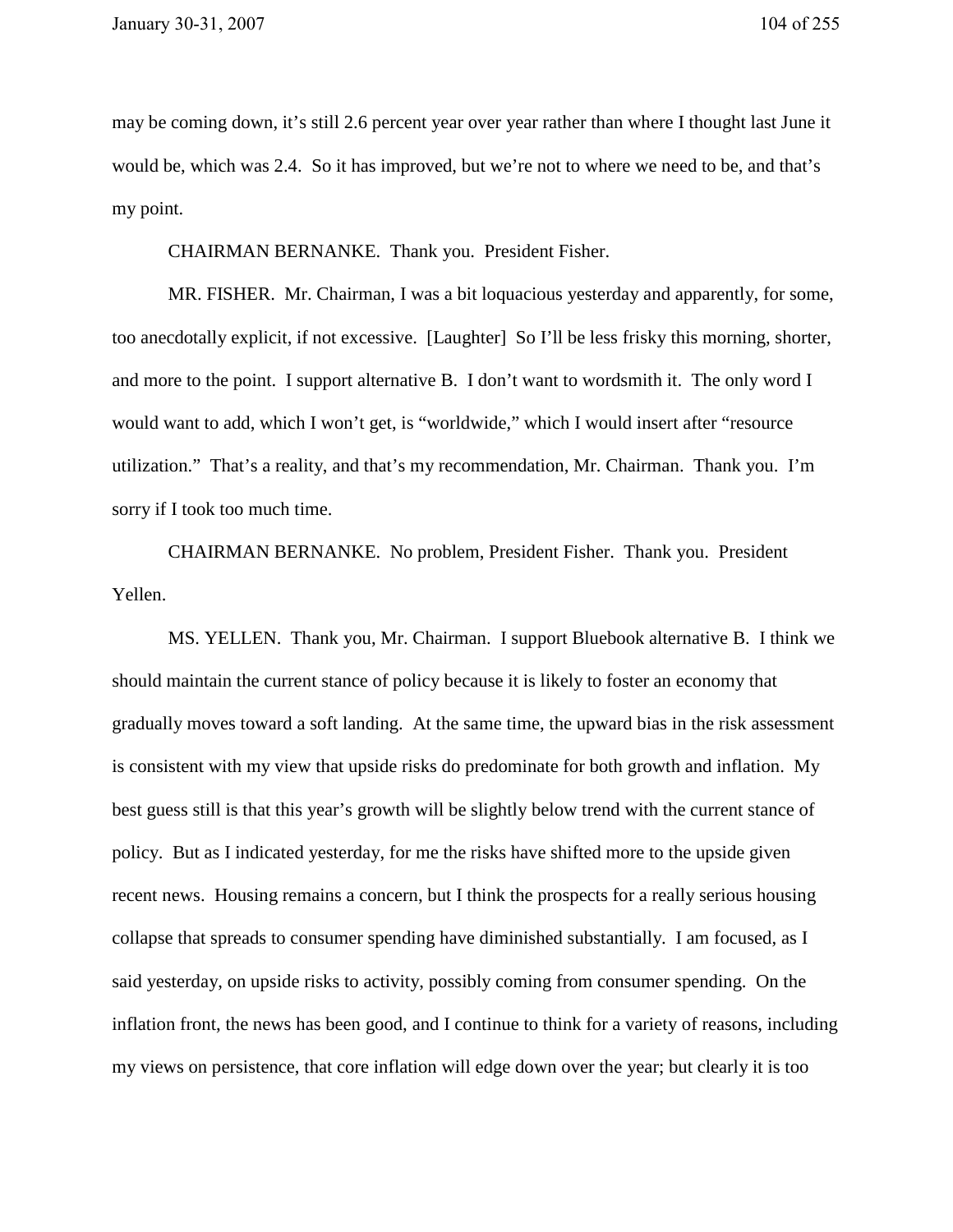may be coming down, it's still 2.6 percent year over year rather than where I thought last June it would be, which was 2.4. So it has improved, but we're not to where we need to be, and that's my point.

CHAIRMAN BERNANKE. Thank you. President Fisher.

MR. FISHER. Mr. Chairman, I was a bit loquacious yesterday and apparently, for some, too anecdotally explicit, if not excessive. [Laughter] So I'll be less frisky this morning, shorter, and more to the point. I support alternative B. I don't want to wordsmith it. The only word I would want to add, which I won't get, is "worldwide," which I would insert after "resource utilization." That's a reality, and that's my recommendation, Mr. Chairman. Thank you. I'm sorry if I took too much time.

CHAIRMAN BERNANKE. No problem, President Fisher. Thank you. President Yellen.

MS. YELLEN. Thank you, Mr. Chairman. I support Bluebook alternative B. I think we should maintain the current stance of policy because it is likely to foster an economy that gradually moves toward a soft landing. At the same time, the upward bias in the risk assessment is consistent with my view that upside risks do predominate for both growth and inflation. My best guess still is that this year's growth will be slightly below trend with the current stance of policy. But as I indicated yesterday, for me the risks have shifted more to the upside given recent news. Housing remains a concern, but I think the prospects for a really serious housing collapse that spreads to consumer spending have diminished substantially. I am focused, as I said yesterday, on upside risks to activity, possibly coming from consumer spending. On the inflation front, the news has been good, and I continue to think for a variety of reasons, including my views on persistence, that core inflation will edge down over the year; but clearly it is too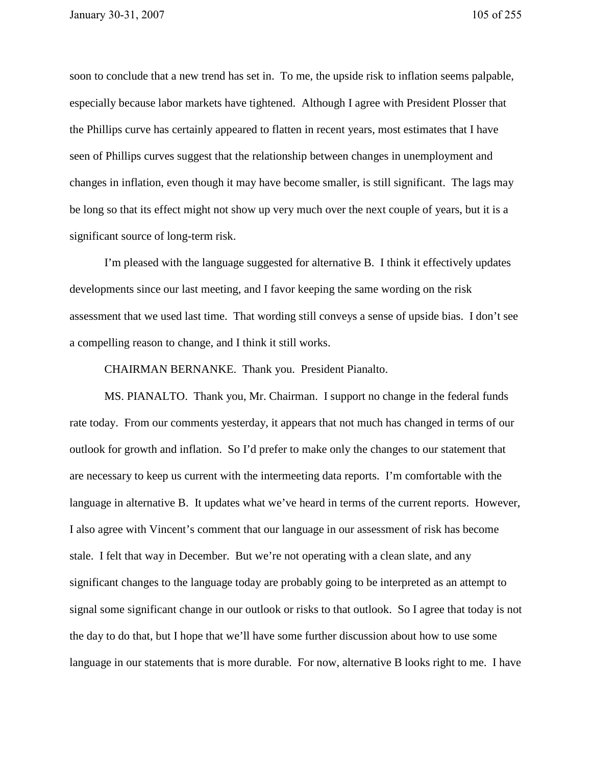soon to conclude that a new trend has set in. To me, the upside risk to inflation seems palpable, especially because labor markets have tightened. Although I agree with President Plosser that the Phillips curve has certainly appeared to flatten in recent years, most estimates that I have seen of Phillips curves suggest that the relationship between changes in unemployment and changes in inflation, even though it may have become smaller, is still significant. The lags may be long so that its effect might not show up very much over the next couple of years, but it is a significant source of long-term risk.

I'm pleased with the language suggested for alternative B. I think it effectively updates developments since our last meeting, and I favor keeping the same wording on the risk assessment that we used last time. That wording still conveys a sense of upside bias. I don't see a compelling reason to change, and I think it still works.

CHAIRMAN BERNANKE. Thank you. President Pianalto.

MS. PIANALTO. Thank you, Mr. Chairman. I support no change in the federal funds rate today. From our comments yesterday, it appears that not much has changed in terms of our outlook for growth and inflation. So I'd prefer to make only the changes to our statement that are necessary to keep us current with the intermeeting data reports. I'm comfortable with the language in alternative B. It updates what we've heard in terms of the current reports. However, I also agree with Vincent's comment that our language in our assessment of risk has become stale. I felt that way in December. But we're not operating with a clean slate, and any significant changes to the language today are probably going to be interpreted as an attempt to signal some significant change in our outlook or risks to that outlook. So I agree that today is not the day to do that, but I hope that we'll have some further discussion about how to use some language in our statements that is more durable. For now, alternative B looks right to me. I have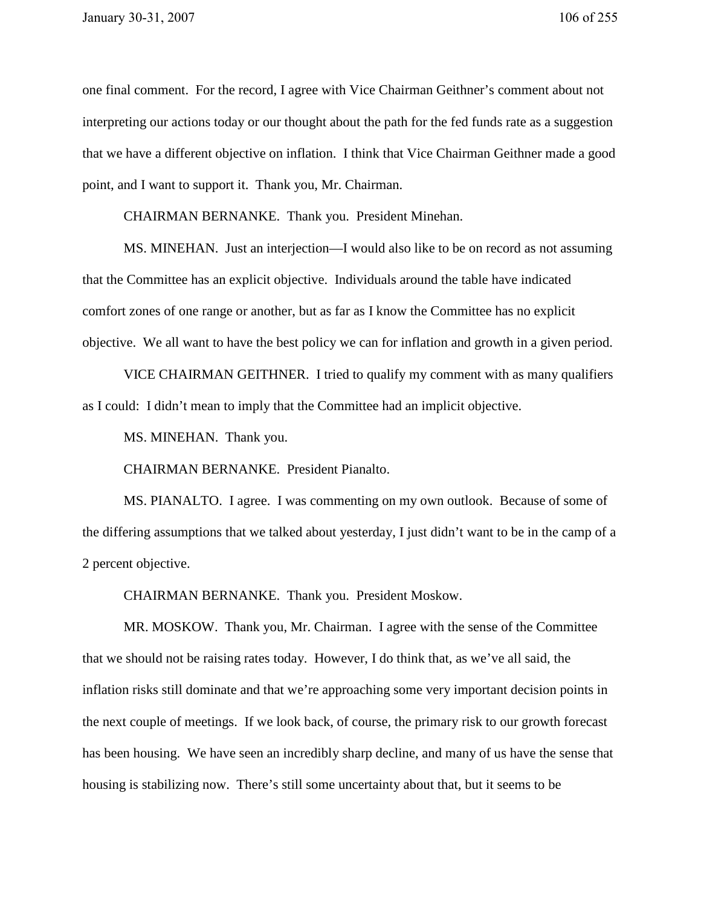one final comment. For the record, I agree with Vice Chairman Geithner's comment about not interpreting our actions today or our thought about the path for the fed funds rate as a suggestion that we have a different objective on inflation. I think that Vice Chairman Geithner made a good point, and I want to support it. Thank you, Mr. Chairman.

CHAIRMAN BERNANKE. Thank you. President Minehan.

MS. MINEHAN. Just an interjection—I would also like to be on record as not assuming that the Committee has an explicit objective. Individuals around the table have indicated comfort zones of one range or another, but as far as I know the Committee has no explicit objective. We all want to have the best policy we can for inflation and growth in a given period.

VICE CHAIRMAN GEITHNER. I tried to qualify my comment with as many qualifiers as I could: I didn't mean to imply that the Committee had an implicit objective.

MS. MINEHAN. Thank you.

CHAIRMAN BERNANKE. President Pianalto.

MS. PIANALTO. I agree. I was commenting on my own outlook. Because of some of the differing assumptions that we talked about yesterday, I just didn't want to be in the camp of a 2 percent objective.

CHAIRMAN BERNANKE. Thank you. President Moskow.

MR. MOSKOW. Thank you, Mr. Chairman. I agree with the sense of the Committee that we should not be raising rates today. However, I do think that, as we've all said, the inflation risks still dominate and that we're approaching some very important decision points in the next couple of meetings. If we look back, of course, the primary risk to our growth forecast has been housing. We have seen an incredibly sharp decline, and many of us have the sense that housing is stabilizing now. There's still some uncertainty about that, but it seems to be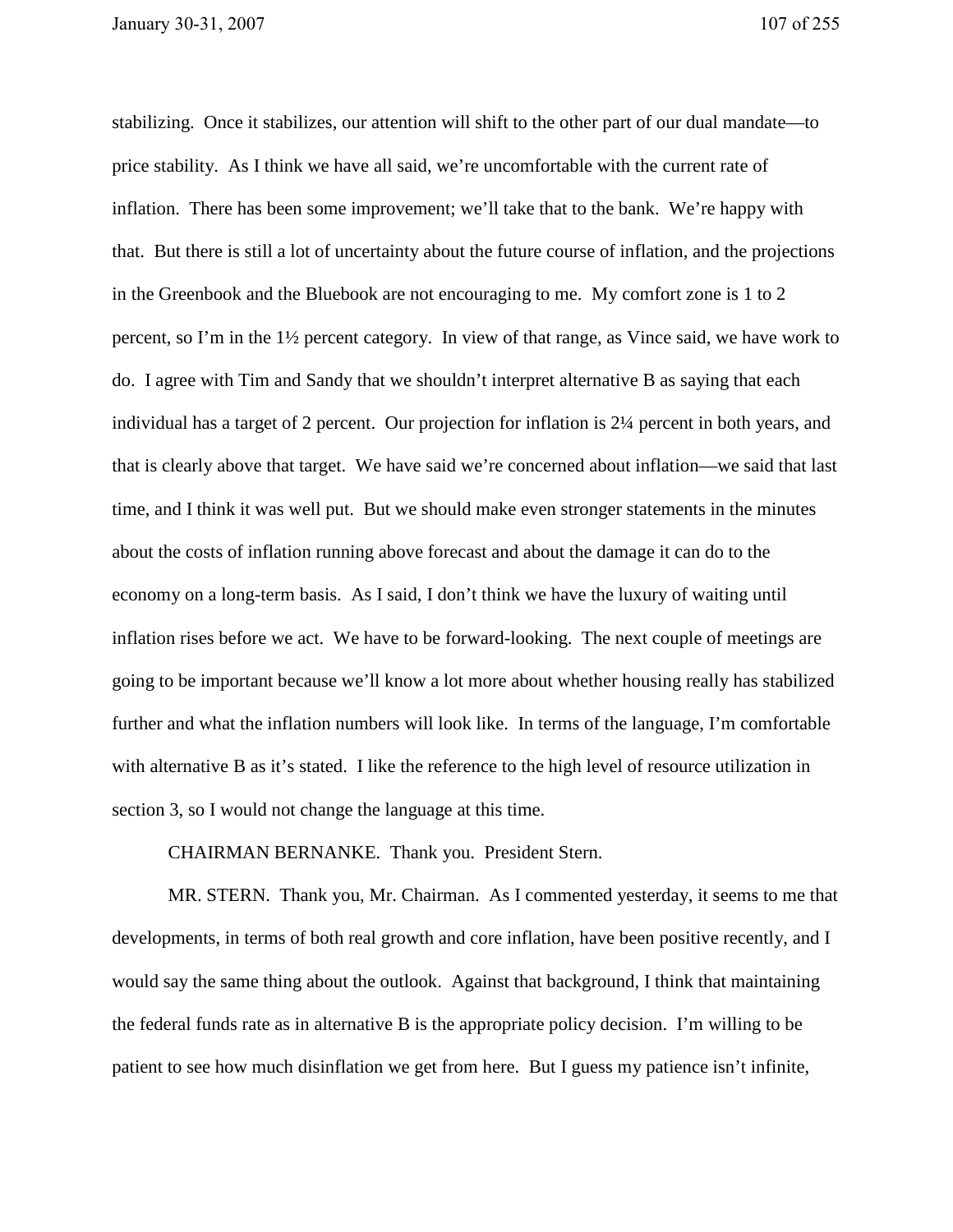stabilizing. Once it stabilizes, our attention will shift to the other part of our dual mandate—to price stability. As I think we have all said, we're uncomfortable with the current rate of inflation. There has been some improvement; we'll take that to the bank. We're happy with that. But there is still a lot of uncertainty about the future course of inflation, and the projections in the Greenbook and the Bluebook are not encouraging to me. My comfort zone is 1 to 2 percent, so I'm in the 1½ percent category. In view of that range, as Vince said, we have work to do. I agree with Tim and Sandy that we shouldn't interpret alternative B as saying that each individual has a target of 2 percent. Our projection for inflation is 2¼ percent in both years, and that is clearly above that target. We have said we're concerned about inflation—we said that last time, and I think it was well put. But we should make even stronger statements in the minutes about the costs of inflation running above forecast and about the damage it can do to the economy on a long-term basis. As I said, I don't think we have the luxury of waiting until inflation rises before we act. We have to be forward-looking. The next couple of meetings are going to be important because we'll know a lot more about whether housing really has stabilized further and what the inflation numbers will look like. In terms of the language, I'm comfortable with alternative B as it's stated. I like the reference to the high level of resource utilization in section 3, so I would not change the language at this time.

CHAIRMAN BERNANKE. Thank you. President Stern.

MR. STERN. Thank you, Mr. Chairman. As I commented yesterday, it seems to me that developments, in terms of both real growth and core inflation, have been positive recently, and I would say the same thing about the outlook. Against that background, I think that maintaining the federal funds rate as in alternative B is the appropriate policy decision. I'm willing to be patient to see how much disinflation we get from here. But I guess my patience isn't infinite,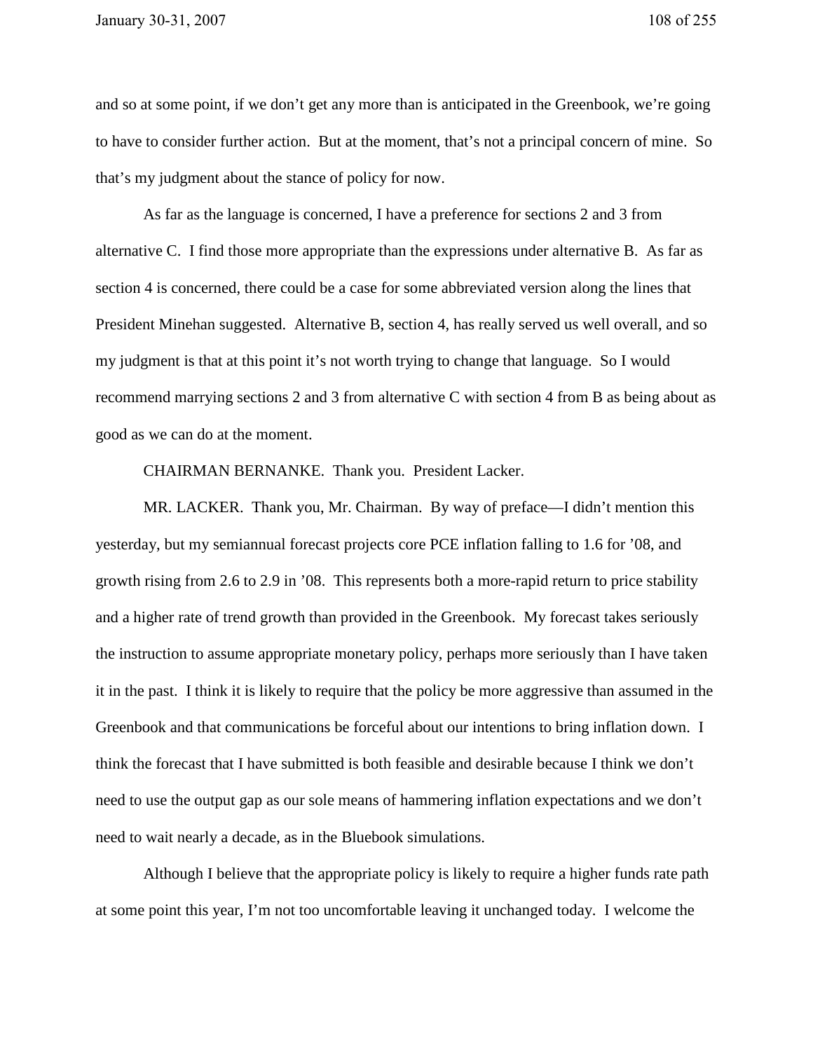and so at some point, if we don't get any more than is anticipated in the Greenbook, we're going to have to consider further action. But at the moment, that's not a principal concern of mine. So that's my judgment about the stance of policy for now.

As far as the language is concerned, I have a preference for sections 2 and 3 from alternative C. I find those more appropriate than the expressions under alternative B. As far as section 4 is concerned, there could be a case for some abbreviated version along the lines that President Minehan suggested. Alternative B, section 4, has really served us well overall, and so my judgment is that at this point it's not worth trying to change that language. So I would recommend marrying sections 2 and 3 from alternative C with section 4 from B as being about as good as we can do at the moment.

CHAIRMAN BERNANKE. Thank you. President Lacker.

MR. LACKER. Thank you, Mr. Chairman. By way of preface—I didn't mention this yesterday, but my semiannual forecast projects core PCE inflation falling to 1.6 for '08, and growth rising from 2.6 to 2.9 in '08. This represents both a more-rapid return to price stability and a higher rate of trend growth than provided in the Greenbook. My forecast takes seriously the instruction to assume appropriate monetary policy, perhaps more seriously than I have taken it in the past. I think it is likely to require that the policy be more aggressive than assumed in the Greenbook and that communications be forceful about our intentions to bring inflation down. I think the forecast that I have submitted is both feasible and desirable because I think we don't need to use the output gap as our sole means of hammering inflation expectations and we don't need to wait nearly a decade, as in the Bluebook simulations.

Although I believe that the appropriate policy is likely to require a higher funds rate path at some point this year, I'm not too uncomfortable leaving it unchanged today. I welcome the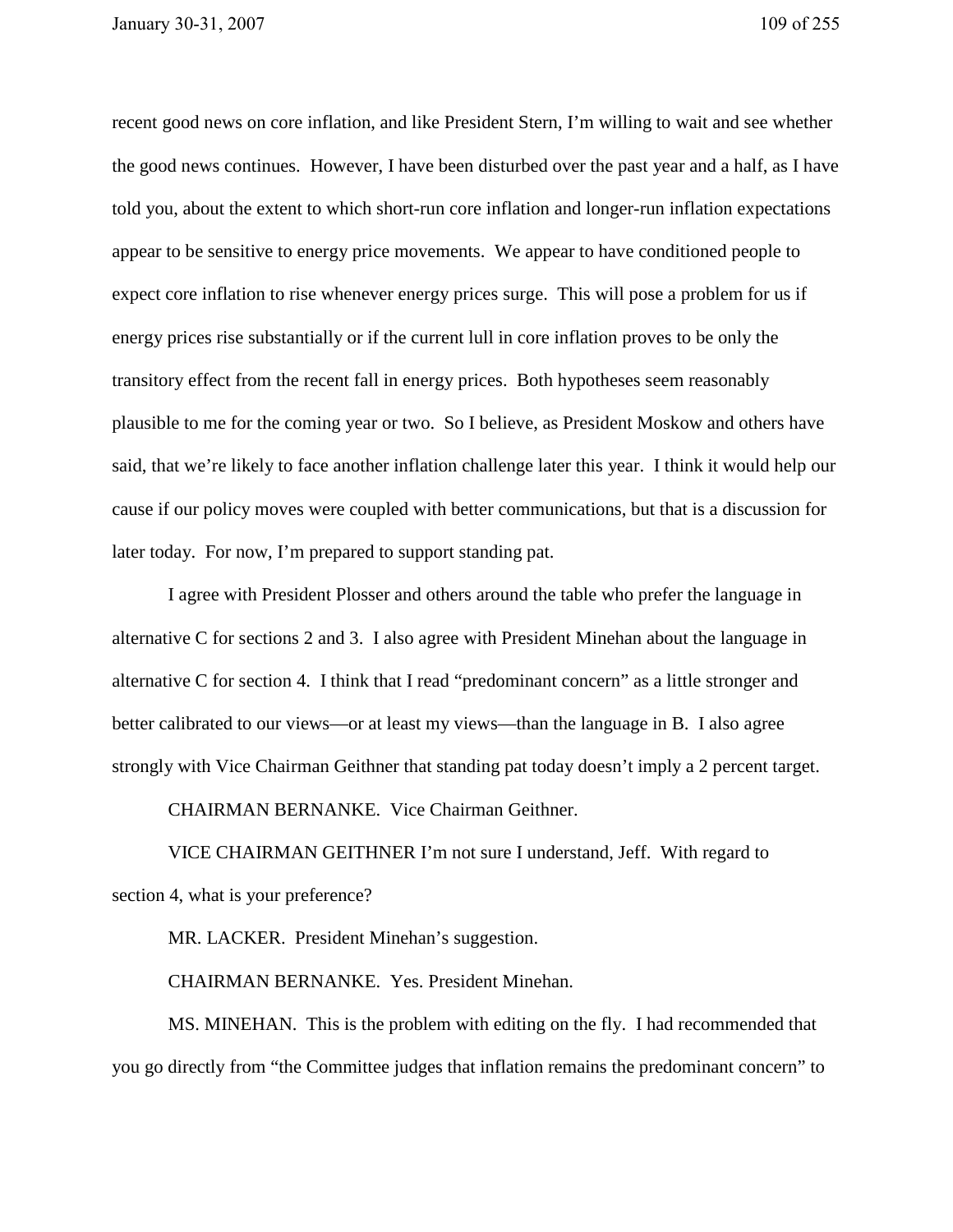recent good news on core inflation, and like President Stern, I'm willing to wait and see whether the good news continues. However, I have been disturbed over the past year and a half, as I have told you, about the extent to which short-run core inflation and longer-run inflation expectations appear to be sensitive to energy price movements. We appear to have conditioned people to expect core inflation to rise whenever energy prices surge. This will pose a problem for us if energy prices rise substantially or if the current lull in core inflation proves to be only the transitory effect from the recent fall in energy prices. Both hypotheses seem reasonably plausible to me for the coming year or two. So I believe, as President Moskow and others have said, that we're likely to face another inflation challenge later this year. I think it would help our cause if our policy moves were coupled with better communications, but that is a discussion for later today. For now, I'm prepared to support standing pat.

I agree with President Plosser and others around the table who prefer the language in alternative C for sections 2 and 3. I also agree with President Minehan about the language in alternative C for section 4. I think that I read "predominant concern" as a little stronger and better calibrated to our views—or at least my views—than the language in B. I also agree strongly with Vice Chairman Geithner that standing pat today doesn't imply a 2 percent target.

CHAIRMAN BERNANKE. Vice Chairman Geithner.

VICE CHAIRMAN GEITHNER I'm not sure I understand, Jeff. With regard to section 4, what is your preference?

MR. LACKER. President Minehan's suggestion.

CHAIRMAN BERNANKE. Yes. President Minehan.

MS. MINEHAN. This is the problem with editing on the fly. I had recommended that you go directly from "the Committee judges that inflation remains the predominant concern" to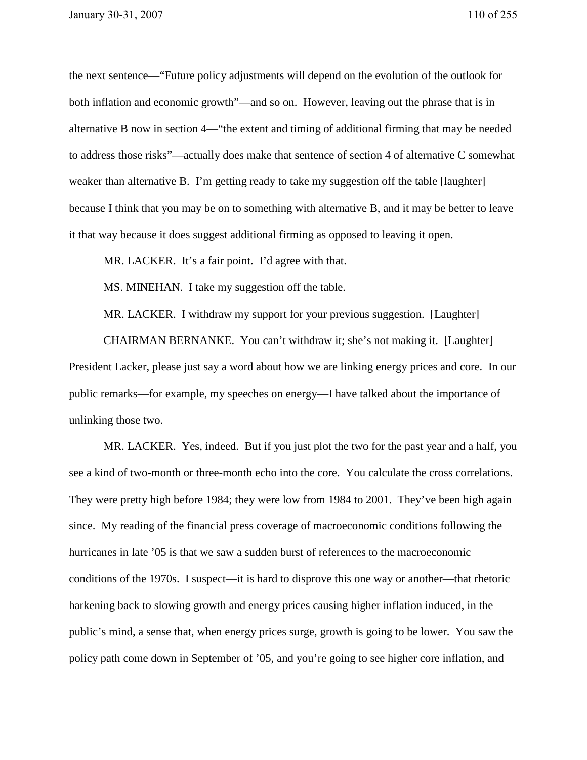the next sentence—"Future policy adjustments will depend on the evolution of the outlook for both inflation and economic growth"—and so on. However, leaving out the phrase that is in alternative B now in section 4—"the extent and timing of additional firming that may be needed to address those risks"—actually does make that sentence of section 4 of alternative C somewhat weaker than alternative B. I'm getting ready to take my suggestion off the table [laughter] because I think that you may be on to something with alternative B, and it may be better to leave it that way because it does suggest additional firming as opposed to leaving it open.

MR. LACKER. It's a fair point. I'd agree with that.

MS. MINEHAN. I take my suggestion off the table.

MR. LACKER. I withdraw my support for your previous suggestion. [Laughter]

CHAIRMAN BERNANKE. You can't withdraw it; she's not making it. [Laughter] President Lacker, please just say a word about how we are linking energy prices and core. In our public remarks—for example, my speeches on energy—I have talked about the importance of unlinking those two.

MR. LACKER. Yes, indeed. But if you just plot the two for the past year and a half, you see a kind of two-month or three-month echo into the core. You calculate the cross correlations. They were pretty high before 1984; they were low from 1984 to 2001. They've been high again since. My reading of the financial press coverage of macroeconomic conditions following the hurricanes in late '05 is that we saw a sudden burst of references to the macroeconomic conditions of the 1970s. I suspect—it is hard to disprove this one way or another—that rhetoric harkening back to slowing growth and energy prices causing higher inflation induced, in the public's mind, a sense that, when energy prices surge, growth is going to be lower. You saw the policy path come down in September of '05, and you're going to see higher core inflation, and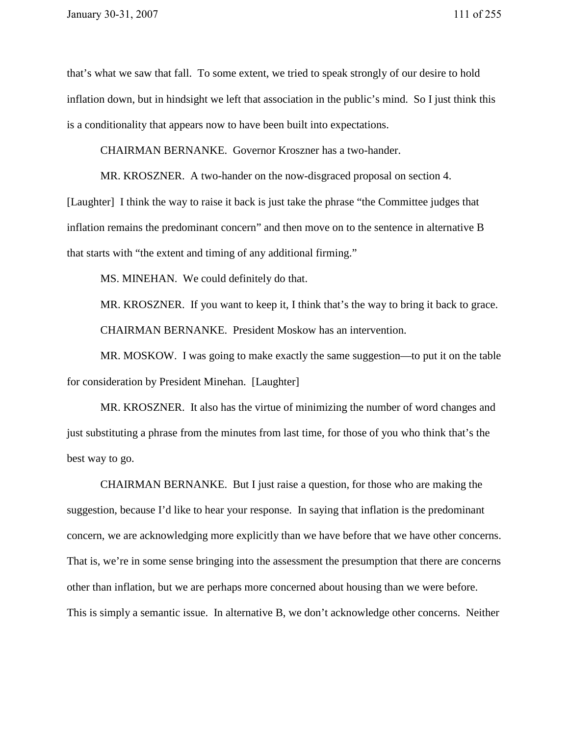that's what we saw that fall. To some extent, we tried to speak strongly of our desire to hold inflation down, but in hindsight we left that association in the public's mind. So I just think this is a conditionality that appears now to have been built into expectations.

CHAIRMAN BERNANKE. Governor Kroszner has a two-hander.

MR. KROSZNER. A two-hander on the now-disgraced proposal on section 4. [Laughter] I think the way to raise it back is just take the phrase "the Committee judges that inflation remains the predominant concern" and then move on to the sentence in alternative B that starts with "the extent and timing of any additional firming."

MS. MINEHAN. We could definitely do that.

MR. KROSZNER. If you want to keep it, I think that's the way to bring it back to grace.

CHAIRMAN BERNANKE. President Moskow has an intervention.

MR. MOSKOW. I was going to make exactly the same suggestion—to put it on the table for consideration by President Minehan. [Laughter]

MR. KROSZNER. It also has the virtue of minimizing the number of word changes and just substituting a phrase from the minutes from last time, for those of you who think that's the best way to go.

CHAIRMAN BERNANKE. But I just raise a question, for those who are making the suggestion, because I'd like to hear your response. In saying that inflation is the predominant concern, we are acknowledging more explicitly than we have before that we have other concerns. That is, we're in some sense bringing into the assessment the presumption that there are concerns other than inflation, but we are perhaps more concerned about housing than we were before. This is simply a semantic issue. In alternative B, we don't acknowledge other concerns. Neither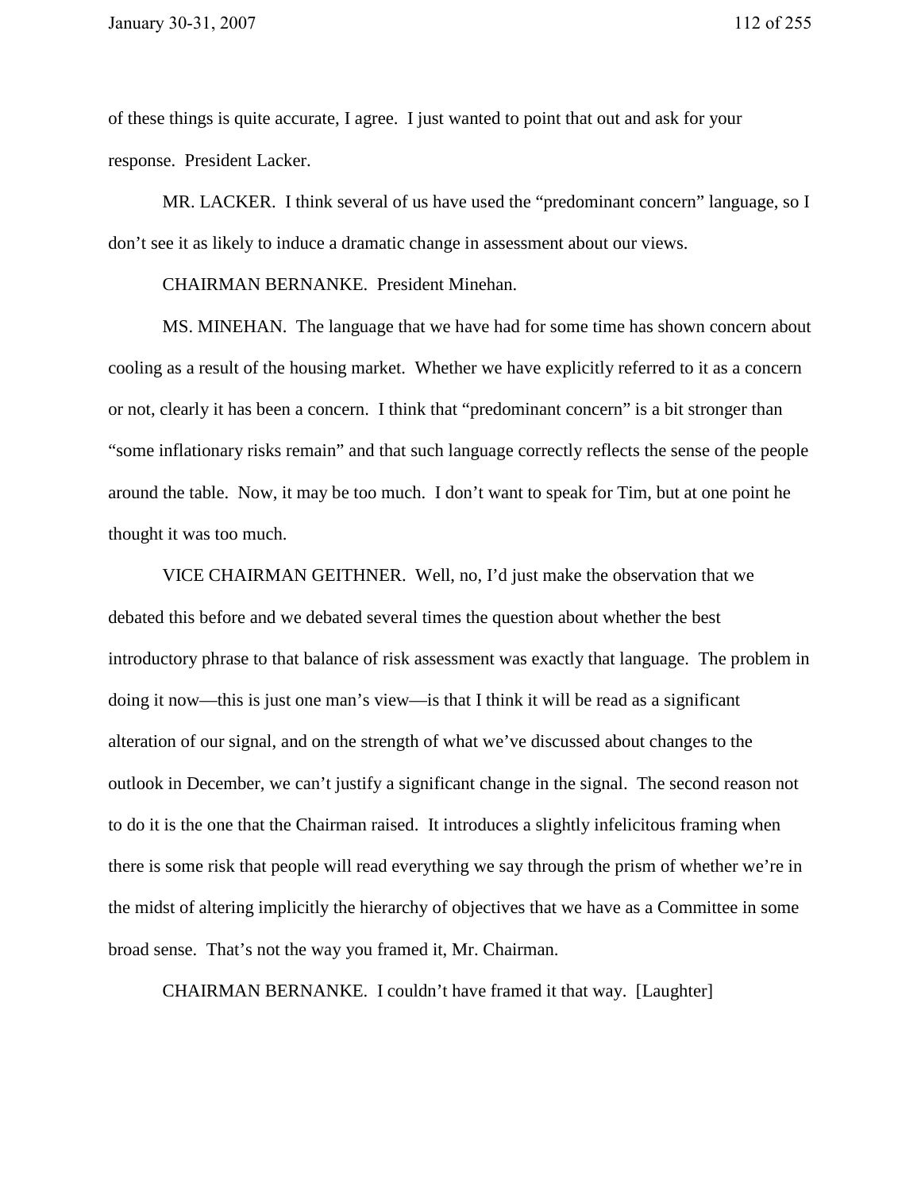of these things is quite accurate, I agree. I just wanted to point that out and ask for your response. President Lacker.

MR. LACKER. I think several of us have used the "predominant concern" language, so I don't see it as likely to induce a dramatic change in assessment about our views.

CHAIRMAN BERNANKE. President Minehan.

MS. MINEHAN. The language that we have had for some time has shown concern about cooling as a result of the housing market. Whether we have explicitly referred to it as a concern or not, clearly it has been a concern. I think that "predominant concern" is a bit stronger than "some inflationary risks remain" and that such language correctly reflects the sense of the people around the table. Now, it may be too much. I don't want to speak for Tim, but at one point he thought it was too much.

VICE CHAIRMAN GEITHNER. Well, no, I'd just make the observation that we debated this before and we debated several times the question about whether the best introductory phrase to that balance of risk assessment was exactly that language. The problem in doing it now—this is just one man's view—is that I think it will be read as a significant alteration of our signal, and on the strength of what we've discussed about changes to the outlook in December, we can't justify a significant change in the signal. The second reason not to do it is the one that the Chairman raised. It introduces a slightly infelicitous framing when there is some risk that people will read everything we say through the prism of whether we're in the midst of altering implicitly the hierarchy of objectives that we have as a Committee in some broad sense. That's not the way you framed it, Mr. Chairman.

CHAIRMAN BERNANKE. I couldn't have framed it that way. [Laughter]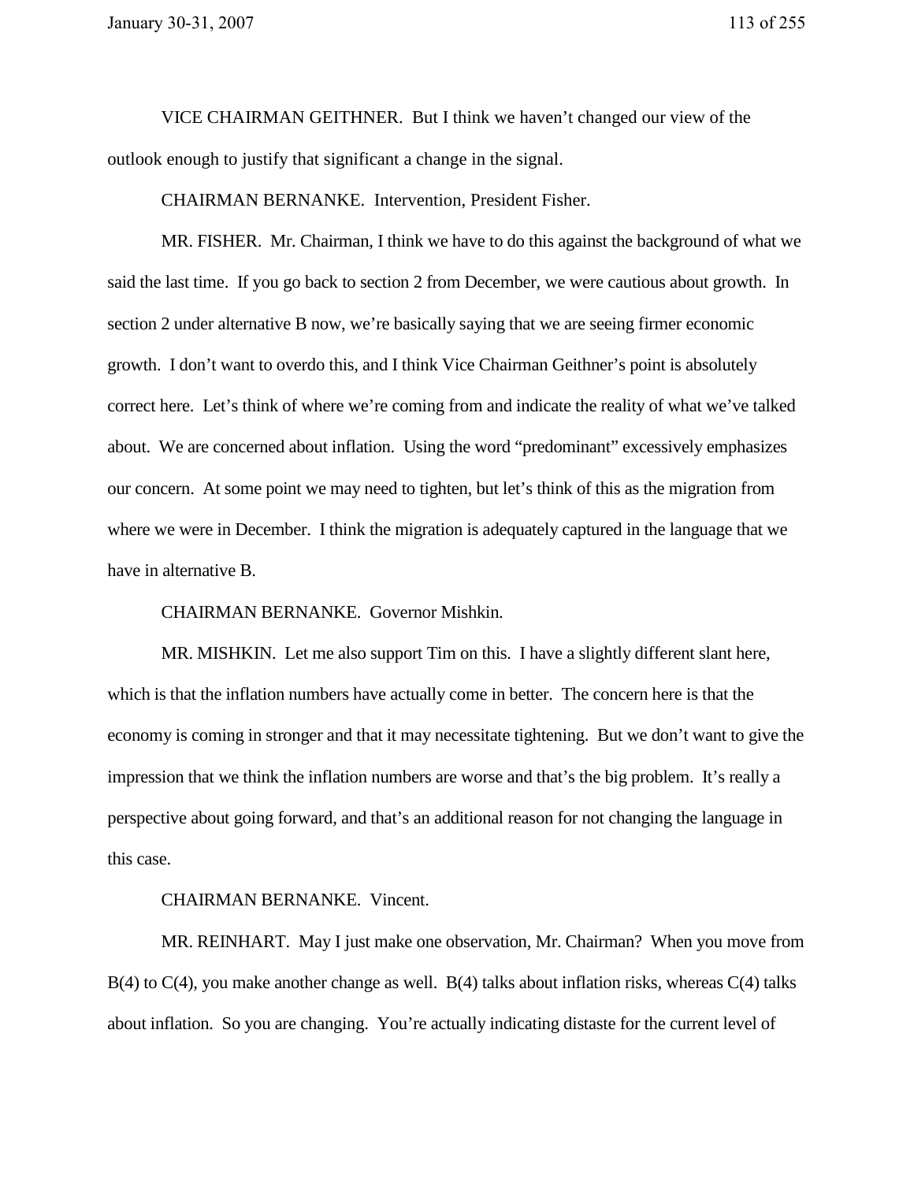VICE CHAIRMAN GEITHNER. But I think we haven't changed our view of the outlook enough to justify that significant a change in the signal.

CHAIRMAN BERNANKE. Intervention, President Fisher.

MR. FISHER. Mr. Chairman, I think we have to do this against the background of what we said the last time. If you go back to section 2 from December, we were cautious about growth. In section 2 under alternative B now, we're basically saying that we are seeing firmer economic growth. I don't want to overdo this, and I think Vice Chairman Geithner's point is absolutely correct here. Let's think of where we're coming from and indicate the reality of what we've talked about. We are concerned about inflation. Using the word "predominant" excessively emphasizes our concern. At some point we may need to tighten, but let's think of this as the migration from where we were in December. I think the migration is adequately captured in the language that we have in alternative B.

CHAIRMAN BERNANKE. Governor Mishkin.

MR. MISHKIN. Let me also support Tim on this. I have a slightly different slant here, which is that the inflation numbers have actually come in better. The concern here is that the economy is coming in stronger and that it may necessitate tightening. But we don't want to give the impression that we think the inflation numbers are worse and that's the big problem. It's really a perspective about going forward, and that's an additional reason for not changing the language in this case.

CHAIRMAN BERNANKE. Vincent.

MR. REINHART. May I just make one observation, Mr. Chairman? When you move from B(4) to C(4), you make another change as well. B(4) talks about inflation risks, whereas C(4) talks about inflation. So you are changing. You're actually indicating distaste for the current level of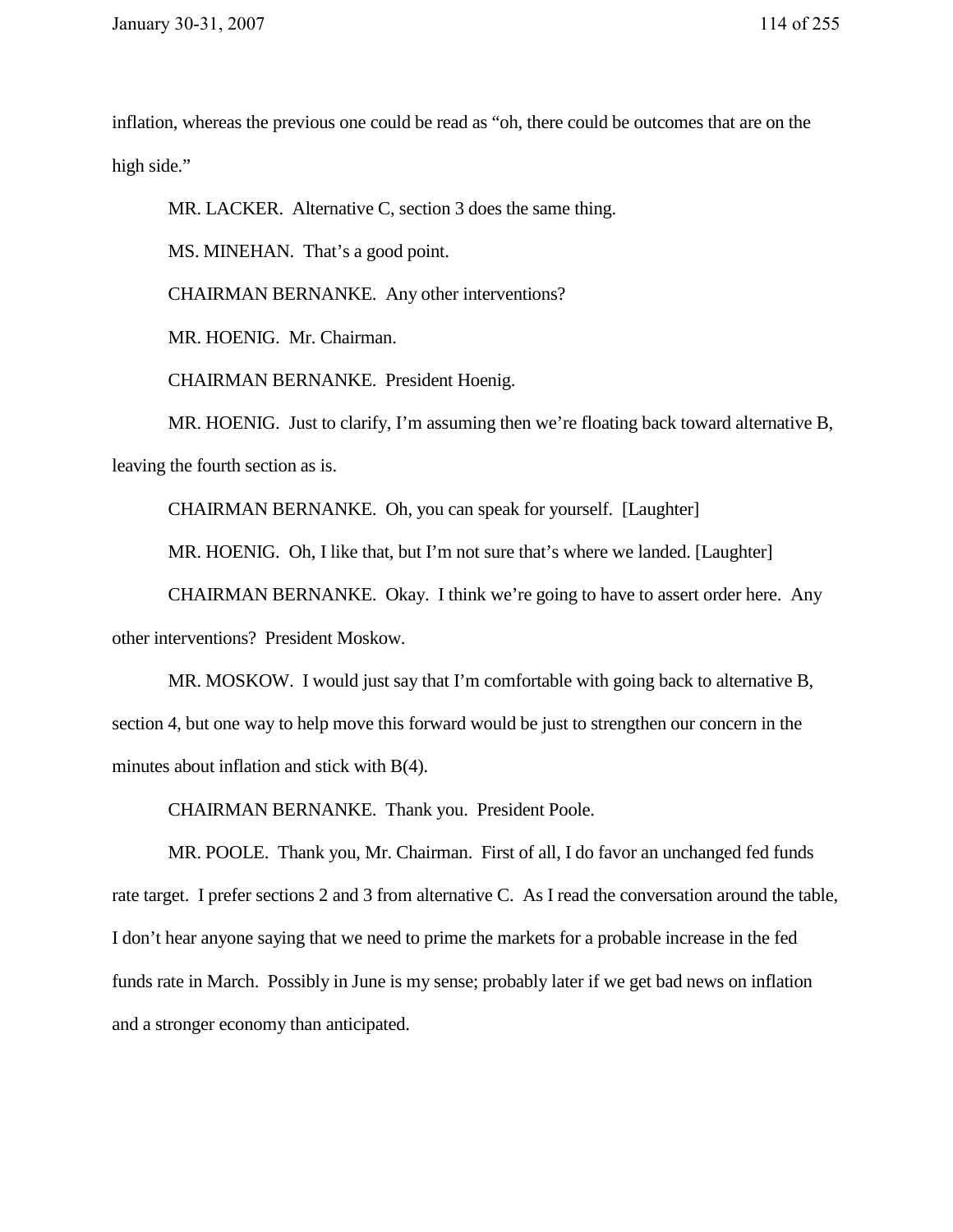inflation, whereas the previous one could be read as "oh, there could be outcomes that are on the high side."

MR. LACKER. Alternative C, section 3 does the same thing.

MS. MINEHAN. That's a good point.

CHAIRMAN BERNANKE. Any other interventions?

MR. HOENIG. Mr. Chairman.

CHAIRMAN BERNANKE. President Hoenig.

MR. HOENIG. Just to clarify, I'm assuming then we're floating back toward alternative B, leaving the fourth section as is.

CHAIRMAN BERNANKE. Oh, you can speak for yourself. [Laughter]

MR. HOENIG. Oh, I like that, but I'm not sure that's where we landed. [Laughter]

CHAIRMAN BERNANKE. Okay. I think we're going to have to assert order here. Any other interventions? President Moskow.

MR. MOSKOW. I would just say that I'm comfortable with going back to alternative B, section 4, but one way to help move this forward would be just to strengthen our concern in the minutes about inflation and stick with B(4).

CHAIRMAN BERNANKE. Thank you. President Poole.

MR. POOLE. Thank you, Mr. Chairman. First of all, I do favor an unchanged fed funds rate target. I prefer sections 2 and 3 from alternative C. As I read the conversation around the table, I don't hear anyone saying that we need to prime the markets for a probable increase in the fed funds rate in March. Possibly in June is my sense; probably later if we get bad news on inflation and a stronger economy than anticipated.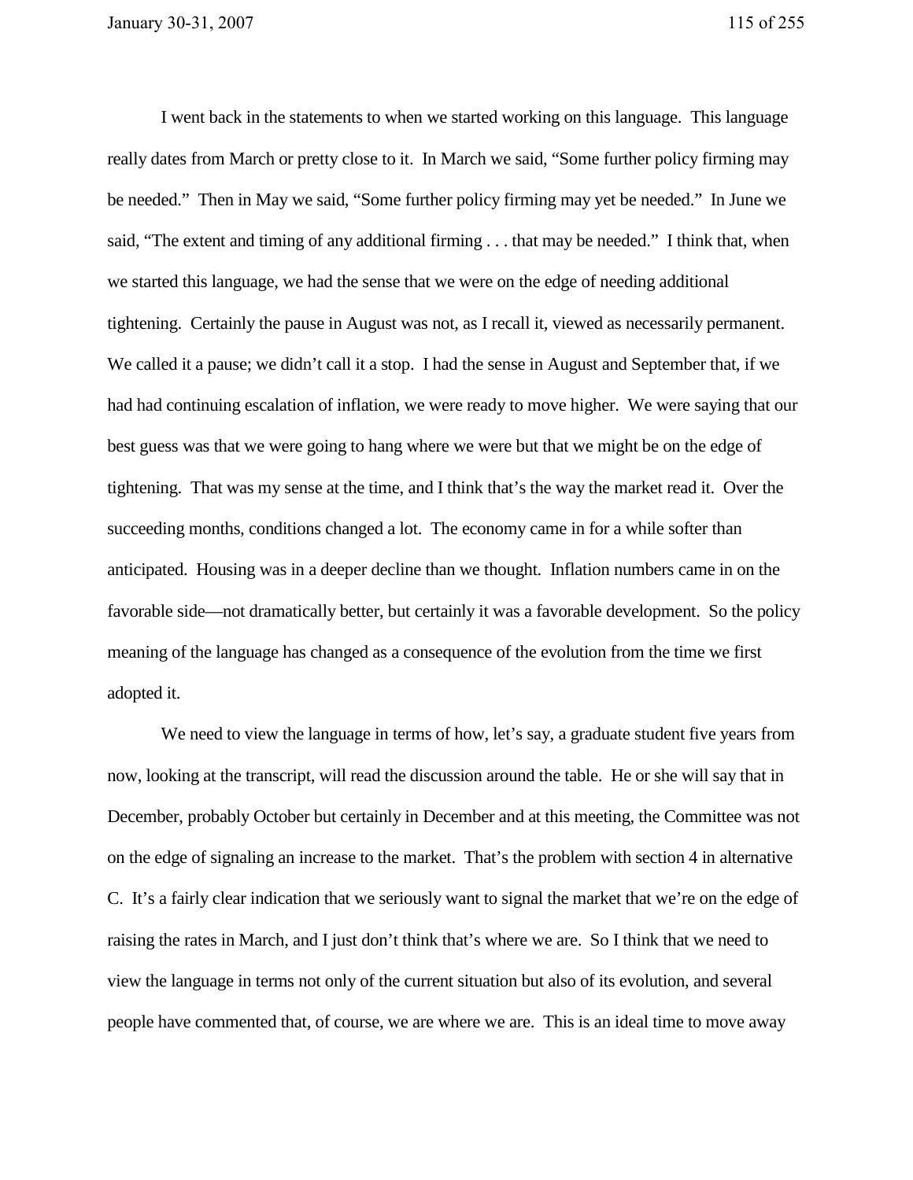I went back in the statements to when we started working on this language. This language really dates from March or pretty close to it. In March we said, "Some further policy firming may be needed." Then in May we said, "Some further policy firming may yet be needed." In June we said, "The extent and timing of any additional firming . . . that may be needed." I think that, when we started this language, we had the sense that we were on the edge of needing additional tightening. Certainly the pause in August was not, as I recall it, viewed as necessarily permanent. We called it a pause; we didn't call it a stop. I had the sense in August and September that, if we had had continuing escalation of inflation, we were ready to move higher. We were saying that our best guess was that we were going to hang where we were but that we might be on the edge of tightening. That was my sense at the time, and I think that's the way the market read it. Over the succeeding months, conditions changed a lot. The economy came in for a while softer than anticipated. Housing was in a deeper decline than we thought. Inflation numbers came in on the favorable side—not dramatically better, but certainly it was a favorable development. So the policy meaning of the language has changed as a consequence of the evolution from the time we first adopted it.

We need to view the language in terms of how, let's say, a graduate student five years from now, looking at the transcript, will read the discussion around the table. He or she will say that in December, probably October but certainly in December and at this meeting, the Committee was not on the edge of signaling an increase to the market. That's the problem with section 4 in alternative C. It's a fairly clear indication that we seriously want to signal the market that we're on the edge of raising the rates in March, and I just don't think that's where we are. So I think that we need to view the language in terms not only of the current situation but also of its evolution, and several people have commented that, of course, we are where we are. This is an ideal time to move away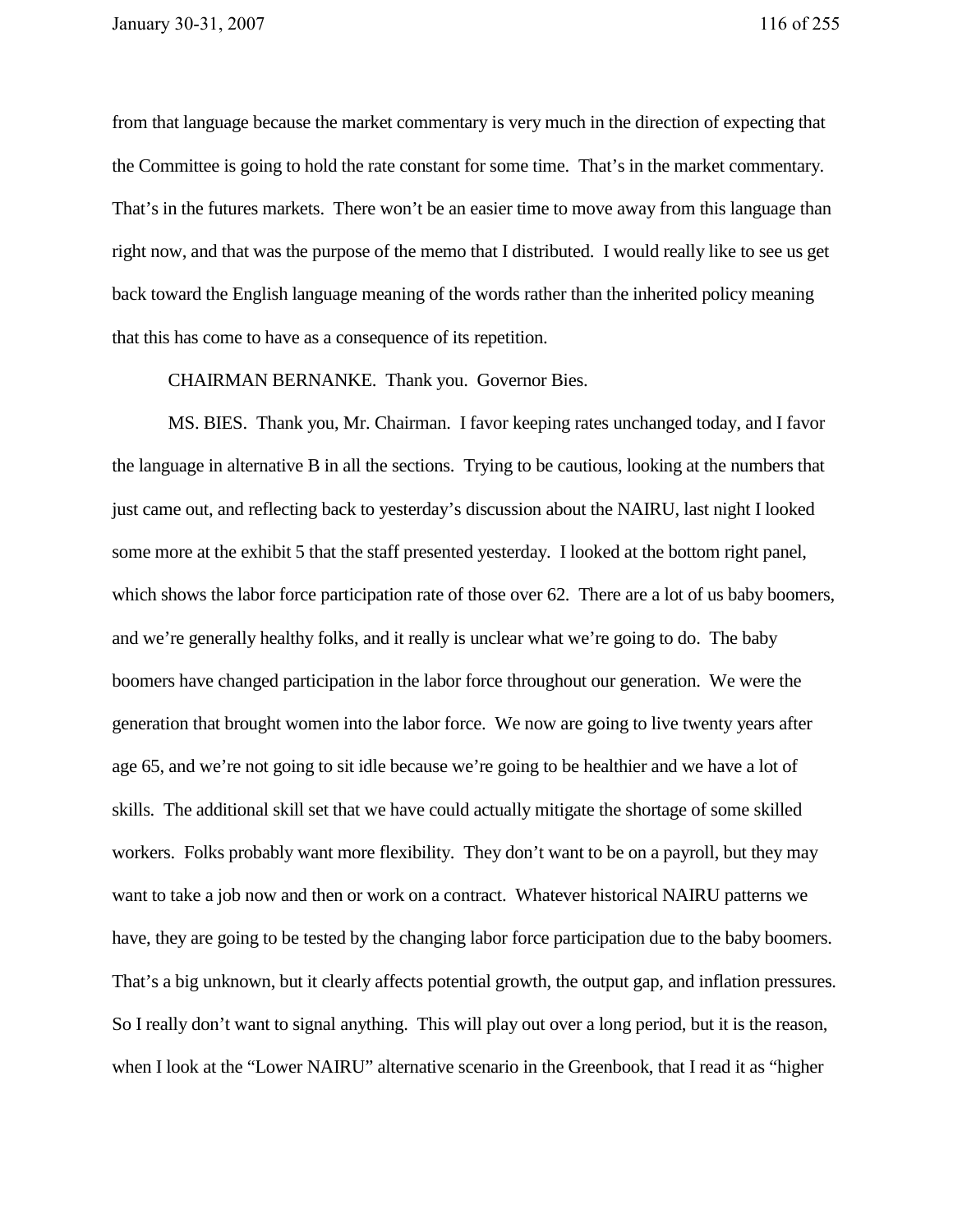from that language because the market commentary is very much in the direction of expecting that the Committee is going to hold the rate constant for some time. That's in the market commentary. That's in the futures markets. There won't be an easier time to move away from this language than right now, and that was the purpose of the memo that I distributed. I would really like to see us get back toward the English language meaning of the words rather than the inherited policy meaning that this has come to have as a consequence of its repetition.

CHAIRMAN BERNANKE. Thank you. Governor Bies.

MS. BIES. Thank you, Mr. Chairman. I favor keeping rates unchanged today, and I favor the language in alternative B in all the sections. Trying to be cautious, looking at the numbers that just came out, and reflecting back to yesterday's discussion about the NAIRU, last night I looked some more at the exhibit 5 that the staff presented yesterday. I looked at the bottom right panel, which shows the labor force participation rate of those over 62. There are a lot of us baby boomers, and we're generally healthy folks, and it really is unclear what we're going to do. The baby boomers have changed participation in the labor force throughout our generation. We were the generation that brought women into the labor force. We now are going to live twenty years after age 65, and we're not going to sit idle because we're going to be healthier and we have a lot of skills. The additional skill set that we have could actually mitigate the shortage of some skilled workers. Folks probably want more flexibility. They don't want to be on a payroll, but they may want to take a job now and then or work on a contract. Whatever historical NAIRU patterns we have, they are going to be tested by the changing labor force participation due to the baby boomers. That's a big unknown, but it clearly affects potential growth, the output gap, and inflation pressures. So I really don't want to signal anything. This will play out over a long period, but it is the reason, when I look at the "Lower NAIRU" alternative scenario in the Greenbook, that I read it as "higher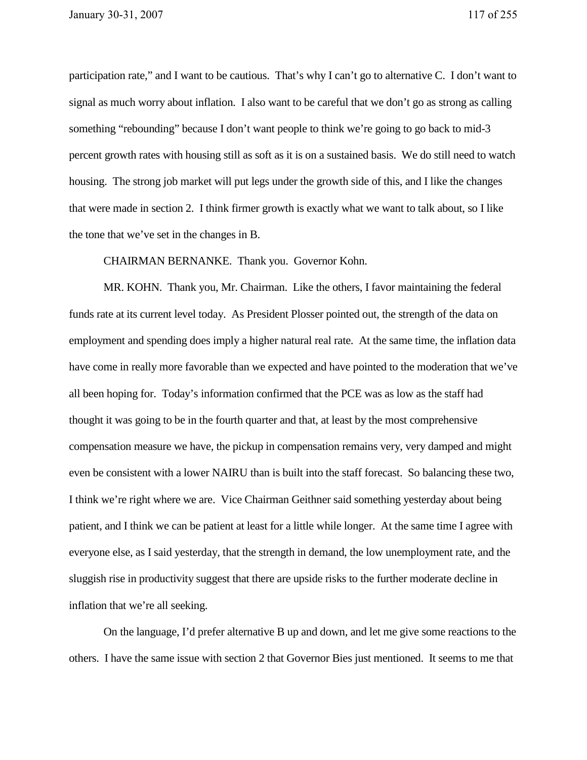participation rate," and I want to be cautious. That's why I can't go to alternative C. I don't want to signal as much worry about inflation. I also want to be careful that we don't go as strong as calling something "rebounding" because I don't want people to think we're going to go back to mid-3 percent growth rates with housing still as soft as it is on a sustained basis. We do still need to watch housing. The strong job market will put legs under the growth side of this, and I like the changes that were made in section 2. I think firmer growth is exactly what we want to talk about, so I like the tone that we've set in the changes in B.

CHAIRMAN BERNANKE. Thank you. Governor Kohn.

MR. KOHN. Thank you, Mr. Chairman. Like the others, I favor maintaining the federal funds rate at its current level today. As President Plosser pointed out, the strength of the data on employment and spending does imply a higher natural real rate. At the same time, the inflation data have come in really more favorable than we expected and have pointed to the moderation that we've all been hoping for. Today's information confirmed that the PCE was as low as the staff had thought it was going to be in the fourth quarter and that, at least by the most comprehensive compensation measure we have, the pickup in compensation remains very, very damped and might even be consistent with a lower NAIRU than is built into the staff forecast. So balancing these two, I think we're right where we are. Vice Chairman Geithner said something yesterday about being patient, and I think we can be patient at least for a little while longer. At the same time I agree with everyone else, as I said yesterday, that the strength in demand, the low unemployment rate, and the sluggish rise in productivity suggest that there are upside risks to the further moderate decline in inflation that we're all seeking.

On the language, I'd prefer alternative B up and down, and let me give some reactions to the others. I have the same issue with section 2 that Governor Bies just mentioned. It seems to me that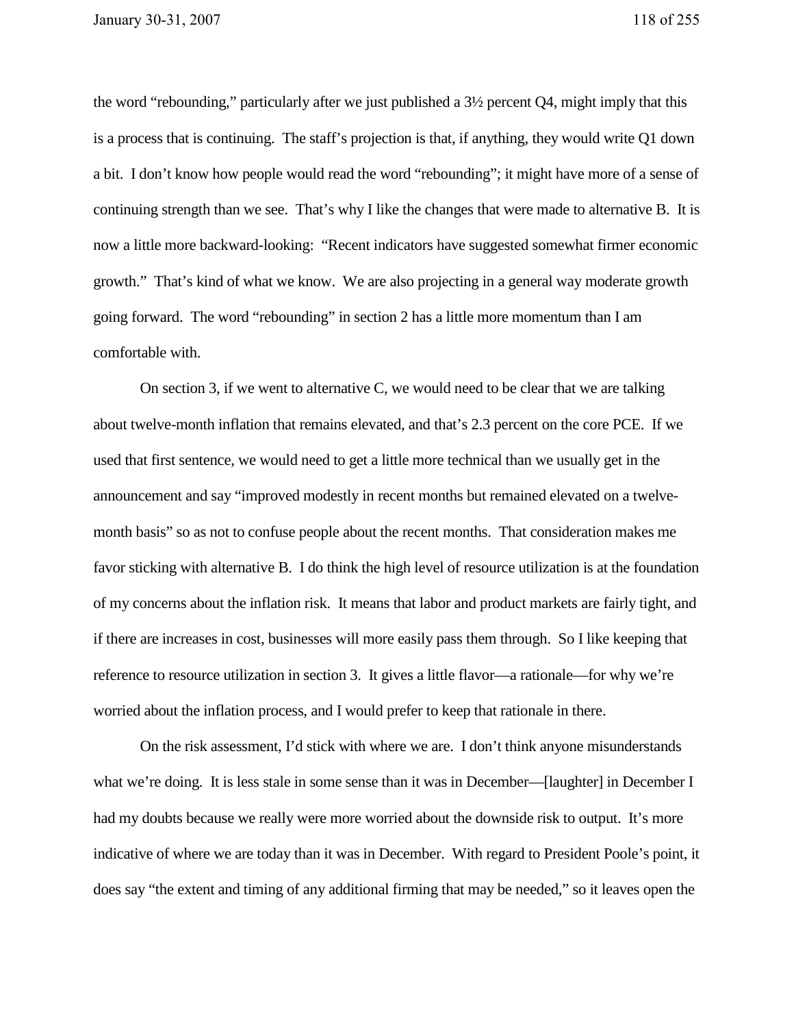the word "rebounding," particularly after we just published a 3½ percent Q4, might imply that this is a process that is continuing. The staff's projection is that, if anything, they would write Q1 down a bit. I don't know how people would read the word "rebounding"; it might have more of a sense of continuing strength than we see. That's why I like the changes that were made to alternative B. It is now a little more backward-looking: "Recent indicators have suggested somewhat firmer economic growth." That's kind of what we know. We are also projecting in a general way moderate growth going forward. The word "rebounding" in section 2 has a little more momentum than I am comfortable with.

On section 3, if we went to alternative C, we would need to be clear that we are talking about twelve-month inflation that remains elevated, and that's 2.3 percent on the core PCE. If we used that first sentence, we would need to get a little more technical than we usually get in the announcement and say "improved modestly in recent months but remained elevated on a twelve-month basis" so as not to confuse people about the recent months. That consideration makes me favor sticking with alternative B. I do think the high level of resource utilization is at the foundation of my concerns about the inflation risk. It means that labor and product markets are fairly tight, and if there are increases in cost, businesses will more easily pass them through. So I like keeping that reference to resource utilization in section 3. It gives a little flavor—a rationale—for why we're worried about the inflation process, and I would prefer to keep that rationale in there.

On the risk assessment, I'd stick with where we are. I don't think anyone misunderstands what we're doing. It is less stale in some sense than it was in December—[laughter] in December I had my doubts because we really were more worried about the downside risk to output. It's more indicative of where we are today than it was in December. With regard to President Poole's point, it does say "the extent and timing of any additional firming that may be needed," so it leaves open the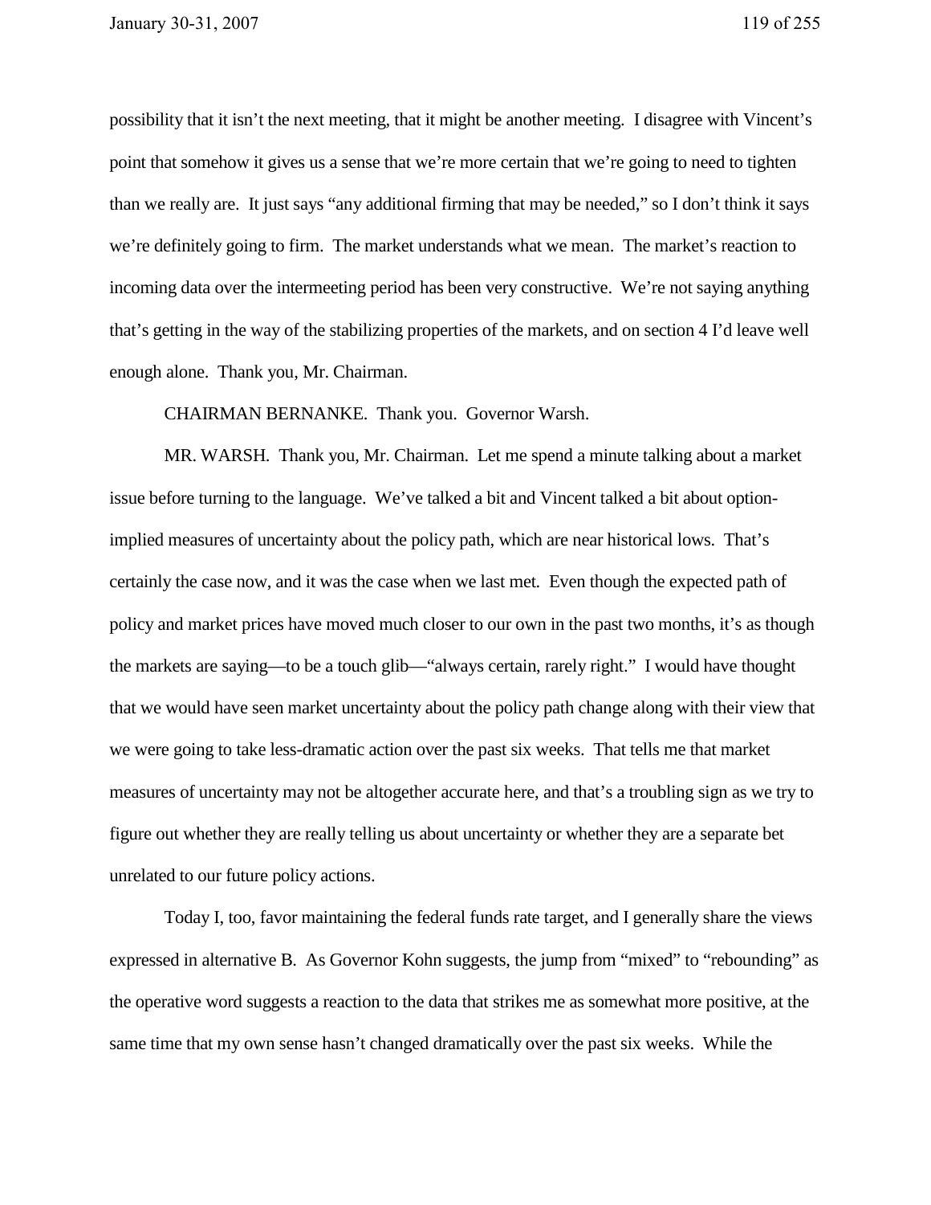possibility that it isn't the next meeting, that it might be another meeting. I disagree with Vincent's point that somehow it gives us a sense that we're more certain that we're going to need to tighten than we really are. It just says "any additional firming that may be needed," so I don't think it says we're definitely going to firm. The market understands what we mean. The market's reaction to incoming data over the intermeeting period has been very constructive. We're not saying anything that's getting in the way of the stabilizing properties of the markets, and on section 4 I'd leave well enough alone. Thank you, Mr. Chairman.

CHAIRMAN BERNANKE. Thank you. Governor Warsh.

MR. WARSH. Thank you, Mr. Chairman. Let me spend a minute talking about a market issue before turning to the language. We've talked a bit and Vincent talked a bit about option-implied measures of uncertainty about the policy path, which are near historical lows. That's certainly the case now, and it was the case when we last met. Even though the expected path of policy and market prices have moved much closer to our own in the past two months, it's as though the markets are saying—to be a touch glib—"always certain, rarely right." I would have thought that we would have seen market uncertainty about the policy path change along with their view that we were going to take less-dramatic action over the past six weeks. That tells me that market measures of uncertainty may not be altogether accurate here, and that's a troubling sign as we try to figure out whether they are really telling us about uncertainty or whether they are a separate bet unrelated to our future policy actions.

Today I, too, favor maintaining the federal funds rate target, and I generally share the views expressed in alternative B. As Governor Kohn suggests, the jump from "mixed" to "rebounding" as the operative word suggests a reaction to the data that strikes me as somewhat more positive, at the same time that my own sense hasn't changed dramatically over the past six weeks. While the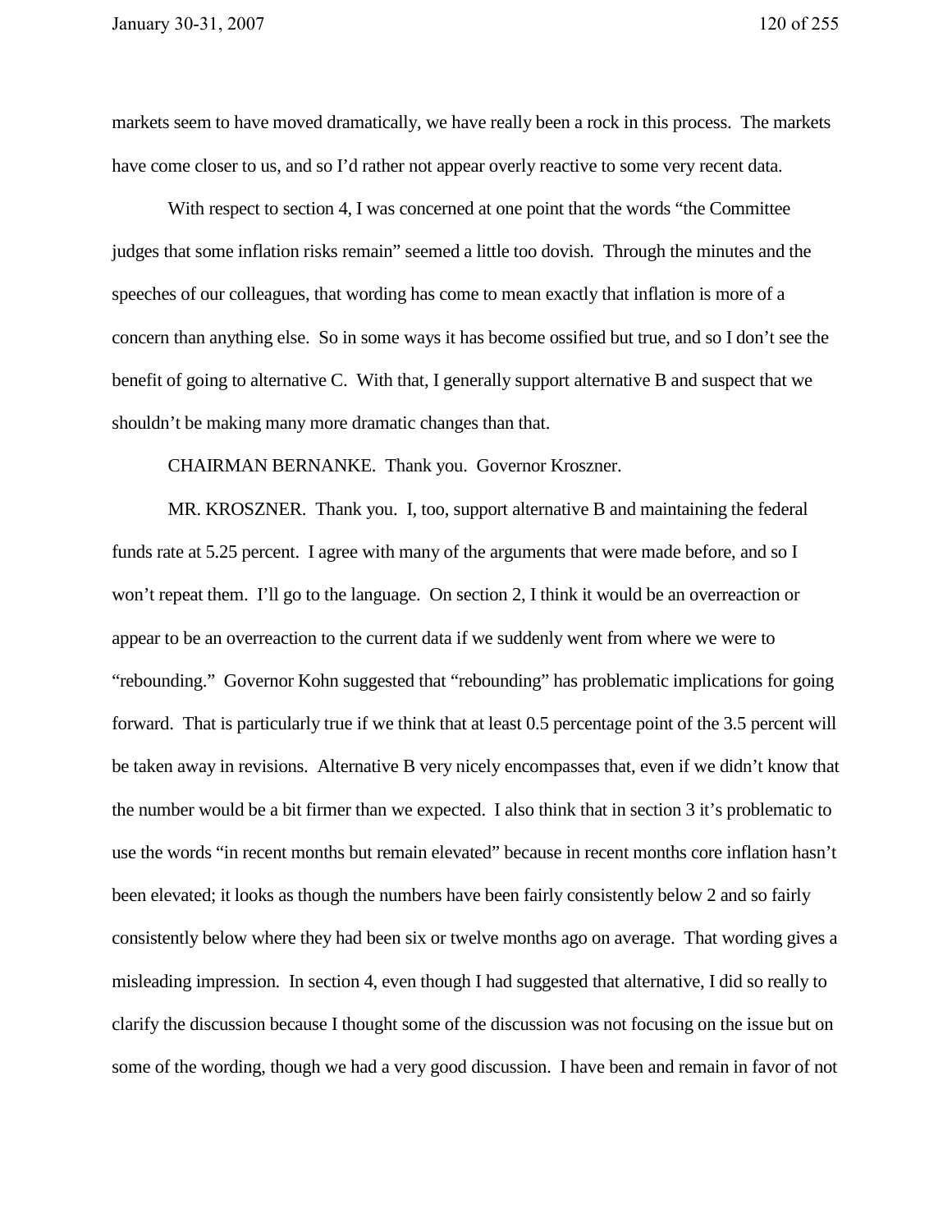markets seem to have moved dramatically, we have really been a rock in this process. The markets have come closer to us, and so I'd rather not appear overly reactive to some very recent data.

With respect to section 4, I was concerned at one point that the words "the Committee judges that some inflation risks remain" seemed a little too dovish. Through the minutes and the speeches of our colleagues, that wording has come to mean exactly that inflation is more of a concern than anything else. So in some ways it has become ossified but true, and so I don't see the benefit of going to alternative C. With that, I generally support alternative B and suspect that we shouldn't be making many more dramatic changes than that.

CHAIRMAN BERNANKE. Thank you. Governor Kroszner.

MR. KROSZNER. Thank you. I, too, support alternative B and maintaining the federal funds rate at 5.25 percent. I agree with many of the arguments that were made before, and so I won't repeat them. I'll go to the language. On section 2, I think it would be an overreaction or appear to be an overreaction to the current data if we suddenly went from where we were to "rebounding." Governor Kohn suggested that "rebounding" has problematic implications for going forward. That is particularly true if we think that at least 0.5 percentage point of the 3.5 percent will be taken away in revisions. Alternative B very nicely encompasses that, even if we didn't know that the number would be a bit firmer than we expected. I also think that in section 3 it's problematic to use the words "in recent months but remain elevated" because in recent months core inflation hasn't been elevated; it looks as though the numbers have been fairly consistently below 2 and so fairly consistently below where they had been six or twelve months ago on average. That wording gives a misleading impression. In section 4, even though I had suggested that alternative, I did so really to clarify the discussion because I thought some of the discussion was not focusing on the issue but on some of the wording, though we had a very good discussion. I have been and remain in favor of not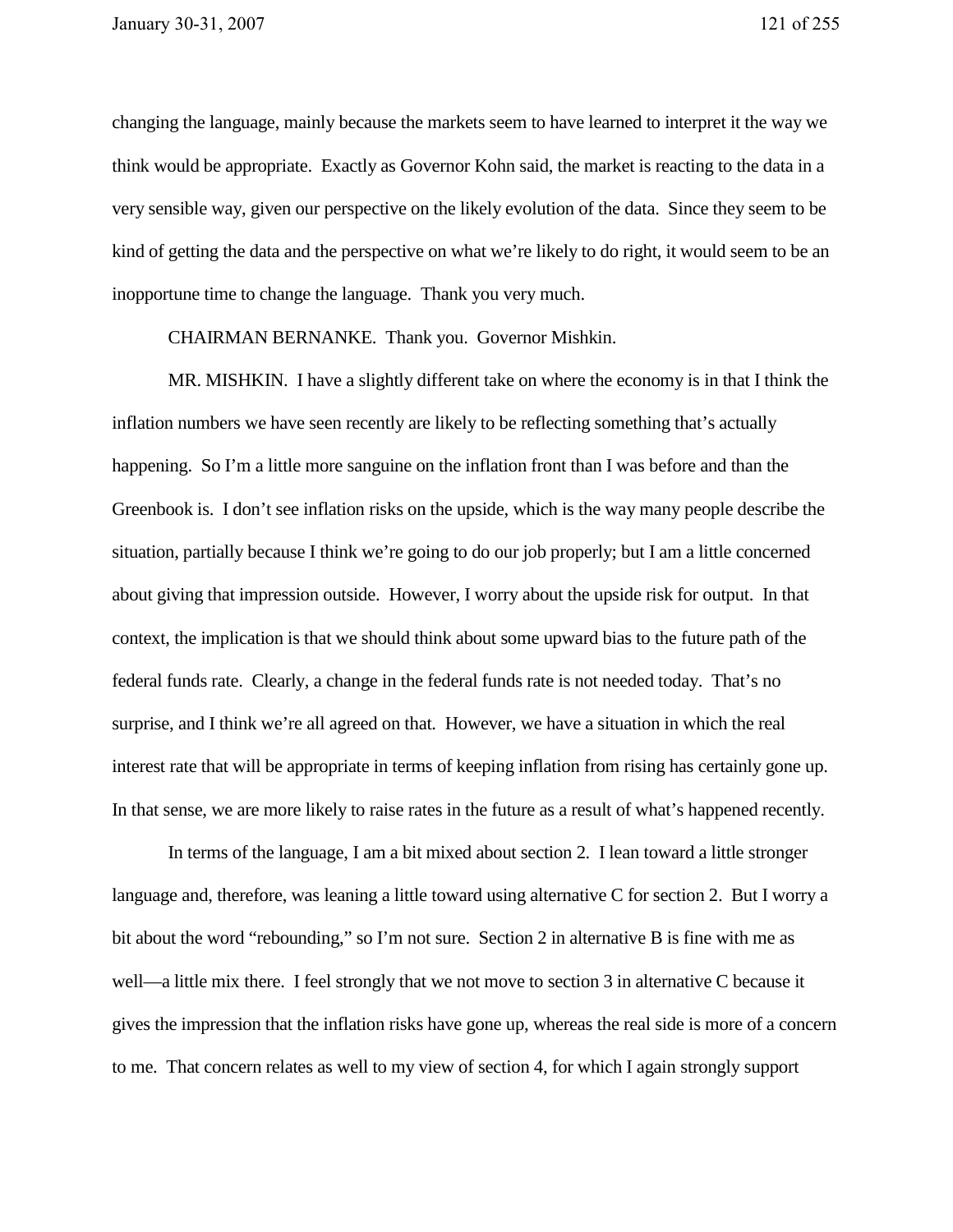changing the language, mainly because the markets seem to have learned to interpret it the way we think would be appropriate. Exactly as Governor Kohn said, the market is reacting to the data in a very sensible way, given our perspective on the likely evolution of the data. Since they seem to be kind of getting the data and the perspective on what we're likely to do right, it would seem to be an inopportune time to change the language. Thank you very much.

CHAIRMAN BERNANKE. Thank you. Governor Mishkin.

MR. MISHKIN. I have a slightly different take on where the economy is in that I think the inflation numbers we have seen recently are likely to be reflecting something that's actually happening. So I'm a little more sanguine on the inflation front than I was before and than the Greenbook is. I don't see inflation risks on the upside, which is the way many people describe the situation, partially because I think we're going to do our job properly; but I am a little concerned about giving that impression outside. However, I worry about the upside risk for output. In that context, the implication is that we should think about some upward bias to the future path of the federal funds rate. Clearly, a change in the federal funds rate is not needed today. That's no surprise, and I think we're all agreed on that. However, we have a situation in which the real interest rate that will be appropriate in terms of keeping inflation from rising has certainly gone up. In that sense, we are more likely to raise rates in the future as a result of what's happened recently.

In terms of the language, I am a bit mixed about section 2. I lean toward a little stronger language and, therefore, was leaning a little toward using alternative C for section 2. But I worry a bit about the word "rebounding," so I'm not sure. Section 2 in alternative B is fine with me as well—a little mix there. I feel strongly that we not move to section 3 in alternative C because it gives the impression that the inflation risks have gone up, whereas the real side is more of a concern to me. That concern relates as well to my view of section 4, for which I again strongly support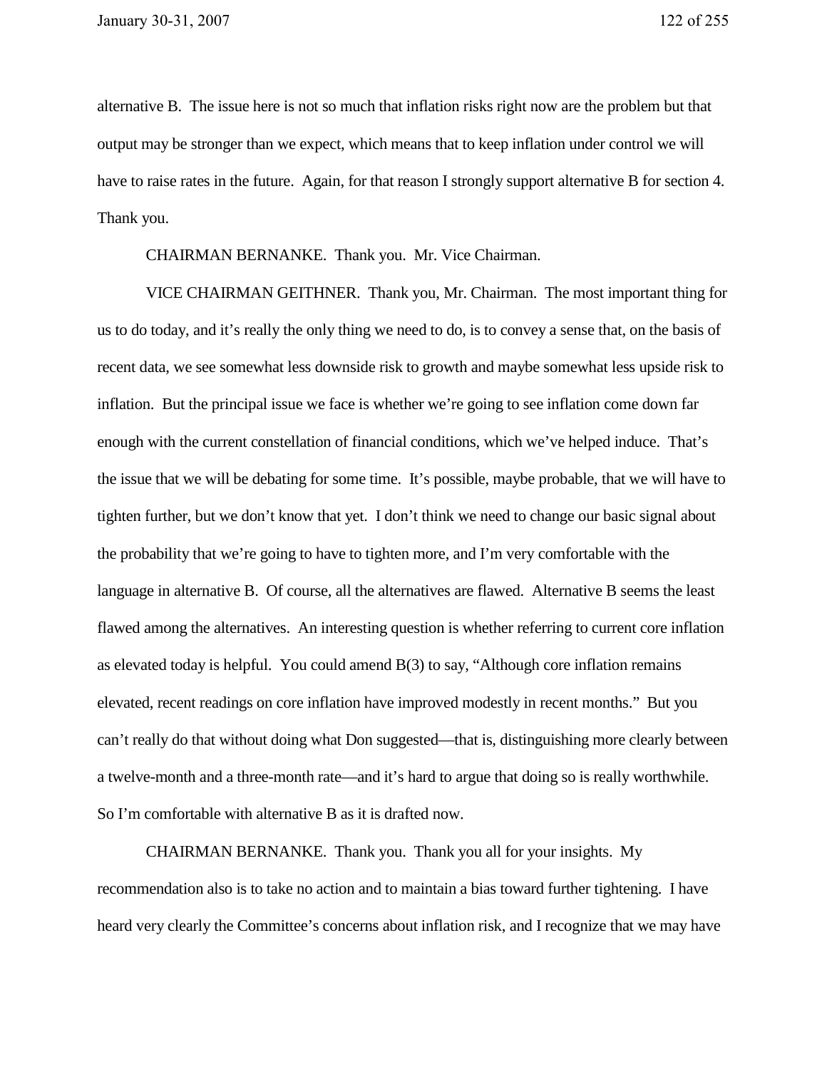alternative B. The issue here is not so much that inflation risks right now are the problem but that output may be stronger than we expect, which means that to keep inflation under control we will have to raise rates in the future. Again, for that reason I strongly support alternative B for section 4. Thank you.

CHAIRMAN BERNANKE. Thank you. Mr. Vice Chairman.

VICE CHAIRMAN GEITHNER. Thank you, Mr. Chairman. The most important thing for us to do today, and it's really the only thing we need to do, is to convey a sense that, on the basis of recent data, we see somewhat less downside risk to growth and maybe somewhat less upside risk to inflation. But the principal issue we face is whether we're going to see inflation come down far enough with the current constellation of financial conditions, which we've helped induce. That's the issue that we will be debating for some time. It's possible, maybe probable, that we will have to tighten further, but we don't know that yet. I don't think we need to change our basic signal about the probability that we're going to have to tighten more, and I'm very comfortable with the language in alternative B. Of course, all the alternatives are flawed. Alternative B seems the least flawed among the alternatives. An interesting question is whether referring to current core inflation as elevated today is helpful. You could amend B(3) to say, "Although core inflation remains elevated, recent readings on core inflation have improved modestly in recent months." But you can't really do that without doing what Don suggested—that is, distinguishing more clearly between a twelve-month and a three-month rate—and it's hard to argue that doing so is really worthwhile. So I'm comfortable with alternative B as it is drafted now.

CHAIRMAN BERNANKE. Thank you. Thank you all for your insights. My recommendation also is to take no action and to maintain a bias toward further tightening. I have heard very clearly the Committee's concerns about inflation risk, and I recognize that we may have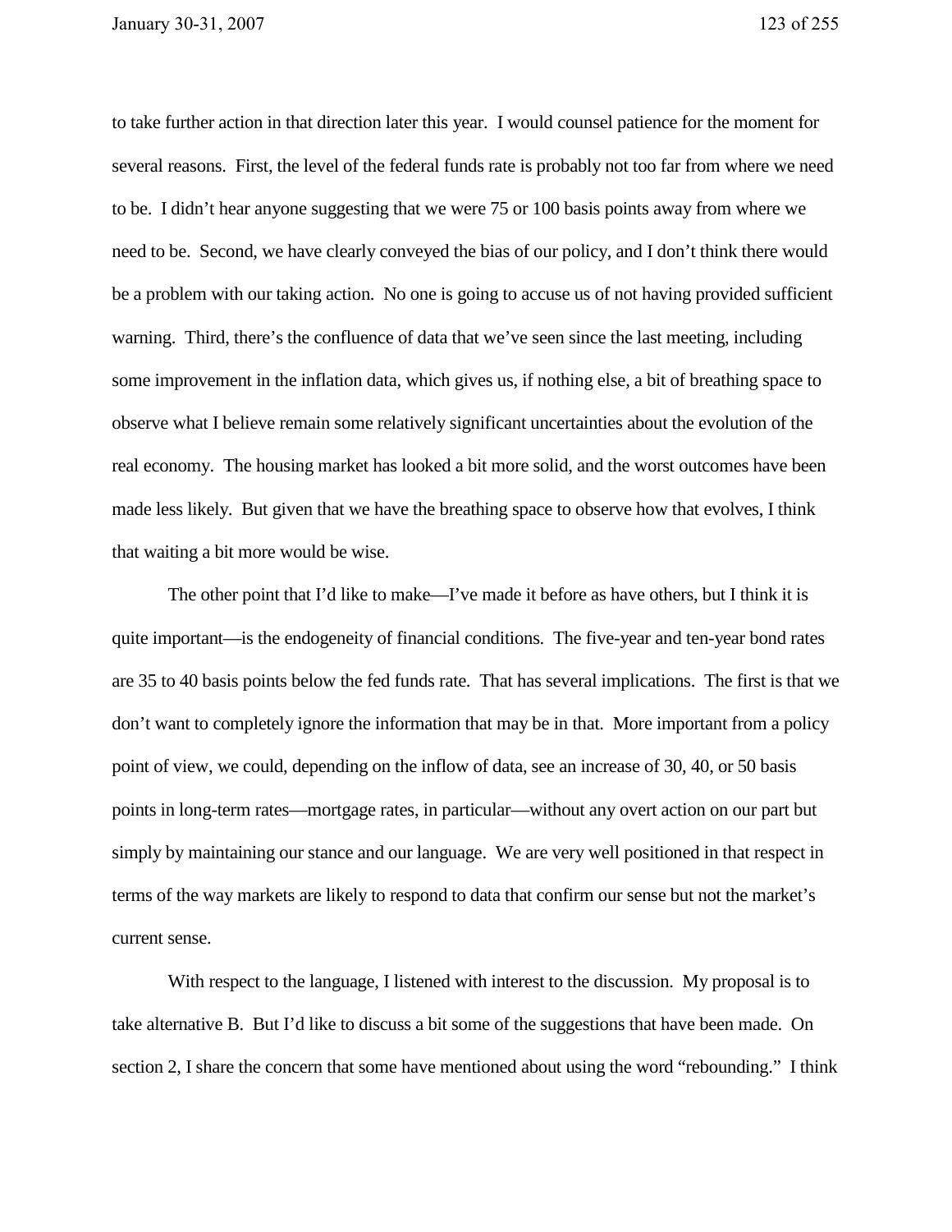to take further action in that direction later this year. I would counsel patience for the moment for several reasons. First, the level of the federal funds rate is probably not too far from where we need to be. I didn't hear anyone suggesting that we were 75 or 100 basis points away from where we need to be. Second, we have clearly conveyed the bias of our policy, and I don't think there would be a problem with our taking action. No one is going to accuse us of not having provided sufficient warning. Third, there's the confluence of data that we've seen since the last meeting, including some improvement in the inflation data, which gives us, if nothing else, a bit of breathing space to observe what I believe remain some relatively significant uncertainties about the evolution of the real economy. The housing market has looked a bit more solid, and the worst outcomes have been made less likely. But given that we have the breathing space to observe how that evolves, I think that waiting a bit more would be wise.

The other point that I'd like to make—I've made it before as have others, but I think it is quite important—is the endogeneity of financial conditions. The five-year and ten-year bond rates are 35 to 40 basis points below the fed funds rate. That has several implications. The first is that we don't want to completely ignore the information that may be in that. More important from a policy point of view, we could, depending on the inflow of data, see an increase of 30, 40, or 50 basis points in long-term rates—mortgage rates, in particular—without any overt action on our part but simply by maintaining our stance and our language. We are very well positioned in that respect in terms of the way markets are likely to respond to data that confirm our sense but not the market's current sense.

With respect to the language, I listened with interest to the discussion. My proposal is to take alternative B. But I'd like to discuss a bit some of the suggestions that have been made. On section 2, I share the concern that some have mentioned about using the word "rebounding." I think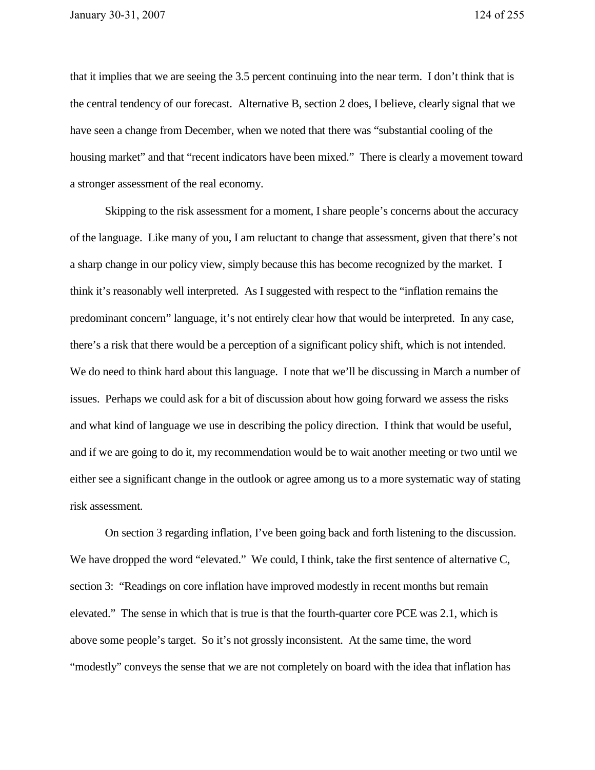that it implies that we are seeing the 3.5 percent continuing into the near term. I don't think that is the central tendency of our forecast. Alternative B, section 2 does, I believe, clearly signal that we have seen a change from December, when we noted that there was "substantial cooling of the housing market" and that "recent indicators have been mixed." There is clearly a movement toward a stronger assessment of the real economy.

Skipping to the risk assessment for a moment, I share people's concerns about the accuracy of the language. Like many of you, I am reluctant to change that assessment, given that there's not a sharp change in our policy view, simply because this has become recognized by the market. I think it's reasonably well interpreted. As I suggested with respect to the "inflation remains the predominant concern" language, it's not entirely clear how that would be interpreted. In any case, there's a risk that there would be a perception of a significant policy shift, which is not intended. We do need to think hard about this language. I note that we'll be discussing in March a number of issues. Perhaps we could ask for a bit of discussion about how going forward we assess the risks and what kind of language we use in describing the policy direction. I think that would be useful, and if we are going to do it, my recommendation would be to wait another meeting or two until we either see a significant change in the outlook or agree among us to a more systematic way of stating risk assessment.

On section 3 regarding inflation, I've been going back and forth listening to the discussion. We have dropped the word "elevated." We could, I think, take the first sentence of alternative C, section 3: "Readings on core inflation have improved modestly in recent months but remain elevated." The sense in which that is true is that the fourth-quarter core PCE was 2.1, which is above some people's target. So it's not grossly inconsistent. At the same time, the word "modestly" conveys the sense that we are not completely on board with the idea that inflation has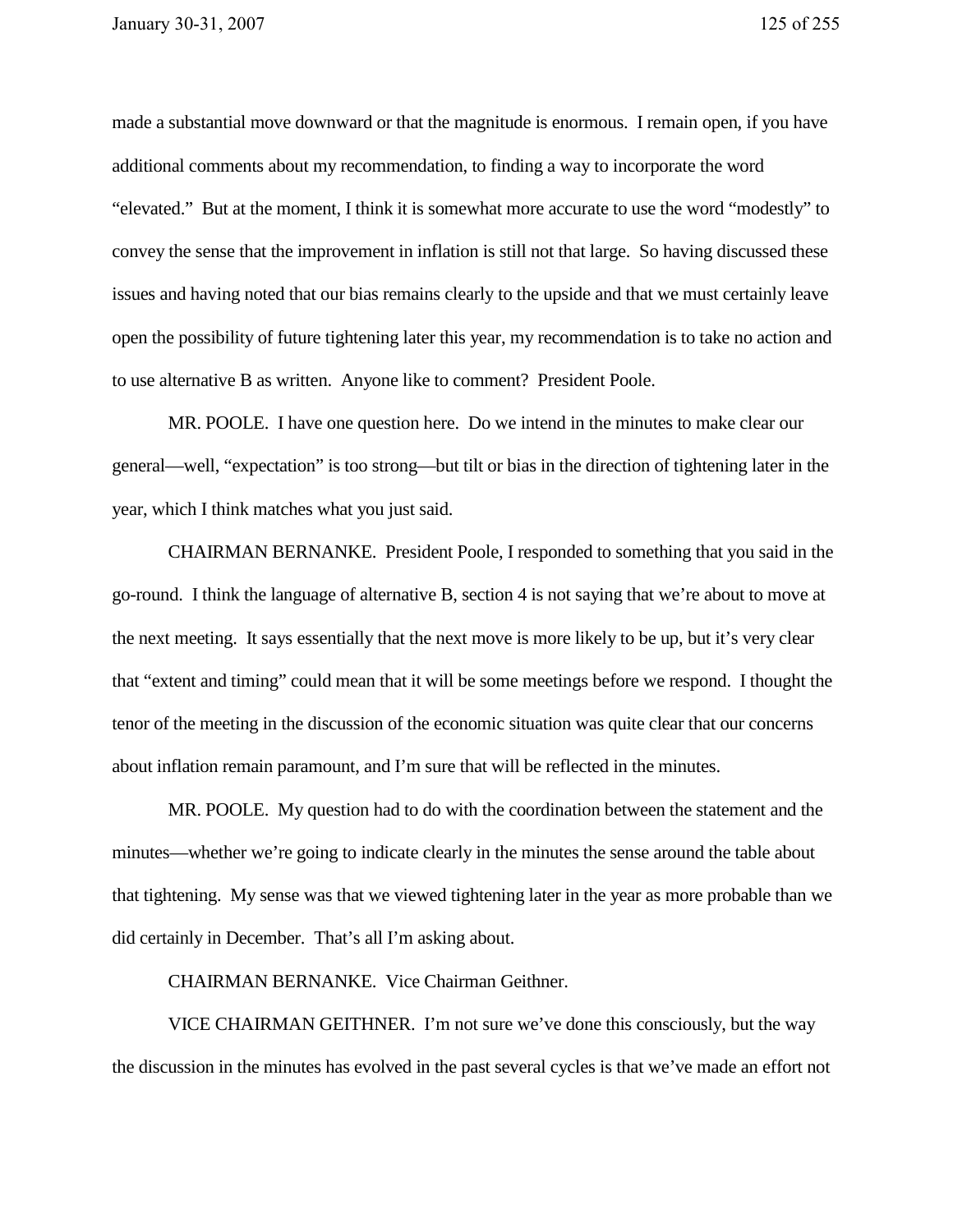made a substantial move downward or that the magnitude is enormous. I remain open, if you have additional comments about my recommendation, to finding a way to incorporate the word "elevated." But at the moment, I think it is somewhat more accurate to use the word "modestly" to convey the sense that the improvement in inflation is still not that large. So having discussed these issues and having noted that our bias remains clearly to the upside and that we must certainly leave open the possibility of future tightening later this year, my recommendation is to take no action and to use alternative B as written. Anyone like to comment? President Poole.

MR. POOLE. I have one question here. Do we intend in the minutes to make clear our general—well, "expectation" is too strong—but tilt or bias in the direction of tightening later in the year, which I think matches what you just said.

CHAIRMAN BERNANKE. President Poole, I responded to something that you said in the go-round. I think the language of alternative B, section 4 is not saying that we're about to move at the next meeting. It says essentially that the next move is more likely to be up, but it's very clear that "extent and timing" could mean that it will be some meetings before we respond. I thought the tenor of the meeting in the discussion of the economic situation was quite clear that our concerns about inflation remain paramount, and I'm sure that will be reflected in the minutes.

MR. POOLE. My question had to do with the coordination between the statement and the minutes—whether we're going to indicate clearly in the minutes the sense around the table about that tightening. My sense was that we viewed tightening later in the year as more probable than we did certainly in December. That's all I'm asking about.

CHAIRMAN BERNANKE. Vice Chairman Geithner.

VICE CHAIRMAN GEITHNER. I'm not sure we've done this consciously, but the way the discussion in the minutes has evolved in the past several cycles is that we've made an effort not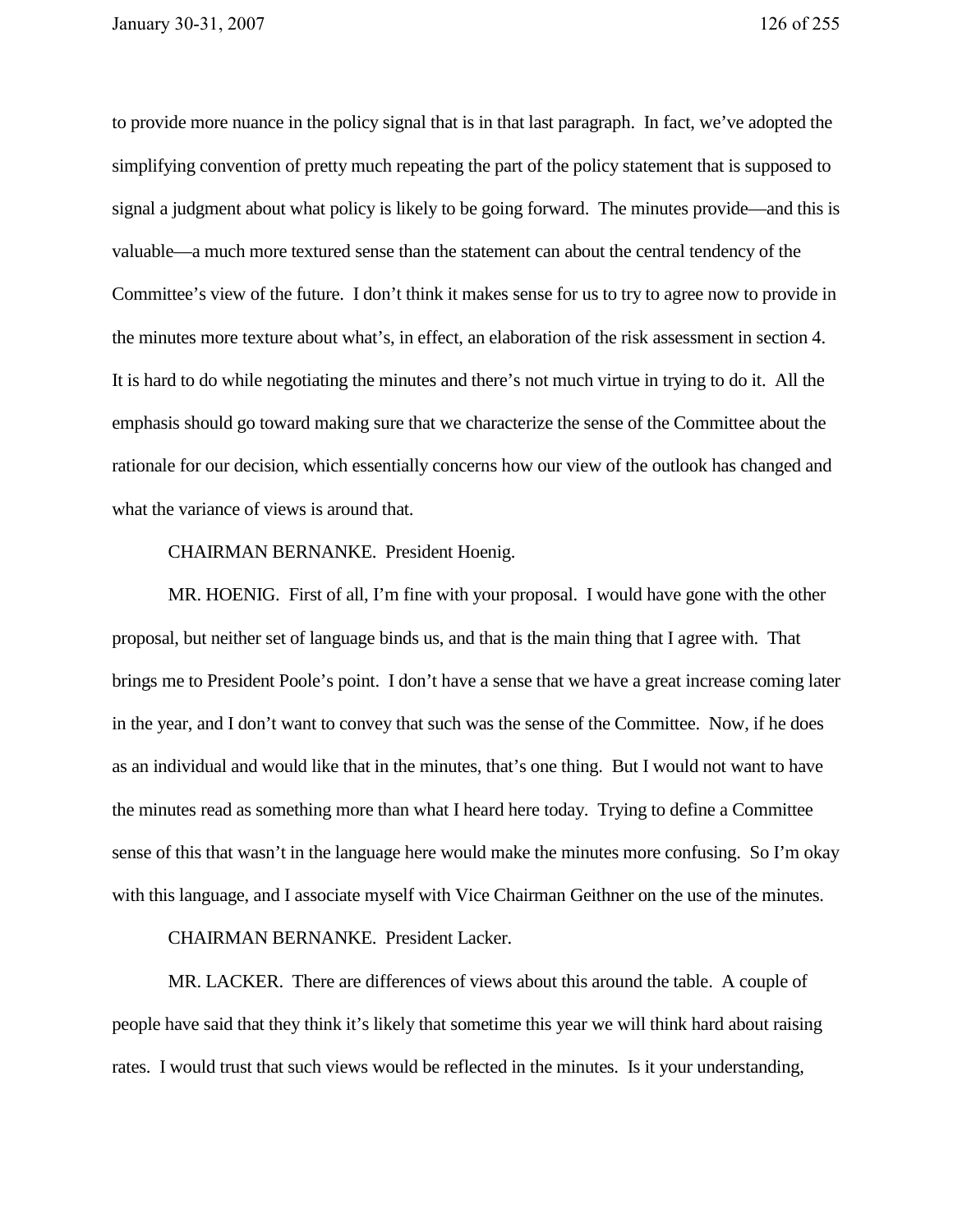to provide more nuance in the policy signal that is in that last paragraph. In fact, we've adopted the simplifying convention of pretty much repeating the part of the policy statement that is supposed to signal a judgment about what policy is likely to be going forward. The minutes provide—and this is valuable—a much more textured sense than the statement can about the central tendency of the Committee's view of the future. I don't think it makes sense for us to try to agree now to provide in the minutes more texture about what's, in effect, an elaboration of the risk assessment in section 4. It is hard to do while negotiating the minutes and there's not much virtue in trying to do it. All the emphasis should go toward making sure that we characterize the sense of the Committee about the rationale for our decision, which essentially concerns how our view of the outlook has changed and what the variance of views is around that.

CHAIRMAN BERNANKE. President Hoenig.

MR. HOENIG. First of all, I'm fine with your proposal. I would have gone with the other proposal, but neither set of language binds us, and that is the main thing that I agree with. That brings me to President Poole's point. I don't have a sense that we have a great increase coming later in the year, and I don't want to convey that such was the sense of the Committee. Now, if he does as an individual and would like that in the minutes, that's one thing. But I would not want to have the minutes read as something more than what I heard here today. Trying to define a Committee sense of this that wasn't in the language here would make the minutes more confusing. So I'm okay with this language, and I associate myself with Vice Chairman Geithner on the use of the minutes.

CHAIRMAN BERNANKE. President Lacker.

MR. LACKER. There are differences of views about this around the table. A couple of people have said that they think it's likely that sometime this year we will think hard about raising rates. I would trust that such views would be reflected in the minutes. Is it your understanding,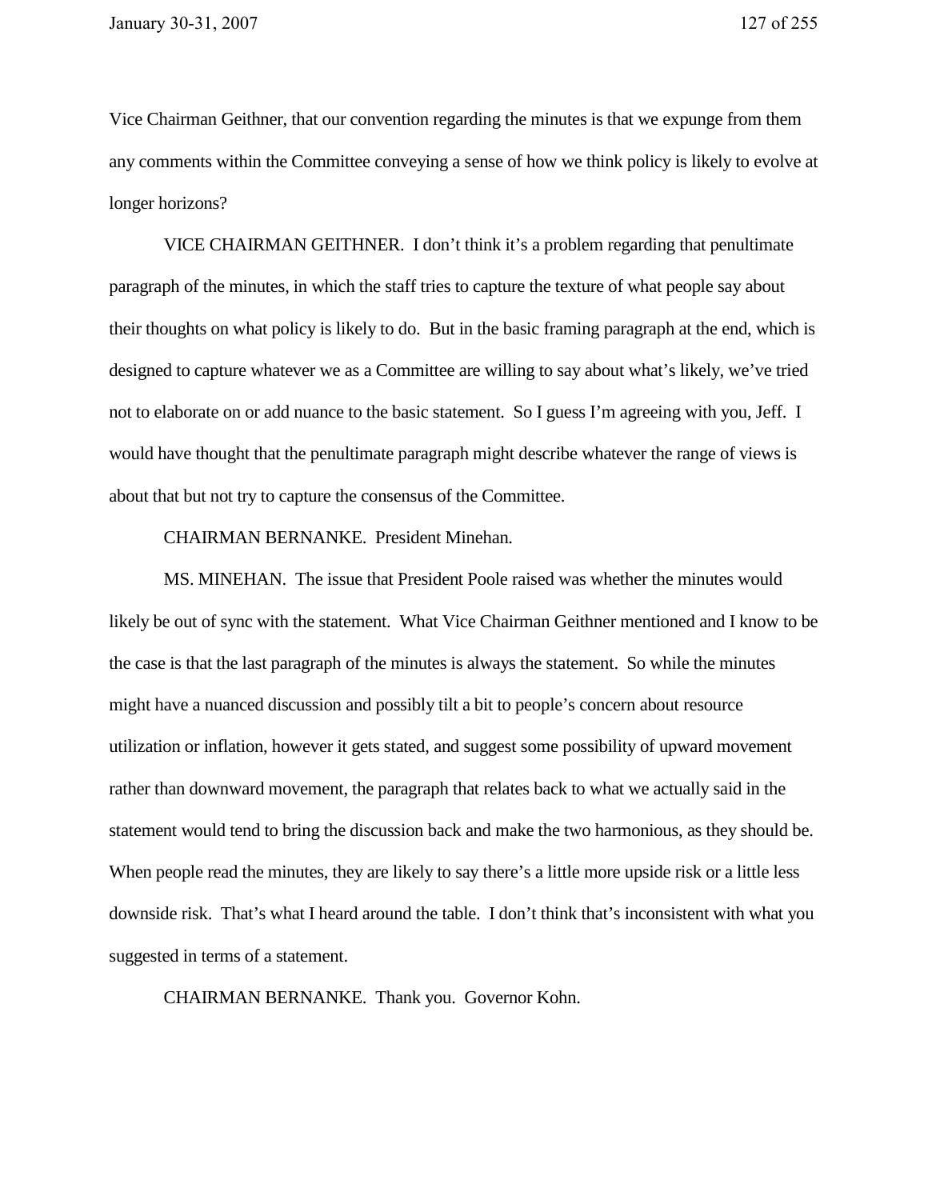Vice Chairman Geithner, that our convention regarding the minutes is that we expunge from them any comments within the Committee conveying a sense of how we think policy is likely to evolve at longer horizons?

VICE CHAIRMAN GEITHNER. I don't think it's a problem regarding that penultimate paragraph of the minutes, in which the staff tries to capture the texture of what people say about their thoughts on what policy is likely to do. But in the basic framing paragraph at the end, which is designed to capture whatever we as a Committee are willing to say about what's likely, we've tried not to elaborate on or add nuance to the basic statement. So I guess I'm agreeing with you, Jeff. I would have thought that the penultimate paragraph might describe whatever the range of views is about that but not try to capture the consensus of the Committee.

CHAIRMAN BERNANKE. President Minehan.

MS. MINEHAN. The issue that President Poole raised was whether the minutes would likely be out of sync with the statement. What Vice Chairman Geithner mentioned and I know to be the case is that the last paragraph of the minutes is always the statement. So while the minutes might have a nuanced discussion and possibly tilt a bit to people's concern about resource utilization or inflation, however it gets stated, and suggest some possibility of upward movement rather than downward movement, the paragraph that relates back to what we actually said in the statement would tend to bring the discussion back and make the two harmonious, as they should be. When people read the minutes, they are likely to say there's a little more upside risk or a little less downside risk. That's what I heard around the table. I don't think that's inconsistent with what you suggested in terms of a statement.

CHAIRMAN BERNANKE. Thank you. Governor Kohn.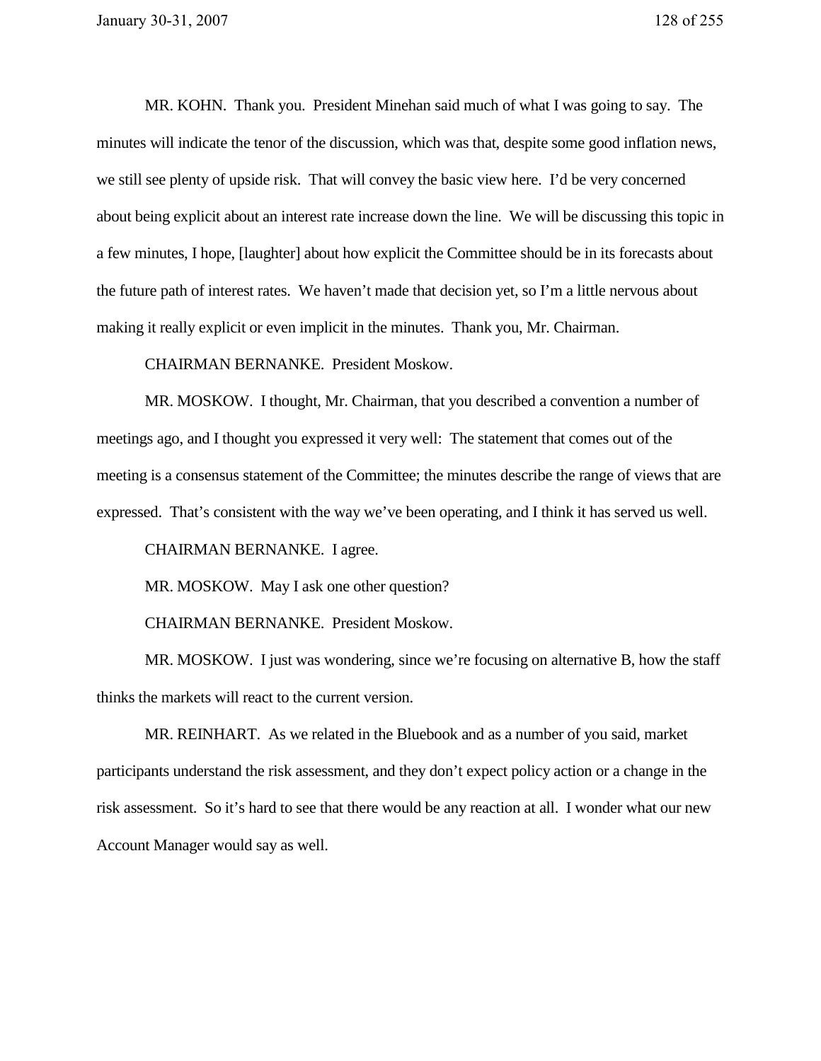MR. KOHN. Thank you. President Minehan said much of what I was going to say. The minutes will indicate the tenor of the discussion, which was that, despite some good inflation news, we still see plenty of upside risk. That will convey the basic view here. I'd be very concerned about being explicit about an interest rate increase down the line. We will be discussing this topic in a few minutes, I hope, [laughter] about how explicit the Committee should be in its forecasts about the future path of interest rates. We haven't made that decision yet, so I'm a little nervous about making it really explicit or even implicit in the minutes. Thank you, Mr. Chairman.

CHAIRMAN BERNANKE. President Moskow.

MR. MOSKOW. I thought, Mr. Chairman, that you described a convention a number of meetings ago, and I thought you expressed it very well: The statement that comes out of the meeting is a consensus statement of the Committee; the minutes describe the range of views that are expressed. That's consistent with the way we've been operating, and I think it has served us well.

CHAIRMAN BERNANKE. I agree.

MR. MOSKOW. May I ask one other question?

CHAIRMAN BERNANKE. President Moskow.

MR. MOSKOW. I just was wondering, since we're focusing on alternative B, how the staff thinks the markets will react to the current version.

MR. REINHART. As we related in the Bluebook and as a number of you said, market participants understand the risk assessment, and they don't expect policy action or a change in the risk assessment. So it's hard to see that there would be any reaction at all. I wonder what our new Account Manager would say as well.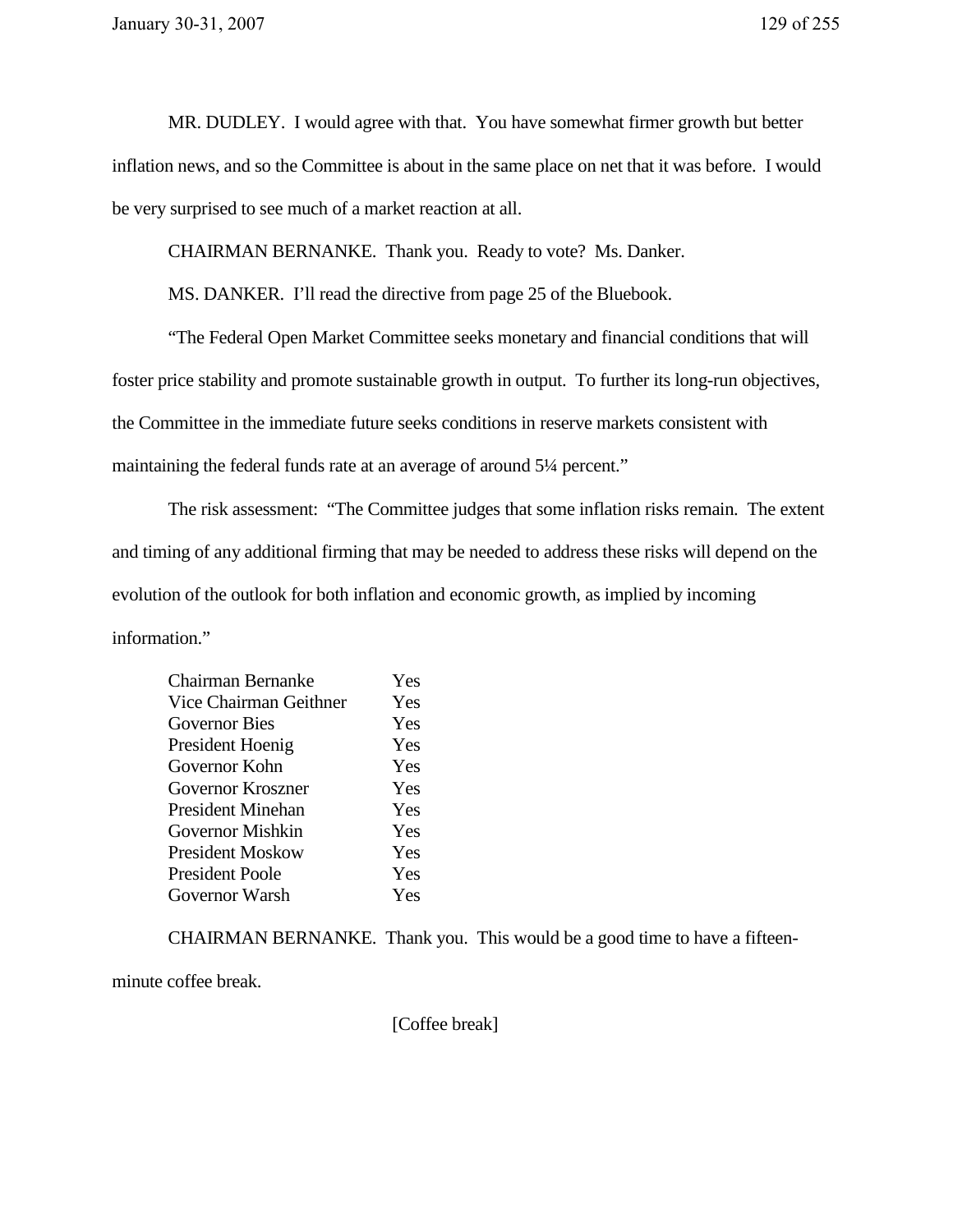MR. DUDLEY. I would agree with that. You have somewhat firmer growth but better inflation news, and so the Committee is about in the same place on net that it was before. I would be very surprised to see much of a market reaction at all.

CHAIRMAN BERNANKE. Thank you. Ready to vote? Ms. Danker.

MS. DANKER. I'll read the directive from page 25 of the Bluebook.

"The Federal Open Market Committee seeks monetary and financial conditions that will foster price stability and promote sustainable growth in output. To further its long-run objectives, the Committee in the immediate future seeks conditions in reserve markets consistent with maintaining the federal funds rate at an average of around 5¼ percent."

The risk assessment: "The Committee judges that some inflation risks remain. The extent and timing of any additional firming that may be needed to address these risks will depend on the evolution of the outlook for both inflation and economic growth, as implied by incoming information."

| | |
|---|---|
| Chairman Bernanke | Yes |
| Vice Chairman Geithner | Yes |
| Governor Bies | Yes |
| President Hoenig | Yes |
| Governor Kohn | Yes |
| Governor Kroszner | Yes |
| President Minehan | Yes |
| Governor Mishkin | Yes |
| President Moskow | Yes |
| President Poole | Yes |
| Governor Warsh | Yes |

CHAIRMAN BERNANKE. Thank you. This would be a good time to have a fifteen-minute coffee break.

[Coffee break]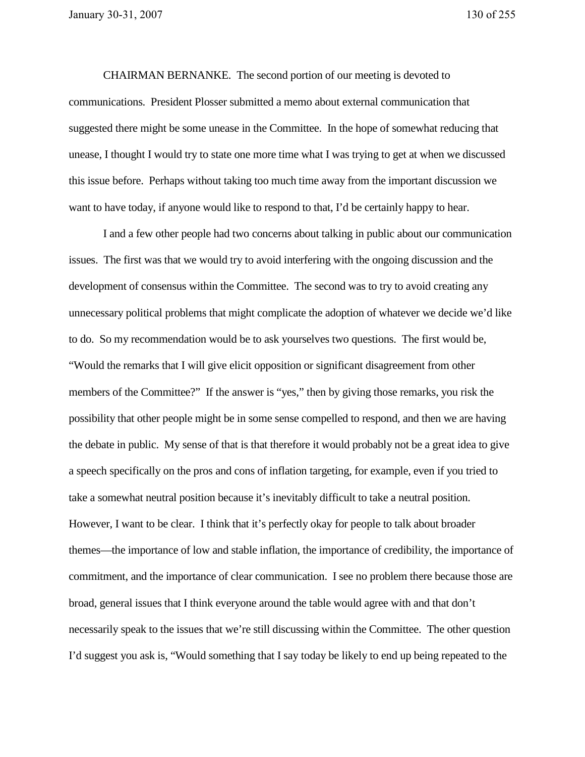CHAIRMAN BERNANKE. The second portion of our meeting is devoted to communications. President Plosser submitted a memo about external communication that suggested there might be some unease in the Committee. In the hope of somewhat reducing that unease, I thought I would try to state one more time what I was trying to get at when we discussed this issue before. Perhaps without taking too much time away from the important discussion we want to have today, if anyone would like to respond to that, I'd be certainly happy to hear.

I and a few other people had two concerns about talking in public about our communication issues. The first was that we would try to avoid interfering with the ongoing discussion and the development of consensus within the Committee. The second was to try to avoid creating any unnecessary political problems that might complicate the adoption of whatever we decide we'd like to do. So my recommendation would be to ask yourselves two questions. The first would be, "Would the remarks that I will give elicit opposition or significant disagreement from other members of the Committee?" If the answer is "yes," then by giving those remarks, you risk the possibility that other people might be in some sense compelled to respond, and then we are having the debate in public. My sense of that is that therefore it would probably not be a great idea to give a speech specifically on the pros and cons of inflation targeting, for example, even if you tried to take a somewhat neutral position because it's inevitably difficult to take a neutral position. However, I want to be clear. I think that it's perfectly okay for people to talk about broader themes—the importance of low and stable inflation, the importance of credibility, the importance of commitment, and the importance of clear communication. I see no problem there because those are broad, general issues that I think everyone around the table would agree with and that don't necessarily speak to the issues that we're still discussing within the Committee. The other question I'd suggest you ask is, "Would something that I say today be likely to end up being repeated to the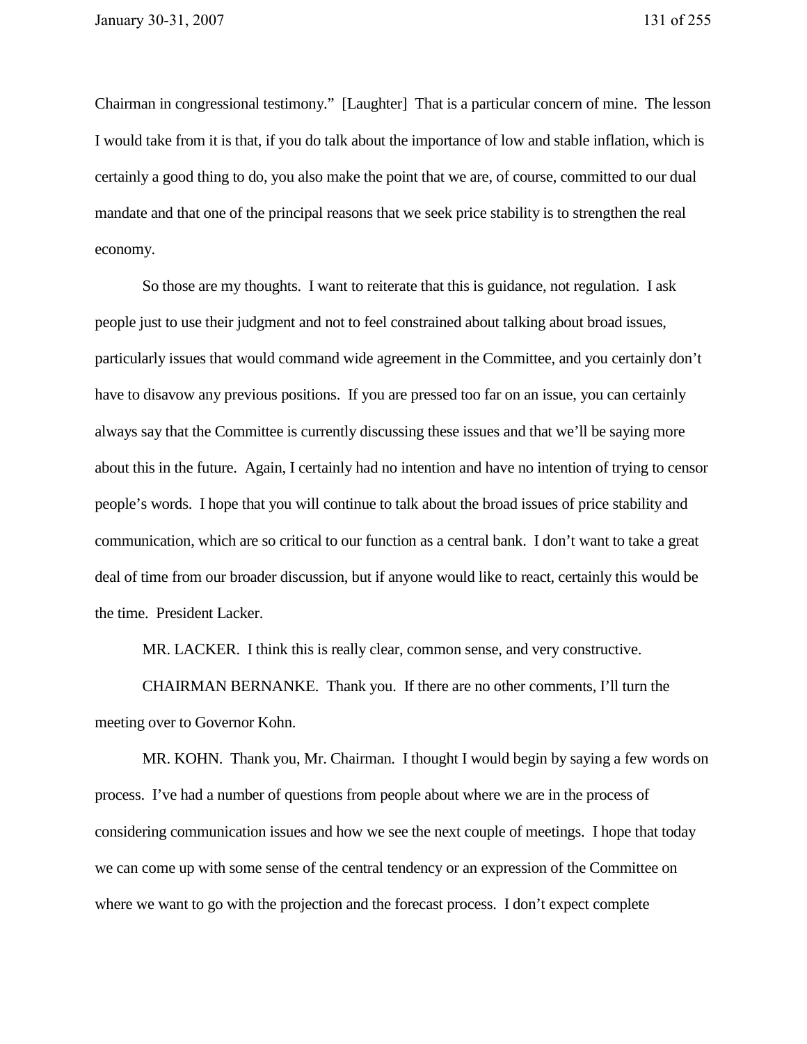Chairman in congressional testimony." [Laughter] That is a particular concern of mine. The lesson I would take from it is that, if you do talk about the importance of low and stable inflation, which is certainly a good thing to do, you also make the point that we are, of course, committed to our dual mandate and that one of the principal reasons that we seek price stability is to strengthen the real economy.

So those are my thoughts. I want to reiterate that this is guidance, not regulation. I ask people just to use their judgment and not to feel constrained about talking about broad issues, particularly issues that would command wide agreement in the Committee, and you certainly don't have to disavow any previous positions. If you are pressed too far on an issue, you can certainly always say that the Committee is currently discussing these issues and that we'll be saying more about this in the future. Again, I certainly had no intention and have no intention of trying to censor people's words. I hope that you will continue to talk about the broad issues of price stability and communication, which are so critical to our function as a central bank. I don't want to take a great deal of time from our broader discussion, but if anyone would like to react, certainly this would be the time. President Lacker.

MR. LACKER. I think this is really clear, common sense, and very constructive.

CHAIRMAN BERNANKE. Thank you. If there are no other comments, I'll turn the meeting over to Governor Kohn.

MR. KOHN. Thank you, Mr. Chairman. I thought I would begin by saying a few words on process. I've had a number of questions from people about where we are in the process of considering communication issues and how we see the next couple of meetings. I hope that today we can come up with some sense of the central tendency or an expression of the Committee on where we want to go with the projection and the forecast process. I don't expect complete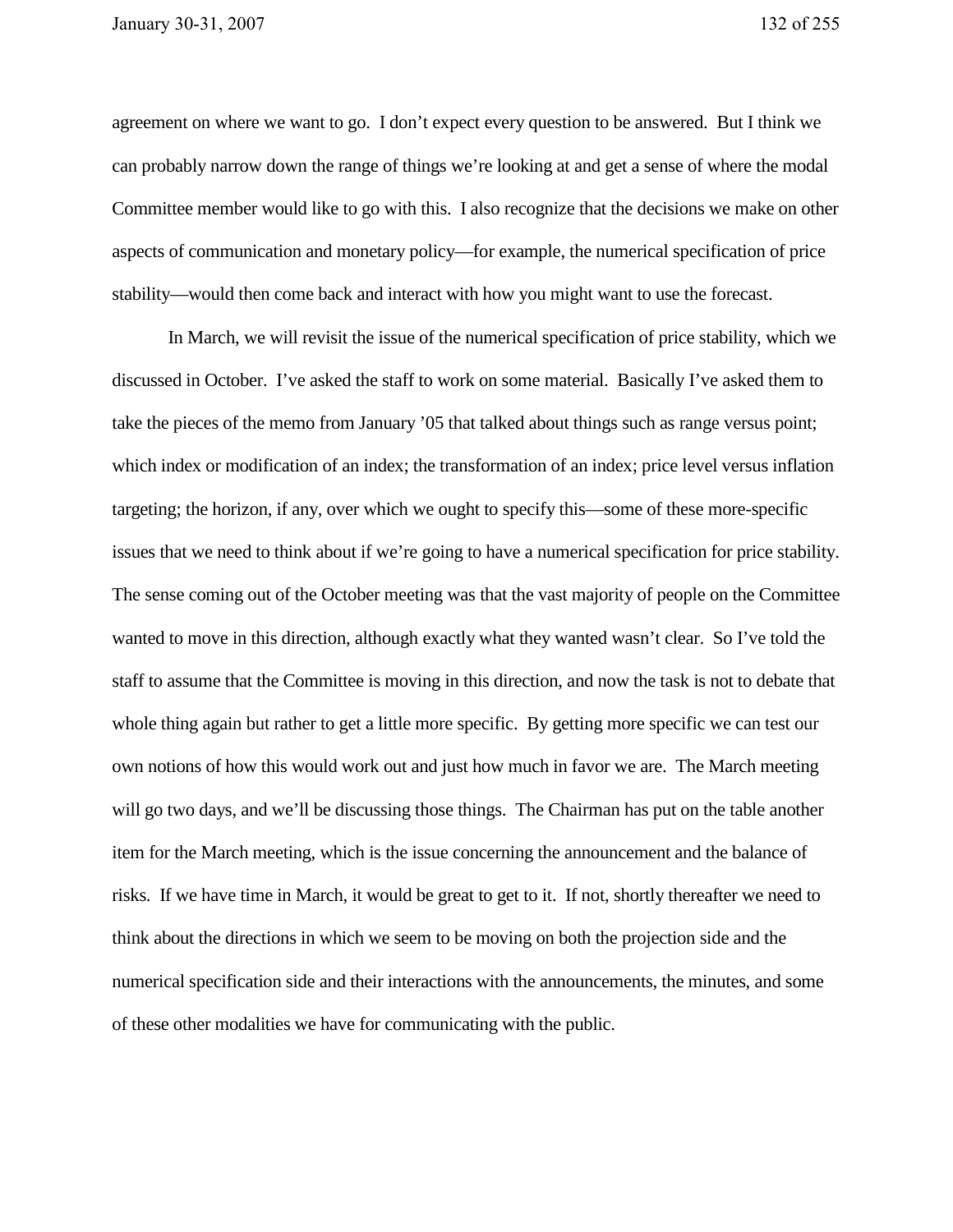agreement on where we want to go. I don't expect every question to be answered. But I think we can probably narrow down the range of things we're looking at and get a sense of where the modal Committee member would like to go with this. I also recognize that the decisions we make on other aspects of communication and monetary policy—for example, the numerical specification of price stability—would then come back and interact with how you might want to use the forecast.

In March, we will revisit the issue of the numerical specification of price stability, which we discussed in October. I've asked the staff to work on some material. Basically I've asked them to take the pieces of the memo from January '05 that talked about things such as range versus point; which index or modification of an index; the transformation of an index; price level versus inflation targeting; the horizon, if any, over which we ought to specify this—some of these more-specific issues that we need to think about if we're going to have a numerical specification for price stability. The sense coming out of the October meeting was that the vast majority of people on the Committee wanted to move in this direction, although exactly what they wanted wasn't clear. So I've told the staff to assume that the Committee is moving in this direction, and now the task is not to debate that whole thing again but rather to get a little more specific. By getting more specific we can test our own notions of how this would work out and just how much in favor we are. The March meeting will go two days, and we'll be discussing those things. The Chairman has put on the table another item for the March meeting, which is the issue concerning the announcement and the balance of risks. If we have time in March, it would be great to get to it. If not, shortly thereafter we need to think about the directions in which we seem to be moving on both the projection side and the numerical specification side and their interactions with the announcements, the minutes, and some of these other modalities we have for communicating with the public.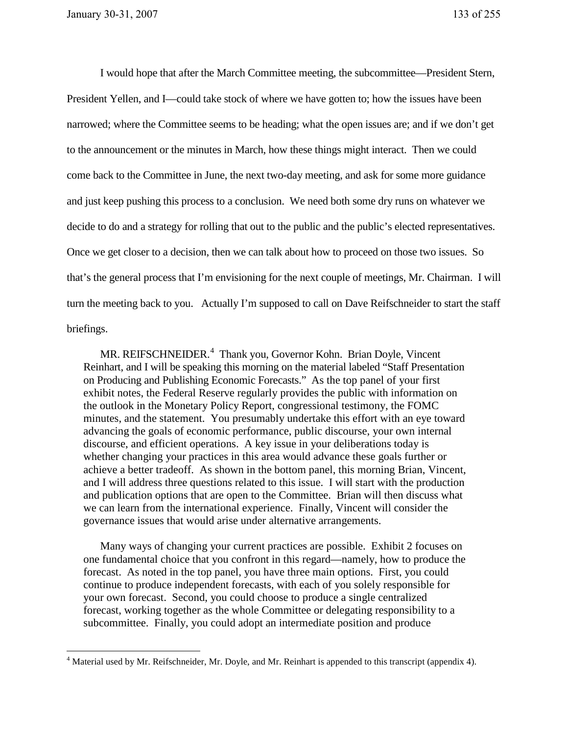I would hope that after the March Committee meeting, the subcommittee—President Stern, President Yellen, and I—could take stock of where we have gotten to; how the issues have been narrowed; where the Committee seems to be heading; what the open issues are; and if we don't get to the announcement or the minutes in March, how these things might interact. Then we could come back to the Committee in June, the next two-day meeting, and ask for some more guidance and just keep pushing this process to a conclusion. We need both some dry runs on whatever we decide to do and a strategy for rolling that out to the public and the public's elected representatives. Once we get closer to a decision, then we can talk about how to proceed on those two issues. So that's the general process that I'm envisioning for the next couple of meetings, Mr. Chairman. I will turn the meeting back to you. Actually I'm supposed to call on Dave Reifschneider to start the staff briefings.

> MR. REIFSCHNEIDER.[4] Thank you, Governor Kohn. Brian Doyle, Vincent Reinhart, and I will be speaking this morning on the material labeled "Staff Presentation on Producing and Publishing Economic Forecasts." As the top panel of your first exhibit notes, the Federal Reserve regularly provides the public with information on the outlook in the Monetary Policy Report, congressional testimony, the FOMC minutes, and the statement. You presumably undertake this effort with an eye toward advancing the goals of economic performance, public discourse, your own internal discourse, and efficient operations. A key issue in your deliberations today is whether changing your practices in this area would advance these goals further or achieve a better tradeoff. As shown in the bottom panel, this morning Brian, Vincent, and I will address three questions related to this issue. I will start with the production and publication options that are open to the Committee. Brian will then discuss what we can learn from the international experience. Finally, Vincent will consider the governance issues that would arise under alternative arrangements.
>
> Many ways of changing your current practices are possible. Exhibit 2 focuses on one fundamental choice that you confront in this regard—namely, how to produce the forecast. As noted in the top panel, you have three main options. First, you could continue to produce independent forecasts, with each of you solely responsible for your own forecast. Second, you could choose to produce a single centralized forecast, working together as the whole Committee or delegating responsibility to a subcommittee. Finally, you could adopt an intermediate position and produce

[4] Material used by Mr. Reifschneider, Mr. Doyle, and Mr. Reinhart is appended to this transcript (appendix 4).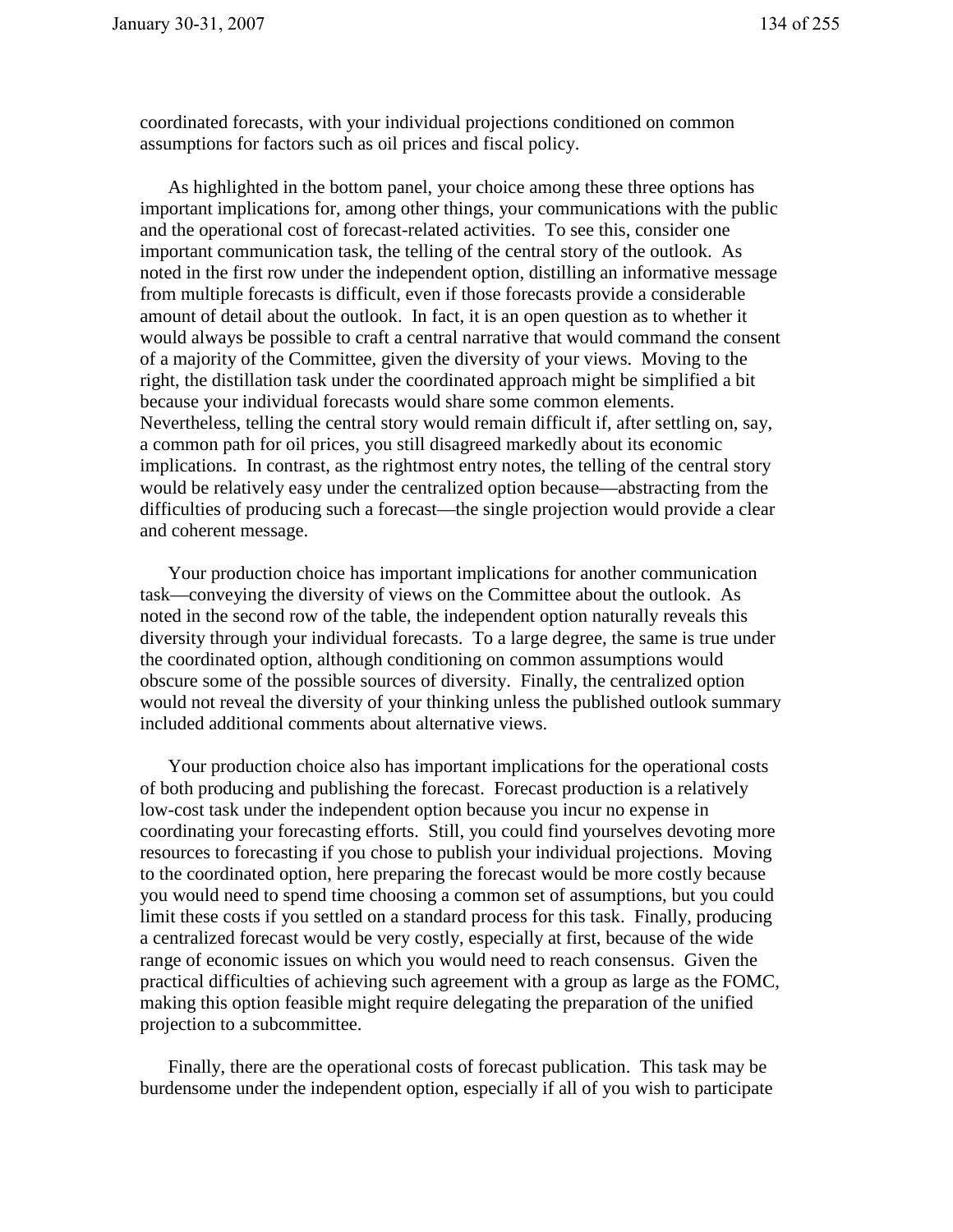coordinated forecasts, with your individual projections conditioned on common assumptions for factors such as oil prices and fiscal policy.

As highlighted in the bottom panel, your choice among these three options has important implications for, among other things, your communications with the public and the operational cost of forecast-related activities. To see this, consider one important communication task, the telling of the central story of the outlook. As noted in the first row under the independent option, distilling an informative message from multiple forecasts is difficult, even if those forecasts provide a considerable amount of detail about the outlook. In fact, it is an open question as to whether it would always be possible to craft a central narrative that would command the consent of a majority of the Committee, given the diversity of your views. Moving to the right, the distillation task under the coordinated approach might be simplified a bit because your individual forecasts would share some common elements. Nevertheless, telling the central story would remain difficult if, after settling on, say, a common path for oil prices, you still disagreed markedly about its economic implications. In contrast, as the rightmost entry notes, the telling of the central story would be relatively easy under the centralized option because—abstracting from the difficulties of producing such a forecast—the single projection would provide a clear and coherent message.

Your production choice has important implications for another communication task—conveying the diversity of views on the Committee about the outlook. As noted in the second row of the table, the independent option naturally reveals this diversity through your individual forecasts. To a large degree, the same is true under the coordinated option, although conditioning on common assumptions would obscure some of the possible sources of diversity. Finally, the centralized option would not reveal the diversity of your thinking unless the published outlook summary included additional comments about alternative views.

Your production choice also has important implications for the operational costs of both producing and publishing the forecast. Forecast production is a relatively low-cost task under the independent option because you incur no expense in coordinating your forecasting efforts. Still, you could find yourselves devoting more resources to forecasting if you chose to publish your individual projections. Moving to the coordinated option, here preparing the forecast would be more costly because you would need to spend time choosing a common set of assumptions, but you could limit these costs if you settled on a standard process for this task. Finally, producing a centralized forecast would be very costly, especially at first, because of the wide range of economic issues on which you would need to reach consensus. Given the practical difficulties of achieving such agreement with a group as large as the FOMC, making this option feasible might require delegating the preparation of the unified projection to a subcommittee.

Finally, there are the operational costs of forecast publication. This task may be burdensome under the independent option, especially if all of you wish to participate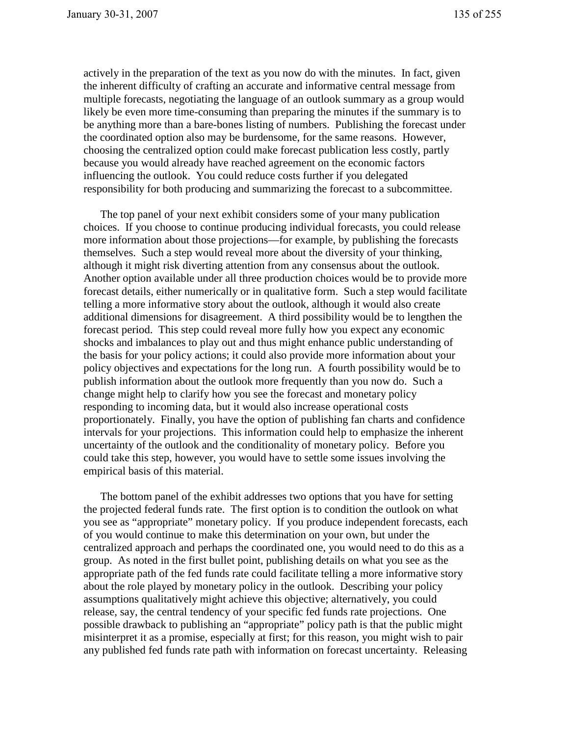actively in the preparation of the text as you now do with the minutes. In fact, given the inherent difficulty of crafting an accurate and informative central message from multiple forecasts, negotiating the language of an outlook summary as a group would likely be even more time-consuming than preparing the minutes if the summary is to be anything more than a bare-bones listing of numbers. Publishing the forecast under the coordinated option also may be burdensome, for the same reasons. However, choosing the centralized option could make forecast publication less costly, partly because you would already have reached agreement on the economic factors influencing the outlook. You could reduce costs further if you delegated responsibility for both producing and summarizing the forecast to a subcommittee.

The top panel of your next exhibit considers some of your many publication choices. If you choose to continue producing individual forecasts, you could release more information about those projections—for example, by publishing the forecasts themselves. Such a step would reveal more about the diversity of your thinking, although it might risk diverting attention from any consensus about the outlook. Another option available under all three production choices would be to provide more forecast details, either numerically or in qualitative form. Such a step would facilitate telling a more informative story about the outlook, although it would also create additional dimensions for disagreement. A third possibility would be to lengthen the forecast period. This step could reveal more fully how you expect any economic shocks and imbalances to play out and thus might enhance public understanding of the basis for your policy actions; it could also provide more information about your policy objectives and expectations for the long run. A fourth possibility would be to publish information about the outlook more frequently than you now do. Such a change might help to clarify how you see the forecast and monetary policy responding to incoming data, but it would also increase operational costs proportionately. Finally, you have the option of publishing fan charts and confidence intervals for your projections. This information could help to emphasize the inherent uncertainty of the outlook and the conditionality of monetary policy. Before you could take this step, however, you would have to settle some issues involving the empirical basis of this material.

The bottom panel of the exhibit addresses two options that you have for setting the projected federal funds rate. The first option is to condition the outlook on what you see as "appropriate" monetary policy. If you produce independent forecasts, each of you would continue to make this determination on your own, but under the centralized approach and perhaps the coordinated one, you would need to do this as a group. As noted in the first bullet point, publishing details on what you see as the appropriate path of the fed funds rate could facilitate telling a more informative story about the role played by monetary policy in the outlook. Describing your policy assumptions qualitatively might achieve this objective; alternatively, you could release, say, the central tendency of your specific fed funds rate projections. One possible drawback to publishing an "appropriate" policy path is that the public might misinterpret it as a promise, especially at first; for this reason, you might wish to pair any published fed funds rate path with information on forecast uncertainty. Releasing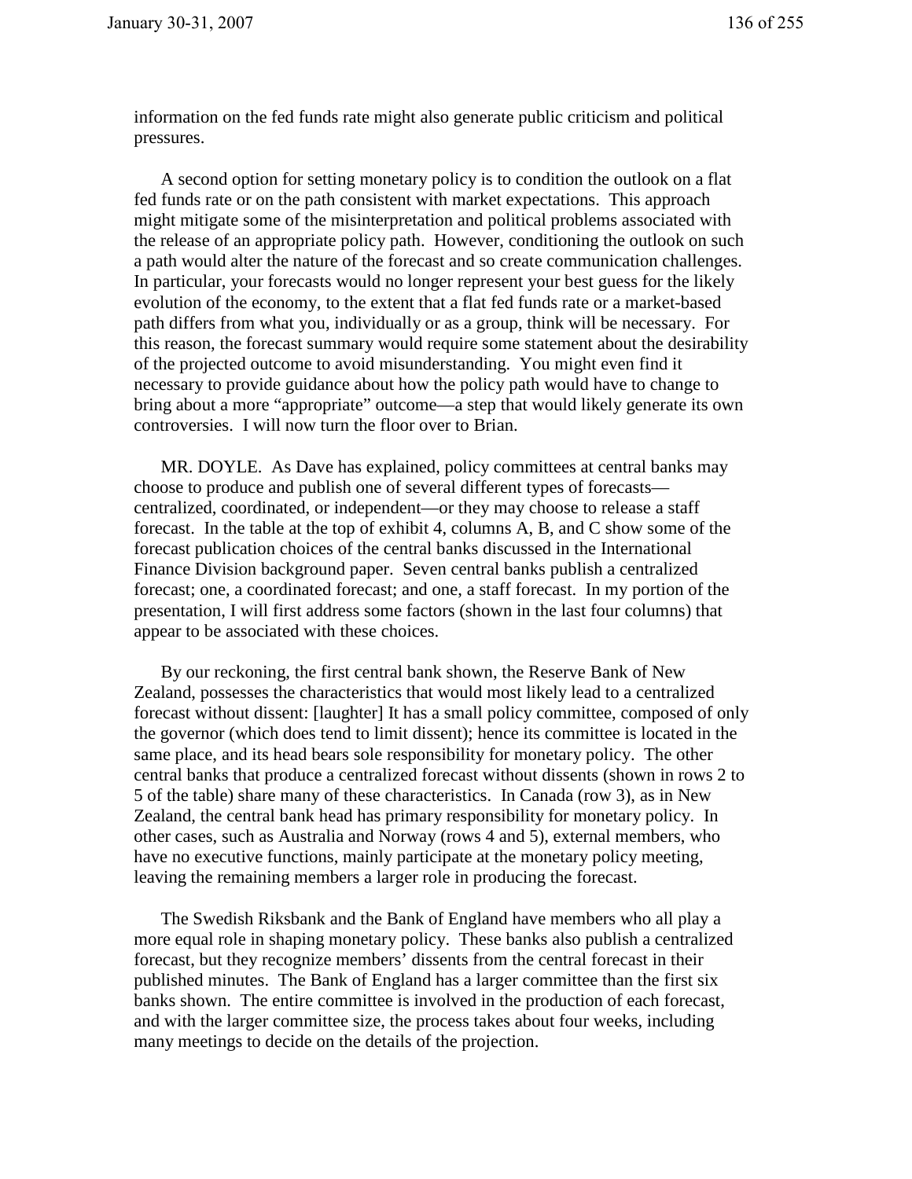information on the fed funds rate might also generate public criticism and political pressures.

A second option for setting monetary policy is to condition the outlook on a flat fed funds rate or on the path consistent with market expectations. This approach might mitigate some of the misinterpretation and political problems associated with the release of an appropriate policy path. However, conditioning the outlook on such a path would alter the nature of the forecast and so create communication challenges. In particular, your forecasts would no longer represent your best guess for the likely evolution of the economy, to the extent that a flat fed funds rate or a market-based path differs from what you, individually or as a group, think will be necessary. For this reason, the forecast summary would require some statement about the desirability of the projected outcome to avoid misunderstanding. You might even find it necessary to provide guidance about how the policy path would have to change to bring about a more "appropriate" outcome—a step that would likely generate its own controversies. I will now turn the floor over to Brian.

MR. DOYLE. As Dave has explained, policy committees at central banks may choose to produce and publish one of several different types of forecasts—centralized, coordinated, or independent—or they may choose to release a staff forecast. In the table at the top of exhibit 4, columns A, B, and C show some of the forecast publication choices of the central banks discussed in the International Finance Division background paper. Seven central banks publish a centralized forecast; one, a coordinated forecast; and one, a staff forecast. In my portion of the presentation, I will first address some factors (shown in the last four columns) that appear to be associated with these choices.

By our reckoning, the first central bank shown, the Reserve Bank of New Zealand, possesses the characteristics that would most likely lead to a centralized forecast without dissent: [laughter] It has a small policy committee, composed of only the governor (which does tend to limit dissent); hence its committee is located in the same place, and its head bears sole responsibility for monetary policy. The other central banks that produce a centralized forecast without dissents (shown in rows 2 to 5 of the table) share many of these characteristics. In Canada (row 3), as in New Zealand, the central bank head has primary responsibility for monetary policy. In other cases, such as Australia and Norway (rows 4 and 5), external members, who have no executive functions, mainly participate at the monetary policy meeting, leaving the remaining members a larger role in producing the forecast.

The Swedish Riksbank and the Bank of England have members who all play a more equal role in shaping monetary policy. These banks also publish a centralized forecast, but they recognize members' dissents from the central forecast in their published minutes. The Bank of England has a larger committee than the first six banks shown. The entire committee is involved in the production of each forecast, and with the larger committee size, the process takes about four weeks, including many meetings to decide on the details of the projection.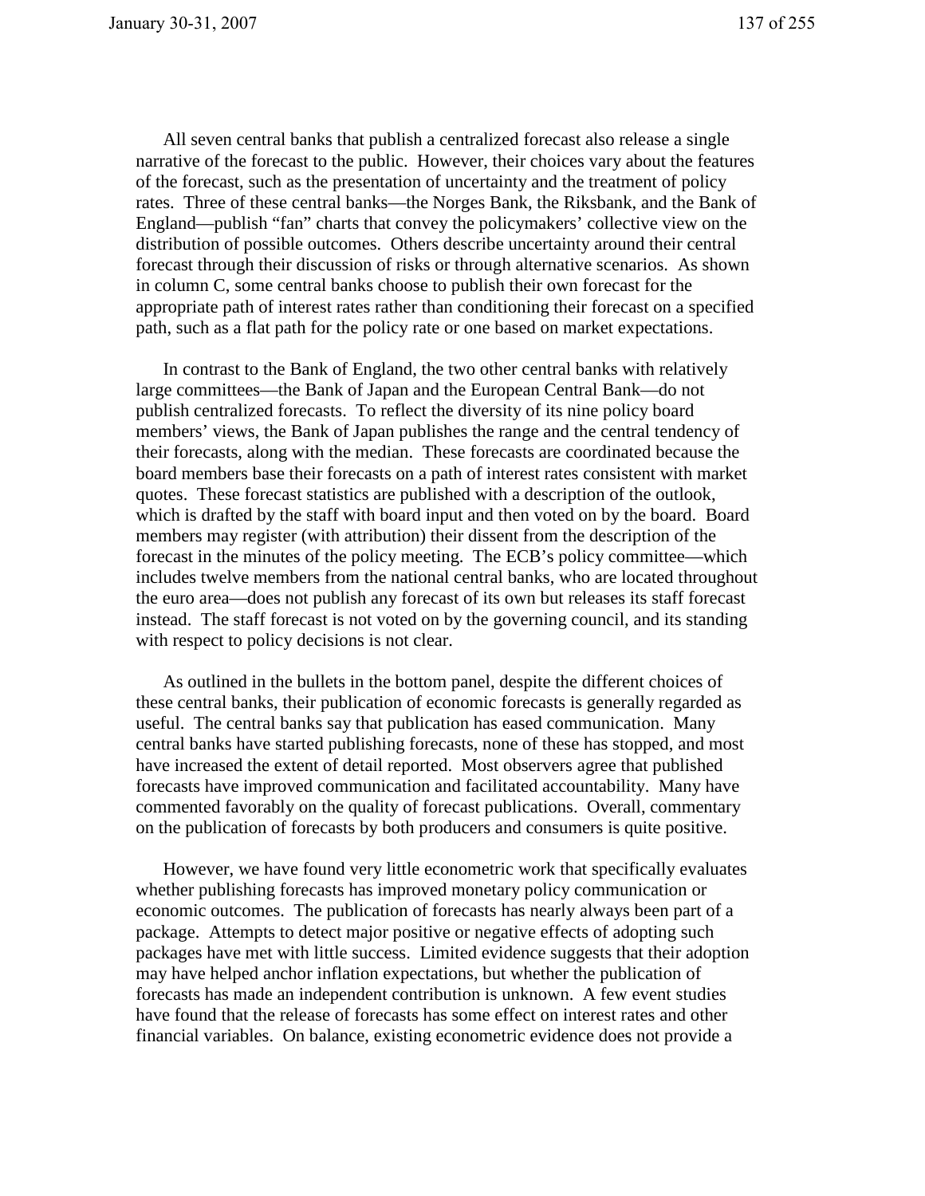All seven central banks that publish a centralized forecast also release a single narrative of the forecast to the public. However, their choices vary about the features of the forecast, such as the presentation of uncertainty and the treatment of policy rates. Three of these central banks—the Norges Bank, the Riksbank, and the Bank of England—publish "fan" charts that convey the policymakers' collective view on the distribution of possible outcomes. Others describe uncertainty around their central forecast through their discussion of risks or through alternative scenarios. As shown in column C, some central banks choose to publish their own forecast for the appropriate path of interest rates rather than conditioning their forecast on a specified path, such as a flat path for the policy rate or one based on market expectations.

In contrast to the Bank of England, the two other central banks with relatively large committees—the Bank of Japan and the European Central Bank—do not publish centralized forecasts. To reflect the diversity of its nine policy board members' views, the Bank of Japan publishes the range and the central tendency of their forecasts, along with the median. These forecasts are coordinated because the board members base their forecasts on a path of interest rates consistent with market quotes. These forecast statistics are published with a description of the outlook, which is drafted by the staff with board input and then voted on by the board. Board members may register (with attribution) their dissent from the description of the forecast in the minutes of the policy meeting. The ECB's policy committee—which includes twelve members from the national central banks, who are located throughout the euro area—does not publish any forecast of its own but releases its staff forecast instead. The staff forecast is not voted on by the governing council, and its standing with respect to policy decisions is not clear.

As outlined in the bullets in the bottom panel, despite the different choices of these central banks, their publication of economic forecasts is generally regarded as useful. The central banks say that publication has eased communication. Many central banks have started publishing forecasts, none of these has stopped, and most have increased the extent of detail reported. Most observers agree that published forecasts have improved communication and facilitated accountability. Many have commented favorably on the quality of forecast publications. Overall, commentary on the publication of forecasts by both producers and consumers is quite positive.

However, we have found very little econometric work that specifically evaluates whether publishing forecasts has improved monetary policy communication or economic outcomes. The publication of forecasts has nearly always been part of a package. Attempts to detect major positive or negative effects of adopting such packages have met with little success. Limited evidence suggests that their adoption may have helped anchor inflation expectations, but whether the publication of forecasts has made an independent contribution is unknown. A few event studies have found that the release of forecasts has some effect on interest rates and other financial variables. On balance, existing econometric evidence does not provide a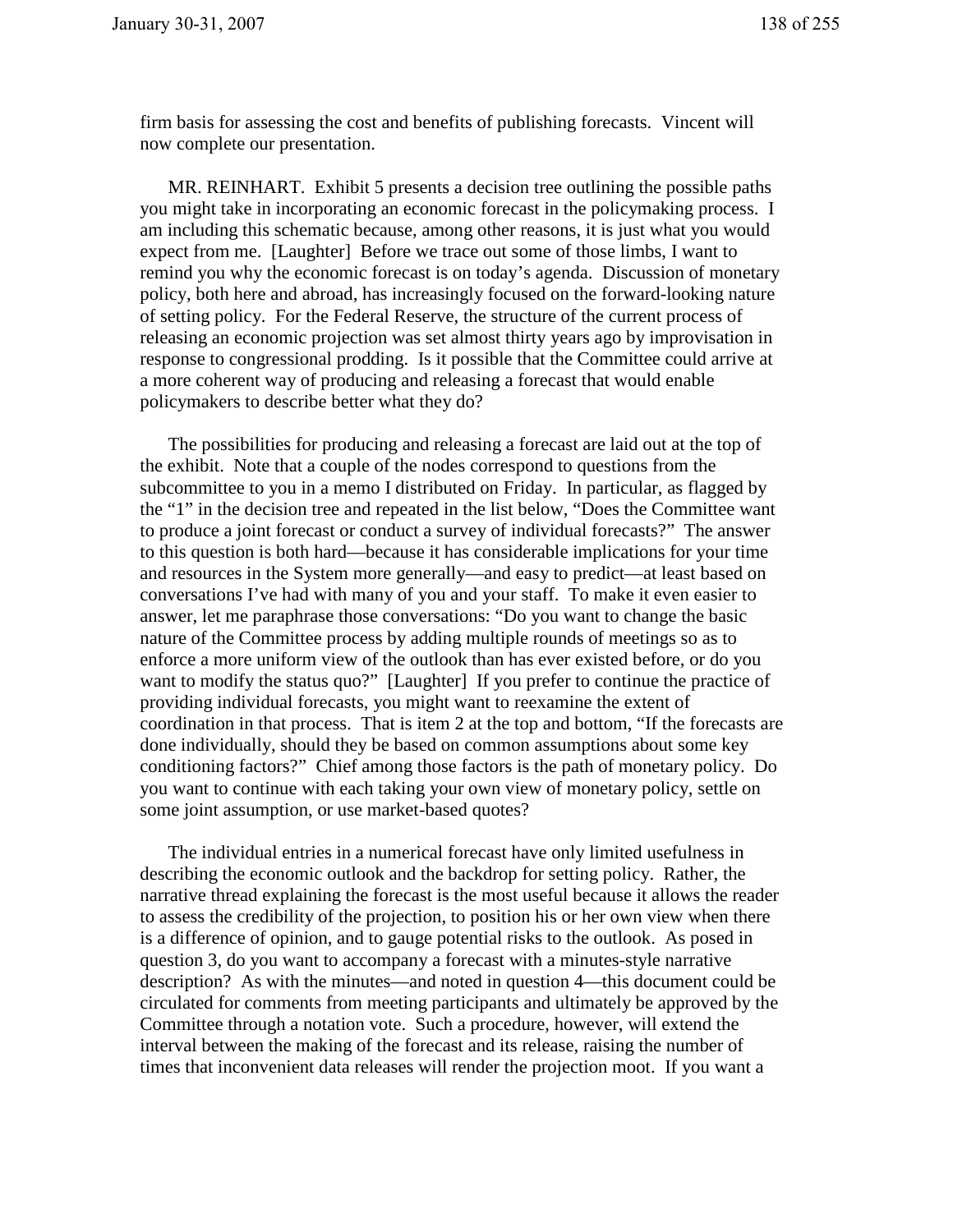firm basis for assessing the cost and benefits of publishing forecasts. Vincent will now complete our presentation.

MR. REINHART. Exhibit 5 presents a decision tree outlining the possible paths you might take in incorporating an economic forecast in the policymaking process. I am including this schematic because, among other reasons, it is just what you would expect from me. [Laughter] Before we trace out some of those limbs, I want to remind you why the economic forecast is on today's agenda. Discussion of monetary policy, both here and abroad, has increasingly focused on the forward-looking nature of setting policy. For the Federal Reserve, the structure of the current process of releasing an economic projection was set almost thirty years ago by improvisation in response to congressional prodding. Is it possible that the Committee could arrive at a more coherent way of producing and releasing a forecast that would enable policymakers to describe better what they do?

The possibilities for producing and releasing a forecast are laid out at the top of the exhibit. Note that a couple of the nodes correspond to questions from the subcommittee to you in a memo I distributed on Friday. In particular, as flagged by the "1" in the decision tree and repeated in the list below, "Does the Committee want to produce a joint forecast or conduct a survey of individual forecasts?" The answer to this question is both hard—because it has considerable implications for your time and resources in the System more generally—and easy to predict—at least based on conversations I've had with many of you and your staff. To make it even easier to answer, let me paraphrase those conversations: "Do you want to change the basic nature of the Committee process by adding multiple rounds of meetings so as to enforce a more uniform view of the outlook than has ever existed before, or do you want to modify the status quo?" [Laughter] If you prefer to continue the practice of providing individual forecasts, you might want to reexamine the extent of coordination in that process. That is item 2 at the top and bottom, "If the forecasts are done individually, should they be based on common assumptions about some key conditioning factors?" Chief among those factors is the path of monetary policy. Do you want to continue with each taking your own view of monetary policy, settle on some joint assumption, or use market-based quotes?

The individual entries in a numerical forecast have only limited usefulness in describing the economic outlook and the backdrop for setting policy. Rather, the narrative thread explaining the forecast is the most useful because it allows the reader to assess the credibility of the projection, to position his or her own view when there is a difference of opinion, and to gauge potential risks to the outlook. As posed in question 3, do you want to accompany a forecast with a minutes-style narrative description? As with the minutes—and noted in question 4—this document could be circulated for comments from meeting participants and ultimately be approved by the Committee through a notation vote. Such a procedure, however, will extend the interval between the making of the forecast and its release, raising the number of times that inconvenient data releases will render the projection moot. If you want a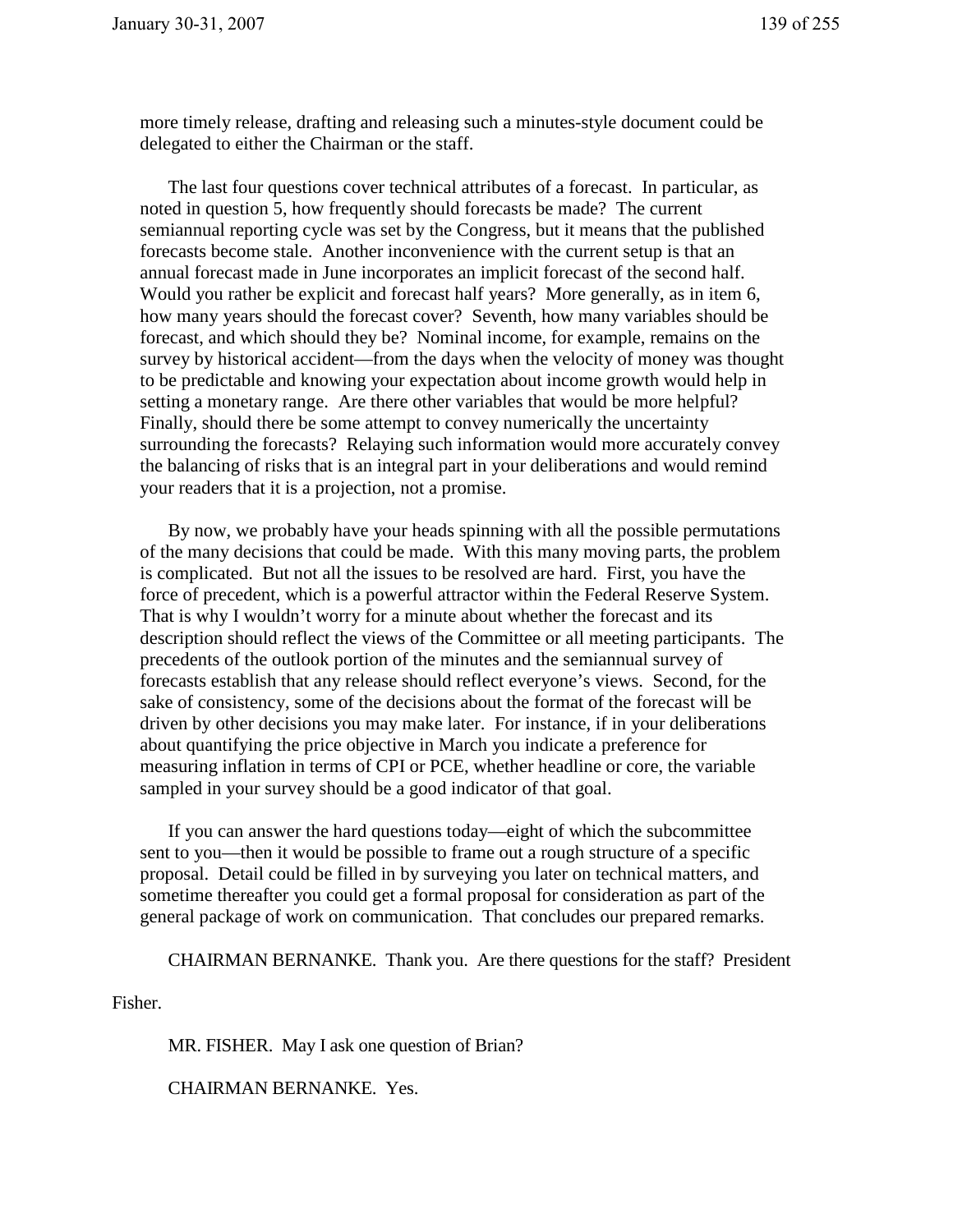more timely release, drafting and releasing such a minutes-style document could be delegated to either the Chairman or the staff.

The last four questions cover technical attributes of a forecast. In particular, as noted in question 5, how frequently should forecasts be made? The current semiannual reporting cycle was set by the Congress, but it means that the published forecasts become stale. Another inconvenience with the current setup is that an annual forecast made in June incorporates an implicit forecast of the second half. Would you rather be explicit and forecast half years? More generally, as in item 6, how many years should the forecast cover? Seventh, how many variables should be forecast, and which should they be? Nominal income, for example, remains on the survey by historical accident—from the days when the velocity of money was thought to be predictable and knowing your expectation about income growth would help in setting a monetary range. Are there other variables that would be more helpful? Finally, should there be some attempt to convey numerically the uncertainty surrounding the forecasts? Relaying such information would more accurately convey the balancing of risks that is an integral part in your deliberations and would remind your readers that it is a projection, not a promise.

By now, we probably have your heads spinning with all the possible permutations of the many decisions that could be made. With this many moving parts, the problem is complicated. But not all the issues to be resolved are hard. First, you have the force of precedent, which is a powerful attractor within the Federal Reserve System. That is why I wouldn't worry for a minute about whether the forecast and its description should reflect the views of the Committee or all meeting participants. The precedents of the outlook portion of the minutes and the semiannual survey of forecasts establish that any release should reflect everyone's views. Second, for the sake of consistency, some of the decisions about the format of the forecast will be driven by other decisions you may make later. For instance, if in your deliberations about quantifying the price objective in March you indicate a preference for measuring inflation in terms of CPI or PCE, whether headline or core, the variable sampled in your survey should be a good indicator of that goal.

If you can answer the hard questions today—eight of which the subcommittee sent to you—then it would be possible to frame out a rough structure of a specific proposal. Detail could be filled in by surveying you later on technical matters, and sometime thereafter you could get a formal proposal for consideration as part of the general package of work on communication. That concludes our prepared remarks.

CHAIRMAN BERNANKE. Thank you. Are there questions for the staff? President Fisher.

MR. FISHER. May I ask one question of Brian?

CHAIRMAN BERNANKE. Yes.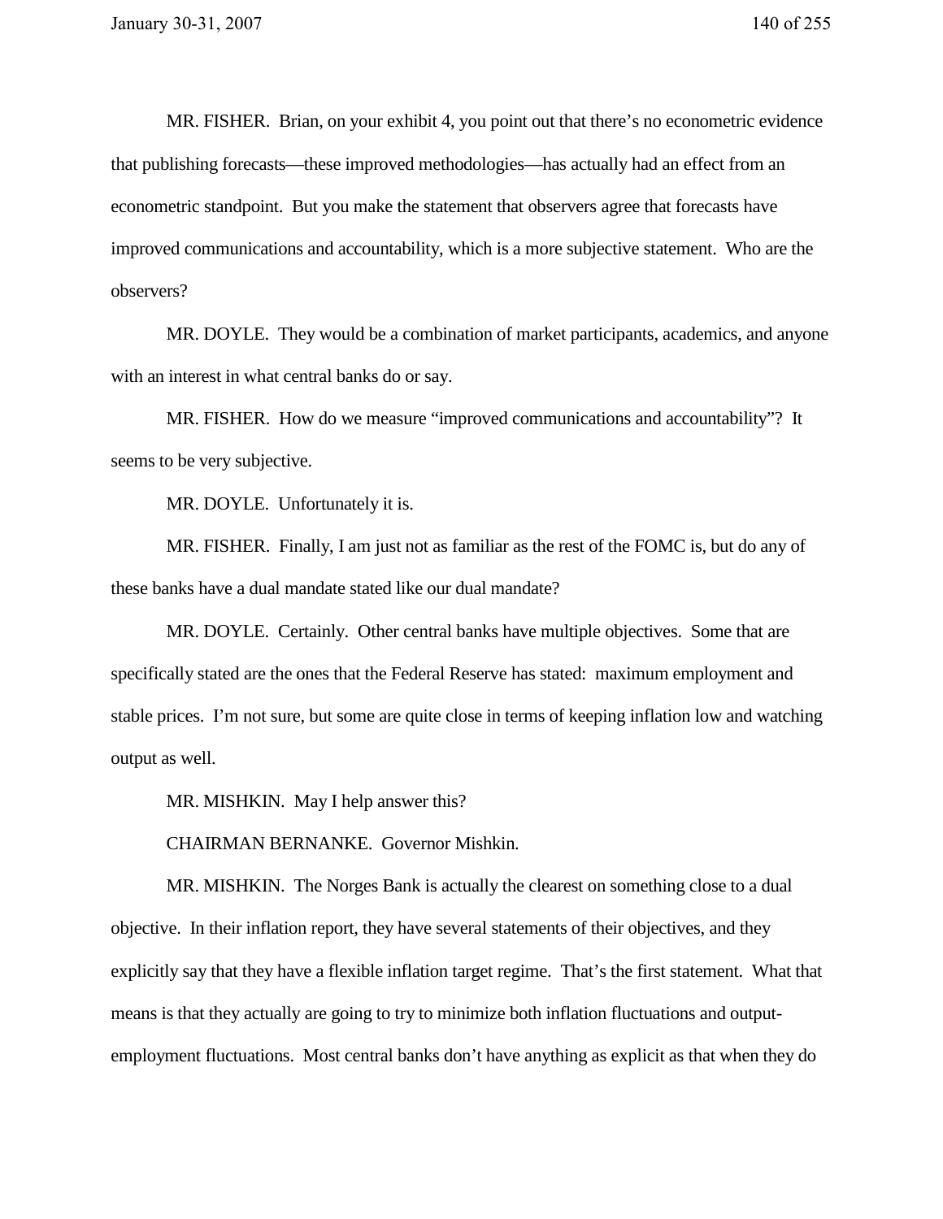MR. FISHER. Brian, on your exhibit 4, you point out that there's no econometric evidence that publishing forecasts—these improved methodologies—has actually had an effect from an econometric standpoint. But you make the statement that observers agree that forecasts have improved communications and accountability, which is a more subjective statement. Who are the observers?

MR. DOYLE. They would be a combination of market participants, academics, and anyone with an interest in what central banks do or say.

MR. FISHER. How do we measure "improved communications and accountability"? It seems to be very subjective.

MR. DOYLE. Unfortunately it is.

MR. FISHER. Finally, I am just not as familiar as the rest of the FOMC is, but do any of these banks have a dual mandate stated like our dual mandate?

MR. DOYLE. Certainly. Other central banks have multiple objectives. Some that are specifically stated are the ones that the Federal Reserve has stated: maximum employment and stable prices. I'm not sure, but some are quite close in terms of keeping inflation low and watching output as well.

MR. MISHKIN. May I help answer this?

CHAIRMAN BERNANKE. Governor Mishkin.

MR. MISHKIN. The Norges Bank is actually the clearest on something close to a dual objective. In their inflation report, they have several statements of their objectives, and they explicitly say that they have a flexible inflation target regime. That's the first statement. What that means is that they actually are going to try to minimize both inflation fluctuations and output-employment fluctuations. Most central banks don't have anything as explicit as that when they do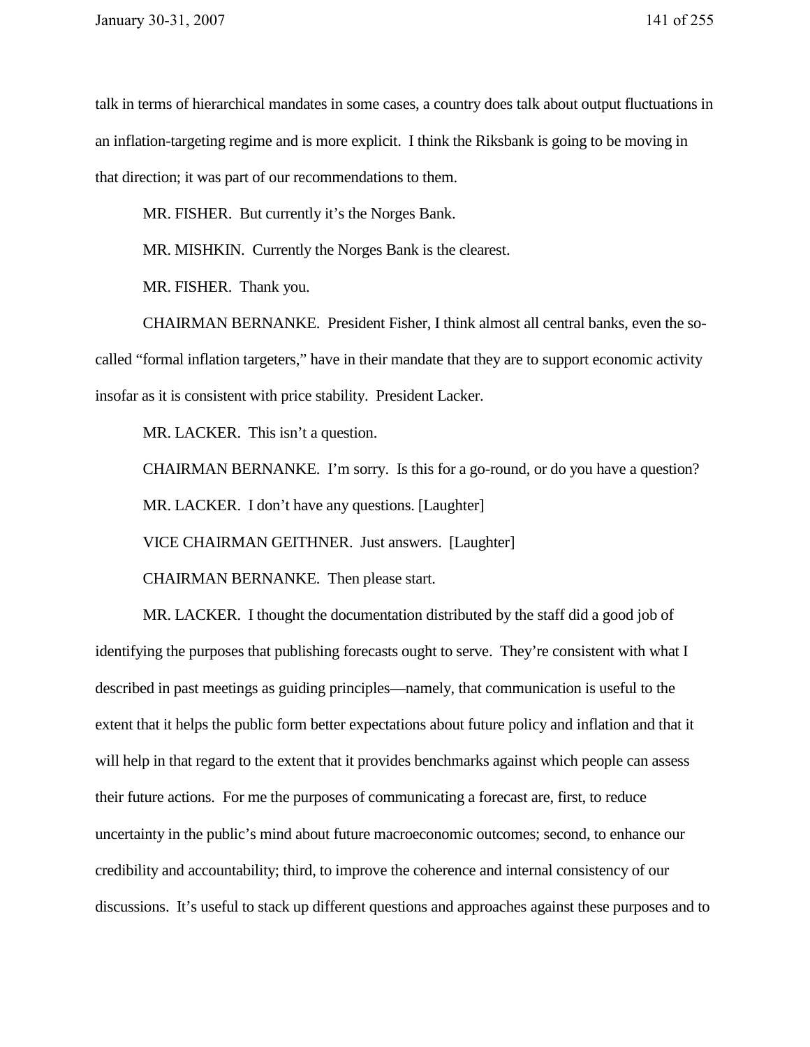talk in terms of hierarchical mandates in some cases, a country does talk about output fluctuations in an inflation-targeting regime and is more explicit. I think the Riksbank is going to be moving in that direction; it was part of our recommendations to them.

MR. FISHER. But currently it's the Norges Bank.

MR. MISHKIN. Currently the Norges Bank is the clearest.

MR. FISHER. Thank you.

CHAIRMAN BERNANKE. President Fisher, I think almost all central banks, even the so-called "formal inflation targeters," have in their mandate that they are to support economic activity insofar as it is consistent with price stability. President Lacker.

MR. LACKER. This isn't a question.

CHAIRMAN BERNANKE. I'm sorry. Is this for a go-round, or do you have a question?

MR. LACKER. I don't have any questions. [Laughter]

VICE CHAIRMAN GEITHNER. Just answers. [Laughter]

CHAIRMAN BERNANKE. Then please start.

MR. LACKER. I thought the documentation distributed by the staff did a good job of identifying the purposes that publishing forecasts ought to serve. They're consistent with what I described in past meetings as guiding principles—namely, that communication is useful to the extent that it helps the public form better expectations about future policy and inflation and that it will help in that regard to the extent that it provides benchmarks against which people can assess their future actions. For me the purposes of communicating a forecast are, first, to reduce uncertainty in the public's mind about future macroeconomic outcomes; second, to enhance our credibility and accountability; third, to improve the coherence and internal consistency of our discussions. It's useful to stack up different questions and approaches against these purposes and to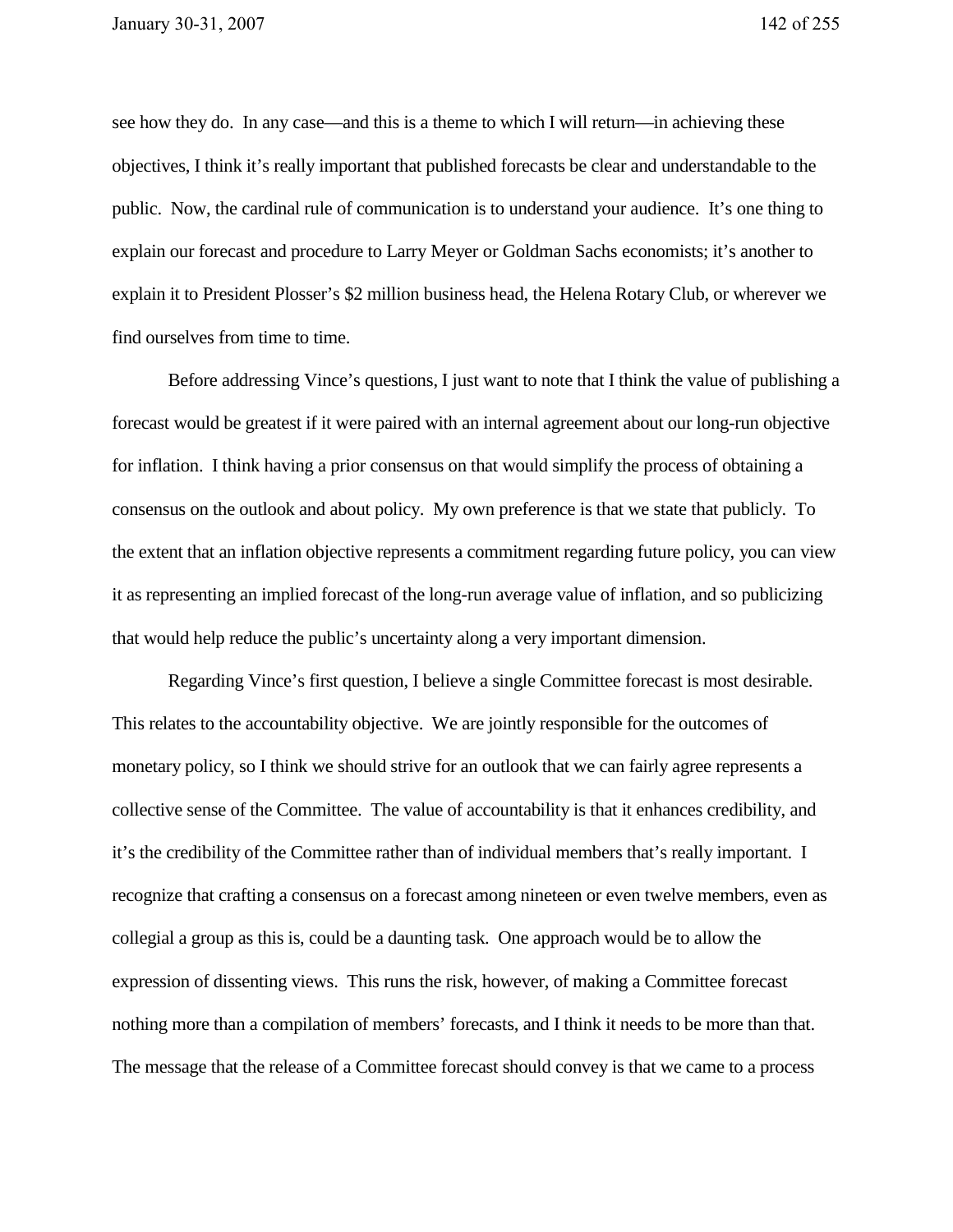see how they do. In any case—and this is a theme to which I will return—in achieving these objectives, I think it's really important that published forecasts be clear and understandable to the public. Now, the cardinal rule of communication is to understand your audience. It's one thing to explain our forecast and procedure to Larry Meyer or Goldman Sachs economists; it's another to explain it to President Plosser's $2 million business head, the Helena Rotary Club, or wherever we find ourselves from time to time.

Before addressing Vince's questions, I just want to note that I think the value of publishing a forecast would be greatest if it were paired with an internal agreement about our long-run objective for inflation. I think having a prior consensus on that would simplify the process of obtaining a consensus on the outlook and about policy. My own preference is that we state that publicly. To the extent that an inflation objective represents a commitment regarding future policy, you can view it as representing an implied forecast of the long-run average value of inflation, and so publicizing that would help reduce the public's uncertainty along a very important dimension.

Regarding Vince's first question, I believe a single Committee forecast is most desirable. This relates to the accountability objective. We are jointly responsible for the outcomes of monetary policy, so I think we should strive for an outlook that we can fairly agree represents a collective sense of the Committee. The value of accountability is that it enhances credibility, and it's the credibility of the Committee rather than of individual members that's really important. I recognize that crafting a consensus on a forecast among nineteen or even twelve members, even as collegial a group as this is, could be a daunting task. One approach would be to allow the expression of dissenting views. This runs the risk, however, of making a Committee forecast nothing more than a compilation of members' forecasts, and I think it needs to be more than that. The message that the release of a Committee forecast should convey is that we came to a process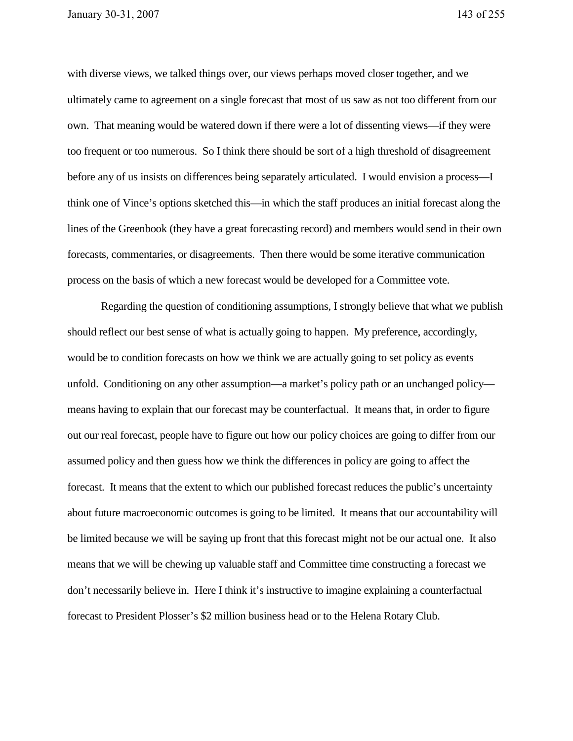with diverse views, we talked things over, our views perhaps moved closer together, and we ultimately came to agreement on a single forecast that most of us saw as not too different from our own. That meaning would be watered down if there were a lot of dissenting views—if they were too frequent or too numerous. So I think there should be sort of a high threshold of disagreement before any of us insists on differences being separately articulated. I would envision a process—I think one of Vince's options sketched this—in which the staff produces an initial forecast along the lines of the Greenbook (they have a great forecasting record) and members would send in their own forecasts, commentaries, or disagreements. Then there would be some iterative communication process on the basis of which a new forecast would be developed for a Committee vote.

Regarding the question of conditioning assumptions, I strongly believe that what we publish should reflect our best sense of what is actually going to happen. My preference, accordingly, would be to condition forecasts on how we think we are actually going to set policy as events unfold. Conditioning on any other assumption—a market's policy path or an unchanged policy—means having to explain that our forecast may be counterfactual. It means that, in order to figure out our real forecast, people have to figure out how our policy choices are going to differ from our assumed policy and then guess how we think the differences in policy are going to affect the forecast. It means that the extent to which our published forecast reduces the public's uncertainty about future macroeconomic outcomes is going to be limited. It means that our accountability will be limited because we will be saying up front that this forecast might not be our actual one. It also means that we will be chewing up valuable staff and Committee time constructing a forecast we don't necessarily believe in. Here I think it's instructive to imagine explaining a counterfactual forecast to President Plosser's $2 million business head or to the Helena Rotary Club.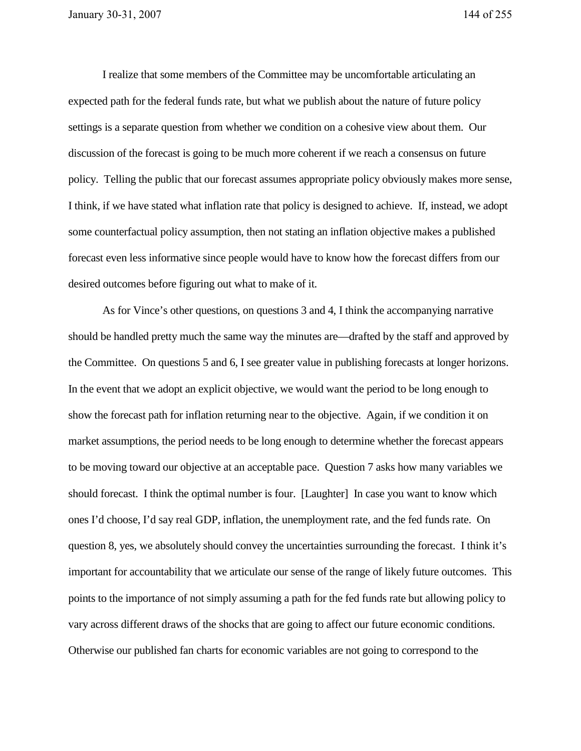I realize that some members of the Committee may be uncomfortable articulating an expected path for the federal funds rate, but what we publish about the nature of future policy settings is a separate question from whether we condition on a cohesive view about them. Our discussion of the forecast is going to be much more coherent if we reach a consensus on future policy. Telling the public that our forecast assumes appropriate policy obviously makes more sense, I think, if we have stated what inflation rate that policy is designed to achieve. If, instead, we adopt some counterfactual policy assumption, then not stating an inflation objective makes a published forecast even less informative since people would have to know how the forecast differs from our desired outcomes before figuring out what to make of it.

As for Vince's other questions, on questions 3 and 4, I think the accompanying narrative should be handled pretty much the same way the minutes are—drafted by the staff and approved by the Committee. On questions 5 and 6, I see greater value in publishing forecasts at longer horizons. In the event that we adopt an explicit objective, we would want the period to be long enough to show the forecast path for inflation returning near to the objective. Again, if we condition it on market assumptions, the period needs to be long enough to determine whether the forecast appears to be moving toward our objective at an acceptable pace. Question 7 asks how many variables we should forecast. I think the optimal number is four. [Laughter] In case you want to know which ones I'd choose, I'd say real GDP, inflation, the unemployment rate, and the fed funds rate. On question 8, yes, we absolutely should convey the uncertainties surrounding the forecast. I think it's important for accountability that we articulate our sense of the range of likely future outcomes. This points to the importance of not simply assuming a path for the fed funds rate but allowing policy to vary across different draws of the shocks that are going to affect our future economic conditions. Otherwise our published fan charts for economic variables are not going to correspond to the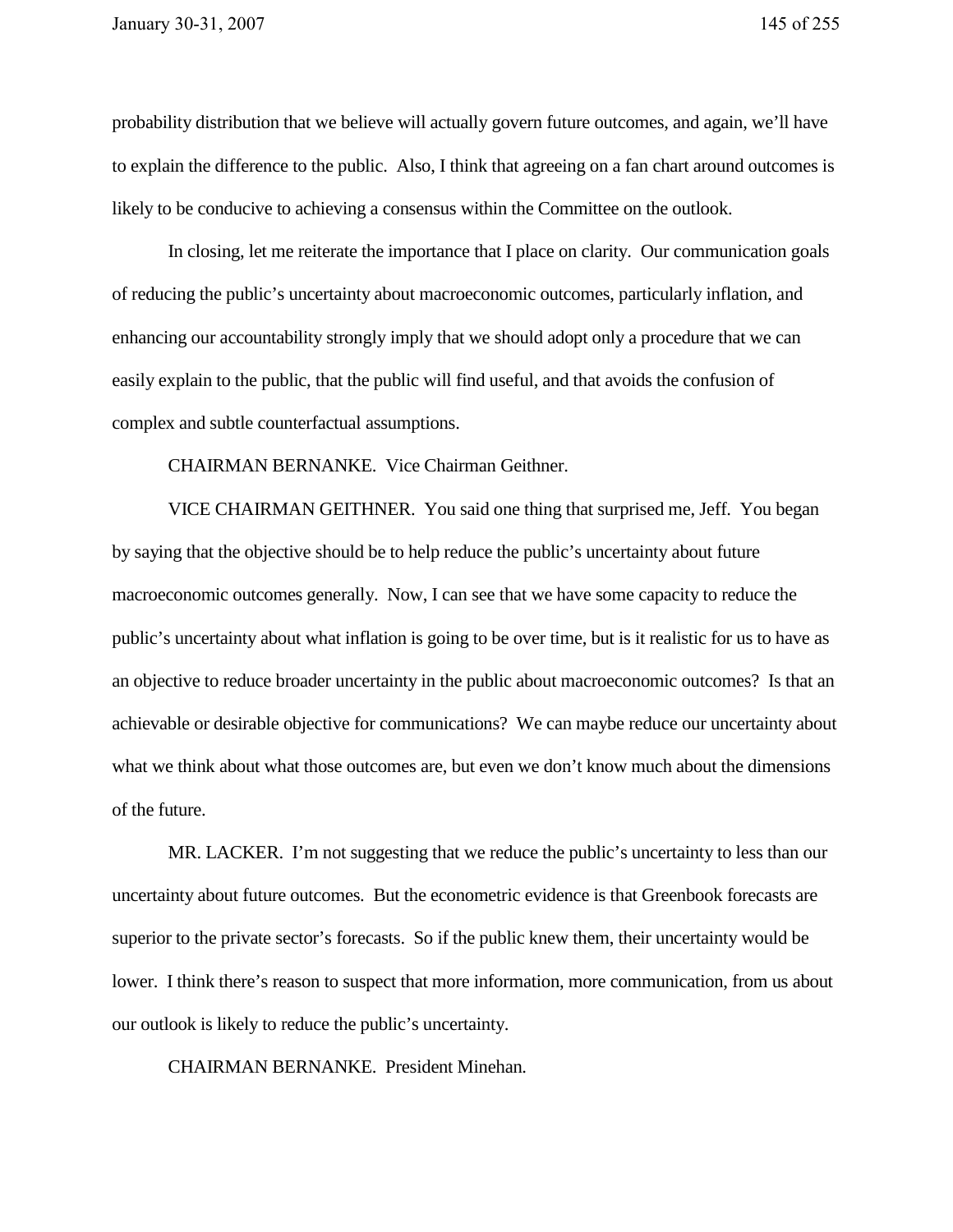probability distribution that we believe will actually govern future outcomes, and again, we'll have to explain the difference to the public. Also, I think that agreeing on a fan chart around outcomes is likely to be conducive to achieving a consensus within the Committee on the outlook.

In closing, let me reiterate the importance that I place on clarity. Our communication goals of reducing the public's uncertainty about macroeconomic outcomes, particularly inflation, and enhancing our accountability strongly imply that we should adopt only a procedure that we can easily explain to the public, that the public will find useful, and that avoids the confusion of complex and subtle counterfactual assumptions.

CHAIRMAN BERNANKE. Vice Chairman Geithner.

VICE CHAIRMAN GEITHNER. You said one thing that surprised me, Jeff. You began by saying that the objective should be to help reduce the public's uncertainty about future macroeconomic outcomes generally. Now, I can see that we have some capacity to reduce the public's uncertainty about what inflation is going to be over time, but is it realistic for us to have as an objective to reduce broader uncertainty in the public about macroeconomic outcomes? Is that an achievable or desirable objective for communications? We can maybe reduce our uncertainty about what we think about what those outcomes are, but even we don't know much about the dimensions of the future.

MR. LACKER. I'm not suggesting that we reduce the public's uncertainty to less than our uncertainty about future outcomes. But the econometric evidence is that Greenbook forecasts are superior to the private sector's forecasts. So if the public knew them, their uncertainty would be lower. I think there's reason to suspect that more information, more communication, from us about our outlook is likely to reduce the public's uncertainty.

CHAIRMAN BERNANKE. President Minehan.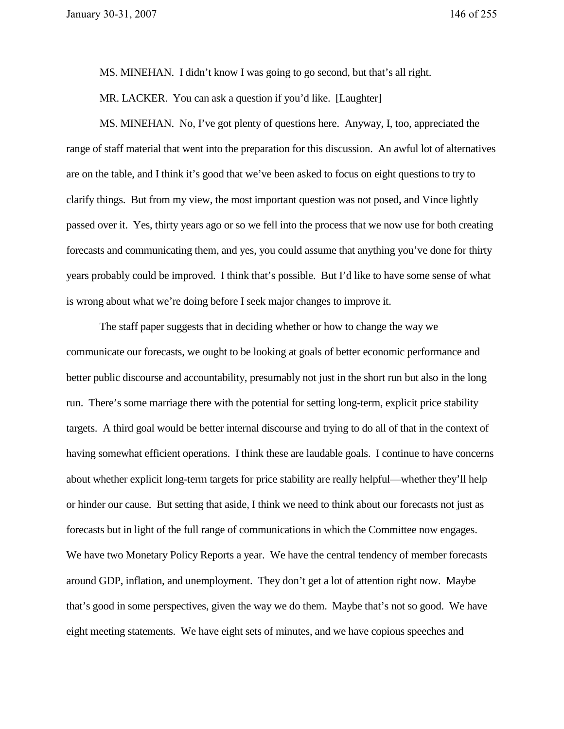MS. MINEHAN. I didn't know I was going to go second, but that's all right.

MR. LACKER. You can ask a question if you'd like. [Laughter]

MS. MINEHAN. No, I've got plenty of questions here. Anyway, I, too, appreciated the range of staff material that went into the preparation for this discussion. An awful lot of alternatives are on the table, and I think it's good that we've been asked to focus on eight questions to try to clarify things. But from my view, the most important question was not posed, and Vince lightly passed over it. Yes, thirty years ago or so we fell into the process that we now use for both creating forecasts and communicating them, and yes, you could assume that anything you've done for thirty years probably could be improved. I think that's possible. But I'd like to have some sense of what is wrong about what we're doing before I seek major changes to improve it.

The staff paper suggests that in deciding whether or how to change the way we communicate our forecasts, we ought to be looking at goals of better economic performance and better public discourse and accountability, presumably not just in the short run but also in the long run. There's some marriage there with the potential for setting long-term, explicit price stability targets. A third goal would be better internal discourse and trying to do all of that in the context of having somewhat efficient operations. I think these are laudable goals. I continue to have concerns about whether explicit long-term targets for price stability are really helpful—whether they'll help or hinder our cause. But setting that aside, I think we need to think about our forecasts not just as forecasts but in light of the full range of communications in which the Committee now engages. We have two Monetary Policy Reports a year. We have the central tendency of member forecasts around GDP, inflation, and unemployment. They don't get a lot of attention right now. Maybe that's good in some perspectives, given the way we do them. Maybe that's not so good. We have eight meeting statements. We have eight sets of minutes, and we have copious speeches and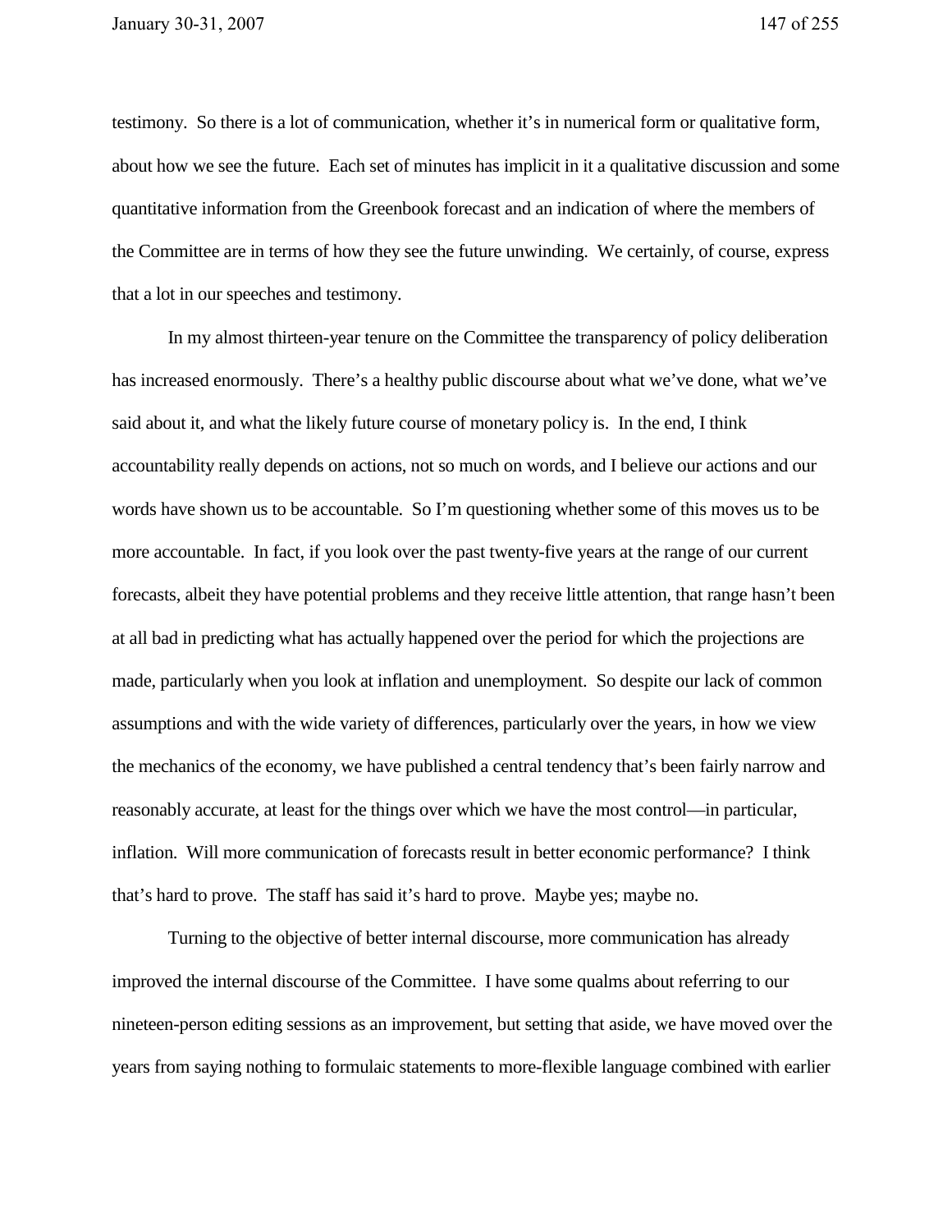testimony. So there is a lot of communication, whether it's in numerical form or qualitative form, about how we see the future. Each set of minutes has implicit in it a qualitative discussion and some quantitative information from the Greenbook forecast and an indication of where the members of the Committee are in terms of how they see the future unwinding. We certainly, of course, express that a lot in our speeches and testimony.

In my almost thirteen-year tenure on the Committee the transparency of policy deliberation has increased enormously. There's a healthy public discourse about what we've done, what we've said about it, and what the likely future course of monetary policy is. In the end, I think accountability really depends on actions, not so much on words, and I believe our actions and our words have shown us to be accountable. So I'm questioning whether some of this moves us to be more accountable. In fact, if you look over the past twenty-five years at the range of our current forecasts, albeit they have potential problems and they receive little attention, that range hasn't been at all bad in predicting what has actually happened over the period for which the projections are made, particularly when you look at inflation and unemployment. So despite our lack of common assumptions and with the wide variety of differences, particularly over the years, in how we view the mechanics of the economy, we have published a central tendency that's been fairly narrow and reasonably accurate, at least for the things over which we have the most control—in particular, inflation. Will more communication of forecasts result in better economic performance? I think that's hard to prove. The staff has said it's hard to prove. Maybe yes; maybe no.

Turning to the objective of better internal discourse, more communication has already improved the internal discourse of the Committee. I have some qualms about referring to our nineteen-person editing sessions as an improvement, but setting that aside, we have moved over the years from saying nothing to formulaic statements to more-flexible language combined with earlier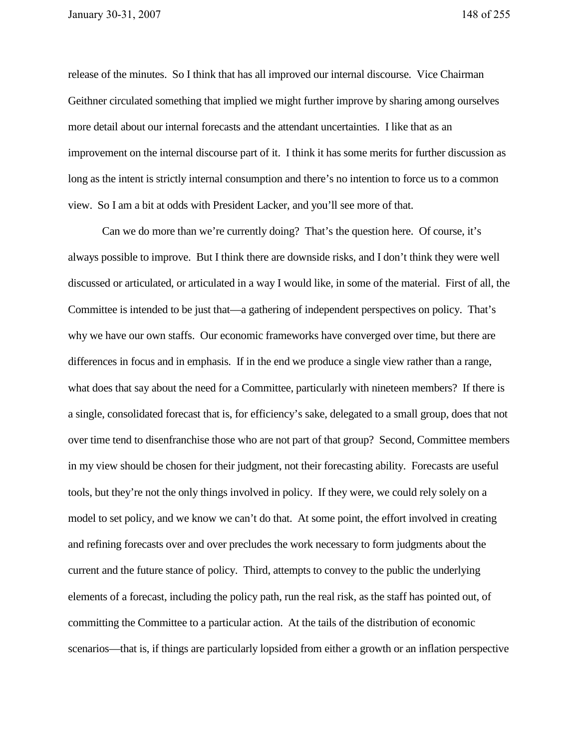release of the minutes. So I think that has all improved our internal discourse. Vice Chairman Geithner circulated something that implied we might further improve by sharing among ourselves more detail about our internal forecasts and the attendant uncertainties. I like that as an improvement on the internal discourse part of it. I think it has some merits for further discussion as long as the intent is strictly internal consumption and there's no intention to force us to a common view. So I am a bit at odds with President Lacker, and you'll see more of that.

Can we do more than we're currently doing? That's the question here. Of course, it's always possible to improve. But I think there are downside risks, and I don't think they were well discussed or articulated, or articulated in a way I would like, in some of the material. First of all, the Committee is intended to be just that—a gathering of independent perspectives on policy. That's why we have our own staffs. Our economic frameworks have converged over time, but there are differences in focus and in emphasis. If in the end we produce a single view rather than a range, what does that say about the need for a Committee, particularly with nineteen members? If there is a single, consolidated forecast that is, for efficiency's sake, delegated to a small group, does that not over time tend to disenfranchise those who are not part of that group? Second, Committee members in my view should be chosen for their judgment, not their forecasting ability. Forecasts are useful tools, but they're not the only things involved in policy. If they were, we could rely solely on a model to set policy, and we know we can't do that. At some point, the effort involved in creating and refining forecasts over and over precludes the work necessary to form judgments about the current and the future stance of policy. Third, attempts to convey to the public the underlying elements of a forecast, including the policy path, run the real risk, as the staff has pointed out, of committing the Committee to a particular action. At the tails of the distribution of economic scenarios—that is, if things are particularly lopsided from either a growth or an inflation perspective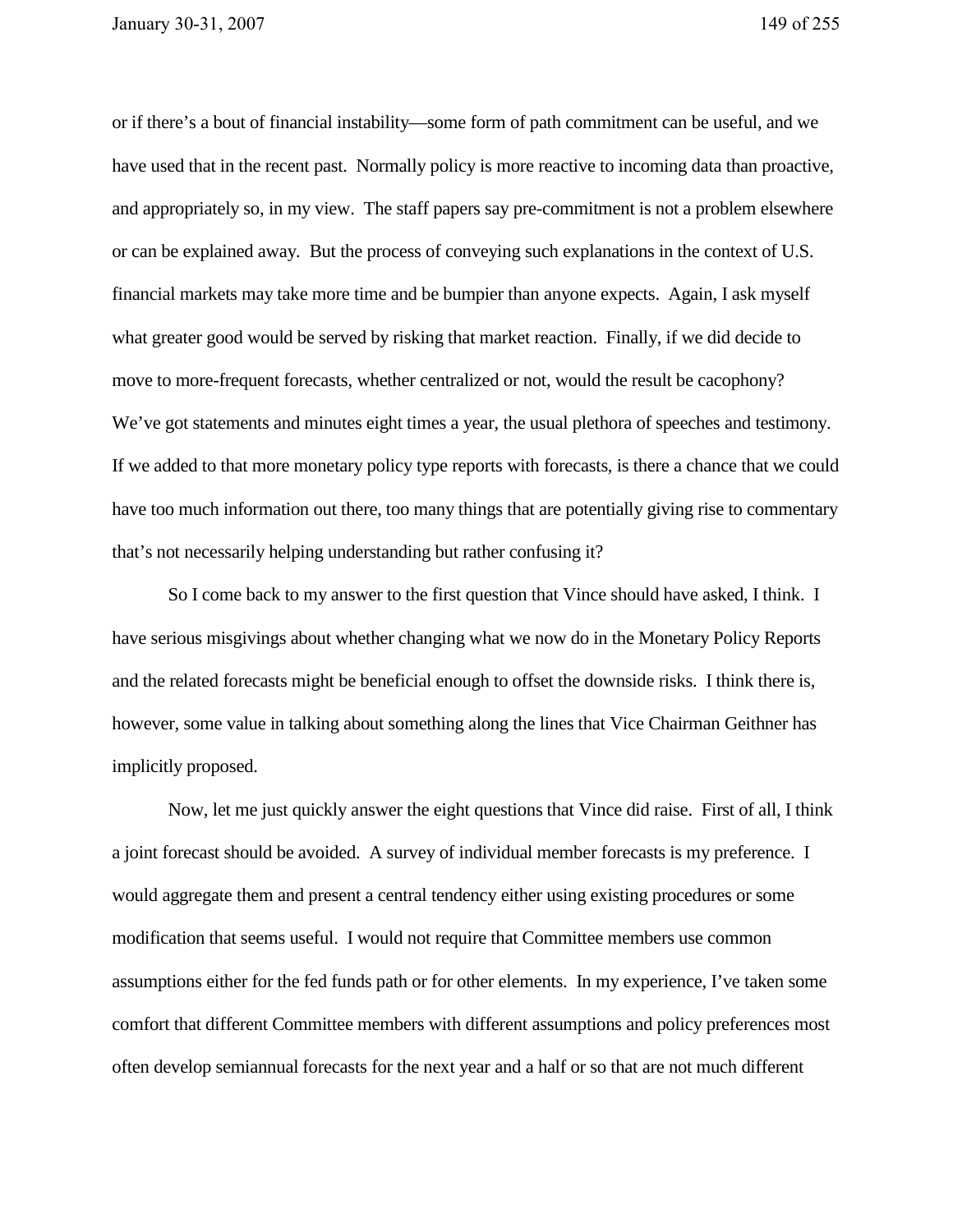or if there's a bout of financial instability—some form of path commitment can be useful, and we have used that in the recent past. Normally policy is more reactive to incoming data than proactive, and appropriately so, in my view. The staff papers say pre-commitment is not a problem elsewhere or can be explained away. But the process of conveying such explanations in the context of U.S. financial markets may take more time and be bumpier than anyone expects. Again, I ask myself what greater good would be served by risking that market reaction. Finally, if we did decide to move to more-frequent forecasts, whether centralized or not, would the result be cacophony? We've got statements and minutes eight times a year, the usual plethora of speeches and testimony. If we added to that more monetary policy type reports with forecasts, is there a chance that we could have too much information out there, too many things that are potentially giving rise to commentary that's not necessarily helping understanding but rather confusing it?

So I come back to my answer to the first question that Vince should have asked, I think. I have serious misgivings about whether changing what we now do in the Monetary Policy Reports and the related forecasts might be beneficial enough to offset the downside risks. I think there is, however, some value in talking about something along the lines that Vice Chairman Geithner has implicitly proposed.

Now, let me just quickly answer the eight questions that Vince did raise. First of all, I think a joint forecast should be avoided. A survey of individual member forecasts is my preference. I would aggregate them and present a central tendency either using existing procedures or some modification that seems useful. I would not require that Committee members use common assumptions either for the fed funds path or for other elements. In my experience, I've taken some comfort that different Committee members with different assumptions and policy preferences most often develop semiannual forecasts for the next year and a half or so that are not much different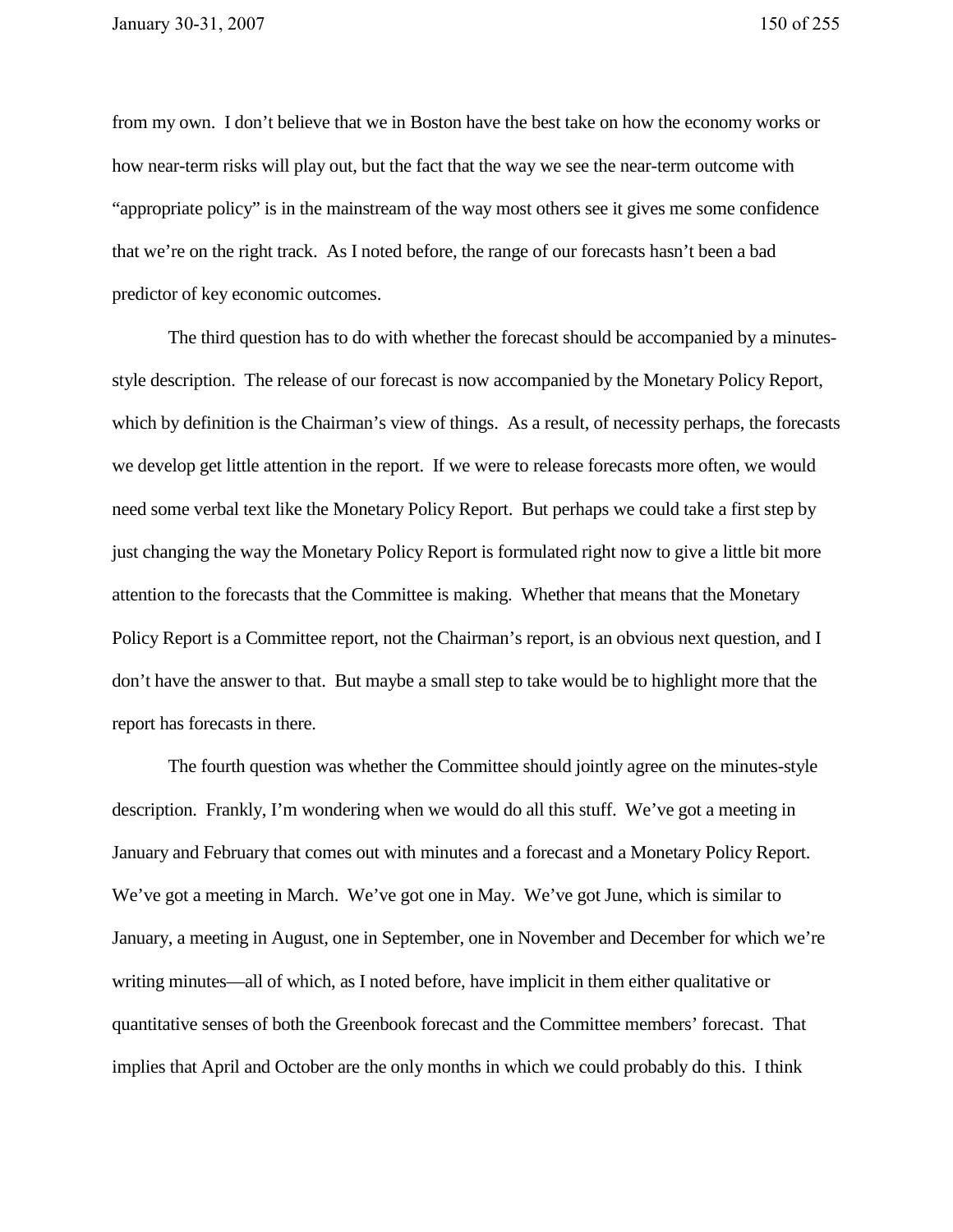from my own. I don't believe that we in Boston have the best take on how the economy works or how near-term risks will play out, but the fact that the way we see the near-term outcome with "appropriate policy" is in the mainstream of the way most others see it gives me some confidence that we're on the right track. As I noted before, the range of our forecasts hasn't been a bad predictor of key economic outcomes.

The third question has to do with whether the forecast should be accompanied by a minutes-style description. The release of our forecast is now accompanied by the Monetary Policy Report, which by definition is the Chairman's view of things. As a result, of necessity perhaps, the forecasts we develop get little attention in the report. If we were to release forecasts more often, we would need some verbal text like the Monetary Policy Report. But perhaps we could take a first step by just changing the way the Monetary Policy Report is formulated right now to give a little bit more attention to the forecasts that the Committee is making. Whether that means that the Monetary Policy Report is a Committee report, not the Chairman's report, is an obvious next question, and I don't have the answer to that. But maybe a small step to take would be to highlight more that the report has forecasts in there.

The fourth question was whether the Committee should jointly agree on the minutes-style description. Frankly, I'm wondering when we would do all this stuff. We've got a meeting in January and February that comes out with minutes and a forecast and a Monetary Policy Report. We've got a meeting in March. We've got one in May. We've got June, which is similar to January, a meeting in August, one in September, one in November and December for which we're writing minutes—all of which, as I noted before, have implicit in them either qualitative or quantitative senses of both the Greenbook forecast and the Committee members' forecast. That implies that April and October are the only months in which we could probably do this. I think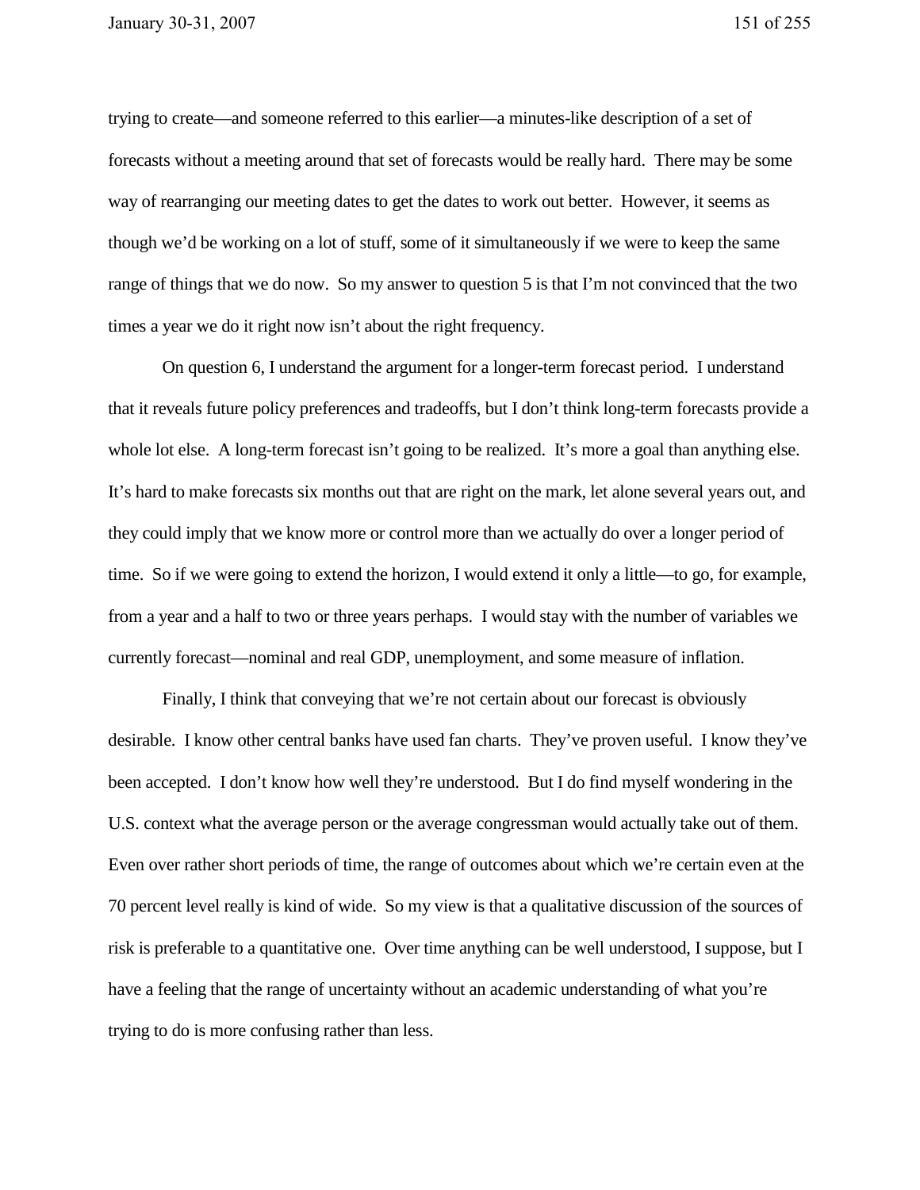trying to create—and someone referred to this earlier—a minutes-like description of a set of forecasts without a meeting around that set of forecasts would be really hard. There may be some way of rearranging our meeting dates to get the dates to work out better. However, it seems as though we'd be working on a lot of stuff, some of it simultaneously if we were to keep the same range of things that we do now. So my answer to question 5 is that I'm not convinced that the two times a year we do it right now isn't about the right frequency.

On question 6, I understand the argument for a longer-term forecast period. I understand that it reveals future policy preferences and tradeoffs, but I don't think long-term forecasts provide a whole lot else. A long-term forecast isn't going to be realized. It's more a goal than anything else. It's hard to make forecasts six months out that are right on the mark, let alone several years out, and they could imply that we know more or control more than we actually do over a longer period of time. So if we were going to extend the horizon, I would extend it only a little—to go, for example, from a year and a half to two or three years perhaps. I would stay with the number of variables we currently forecast—nominal and real GDP, unemployment, and some measure of inflation.

Finally, I think that conveying that we're not certain about our forecast is obviously desirable. I know other central banks have used fan charts. They've proven useful. I know they've been accepted. I don't know how well they're understood. But I do find myself wondering in the U.S. context what the average person or the average congressman would actually take out of them. Even over rather short periods of time, the range of outcomes about which we're certain even at the 70 percent level really is kind of wide. So my view is that a qualitative discussion of the sources of risk is preferable to a quantitative one. Over time anything can be well understood, I suppose, but I have a feeling that the range of uncertainty without an academic understanding of what you're trying to do is more confusing rather than less.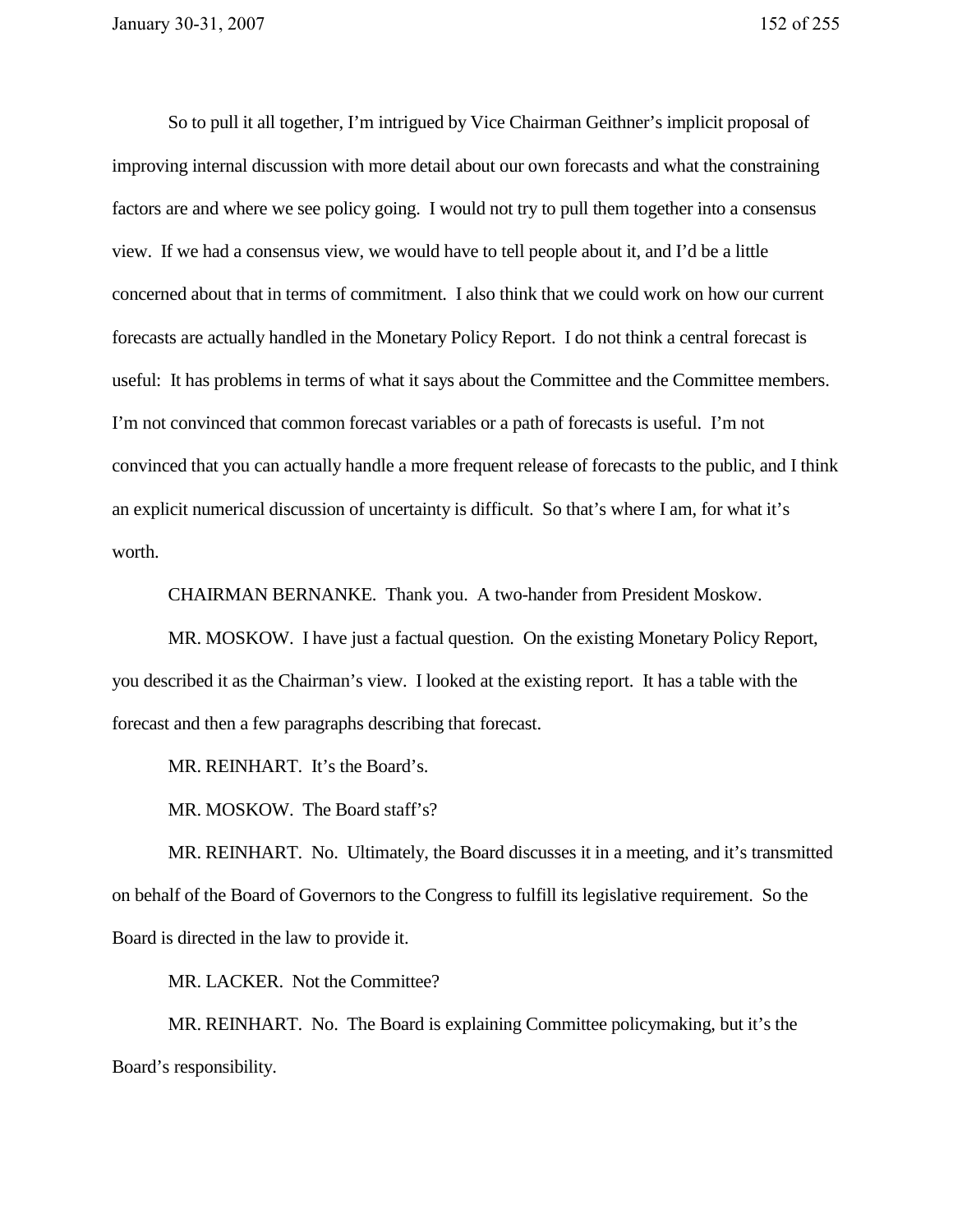So to pull it all together, I'm intrigued by Vice Chairman Geithner's implicit proposal of improving internal discussion with more detail about our own forecasts and what the constraining factors are and where we see policy going. I would not try to pull them together into a consensus view. If we had a consensus view, we would have to tell people about it, and I'd be a little concerned about that in terms of commitment. I also think that we could work on how our current forecasts are actually handled in the Monetary Policy Report. I do not think a central forecast is useful: It has problems in terms of what it says about the Committee and the Committee members. I'm not convinced that common forecast variables or a path of forecasts is useful. I'm not convinced that you can actually handle a more frequent release of forecasts to the public, and I think an explicit numerical discussion of uncertainty is difficult. So that's where I am, for what it's worth.

CHAIRMAN BERNANKE. Thank you. A two-hander from President Moskow.

MR. MOSKOW. I have just a factual question. On the existing Monetary Policy Report, you described it as the Chairman's view. I looked at the existing report. It has a table with the forecast and then a few paragraphs describing that forecast.

MR. REINHART. It's the Board's.

MR. MOSKOW. The Board staff's?

MR. REINHART. No. Ultimately, the Board discusses it in a meeting, and it's transmitted on behalf of the Board of Governors to the Congress to fulfill its legislative requirement. So the Board is directed in the law to provide it.

MR. LACKER. Not the Committee?

MR. REINHART. No. The Board is explaining Committee policymaking, but it's the Board's responsibility.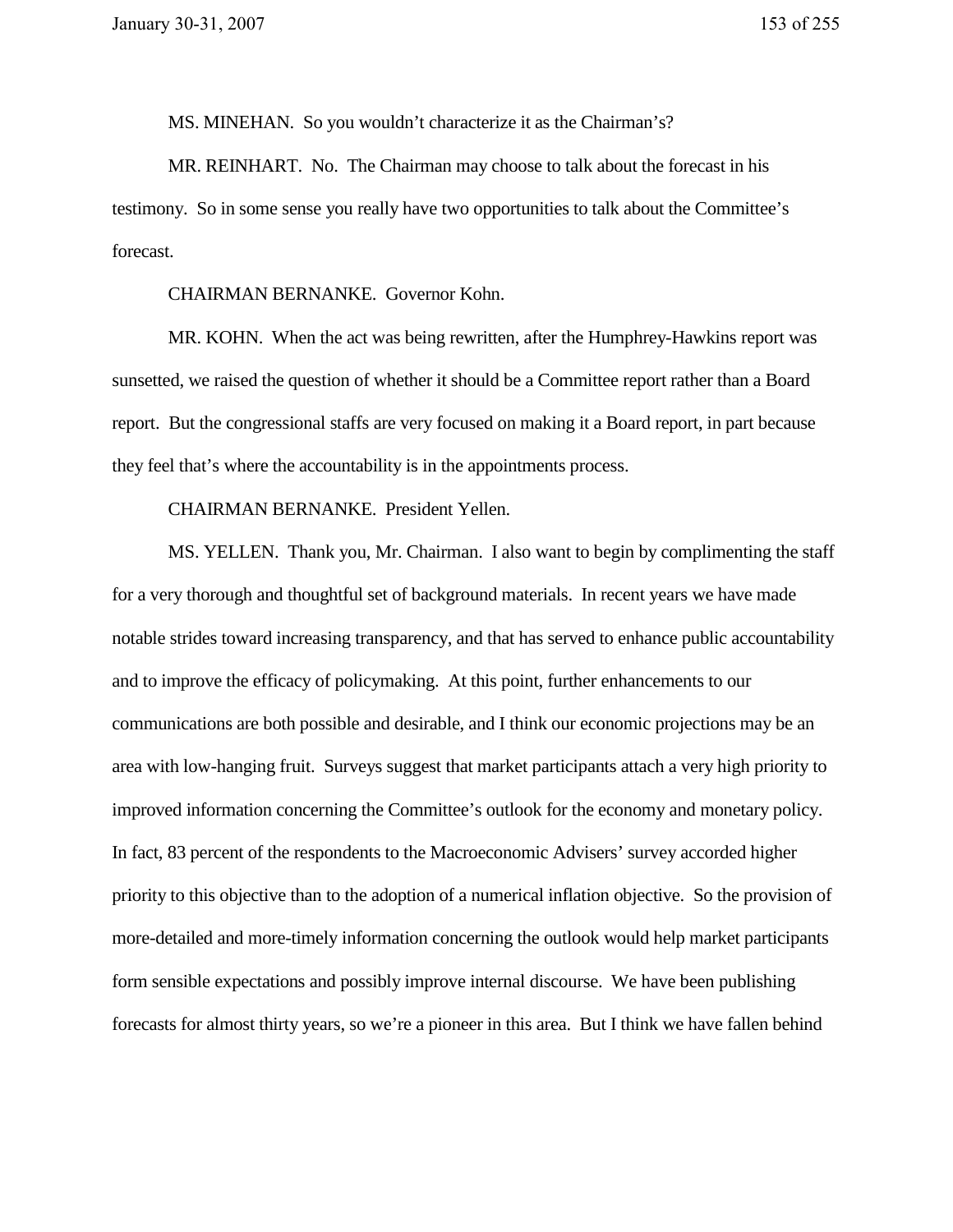MS. MINEHAN. So you wouldn't characterize it as the Chairman's?

MR. REINHART. No. The Chairman may choose to talk about the forecast in his testimony. So in some sense you really have two opportunities to talk about the Committee's forecast.

CHAIRMAN BERNANKE. Governor Kohn.

MR. KOHN. When the act was being rewritten, after the Humphrey-Hawkins report was sunsetted, we raised the question of whether it should be a Committee report rather than a Board report. But the congressional staffs are very focused on making it a Board report, in part because they feel that's where the accountability is in the appointments process.

CHAIRMAN BERNANKE. President Yellen.

MS. YELLEN. Thank you, Mr. Chairman. I also want to begin by complimenting the staff for a very thorough and thoughtful set of background materials. In recent years we have made notable strides toward increasing transparency, and that has served to enhance public accountability and to improve the efficacy of policymaking. At this point, further enhancements to our communications are both possible and desirable, and I think our economic projections may be an area with low-hanging fruit. Surveys suggest that market participants attach a very high priority to improved information concerning the Committee's outlook for the economy and monetary policy. In fact, 83 percent of the respondents to the Macroeconomic Advisers' survey accorded higher priority to this objective than to the adoption of a numerical inflation objective. So the provision of more-detailed and more-timely information concerning the outlook would help market participants form sensible expectations and possibly improve internal discourse. We have been publishing forecasts for almost thirty years, so we're a pioneer in this area. But I think we have fallen behind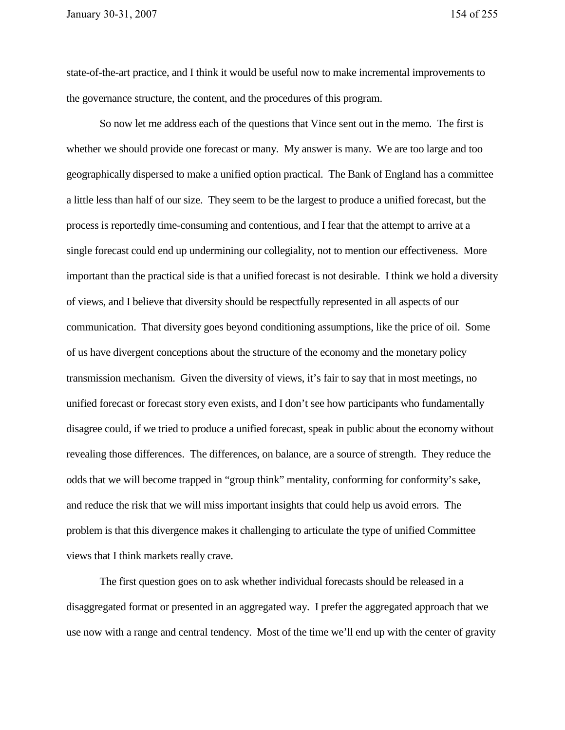state-of-the-art practice, and I think it would be useful now to make incremental improvements to the governance structure, the content, and the procedures of this program.

So now let me address each of the questions that Vince sent out in the memo. The first is whether we should provide one forecast or many. My answer is many. We are too large and too geographically dispersed to make a unified option practical. The Bank of England has a committee a little less than half of our size. They seem to be the largest to produce a unified forecast, but the process is reportedly time-consuming and contentious, and I fear that the attempt to arrive at a single forecast could end up undermining our collegiality, not to mention our effectiveness. More important than the practical side is that a unified forecast is not desirable. I think we hold a diversity of views, and I believe that diversity should be respectfully represented in all aspects of our communication. That diversity goes beyond conditioning assumptions, like the price of oil. Some of us have divergent conceptions about the structure of the economy and the monetary policy transmission mechanism. Given the diversity of views, it's fair to say that in most meetings, no unified forecast or forecast story even exists, and I don't see how participants who fundamentally disagree could, if we tried to produce a unified forecast, speak in public about the economy without revealing those differences. The differences, on balance, are a source of strength. They reduce the odds that we will become trapped in "group think" mentality, conforming for conformity's sake, and reduce the risk that we will miss important insights that could help us avoid errors. The problem is that this divergence makes it challenging to articulate the type of unified Committee views that I think markets really crave.

The first question goes on to ask whether individual forecasts should be released in a disaggregated format or presented in an aggregated way. I prefer the aggregated approach that we use now with a range and central tendency. Most of the time we'll end up with the center of gravity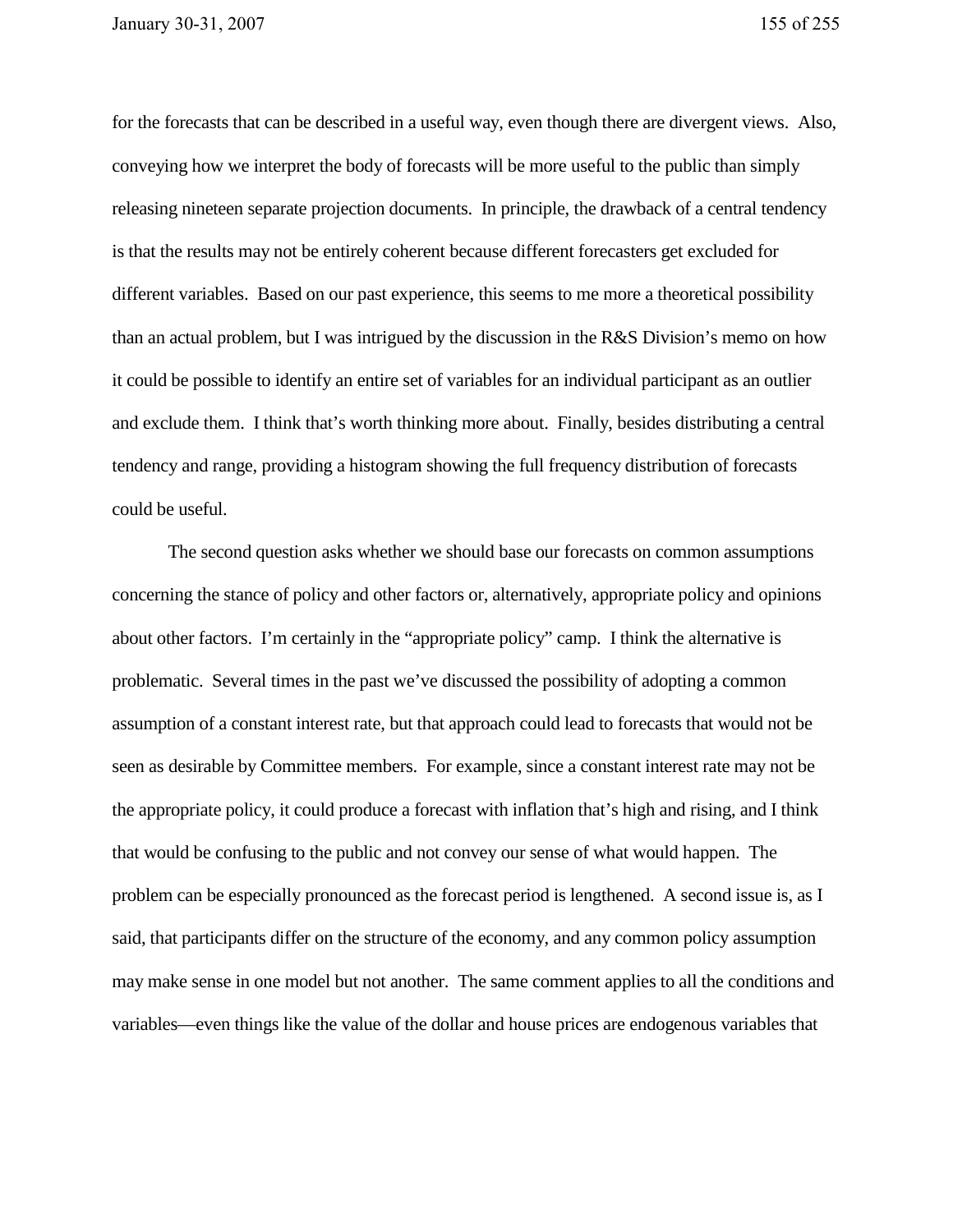for the forecasts that can be described in a useful way, even though there are divergent views. Also, conveying how we interpret the body of forecasts will be more useful to the public than simply releasing nineteen separate projection documents. In principle, the drawback of a central tendency is that the results may not be entirely coherent because different forecasters get excluded for different variables. Based on our past experience, this seems to me more a theoretical possibility than an actual problem, but I was intrigued by the discussion in the R&S Division's memo on how it could be possible to identify an entire set of variables for an individual participant as an outlier and exclude them. I think that's worth thinking more about. Finally, besides distributing a central tendency and range, providing a histogram showing the full frequency distribution of forecasts could be useful.

The second question asks whether we should base our forecasts on common assumptions concerning the stance of policy and other factors or, alternatively, appropriate policy and opinions about other factors. I'm certainly in the "appropriate policy" camp. I think the alternative is problematic. Several times in the past we've discussed the possibility of adopting a common assumption of a constant interest rate, but that approach could lead to forecasts that would not be seen as desirable by Committee members. For example, since a constant interest rate may not be the appropriate policy, it could produce a forecast with inflation that's high and rising, and I think that would be confusing to the public and not convey our sense of what would happen. The problem can be especially pronounced as the forecast period is lengthened. A second issue is, as I said, that participants differ on the structure of the economy, and any common policy assumption may make sense in one model but not another. The same comment applies to all the conditions and variables—even things like the value of the dollar and house prices are endogenous variables that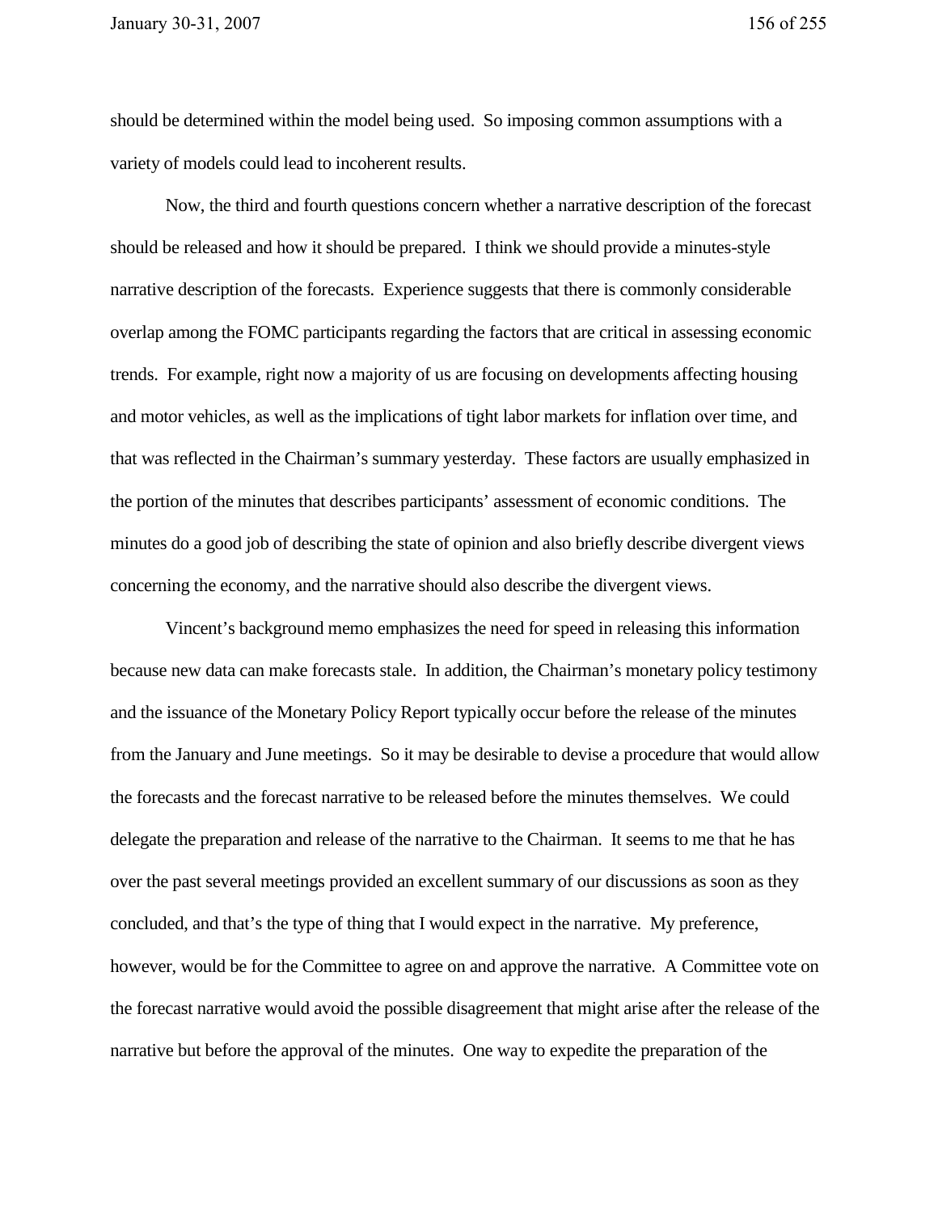should be determined within the model being used. So imposing common assumptions with a variety of models could lead to incoherent results.

Now, the third and fourth questions concern whether a narrative description of the forecast should be released and how it should be prepared. I think we should provide a minutes-style narrative description of the forecasts. Experience suggests that there is commonly considerable overlap among the FOMC participants regarding the factors that are critical in assessing economic trends. For example, right now a majority of us are focusing on developments affecting housing and motor vehicles, as well as the implications of tight labor markets for inflation over time, and that was reflected in the Chairman's summary yesterday. These factors are usually emphasized in the portion of the minutes that describes participants' assessment of economic conditions. The minutes do a good job of describing the state of opinion and also briefly describe divergent views concerning the economy, and the narrative should also describe the divergent views.

Vincent's background memo emphasizes the need for speed in releasing this information because new data can make forecasts stale. In addition, the Chairman's monetary policy testimony and the issuance of the Monetary Policy Report typically occur before the release of the minutes from the January and June meetings. So it may be desirable to devise a procedure that would allow the forecasts and the forecast narrative to be released before the minutes themselves. We could delegate the preparation and release of the narrative to the Chairman. It seems to me that he has over the past several meetings provided an excellent summary of our discussions as soon as they concluded, and that's the type of thing that I would expect in the narrative. My preference, however, would be for the Committee to agree on and approve the narrative. A Committee vote on the forecast narrative would avoid the possible disagreement that might arise after the release of the narrative but before the approval of the minutes. One way to expedite the preparation of the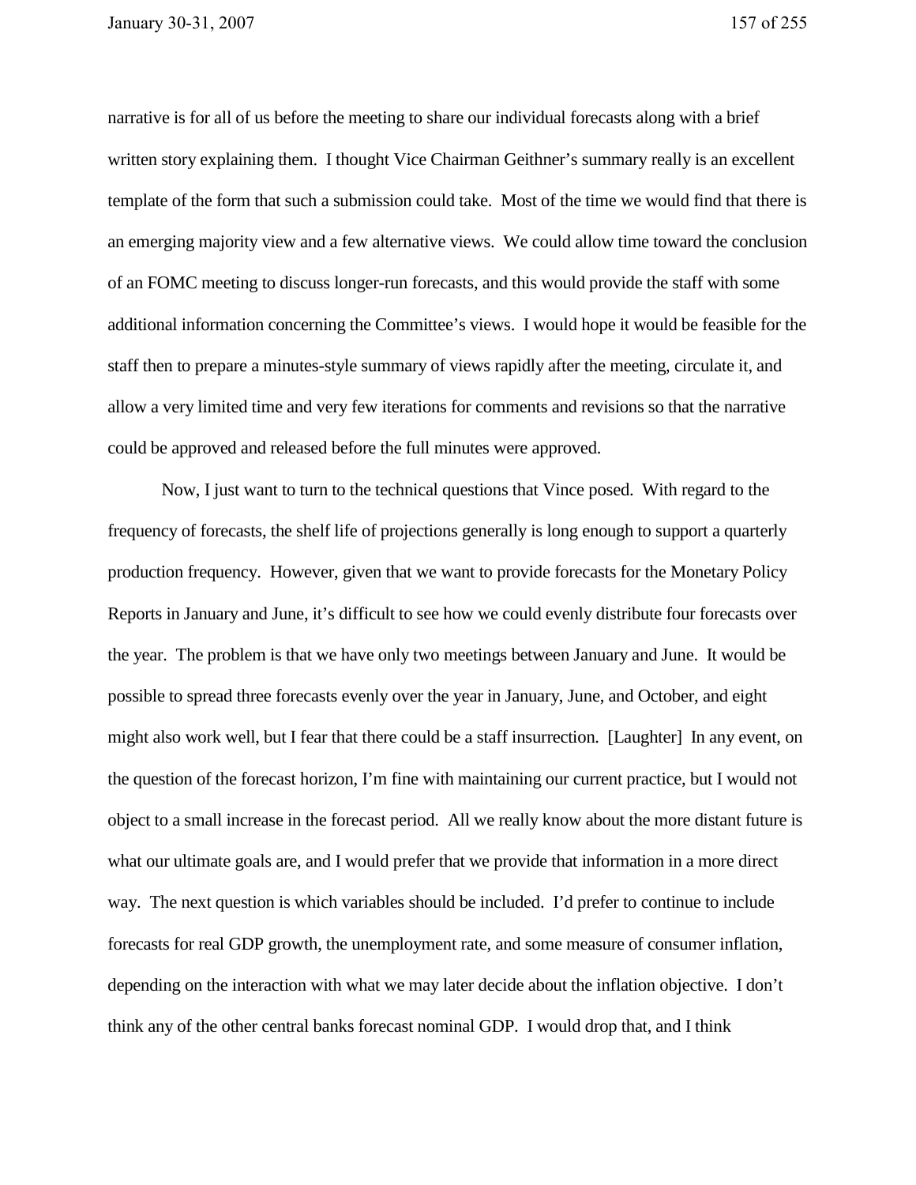narrative is for all of us before the meeting to share our individual forecasts along with a brief written story explaining them. I thought Vice Chairman Geithner's summary really is an excellent template of the form that such a submission could take. Most of the time we would find that there is an emerging majority view and a few alternative views. We could allow time toward the conclusion of an FOMC meeting to discuss longer-run forecasts, and this would provide the staff with some additional information concerning the Committee's views. I would hope it would be feasible for the staff then to prepare a minutes-style summary of views rapidly after the meeting, circulate it, and allow a very limited time and very few iterations for comments and revisions so that the narrative could be approved and released before the full minutes were approved.

Now, I just want to turn to the technical questions that Vince posed. With regard to the frequency of forecasts, the shelf life of projections generally is long enough to support a quarterly production frequency. However, given that we want to provide forecasts for the Monetary Policy Reports in January and June, it's difficult to see how we could evenly distribute four forecasts over the year. The problem is that we have only two meetings between January and June. It would be possible to spread three forecasts evenly over the year in January, June, and October, and eight might also work well, but I fear that there could be a staff insurrection. [Laughter] In any event, on the question of the forecast horizon, I'm fine with maintaining our current practice, but I would not object to a small increase in the forecast period. All we really know about the more distant future is what our ultimate goals are, and I would prefer that we provide that information in a more direct way. The next question is which variables should be included. I'd prefer to continue to include forecasts for real GDP growth, the unemployment rate, and some measure of consumer inflation, depending on the interaction with what we may later decide about the inflation objective. I don't think any of the other central banks forecast nominal GDP. I would drop that, and I think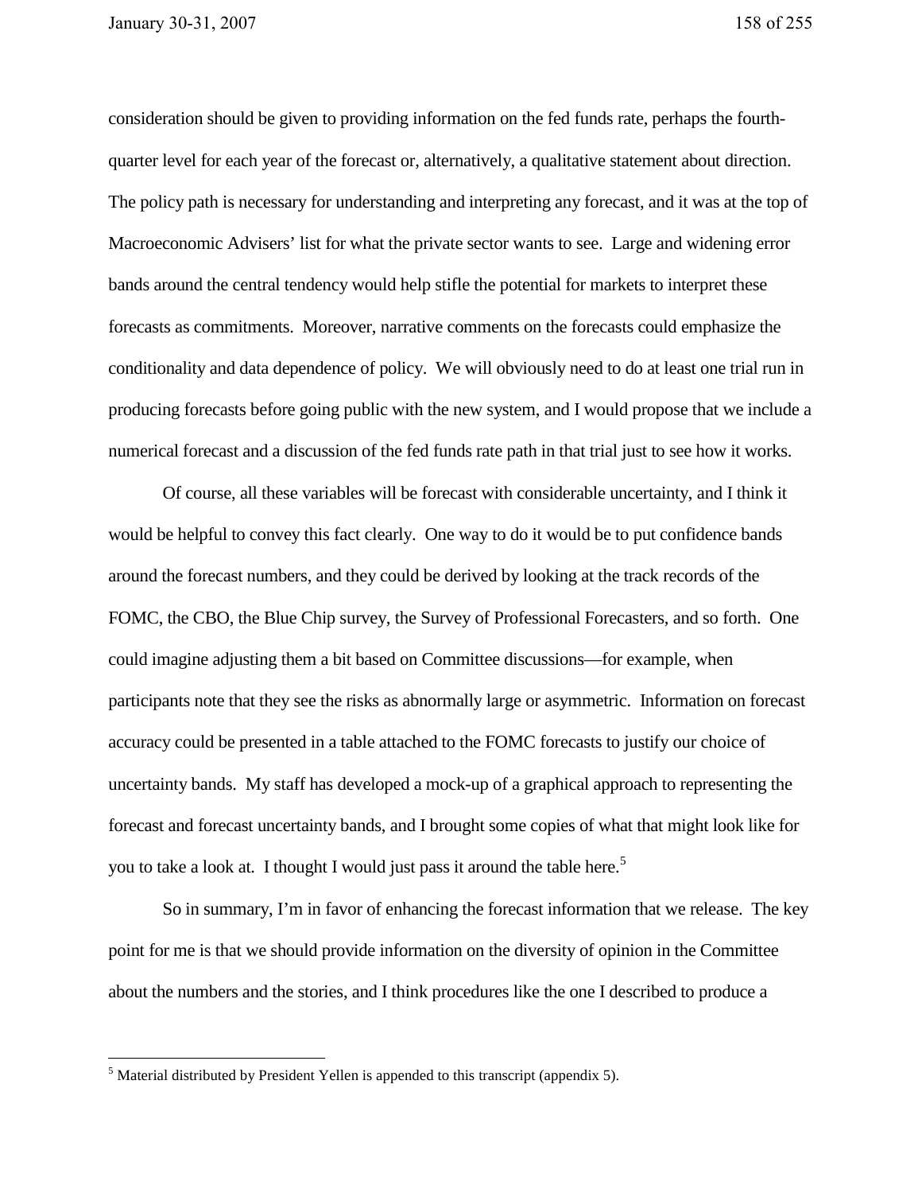consideration should be given to providing information on the fed funds rate, perhaps the fourth-quarter level for each year of the forecast or, alternatively, a qualitative statement about direction. The policy path is necessary for understanding and interpreting any forecast, and it was at the top of Macroeconomic Advisers' list for what the private sector wants to see. Large and widening error bands around the central tendency would help stifle the potential for markets to interpret these forecasts as commitments. Moreover, narrative comments on the forecasts could emphasize the conditionality and data dependence of policy. We will obviously need to do at least one trial run in producing forecasts before going public with the new system, and I would propose that we include a numerical forecast and a discussion of the fed funds rate path in that trial just to see how it works.

Of course, all these variables will be forecast with considerable uncertainty, and I think it would be helpful to convey this fact clearly. One way to do it would be to put confidence bands around the forecast numbers, and they could be derived by looking at the track records of the FOMC, the CBO, the Blue Chip survey, the Survey of Professional Forecasters, and so forth. One could imagine adjusting them a bit based on Committee discussions—for example, when participants note that they see the risks as abnormally large or asymmetric. Information on forecast accuracy could be presented in a table attached to the FOMC forecasts to justify our choice of uncertainty bands. My staff has developed a mock-up of a graphical approach to representing the forecast and forecast uncertainty bands, and I brought some copies of what that might look like for you to take a look at. I thought I would just pass it around the table here.[5]

So in summary, I'm in favor of enhancing the forecast information that we release. The key point for me is that we should provide information on the diversity of opinion in the Committee about the numbers and the stories, and I think procedures like the one I described to produce a

[5] Material distributed by President Yellen is appended to this transcript (appendix 5).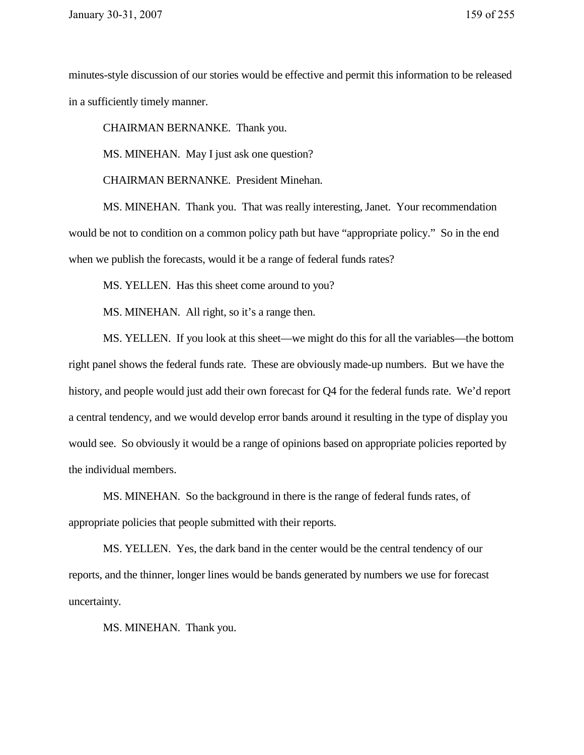minutes-style discussion of our stories would be effective and permit this information to be released in a sufficiently timely manner.

CHAIRMAN BERNANKE. Thank you.

MS. MINEHAN. May I just ask one question?

CHAIRMAN BERNANKE. President Minehan.

MS. MINEHAN. Thank you. That was really interesting, Janet. Your recommendation would be not to condition on a common policy path but have “appropriate policy.” So in the end when we publish the forecasts, would it be a range of federal funds rates?

MS. YELLEN. Has this sheet come around to you?

MS. MINEHAN. All right, so it’s a range then.

MS. YELLEN. If you look at this sheet—we might do this for all the variables—the bottom right panel shows the federal funds rate. These are obviously made-up numbers. But we have the history, and people would just add their own forecast for Q4 for the federal funds rate. We’d report a central tendency, and we would develop error bands around it resulting in the type of display you would see. So obviously it would be a range of opinions based on appropriate policies reported by the individual members.

MS. MINEHAN. So the background in there is the range of federal funds rates, of appropriate policies that people submitted with their reports.

MS. YELLEN. Yes, the dark band in the center would be the central tendency of our reports, and the thinner, longer lines would be bands generated by numbers we use for forecast uncertainty.

MS. MINEHAN. Thank you.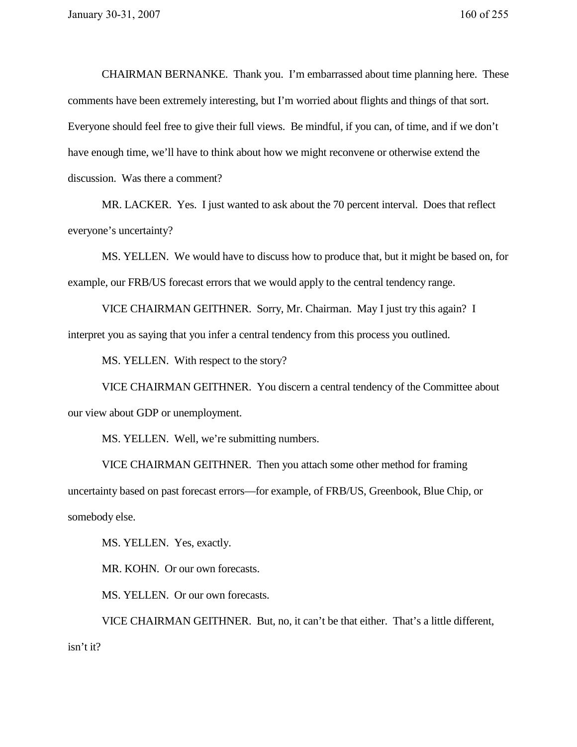CHAIRMAN BERNANKE. Thank you. I'm embarrassed about time planning here. These comments have been extremely interesting, but I'm worried about flights and things of that sort. Everyone should feel free to give their full views. Be mindful, if you can, of time, and if we don't have enough time, we'll have to think about how we might reconvene or otherwise extend the discussion. Was there a comment?

MR. LACKER. Yes. I just wanted to ask about the 70 percent interval. Does that reflect everyone's uncertainty?

MS. YELLEN. We would have to discuss how to produce that, but it might be based on, for example, our FRB/US forecast errors that we would apply to the central tendency range.

VICE CHAIRMAN GEITHNER. Sorry, Mr. Chairman. May I just try this again? I interpret you as saying that you infer a central tendency from this process you outlined.

MS. YELLEN. With respect to the story?

VICE CHAIRMAN GEITHNER. You discern a central tendency of the Committee about our view about GDP or unemployment.

MS. YELLEN. Well, we're submitting numbers.

VICE CHAIRMAN GEITHNER. Then you attach some other method for framing uncertainty based on past forecast errors—for example, of FRB/US, Greenbook, Blue Chip, or somebody else.

MS. YELLEN. Yes, exactly.

MR. KOHN. Or our own forecasts.

MS. YELLEN. Or our own forecasts.

VICE CHAIRMAN GEITHNER. But, no, it can't be that either. That's a little different, isn't it?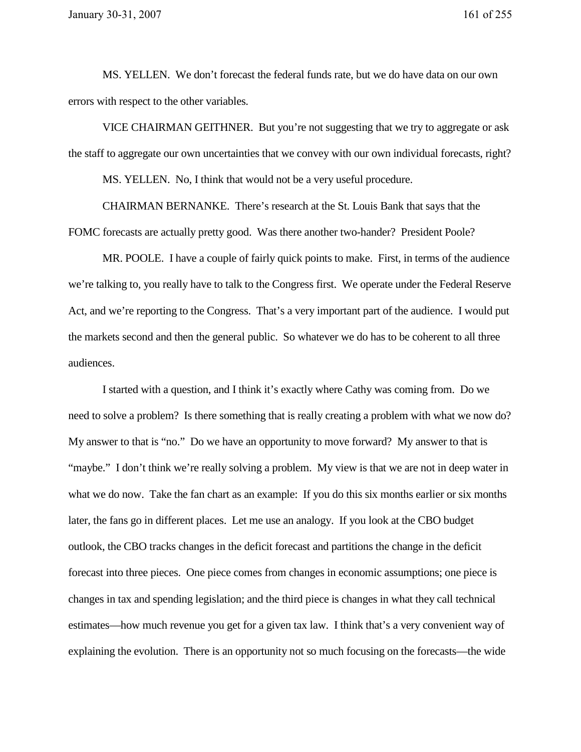MS. YELLEN. We don't forecast the federal funds rate, but we do have data on our own errors with respect to the other variables.

VICE CHAIRMAN GEITHNER. But you're not suggesting that we try to aggregate or ask the staff to aggregate our own uncertainties that we convey with our own individual forecasts, right?

MS. YELLEN. No, I think that would not be a very useful procedure.

CHAIRMAN BERNANKE. There's research at the St. Louis Bank that says that the FOMC forecasts are actually pretty good. Was there another two-hander? President Poole?

MR. POOLE. I have a couple of fairly quick points to make. First, in terms of the audience we're talking to, you really have to talk to the Congress first. We operate under the Federal Reserve Act, and we're reporting to the Congress. That's a very important part of the audience. I would put the markets second and then the general public. So whatever we do has to be coherent to all three audiences.

I started with a question, and I think it's exactly where Cathy was coming from. Do we need to solve a problem? Is there something that is really creating a problem with what we now do? My answer to that is "no." Do we have an opportunity to move forward? My answer to that is "maybe." I don't think we're really solving a problem. My view is that we are not in deep water in what we do now. Take the fan chart as an example: If you do this six months earlier or six months later, the fans go in different places. Let me use an analogy. If you look at the CBO budget outlook, the CBO tracks changes in the deficit forecast and partitions the change in the deficit forecast into three pieces. One piece comes from changes in economic assumptions; one piece is changes in tax and spending legislation; and the third piece is changes in what they call technical estimates—how much revenue you get for a given tax law. I think that's a very convenient way of explaining the evolution. There is an opportunity not so much focusing on the forecasts—the wide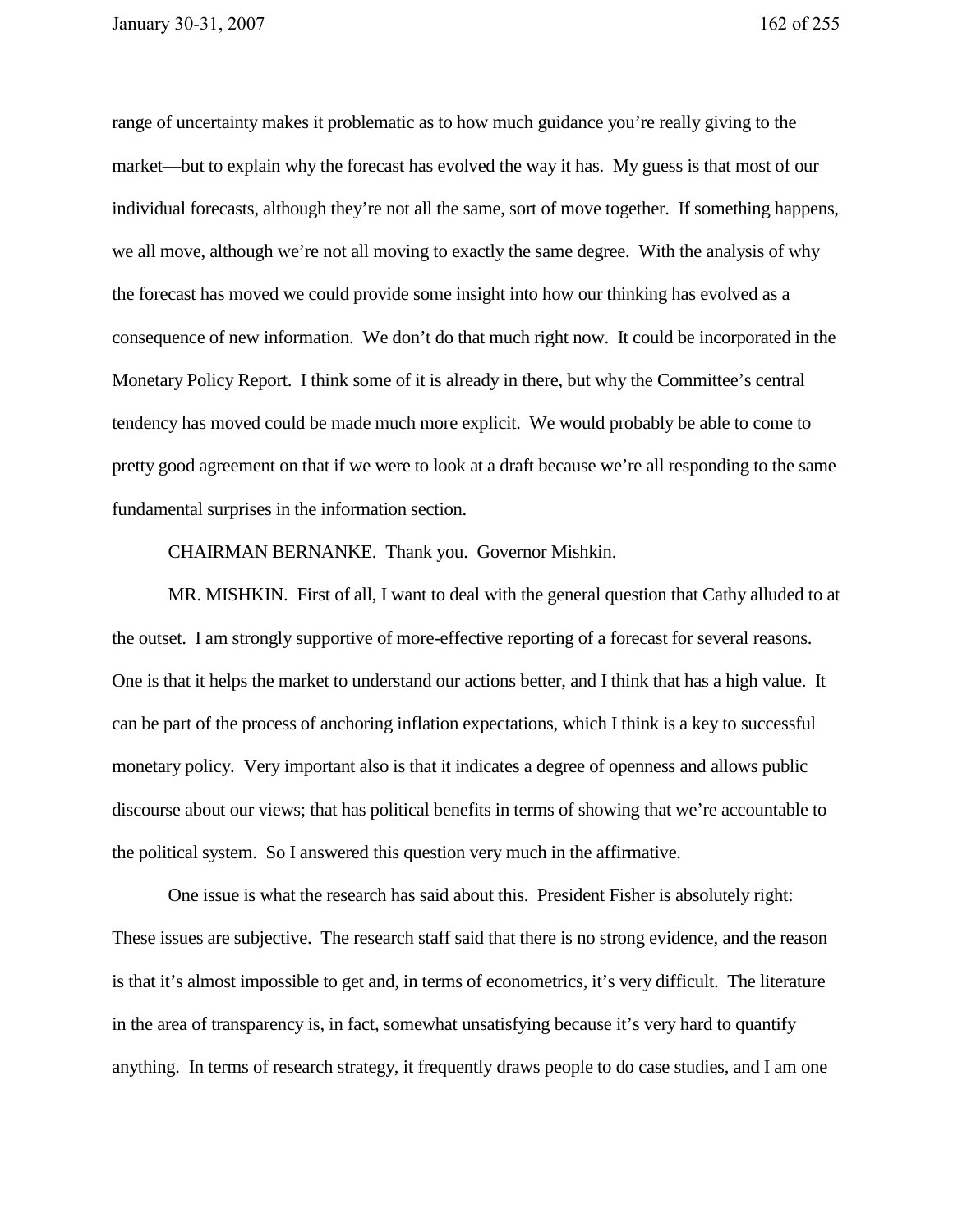range of uncertainty makes it problematic as to how much guidance you're really giving to the market—but to explain why the forecast has evolved the way it has. My guess is that most of our individual forecasts, although they're not all the same, sort of move together. If something happens, we all move, although we're not all moving to exactly the same degree. With the analysis of why the forecast has moved we could provide some insight into how our thinking has evolved as a consequence of new information. We don't do that much right now. It could be incorporated in the Monetary Policy Report. I think some of it is already in there, but why the Committee's central tendency has moved could be made much more explicit. We would probably be able to come to pretty good agreement on that if we were to look at a draft because we're all responding to the same fundamental surprises in the information section.

CHAIRMAN BERNANKE. Thank you. Governor Mishkin.

MR. MISHKIN. First of all, I want to deal with the general question that Cathy alluded to at the outset. I am strongly supportive of more-effective reporting of a forecast for several reasons. One is that it helps the market to understand our actions better, and I think that has a high value. It can be part of the process of anchoring inflation expectations, which I think is a key to successful monetary policy. Very important also is that it indicates a degree of openness and allows public discourse about our views; that has political benefits in terms of showing that we're accountable to the political system. So I answered this question very much in the affirmative.

One issue is what the research has said about this. President Fisher is absolutely right: These issues are subjective. The research staff said that there is no strong evidence, and the reason is that it's almost impossible to get and, in terms of econometrics, it's very difficult. The literature in the area of transparency is, in fact, somewhat unsatisfying because it's very hard to quantify anything. In terms of research strategy, it frequently draws people to do case studies, and I am one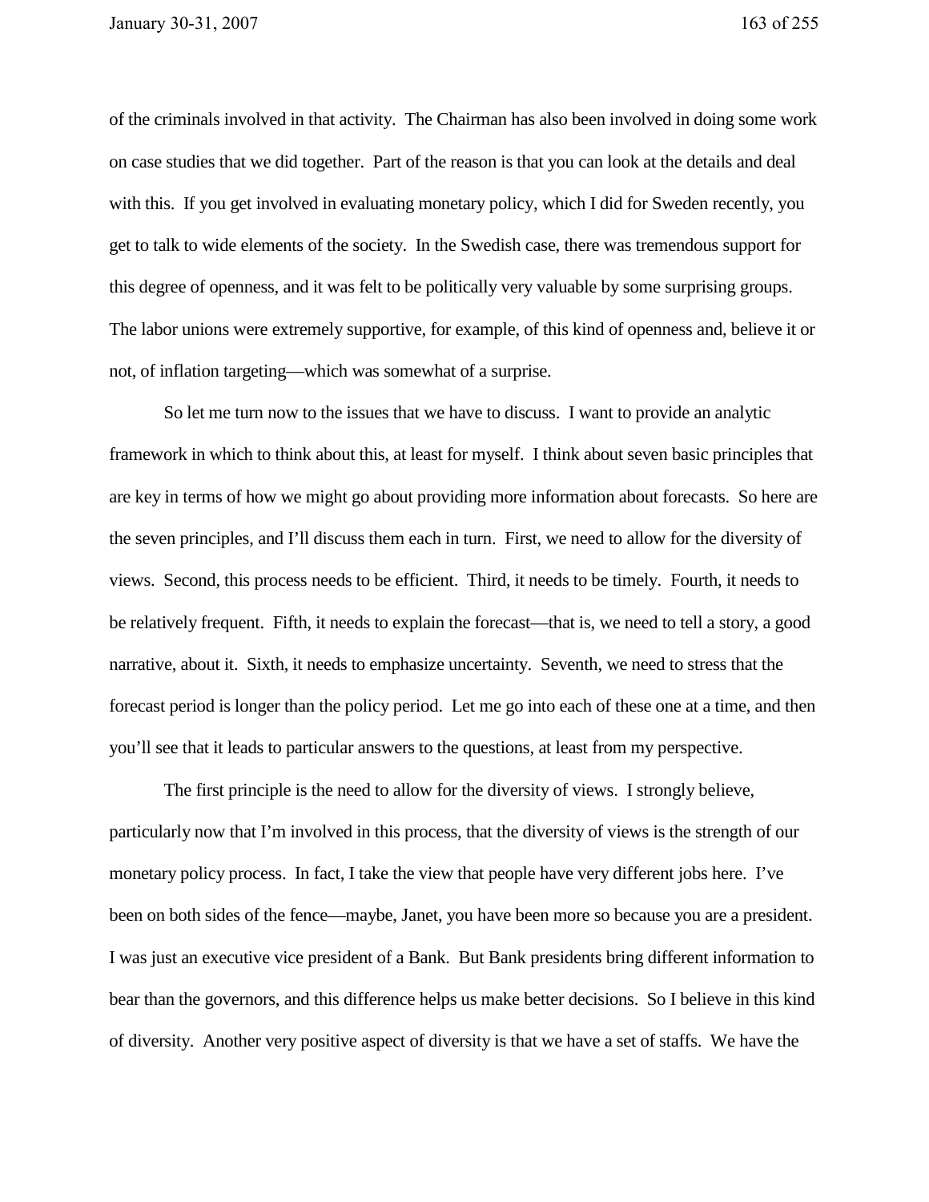of the criminals involved in that activity. The Chairman has also been involved in doing some work on case studies that we did together. Part of the reason is that you can look at the details and deal with this. If you get involved in evaluating monetary policy, which I did for Sweden recently, you get to talk to wide elements of the society. In the Swedish case, there was tremendous support for this degree of openness, and it was felt to be politically very valuable by some surprising groups. The labor unions were extremely supportive, for example, of this kind of openness and, believe it or not, of inflation targeting—which was somewhat of a surprise.

So let me turn now to the issues that we have to discuss. I want to provide an analytic framework in which to think about this, at least for myself. I think about seven basic principles that are key in terms of how we might go about providing more information about forecasts. So here are the seven principles, and I'll discuss them each in turn. First, we need to allow for the diversity of views. Second, this process needs to be efficient. Third, it needs to be timely. Fourth, it needs to be relatively frequent. Fifth, it needs to explain the forecast—that is, we need to tell a story, a good narrative, about it. Sixth, it needs to emphasize uncertainty. Seventh, we need to stress that the forecast period is longer than the policy period. Let me go into each of these one at a time, and then you'll see that it leads to particular answers to the questions, at least from my perspective.

The first principle is the need to allow for the diversity of views. I strongly believe, particularly now that I'm involved in this process, that the diversity of views is the strength of our monetary policy process. In fact, I take the view that people have very different jobs here. I've been on both sides of the fence—maybe, Janet, you have been more so because you are a president. I was just an executive vice president of a Bank. But Bank presidents bring different information to bear than the governors, and this difference helps us make better decisions. So I believe in this kind of diversity. Another very positive aspect of diversity is that we have a set of staffs. We have the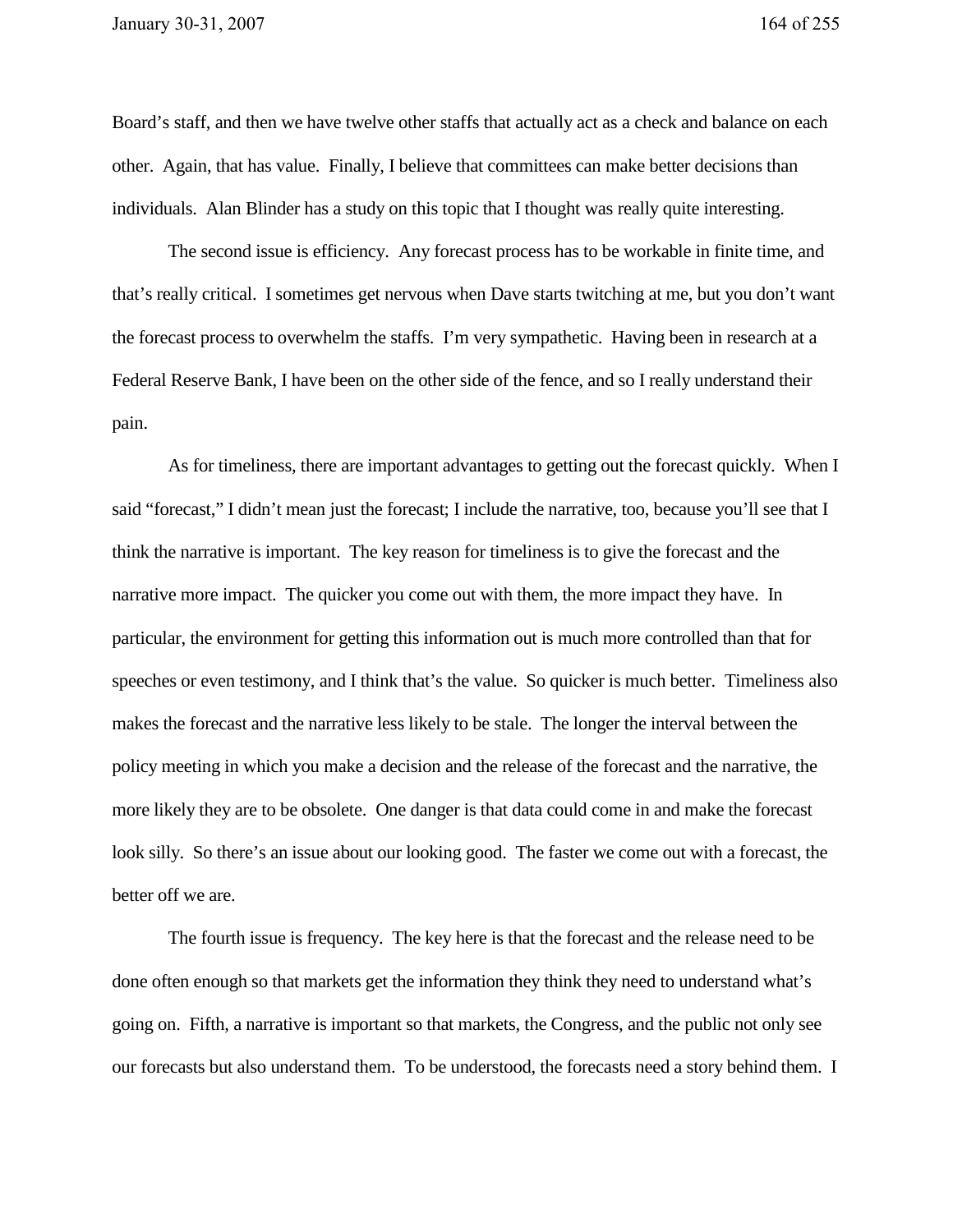Board's staff, and then we have twelve other staffs that actually act as a check and balance on each other. Again, that has value. Finally, I believe that committees can make better decisions than individuals. Alan Blinder has a study on this topic that I thought was really quite interesting.

The second issue is efficiency. Any forecast process has to be workable in finite time, and that's really critical. I sometimes get nervous when Dave starts twitching at me, but you don't want the forecast process to overwhelm the staffs. I'm very sympathetic. Having been in research at a Federal Reserve Bank, I have been on the other side of the fence, and so I really understand their pain.

As for timeliness, there are important advantages to getting out the forecast quickly. When I said "forecast," I didn't mean just the forecast; I include the narrative, too, because you'll see that I think the narrative is important. The key reason for timeliness is to give the forecast and the narrative more impact. The quicker you come out with them, the more impact they have. In particular, the environment for getting this information out is much more controlled than that for speeches or even testimony, and I think that's the value. So quicker is much better. Timeliness also makes the forecast and the narrative less likely to be stale. The longer the interval between the policy meeting in which you make a decision and the release of the forecast and the narrative, the more likely they are to be obsolete. One danger is that data could come in and make the forecast look silly. So there's an issue about our looking good. The faster we come out with a forecast, the better off we are.

The fourth issue is frequency. The key here is that the forecast and the release need to be done often enough so that markets get the information they think they need to understand what's going on. Fifth, a narrative is important so that markets, the Congress, and the public not only see our forecasts but also understand them. To be understood, the forecasts need a story behind them. I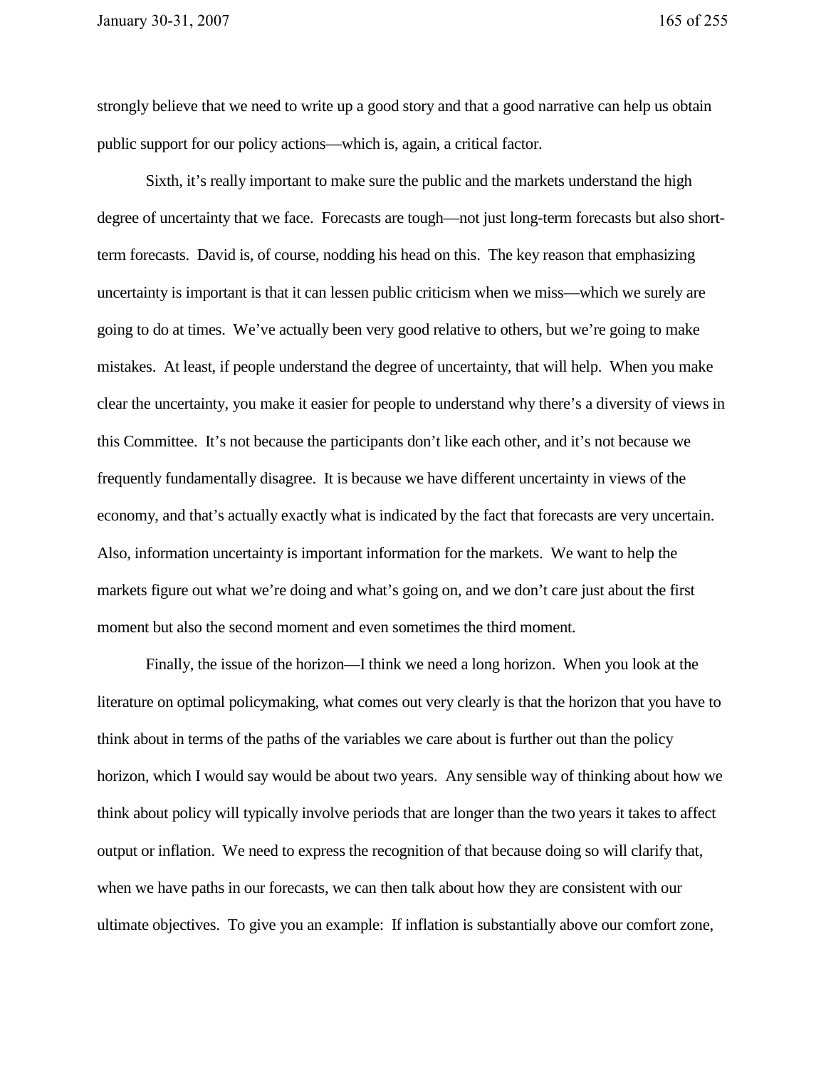strongly believe that we need to write up a good story and that a good narrative can help us obtain public support for our policy actions—which is, again, a critical factor.

Sixth, it's really important to make sure the public and the markets understand the high degree of uncertainty that we face. Forecasts are tough—not just long-term forecasts but also short-term forecasts. David is, of course, nodding his head on this. The key reason that emphasizing uncertainty is important is that it can lessen public criticism when we miss—which we surely are going to do at times. We've actually been very good relative to others, but we're going to make mistakes. At least, if people understand the degree of uncertainty, that will help. When you make clear the uncertainty, you make it easier for people to understand why there's a diversity of views in this Committee. It's not because the participants don't like each other, and it's not because we frequently fundamentally disagree. It is because we have different uncertainty in views of the economy, and that's actually exactly what is indicated by the fact that forecasts are very uncertain. Also, information uncertainty is important information for the markets. We want to help the markets figure out what we're doing and what's going on, and we don't care just about the first moment but also the second moment and even sometimes the third moment.

Finally, the issue of the horizon—I think we need a long horizon. When you look at the literature on optimal policymaking, what comes out very clearly is that the horizon that you have to think about in terms of the paths of the variables we care about is further out than the policy horizon, which I would say would be about two years. Any sensible way of thinking about how we think about policy will typically involve periods that are longer than the two years it takes to affect output or inflation. We need to express the recognition of that because doing so will clarify that, when we have paths in our forecasts, we can then talk about how they are consistent with our ultimate objectives. To give you an example: If inflation is substantially above our comfort zone,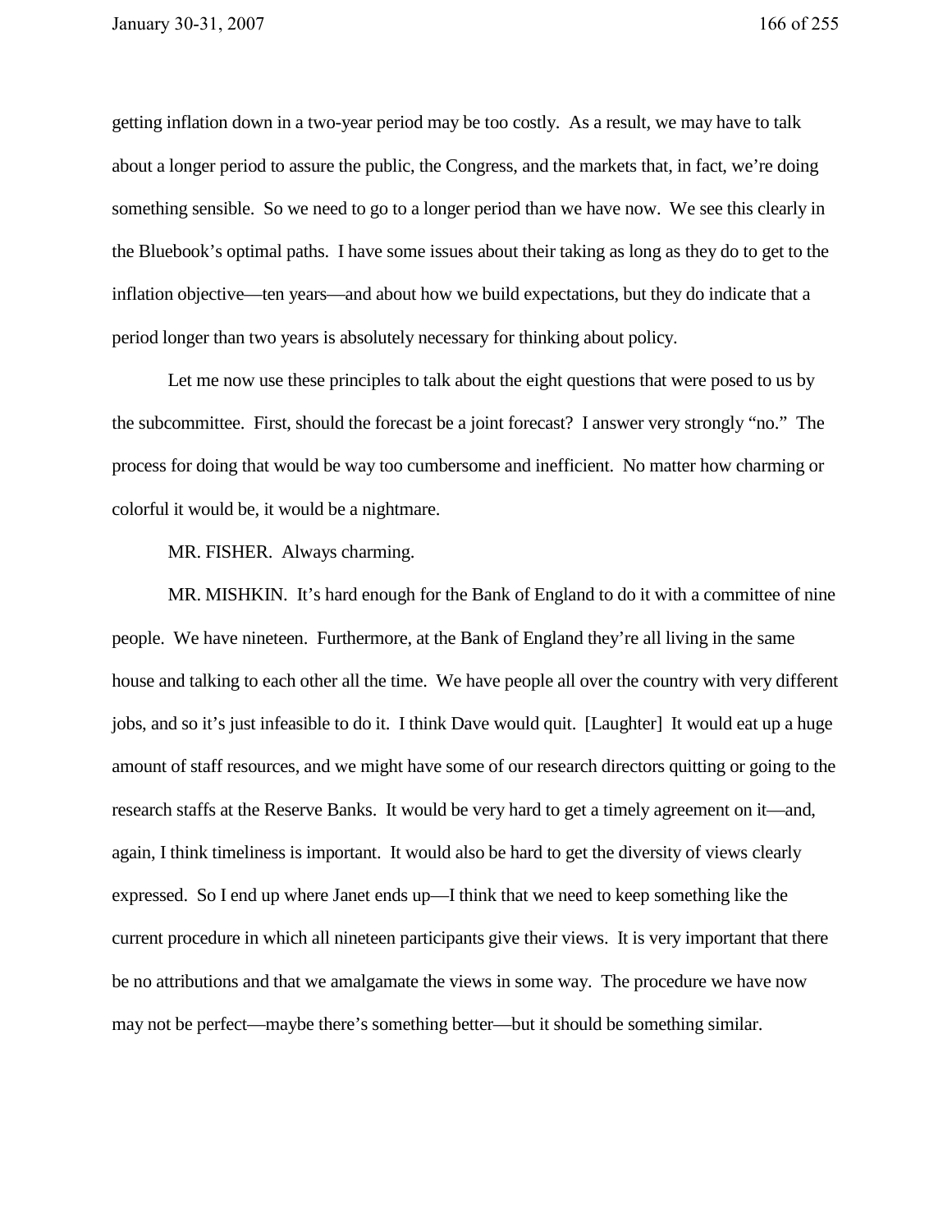getting inflation down in a two-year period may be too costly. As a result, we may have to talk about a longer period to assure the public, the Congress, and the markets that, in fact, we're doing something sensible. So we need to go to a longer period than we have now. We see this clearly in the Bluebook's optimal paths. I have some issues about their taking as long as they do to get to the inflation objective—ten years—and about how we build expectations, but they do indicate that a period longer than two years is absolutely necessary for thinking about policy.

Let me now use these principles to talk about the eight questions that were posed to us by the subcommittee. First, should the forecast be a joint forecast? I answer very strongly "no." The process for doing that would be way too cumbersome and inefficient. No matter how charming or colorful it would be, it would be a nightmare.

MR. FISHER. Always charming.

MR. MISHKIN. It's hard enough for the Bank of England to do it with a committee of nine people. We have nineteen. Furthermore, at the Bank of England they're all living in the same house and talking to each other all the time. We have people all over the country with very different jobs, and so it's just infeasible to do it. I think Dave would quit. [Laughter] It would eat up a huge amount of staff resources, and we might have some of our research directors quitting or going to the research staffs at the Reserve Banks. It would be very hard to get a timely agreement on it—and, again, I think timeliness is important. It would also be hard to get the diversity of views clearly expressed. So I end up where Janet ends up—I think that we need to keep something like the current procedure in which all nineteen participants give their views. It is very important that there be no attributions and that we amalgamate the views in some way. The procedure we have now may not be perfect—maybe there's something better—but it should be something similar.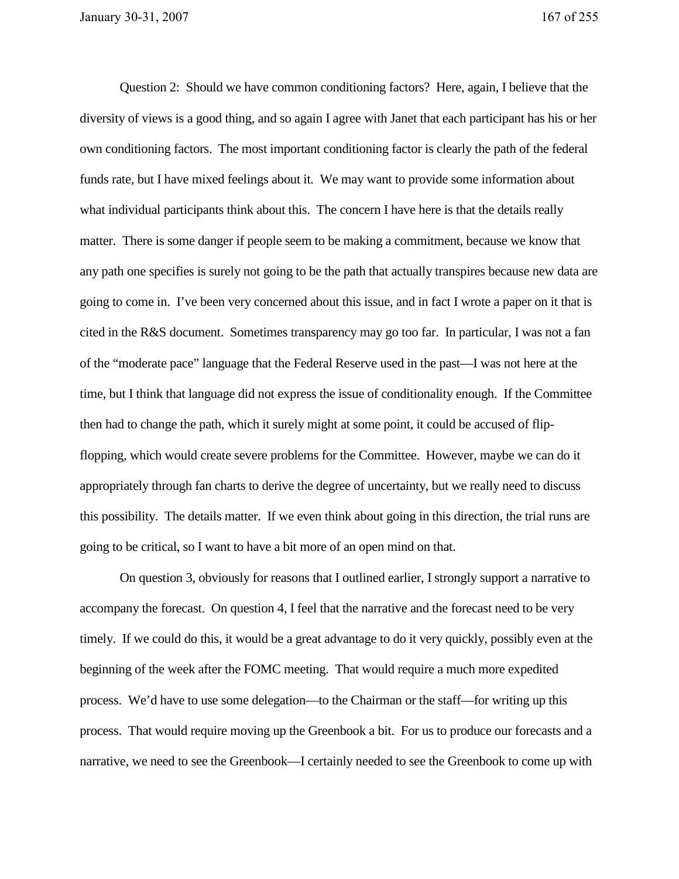Question 2: Should we have common conditioning factors? Here, again, I believe that the diversity of views is a good thing, and so again I agree with Janet that each participant has his or her own conditioning factors. The most important conditioning factor is clearly the path of the federal funds rate, but I have mixed feelings about it. We may want to provide some information about what individual participants think about this. The concern I have here is that the details really matter. There is some danger if people seem to be making a commitment, because we know that any path one specifies is surely not going to be the path that actually transpires because new data are going to come in. I've been very concerned about this issue, and in fact I wrote a paper on it that is cited in the R&S document. Sometimes transparency may go too far. In particular, I was not a fan of the "moderate pace" language that the Federal Reserve used in the past—I was not here at the time, but I think that language did not express the issue of conditionality enough. If the Committee then had to change the path, which it surely might at some point, it could be accused of flip-flopping, which would create severe problems for the Committee. However, maybe we can do it appropriately through fan charts to derive the degree of uncertainty, but we really need to discuss this possibility. The details matter. If we even think about going in this direction, the trial runs are going to be critical, so I want to have a bit more of an open mind on that.

On question 3, obviously for reasons that I outlined earlier, I strongly support a narrative to accompany the forecast. On question 4, I feel that the narrative and the forecast need to be very timely. If we could do this, it would be a great advantage to do it very quickly, possibly even at the beginning of the week after the FOMC meeting. That would require a much more expedited process. We'd have to use some delegation—to the Chairman or the staff—for writing up this process. That would require moving up the Greenbook a bit. For us to produce our forecasts and a narrative, we need to see the Greenbook—I certainly needed to see the Greenbook to come up with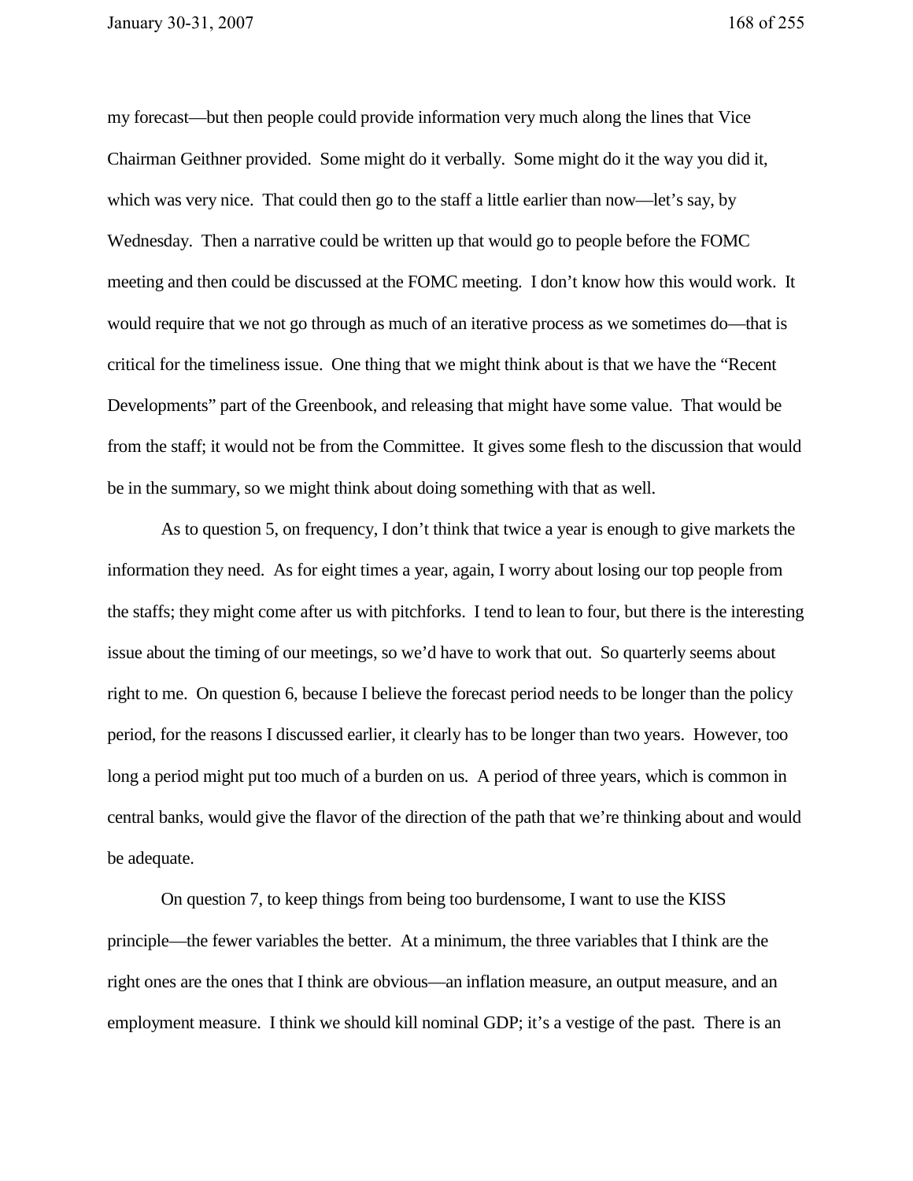my forecast—but then people could provide information very much along the lines that Vice Chairman Geithner provided. Some might do it verbally. Some might do it the way you did it, which was very nice. That could then go to the staff a little earlier than now—let's say, by Wednesday. Then a narrative could be written up that would go to people before the FOMC meeting and then could be discussed at the FOMC meeting. I don't know how this would work. It would require that we not go through as much of an iterative process as we sometimes do—that is critical for the timeliness issue. One thing that we might think about is that we have the "Recent Developments" part of the Greenbook, and releasing that might have some value. That would be from the staff; it would not be from the Committee. It gives some flesh to the discussion that would be in the summary, so we might think about doing something with that as well.

As to question 5, on frequency, I don't think that twice a year is enough to give markets the information they need. As for eight times a year, again, I worry about losing our top people from the staffs; they might come after us with pitchforks. I tend to lean to four, but there is the interesting issue about the timing of our meetings, so we'd have to work that out. So quarterly seems about right to me. On question 6, because I believe the forecast period needs to be longer than the policy period, for the reasons I discussed earlier, it clearly has to be longer than two years. However, too long a period might put too much of a burden on us. A period of three years, which is common in central banks, would give the flavor of the direction of the path that we're thinking about and would be adequate.

On question 7, to keep things from being too burdensome, I want to use the KISS principle—the fewer variables the better. At a minimum, the three variables that I think are the right ones are the ones that I think are obvious—an inflation measure, an output measure, and an employment measure. I think we should kill nominal GDP; it's a vestige of the past. There is an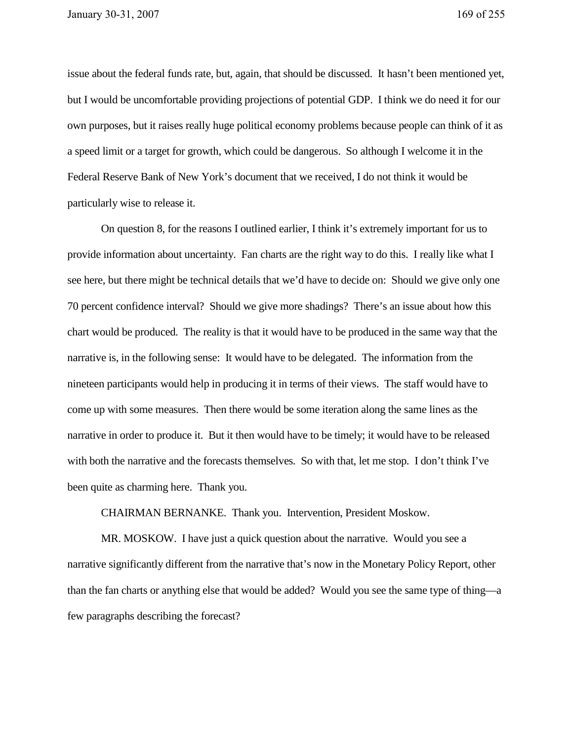issue about the federal funds rate, but, again, that should be discussed. It hasn't been mentioned yet, but I would be uncomfortable providing projections of potential GDP. I think we do need it for our own purposes, but it raises really huge political economy problems because people can think of it as a speed limit or a target for growth, which could be dangerous. So although I welcome it in the Federal Reserve Bank of New York's document that we received, I do not think it would be particularly wise to release it.

On question 8, for the reasons I outlined earlier, I think it's extremely important for us to provide information about uncertainty. Fan charts are the right way to do this. I really like what I see here, but there might be technical details that we'd have to decide on: Should we give only one 70 percent confidence interval? Should we give more shadings? There's an issue about how this chart would be produced. The reality is that it would have to be produced in the same way that the narrative is, in the following sense: It would have to be delegated. The information from the nineteen participants would help in producing it in terms of their views. The staff would have to come up with some measures. Then there would be some iteration along the same lines as the narrative in order to produce it. But it then would have to be timely; it would have to be released with both the narrative and the forecasts themselves. So with that, let me stop. I don't think I've been quite as charming here. Thank you.

CHAIRMAN BERNANKE. Thank you. Intervention, President Moskow.

MR. MOSKOW. I have just a quick question about the narrative. Would you see a narrative significantly different from the narrative that's now in the Monetary Policy Report, other than the fan charts or anything else that would be added? Would you see the same type of thing—a few paragraphs describing the forecast?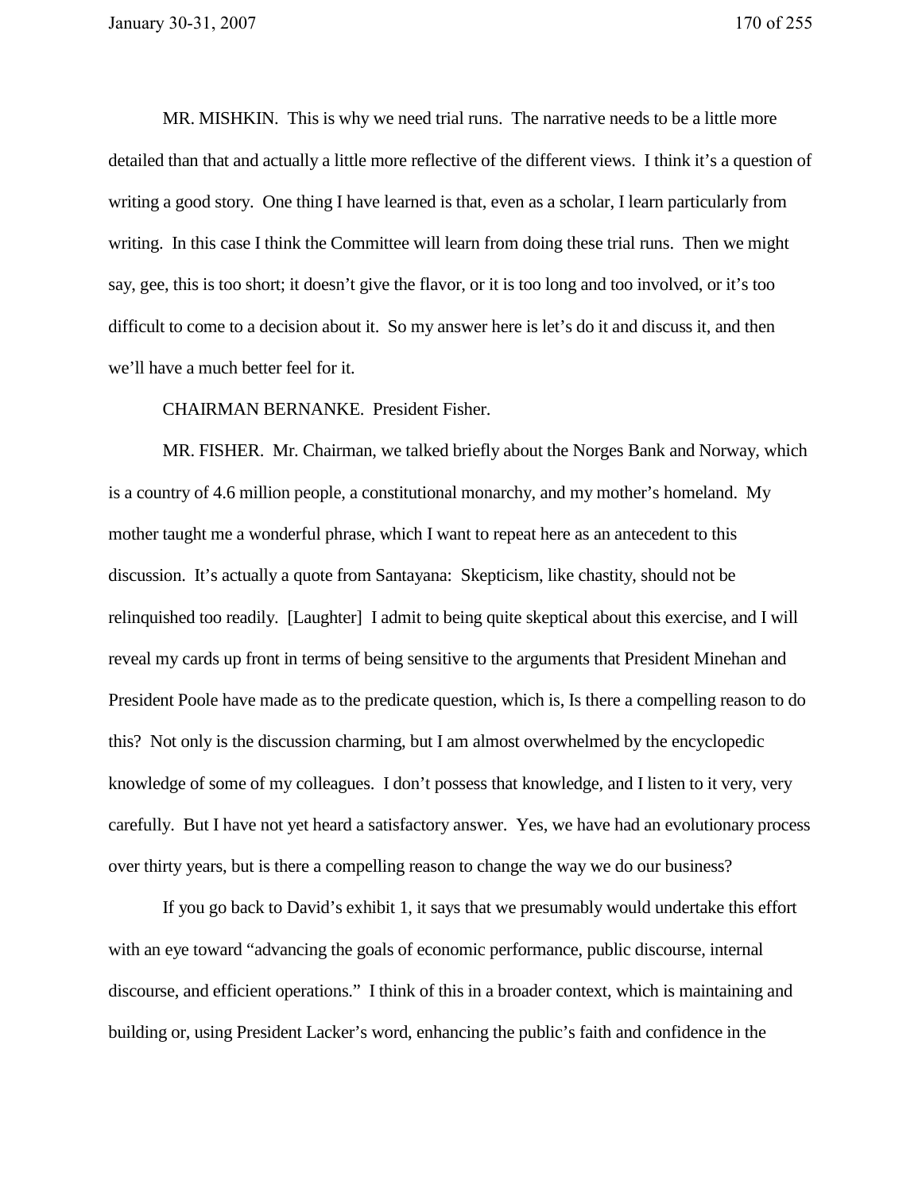MR. MISHKIN. This is why we need trial runs. The narrative needs to be a little more detailed than that and actually a little more reflective of the different views. I think it's a question of writing a good story. One thing I have learned is that, even as a scholar, I learn particularly from writing. In this case I think the Committee will learn from doing these trial runs. Then we might say, gee, this is too short; it doesn't give the flavor, or it is too long and too involved, or it's too difficult to come to a decision about it. So my answer here is let's do it and discuss it, and then we'll have a much better feel for it.

CHAIRMAN BERNANKE. President Fisher.

MR. FISHER. Mr. Chairman, we talked briefly about the Norges Bank and Norway, which is a country of 4.6 million people, a constitutional monarchy, and my mother's homeland. My mother taught me a wonderful phrase, which I want to repeat here as an antecedent to this discussion. It's actually a quote from Santayana: Skepticism, like chastity, should not be relinquished too readily. [Laughter] I admit to being quite skeptical about this exercise, and I will reveal my cards up front in terms of being sensitive to the arguments that President Minehan and President Poole have made as to the predicate question, which is, Is there a compelling reason to do this? Not only is the discussion charming, but I am almost overwhelmed by the encyclopedic knowledge of some of my colleagues. I don't possess that knowledge, and I listen to it very, very carefully. But I have not yet heard a satisfactory answer. Yes, we have had an evolutionary process over thirty years, but is there a compelling reason to change the way we do our business?

If you go back to David's exhibit 1, it says that we presumably would undertake this effort with an eye toward "advancing the goals of economic performance, public discourse, internal discourse, and efficient operations." I think of this in a broader context, which is maintaining and building or, using President Lacker's word, enhancing the public's faith and confidence in the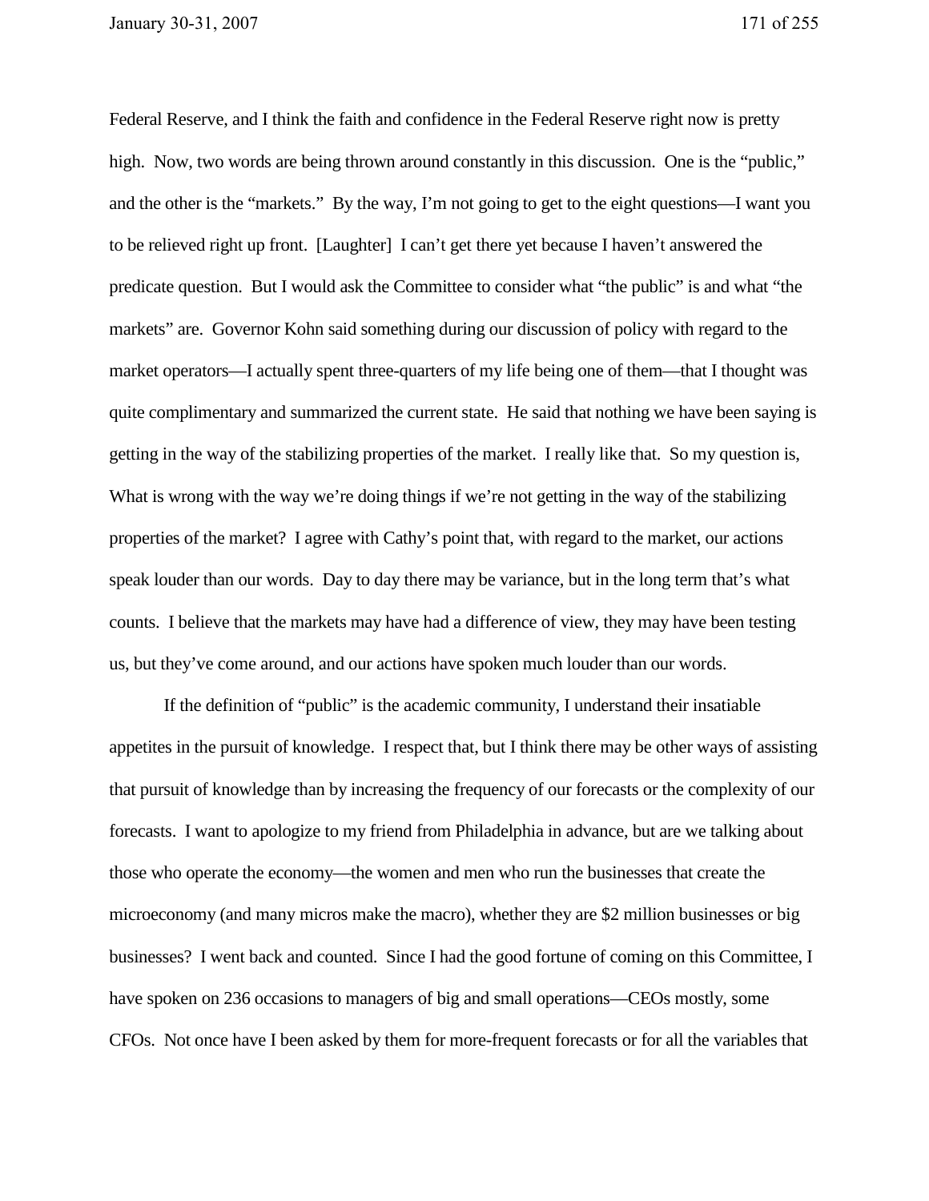Federal Reserve, and I think the faith and confidence in the Federal Reserve right now is pretty high. Now, two words are being thrown around constantly in this discussion. One is the "public," and the other is the "markets." By the way, I'm not going to get to the eight questions—I want you to be relieved right up front. [Laughter] I can't get there yet because I haven't answered the predicate question. But I would ask the Committee to consider what "the public" is and what "the markets" are. Governor Kohn said something during our discussion of policy with regard to the market operators—I actually spent three-quarters of my life being one of them—that I thought was quite complimentary and summarized the current state. He said that nothing we have been saying is getting in the way of the stabilizing properties of the market. I really like that. So my question is, What is wrong with the way we're doing things if we're not getting in the way of the stabilizing properties of the market? I agree with Cathy's point that, with regard to the market, our actions speak louder than our words. Day to day there may be variance, but in the long term that's what counts. I believe that the markets may have had a difference of view, they may have been testing us, but they've come around, and our actions have spoken much louder than our words.

If the definition of "public" is the academic community, I understand their insatiable appetites in the pursuit of knowledge. I respect that, but I think there may be other ways of assisting that pursuit of knowledge than by increasing the frequency of our forecasts or the complexity of our forecasts. I want to apologize to my friend from Philadelphia in advance, but are we talking about those who operate the economy—the women and men who run the businesses that create the microeconomy (and many micros make the macro), whether they are $2 million businesses or big businesses? I went back and counted. Since I had the good fortune of coming on this Committee, I have spoken on 236 occasions to managers of big and small operations—CEOs mostly, some CFOs. Not once have I been asked by them for more-frequent forecasts or for all the variables that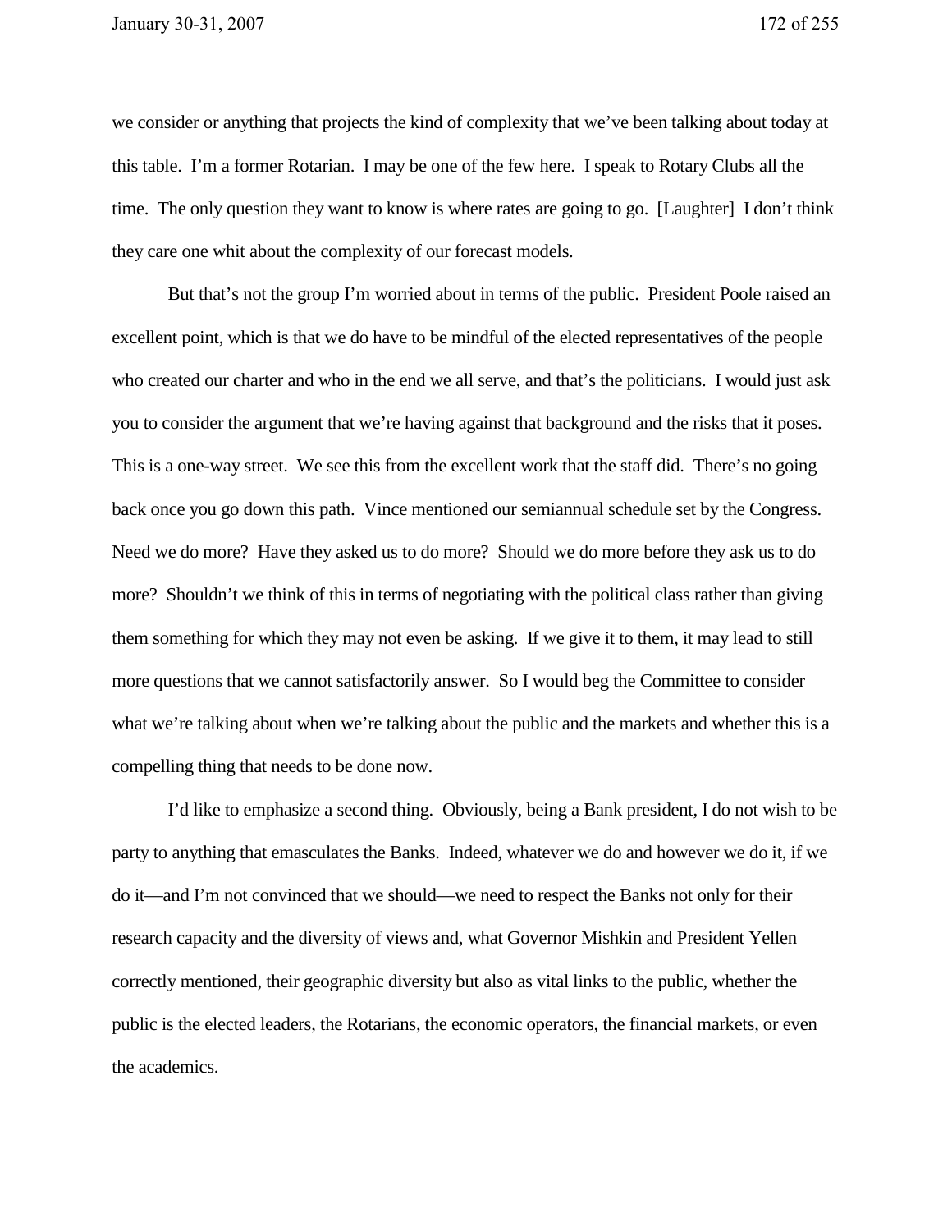we consider or anything that projects the kind of complexity that we've been talking about today at this table. I'm a former Rotarian. I may be one of the few here. I speak to Rotary Clubs all the time. The only question they want to know is where rates are going to go. [Laughter] I don't think they care one whit about the complexity of our forecast models.

But that's not the group I'm worried about in terms of the public. President Poole raised an excellent point, which is that we do have to be mindful of the elected representatives of the people who created our charter and who in the end we all serve, and that's the politicians. I would just ask you to consider the argument that we're having against that background and the risks that it poses. This is a one-way street. We see this from the excellent work that the staff did. There's no going back once you go down this path. Vince mentioned our semiannual schedule set by the Congress. Need we do more? Have they asked us to do more? Should we do more before they ask us to do more? Shouldn't we think of this in terms of negotiating with the political class rather than giving them something for which they may not even be asking. If we give it to them, it may lead to still more questions that we cannot satisfactorily answer. So I would beg the Committee to consider what we're talking about when we're talking about the public and the markets and whether this is a compelling thing that needs to be done now.

I'd like to emphasize a second thing. Obviously, being a Bank president, I do not wish to be party to anything that emasculates the Banks. Indeed, whatever we do and however we do it, if we do it—and I'm not convinced that we should—we need to respect the Banks not only for their research capacity and the diversity of views and, what Governor Mishkin and President Yellen correctly mentioned, their geographic diversity but also as vital links to the public, whether the public is the elected leaders, the Rotarians, the economic operators, the financial markets, or even the academics.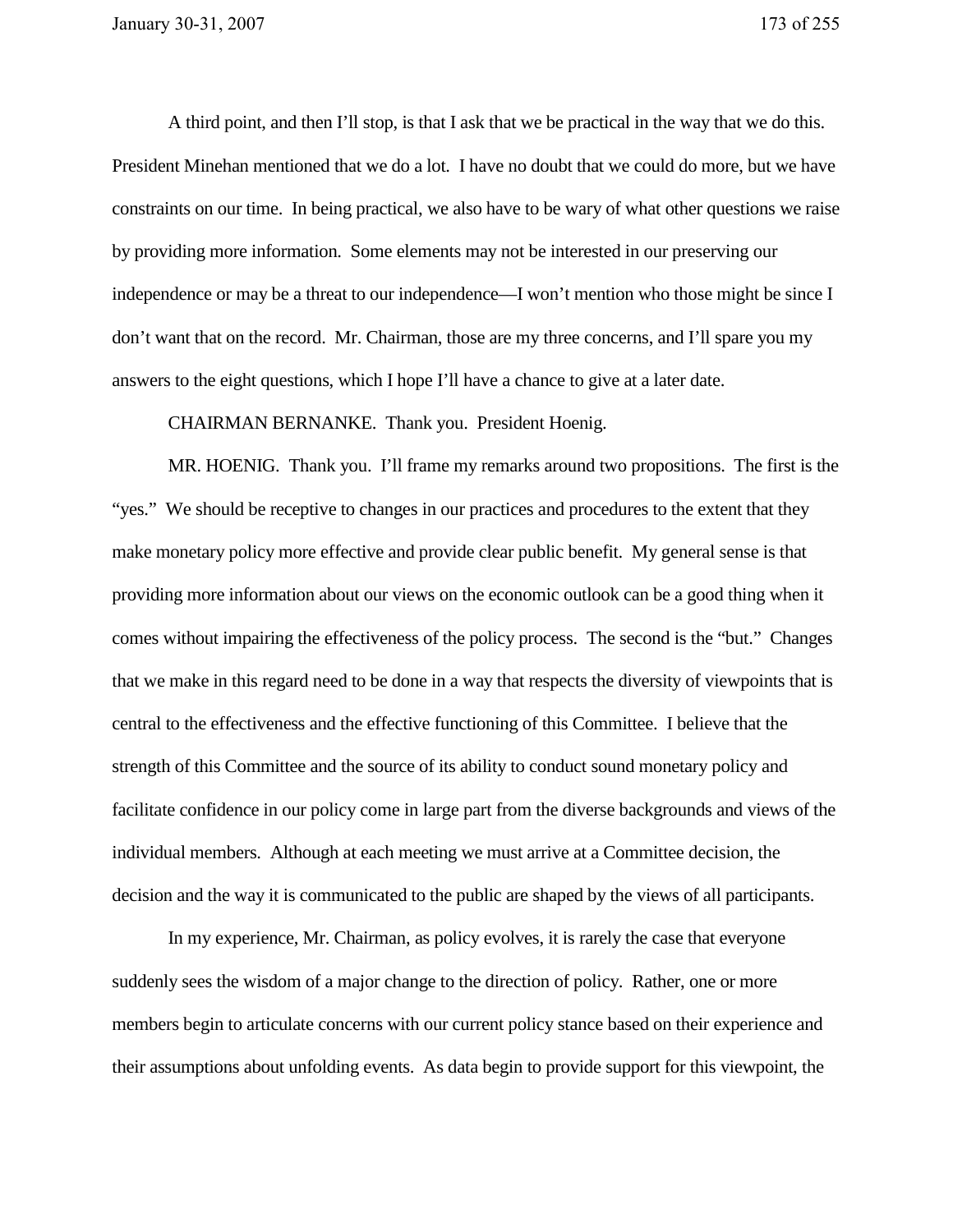A third point, and then I'll stop, is that I ask that we be practical in the way that we do this. President Minehan mentioned that we do a lot. I have no doubt that we could do more, but we have constraints on our time. In being practical, we also have to be wary of what other questions we raise by providing more information. Some elements may not be interested in our preserving our independence or may be a threat to our independence—I won't mention who those might be since I don't want that on the record. Mr. Chairman, those are my three concerns, and I'll spare you my answers to the eight questions, which I hope I'll have a chance to give at a later date.

CHAIRMAN BERNANKE. Thank you. President Hoenig.

MR. HOENIG. Thank you. I'll frame my remarks around two propositions. The first is the "yes." We should be receptive to changes in our practices and procedures to the extent that they make monetary policy more effective and provide clear public benefit. My general sense is that providing more information about our views on the economic outlook can be a good thing when it comes without impairing the effectiveness of the policy process. The second is the "but." Changes that we make in this regard need to be done in a way that respects the diversity of viewpoints that is central to the effectiveness and the effective functioning of this Committee. I believe that the strength of this Committee and the source of its ability to conduct sound monetary policy and facilitate confidence in our policy come in large part from the diverse backgrounds and views of the individual members. Although at each meeting we must arrive at a Committee decision, the decision and the way it is communicated to the public are shaped by the views of all participants.

In my experience, Mr. Chairman, as policy evolves, it is rarely the case that everyone suddenly sees the wisdom of a major change to the direction of policy. Rather, one or more members begin to articulate concerns with our current policy stance based on their experience and their assumptions about unfolding events. As data begin to provide support for this viewpoint, the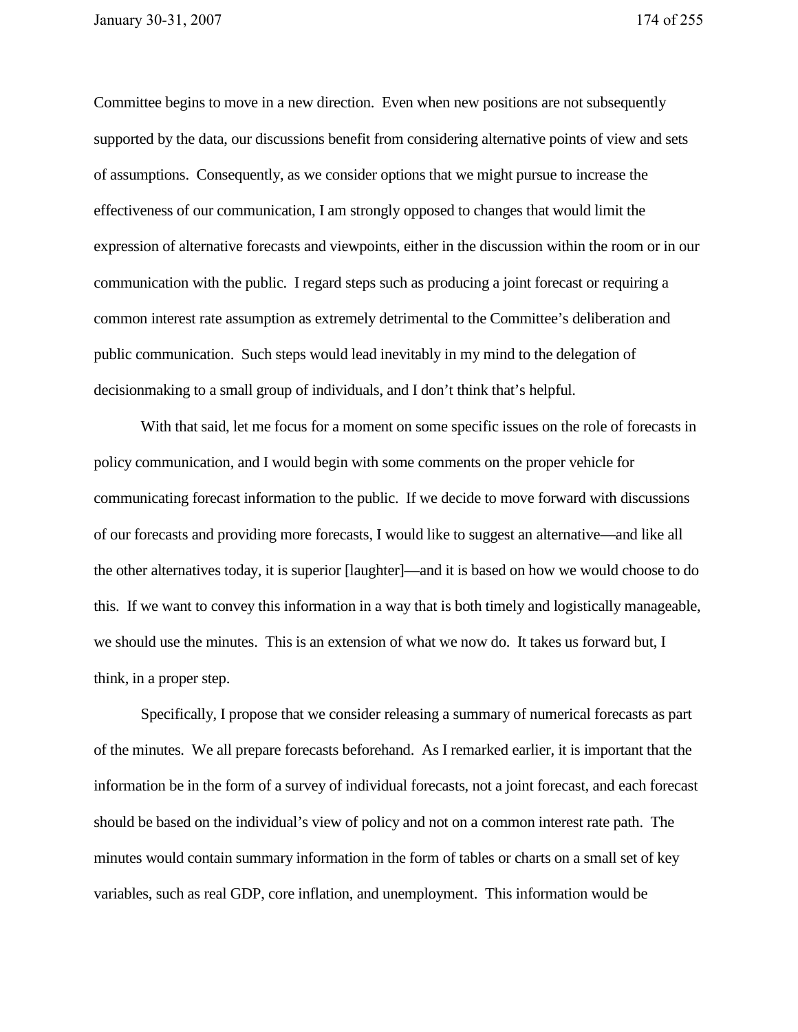Committee begins to move in a new direction. Even when new positions are not subsequently supported by the data, our discussions benefit from considering alternative points of view and sets of assumptions. Consequently, as we consider options that we might pursue to increase the effectiveness of our communication, I am strongly opposed to changes that would limit the expression of alternative forecasts and viewpoints, either in the discussion within the room or in our communication with the public. I regard steps such as producing a joint forecast or requiring a common interest rate assumption as extremely detrimental to the Committee's deliberation and public communication. Such steps would lead inevitably in my mind to the delegation of decisionmaking to a small group of individuals, and I don't think that's helpful.

With that said, let me focus for a moment on some specific issues on the role of forecasts in policy communication, and I would begin with some comments on the proper vehicle for communicating forecast information to the public. If we decide to move forward with discussions of our forecasts and providing more forecasts, I would like to suggest an alternative—and like all the other alternatives today, it is superior [laughter]—and it is based on how we would choose to do this. If we want to convey this information in a way that is both timely and logistically manageable, we should use the minutes. This is an extension of what we now do. It takes us forward but, I think, in a proper step.

Specifically, I propose that we consider releasing a summary of numerical forecasts as part of the minutes. We all prepare forecasts beforehand. As I remarked earlier, it is important that the information be in the form of a survey of individual forecasts, not a joint forecast, and each forecast should be based on the individual's view of policy and not on a common interest rate path. The minutes would contain summary information in the form of tables or charts on a small set of key variables, such as real GDP, core inflation, and unemployment. This information would be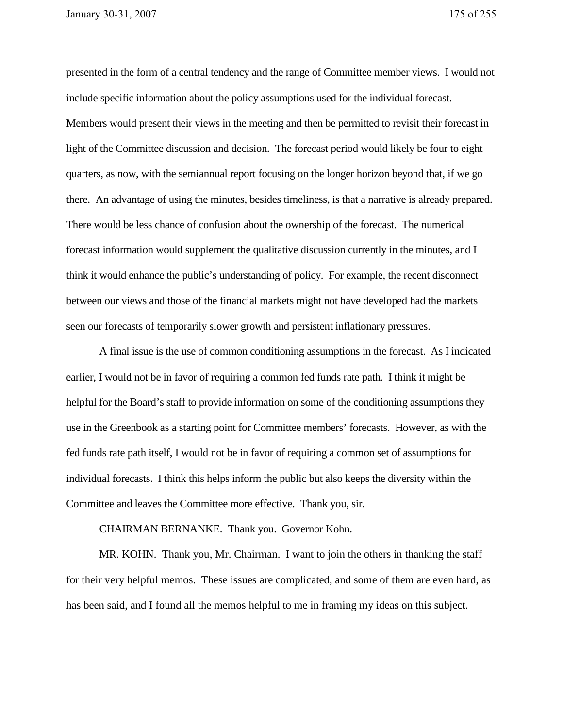presented in the form of a central tendency and the range of Committee member views. I would not include specific information about the policy assumptions used for the individual forecast. Members would present their views in the meeting and then be permitted to revisit their forecast in light of the Committee discussion and decision. The forecast period would likely be four to eight quarters, as now, with the semiannual report focusing on the longer horizon beyond that, if we go there. An advantage of using the minutes, besides timeliness, is that a narrative is already prepared. There would be less chance of confusion about the ownership of the forecast. The numerical forecast information would supplement the qualitative discussion currently in the minutes, and I think it would enhance the public's understanding of policy. For example, the recent disconnect between our views and those of the financial markets might not have developed had the markets seen our forecasts of temporarily slower growth and persistent inflationary pressures.

A final issue is the use of common conditioning assumptions in the forecast. As I indicated earlier, I would not be in favor of requiring a common fed funds rate path. I think it might be helpful for the Board's staff to provide information on some of the conditioning assumptions they use in the Greenbook as a starting point for Committee members' forecasts. However, as with the fed funds rate path itself, I would not be in favor of requiring a common set of assumptions for individual forecasts. I think this helps inform the public but also keeps the diversity within the Committee and leaves the Committee more effective. Thank you, sir.

CHAIRMAN BERNANKE. Thank you. Governor Kohn.

MR. KOHN. Thank you, Mr. Chairman. I want to join the others in thanking the staff for their very helpful memos. These issues are complicated, and some of them are even hard, as has been said, and I found all the memos helpful to me in framing my ideas on this subject.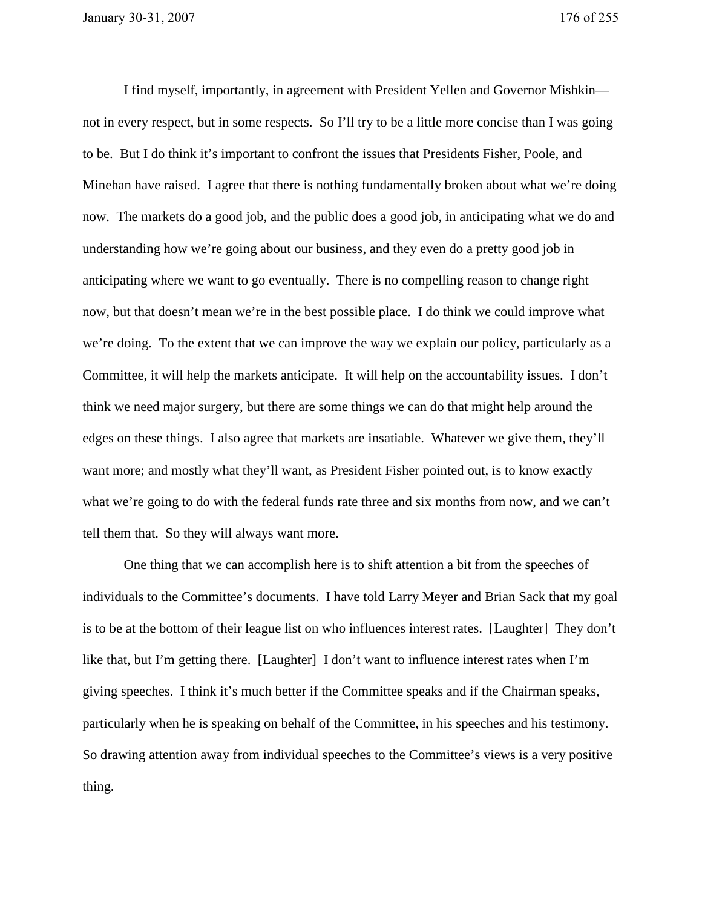I find myself, importantly, in agreement with President Yellen and Governor Mishkin—not in every respect, but in some respects. So I'll try to be a little more concise than I was going to be. But I do think it's important to confront the issues that Presidents Fisher, Poole, and Minehan have raised. I agree that there is nothing fundamentally broken about what we're doing now. The markets do a good job, and the public does a good job, in anticipating what we do and understanding how we're going about our business, and they even do a pretty good job in anticipating where we want to go eventually. There is no compelling reason to change right now, but that doesn't mean we're in the best possible place. I do think we could improve what we're doing. To the extent that we can improve the way we explain our policy, particularly as a Committee, it will help the markets anticipate. It will help on the accountability issues. I don't think we need major surgery, but there are some things we can do that might help around the edges on these things. I also agree that markets are insatiable. Whatever we give them, they'll want more; and mostly what they'll want, as President Fisher pointed out, is to know exactly what we're going to do with the federal funds rate three and six months from now, and we can't tell them that. So they will always want more.

One thing that we can accomplish here is to shift attention a bit from the speeches of individuals to the Committee's documents. I have told Larry Meyer and Brian Sack that my goal is to be at the bottom of their league list on who influences interest rates. [Laughter] They don't like that, but I'm getting there. [Laughter] I don't want to influence interest rates when I'm giving speeches. I think it's much better if the Committee speaks and if the Chairman speaks, particularly when he is speaking on behalf of the Committee, in his speeches and his testimony. So drawing attention away from individual speeches to the Committee's views is a very positive thing.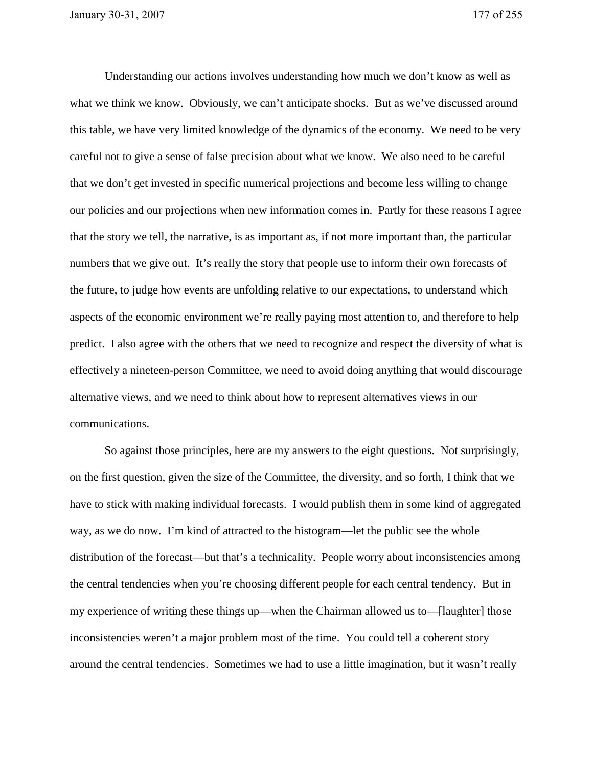Understanding our actions involves understanding how much we don't know as well as what we think we know. Obviously, we can't anticipate shocks. But as we've discussed around this table, we have very limited knowledge of the dynamics of the economy. We need to be very careful not to give a sense of false precision about what we know. We also need to be careful that we don't get invested in specific numerical projections and become less willing to change our policies and our projections when new information comes in. Partly for these reasons I agree that the story we tell, the narrative, is as important as, if not more important than, the particular numbers that we give out. It's really the story that people use to inform their own forecasts of the future, to judge how events are unfolding relative to our expectations, to understand which aspects of the economic environment we're really paying most attention to, and therefore to help predict. I also agree with the others that we need to recognize and respect the diversity of what is effectively a nineteen-person Committee, we need to avoid doing anything that would discourage alternative views, and we need to think about how to represent alternatives views in our communications.

So against those principles, here are my answers to the eight questions. Not surprisingly, on the first question, given the size of the Committee, the diversity, and so forth, I think that we have to stick with making individual forecasts. I would publish them in some kind of aggregated way, as we do now. I'm kind of attracted to the histogram—let the public see the whole distribution of the forecast—but that's a technicality. People worry about inconsistencies among the central tendencies when you're choosing different people for each central tendency. But in my experience of writing these things up—when the Chairman allowed us to—[laughter] those inconsistencies weren't a major problem most of the time. You could tell a coherent story around the central tendencies. Sometimes we had to use a little imagination, but it wasn't really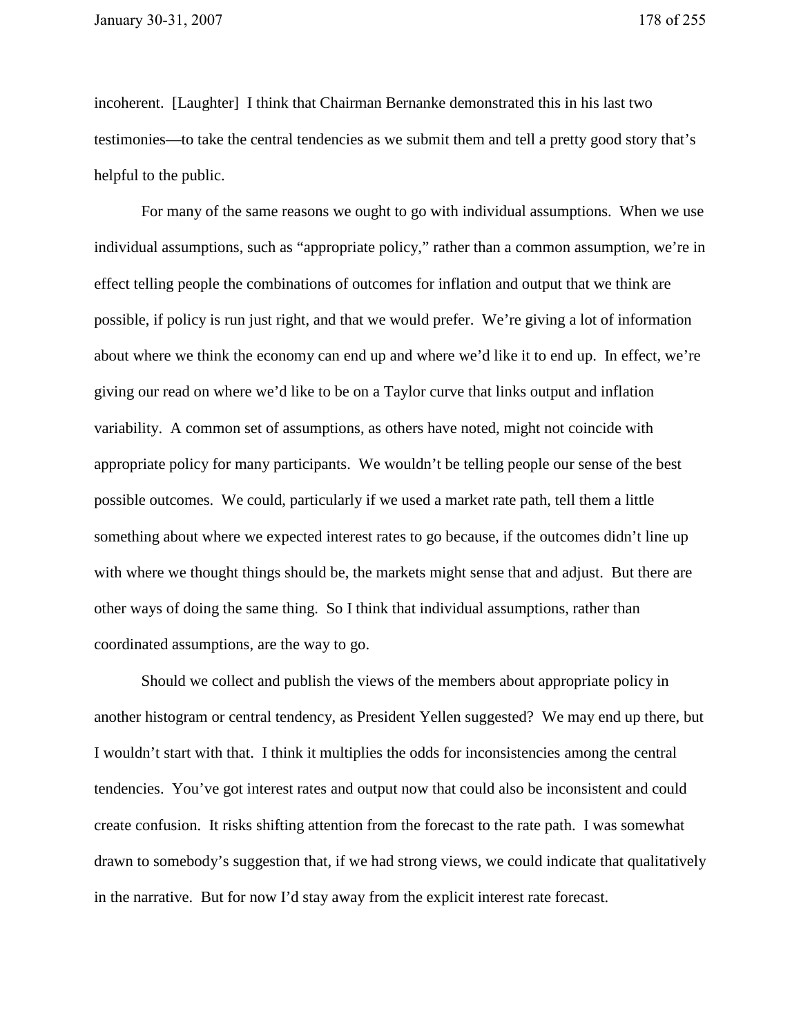incoherent. [Laughter] I think that Chairman Bernanke demonstrated this in his last two testimonies—to take the central tendencies as we submit them and tell a pretty good story that's helpful to the public.

For many of the same reasons we ought to go with individual assumptions. When we use individual assumptions, such as "appropriate policy," rather than a common assumption, we're in effect telling people the combinations of outcomes for inflation and output that we think are possible, if policy is run just right, and that we would prefer. We're giving a lot of information about where we think the economy can end up and where we'd like it to end up. In effect, we're giving our read on where we'd like to be on a Taylor curve that links output and inflation variability. A common set of assumptions, as others have noted, might not coincide with appropriate policy for many participants. We wouldn't be telling people our sense of the best possible outcomes. We could, particularly if we used a market rate path, tell them a little something about where we expected interest rates to go because, if the outcomes didn't line up with where we thought things should be, the markets might sense that and adjust. But there are other ways of doing the same thing. So I think that individual assumptions, rather than coordinated assumptions, are the way to go.

Should we collect and publish the views of the members about appropriate policy in another histogram or central tendency, as President Yellen suggested? We may end up there, but I wouldn't start with that. I think it multiplies the odds for inconsistencies among the central tendencies. You've got interest rates and output now that could also be inconsistent and could create confusion. It risks shifting attention from the forecast to the rate path. I was somewhat drawn to somebody's suggestion that, if we had strong views, we could indicate that qualitatively in the narrative. But for now I'd stay away from the explicit interest rate forecast.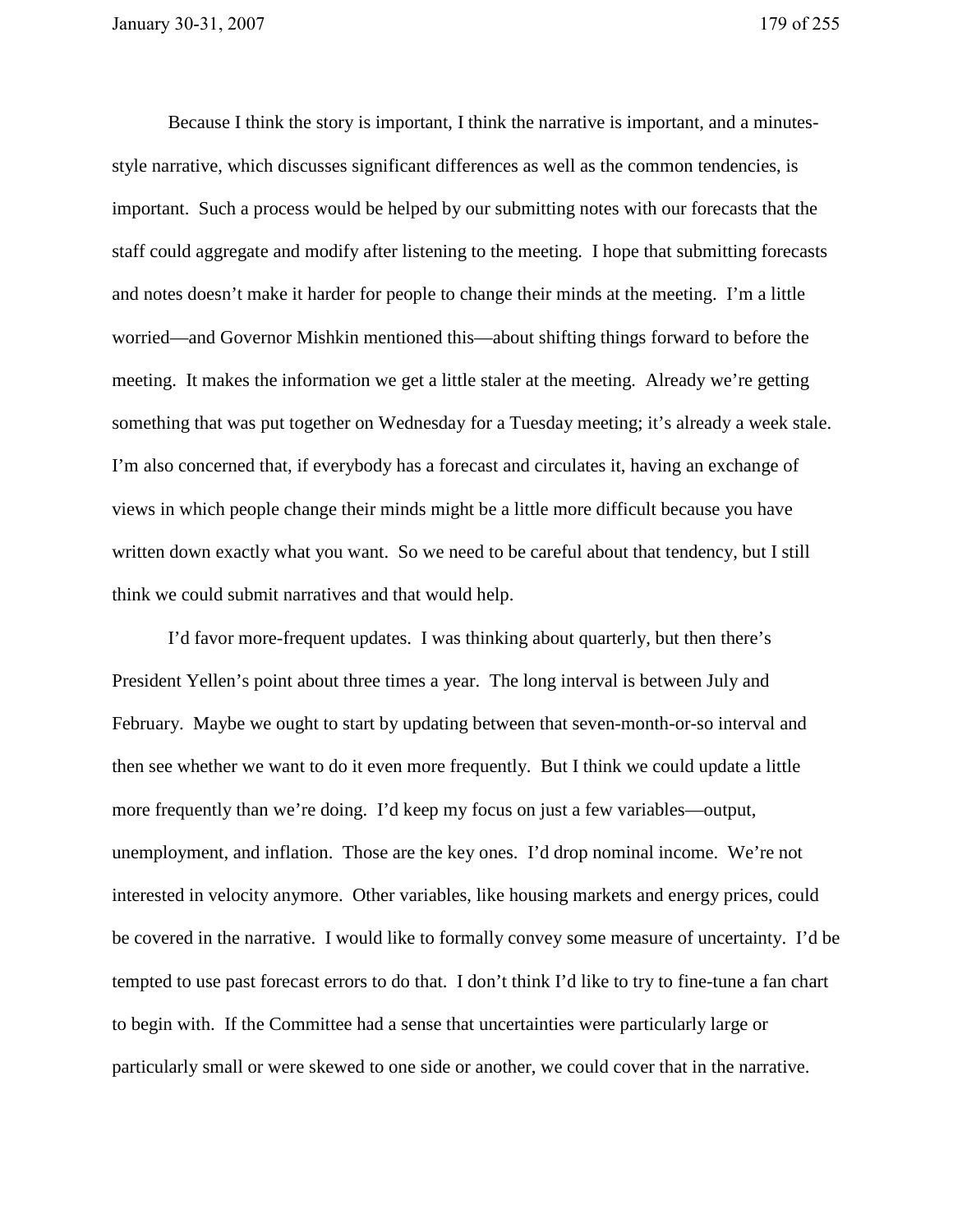Because I think the story is important, I think the narrative is important, and a minutes-style narrative, which discusses significant differences as well as the common tendencies, is important. Such a process would be helped by our submitting notes with our forecasts that the staff could aggregate and modify after listening to the meeting. I hope that submitting forecasts and notes doesn't make it harder for people to change their minds at the meeting. I'm a little worried—and Governor Mishkin mentioned this—about shifting things forward to before the meeting. It makes the information we get a little staler at the meeting. Already we're getting something that was put together on Wednesday for a Tuesday meeting; it's already a week stale. I'm also concerned that, if everybody has a forecast and circulates it, having an exchange of views in which people change their minds might be a little more difficult because you have written down exactly what you want. So we need to be careful about that tendency, but I still think we could submit narratives and that would help.

I'd favor more-frequent updates. I was thinking about quarterly, but then there's President Yellen's point about three times a year. The long interval is between July and February. Maybe we ought to start by updating between that seven-month-or-so interval and then see whether we want to do it even more frequently. But I think we could update a little more frequently than we're doing. I'd keep my focus on just a few variables—output, unemployment, and inflation. Those are the key ones. I'd drop nominal income. We're not interested in velocity anymore. Other variables, like housing markets and energy prices, could be covered in the narrative. I would like to formally convey some measure of uncertainty. I'd be tempted to use past forecast errors to do that. I don't think I'd like to try to fine-tune a fan chart to begin with. If the Committee had a sense that uncertainties were particularly large or particularly small or were skewed to one side or another, we could cover that in the narrative.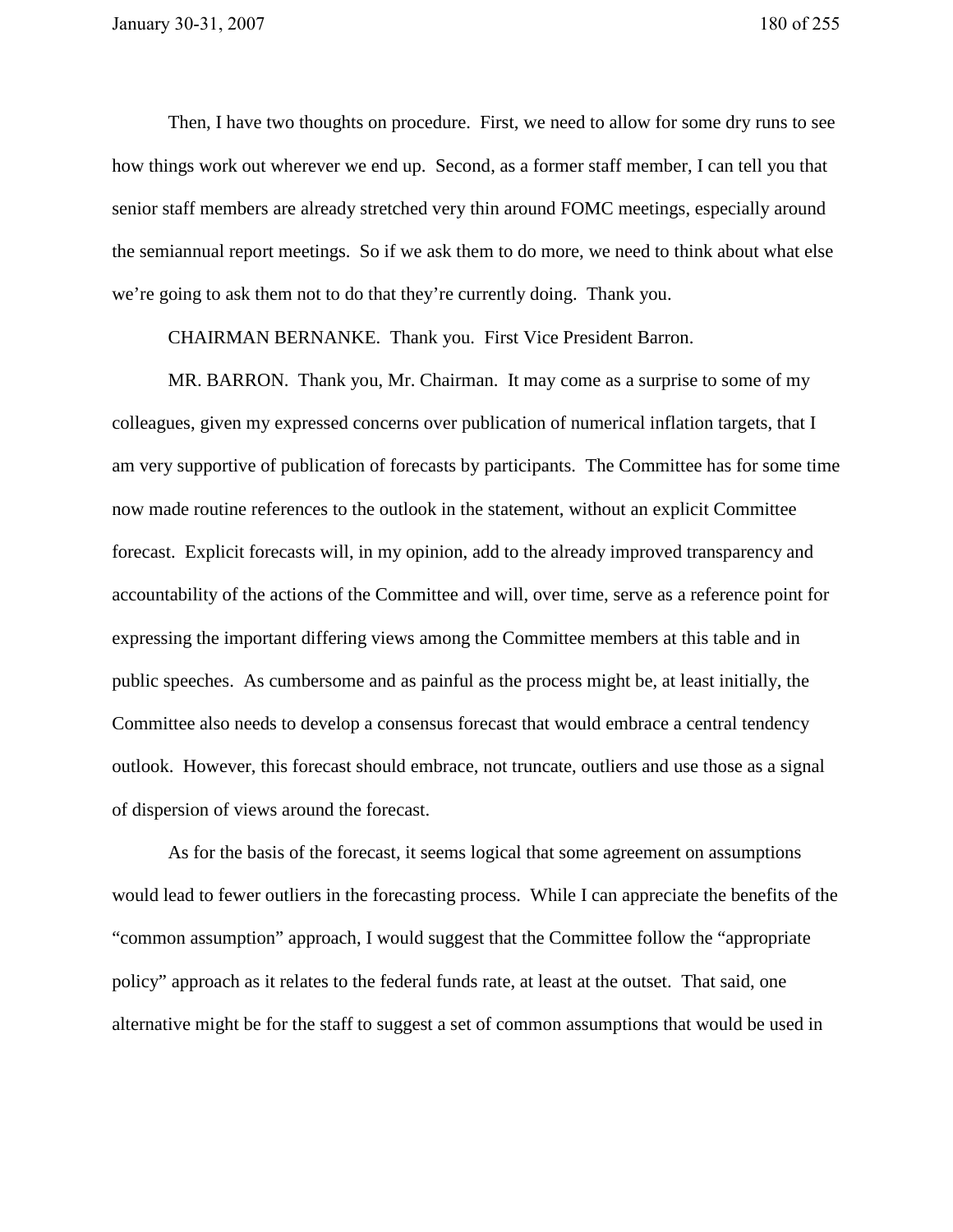Then, I have two thoughts on procedure. First, we need to allow for some dry runs to see how things work out wherever we end up. Second, as a former staff member, I can tell you that senior staff members are already stretched very thin around FOMC meetings, especially around the semiannual report meetings. So if we ask them to do more, we need to think about what else we're going to ask them not to do that they're currently doing. Thank you.

CHAIRMAN BERNANKE. Thank you. First Vice President Barron.

MR. BARRON. Thank you, Mr. Chairman. It may come as a surprise to some of my colleagues, given my expressed concerns over publication of numerical inflation targets, that I am very supportive of publication of forecasts by participants. The Committee has for some time now made routine references to the outlook in the statement, without an explicit Committee forecast. Explicit forecasts will, in my opinion, add to the already improved transparency and accountability of the actions of the Committee and will, over time, serve as a reference point for expressing the important differing views among the Committee members at this table and in public speeches. As cumbersome and as painful as the process might be, at least initially, the Committee also needs to develop a consensus forecast that would embrace a central tendency outlook. However, this forecast should embrace, not truncate, outliers and use those as a signal of dispersion of views around the forecast.

As for the basis of the forecast, it seems logical that some agreement on assumptions would lead to fewer outliers in the forecasting process. While I can appreciate the benefits of the "common assumption" approach, I would suggest that the Committee follow the "appropriate policy" approach as it relates to the federal funds rate, at least at the outset. That said, one alternative might be for the staff to suggest a set of common assumptions that would be used in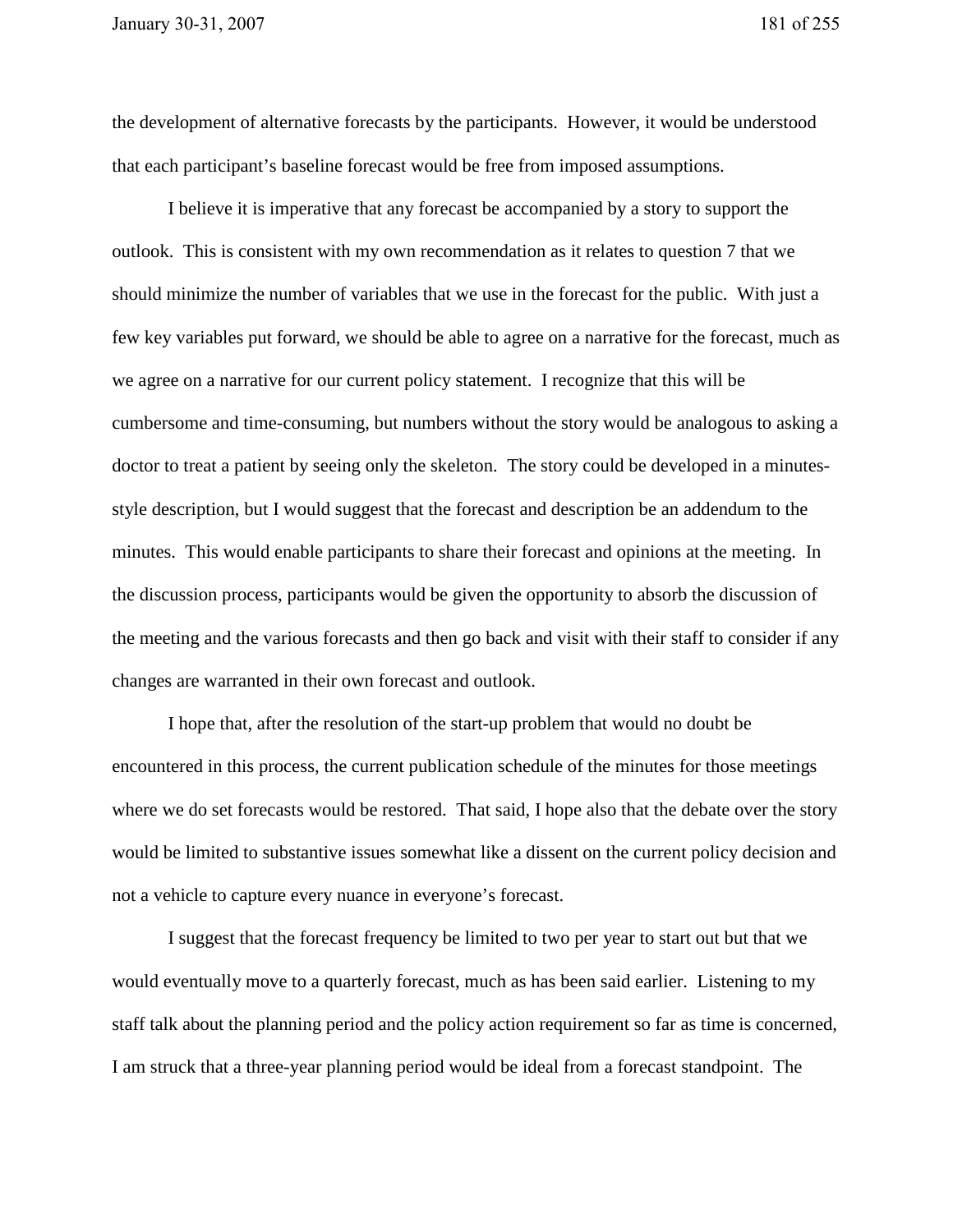the development of alternative forecasts by the participants. However, it would be understood that each participant's baseline forecast would be free from imposed assumptions.

I believe it is imperative that any forecast be accompanied by a story to support the outlook. This is consistent with my own recommendation as it relates to question 7 that we should minimize the number of variables that we use in the forecast for the public. With just a few key variables put forward, we should be able to agree on a narrative for the forecast, much as we agree on a narrative for our current policy statement. I recognize that this will be cumbersome and time-consuming, but numbers without the story would be analogous to asking a doctor to treat a patient by seeing only the skeleton. The story could be developed in a minutes-style description, but I would suggest that the forecast and description be an addendum to the minutes. This would enable participants to share their forecast and opinions at the meeting. In the discussion process, participants would be given the opportunity to absorb the discussion of the meeting and the various forecasts and then go back and visit with their staff to consider if any changes are warranted in their own forecast and outlook.

I hope that, after the resolution of the start-up problem that would no doubt be encountered in this process, the current publication schedule of the minutes for those meetings where we do set forecasts would be restored. That said, I hope also that the debate over the story would be limited to substantive issues somewhat like a dissent on the current policy decision and not a vehicle to capture every nuance in everyone's forecast.

I suggest that the forecast frequency be limited to two per year to start out but that we would eventually move to a quarterly forecast, much as has been said earlier. Listening to my staff talk about the planning period and the policy action requirement so far as time is concerned, I am struck that a three-year planning period would be ideal from a forecast standpoint. The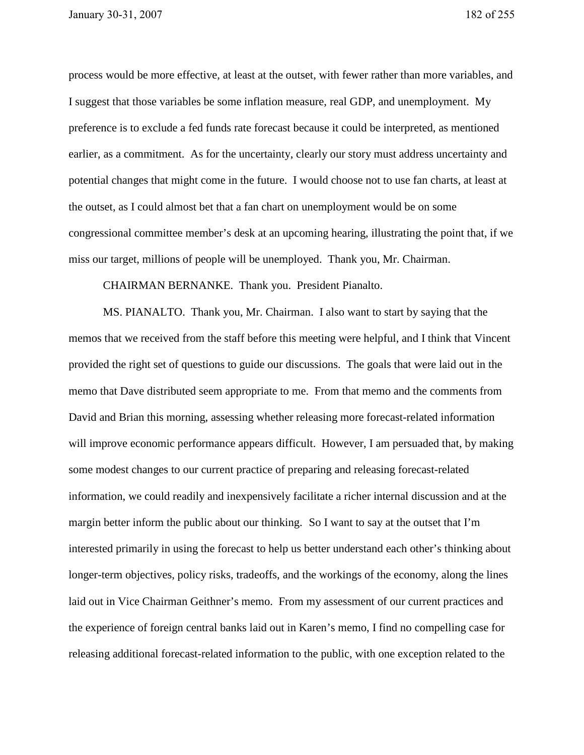process would be more effective, at least at the outset, with fewer rather than more variables, and I suggest that those variables be some inflation measure, real GDP, and unemployment. My preference is to exclude a fed funds rate forecast because it could be interpreted, as mentioned earlier, as a commitment. As for the uncertainty, clearly our story must address uncertainty and potential changes that might come in the future. I would choose not to use fan charts, at least at the outset, as I could almost bet that a fan chart on unemployment would be on some congressional committee member's desk at an upcoming hearing, illustrating the point that, if we miss our target, millions of people will be unemployed. Thank you, Mr. Chairman.

CHAIRMAN BERNANKE. Thank you. President Pianalto.

MS. PIANALTO. Thank you, Mr. Chairman. I also want to start by saying that the memos that we received from the staff before this meeting were helpful, and I think that Vincent provided the right set of questions to guide our discussions. The goals that were laid out in the memo that Dave distributed seem appropriate to me. From that memo and the comments from David and Brian this morning, assessing whether releasing more forecast-related information will improve economic performance appears difficult. However, I am persuaded that, by making some modest changes to our current practice of preparing and releasing forecast-related information, we could readily and inexpensively facilitate a richer internal discussion and at the margin better inform the public about our thinking. So I want to say at the outset that I'm interested primarily in using the forecast to help us better understand each other's thinking about longer-term objectives, policy risks, tradeoffs, and the workings of the economy, along the lines laid out in Vice Chairman Geithner's memo. From my assessment of our current practices and the experience of foreign central banks laid out in Karen's memo, I find no compelling case for releasing additional forecast-related information to the public, with one exception related to the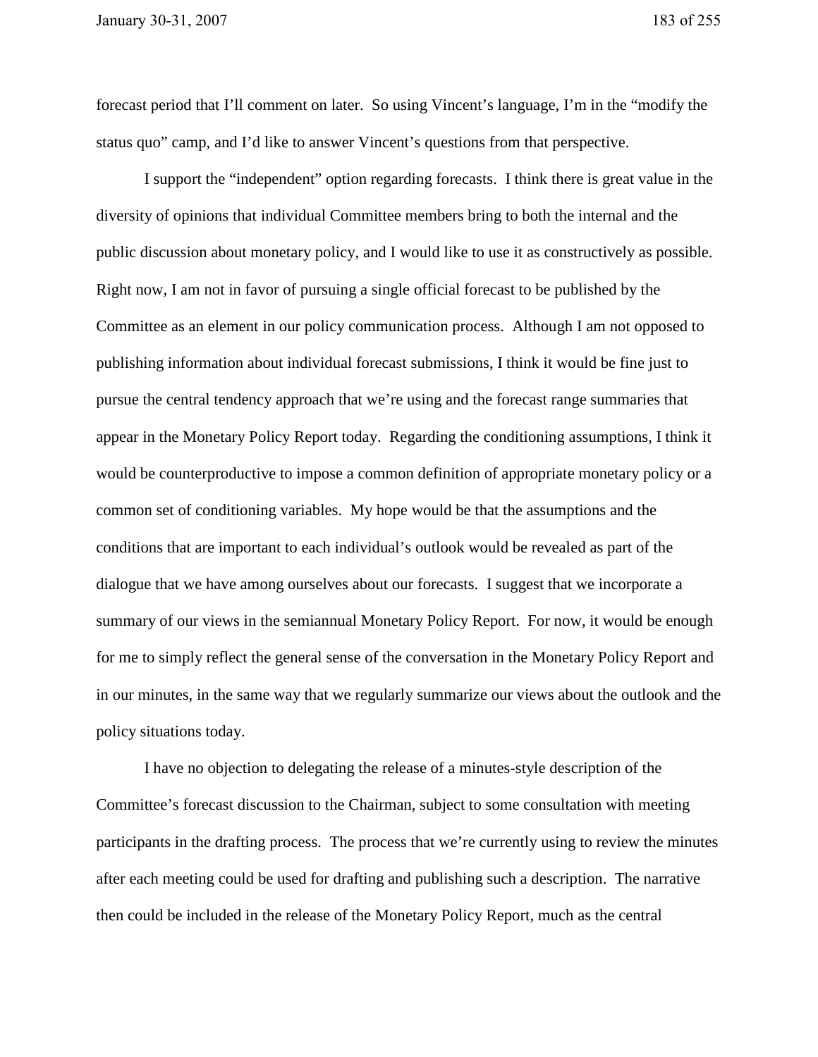forecast period that I'll comment on later. So using Vincent's language, I'm in the "modify the status quo" camp, and I'd like to answer Vincent's questions from that perspective.

I support the "independent" option regarding forecasts. I think there is great value in the diversity of opinions that individual Committee members bring to both the internal and the public discussion about monetary policy, and I would like to use it as constructively as possible. Right now, I am not in favor of pursuing a single official forecast to be published by the Committee as an element in our policy communication process. Although I am not opposed to publishing information about individual forecast submissions, I think it would be fine just to pursue the central tendency approach that we're using and the forecast range summaries that appear in the Monetary Policy Report today. Regarding the conditioning assumptions, I think it would be counterproductive to impose a common definition of appropriate monetary policy or a common set of conditioning variables. My hope would be that the assumptions and the conditions that are important to each individual's outlook would be revealed as part of the dialogue that we have among ourselves about our forecasts. I suggest that we incorporate a summary of our views in the semiannual Monetary Policy Report. For now, it would be enough for me to simply reflect the general sense of the conversation in the Monetary Policy Report and in our minutes, in the same way that we regularly summarize our views about the outlook and the policy situations today.

I have no objection to delegating the release of a minutes-style description of the Committee's forecast discussion to the Chairman, subject to some consultation with meeting participants in the drafting process. The process that we're currently using to review the minutes after each meeting could be used for drafting and publishing such a description. The narrative then could be included in the release of the Monetary Policy Report, much as the central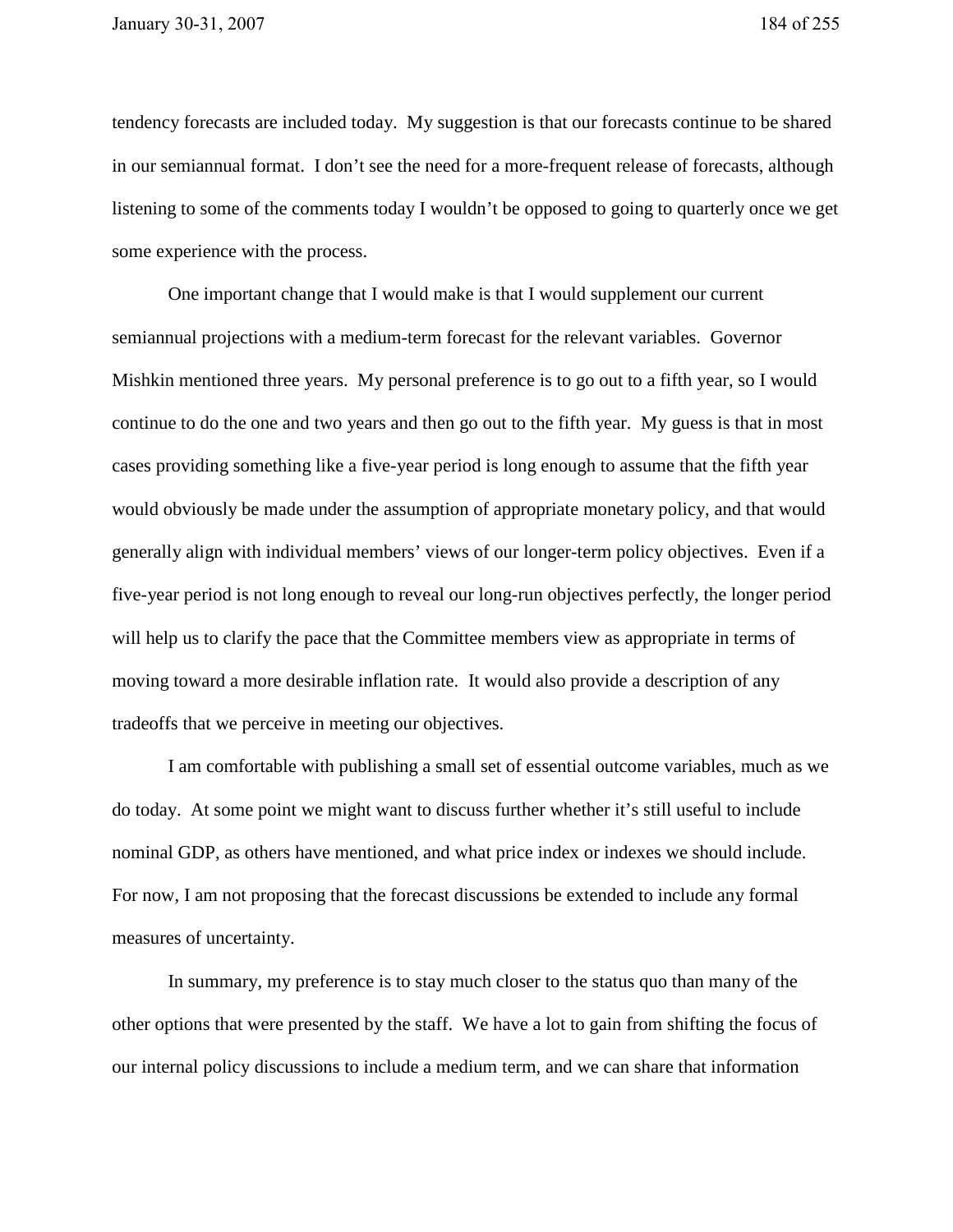tendency forecasts are included today. My suggestion is that our forecasts continue to be shared in our semiannual format. I don't see the need for a more-frequent release of forecasts, although listening to some of the comments today I wouldn't be opposed to going to quarterly once we get some experience with the process.

One important change that I would make is that I would supplement our current semiannual projections with a medium-term forecast for the relevant variables. Governor Mishkin mentioned three years. My personal preference is to go out to a fifth year, so I would continue to do the one and two years and then go out to the fifth year. My guess is that in most cases providing something like a five-year period is long enough to assume that the fifth year would obviously be made under the assumption of appropriate monetary policy, and that would generally align with individual members' views of our longer-term policy objectives. Even if a five-year period is not long enough to reveal our long-run objectives perfectly, the longer period will help us to clarify the pace that the Committee members view as appropriate in terms of moving toward a more desirable inflation rate. It would also provide a description of any tradeoffs that we perceive in meeting our objectives.

I am comfortable with publishing a small set of essential outcome variables, much as we do today. At some point we might want to discuss further whether it's still useful to include nominal GDP, as others have mentioned, and what price index or indexes we should include. For now, I am not proposing that the forecast discussions be extended to include any formal measures of uncertainty.

In summary, my preference is to stay much closer to the status quo than many of the other options that were presented by the staff. We have a lot to gain from shifting the focus of our internal policy discussions to include a medium term, and we can share that information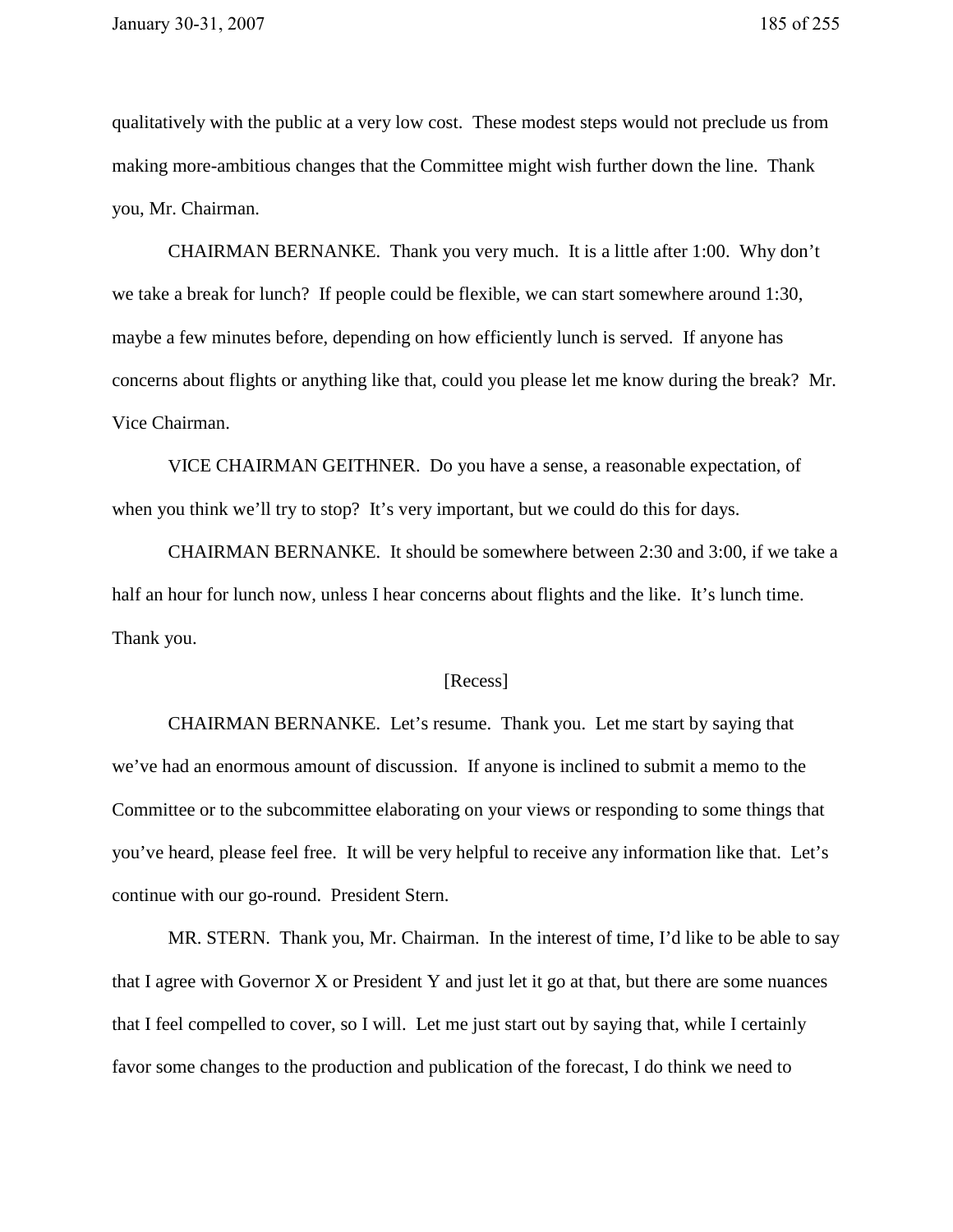qualitatively with the public at a very low cost. These modest steps would not preclude us from making more-ambitious changes that the Committee might wish further down the line. Thank you, Mr. Chairman.

CHAIRMAN BERNANKE. Thank you very much. It is a little after 1:00. Why don't we take a break for lunch? If people could be flexible, we can start somewhere around 1:30, maybe a few minutes before, depending on how efficiently lunch is served. If anyone has concerns about flights or anything like that, could you please let me know during the break? Mr. Vice Chairman.

VICE CHAIRMAN GEITHNER. Do you have a sense, a reasonable expectation, of when you think we'll try to stop? It's very important, but we could do this for days.

CHAIRMAN BERNANKE. It should be somewhere between 2:30 and 3:00, if we take a half an hour for lunch now, unless I hear concerns about flights and the like. It's lunch time. Thank you.

[Recess]

CHAIRMAN BERNANKE. Let's resume. Thank you. Let me start by saying that we've had an enormous amount of discussion. If anyone is inclined to submit a memo to the Committee or to the subcommittee elaborating on your views or responding to some things that you've heard, please feel free. It will be very helpful to receive any information like that. Let's continue with our go-round. President Stern.

MR. STERN. Thank you, Mr. Chairman. In the interest of time, I'd like to be able to say that I agree with Governor X or President Y and just let it go at that, but there are some nuances that I feel compelled to cover, so I will. Let me just start out by saying that, while I certainly favor some changes to the production and publication of the forecast, I do think we need to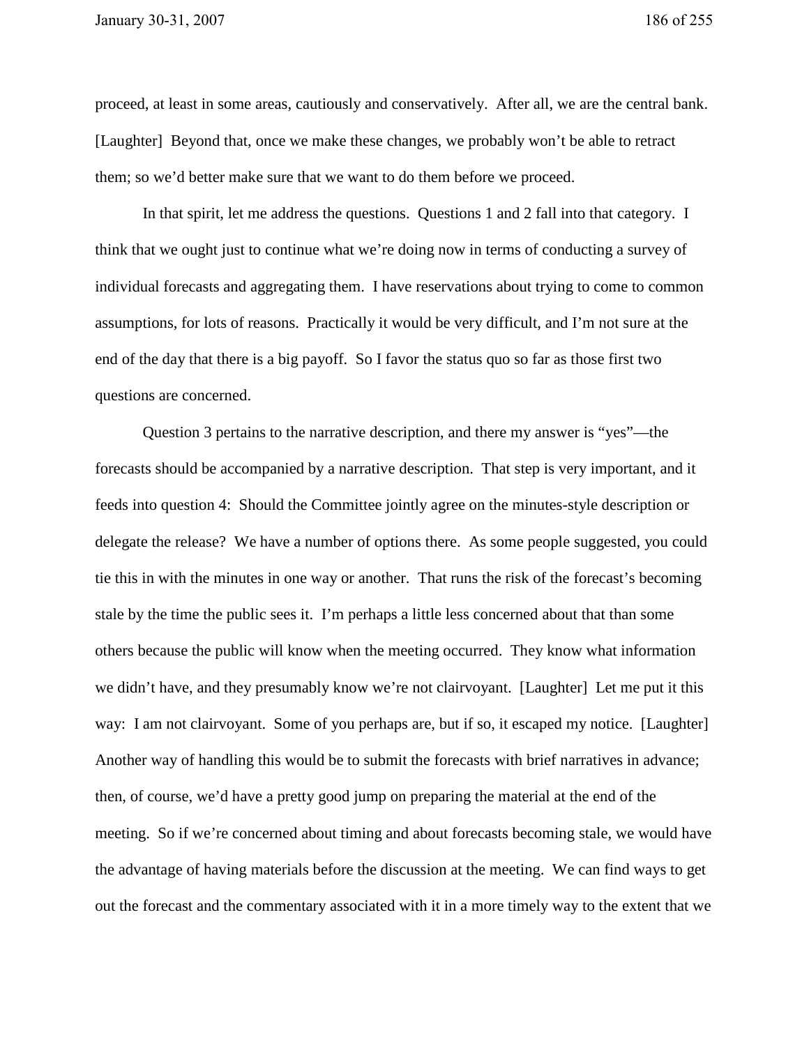proceed, at least in some areas, cautiously and conservatively. After all, we are the central bank. [Laughter] Beyond that, once we make these changes, we probably won't be able to retract them; so we'd better make sure that we want to do them before we proceed.

In that spirit, let me address the questions. Questions 1 and 2 fall into that category. I think that we ought just to continue what we're doing now in terms of conducting a survey of individual forecasts and aggregating them. I have reservations about trying to come to common assumptions, for lots of reasons. Practically it would be very difficult, and I'm not sure at the end of the day that there is a big payoff. So I favor the status quo so far as those first two questions are concerned.

Question 3 pertains to the narrative description, and there my answer is "yes"—the forecasts should be accompanied by a narrative description. That step is very important, and it feeds into question 4: Should the Committee jointly agree on the minutes-style description or delegate the release? We have a number of options there. As some people suggested, you could tie this in with the minutes in one way or another. That runs the risk of the forecast's becoming stale by the time the public sees it. I'm perhaps a little less concerned about that than some others because the public will know when the meeting occurred. They know what information we didn't have, and they presumably know we're not clairvoyant. [Laughter] Let me put it this way: I am not clairvoyant. Some of you perhaps are, but if so, it escaped my notice. [Laughter] Another way of handling this would be to submit the forecasts with brief narratives in advance; then, of course, we'd have a pretty good jump on preparing the material at the end of the meeting. So if we're concerned about timing and about forecasts becoming stale, we would have the advantage of having materials before the discussion at the meeting. We can find ways to get out the forecast and the commentary associated with it in a more timely way to the extent that we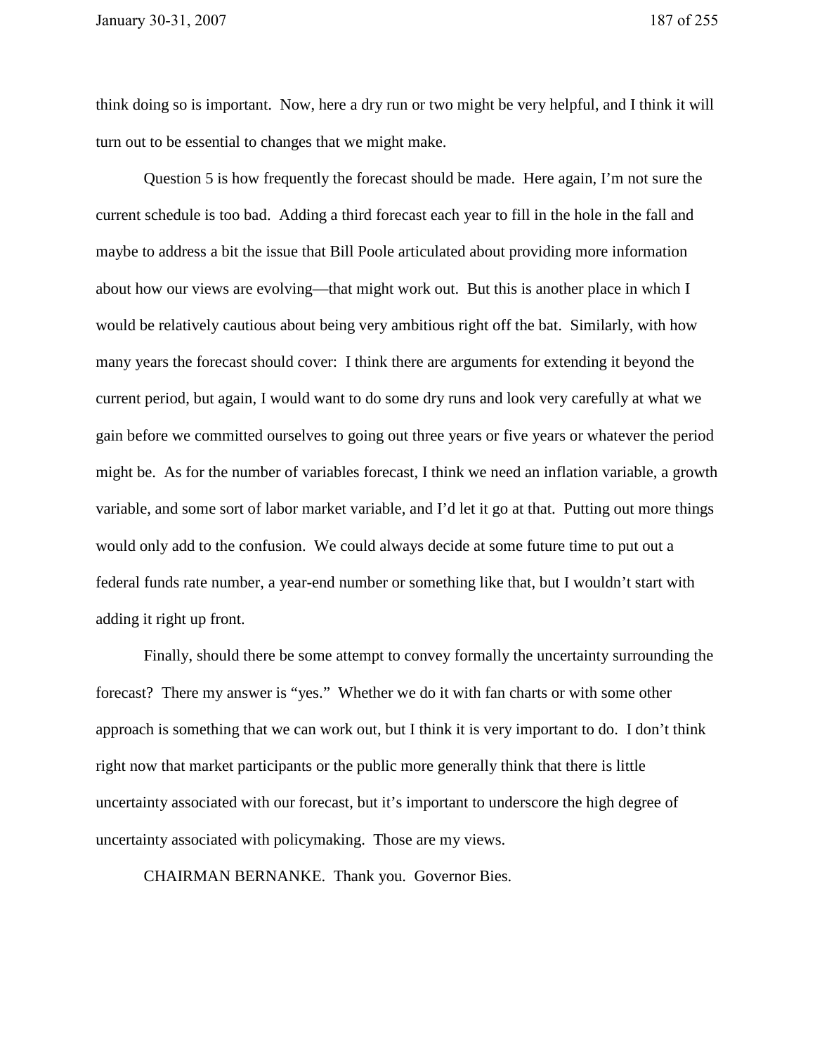think doing so is important. Now, here a dry run or two might be very helpful, and I think it will turn out to be essential to changes that we might make.

Question 5 is how frequently the forecast should be made. Here again, I'm not sure the current schedule is too bad. Adding a third forecast each year to fill in the hole in the fall and maybe to address a bit the issue that Bill Poole articulated about providing more information about how our views are evolving—that might work out. But this is another place in which I would be relatively cautious about being very ambitious right off the bat. Similarly, with how many years the forecast should cover: I think there are arguments for extending it beyond the current period, but again, I would want to do some dry runs and look very carefully at what we gain before we committed ourselves to going out three years or five years or whatever the period might be. As for the number of variables forecast, I think we need an inflation variable, a growth variable, and some sort of labor market variable, and I'd let it go at that. Putting out more things would only add to the confusion. We could always decide at some future time to put out a federal funds rate number, a year-end number or something like that, but I wouldn't start with adding it right up front.

Finally, should there be some attempt to convey formally the uncertainty surrounding the forecast? There my answer is "yes." Whether we do it with fan charts or with some other approach is something that we can work out, but I think it is very important to do. I don't think right now that market participants or the public more generally think that there is little uncertainty associated with our forecast, but it's important to underscore the high degree of uncertainty associated with policymaking. Those are my views.

CHAIRMAN BERNANKE. Thank you. Governor Bies.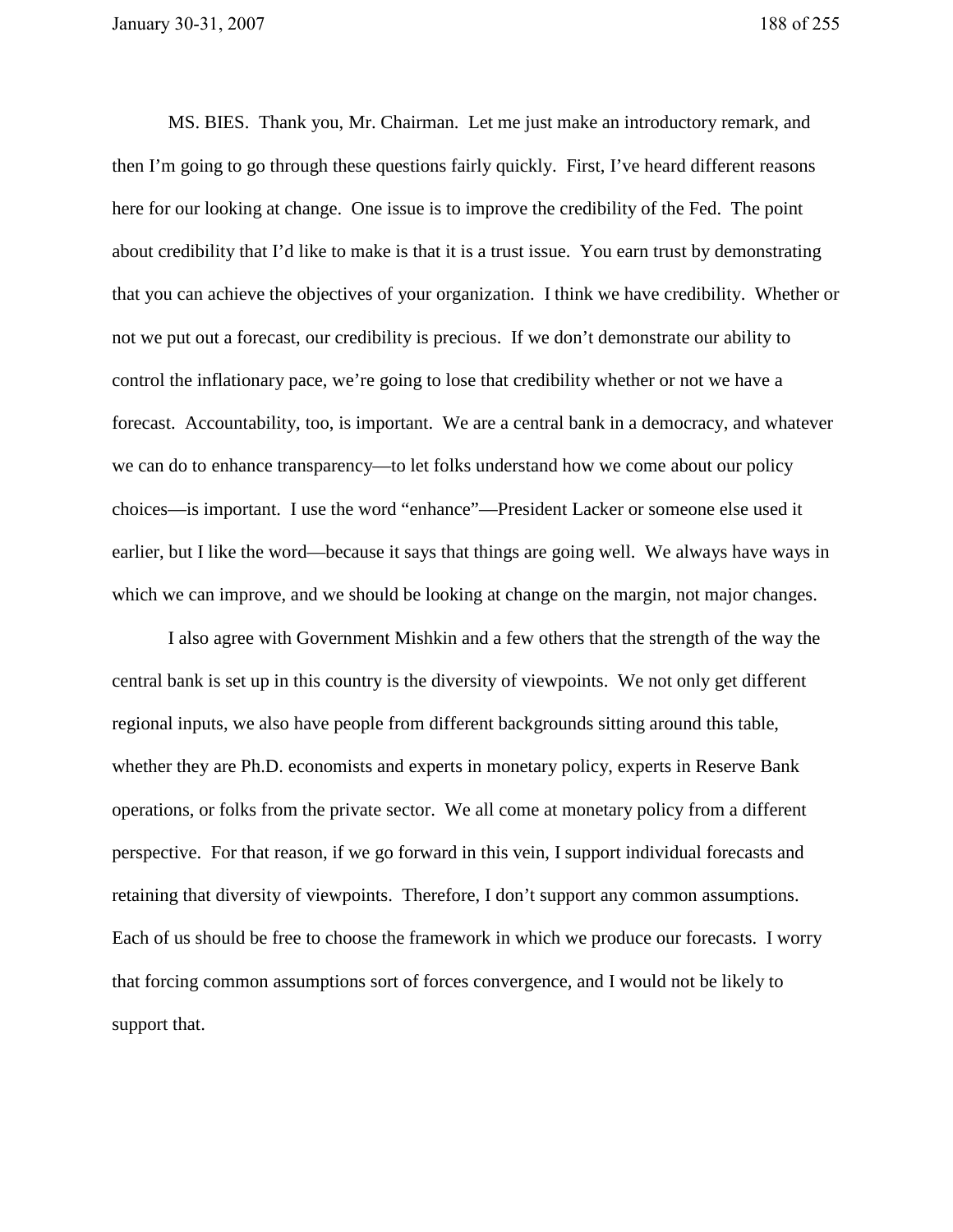MS. BIES. Thank you, Mr. Chairman. Let me just make an introductory remark, and then I'm going to go through these questions fairly quickly. First, I've heard different reasons here for our looking at change. One issue is to improve the credibility of the Fed. The point about credibility that I'd like to make is that it is a trust issue. You earn trust by demonstrating that you can achieve the objectives of your organization. I think we have credibility. Whether or not we put out a forecast, our credibility is precious. If we don't demonstrate our ability to control the inflationary pace, we're going to lose that credibility whether or not we have a forecast. Accountability, too, is important. We are a central bank in a democracy, and whatever we can do to enhance transparency—to let folks understand how we come about our policy choices—is important. I use the word "enhance"—President Lacker or someone else used it earlier, but I like the word—because it says that things are going well. We always have ways in which we can improve, and we should be looking at change on the margin, not major changes.

I also agree with Government Mishkin and a few others that the strength of the way the central bank is set up in this country is the diversity of viewpoints. We not only get different regional inputs, we also have people from different backgrounds sitting around this table, whether they are Ph.D. economists and experts in monetary policy, experts in Reserve Bank operations, or folks from the private sector. We all come at monetary policy from a different perspective. For that reason, if we go forward in this vein, I support individual forecasts and retaining that diversity of viewpoints. Therefore, I don't support any common assumptions. Each of us should be free to choose the framework in which we produce our forecasts. I worry that forcing common assumptions sort of forces convergence, and I would not be likely to support that.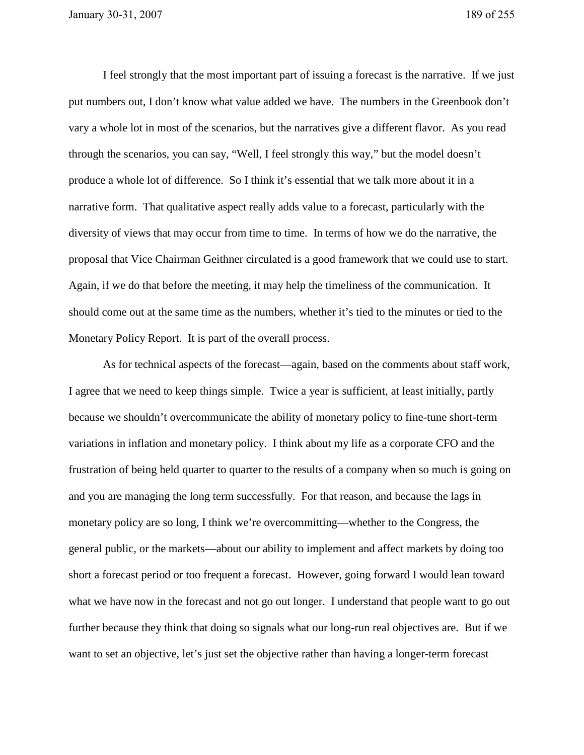I feel strongly that the most important part of issuing a forecast is the narrative. If we just put numbers out, I don't know what value added we have. The numbers in the Greenbook don't vary a whole lot in most of the scenarios, but the narratives give a different flavor. As you read through the scenarios, you can say, "Well, I feel strongly this way," but the model doesn't produce a whole lot of difference. So I think it's essential that we talk more about it in a narrative form. That qualitative aspect really adds value to a forecast, particularly with the diversity of views that may occur from time to time. In terms of how we do the narrative, the proposal that Vice Chairman Geithner circulated is a good framework that we could use to start. Again, if we do that before the meeting, it may help the timeliness of the communication. It should come out at the same time as the numbers, whether it's tied to the minutes or tied to the Monetary Policy Report. It is part of the overall process.

As for technical aspects of the forecast—again, based on the comments about staff work, I agree that we need to keep things simple. Twice a year is sufficient, at least initially, partly because we shouldn't overcommunicate the ability of monetary policy to fine-tune short-term variations in inflation and monetary policy. I think about my life as a corporate CFO and the frustration of being held quarter to quarter to the results of a company when so much is going on and you are managing the long term successfully. For that reason, and because the lags in monetary policy are so long, I think we're overcommitting—whether to the Congress, the general public, or the markets—about our ability to implement and affect markets by doing too short a forecast period or too frequent a forecast. However, going forward I would lean toward what we have now in the forecast and not go out longer. I understand that people want to go out further because they think that doing so signals what our long-run real objectives are. But if we want to set an objective, let's just set the objective rather than having a longer-term forecast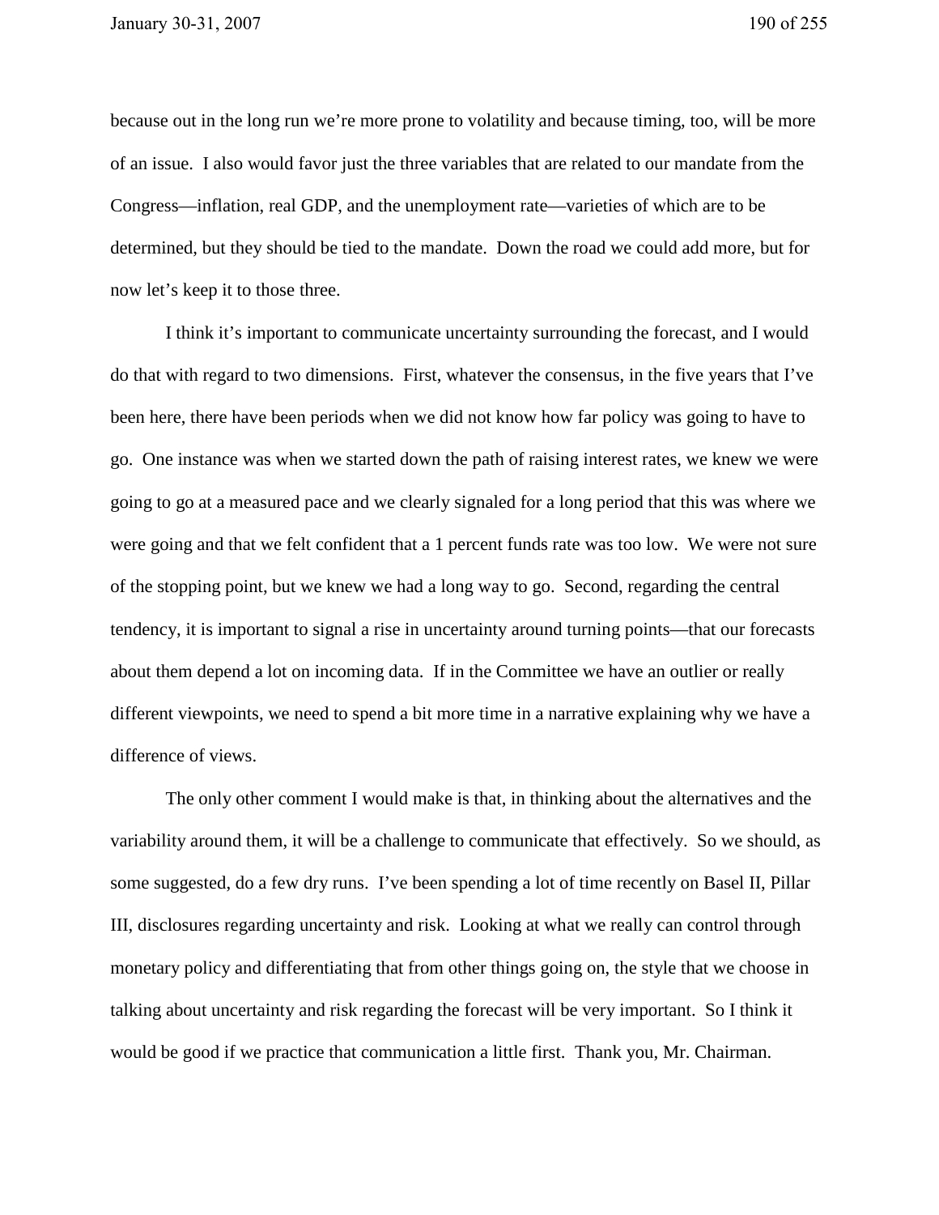because out in the long run we're more prone to volatility and because timing, too, will be more of an issue. I also would favor just the three variables that are related to our mandate from the Congress—inflation, real GDP, and the unemployment rate—varieties of which are to be determined, but they should be tied to the mandate. Down the road we could add more, but for now let's keep it to those three.

I think it's important to communicate uncertainty surrounding the forecast, and I would do that with regard to two dimensions. First, whatever the consensus, in the five years that I've been here, there have been periods when we did not know how far policy was going to have to go. One instance was when we started down the path of raising interest rates, we knew we were going to go at a measured pace and we clearly signaled for a long period that this was where we were going and that we felt confident that a 1 percent funds rate was too low. We were not sure of the stopping point, but we knew we had a long way to go. Second, regarding the central tendency, it is important to signal a rise in uncertainty around turning points—that our forecasts about them depend a lot on incoming data. If in the Committee we have an outlier or really different viewpoints, we need to spend a bit more time in a narrative explaining why we have a difference of views.

The only other comment I would make is that, in thinking about the alternatives and the variability around them, it will be a challenge to communicate that effectively. So we should, as some suggested, do a few dry runs. I've been spending a lot of time recently on Basel II, Pillar III, disclosures regarding uncertainty and risk. Looking at what we really can control through monetary policy and differentiating that from other things going on, the style that we choose in talking about uncertainty and risk regarding the forecast will be very important. So I think it would be good if we practice that communication a little first. Thank you, Mr. Chairman.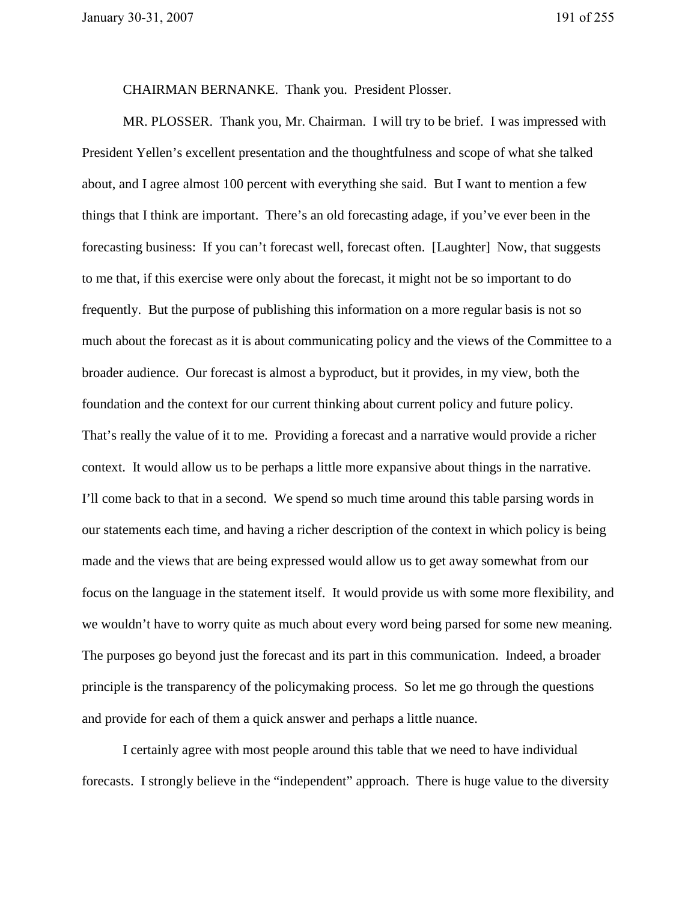CHAIRMAN BERNANKE. Thank you. President Plosser.

MR. PLOSSER. Thank you, Mr. Chairman. I will try to be brief. I was impressed with President Yellen's excellent presentation and the thoughtfulness and scope of what she talked about, and I agree almost 100 percent with everything she said. But I want to mention a few things that I think are important. There's an old forecasting adage, if you've ever been in the forecasting business: If you can't forecast well, forecast often. [Laughter] Now, that suggests to me that, if this exercise were only about the forecast, it might not be so important to do frequently. But the purpose of publishing this information on a more regular basis is not so much about the forecast as it is about communicating policy and the views of the Committee to a broader audience. Our forecast is almost a byproduct, but it provides, in my view, both the foundation and the context for our current thinking about current policy and future policy. That's really the value of it to me. Providing a forecast and a narrative would provide a richer context. It would allow us to be perhaps a little more expansive about things in the narrative. I'll come back to that in a second. We spend so much time around this table parsing words in our statements each time, and having a richer description of the context in which policy is being made and the views that are being expressed would allow us to get away somewhat from our focus on the language in the statement itself. It would provide us with some more flexibility, and we wouldn't have to worry quite as much about every word being parsed for some new meaning. The purposes go beyond just the forecast and its part in this communication. Indeed, a broader principle is the transparency of the policymaking process. So let me go through the questions and provide for each of them a quick answer and perhaps a little nuance.

I certainly agree with most people around this table that we need to have individual forecasts. I strongly believe in the "independent" approach. There is huge value to the diversity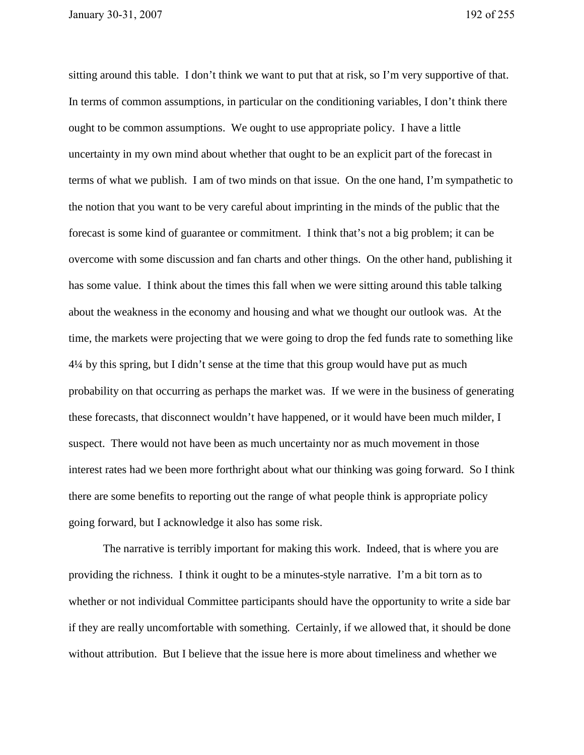sitting around this table. I don't think we want to put that at risk, so I'm very supportive of that. In terms of common assumptions, in particular on the conditioning variables, I don't think there ought to be common assumptions. We ought to use appropriate policy. I have a little uncertainty in my own mind about whether that ought to be an explicit part of the forecast in terms of what we publish. I am of two minds on that issue. On the one hand, I'm sympathetic to the notion that you want to be very careful about imprinting in the minds of the public that the forecast is some kind of guarantee or commitment. I think that's not a big problem; it can be overcome with some discussion and fan charts and other things. On the other hand, publishing it has some value. I think about the times this fall when we were sitting around this table talking about the weakness in the economy and housing and what we thought our outlook was. At the time, the markets were projecting that we were going to drop the fed funds rate to something like 4¼ by this spring, but I didn't sense at the time that this group would have put as much probability on that occurring as perhaps the market was. If we were in the business of generating these forecasts, that disconnect wouldn't have happened, or it would have been much milder, I suspect. There would not have been as much uncertainty nor as much movement in those interest rates had we been more forthright about what our thinking was going forward. So I think there are some benefits to reporting out the range of what people think is appropriate policy going forward, but I acknowledge it also has some risk.

The narrative is terribly important for making this work. Indeed, that is where you are providing the richness. I think it ought to be a minutes-style narrative. I'm a bit torn as to whether or not individual Committee participants should have the opportunity to write a side bar if they are really uncomfortable with something. Certainly, if we allowed that, it should be done without attribution. But I believe that the issue here is more about timeliness and whether we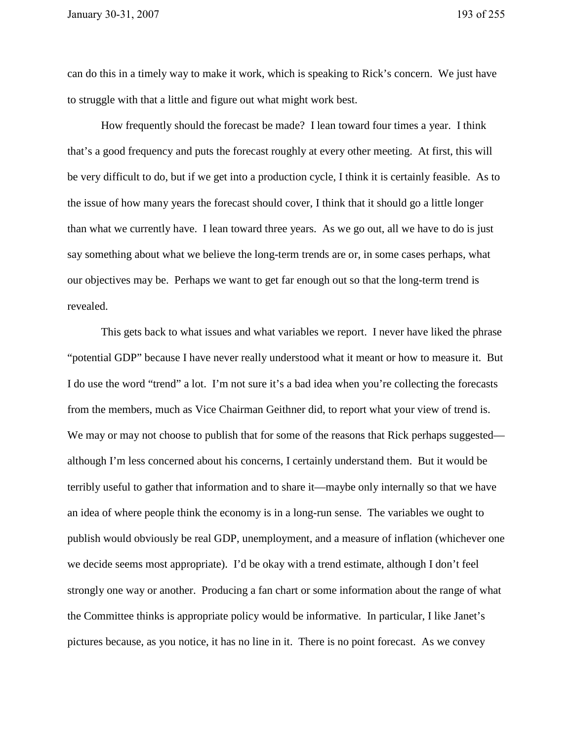can do this in a timely way to make it work, which is speaking to Rick's concern. We just have to struggle with that a little and figure out what might work best.

How frequently should the forecast be made? I lean toward four times a year. I think that's a good frequency and puts the forecast roughly at every other meeting. At first, this will be very difficult to do, but if we get into a production cycle, I think it is certainly feasible. As to the issue of how many years the forecast should cover, I think that it should go a little longer than what we currently have. I lean toward three years. As we go out, all we have to do is just say something about what we believe the long-term trends are or, in some cases perhaps, what our objectives may be. Perhaps we want to get far enough out so that the long-term trend is revealed.

This gets back to what issues and what variables we report. I never have liked the phrase "potential GDP" because I have never really understood what it meant or how to measure it. But I do use the word "trend" a lot. I'm not sure it's a bad idea when you're collecting the forecasts from the members, much as Vice Chairman Geithner did, to report what your view of trend is. We may or may not choose to publish that for some of the reasons that Rick perhaps suggested—although I'm less concerned about his concerns, I certainly understand them. But it would be terribly useful to gather that information and to share it—maybe only internally so that we have an idea of where people think the economy is in a long-run sense. The variables we ought to publish would obviously be real GDP, unemployment, and a measure of inflation (whichever one we decide seems most appropriate). I'd be okay with a trend estimate, although I don't feel strongly one way or another. Producing a fan chart or some information about the range of what the Committee thinks is appropriate policy would be informative. In particular, I like Janet's pictures because, as you notice, it has no line in it. There is no point forecast. As we convey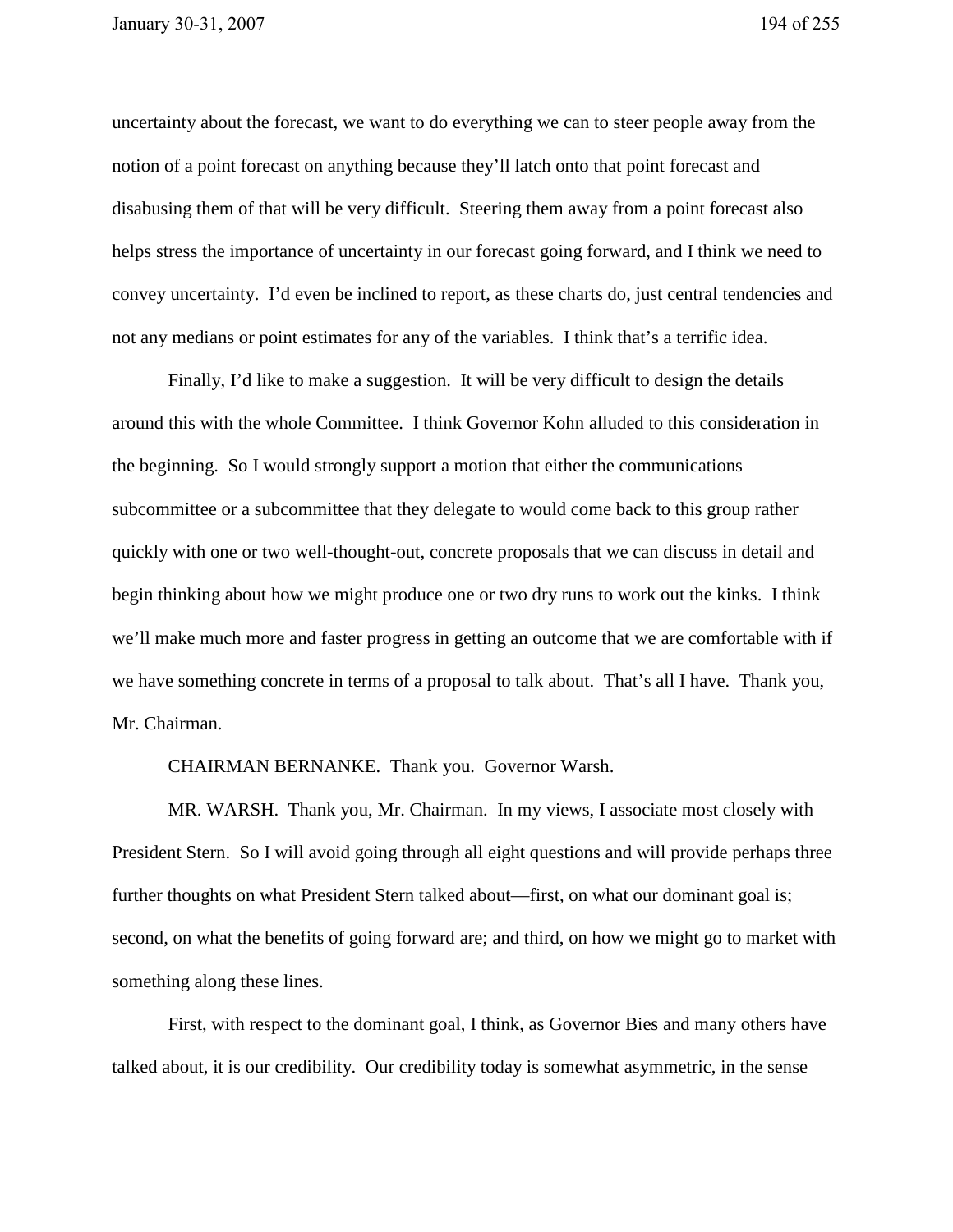uncertainty about the forecast, we want to do everything we can to steer people away from the notion of a point forecast on anything because they'll latch onto that point forecast and disabusing them of that will be very difficult. Steering them away from a point forecast also helps stress the importance of uncertainty in our forecast going forward, and I think we need to convey uncertainty. I'd even be inclined to report, as these charts do, just central tendencies and not any medians or point estimates for any of the variables. I think that's a terrific idea.

Finally, I'd like to make a suggestion. It will be very difficult to design the details around this with the whole Committee. I think Governor Kohn alluded to this consideration in the beginning. So I would strongly support a motion that either the communications subcommittee or a subcommittee that they delegate to would come back to this group rather quickly with one or two well-thought-out, concrete proposals that we can discuss in detail and begin thinking about how we might produce one or two dry runs to work out the kinks. I think we'll make much more and faster progress in getting an outcome that we are comfortable with if we have something concrete in terms of a proposal to talk about. That's all I have. Thank you, Mr. Chairman.

CHAIRMAN BERNANKE. Thank you. Governor Warsh.

MR. WARSH. Thank you, Mr. Chairman. In my views, I associate most closely with President Stern. So I will avoid going through all eight questions and will provide perhaps three further thoughts on what President Stern talked about—first, on what our dominant goal is; second, on what the benefits of going forward are; and third, on how we might go to market with something along these lines.

First, with respect to the dominant goal, I think, as Governor Bies and many others have talked about, it is our credibility. Our credibility today is somewhat asymmetric, in the sense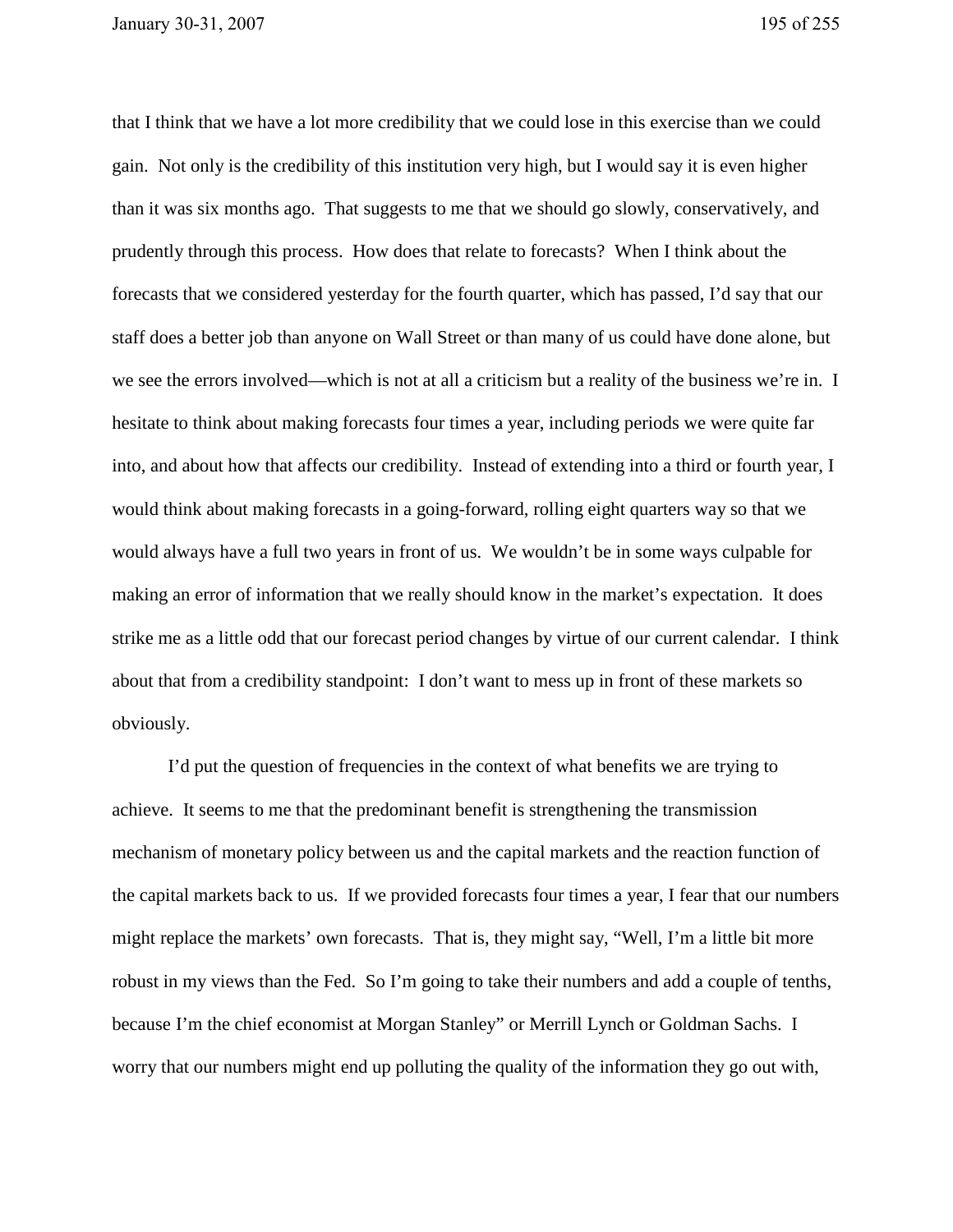that I think that we have a lot more credibility that we could lose in this exercise than we could gain. Not only is the credibility of this institution very high, but I would say it is even higher than it was six months ago. That suggests to me that we should go slowly, conservatively, and prudently through this process. How does that relate to forecasts? When I think about the forecasts that we considered yesterday for the fourth quarter, which has passed, I'd say that our staff does a better job than anyone on Wall Street or than many of us could have done alone, but we see the errors involved—which is not at all a criticism but a reality of the business we're in. I hesitate to think about making forecasts four times a year, including periods we were quite far into, and about how that affects our credibility. Instead of extending into a third or fourth year, I would think about making forecasts in a going-forward, rolling eight quarters way so that we would always have a full two years in front of us. We wouldn't be in some ways culpable for making an error of information that we really should know in the market's expectation. It does strike me as a little odd that our forecast period changes by virtue of our current calendar. I think about that from a credibility standpoint: I don't want to mess up in front of these markets so obviously.

I'd put the question of frequencies in the context of what benefits we are trying to achieve. It seems to me that the predominant benefit is strengthening the transmission mechanism of monetary policy between us and the capital markets and the reaction function of the capital markets back to us. If we provided forecasts four times a year, I fear that our numbers might replace the markets' own forecasts. That is, they might say, "Well, I'm a little bit more robust in my views than the Fed. So I'm going to take their numbers and add a couple of tenths, because I'm the chief economist at Morgan Stanley" or Merrill Lynch or Goldman Sachs. I worry that our numbers might end up polluting the quality of the information they go out with,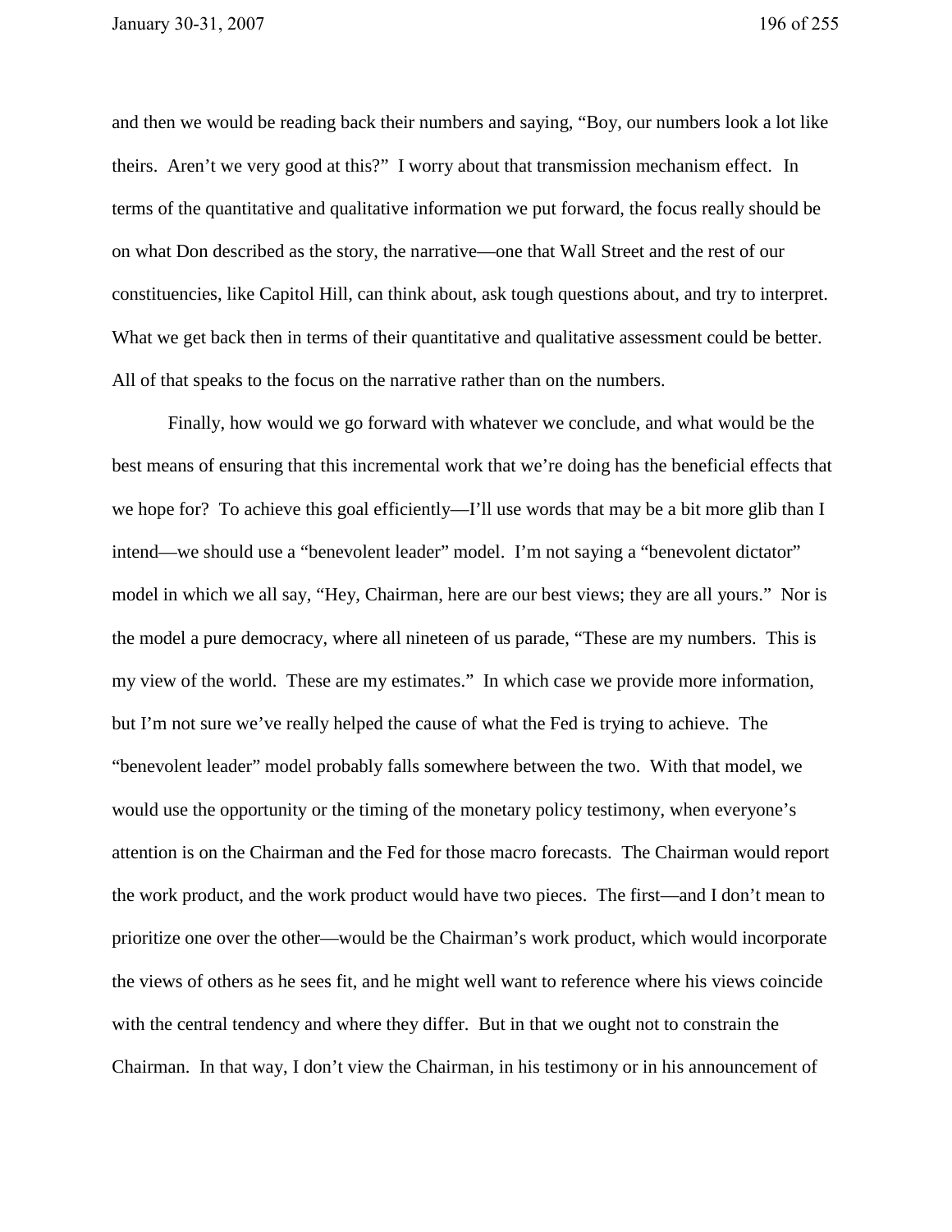and then we would be reading back their numbers and saying, "Boy, our numbers look a lot like theirs. Aren't we very good at this?" I worry about that transmission mechanism effect. In terms of the quantitative and qualitative information we put forward, the focus really should be on what Don described as the story, the narrative—one that Wall Street and the rest of our constituencies, like Capitol Hill, can think about, ask tough questions about, and try to interpret. What we get back then in terms of their quantitative and qualitative assessment could be better. All of that speaks to the focus on the narrative rather than on the numbers.

Finally, how would we go forward with whatever we conclude, and what would be the best means of ensuring that this incremental work that we're doing has the beneficial effects that we hope for? To achieve this goal efficiently—I'll use words that may be a bit more glib than I intend—we should use a "benevolent leader" model. I'm not saying a "benevolent dictator" model in which we all say, "Hey, Chairman, here are our best views; they are all yours." Nor is the model a pure democracy, where all nineteen of us parade, "These are my numbers. This is my view of the world. These are my estimates." In which case we provide more information, but I'm not sure we've really helped the cause of what the Fed is trying to achieve. The "benevolent leader" model probably falls somewhere between the two. With that model, we would use the opportunity or the timing of the monetary policy testimony, when everyone's attention is on the Chairman and the Fed for those macro forecasts. The Chairman would report the work product, and the work product would have two pieces. The first—and I don't mean to prioritize one over the other—would be the Chairman's work product, which would incorporate the views of others as he sees fit, and he might well want to reference where his views coincide with the central tendency and where they differ. But in that we ought not to constrain the Chairman. In that way, I don't view the Chairman, in his testimony or in his announcement of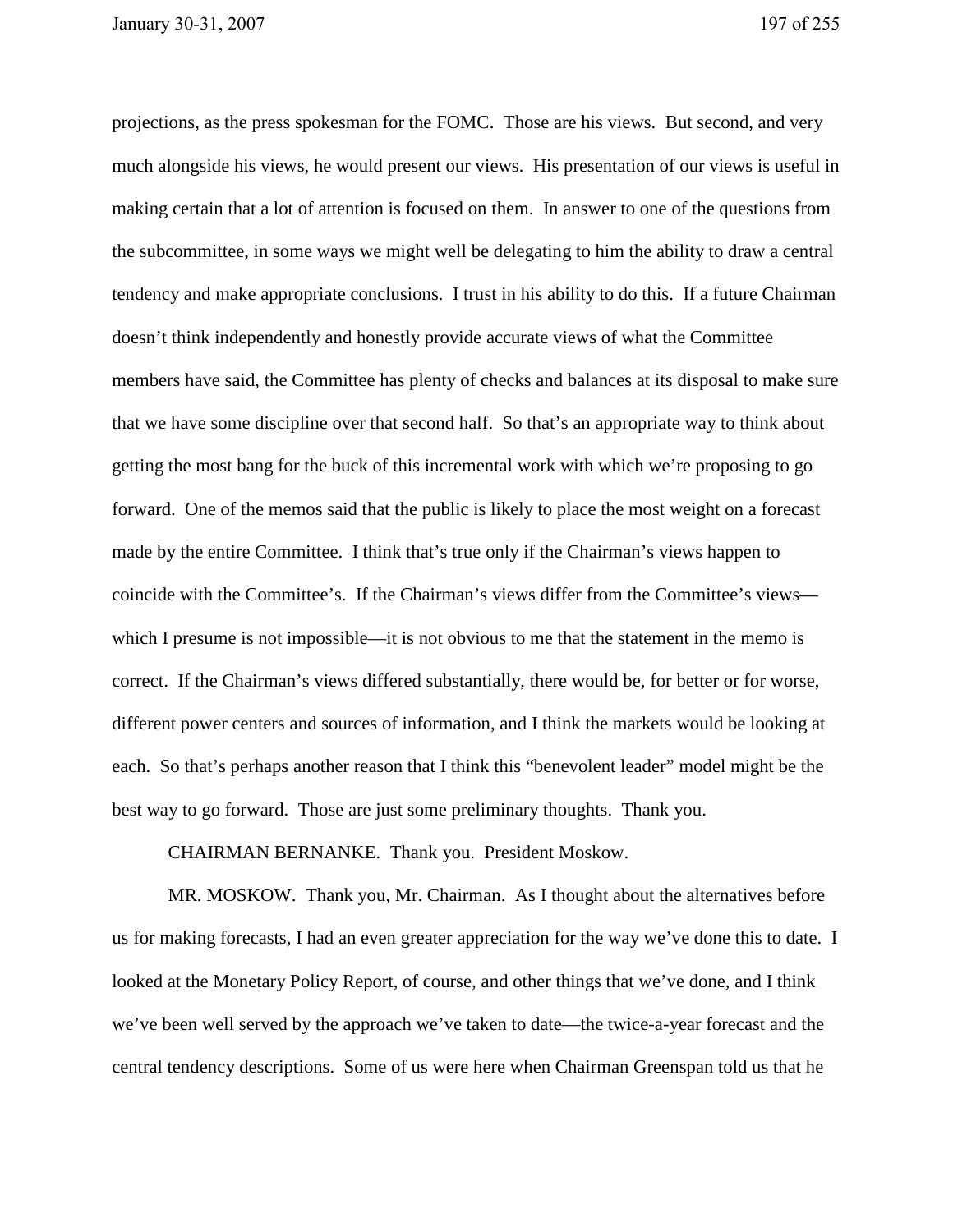projections, as the press spokesman for the FOMC. Those are his views. But second, and very much alongside his views, he would present our views. His presentation of our views is useful in making certain that a lot of attention is focused on them. In answer to one of the questions from the subcommittee, in some ways we might well be delegating to him the ability to draw a central tendency and make appropriate conclusions. I trust in his ability to do this. If a future Chairman doesn't think independently and honestly provide accurate views of what the Committee members have said, the Committee has plenty of checks and balances at its disposal to make sure that we have some discipline over that second half. So that's an appropriate way to think about getting the most bang for the buck of this incremental work with which we're proposing to go forward. One of the memos said that the public is likely to place the most weight on a forecast made by the entire Committee. I think that's true only if the Chairman's views happen to coincide with the Committee's. If the Chairman's views differ from the Committee's views—which I presume is not impossible—it is not obvious to me that the statement in the memo is correct. If the Chairman's views differed substantially, there would be, for better or for worse, different power centers and sources of information, and I think the markets would be looking at each. So that's perhaps another reason that I think this "benevolent leader" model might be the best way to go forward. Those are just some preliminary thoughts. Thank you.

CHAIRMAN BERNANKE. Thank you. President Moskow.

MR. MOSKOW. Thank you, Mr. Chairman. As I thought about the alternatives before us for making forecasts, I had an even greater appreciation for the way we've done this to date. I looked at the Monetary Policy Report, of course, and other things that we've done, and I think we've been well served by the approach we've taken to date—the twice-a-year forecast and the central tendency descriptions. Some of us were here when Chairman Greenspan told us that he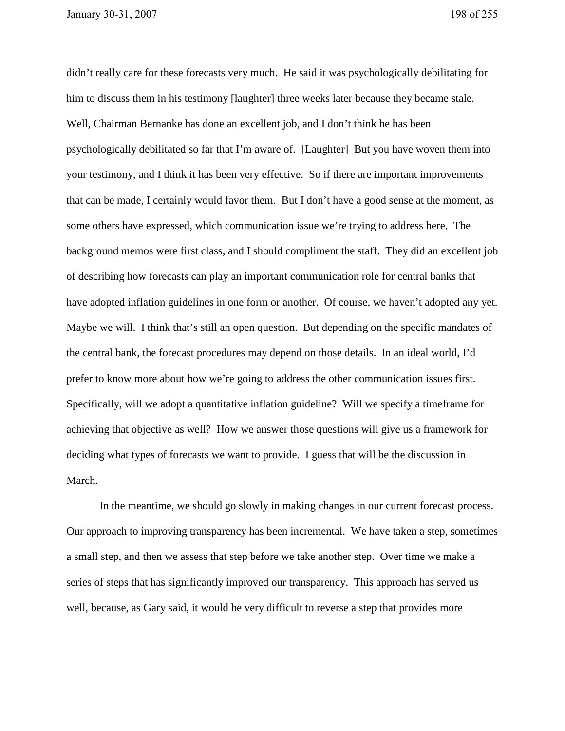didn't really care for these forecasts very much. He said it was psychologically debilitating for him to discuss them in his testimony [laughter] three weeks later because they became stale. Well, Chairman Bernanke has done an excellent job, and I don't think he has been psychologically debilitated so far that I'm aware of. [Laughter] But you have woven them into your testimony, and I think it has been very effective. So if there are important improvements that can be made, I certainly would favor them. But I don't have a good sense at the moment, as some others have expressed, which communication issue we're trying to address here. The background memos were first class, and I should compliment the staff. They did an excellent job of describing how forecasts can play an important communication role for central banks that have adopted inflation guidelines in one form or another. Of course, we haven't adopted any yet. Maybe we will. I think that's still an open question. But depending on the specific mandates of the central bank, the forecast procedures may depend on those details. In an ideal world, I'd prefer to know more about how we're going to address the other communication issues first. Specifically, will we adopt a quantitative inflation guideline? Will we specify a timeframe for achieving that objective as well? How we answer those questions will give us a framework for deciding what types of forecasts we want to provide. I guess that will be the discussion in March.

In the meantime, we should go slowly in making changes in our current forecast process. Our approach to improving transparency has been incremental. We have taken a step, sometimes a small step, and then we assess that step before we take another step. Over time we make a series of steps that has significantly improved our transparency. This approach has served us well, because, as Gary said, it would be very difficult to reverse a step that provides more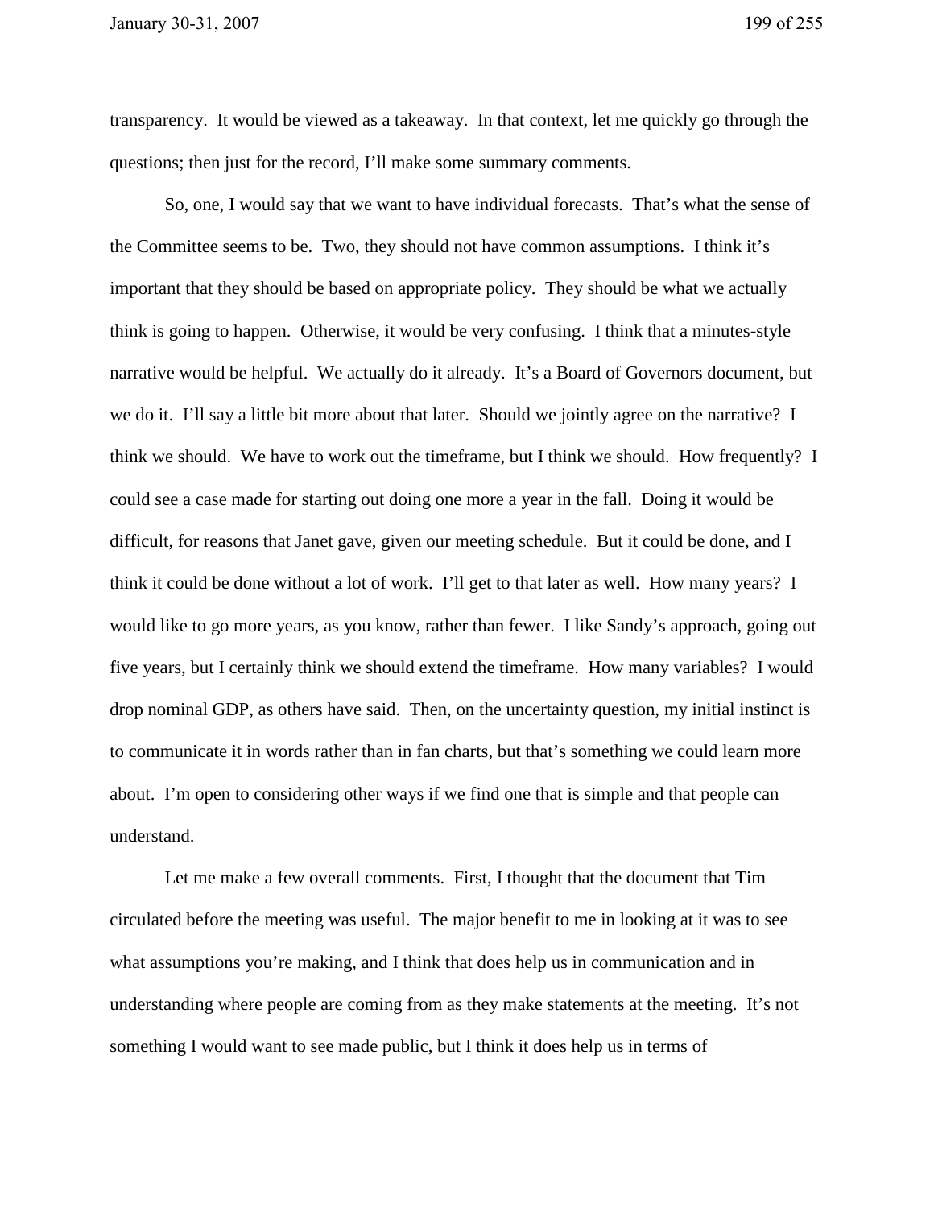transparency. It would be viewed as a takeaway. In that context, let me quickly go through the questions; then just for the record, I'll make some summary comments.

So, one, I would say that we want to have individual forecasts. That's what the sense of the Committee seems to be. Two, they should not have common assumptions. I think it's important that they should be based on appropriate policy. They should be what we actually think is going to happen. Otherwise, it would be very confusing. I think that a minutes-style narrative would be helpful. We actually do it already. It's a Board of Governors document, but we do it. I'll say a little bit more about that later. Should we jointly agree on the narrative? I think we should. We have to work out the timeframe, but I think we should. How frequently? I could see a case made for starting out doing one more a year in the fall. Doing it would be difficult, for reasons that Janet gave, given our meeting schedule. But it could be done, and I think it could be done without a lot of work. I'll get to that later as well. How many years? I would like to go more years, as you know, rather than fewer. I like Sandy's approach, going out five years, but I certainly think we should extend the timeframe. How many variables? I would drop nominal GDP, as others have said. Then, on the uncertainty question, my initial instinct is to communicate it in words rather than in fan charts, but that's something we could learn more about. I'm open to considering other ways if we find one that is simple and that people can understand.

Let me make a few overall comments. First, I thought that the document that Tim circulated before the meeting was useful. The major benefit to me in looking at it was to see what assumptions you're making, and I think that does help us in communication and in understanding where people are coming from as they make statements at the meeting. It's not something I would want to see made public, but I think it does help us in terms of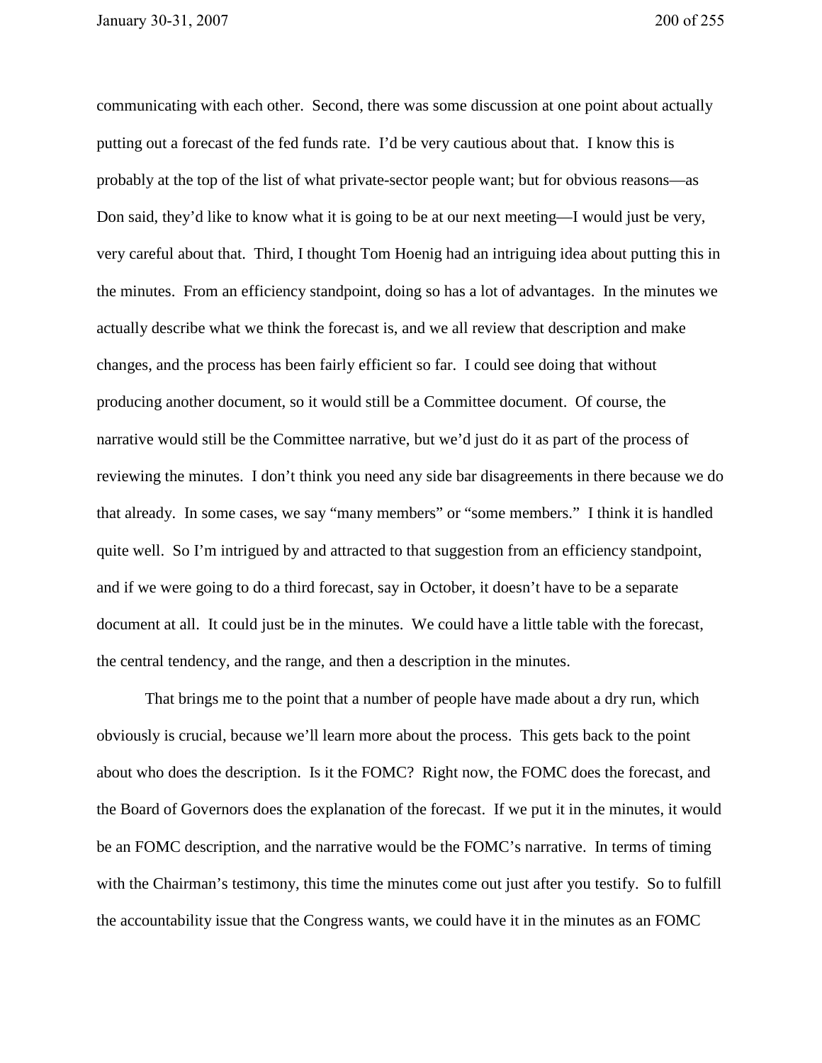communicating with each other. Second, there was some discussion at one point about actually putting out a forecast of the fed funds rate. I'd be very cautious about that. I know this is probably at the top of the list of what private-sector people want; but for obvious reasons—as Don said, they'd like to know what it is going to be at our next meeting—I would just be very, very careful about that. Third, I thought Tom Hoenig had an intriguing idea about putting this in the minutes. From an efficiency standpoint, doing so has a lot of advantages. In the minutes we actually describe what we think the forecast is, and we all review that description and make changes, and the process has been fairly efficient so far. I could see doing that without producing another document, so it would still be a Committee document. Of course, the narrative would still be the Committee narrative, but we'd just do it as part of the process of reviewing the minutes. I don't think you need any side bar disagreements in there because we do that already. In some cases, we say "many members" or "some members." I think it is handled quite well. So I'm intrigued by and attracted to that suggestion from an efficiency standpoint, and if we were going to do a third forecast, say in October, it doesn't have to be a separate document at all. It could just be in the minutes. We could have a little table with the forecast, the central tendency, and the range, and then a description in the minutes.

That brings me to the point that a number of people have made about a dry run, which obviously is crucial, because we'll learn more about the process. This gets back to the point about who does the description. Is it the FOMC? Right now, the FOMC does the forecast, and the Board of Governors does the explanation of the forecast. If we put it in the minutes, it would be an FOMC description, and the narrative would be the FOMC's narrative. In terms of timing with the Chairman's testimony, this time the minutes come out just after you testify. So to fulfill the accountability issue that the Congress wants, we could have it in the minutes as an FOMC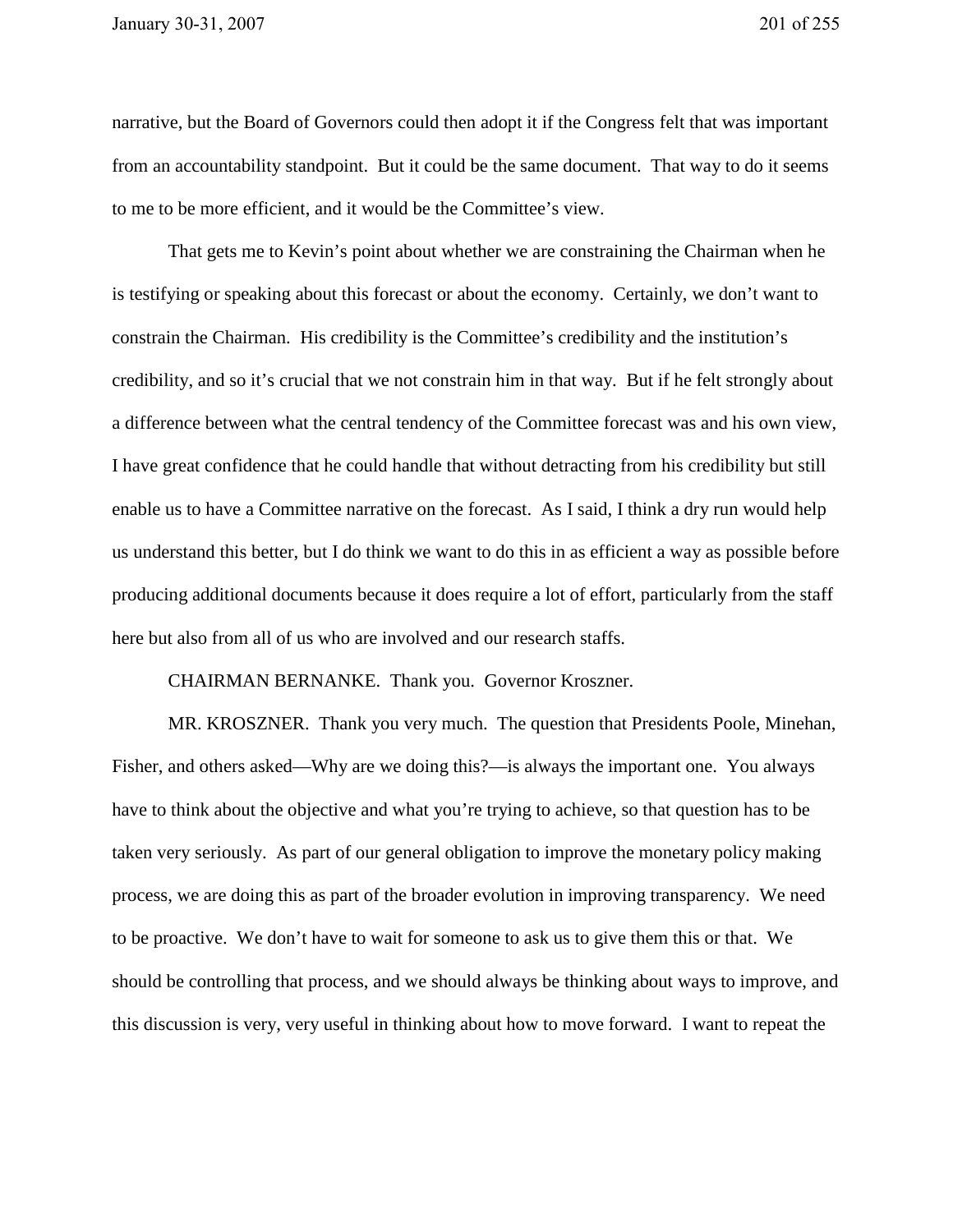narrative, but the Board of Governors could then adopt it if the Congress felt that was important from an accountability standpoint. But it could be the same document. That way to do it seems to me to be more efficient, and it would be the Committee's view.

That gets me to Kevin's point about whether we are constraining the Chairman when he is testifying or speaking about this forecast or about the economy. Certainly, we don't want to constrain the Chairman. His credibility is the Committee's credibility and the institution's credibility, and so it's crucial that we not constrain him in that way. But if he felt strongly about a difference between what the central tendency of the Committee forecast was and his own view, I have great confidence that he could handle that without detracting from his credibility but still enable us to have a Committee narrative on the forecast. As I said, I think a dry run would help us understand this better, but I do think we want to do this in as efficient a way as possible before producing additional documents because it does require a lot of effort, particularly from the staff here but also from all of us who are involved and our research staffs.

CHAIRMAN BERNANKE. Thank you. Governor Kroszner.

MR. KROSZNER. Thank you very much. The question that Presidents Poole, Minehan, Fisher, and others asked—Why are we doing this?—is always the important one. You always have to think about the objective and what you're trying to achieve, so that question has to be taken very seriously. As part of our general obligation to improve the monetary policy making process, we are doing this as part of the broader evolution in improving transparency. We need to be proactive. We don't have to wait for someone to ask us to give them this or that. We should be controlling that process, and we should always be thinking about ways to improve, and this discussion is very, very useful in thinking about how to move forward. I want to repeat the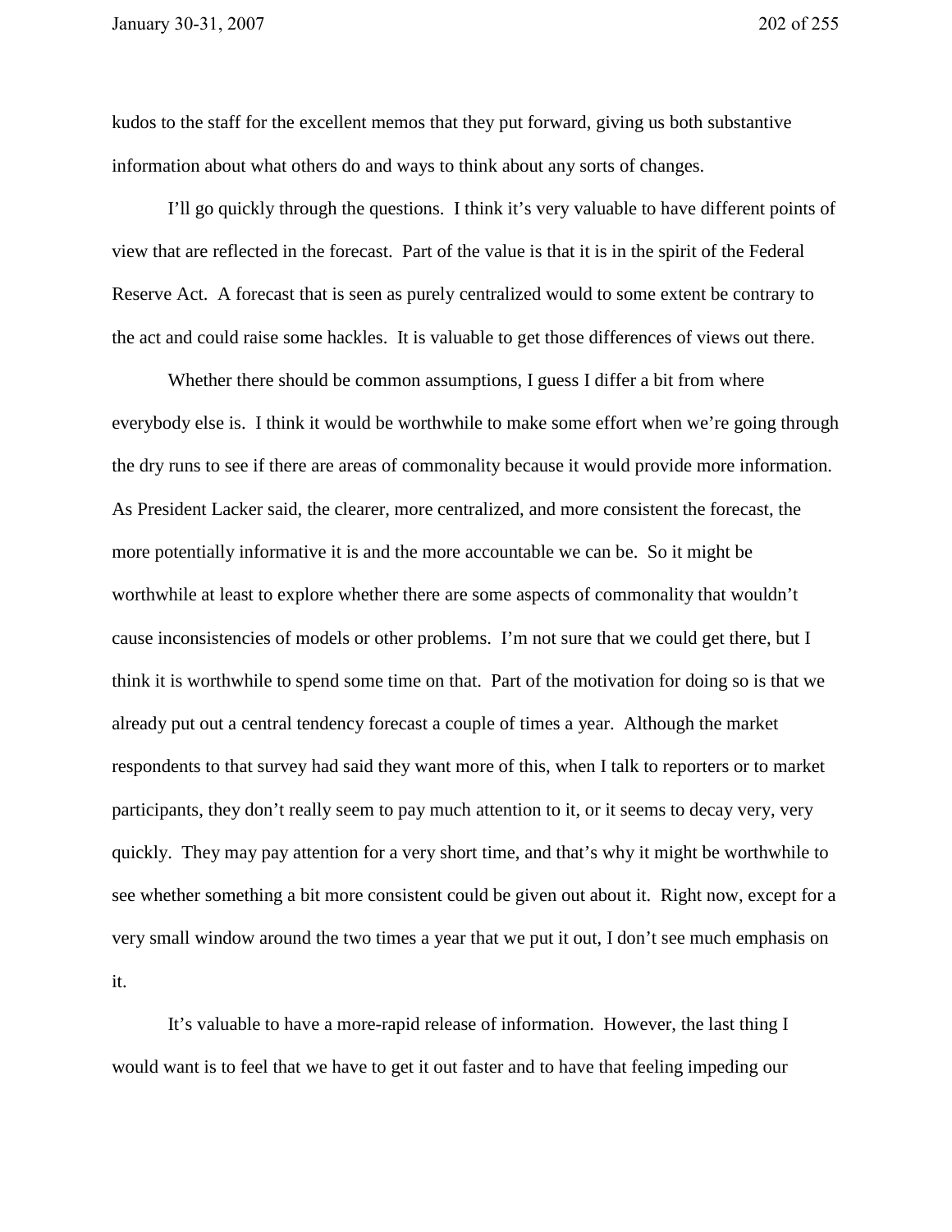kudos to the staff for the excellent memos that they put forward, giving us both substantive information about what others do and ways to think about any sorts of changes.

I'll go quickly through the questions. I think it's very valuable to have different points of view that are reflected in the forecast. Part of the value is that it is in the spirit of the Federal Reserve Act. A forecast that is seen as purely centralized would to some extent be contrary to the act and could raise some hackles. It is valuable to get those differences of views out there.

Whether there should be common assumptions, I guess I differ a bit from where everybody else is. I think it would be worthwhile to make some effort when we're going through the dry runs to see if there are areas of commonality because it would provide more information. As President Lacker said, the clearer, more centralized, and more consistent the forecast, the more potentially informative it is and the more accountable we can be. So it might be worthwhile at least to explore whether there are some aspects of commonality that wouldn't cause inconsistencies of models or other problems. I'm not sure that we could get there, but I think it is worthwhile to spend some time on that. Part of the motivation for doing so is that we already put out a central tendency forecast a couple of times a year. Although the market respondents to that survey had said they want more of this, when I talk to reporters or to market participants, they don't really seem to pay much attention to it, or it seems to decay very, very quickly. They may pay attention for a very short time, and that's why it might be worthwhile to see whether something a bit more consistent could be given out about it. Right now, except for a very small window around the two times a year that we put it out, I don't see much emphasis on it.

It's valuable to have a more-rapid release of information. However, the last thing I would want is to feel that we have to get it out faster and to have that feeling impeding our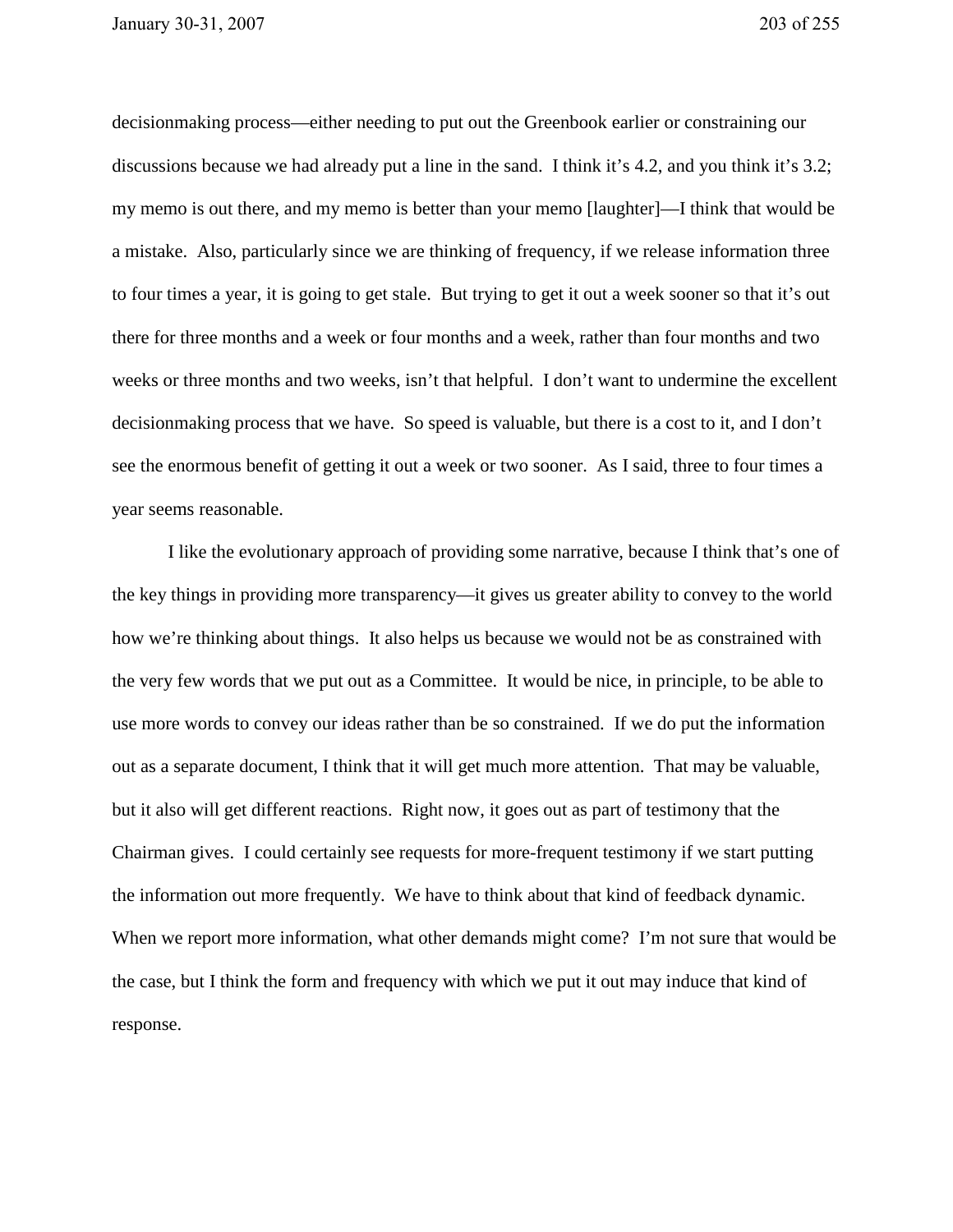decisionmaking process—either needing to put out the Greenbook earlier or constraining our discussions because we had already put a line in the sand. I think it's 4.2, and you think it's 3.2; my memo is out there, and my memo is better than your memo [laughter]—I think that would be a mistake. Also, particularly since we are thinking of frequency, if we release information three to four times a year, it is going to get stale. But trying to get it out a week sooner so that it's out there for three months and a week or four months and a week, rather than four months and two weeks or three months and two weeks, isn't that helpful. I don't want to undermine the excellent decisionmaking process that we have. So speed is valuable, but there is a cost to it, and I don't see the enormous benefit of getting it out a week or two sooner. As I said, three to four times a year seems reasonable.

I like the evolutionary approach of providing some narrative, because I think that's one of the key things in providing more transparency—it gives us greater ability to convey to the world how we're thinking about things. It also helps us because we would not be as constrained with the very few words that we put out as a Committee. It would be nice, in principle, to be able to use more words to convey our ideas rather than be so constrained. If we do put the information out as a separate document, I think that it will get much more attention. That may be valuable, but it also will get different reactions. Right now, it goes out as part of testimony that the Chairman gives. I could certainly see requests for more-frequent testimony if we start putting the information out more frequently. We have to think about that kind of feedback dynamic. When we report more information, what other demands might come? I'm not sure that would be the case, but I think the form and frequency with which we put it out may induce that kind of response.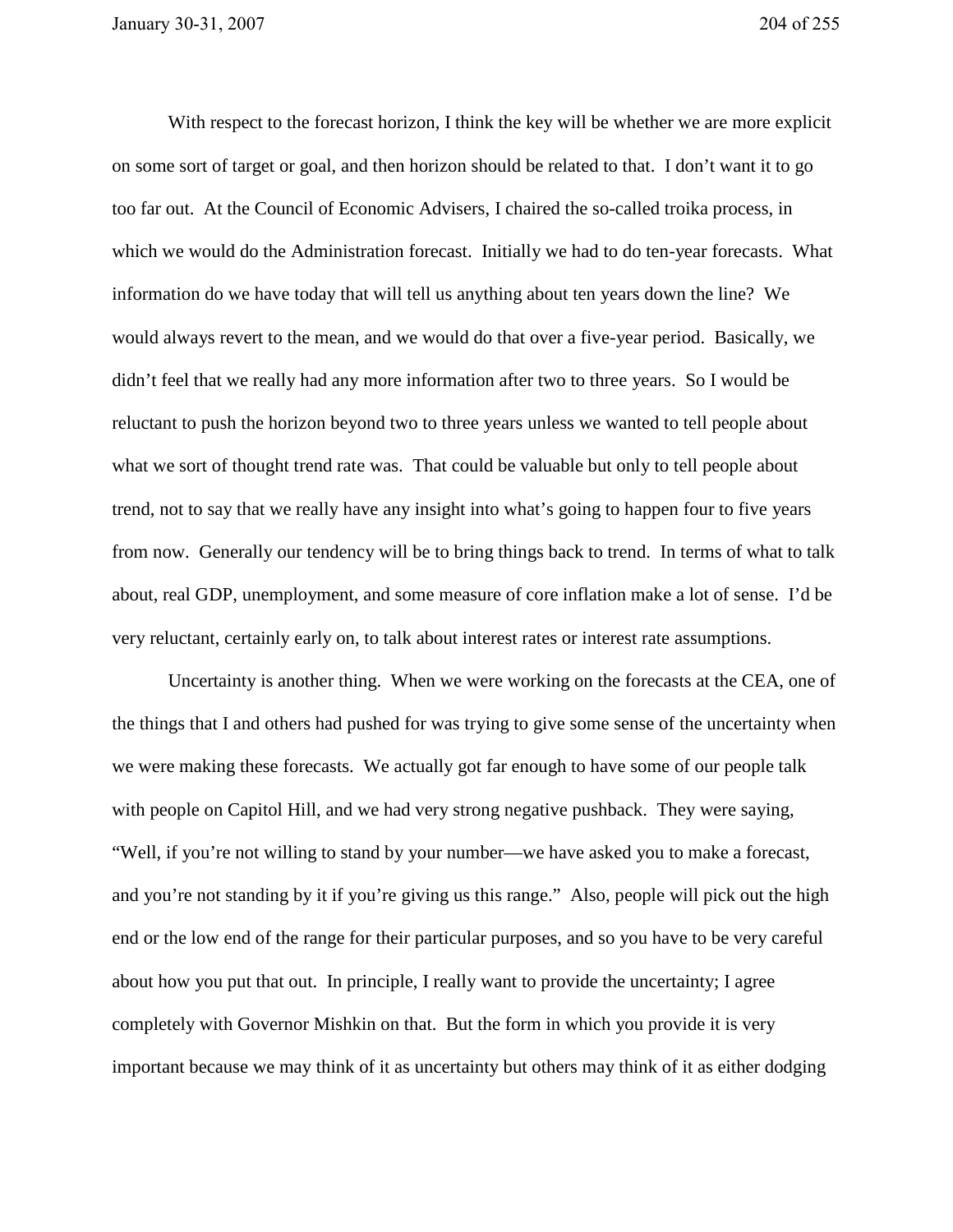With respect to the forecast horizon, I think the key will be whether we are more explicit on some sort of target or goal, and then horizon should be related to that. I don't want it to go too far out. At the Council of Economic Advisers, I chaired the so-called troika process, in which we would do the Administration forecast. Initially we had to do ten-year forecasts. What information do we have today that will tell us anything about ten years down the line? We would always revert to the mean, and we would do that over a five-year period. Basically, we didn't feel that we really had any more information after two to three years. So I would be reluctant to push the horizon beyond two to three years unless we wanted to tell people about what we sort of thought trend rate was. That could be valuable but only to tell people about trend, not to say that we really have any insight into what's going to happen four to five years from now. Generally our tendency will be to bring things back to trend. In terms of what to talk about, real GDP, unemployment, and some measure of core inflation make a lot of sense. I'd be very reluctant, certainly early on, to talk about interest rates or interest rate assumptions.

Uncertainty is another thing. When we were working on the forecasts at the CEA, one of the things that I and others had pushed for was trying to give some sense of the uncertainty when we were making these forecasts. We actually got far enough to have some of our people talk with people on Capitol Hill, and we had very strong negative pushback. They were saying, "Well, if you're not willing to stand by your number—we have asked you to make a forecast, and you're not standing by it if you're giving us this range." Also, people will pick out the high end or the low end of the range for their particular purposes, and so you have to be very careful about how you put that out. In principle, I really want to provide the uncertainty; I agree completely with Governor Mishkin on that. But the form in which you provide it is very important because we may think of it as uncertainty but others may think of it as either dodging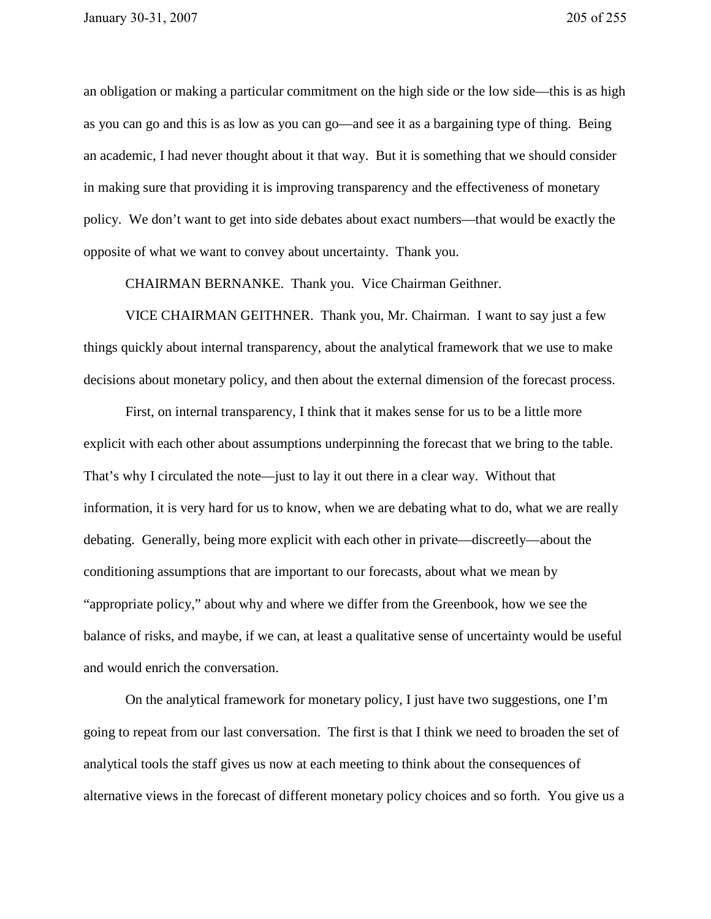an obligation or making a particular commitment on the high side or the low side—this is as high as you can go and this is as low as you can go—and see it as a bargaining type of thing. Being an academic, I had never thought about it that way. But it is something that we should consider in making sure that providing it is improving transparency and the effectiveness of monetary policy. We don't want to get into side debates about exact numbers—that would be exactly the opposite of what we want to convey about uncertainty. Thank you.

CHAIRMAN BERNANKE. Thank you. Vice Chairman Geithner.

VICE CHAIRMAN GEITHNER. Thank you, Mr. Chairman. I want to say just a few things quickly about internal transparency, about the analytical framework that we use to make decisions about monetary policy, and then about the external dimension of the forecast process.

First, on internal transparency, I think that it makes sense for us to be a little more explicit with each other about assumptions underpinning the forecast that we bring to the table. That's why I circulated the note—just to lay it out there in a clear way. Without that information, it is very hard for us to know, when we are debating what to do, what we are really debating. Generally, being more explicit with each other in private—discreetly—about the conditioning assumptions that are important to our forecasts, about what we mean by "appropriate policy," about why and where we differ from the Greenbook, how we see the balance of risks, and maybe, if we can, at least a qualitative sense of uncertainty would be useful and would enrich the conversation.

On the analytical framework for monetary policy, I just have two suggestions, one I'm going to repeat from our last conversation. The first is that I think we need to broaden the set of analytical tools the staff gives us now at each meeting to think about the consequences of alternative views in the forecast of different monetary policy choices and so forth. You give us a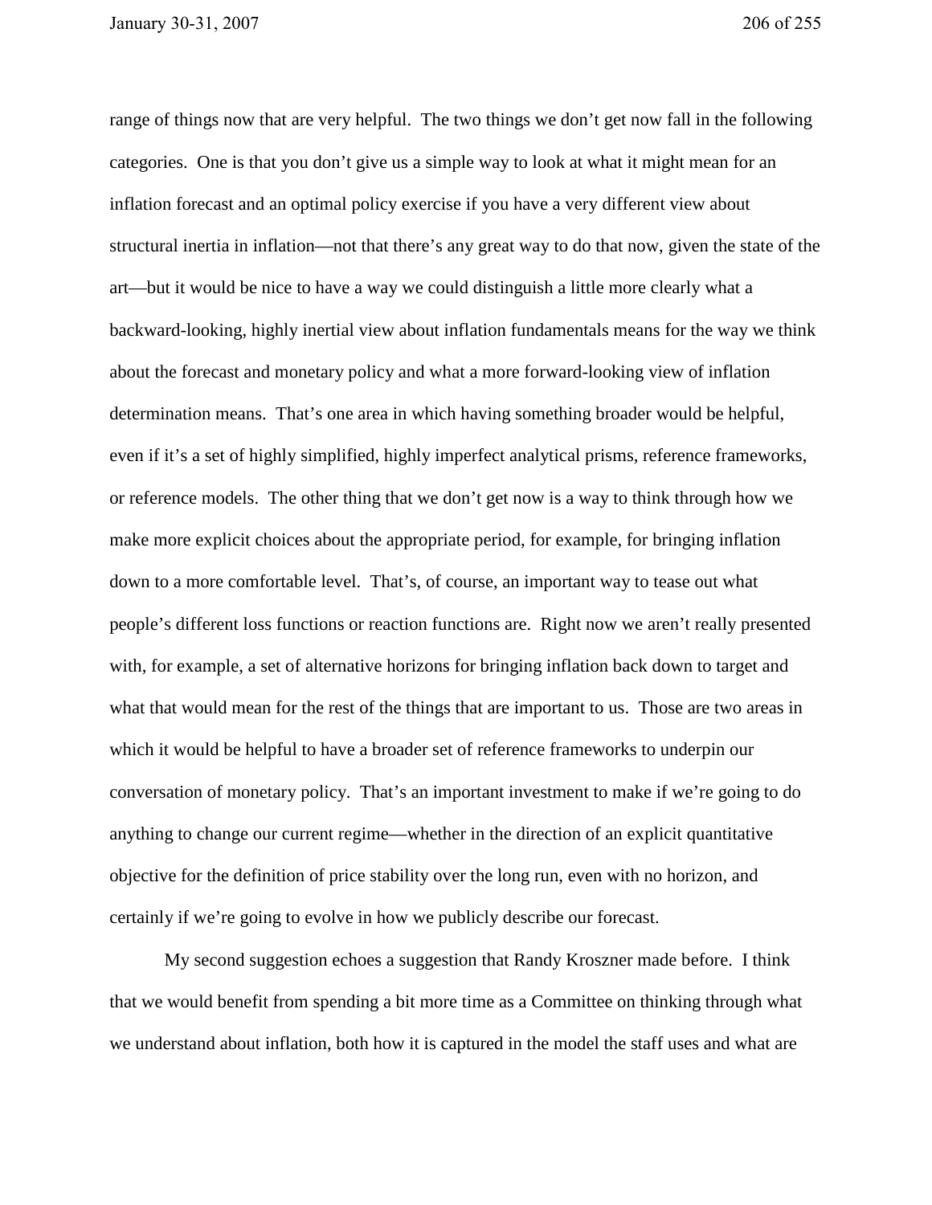range of things now that are very helpful. The two things we don't get now fall in the following categories. One is that you don't give us a simple way to look at what it might mean for an inflation forecast and an optimal policy exercise if you have a very different view about structural inertia in inflation—not that there's any great way to do that now, given the state of the art—but it would be nice to have a way we could distinguish a little more clearly what a backward-looking, highly inertial view about inflation fundamentals means for the way we think about the forecast and monetary policy and what a more forward-looking view of inflation determination means. That's one area in which having something broader would be helpful, even if it's a set of highly simplified, highly imperfect analytical prisms, reference frameworks, or reference models. The other thing that we don't get now is a way to think through how we make more explicit choices about the appropriate period, for example, for bringing inflation down to a more comfortable level. That's, of course, an important way to tease out what people's different loss functions or reaction functions are. Right now we aren't really presented with, for example, a set of alternative horizons for bringing inflation back down to target and what that would mean for the rest of the things that are important to us. Those are two areas in which it would be helpful to have a broader set of reference frameworks to underpin our conversation of monetary policy. That's an important investment to make if we're going to do anything to change our current regime—whether in the direction of an explicit quantitative objective for the definition of price stability over the long run, even with no horizon, and certainly if we're going to evolve in how we publicly describe our forecast.

My second suggestion echoes a suggestion that Randy Kroszner made before. I think that we would benefit from spending a bit more time as a Committee on thinking through what we understand about inflation, both how it is captured in the model the staff uses and what are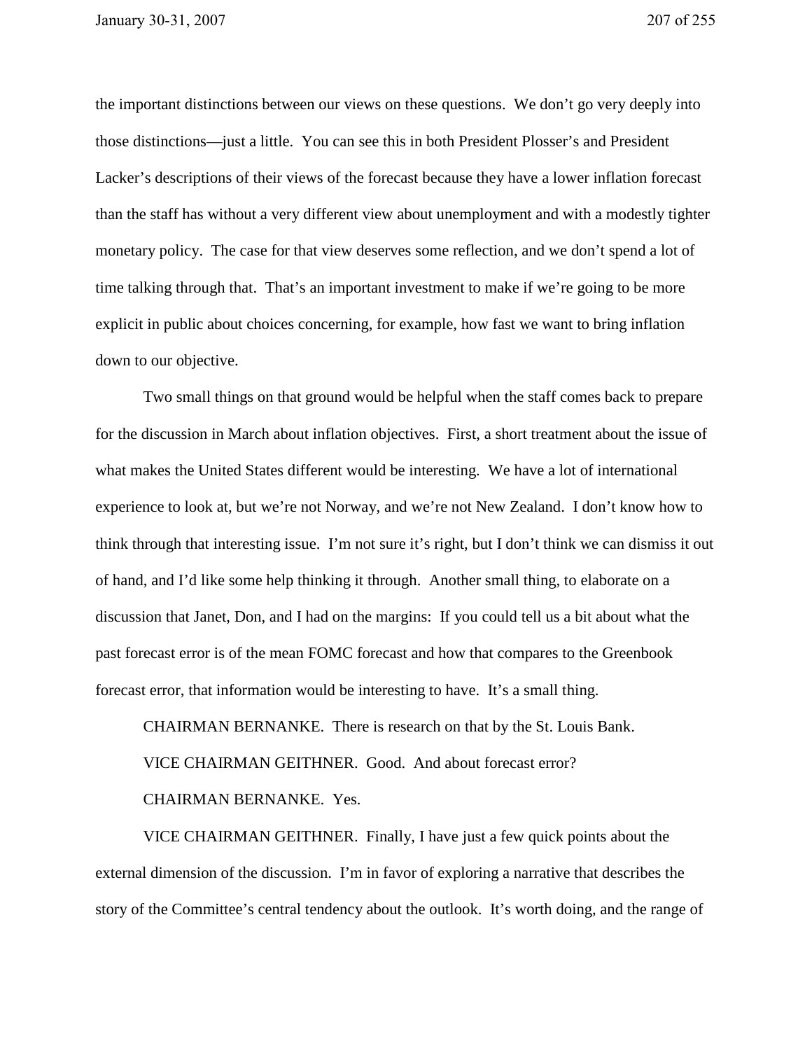the important distinctions between our views on these questions. We don't go very deeply into those distinctions—just a little. You can see this in both President Plosser's and President Lacker's descriptions of their views of the forecast because they have a lower inflation forecast than the staff has without a very different view about unemployment and with a modestly tighter monetary policy. The case for that view deserves some reflection, and we don't spend a lot of time talking through that. That's an important investment to make if we're going to be more explicit in public about choices concerning, for example, how fast we want to bring inflation down to our objective.

Two small things on that ground would be helpful when the staff comes back to prepare for the discussion in March about inflation objectives. First, a short treatment about the issue of what makes the United States different would be interesting. We have a lot of international experience to look at, but we're not Norway, and we're not New Zealand. I don't know how to think through that interesting issue. I'm not sure it's right, but I don't think we can dismiss it out of hand, and I'd like some help thinking it through. Another small thing, to elaborate on a discussion that Janet, Don, and I had on the margins: If you could tell us a bit about what the past forecast error is of the mean FOMC forecast and how that compares to the Greenbook forecast error, that information would be interesting to have. It's a small thing.

CHAIRMAN BERNANKE. There is research on that by the St. Louis Bank.

VICE CHAIRMAN GEITHNER. Good. And about forecast error?

CHAIRMAN BERNANKE. Yes.

VICE CHAIRMAN GEITHNER. Finally, I have just a few quick points about the external dimension of the discussion. I'm in favor of exploring a narrative that describes the story of the Committee's central tendency about the outlook. It's worth doing, and the range of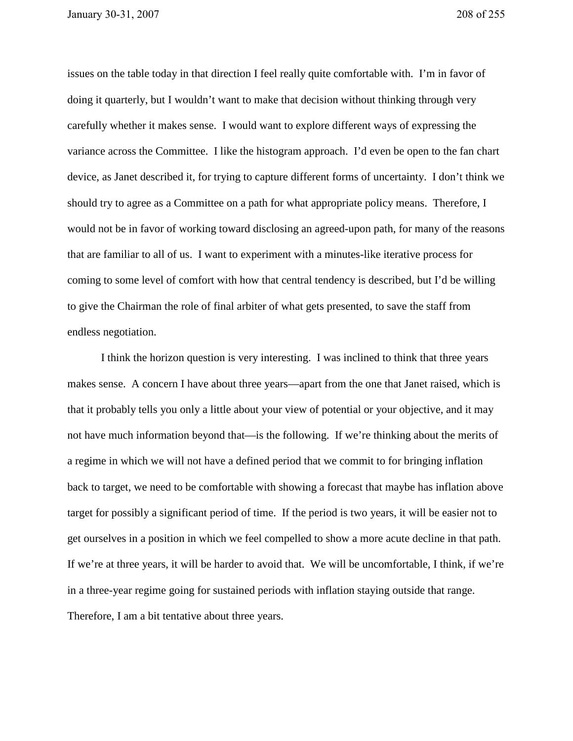issues on the table today in that direction I feel really quite comfortable with. I'm in favor of doing it quarterly, but I wouldn't want to make that decision without thinking through very carefully whether it makes sense. I would want to explore different ways of expressing the variance across the Committee. I like the histogram approach. I'd even be open to the fan chart device, as Janet described it, for trying to capture different forms of uncertainty. I don't think we should try to agree as a Committee on a path for what appropriate policy means. Therefore, I would not be in favor of working toward disclosing an agreed-upon path, for many of the reasons that are familiar to all of us. I want to experiment with a minutes-like iterative process for coming to some level of comfort with how that central tendency is described, but I'd be willing to give the Chairman the role of final arbiter of what gets presented, to save the staff from endless negotiation.

I think the horizon question is very interesting. I was inclined to think that three years makes sense. A concern I have about three years—apart from the one that Janet raised, which is that it probably tells you only a little about your view of potential or your objective, and it may not have much information beyond that—is the following. If we're thinking about the merits of a regime in which we will not have a defined period that we commit to for bringing inflation back to target, we need to be comfortable with showing a forecast that maybe has inflation above target for possibly a significant period of time. If the period is two years, it will be easier not to get ourselves in a position in which we feel compelled to show a more acute decline in that path. If we're at three years, it will be harder to avoid that. We will be uncomfortable, I think, if we're in a three-year regime going for sustained periods with inflation staying outside that range. Therefore, I am a bit tentative about three years.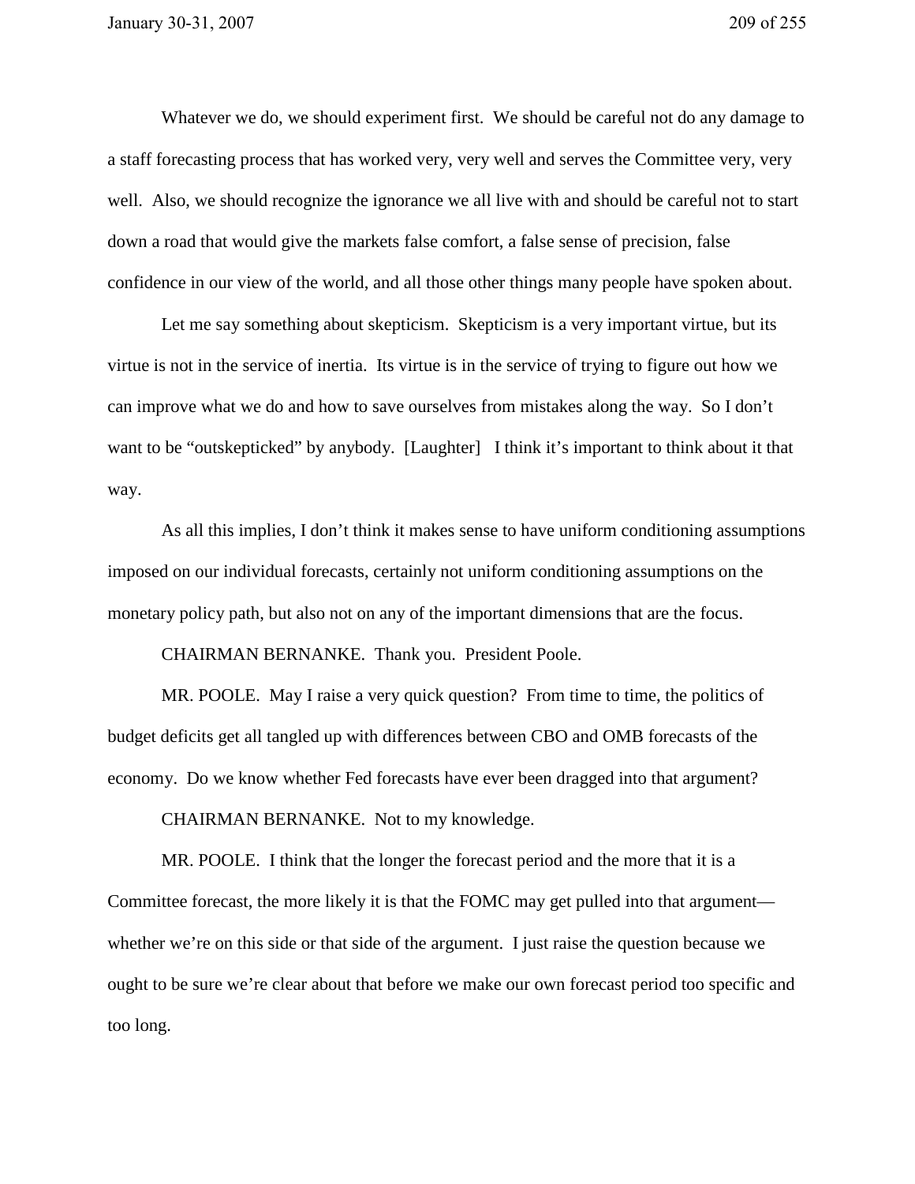Whatever we do, we should experiment first. We should be careful not do any damage to a staff forecasting process that has worked very, very well and serves the Committee very, very well. Also, we should recognize the ignorance we all live with and should be careful not to start down a road that would give the markets false comfort, a false sense of precision, false confidence in our view of the world, and all those other things many people have spoken about.

Let me say something about skepticism. Skepticism is a very important virtue, but its virtue is not in the service of inertia. Its virtue is in the service of trying to figure out how we can improve what we do and how to save ourselves from mistakes along the way. So I don't want to be "outskepticked" by anybody. [Laughter] I think it's important to think about it that way.

As all this implies, I don't think it makes sense to have uniform conditioning assumptions imposed on our individual forecasts, certainly not uniform conditioning assumptions on the monetary policy path, but also not on any of the important dimensions that are the focus.

CHAIRMAN BERNANKE. Thank you. President Poole.

MR. POOLE. May I raise a very quick question? From time to time, the politics of budget deficits get all tangled up with differences between CBO and OMB forecasts of the economy. Do we know whether Fed forecasts have ever been dragged into that argument?

CHAIRMAN BERNANKE. Not to my knowledge.

MR. POOLE. I think that the longer the forecast period and the more that it is a Committee forecast, the more likely it is that the FOMC may get pulled into that argument—whether we're on this side or that side of the argument. I just raise the question because we ought to be sure we're clear about that before we make our own forecast period too specific and too long.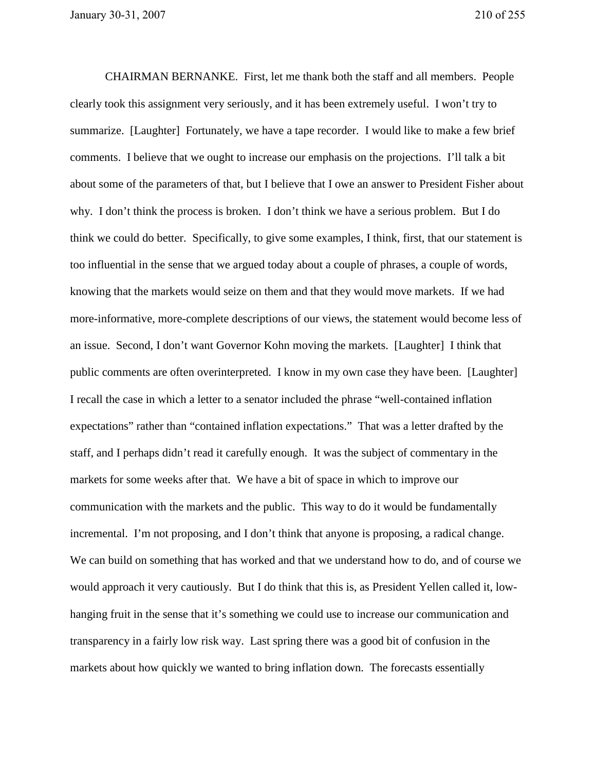CHAIRMAN BERNANKE. First, let me thank both the staff and all members. People clearly took this assignment very seriously, and it has been extremely useful. I won't try to summarize. [Laughter] Fortunately, we have a tape recorder. I would like to make a few brief comments. I believe that we ought to increase our emphasis on the projections. I'll talk a bit about some of the parameters of that, but I believe that I owe an answer to President Fisher about why. I don't think the process is broken. I don't think we have a serious problem. But I do think we could do better. Specifically, to give some examples, I think, first, that our statement is too influential in the sense that we argued today about a couple of phrases, a couple of words, knowing that the markets would seize on them and that they would move markets. If we had more-informative, more-complete descriptions of our views, the statement would become less of an issue. Second, I don't want Governor Kohn moving the markets. [Laughter] I think that public comments are often overinterpreted. I know in my own case they have been. [Laughter] I recall the case in which a letter to a senator included the phrase "well-contained inflation expectations" rather than "contained inflation expectations." That was a letter drafted by the staff, and I perhaps didn't read it carefully enough. It was the subject of commentary in the markets for some weeks after that. We have a bit of space in which to improve our communication with the markets and the public. This way to do it would be fundamentally incremental. I'm not proposing, and I don't think that anyone is proposing, a radical change. We can build on something that has worked and that we understand how to do, and of course we would approach it very cautiously. But I do think that this is, as President Yellen called it, low-hanging fruit in the sense that it's something we could use to increase our communication and transparency in a fairly low risk way. Last spring there was a good bit of confusion in the markets about how quickly we wanted to bring inflation down. The forecasts essentially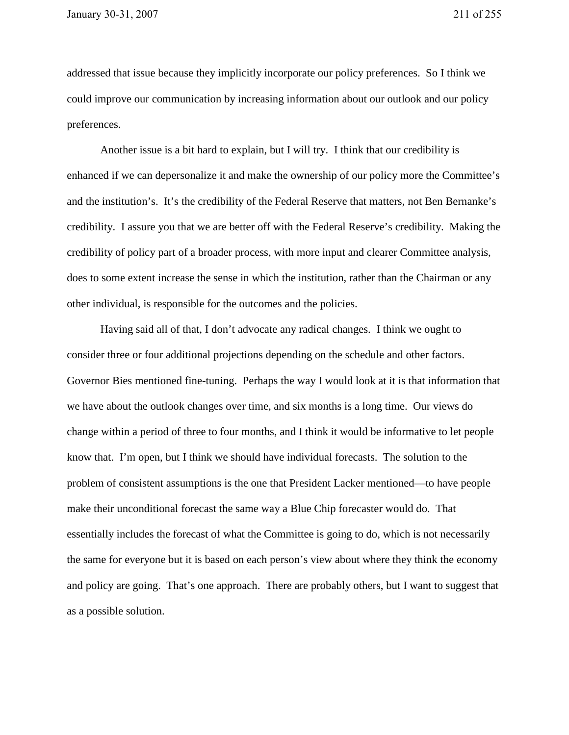addressed that issue because they implicitly incorporate our policy preferences. So I think we could improve our communication by increasing information about our outlook and our policy preferences.

Another issue is a bit hard to explain, but I will try. I think that our credibility is enhanced if we can depersonalize it and make the ownership of our policy more the Committee's and the institution's. It's the credibility of the Federal Reserve that matters, not Ben Bernanke's credibility. I assure you that we are better off with the Federal Reserve's credibility. Making the credibility of policy part of a broader process, with more input and clearer Committee analysis, does to some extent increase the sense in which the institution, rather than the Chairman or any other individual, is responsible for the outcomes and the policies.

Having said all of that, I don't advocate any radical changes. I think we ought to consider three or four additional projections depending on the schedule and other factors. Governor Bies mentioned fine-tuning. Perhaps the way I would look at it is that information that we have about the outlook changes over time, and six months is a long time. Our views do change within a period of three to four months, and I think it would be informative to let people know that. I'm open, but I think we should have individual forecasts. The solution to the problem of consistent assumptions is the one that President Lacker mentioned—to have people make their unconditional forecast the same way a Blue Chip forecaster would do. That essentially includes the forecast of what the Committee is going to do, which is not necessarily the same for everyone but it is based on each person's view about where they think the economy and policy are going. That's one approach. There are probably others, but I want to suggest that as a possible solution.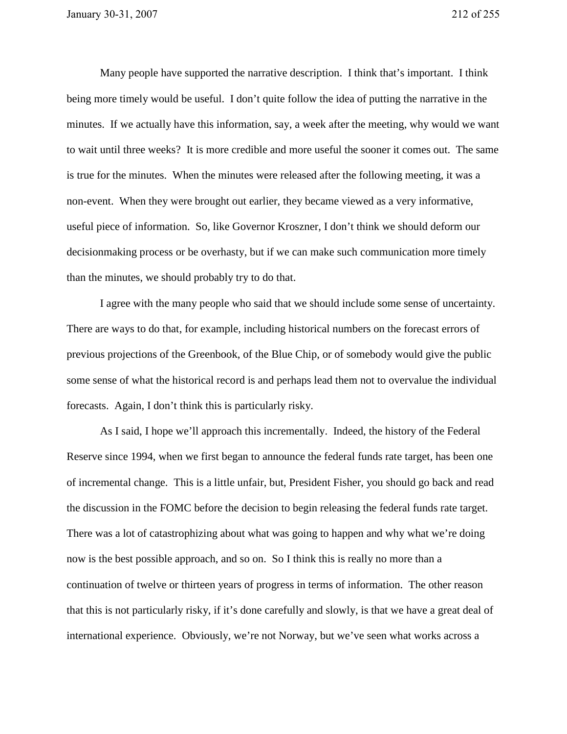Many people have supported the narrative description. I think that's important. I think being more timely would be useful. I don't quite follow the idea of putting the narrative in the minutes. If we actually have this information, say, a week after the meeting, why would we want to wait until three weeks? It is more credible and more useful the sooner it comes out. The same is true for the minutes. When the minutes were released after the following meeting, it was a non-event. When they were brought out earlier, they became viewed as a very informative, useful piece of information. So, like Governor Kroszner, I don't think we should deform our decisionmaking process or be overhasty, but if we can make such communication more timely than the minutes, we should probably try to do that.

I agree with the many people who said that we should include some sense of uncertainty. There are ways to do that, for example, including historical numbers on the forecast errors of previous projections of the Greenbook, of the Blue Chip, or of somebody would give the public some sense of what the historical record is and perhaps lead them not to overvalue the individual forecasts. Again, I don't think this is particularly risky.

As I said, I hope we'll approach this incrementally. Indeed, the history of the Federal Reserve since 1994, when we first began to announce the federal funds rate target, has been one of incremental change. This is a little unfair, but, President Fisher, you should go back and read the discussion in the FOMC before the decision to begin releasing the federal funds rate target. There was a lot of catastrophizing about what was going to happen and why what we're doing now is the best possible approach, and so on. So I think this is really no more than a continuation of twelve or thirteen years of progress in terms of information. The other reason that this is not particularly risky, if it's done carefully and slowly, is that we have a great deal of international experience. Obviously, we're not Norway, but we've seen what works across a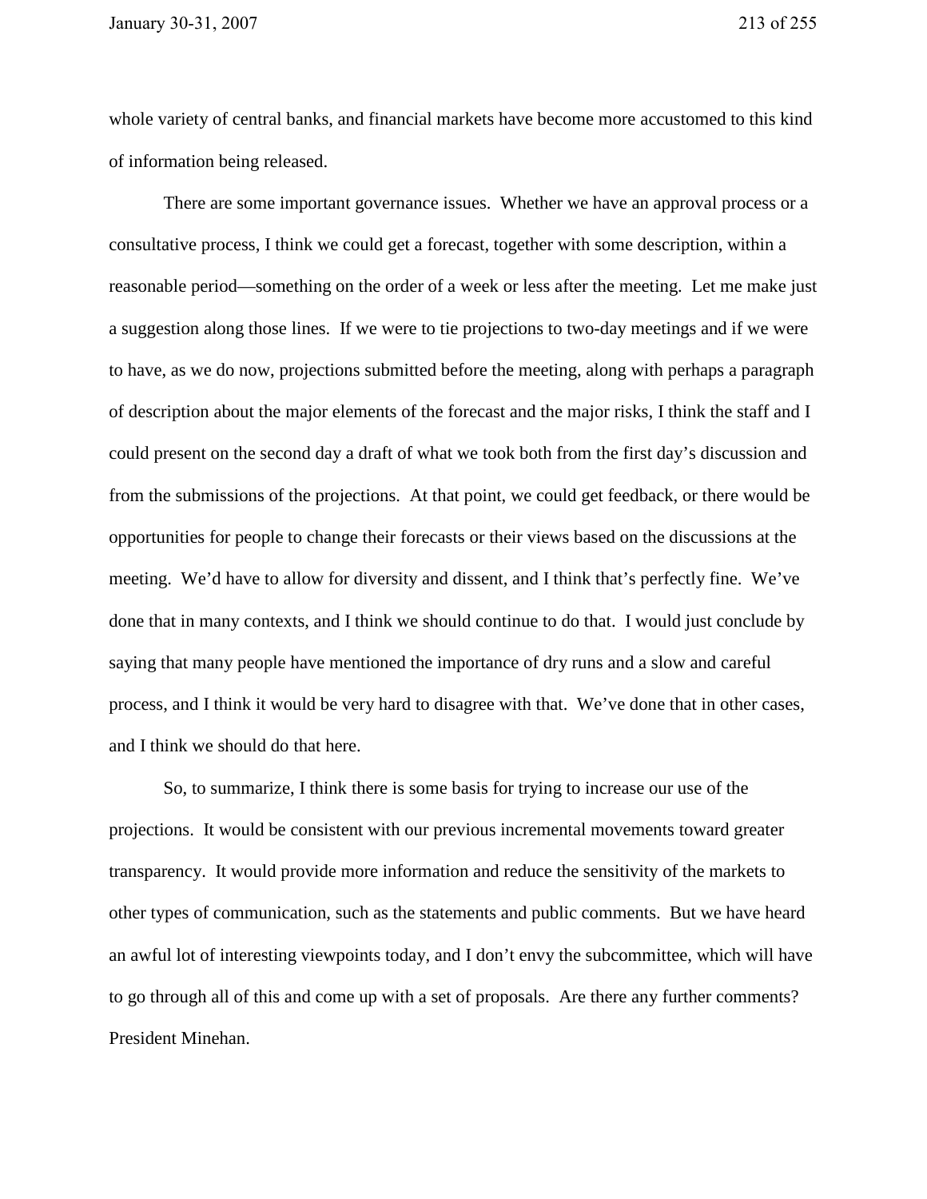whole variety of central banks, and financial markets have become more accustomed to this kind of information being released.

There are some important governance issues. Whether we have an approval process or a consultative process, I think we could get a forecast, together with some description, within a reasonable period—something on the order of a week or less after the meeting. Let me make just a suggestion along those lines. If we were to tie projections to two-day meetings and if we were to have, as we do now, projections submitted before the meeting, along with perhaps a paragraph of description about the major elements of the forecast and the major risks, I think the staff and I could present on the second day a draft of what we took both from the first day's discussion and from the submissions of the projections. At that point, we could get feedback, or there would be opportunities for people to change their forecasts or their views based on the discussions at the meeting. We'd have to allow for diversity and dissent, and I think that's perfectly fine. We've done that in many contexts, and I think we should continue to do that. I would just conclude by saying that many people have mentioned the importance of dry runs and a slow and careful process, and I think it would be very hard to disagree with that. We've done that in other cases, and I think we should do that here.

So, to summarize, I think there is some basis for trying to increase our use of the projections. It would be consistent with our previous incremental movements toward greater transparency. It would provide more information and reduce the sensitivity of the markets to other types of communication, such as the statements and public comments. But we have heard an awful lot of interesting viewpoints today, and I don't envy the subcommittee, which will have to go through all of this and come up with a set of proposals. Are there any further comments? President Minehan.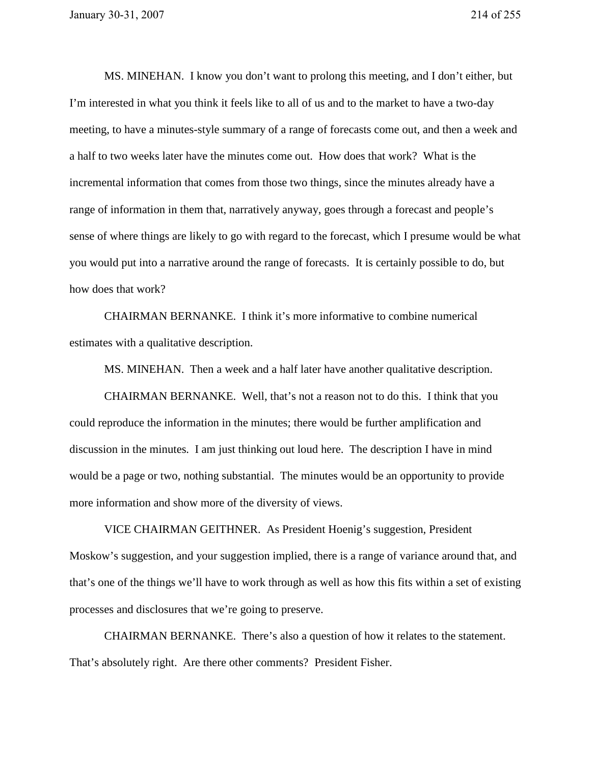MS. MINEHAN. I know you don't want to prolong this meeting, and I don't either, but I'm interested in what you think it feels like to all of us and to the market to have a two-day meeting, to have a minutes-style summary of a range of forecasts come out, and then a week and a half to two weeks later have the minutes come out. How does that work? What is the incremental information that comes from those two things, since the minutes already have a range of information in them that, narratively anyway, goes through a forecast and people's sense of where things are likely to go with regard to the forecast, which I presume would be what you would put into a narrative around the range of forecasts. It is certainly possible to do, but how does that work?

CHAIRMAN BERNANKE. I think it's more informative to combine numerical estimates with a qualitative description.

MS. MINEHAN. Then a week and a half later have another qualitative description.

CHAIRMAN BERNANKE. Well, that's not a reason not to do this. I think that you could reproduce the information in the minutes; there would be further amplification and discussion in the minutes. I am just thinking out loud here. The description I have in mind would be a page or two, nothing substantial. The minutes would be an opportunity to provide more information and show more of the diversity of views.

VICE CHAIRMAN GEITHNER. As President Hoenig's suggestion, President Moskow's suggestion, and your suggestion implied, there is a range of variance around that, and that's one of the things we'll have to work through as well as how this fits within a set of existing processes and disclosures that we're going to preserve.

CHAIRMAN BERNANKE. There's also a question of how it relates to the statement. That's absolutely right. Are there other comments? President Fisher.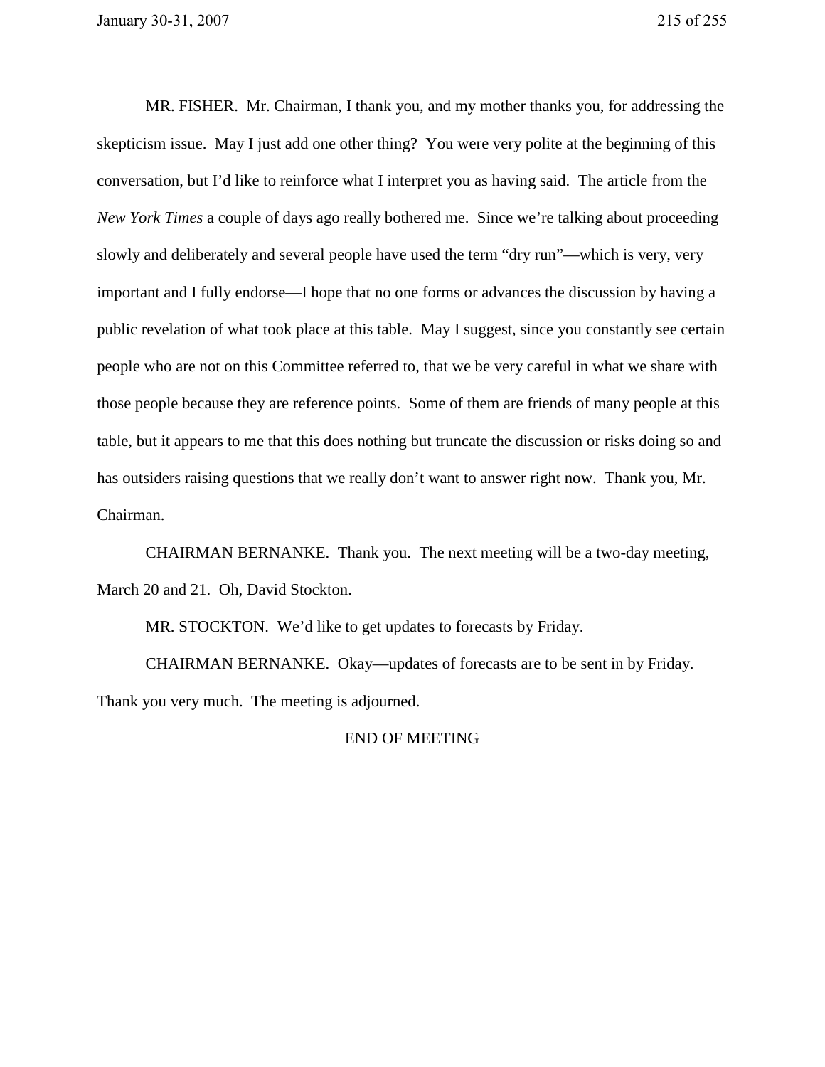MR. FISHER. Mr. Chairman, I thank you, and my mother thanks you, for addressing the skepticism issue. May I just add one other thing? You were very polite at the beginning of this conversation, but I'd like to reinforce what I interpret you as having said. The article from the *New York Times* a couple of days ago really bothered me. Since we're talking about proceeding slowly and deliberately and several people have used the term "dry run"—which is very, very important and I fully endorse—I hope that no one forms or advances the discussion by having a public revelation of what took place at this table. May I suggest, since you constantly see certain people who are not on this Committee referred to, that we be very careful in what we share with those people because they are reference points. Some of them are friends of many people at this table, but it appears to me that this does nothing but truncate the discussion or risks doing so and has outsiders raising questions that we really don't want to answer right now. Thank you, Mr. Chairman.

CHAIRMAN BERNANKE. Thank you. The next meeting will be a two-day meeting, March 20 and 21. Oh, David Stockton.

MR. STOCKTON. We'd like to get updates to forecasts by Friday.

CHAIRMAN BERNANKE. Okay—updates of forecasts are to be sent in by Friday. Thank you very much. The meeting is adjourned.

END OF MEETING